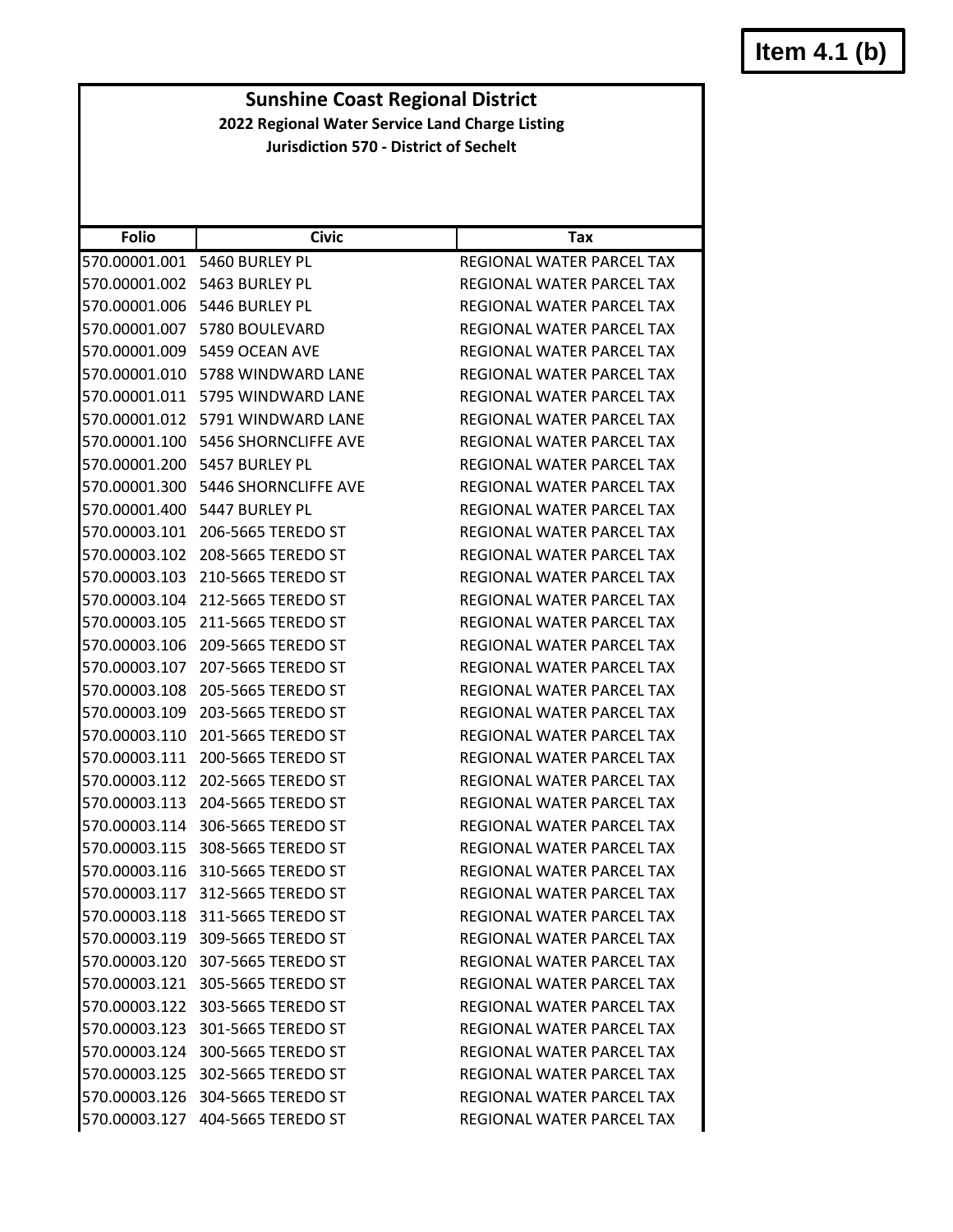Item 4.1 (b)

# Sunshine Coast Regional District

## 2022 Regional Water Service Land Charge Listing

### Jurisdiction 570 - District of Sechelt

| Folio | Civic | Tax |
|---|---|---|
| 570.00001.001 | 5460 BURLEY PL | REGIONAL WATER PARCEL TAX |
| 570.00001.002 | 5463 BURLEY PL | REGIONAL WATER PARCEL TAX |
| 570.00001.006 | 5446 BURLEY PL | REGIONAL WATER PARCEL TAX |
| 570.00001.007 | 5780 BOULEVARD | REGIONAL WATER PARCEL TAX |
| 570.00001.009 | 5459 OCEAN AVE | REGIONAL WATER PARCEL TAX |
| 570.00001.010 | 5788 WINDWARD LANE | REGIONAL WATER PARCEL TAX |
| 570.00001.011 | 5795 WINDWARD LANE | REGIONAL WATER PARCEL TAX |
| 570.00001.012 | 5791 WINDWARD LANE | REGIONAL WATER PARCEL TAX |
| 570.00001.100 | 5456 SHORNCLIFFE AVE | REGIONAL WATER PARCEL TAX |
| 570.00001.200 | 5457 BURLEY PL | REGIONAL WATER PARCEL TAX |
| 570.00001.300 | 5446 SHORNCLIFFE AVE | REGIONAL WATER PARCEL TAX |
| 570.00001.400 | 5447 BURLEY PL | REGIONAL WATER PARCEL TAX |
| 570.00003.101 | 206-5665 TEREDO ST | REGIONAL WATER PARCEL TAX |
| 570.00003.102 | 208-5665 TEREDO ST | REGIONAL WATER PARCEL TAX |
| 570.00003.103 | 210-5665 TEREDO ST | REGIONAL WATER PARCEL TAX |
| 570.00003.104 | 212-5665 TEREDO ST | REGIONAL WATER PARCEL TAX |
| 570.00003.105 | 211-5665 TEREDO ST | REGIONAL WATER PARCEL TAX |
| 570.00003.106 | 209-5665 TEREDO ST | REGIONAL WATER PARCEL TAX |
| 570.00003.107 | 207-5665 TEREDO ST | REGIONAL WATER PARCEL TAX |
| 570.00003.108 | 205-5665 TEREDO ST | REGIONAL WATER PARCEL TAX |
| 570.00003.109 | 203-5665 TEREDO ST | REGIONAL WATER PARCEL TAX |
| 570.00003.110 | 201-5665 TEREDO ST | REGIONAL WATER PARCEL TAX |
| 570.00003.111 | 200-5665 TEREDO ST | REGIONAL WATER PARCEL TAX |
| 570.00003.112 | 202-5665 TEREDO ST | REGIONAL WATER PARCEL TAX |
| 570.00003.113 | 204-5665 TEREDO ST | REGIONAL WATER PARCEL TAX |
| 570.00003.114 | 306-5665 TEREDO ST | REGIONAL WATER PARCEL TAX |
| 570.00003.115 | 308-5665 TEREDO ST | REGIONAL WATER PARCEL TAX |
| 570.00003.116 | 310-5665 TEREDO ST | REGIONAL WATER PARCEL TAX |
| 570.00003.117 | 312-5665 TEREDO ST | REGIONAL WATER PARCEL TAX |
| 570.00003.118 | 311-5665 TEREDO ST | REGIONAL WATER PARCEL TAX |
| 570.00003.119 | 309-5665 TEREDO ST | REGIONAL WATER PARCEL TAX |
| 570.00003.120 | 307-5665 TEREDO ST | REGIONAL WATER PARCEL TAX |
| 570.00003.121 | 305-5665 TEREDO ST | REGIONAL WATER PARCEL TAX |
| 570.00003.122 | 303-5665 TEREDO ST | REGIONAL WATER PARCEL TAX |
| 570.00003.123 | 301-5665 TEREDO ST | REGIONAL WATER PARCEL TAX |
| 570.00003.124 | 300-5665 TEREDO ST | REGIONAL WATER PARCEL TAX |
| 570.00003.125 | 302-5665 TEREDO ST | REGIONAL WATER PARCEL TAX |
| 570.00003.126 | 304-5665 TEREDO ST | REGIONAL WATER PARCEL TAX |
| 570.00003.127 | 404-5665 TEREDO ST | REGIONAL WATER PARCEL TAX |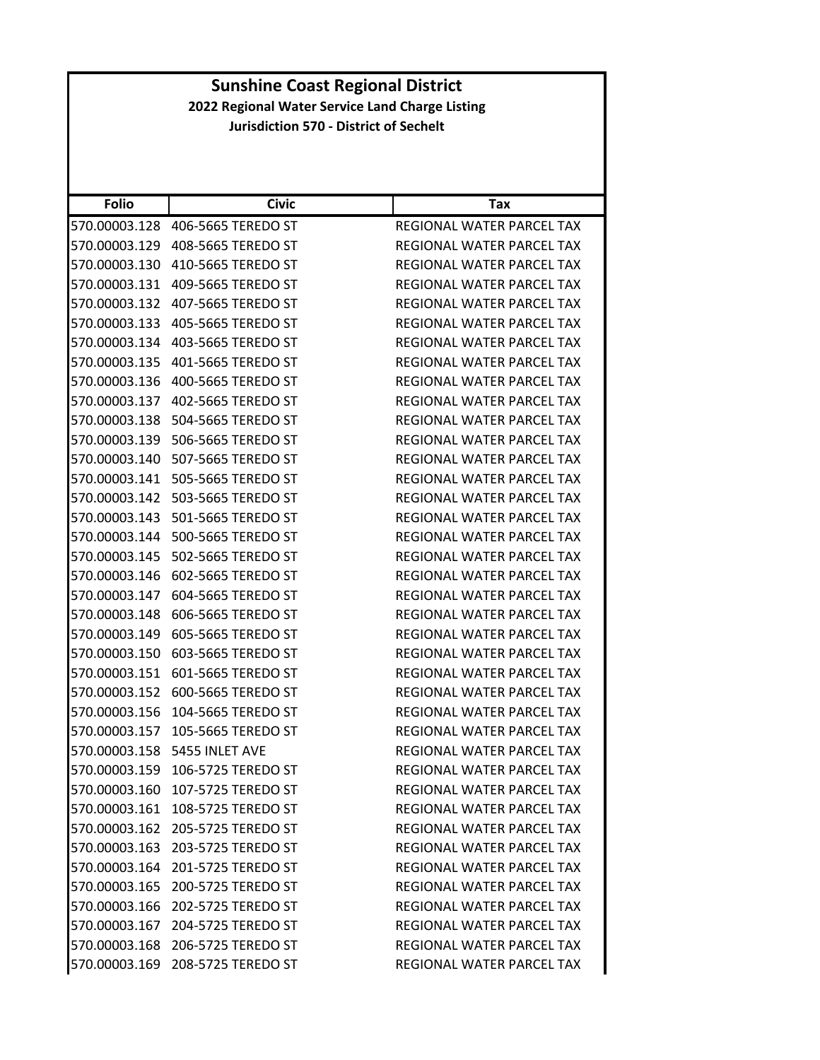# Sunshine Coast Regional District

## 2022 Regional Water Service Land Charge Listing

### Jurisdiction 570 - District of Sechelt

| Folio | Civic | Tax |
|---|---|---|
| 570.00003.128 | 406-5665 TEREDO ST | REGIONAL WATER PARCEL TAX |
| 570.00003.129 | 408-5665 TEREDO ST | REGIONAL WATER PARCEL TAX |
| 570.00003.130 | 410-5665 TEREDO ST | REGIONAL WATER PARCEL TAX |
| 570.00003.131 | 409-5665 TEREDO ST | REGIONAL WATER PARCEL TAX |
| 570.00003.132 | 407-5665 TEREDO ST | REGIONAL WATER PARCEL TAX |
| 570.00003.133 | 405-5665 TEREDO ST | REGIONAL WATER PARCEL TAX |
| 570.00003.134 | 403-5665 TEREDO ST | REGIONAL WATER PARCEL TAX |
| 570.00003.135 | 401-5665 TEREDO ST | REGIONAL WATER PARCEL TAX |
| 570.00003.136 | 400-5665 TEREDO ST | REGIONAL WATER PARCEL TAX |
| 570.00003.137 | 402-5665 TEREDO ST | REGIONAL WATER PARCEL TAX |
| 570.00003.138 | 504-5665 TEREDO ST | REGIONAL WATER PARCEL TAX |
| 570.00003.139 | 506-5665 TEREDO ST | REGIONAL WATER PARCEL TAX |
| 570.00003.140 | 507-5665 TEREDO ST | REGIONAL WATER PARCEL TAX |
| 570.00003.141 | 505-5665 TEREDO ST | REGIONAL WATER PARCEL TAX |
| 570.00003.142 | 503-5665 TEREDO ST | REGIONAL WATER PARCEL TAX |
| 570.00003.143 | 501-5665 TEREDO ST | REGIONAL WATER PARCEL TAX |
| 570.00003.144 | 500-5665 TEREDO ST | REGIONAL WATER PARCEL TAX |
| 570.00003.145 | 502-5665 TEREDO ST | REGIONAL WATER PARCEL TAX |
| 570.00003.146 | 602-5665 TEREDO ST | REGIONAL WATER PARCEL TAX |
| 570.00003.147 | 604-5665 TEREDO ST | REGIONAL WATER PARCEL TAX |
| 570.00003.148 | 606-5665 TEREDO ST | REGIONAL WATER PARCEL TAX |
| 570.00003.149 | 605-5665 TEREDO ST | REGIONAL WATER PARCEL TAX |
| 570.00003.150 | 603-5665 TEREDO ST | REGIONAL WATER PARCEL TAX |
| 570.00003.151 | 601-5665 TEREDO ST | REGIONAL WATER PARCEL TAX |
| 570.00003.152 | 600-5665 TEREDO ST | REGIONAL WATER PARCEL TAX |
| 570.00003.156 | 104-5665 TEREDO ST | REGIONAL WATER PARCEL TAX |
| 570.00003.157 | 105-5665 TEREDO ST | REGIONAL WATER PARCEL TAX |
| 570.00003.158 | 5455 INLET AVE | REGIONAL WATER PARCEL TAX |
| 570.00003.159 | 106-5725 TEREDO ST | REGIONAL WATER PARCEL TAX |
| 570.00003.160 | 107-5725 TEREDO ST | REGIONAL WATER PARCEL TAX |
| 570.00003.161 | 108-5725 TEREDO ST | REGIONAL WATER PARCEL TAX |
| 570.00003.162 | 205-5725 TEREDO ST | REGIONAL WATER PARCEL TAX |
| 570.00003.163 | 203-5725 TEREDO ST | REGIONAL WATER PARCEL TAX |
| 570.00003.164 | 201-5725 TEREDO ST | REGIONAL WATER PARCEL TAX |
| 570.00003.165 | 200-5725 TEREDO ST | REGIONAL WATER PARCEL TAX |
| 570.00003.166 | 202-5725 TEREDO ST | REGIONAL WATER PARCEL TAX |
| 570.00003.167 | 204-5725 TEREDO ST | REGIONAL WATER PARCEL TAX |
| 570.00003.168 | 206-5725 TEREDO ST | REGIONAL WATER PARCEL TAX |
| 570.00003.169 | 208-5725 TEREDO ST | REGIONAL WATER PARCEL TAX |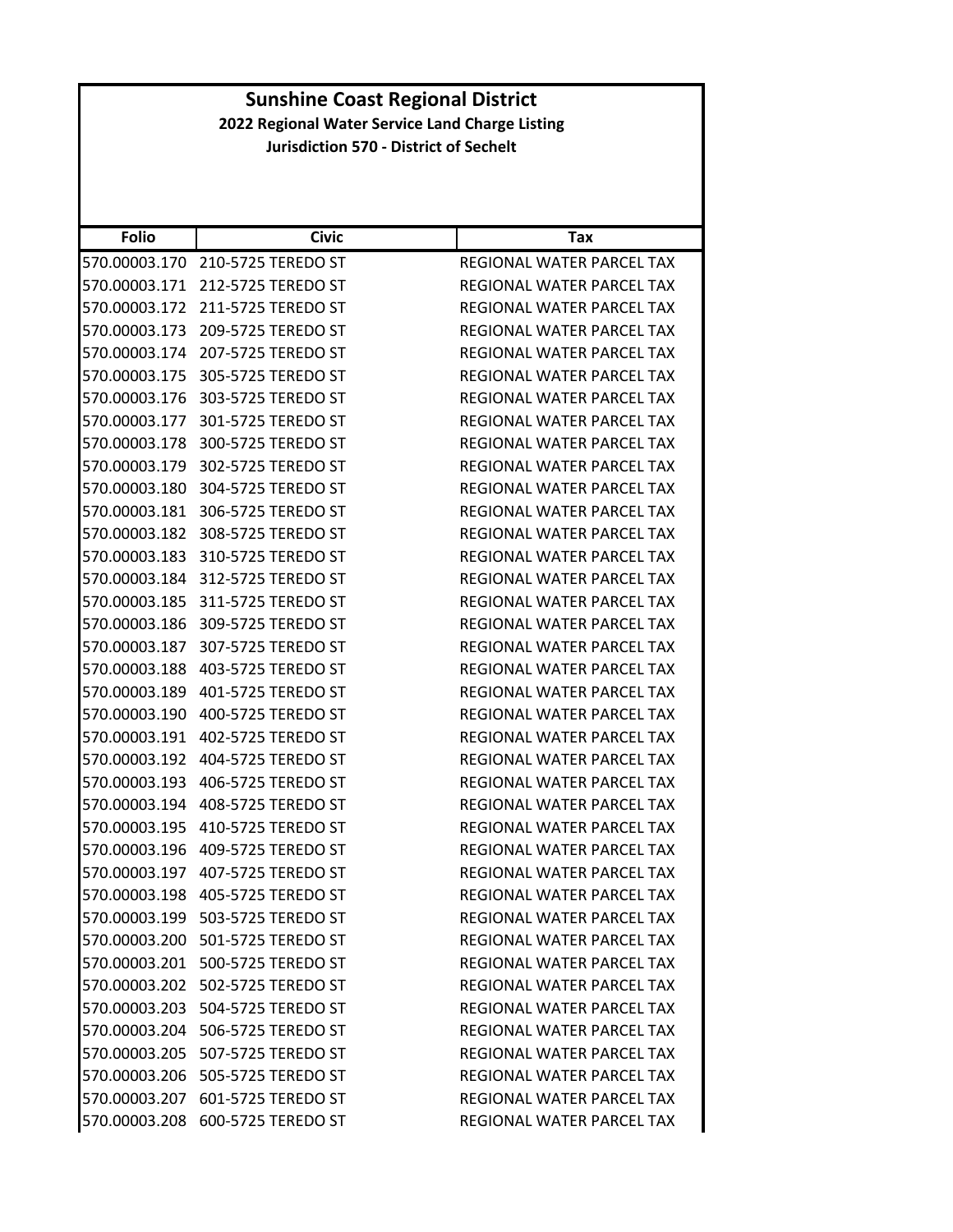# Sunshine Coast Regional District

## 2022 Regional Water Service Land Charge Listing

### Jurisdiction 570 - District of Sechelt

| Folio | Civic | Tax |
|---|---|---|
| 570.00003.170 | 210-5725 TEREDO ST | REGIONAL WATER PARCEL TAX |
| 570.00003.171 | 212-5725 TEREDO ST | REGIONAL WATER PARCEL TAX |
| 570.00003.172 | 211-5725 TEREDO ST | REGIONAL WATER PARCEL TAX |
| 570.00003.173 | 209-5725 TEREDO ST | REGIONAL WATER PARCEL TAX |
| 570.00003.174 | 207-5725 TEREDO ST | REGIONAL WATER PARCEL TAX |
| 570.00003.175 | 305-5725 TEREDO ST | REGIONAL WATER PARCEL TAX |
| 570.00003.176 | 303-5725 TEREDO ST | REGIONAL WATER PARCEL TAX |
| 570.00003.177 | 301-5725 TEREDO ST | REGIONAL WATER PARCEL TAX |
| 570.00003.178 | 300-5725 TEREDO ST | REGIONAL WATER PARCEL TAX |
| 570.00003.179 | 302-5725 TEREDO ST | REGIONAL WATER PARCEL TAX |
| 570.00003.180 | 304-5725 TEREDO ST | REGIONAL WATER PARCEL TAX |
| 570.00003.181 | 306-5725 TEREDO ST | REGIONAL WATER PARCEL TAX |
| 570.00003.182 | 308-5725 TEREDO ST | REGIONAL WATER PARCEL TAX |
| 570.00003.183 | 310-5725 TEREDO ST | REGIONAL WATER PARCEL TAX |
| 570.00003.184 | 312-5725 TEREDO ST | REGIONAL WATER PARCEL TAX |
| 570.00003.185 | 311-5725 TEREDO ST | REGIONAL WATER PARCEL TAX |
| 570.00003.186 | 309-5725 TEREDO ST | REGIONAL WATER PARCEL TAX |
| 570.00003.187 | 307-5725 TEREDO ST | REGIONAL WATER PARCEL TAX |
| 570.00003.188 | 403-5725 TEREDO ST | REGIONAL WATER PARCEL TAX |
| 570.00003.189 | 401-5725 TEREDO ST | REGIONAL WATER PARCEL TAX |
| 570.00003.190 | 400-5725 TEREDO ST | REGIONAL WATER PARCEL TAX |
| 570.00003.191 | 402-5725 TEREDO ST | REGIONAL WATER PARCEL TAX |
| 570.00003.192 | 404-5725 TEREDO ST | REGIONAL WATER PARCEL TAX |
| 570.00003.193 | 406-5725 TEREDO ST | REGIONAL WATER PARCEL TAX |
| 570.00003.194 | 408-5725 TEREDO ST | REGIONAL WATER PARCEL TAX |
| 570.00003.195 | 410-5725 TEREDO ST | REGIONAL WATER PARCEL TAX |
| 570.00003.196 | 409-5725 TEREDO ST | REGIONAL WATER PARCEL TAX |
| 570.00003.197 | 407-5725 TEREDO ST | REGIONAL WATER PARCEL TAX |
| 570.00003.198 | 405-5725 TEREDO ST | REGIONAL WATER PARCEL TAX |
| 570.00003.199 | 503-5725 TEREDO ST | REGIONAL WATER PARCEL TAX |
| 570.00003.200 | 501-5725 TEREDO ST | REGIONAL WATER PARCEL TAX |
| 570.00003.201 | 500-5725 TEREDO ST | REGIONAL WATER PARCEL TAX |
| 570.00003.202 | 502-5725 TEREDO ST | REGIONAL WATER PARCEL TAX |
| 570.00003.203 | 504-5725 TEREDO ST | REGIONAL WATER PARCEL TAX |
| 570.00003.204 | 506-5725 TEREDO ST | REGIONAL WATER PARCEL TAX |
| 570.00003.205 | 507-5725 TEREDO ST | REGIONAL WATER PARCEL TAX |
| 570.00003.206 | 505-5725 TEREDO ST | REGIONAL WATER PARCEL TAX |
| 570.00003.207 | 601-5725 TEREDO ST | REGIONAL WATER PARCEL TAX |
| 570.00003.208 | 600-5725 TEREDO ST | REGIONAL WATER PARCEL TAX |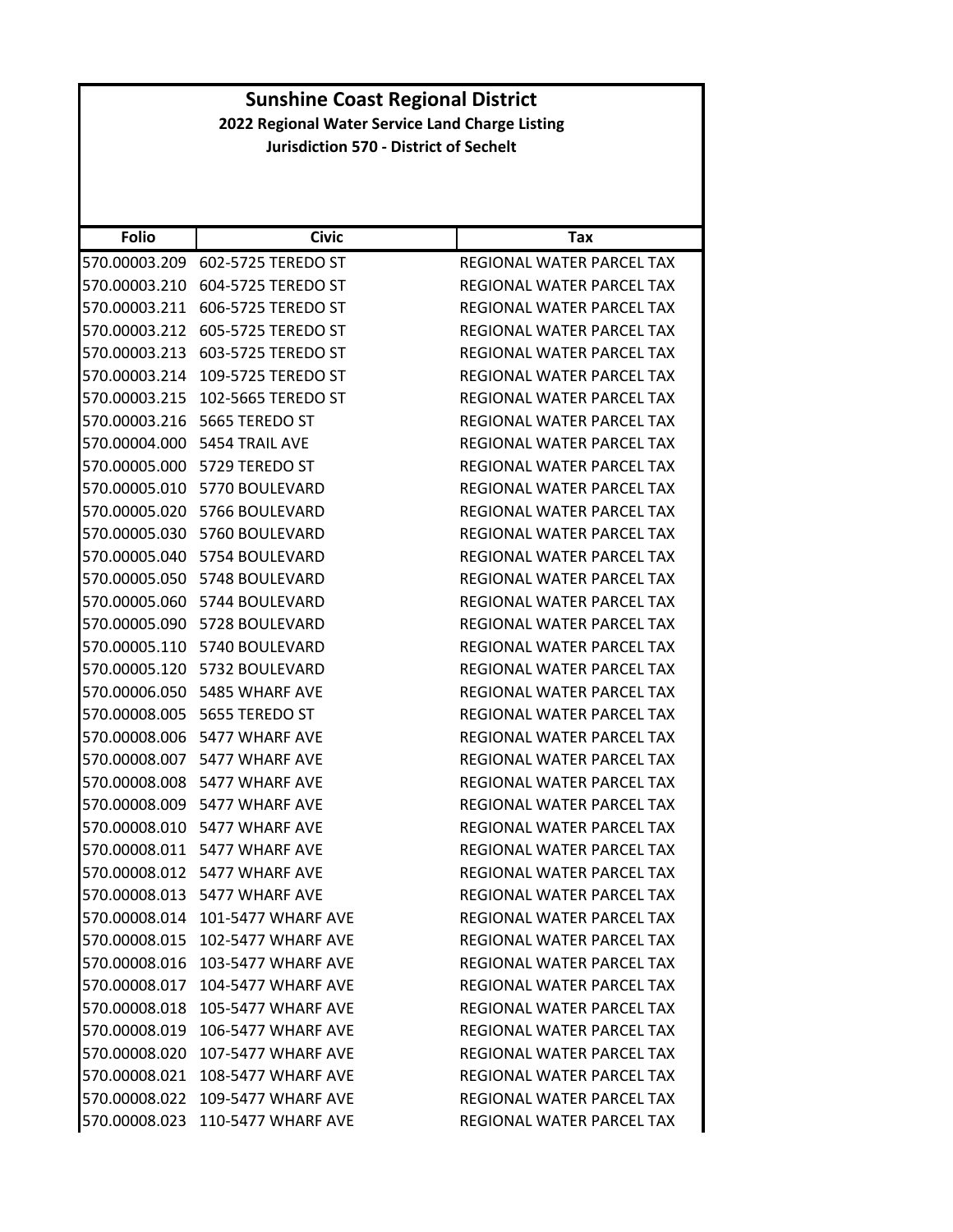# Sunshine Coast Regional District

## 2022 Regional Water Service Land Charge Listing

### Jurisdiction 570 - District of Sechelt

| Folio | Civic | Tax |
|---|---|---|
| 570.00003.209 | 602-5725 TEREDO ST | REGIONAL WATER PARCEL TAX |
| 570.00003.210 | 604-5725 TEREDO ST | REGIONAL WATER PARCEL TAX |
| 570.00003.211 | 606-5725 TEREDO ST | REGIONAL WATER PARCEL TAX |
| 570.00003.212 | 605-5725 TEREDO ST | REGIONAL WATER PARCEL TAX |
| 570.00003.213 | 603-5725 TEREDO ST | REGIONAL WATER PARCEL TAX |
| 570.00003.214 | 109-5725 TEREDO ST | REGIONAL WATER PARCEL TAX |
| 570.00003.215 | 102-5665 TEREDO ST | REGIONAL WATER PARCEL TAX |
| 570.00003.216 | 5665 TEREDO ST | REGIONAL WATER PARCEL TAX |
| 570.00004.000 | 5454 TRAIL AVE | REGIONAL WATER PARCEL TAX |
| 570.00005.000 | 5729 TEREDO ST | REGIONAL WATER PARCEL TAX |
| 570.00005.010 | 5770 BOULEVARD | REGIONAL WATER PARCEL TAX |
| 570.00005.020 | 5766 BOULEVARD | REGIONAL WATER PARCEL TAX |
| 570.00005.030 | 5760 BOULEVARD | REGIONAL WATER PARCEL TAX |
| 570.00005.040 | 5754 BOULEVARD | REGIONAL WATER PARCEL TAX |
| 570.00005.050 | 5748 BOULEVARD | REGIONAL WATER PARCEL TAX |
| 570.00005.060 | 5744 BOULEVARD | REGIONAL WATER PARCEL TAX |
| 570.00005.090 | 5728 BOULEVARD | REGIONAL WATER PARCEL TAX |
| 570.00005.110 | 5740 BOULEVARD | REGIONAL WATER PARCEL TAX |
| 570.00005.120 | 5732 BOULEVARD | REGIONAL WATER PARCEL TAX |
| 570.00006.050 | 5485 WHARF AVE | REGIONAL WATER PARCEL TAX |
| 570.00008.005 | 5655 TEREDO ST | REGIONAL WATER PARCEL TAX |
| 570.00008.006 | 5477 WHARF AVE | REGIONAL WATER PARCEL TAX |
| 570.00008.007 | 5477 WHARF AVE | REGIONAL WATER PARCEL TAX |
| 570.00008.008 | 5477 WHARF AVE | REGIONAL WATER PARCEL TAX |
| 570.00008.009 | 5477 WHARF AVE | REGIONAL WATER PARCEL TAX |
| 570.00008.010 | 5477 WHARF AVE | REGIONAL WATER PARCEL TAX |
| 570.00008.011 | 5477 WHARF AVE | REGIONAL WATER PARCEL TAX |
| 570.00008.012 | 5477 WHARF AVE | REGIONAL WATER PARCEL TAX |
| 570.00008.013 | 5477 WHARF AVE | REGIONAL WATER PARCEL TAX |
| 570.00008.014 | 101-5477 WHARF AVE | REGIONAL WATER PARCEL TAX |
| 570.00008.015 | 102-5477 WHARF AVE | REGIONAL WATER PARCEL TAX |
| 570.00008.016 | 103-5477 WHARF AVE | REGIONAL WATER PARCEL TAX |
| 570.00008.017 | 104-5477 WHARF AVE | REGIONAL WATER PARCEL TAX |
| 570.00008.018 | 105-5477 WHARF AVE | REGIONAL WATER PARCEL TAX |
| 570.00008.019 | 106-5477 WHARF AVE | REGIONAL WATER PARCEL TAX |
| 570.00008.020 | 107-5477 WHARF AVE | REGIONAL WATER PARCEL TAX |
| 570.00008.021 | 108-5477 WHARF AVE | REGIONAL WATER PARCEL TAX |
| 570.00008.022 | 109-5477 WHARF AVE | REGIONAL WATER PARCEL TAX |
| 570.00008.023 | 110-5477 WHARF AVE | REGIONAL WATER PARCEL TAX |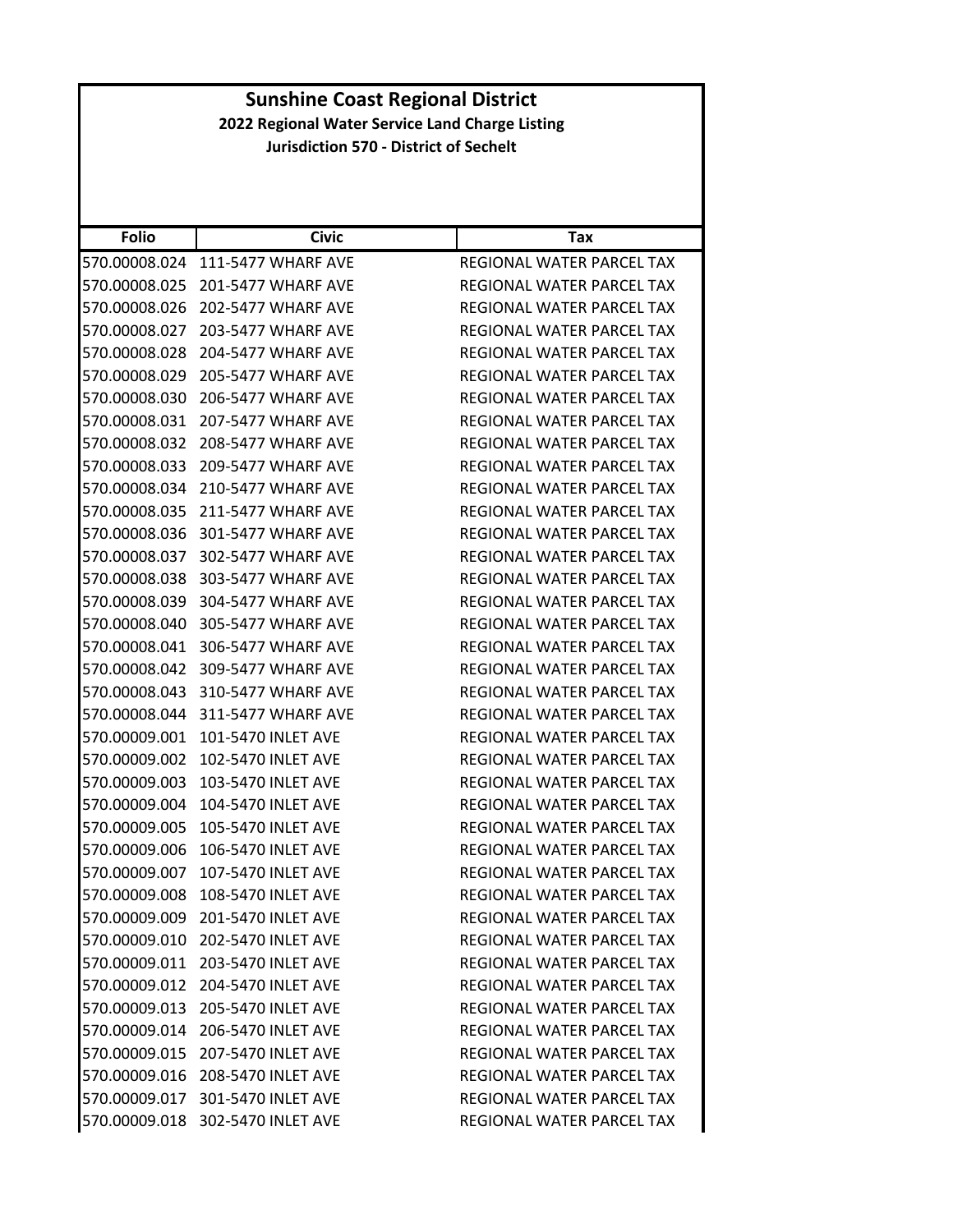# Sunshine Coast Regional District

## 2022 Regional Water Service Land Charge Listing

### Jurisdiction 570 - District of Sechelt

| Folio | Civic | Tax |
|---|---|---|
| 570.00008.024 | 111-5477 WHARF AVE | REGIONAL WATER PARCEL TAX |
| 570.00008.025 | 201-5477 WHARF AVE | REGIONAL WATER PARCEL TAX |
| 570.00008.026 | 202-5477 WHARF AVE | REGIONAL WATER PARCEL TAX |
| 570.00008.027 | 203-5477 WHARF AVE | REGIONAL WATER PARCEL TAX |
| 570.00008.028 | 204-5477 WHARF AVE | REGIONAL WATER PARCEL TAX |
| 570.00008.029 | 205-5477 WHARF AVE | REGIONAL WATER PARCEL TAX |
| 570.00008.030 | 206-5477 WHARF AVE | REGIONAL WATER PARCEL TAX |
| 570.00008.031 | 207-5477 WHARF AVE | REGIONAL WATER PARCEL TAX |
| 570.00008.032 | 208-5477 WHARF AVE | REGIONAL WATER PARCEL TAX |
| 570.00008.033 | 209-5477 WHARF AVE | REGIONAL WATER PARCEL TAX |
| 570.00008.034 | 210-5477 WHARF AVE | REGIONAL WATER PARCEL TAX |
| 570.00008.035 | 211-5477 WHARF AVE | REGIONAL WATER PARCEL TAX |
| 570.00008.036 | 301-5477 WHARF AVE | REGIONAL WATER PARCEL TAX |
| 570.00008.037 | 302-5477 WHARF AVE | REGIONAL WATER PARCEL TAX |
| 570.00008.038 | 303-5477 WHARF AVE | REGIONAL WATER PARCEL TAX |
| 570.00008.039 | 304-5477 WHARF AVE | REGIONAL WATER PARCEL TAX |
| 570.00008.040 | 305-5477 WHARF AVE | REGIONAL WATER PARCEL TAX |
| 570.00008.041 | 306-5477 WHARF AVE | REGIONAL WATER PARCEL TAX |
| 570.00008.042 | 309-5477 WHARF AVE | REGIONAL WATER PARCEL TAX |
| 570.00008.043 | 310-5477 WHARF AVE | REGIONAL WATER PARCEL TAX |
| 570.00008.044 | 311-5477 WHARF AVE | REGIONAL WATER PARCEL TAX |
| 570.00009.001 | 101-5470 INLET AVE | REGIONAL WATER PARCEL TAX |
| 570.00009.002 | 102-5470 INLET AVE | REGIONAL WATER PARCEL TAX |
| 570.00009.003 | 103-5470 INLET AVE | REGIONAL WATER PARCEL TAX |
| 570.00009.004 | 104-5470 INLET AVE | REGIONAL WATER PARCEL TAX |
| 570.00009.005 | 105-5470 INLET AVE | REGIONAL WATER PARCEL TAX |
| 570.00009.006 | 106-5470 INLET AVE | REGIONAL WATER PARCEL TAX |
| 570.00009.007 | 107-5470 INLET AVE | REGIONAL WATER PARCEL TAX |
| 570.00009.008 | 108-5470 INLET AVE | REGIONAL WATER PARCEL TAX |
| 570.00009.009 | 201-5470 INLET AVE | REGIONAL WATER PARCEL TAX |
| 570.00009.010 | 202-5470 INLET AVE | REGIONAL WATER PARCEL TAX |
| 570.00009.011 | 203-5470 INLET AVE | REGIONAL WATER PARCEL TAX |
| 570.00009.012 | 204-5470 INLET AVE | REGIONAL WATER PARCEL TAX |
| 570.00009.013 | 205-5470 INLET AVE | REGIONAL WATER PARCEL TAX |
| 570.00009.014 | 206-5470 INLET AVE | REGIONAL WATER PARCEL TAX |
| 570.00009.015 | 207-5470 INLET AVE | REGIONAL WATER PARCEL TAX |
| 570.00009.016 | 208-5470 INLET AVE | REGIONAL WATER PARCEL TAX |
| 570.00009.017 | 301-5470 INLET AVE | REGIONAL WATER PARCEL TAX |
| 570.00009.018 | 302-5470 INLET AVE | REGIONAL WATER PARCEL TAX |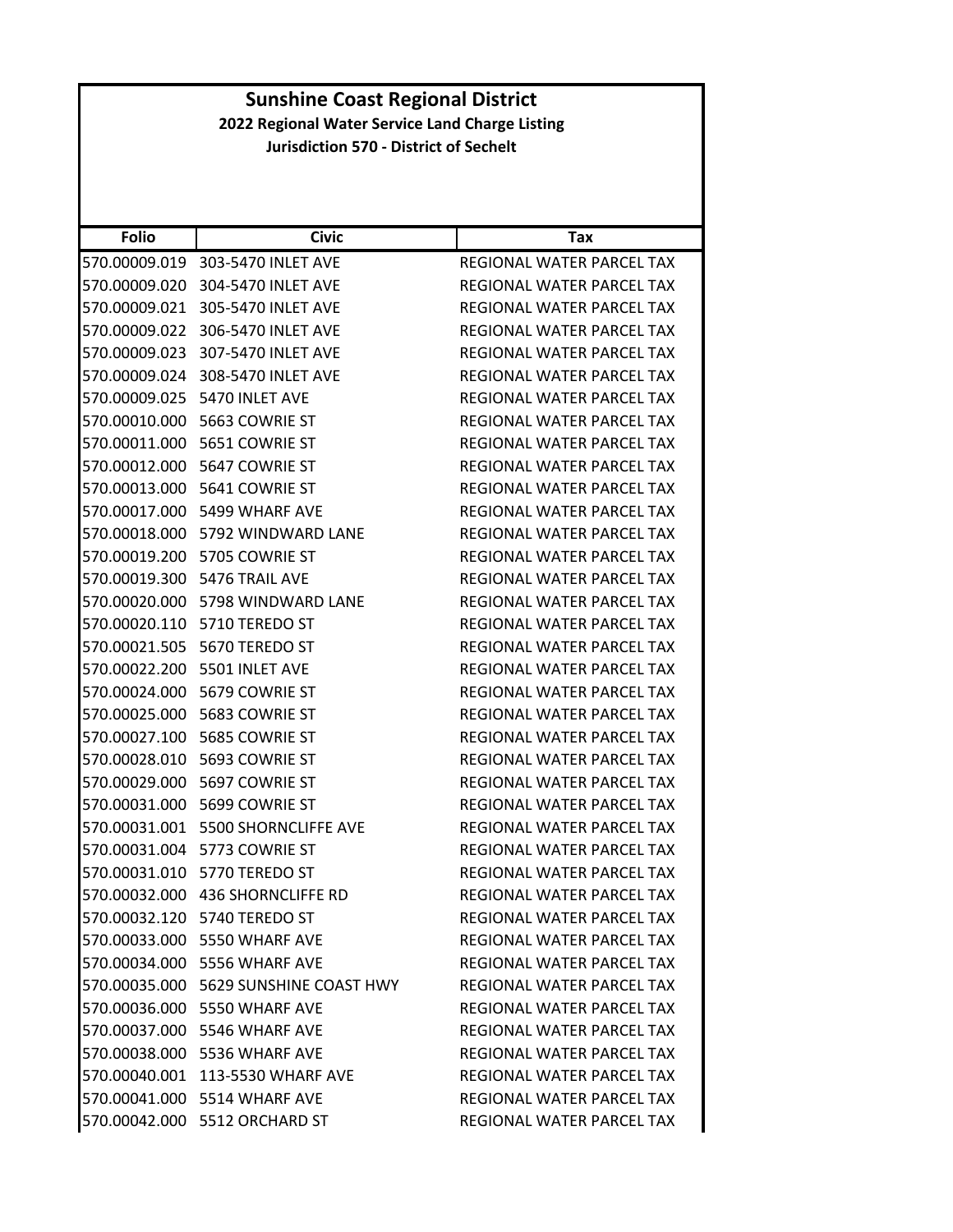# Sunshine Coast Regional District

## 2022 Regional Water Service Land Charge Listing

### Jurisdiction 570 - District of Sechelt

| Folio | Civic | Tax |
|---|---|---|
| 570.00009.019 | 303-5470 INLET AVE | REGIONAL WATER PARCEL TAX |
| 570.00009.020 | 304-5470 INLET AVE | REGIONAL WATER PARCEL TAX |
| 570.00009.021 | 305-5470 INLET AVE | REGIONAL WATER PARCEL TAX |
| 570.00009.022 | 306-5470 INLET AVE | REGIONAL WATER PARCEL TAX |
| 570.00009.023 | 307-5470 INLET AVE | REGIONAL WATER PARCEL TAX |
| 570.00009.024 | 308-5470 INLET AVE | REGIONAL WATER PARCEL TAX |
| 570.00009.025 | 5470 INLET AVE | REGIONAL WATER PARCEL TAX |
| 570.00010.000 | 5663 COWRIE ST | REGIONAL WATER PARCEL TAX |
| 570.00011.000 | 5651 COWRIE ST | REGIONAL WATER PARCEL TAX |
| 570.00012.000 | 5647 COWRIE ST | REGIONAL WATER PARCEL TAX |
| 570.00013.000 | 5641 COWRIE ST | REGIONAL WATER PARCEL TAX |
| 570.00017.000 | 5499 WHARF AVE | REGIONAL WATER PARCEL TAX |
| 570.00018.000 | 5792 WINDWARD LANE | REGIONAL WATER PARCEL TAX |
| 570.00019.200 | 5705 COWRIE ST | REGIONAL WATER PARCEL TAX |
| 570.00019.300 | 5476 TRAIL AVE | REGIONAL WATER PARCEL TAX |
| 570.00020.000 | 5798 WINDWARD LANE | REGIONAL WATER PARCEL TAX |
| 570.00020.110 | 5710 TEREDO ST | REGIONAL WATER PARCEL TAX |
| 570.00021.505 | 5670 TEREDO ST | REGIONAL WATER PARCEL TAX |
| 570.00022.200 | 5501 INLET AVE | REGIONAL WATER PARCEL TAX |
| 570.00024.000 | 5679 COWRIE ST | REGIONAL WATER PARCEL TAX |
| 570.00025.000 | 5683 COWRIE ST | REGIONAL WATER PARCEL TAX |
| 570.00027.100 | 5685 COWRIE ST | REGIONAL WATER PARCEL TAX |
| 570.00028.010 | 5693 COWRIE ST | REGIONAL WATER PARCEL TAX |
| 570.00029.000 | 5697 COWRIE ST | REGIONAL WATER PARCEL TAX |
| 570.00031.000 | 5699 COWRIE ST | REGIONAL WATER PARCEL TAX |
| 570.00031.001 | 5500 SHORNCLIFFE AVE | REGIONAL WATER PARCEL TAX |
| 570.00031.004 | 5773 COWRIE ST | REGIONAL WATER PARCEL TAX |
| 570.00031.010 | 5770 TEREDO ST | REGIONAL WATER PARCEL TAX |
| 570.00032.000 | 436 SHORNCLIFFE RD | REGIONAL WATER PARCEL TAX |
| 570.00032.120 | 5740 TEREDO ST | REGIONAL WATER PARCEL TAX |
| 570.00033.000 | 5550 WHARF AVE | REGIONAL WATER PARCEL TAX |
| 570.00034.000 | 5556 WHARF AVE | REGIONAL WATER PARCEL TAX |
| 570.00035.000 | 5629 SUNSHINE COAST HWY | REGIONAL WATER PARCEL TAX |
| 570.00036.000 | 5550 WHARF AVE | REGIONAL WATER PARCEL TAX |
| 570.00037.000 | 5546 WHARF AVE | REGIONAL WATER PARCEL TAX |
| 570.00038.000 | 5536 WHARF AVE | REGIONAL WATER PARCEL TAX |
| 570.00040.001 | 113-5530 WHARF AVE | REGIONAL WATER PARCEL TAX |
| 570.00041.000 | 5514 WHARF AVE | REGIONAL WATER PARCEL TAX |
| 570.00042.000 | 5512 ORCHARD ST | REGIONAL WATER PARCEL TAX |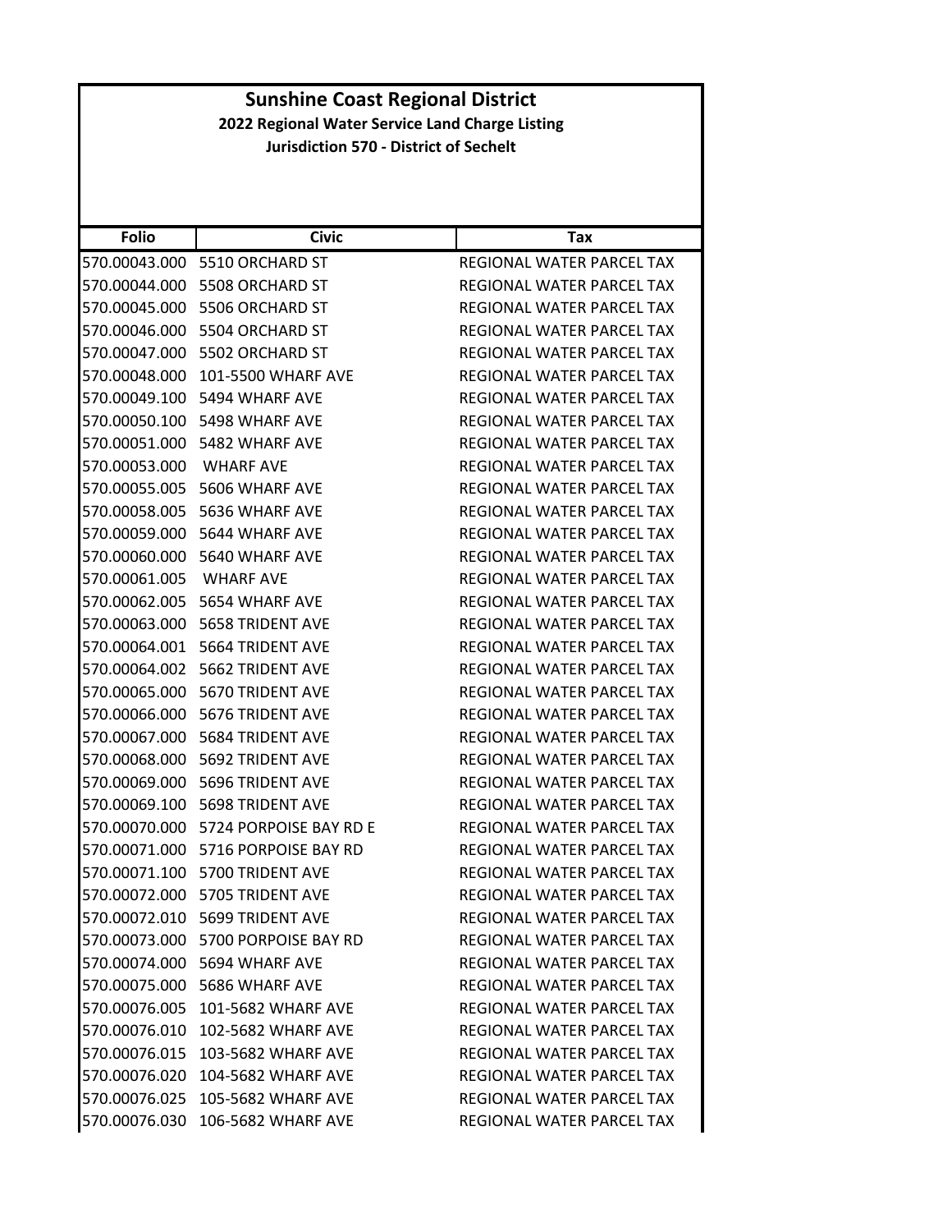# Sunshine Coast Regional District

## 2022 Regional Water Service Land Charge Listing

### Jurisdiction 570 - District of Sechelt

| Folio | Civic | Tax |
|---|---|---|
| 570.00043.000 | 5510 ORCHARD ST | REGIONAL WATER PARCEL TAX |
| 570.00044.000 | 5508 ORCHARD ST | REGIONAL WATER PARCEL TAX |
| 570.00045.000 | 5506 ORCHARD ST | REGIONAL WATER PARCEL TAX |
| 570.00046.000 | 5504 ORCHARD ST | REGIONAL WATER PARCEL TAX |
| 570.00047.000 | 5502 ORCHARD ST | REGIONAL WATER PARCEL TAX |
| 570.00048.000 | 101-5500 WHARF AVE | REGIONAL WATER PARCEL TAX |
| 570.00049.100 | 5494 WHARF AVE | REGIONAL WATER PARCEL TAX |
| 570.00050.100 | 5498 WHARF AVE | REGIONAL WATER PARCEL TAX |
| 570.00051.000 | 5482 WHARF AVE | REGIONAL WATER PARCEL TAX |
| 570.00053.000 | WHARF AVE | REGIONAL WATER PARCEL TAX |
| 570.00055.005 | 5606 WHARF AVE | REGIONAL WATER PARCEL TAX |
| 570.00058.005 | 5636 WHARF AVE | REGIONAL WATER PARCEL TAX |
| 570.00059.000 | 5644 WHARF AVE | REGIONAL WATER PARCEL TAX |
| 570.00060.000 | 5640 WHARF AVE | REGIONAL WATER PARCEL TAX |
| 570.00061.005 | WHARF AVE | REGIONAL WATER PARCEL TAX |
| 570.00062.005 | 5654 WHARF AVE | REGIONAL WATER PARCEL TAX |
| 570.00063.000 | 5658 TRIDENT AVE | REGIONAL WATER PARCEL TAX |
| 570.00064.001 | 5664 TRIDENT AVE | REGIONAL WATER PARCEL TAX |
| 570.00064.002 | 5662 TRIDENT AVE | REGIONAL WATER PARCEL TAX |
| 570.00065.000 | 5670 TRIDENT AVE | REGIONAL WATER PARCEL TAX |
| 570.00066.000 | 5676 TRIDENT AVE | REGIONAL WATER PARCEL TAX |
| 570.00067.000 | 5684 TRIDENT AVE | REGIONAL WATER PARCEL TAX |
| 570.00068.000 | 5692 TRIDENT AVE | REGIONAL WATER PARCEL TAX |
| 570.00069.000 | 5696 TRIDENT AVE | REGIONAL WATER PARCEL TAX |
| 570.00069.100 | 5698 TRIDENT AVE | REGIONAL WATER PARCEL TAX |
| 570.00070.000 | 5724 PORPOISE BAY RD E | REGIONAL WATER PARCEL TAX |
| 570.00071.000 | 5716 PORPOISE BAY RD | REGIONAL WATER PARCEL TAX |
| 570.00071.100 | 5700 TRIDENT AVE | REGIONAL WATER PARCEL TAX |
| 570.00072.000 | 5705 TRIDENT AVE | REGIONAL WATER PARCEL TAX |
| 570.00072.010 | 5699 TRIDENT AVE | REGIONAL WATER PARCEL TAX |
| 570.00073.000 | 5700 PORPOISE BAY RD | REGIONAL WATER PARCEL TAX |
| 570.00074.000 | 5694 WHARF AVE | REGIONAL WATER PARCEL TAX |
| 570.00075.000 | 5686 WHARF AVE | REGIONAL WATER PARCEL TAX |
| 570.00076.005 | 101-5682 WHARF AVE | REGIONAL WATER PARCEL TAX |
| 570.00076.010 | 102-5682 WHARF AVE | REGIONAL WATER PARCEL TAX |
| 570.00076.015 | 103-5682 WHARF AVE | REGIONAL WATER PARCEL TAX |
| 570.00076.020 | 104-5682 WHARF AVE | REGIONAL WATER PARCEL TAX |
| 570.00076.025 | 105-5682 WHARF AVE | REGIONAL WATER PARCEL TAX |
| 570.00076.030 | 106-5682 WHARF AVE | REGIONAL WATER PARCEL TAX |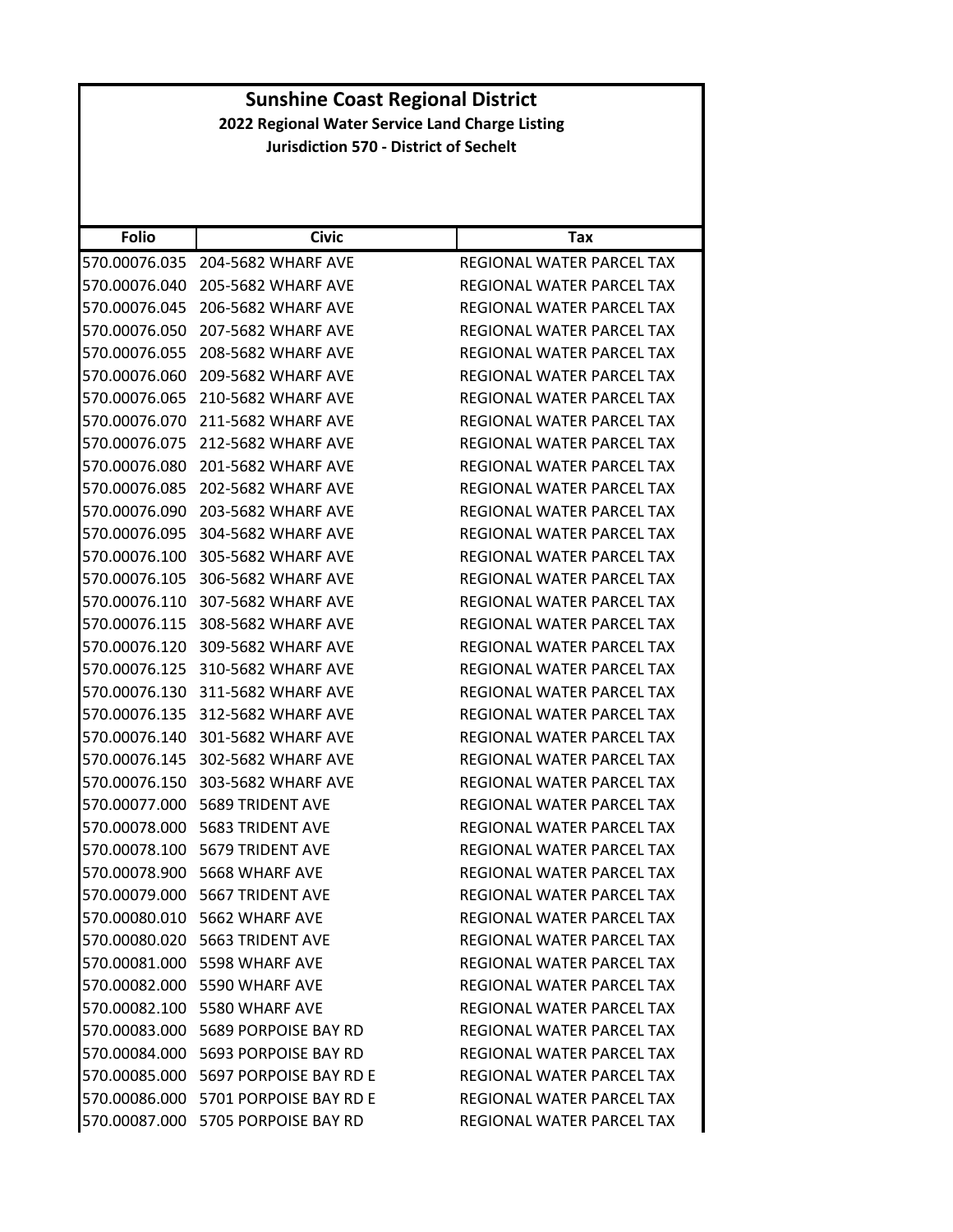# Sunshine Coast Regional District

## 2022 Regional Water Service Land Charge Listing

### Jurisdiction 570 - District of Sechelt

| Folio | Civic | Tax |
| --- | --- | --- |
| 570.00076.035 | 204-5682 WHARF AVE | REGIONAL WATER PARCEL TAX |
| 570.00076.040 | 205-5682 WHARF AVE | REGIONAL WATER PARCEL TAX |
| 570.00076.045 | 206-5682 WHARF AVE | REGIONAL WATER PARCEL TAX |
| 570.00076.050 | 207-5682 WHARF AVE | REGIONAL WATER PARCEL TAX |
| 570.00076.055 | 208-5682 WHARF AVE | REGIONAL WATER PARCEL TAX |
| 570.00076.060 | 209-5682 WHARF AVE | REGIONAL WATER PARCEL TAX |
| 570.00076.065 | 210-5682 WHARF AVE | REGIONAL WATER PARCEL TAX |
| 570.00076.070 | 211-5682 WHARF AVE | REGIONAL WATER PARCEL TAX |
| 570.00076.075 | 212-5682 WHARF AVE | REGIONAL WATER PARCEL TAX |
| 570.00076.080 | 201-5682 WHARF AVE | REGIONAL WATER PARCEL TAX |
| 570.00076.085 | 202-5682 WHARF AVE | REGIONAL WATER PARCEL TAX |
| 570.00076.090 | 203-5682 WHARF AVE | REGIONAL WATER PARCEL TAX |
| 570.00076.095 | 304-5682 WHARF AVE | REGIONAL WATER PARCEL TAX |
| 570.00076.100 | 305-5682 WHARF AVE | REGIONAL WATER PARCEL TAX |
| 570.00076.105 | 306-5682 WHARF AVE | REGIONAL WATER PARCEL TAX |
| 570.00076.110 | 307-5682 WHARF AVE | REGIONAL WATER PARCEL TAX |
| 570.00076.115 | 308-5682 WHARF AVE | REGIONAL WATER PARCEL TAX |
| 570.00076.120 | 309-5682 WHARF AVE | REGIONAL WATER PARCEL TAX |
| 570.00076.125 | 310-5682 WHARF AVE | REGIONAL WATER PARCEL TAX |
| 570.00076.130 | 311-5682 WHARF AVE | REGIONAL WATER PARCEL TAX |
| 570.00076.135 | 312-5682 WHARF AVE | REGIONAL WATER PARCEL TAX |
| 570.00076.140 | 301-5682 WHARF AVE | REGIONAL WATER PARCEL TAX |
| 570.00076.145 | 302-5682 WHARF AVE | REGIONAL WATER PARCEL TAX |
| 570.00076.150 | 303-5682 WHARF AVE | REGIONAL WATER PARCEL TAX |
| 570.00077.000 | 5689 TRIDENT AVE | REGIONAL WATER PARCEL TAX |
| 570.00078.000 | 5683 TRIDENT AVE | REGIONAL WATER PARCEL TAX |
| 570.00078.100 | 5679 TRIDENT AVE | REGIONAL WATER PARCEL TAX |
| 570.00078.900 | 5668 WHARF AVE | REGIONAL WATER PARCEL TAX |
| 570.00079.000 | 5667 TRIDENT AVE | REGIONAL WATER PARCEL TAX |
| 570.00080.010 | 5662 WHARF AVE | REGIONAL WATER PARCEL TAX |
| 570.00080.020 | 5663 TRIDENT AVE | REGIONAL WATER PARCEL TAX |
| 570.00081.000 | 5598 WHARF AVE | REGIONAL WATER PARCEL TAX |
| 570.00082.000 | 5590 WHARF AVE | REGIONAL WATER PARCEL TAX |
| 570.00082.100 | 5580 WHARF AVE | REGIONAL WATER PARCEL TAX |
| 570.00083.000 | 5689 PORPOISE BAY RD | REGIONAL WATER PARCEL TAX |
| 570.00084.000 | 5693 PORPOISE BAY RD | REGIONAL WATER PARCEL TAX |
| 570.00085.000 | 5697 PORPOISE BAY RD E | REGIONAL WATER PARCEL TAX |
| 570.00086.000 | 5701 PORPOISE BAY RD E | REGIONAL WATER PARCEL TAX |
| 570.00087.000 | 5705 PORPOISE BAY RD | REGIONAL WATER PARCEL TAX |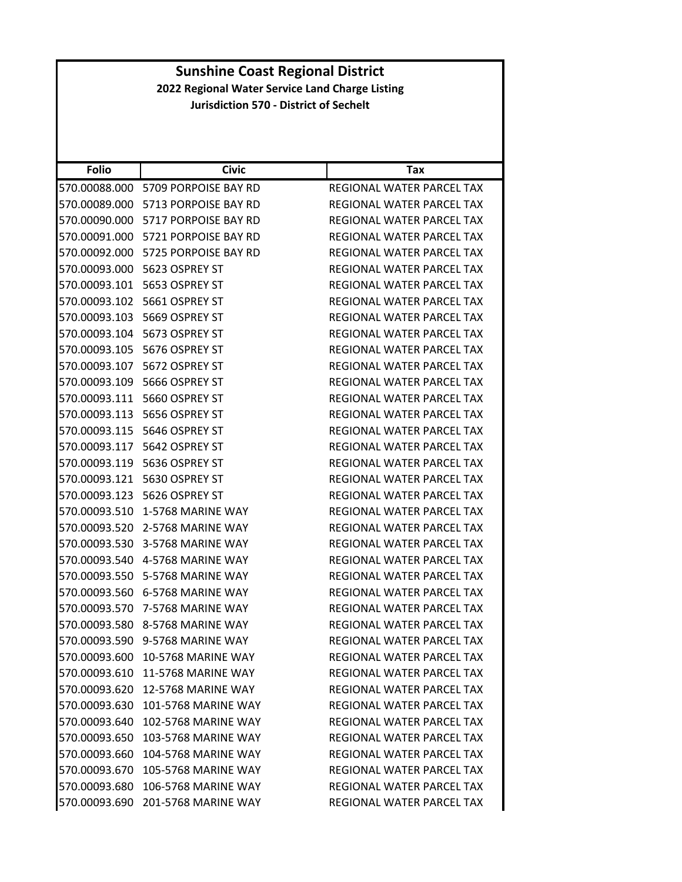# Sunshine Coast Regional District

## 2022 Regional Water Service Land Charge Listing

### Jurisdiction 570 - District of Sechelt

| Folio | Civic | Tax |
|---|---|---|
| 570.00088.000 | 5709 PORPOISE BAY RD | REGIONAL WATER PARCEL TAX |
| 570.00089.000 | 5713 PORPOISE BAY RD | REGIONAL WATER PARCEL TAX |
| 570.00090.000 | 5717 PORPOISE BAY RD | REGIONAL WATER PARCEL TAX |
| 570.00091.000 | 5721 PORPOISE BAY RD | REGIONAL WATER PARCEL TAX |
| 570.00092.000 | 5725 PORPOISE BAY RD | REGIONAL WATER PARCEL TAX |
| 570.00093.000 | 5623 OSPREY ST | REGIONAL WATER PARCEL TAX |
| 570.00093.101 | 5653 OSPREY ST | REGIONAL WATER PARCEL TAX |
| 570.00093.102 | 5661 OSPREY ST | REGIONAL WATER PARCEL TAX |
| 570.00093.103 | 5669 OSPREY ST | REGIONAL WATER PARCEL TAX |
| 570.00093.104 | 5673 OSPREY ST | REGIONAL WATER PARCEL TAX |
| 570.00093.105 | 5676 OSPREY ST | REGIONAL WATER PARCEL TAX |
| 570.00093.107 | 5672 OSPREY ST | REGIONAL WATER PARCEL TAX |
| 570.00093.109 | 5666 OSPREY ST | REGIONAL WATER PARCEL TAX |
| 570.00093.111 | 5660 OSPREY ST | REGIONAL WATER PARCEL TAX |
| 570.00093.113 | 5656 OSPREY ST | REGIONAL WATER PARCEL TAX |
| 570.00093.115 | 5646 OSPREY ST | REGIONAL WATER PARCEL TAX |
| 570.00093.117 | 5642 OSPREY ST | REGIONAL WATER PARCEL TAX |
| 570.00093.119 | 5636 OSPREY ST | REGIONAL WATER PARCEL TAX |
| 570.00093.121 | 5630 OSPREY ST | REGIONAL WATER PARCEL TAX |
| 570.00093.123 | 5626 OSPREY ST | REGIONAL WATER PARCEL TAX |
| 570.00093.510 | 1-5768 MARINE WAY | REGIONAL WATER PARCEL TAX |
| 570.00093.520 | 2-5768 MARINE WAY | REGIONAL WATER PARCEL TAX |
| 570.00093.530 | 3-5768 MARINE WAY | REGIONAL WATER PARCEL TAX |
| 570.00093.540 | 4-5768 MARINE WAY | REGIONAL WATER PARCEL TAX |
| 570.00093.550 | 5-5768 MARINE WAY | REGIONAL WATER PARCEL TAX |
| 570.00093.560 | 6-5768 MARINE WAY | REGIONAL WATER PARCEL TAX |
| 570.00093.570 | 7-5768 MARINE WAY | REGIONAL WATER PARCEL TAX |
| 570.00093.580 | 8-5768 MARINE WAY | REGIONAL WATER PARCEL TAX |
| 570.00093.590 | 9-5768 MARINE WAY | REGIONAL WATER PARCEL TAX |
| 570.00093.600 | 10-5768 MARINE WAY | REGIONAL WATER PARCEL TAX |
| 570.00093.610 | 11-5768 MARINE WAY | REGIONAL WATER PARCEL TAX |
| 570.00093.620 | 12-5768 MARINE WAY | REGIONAL WATER PARCEL TAX |
| 570.00093.630 | 101-5768 MARINE WAY | REGIONAL WATER PARCEL TAX |
| 570.00093.640 | 102-5768 MARINE WAY | REGIONAL WATER PARCEL TAX |
| 570.00093.650 | 103-5768 MARINE WAY | REGIONAL WATER PARCEL TAX |
| 570.00093.660 | 104-5768 MARINE WAY | REGIONAL WATER PARCEL TAX |
| 570.00093.670 | 105-5768 MARINE WAY | REGIONAL WATER PARCEL TAX |
| 570.00093.680 | 106-5768 MARINE WAY | REGIONAL WATER PARCEL TAX |
| 570.00093.690 | 201-5768 MARINE WAY | REGIONAL WATER PARCEL TAX |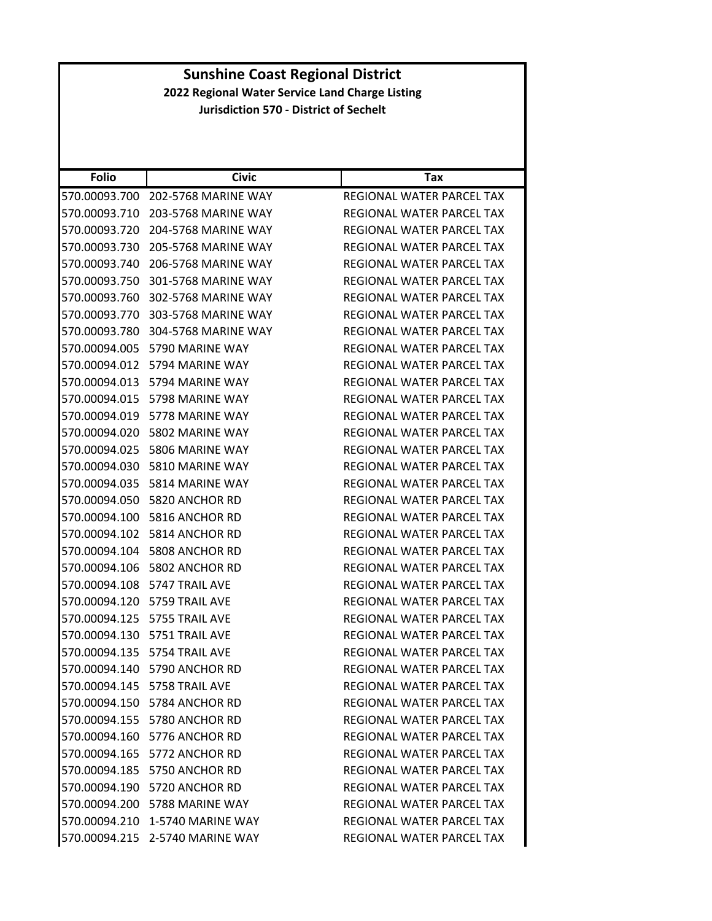# Sunshine Coast Regional District

## 2022 Regional Water Service Land Charge Listing

### Jurisdiction 570 - District of Sechelt

| Folio | Civic | Tax |
|---|---|---|
| 570.00093.700 | 202-5768 MARINE WAY | REGIONAL WATER PARCEL TAX |
| 570.00093.710 | 203-5768 MARINE WAY | REGIONAL WATER PARCEL TAX |
| 570.00093.720 | 204-5768 MARINE WAY | REGIONAL WATER PARCEL TAX |
| 570.00093.730 | 205-5768 MARINE WAY | REGIONAL WATER PARCEL TAX |
| 570.00093.740 | 206-5768 MARINE WAY | REGIONAL WATER PARCEL TAX |
| 570.00093.750 | 301-5768 MARINE WAY | REGIONAL WATER PARCEL TAX |
| 570.00093.760 | 302-5768 MARINE WAY | REGIONAL WATER PARCEL TAX |
| 570.00093.770 | 303-5768 MARINE WAY | REGIONAL WATER PARCEL TAX |
| 570.00093.780 | 304-5768 MARINE WAY | REGIONAL WATER PARCEL TAX |
| 570.00094.005 | 5790 MARINE WAY | REGIONAL WATER PARCEL TAX |
| 570.00094.012 | 5794 MARINE WAY | REGIONAL WATER PARCEL TAX |
| 570.00094.013 | 5794 MARINE WAY | REGIONAL WATER PARCEL TAX |
| 570.00094.015 | 5798 MARINE WAY | REGIONAL WATER PARCEL TAX |
| 570.00094.019 | 5778 MARINE WAY | REGIONAL WATER PARCEL TAX |
| 570.00094.020 | 5802 MARINE WAY | REGIONAL WATER PARCEL TAX |
| 570.00094.025 | 5806 MARINE WAY | REGIONAL WATER PARCEL TAX |
| 570.00094.030 | 5810 MARINE WAY | REGIONAL WATER PARCEL TAX |
| 570.00094.035 | 5814 MARINE WAY | REGIONAL WATER PARCEL TAX |
| 570.00094.050 | 5820 ANCHOR RD | REGIONAL WATER PARCEL TAX |
| 570.00094.100 | 5816 ANCHOR RD | REGIONAL WATER PARCEL TAX |
| 570.00094.102 | 5814 ANCHOR RD | REGIONAL WATER PARCEL TAX |
| 570.00094.104 | 5808 ANCHOR RD | REGIONAL WATER PARCEL TAX |
| 570.00094.106 | 5802 ANCHOR RD | REGIONAL WATER PARCEL TAX |
| 570.00094.108 | 5747 TRAIL AVE | REGIONAL WATER PARCEL TAX |
| 570.00094.120 | 5759 TRAIL AVE | REGIONAL WATER PARCEL TAX |
| 570.00094.125 | 5755 TRAIL AVE | REGIONAL WATER PARCEL TAX |
| 570.00094.130 | 5751 TRAIL AVE | REGIONAL WATER PARCEL TAX |
| 570.00094.135 | 5754 TRAIL AVE | REGIONAL WATER PARCEL TAX |
| 570.00094.140 | 5790 ANCHOR RD | REGIONAL WATER PARCEL TAX |
| 570.00094.145 | 5758 TRAIL AVE | REGIONAL WATER PARCEL TAX |
| 570.00094.150 | 5784 ANCHOR RD | REGIONAL WATER PARCEL TAX |
| 570.00094.155 | 5780 ANCHOR RD | REGIONAL WATER PARCEL TAX |
| 570.00094.160 | 5776 ANCHOR RD | REGIONAL WATER PARCEL TAX |
| 570.00094.165 | 5772 ANCHOR RD | REGIONAL WATER PARCEL TAX |
| 570.00094.185 | 5750 ANCHOR RD | REGIONAL WATER PARCEL TAX |
| 570.00094.190 | 5720 ANCHOR RD | REGIONAL WATER PARCEL TAX |
| 570.00094.200 | 5788 MARINE WAY | REGIONAL WATER PARCEL TAX |
| 570.00094.210 | 1-5740 MARINE WAY | REGIONAL WATER PARCEL TAX |
| 570.00094.215 | 2-5740 MARINE WAY | REGIONAL WATER PARCEL TAX |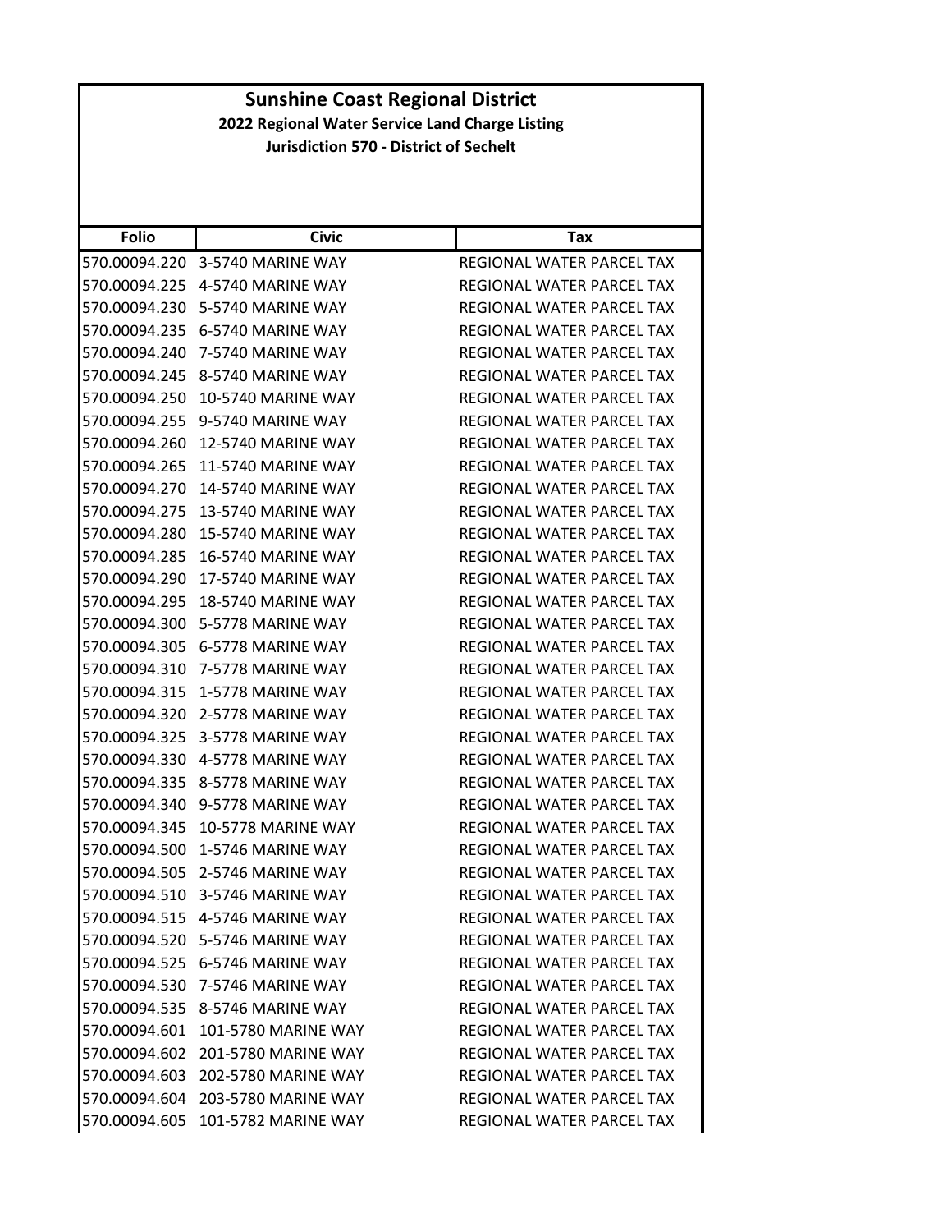# Sunshine Coast Regional District

## 2022 Regional Water Service Land Charge Listing

### Jurisdiction 570 - District of Sechelt

| Folio | Civic | Tax |
|---|---|---|
| 570.00094.220 | 3-5740 MARINE WAY | REGIONAL WATER PARCEL TAX |
| 570.00094.225 | 4-5740 MARINE WAY | REGIONAL WATER PARCEL TAX |
| 570.00094.230 | 5-5740 MARINE WAY | REGIONAL WATER PARCEL TAX |
| 570.00094.235 | 6-5740 MARINE WAY | REGIONAL WATER PARCEL TAX |
| 570.00094.240 | 7-5740 MARINE WAY | REGIONAL WATER PARCEL TAX |
| 570.00094.245 | 8-5740 MARINE WAY | REGIONAL WATER PARCEL TAX |
| 570.00094.250 | 10-5740 MARINE WAY | REGIONAL WATER PARCEL TAX |
| 570.00094.255 | 9-5740 MARINE WAY | REGIONAL WATER PARCEL TAX |
| 570.00094.260 | 12-5740 MARINE WAY | REGIONAL WATER PARCEL TAX |
| 570.00094.265 | 11-5740 MARINE WAY | REGIONAL WATER PARCEL TAX |
| 570.00094.270 | 14-5740 MARINE WAY | REGIONAL WATER PARCEL TAX |
| 570.00094.275 | 13-5740 MARINE WAY | REGIONAL WATER PARCEL TAX |
| 570.00094.280 | 15-5740 MARINE WAY | REGIONAL WATER PARCEL TAX |
| 570.00094.285 | 16-5740 MARINE WAY | REGIONAL WATER PARCEL TAX |
| 570.00094.290 | 17-5740 MARINE WAY | REGIONAL WATER PARCEL TAX |
| 570.00094.295 | 18-5740 MARINE WAY | REGIONAL WATER PARCEL TAX |
| 570.00094.300 | 5-5778 MARINE WAY | REGIONAL WATER PARCEL TAX |
| 570.00094.305 | 6-5778 MARINE WAY | REGIONAL WATER PARCEL TAX |
| 570.00094.310 | 7-5778 MARINE WAY | REGIONAL WATER PARCEL TAX |
| 570.00094.315 | 1-5778 MARINE WAY | REGIONAL WATER PARCEL TAX |
| 570.00094.320 | 2-5778 MARINE WAY | REGIONAL WATER PARCEL TAX |
| 570.00094.325 | 3-5778 MARINE WAY | REGIONAL WATER PARCEL TAX |
| 570.00094.330 | 4-5778 MARINE WAY | REGIONAL WATER PARCEL TAX |
| 570.00094.335 | 8-5778 MARINE WAY | REGIONAL WATER PARCEL TAX |
| 570.00094.340 | 9-5778 MARINE WAY | REGIONAL WATER PARCEL TAX |
| 570.00094.345 | 10-5778 MARINE WAY | REGIONAL WATER PARCEL TAX |
| 570.00094.500 | 1-5746 MARINE WAY | REGIONAL WATER PARCEL TAX |
| 570.00094.505 | 2-5746 MARINE WAY | REGIONAL WATER PARCEL TAX |
| 570.00094.510 | 3-5746 MARINE WAY | REGIONAL WATER PARCEL TAX |
| 570.00094.515 | 4-5746 MARINE WAY | REGIONAL WATER PARCEL TAX |
| 570.00094.520 | 5-5746 MARINE WAY | REGIONAL WATER PARCEL TAX |
| 570.00094.525 | 6-5746 MARINE WAY | REGIONAL WATER PARCEL TAX |
| 570.00094.530 | 7-5746 MARINE WAY | REGIONAL WATER PARCEL TAX |
| 570.00094.535 | 8-5746 MARINE WAY | REGIONAL WATER PARCEL TAX |
| 570.00094.601 | 101-5780 MARINE WAY | REGIONAL WATER PARCEL TAX |
| 570.00094.602 | 201-5780 MARINE WAY | REGIONAL WATER PARCEL TAX |
| 570.00094.603 | 202-5780 MARINE WAY | REGIONAL WATER PARCEL TAX |
| 570.00094.604 | 203-5780 MARINE WAY | REGIONAL WATER PARCEL TAX |
| 570.00094.605 | 101-5782 MARINE WAY | REGIONAL WATER PARCEL TAX |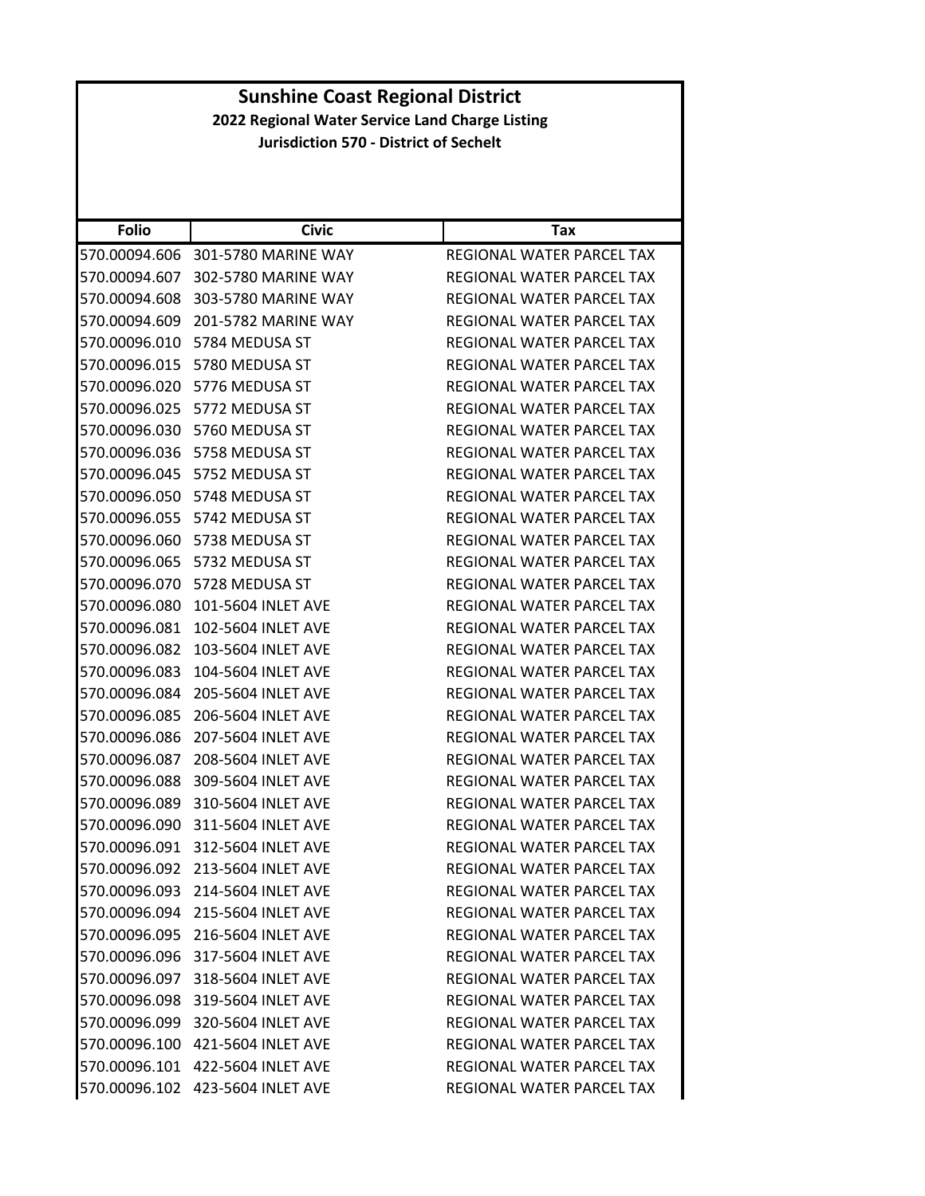# Sunshine Coast Regional District

## 2022 Regional Water Service Land Charge Listing

### Jurisdiction 570 - District of Sechelt

| Folio | Civic | Tax |
|---|---|---|
| 570.00094.606 | 301-5780 MARINE WAY | REGIONAL WATER PARCEL TAX |
| 570.00094.607 | 302-5780 MARINE WAY | REGIONAL WATER PARCEL TAX |
| 570.00094.608 | 303-5780 MARINE WAY | REGIONAL WATER PARCEL TAX |
| 570.00094.609 | 201-5782 MARINE WAY | REGIONAL WATER PARCEL TAX |
| 570.00096.010 | 5784 MEDUSA ST | REGIONAL WATER PARCEL TAX |
| 570.00096.015 | 5780 MEDUSA ST | REGIONAL WATER PARCEL TAX |
| 570.00096.020 | 5776 MEDUSA ST | REGIONAL WATER PARCEL TAX |
| 570.00096.025 | 5772 MEDUSA ST | REGIONAL WATER PARCEL TAX |
| 570.00096.030 | 5760 MEDUSA ST | REGIONAL WATER PARCEL TAX |
| 570.00096.036 | 5758 MEDUSA ST | REGIONAL WATER PARCEL TAX |
| 570.00096.045 | 5752 MEDUSA ST | REGIONAL WATER PARCEL TAX |
| 570.00096.050 | 5748 MEDUSA ST | REGIONAL WATER PARCEL TAX |
| 570.00096.055 | 5742 MEDUSA ST | REGIONAL WATER PARCEL TAX |
| 570.00096.060 | 5738 MEDUSA ST | REGIONAL WATER PARCEL TAX |
| 570.00096.065 | 5732 MEDUSA ST | REGIONAL WATER PARCEL TAX |
| 570.00096.070 | 5728 MEDUSA ST | REGIONAL WATER PARCEL TAX |
| 570.00096.080 | 101-5604 INLET AVE | REGIONAL WATER PARCEL TAX |
| 570.00096.081 | 102-5604 INLET AVE | REGIONAL WATER PARCEL TAX |
| 570.00096.082 | 103-5604 INLET AVE | REGIONAL WATER PARCEL TAX |
| 570.00096.083 | 104-5604 INLET AVE | REGIONAL WATER PARCEL TAX |
| 570.00096.084 | 205-5604 INLET AVE | REGIONAL WATER PARCEL TAX |
| 570.00096.085 | 206-5604 INLET AVE | REGIONAL WATER PARCEL TAX |
| 570.00096.086 | 207-5604 INLET AVE | REGIONAL WATER PARCEL TAX |
| 570.00096.087 | 208-5604 INLET AVE | REGIONAL WATER PARCEL TAX |
| 570.00096.088 | 309-5604 INLET AVE | REGIONAL WATER PARCEL TAX |
| 570.00096.089 | 310-5604 INLET AVE | REGIONAL WATER PARCEL TAX |
| 570.00096.090 | 311-5604 INLET AVE | REGIONAL WATER PARCEL TAX |
| 570.00096.091 | 312-5604 INLET AVE | REGIONAL WATER PARCEL TAX |
| 570.00096.092 | 213-5604 INLET AVE | REGIONAL WATER PARCEL TAX |
| 570.00096.093 | 214-5604 INLET AVE | REGIONAL WATER PARCEL TAX |
| 570.00096.094 | 215-5604 INLET AVE | REGIONAL WATER PARCEL TAX |
| 570.00096.095 | 216-5604 INLET AVE | REGIONAL WATER PARCEL TAX |
| 570.00096.096 | 317-5604 INLET AVE | REGIONAL WATER PARCEL TAX |
| 570.00096.097 | 318-5604 INLET AVE | REGIONAL WATER PARCEL TAX |
| 570.00096.098 | 319-5604 INLET AVE | REGIONAL WATER PARCEL TAX |
| 570.00096.099 | 320-5604 INLET AVE | REGIONAL WATER PARCEL TAX |
| 570.00096.100 | 421-5604 INLET AVE | REGIONAL WATER PARCEL TAX |
| 570.00096.101 | 422-5604 INLET AVE | REGIONAL WATER PARCEL TAX |
| 570.00096.102 | 423-5604 INLET AVE | REGIONAL WATER PARCEL TAX |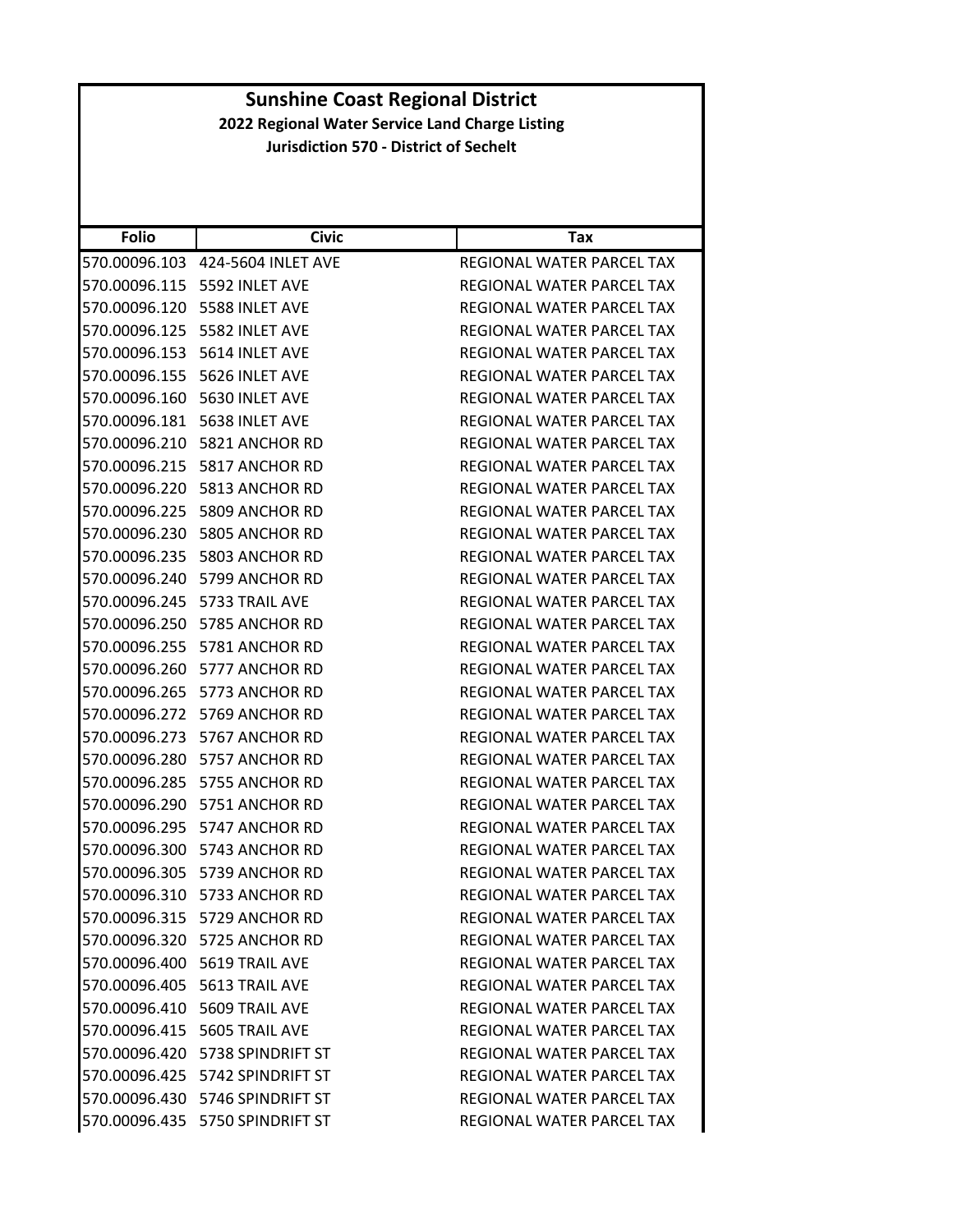# Sunshine Coast Regional District

## 2022 Regional Water Service Land Charge Listing

### Jurisdiction 570 - District of Sechelt

| Folio | Civic | Tax |
|---|---|---|
| 570.00096.103 | 424-5604 INLET AVE | REGIONAL WATER PARCEL TAX |
| 570.00096.115 | 5592 INLET AVE | REGIONAL WATER PARCEL TAX |
| 570.00096.120 | 5588 INLET AVE | REGIONAL WATER PARCEL TAX |
| 570.00096.125 | 5582 INLET AVE | REGIONAL WATER PARCEL TAX |
| 570.00096.153 | 5614 INLET AVE | REGIONAL WATER PARCEL TAX |
| 570.00096.155 | 5626 INLET AVE | REGIONAL WATER PARCEL TAX |
| 570.00096.160 | 5630 INLET AVE | REGIONAL WATER PARCEL TAX |
| 570.00096.181 | 5638 INLET AVE | REGIONAL WATER PARCEL TAX |
| 570.00096.210 | 5821 ANCHOR RD | REGIONAL WATER PARCEL TAX |
| 570.00096.215 | 5817 ANCHOR RD | REGIONAL WATER PARCEL TAX |
| 570.00096.220 | 5813 ANCHOR RD | REGIONAL WATER PARCEL TAX |
| 570.00096.225 | 5809 ANCHOR RD | REGIONAL WATER PARCEL TAX |
| 570.00096.230 | 5805 ANCHOR RD | REGIONAL WATER PARCEL TAX |
| 570.00096.235 | 5803 ANCHOR RD | REGIONAL WATER PARCEL TAX |
| 570.00096.240 | 5799 ANCHOR RD | REGIONAL WATER PARCEL TAX |
| 570.00096.245 | 5733 TRAIL AVE | REGIONAL WATER PARCEL TAX |
| 570.00096.250 | 5785 ANCHOR RD | REGIONAL WATER PARCEL TAX |
| 570.00096.255 | 5781 ANCHOR RD | REGIONAL WATER PARCEL TAX |
| 570.00096.260 | 5777 ANCHOR RD | REGIONAL WATER PARCEL TAX |
| 570.00096.265 | 5773 ANCHOR RD | REGIONAL WATER PARCEL TAX |
| 570.00096.272 | 5769 ANCHOR RD | REGIONAL WATER PARCEL TAX |
| 570.00096.273 | 5767 ANCHOR RD | REGIONAL WATER PARCEL TAX |
| 570.00096.280 | 5757 ANCHOR RD | REGIONAL WATER PARCEL TAX |
| 570.00096.285 | 5755 ANCHOR RD | REGIONAL WATER PARCEL TAX |
| 570.00096.290 | 5751 ANCHOR RD | REGIONAL WATER PARCEL TAX |
| 570.00096.295 | 5747 ANCHOR RD | REGIONAL WATER PARCEL TAX |
| 570.00096.300 | 5743 ANCHOR RD | REGIONAL WATER PARCEL TAX |
| 570.00096.305 | 5739 ANCHOR RD | REGIONAL WATER PARCEL TAX |
| 570.00096.310 | 5733 ANCHOR RD | REGIONAL WATER PARCEL TAX |
| 570.00096.315 | 5729 ANCHOR RD | REGIONAL WATER PARCEL TAX |
| 570.00096.320 | 5725 ANCHOR RD | REGIONAL WATER PARCEL TAX |
| 570.00096.400 | 5619 TRAIL AVE | REGIONAL WATER PARCEL TAX |
| 570.00096.405 | 5613 TRAIL AVE | REGIONAL WATER PARCEL TAX |
| 570.00096.410 | 5609 TRAIL AVE | REGIONAL WATER PARCEL TAX |
| 570.00096.415 | 5605 TRAIL AVE | REGIONAL WATER PARCEL TAX |
| 570.00096.420 | 5738 SPINDRIFT ST | REGIONAL WATER PARCEL TAX |
| 570.00096.425 | 5742 SPINDRIFT ST | REGIONAL WATER PARCEL TAX |
| 570.00096.430 | 5746 SPINDRIFT ST | REGIONAL WATER PARCEL TAX |
| 570.00096.435 | 5750 SPINDRIFT ST | REGIONAL WATER PARCEL TAX |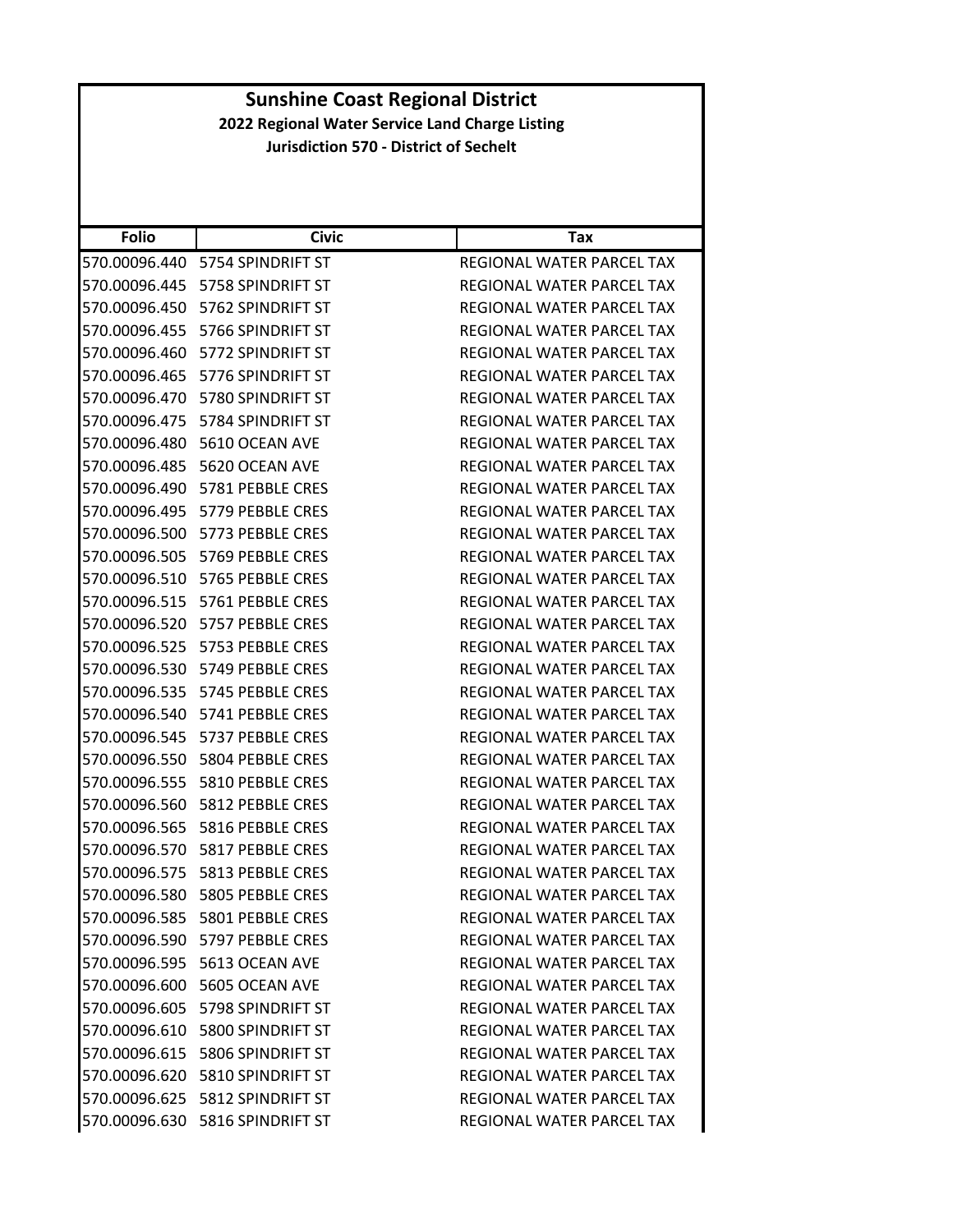# Sunshine Coast Regional District

## 2022 Regional Water Service Land Charge Listing

### Jurisdiction 570 - District of Sechelt

| Folio | Civic | Tax |
|---|---|---|
| 570.00096.440 | 5754 SPINDRIFT ST | REGIONAL WATER PARCEL TAX |
| 570.00096.445 | 5758 SPINDRIFT ST | REGIONAL WATER PARCEL TAX |
| 570.00096.450 | 5762 SPINDRIFT ST | REGIONAL WATER PARCEL TAX |
| 570.00096.455 | 5766 SPINDRIFT ST | REGIONAL WATER PARCEL TAX |
| 570.00096.460 | 5772 SPINDRIFT ST | REGIONAL WATER PARCEL TAX |
| 570.00096.465 | 5776 SPINDRIFT ST | REGIONAL WATER PARCEL TAX |
| 570.00096.470 | 5780 SPINDRIFT ST | REGIONAL WATER PARCEL TAX |
| 570.00096.475 | 5784 SPINDRIFT ST | REGIONAL WATER PARCEL TAX |
| 570.00096.480 | 5610 OCEAN AVE | REGIONAL WATER PARCEL TAX |
| 570.00096.485 | 5620 OCEAN AVE | REGIONAL WATER PARCEL TAX |
| 570.00096.490 | 5781 PEBBLE CRES | REGIONAL WATER PARCEL TAX |
| 570.00096.495 | 5779 PEBBLE CRES | REGIONAL WATER PARCEL TAX |
| 570.00096.500 | 5773 PEBBLE CRES | REGIONAL WATER PARCEL TAX |
| 570.00096.505 | 5769 PEBBLE CRES | REGIONAL WATER PARCEL TAX |
| 570.00096.510 | 5765 PEBBLE CRES | REGIONAL WATER PARCEL TAX |
| 570.00096.515 | 5761 PEBBLE CRES | REGIONAL WATER PARCEL TAX |
| 570.00096.520 | 5757 PEBBLE CRES | REGIONAL WATER PARCEL TAX |
| 570.00096.525 | 5753 PEBBLE CRES | REGIONAL WATER PARCEL TAX |
| 570.00096.530 | 5749 PEBBLE CRES | REGIONAL WATER PARCEL TAX |
| 570.00096.535 | 5745 PEBBLE CRES | REGIONAL WATER PARCEL TAX |
| 570.00096.540 | 5741 PEBBLE CRES | REGIONAL WATER PARCEL TAX |
| 570.00096.545 | 5737 PEBBLE CRES | REGIONAL WATER PARCEL TAX |
| 570.00096.550 | 5804 PEBBLE CRES | REGIONAL WATER PARCEL TAX |
| 570.00096.555 | 5810 PEBBLE CRES | REGIONAL WATER PARCEL TAX |
| 570.00096.560 | 5812 PEBBLE CRES | REGIONAL WATER PARCEL TAX |
| 570.00096.565 | 5816 PEBBLE CRES | REGIONAL WATER PARCEL TAX |
| 570.00096.570 | 5817 PEBBLE CRES | REGIONAL WATER PARCEL TAX |
| 570.00096.575 | 5813 PEBBLE CRES | REGIONAL WATER PARCEL TAX |
| 570.00096.580 | 5805 PEBBLE CRES | REGIONAL WATER PARCEL TAX |
| 570.00096.585 | 5801 PEBBLE CRES | REGIONAL WATER PARCEL TAX |
| 570.00096.590 | 5797 PEBBLE CRES | REGIONAL WATER PARCEL TAX |
| 570.00096.595 | 5613 OCEAN AVE | REGIONAL WATER PARCEL TAX |
| 570.00096.600 | 5605 OCEAN AVE | REGIONAL WATER PARCEL TAX |
| 570.00096.605 | 5798 SPINDRIFT ST | REGIONAL WATER PARCEL TAX |
| 570.00096.610 | 5800 SPINDRIFT ST | REGIONAL WATER PARCEL TAX |
| 570.00096.615 | 5806 SPINDRIFT ST | REGIONAL WATER PARCEL TAX |
| 570.00096.620 | 5810 SPINDRIFT ST | REGIONAL WATER PARCEL TAX |
| 570.00096.625 | 5812 SPINDRIFT ST | REGIONAL WATER PARCEL TAX |
| 570.00096.630 | 5816 SPINDRIFT ST | REGIONAL WATER PARCEL TAX |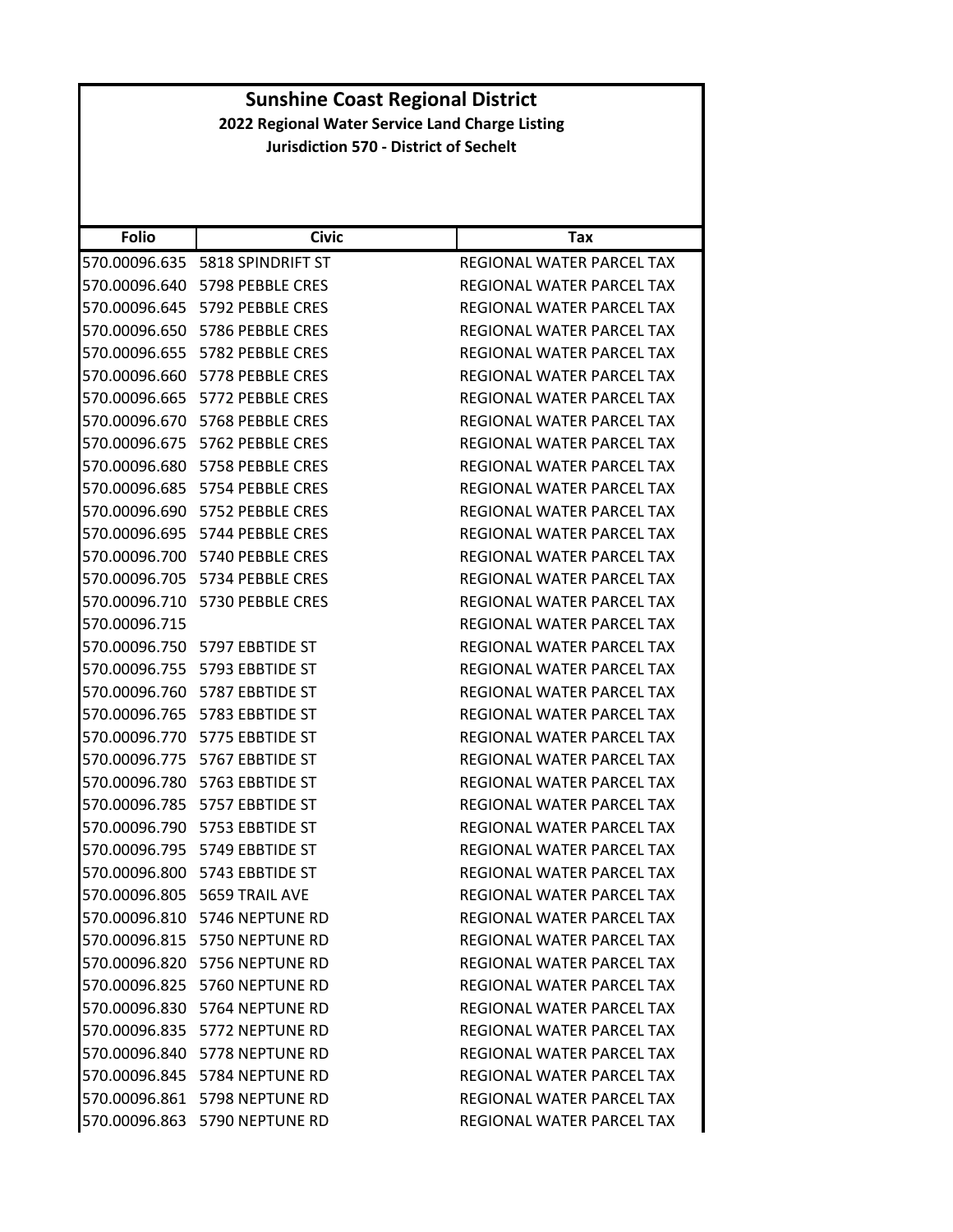# Sunshine Coast Regional District

## 2022 Regional Water Service Land Charge Listing

### Jurisdiction 570 - District of Sechelt

| Folio | Civic | Tax |
|---|---|---|
| 570.00096.635 | 5818 SPINDRIFT ST | REGIONAL WATER PARCEL TAX |
| 570.00096.640 | 5798 PEBBLE CRES | REGIONAL WATER PARCEL TAX |
| 570.00096.645 | 5792 PEBBLE CRES | REGIONAL WATER PARCEL TAX |
| 570.00096.650 | 5786 PEBBLE CRES | REGIONAL WATER PARCEL TAX |
| 570.00096.655 | 5782 PEBBLE CRES | REGIONAL WATER PARCEL TAX |
| 570.00096.660 | 5778 PEBBLE CRES | REGIONAL WATER PARCEL TAX |
| 570.00096.665 | 5772 PEBBLE CRES | REGIONAL WATER PARCEL TAX |
| 570.00096.670 | 5768 PEBBLE CRES | REGIONAL WATER PARCEL TAX |
| 570.00096.675 | 5762 PEBBLE CRES | REGIONAL WATER PARCEL TAX |
| 570.00096.680 | 5758 PEBBLE CRES | REGIONAL WATER PARCEL TAX |
| 570.00096.685 | 5754 PEBBLE CRES | REGIONAL WATER PARCEL TAX |
| 570.00096.690 | 5752 PEBBLE CRES | REGIONAL WATER PARCEL TAX |
| 570.00096.695 | 5744 PEBBLE CRES | REGIONAL WATER PARCEL TAX |
| 570.00096.700 | 5740 PEBBLE CRES | REGIONAL WATER PARCEL TAX |
| 570.00096.705 | 5734 PEBBLE CRES | REGIONAL WATER PARCEL TAX |
| 570.00096.710 | 5730 PEBBLE CRES | REGIONAL WATER PARCEL TAX |
| 570.00096.715 | | REGIONAL WATER PARCEL TAX |
| 570.00096.750 | 5797 EBBTIDE ST | REGIONAL WATER PARCEL TAX |
| 570.00096.755 | 5793 EBBTIDE ST | REGIONAL WATER PARCEL TAX |
| 570.00096.760 | 5787 EBBTIDE ST | REGIONAL WATER PARCEL TAX |
| 570.00096.765 | 5783 EBBTIDE ST | REGIONAL WATER PARCEL TAX |
| 570.00096.770 | 5775 EBBTIDE ST | REGIONAL WATER PARCEL TAX |
| 570.00096.775 | 5767 EBBTIDE ST | REGIONAL WATER PARCEL TAX |
| 570.00096.780 | 5763 EBBTIDE ST | REGIONAL WATER PARCEL TAX |
| 570.00096.785 | 5757 EBBTIDE ST | REGIONAL WATER PARCEL TAX |
| 570.00096.790 | 5753 EBBTIDE ST | REGIONAL WATER PARCEL TAX |
| 570.00096.795 | 5749 EBBTIDE ST | REGIONAL WATER PARCEL TAX |
| 570.00096.800 | 5743 EBBTIDE ST | REGIONAL WATER PARCEL TAX |
| 570.00096.805 | 5659 TRAIL AVE | REGIONAL WATER PARCEL TAX |
| 570.00096.810 | 5746 NEPTUNE RD | REGIONAL WATER PARCEL TAX |
| 570.00096.815 | 5750 NEPTUNE RD | REGIONAL WATER PARCEL TAX |
| 570.00096.820 | 5756 NEPTUNE RD | REGIONAL WATER PARCEL TAX |
| 570.00096.825 | 5760 NEPTUNE RD | REGIONAL WATER PARCEL TAX |
| 570.00096.830 | 5764 NEPTUNE RD | REGIONAL WATER PARCEL TAX |
| 570.00096.835 | 5772 NEPTUNE RD | REGIONAL WATER PARCEL TAX |
| 570.00096.840 | 5778 NEPTUNE RD | REGIONAL WATER PARCEL TAX |
| 570.00096.845 | 5784 NEPTUNE RD | REGIONAL WATER PARCEL TAX |
| 570.00096.861 | 5798 NEPTUNE RD | REGIONAL WATER PARCEL TAX |
| 570.00096.863 | 5790 NEPTUNE RD | REGIONAL WATER PARCEL TAX |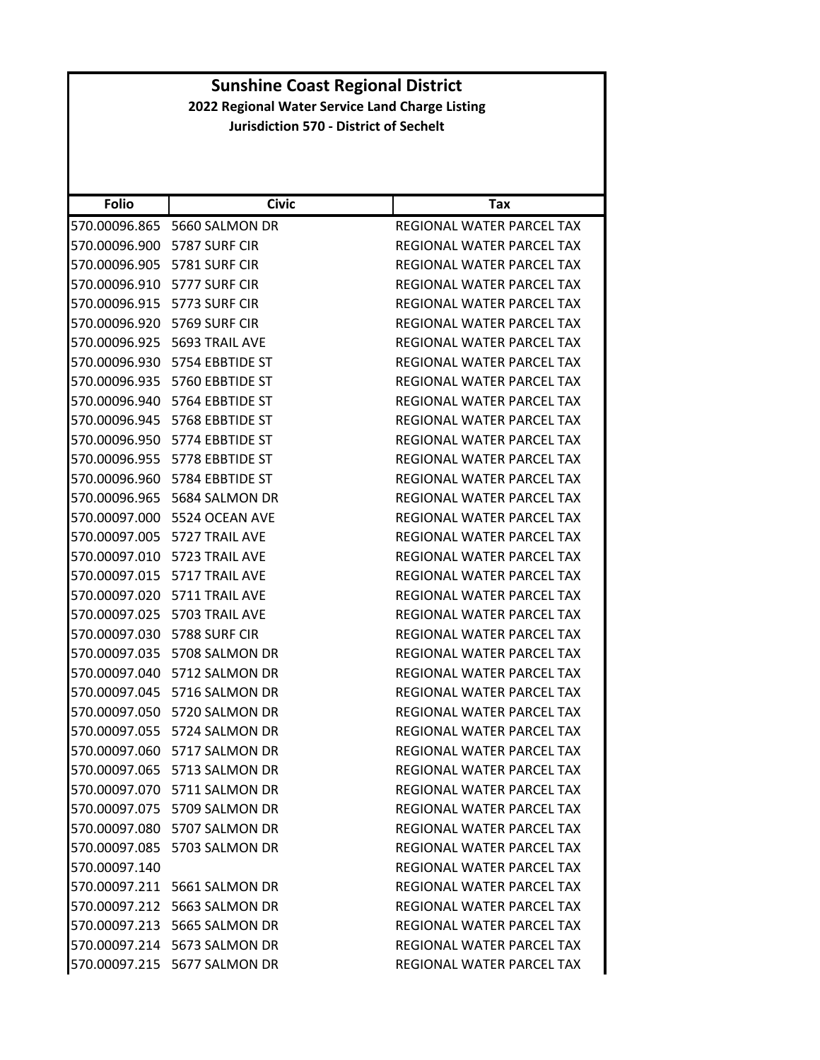# Sunshine Coast Regional District

**2022 Regional Water Service Land Charge Listing**

**Jurisdiction 570 - District of Sechelt**

| Folio | Civic | Tax |
|---|---|---|
| 570.00096.865 | 5660 SALMON DR | REGIONAL WATER PARCEL TAX |
| 570.00096.900 | 5787 SURF CIR | REGIONAL WATER PARCEL TAX |
| 570.00096.905 | 5781 SURF CIR | REGIONAL WATER PARCEL TAX |
| 570.00096.910 | 5777 SURF CIR | REGIONAL WATER PARCEL TAX |
| 570.00096.915 | 5773 SURF CIR | REGIONAL WATER PARCEL TAX |
| 570.00096.920 | 5769 SURF CIR | REGIONAL WATER PARCEL TAX |
| 570.00096.925 | 5693 TRAIL AVE | REGIONAL WATER PARCEL TAX |
| 570.00096.930 | 5754 EBBTIDE ST | REGIONAL WATER PARCEL TAX |
| 570.00096.935 | 5760 EBBTIDE ST | REGIONAL WATER PARCEL TAX |
| 570.00096.940 | 5764 EBBTIDE ST | REGIONAL WATER PARCEL TAX |
| 570.00096.945 | 5768 EBBTIDE ST | REGIONAL WATER PARCEL TAX |
| 570.00096.950 | 5774 EBBTIDE ST | REGIONAL WATER PARCEL TAX |
| 570.00096.955 | 5778 EBBTIDE ST | REGIONAL WATER PARCEL TAX |
| 570.00096.960 | 5784 EBBTIDE ST | REGIONAL WATER PARCEL TAX |
| 570.00096.965 | 5684 SALMON DR | REGIONAL WATER PARCEL TAX |
| 570.00097.000 | 5524 OCEAN AVE | REGIONAL WATER PARCEL TAX |
| 570.00097.005 | 5727 TRAIL AVE | REGIONAL WATER PARCEL TAX |
| 570.00097.010 | 5723 TRAIL AVE | REGIONAL WATER PARCEL TAX |
| 570.00097.015 | 5717 TRAIL AVE | REGIONAL WATER PARCEL TAX |
| 570.00097.020 | 5711 TRAIL AVE | REGIONAL WATER PARCEL TAX |
| 570.00097.025 | 5703 TRAIL AVE | REGIONAL WATER PARCEL TAX |
| 570.00097.030 | 5788 SURF CIR | REGIONAL WATER PARCEL TAX |
| 570.00097.035 | 5708 SALMON DR | REGIONAL WATER PARCEL TAX |
| 570.00097.040 | 5712 SALMON DR | REGIONAL WATER PARCEL TAX |
| 570.00097.045 | 5716 SALMON DR | REGIONAL WATER PARCEL TAX |
| 570.00097.050 | 5720 SALMON DR | REGIONAL WATER PARCEL TAX |
| 570.00097.055 | 5724 SALMON DR | REGIONAL WATER PARCEL TAX |
| 570.00097.060 | 5717 SALMON DR | REGIONAL WATER PARCEL TAX |
| 570.00097.065 | 5713 SALMON DR | REGIONAL WATER PARCEL TAX |
| 570.00097.070 | 5711 SALMON DR | REGIONAL WATER PARCEL TAX |
| 570.00097.075 | 5709 SALMON DR | REGIONAL WATER PARCEL TAX |
| 570.00097.080 | 5707 SALMON DR | REGIONAL WATER PARCEL TAX |
| 570.00097.085 | 5703 SALMON DR | REGIONAL WATER PARCEL TAX |
| 570.00097.140 | | REGIONAL WATER PARCEL TAX |
| 570.00097.211 | 5661 SALMON DR | REGIONAL WATER PARCEL TAX |
| 570.00097.212 | 5663 SALMON DR | REGIONAL WATER PARCEL TAX |
| 570.00097.213 | 5665 SALMON DR | REGIONAL WATER PARCEL TAX |
| 570.00097.214 | 5673 SALMON DR | REGIONAL WATER PARCEL TAX |
| 570.00097.215 | 5677 SALMON DR | REGIONAL WATER PARCEL TAX |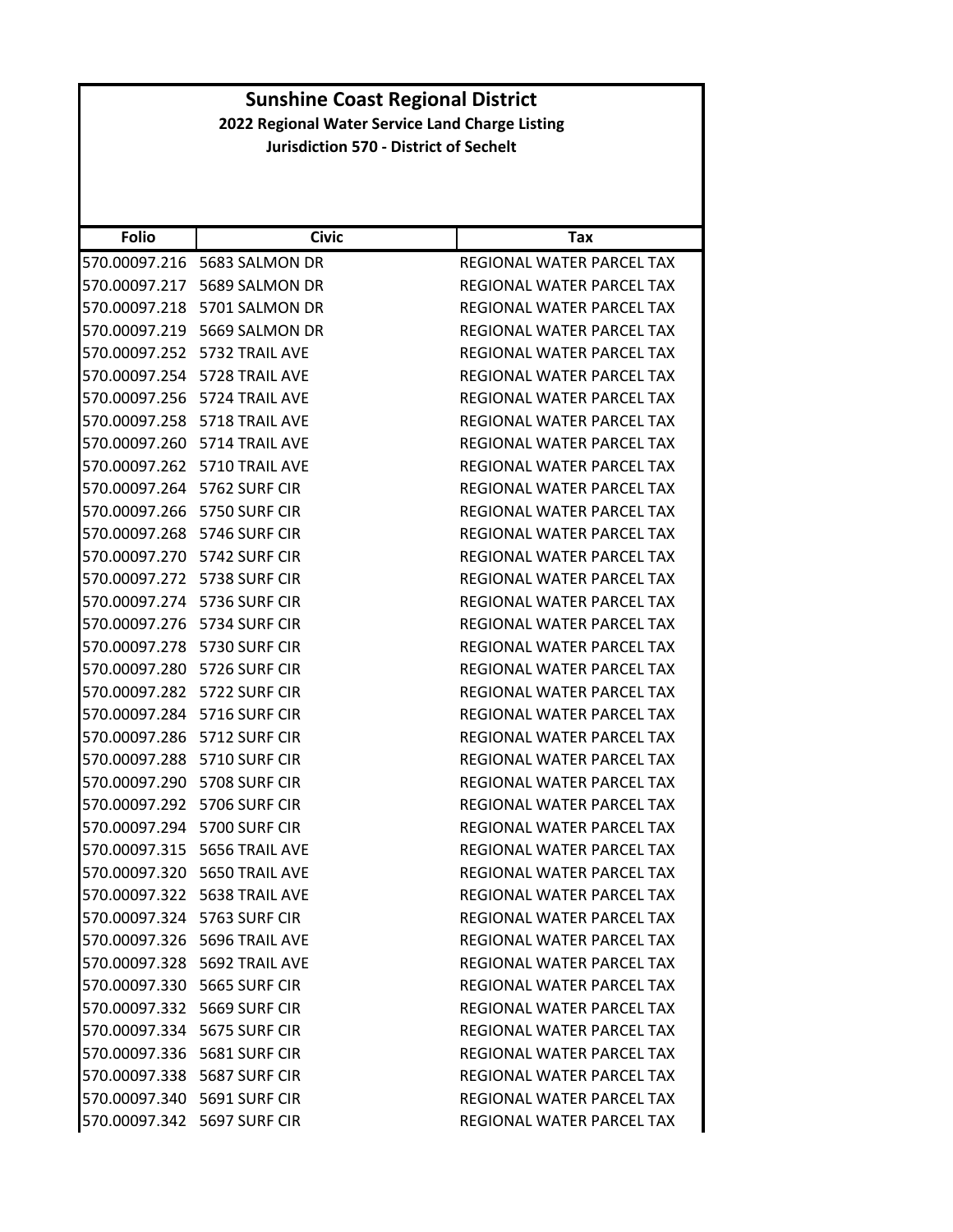# Sunshine Coast Regional District

## 2022 Regional Water Service Land Charge Listing

### Jurisdiction 570 - District of Sechelt

| Folio | Civic | Tax |
|---|---|---|
| 570.00097.216 | 5683 SALMON DR | REGIONAL WATER PARCEL TAX |
| 570.00097.217 | 5689 SALMON DR | REGIONAL WATER PARCEL TAX |
| 570.00097.218 | 5701 SALMON DR | REGIONAL WATER PARCEL TAX |
| 570.00097.219 | 5669 SALMON DR | REGIONAL WATER PARCEL TAX |
| 570.00097.252 | 5732 TRAIL AVE | REGIONAL WATER PARCEL TAX |
| 570.00097.254 | 5728 TRAIL AVE | REGIONAL WATER PARCEL TAX |
| 570.00097.256 | 5724 TRAIL AVE | REGIONAL WATER PARCEL TAX |
| 570.00097.258 | 5718 TRAIL AVE | REGIONAL WATER PARCEL TAX |
| 570.00097.260 | 5714 TRAIL AVE | REGIONAL WATER PARCEL TAX |
| 570.00097.262 | 5710 TRAIL AVE | REGIONAL WATER PARCEL TAX |
| 570.00097.264 | 5762 SURF CIR | REGIONAL WATER PARCEL TAX |
| 570.00097.266 | 5750 SURF CIR | REGIONAL WATER PARCEL TAX |
| 570.00097.268 | 5746 SURF CIR | REGIONAL WATER PARCEL TAX |
| 570.00097.270 | 5742 SURF CIR | REGIONAL WATER PARCEL TAX |
| 570.00097.272 | 5738 SURF CIR | REGIONAL WATER PARCEL TAX |
| 570.00097.274 | 5736 SURF CIR | REGIONAL WATER PARCEL TAX |
| 570.00097.276 | 5734 SURF CIR | REGIONAL WATER PARCEL TAX |
| 570.00097.278 | 5730 SURF CIR | REGIONAL WATER PARCEL TAX |
| 570.00097.280 | 5726 SURF CIR | REGIONAL WATER PARCEL TAX |
| 570.00097.282 | 5722 SURF CIR | REGIONAL WATER PARCEL TAX |
| 570.00097.284 | 5716 SURF CIR | REGIONAL WATER PARCEL TAX |
| 570.00097.286 | 5712 SURF CIR | REGIONAL WATER PARCEL TAX |
| 570.00097.288 | 5710 SURF CIR | REGIONAL WATER PARCEL TAX |
| 570.00097.290 | 5708 SURF CIR | REGIONAL WATER PARCEL TAX |
| 570.00097.292 | 5706 SURF CIR | REGIONAL WATER PARCEL TAX |
| 570.00097.294 | 5700 SURF CIR | REGIONAL WATER PARCEL TAX |
| 570.00097.315 | 5656 TRAIL AVE | REGIONAL WATER PARCEL TAX |
| 570.00097.320 | 5650 TRAIL AVE | REGIONAL WATER PARCEL TAX |
| 570.00097.322 | 5638 TRAIL AVE | REGIONAL WATER PARCEL TAX |
| 570.00097.324 | 5763 SURF CIR | REGIONAL WATER PARCEL TAX |
| 570.00097.326 | 5696 TRAIL AVE | REGIONAL WATER PARCEL TAX |
| 570.00097.328 | 5692 TRAIL AVE | REGIONAL WATER PARCEL TAX |
| 570.00097.330 | 5665 SURF CIR | REGIONAL WATER PARCEL TAX |
| 570.00097.332 | 5669 SURF CIR | REGIONAL WATER PARCEL TAX |
| 570.00097.334 | 5675 SURF CIR | REGIONAL WATER PARCEL TAX |
| 570.00097.336 | 5681 SURF CIR | REGIONAL WATER PARCEL TAX |
| 570.00097.338 | 5687 SURF CIR | REGIONAL WATER PARCEL TAX |
| 570.00097.340 | 5691 SURF CIR | REGIONAL WATER PARCEL TAX |
| 570.00097.342 | 5697 SURF CIR | REGIONAL WATER PARCEL TAX |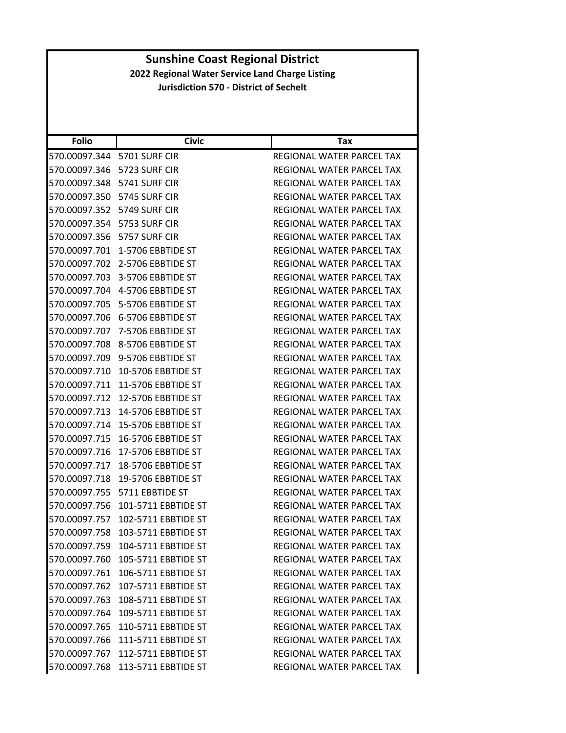# Sunshine Coast Regional District

## 2022 Regional Water Service Land Charge Listing

### Jurisdiction 570 - District of Sechelt

| Folio | Civic | Tax |
|---|---|---|
| 570.00097.344 | 5701 SURF CIR | REGIONAL WATER PARCEL TAX |
| 570.00097.346 | 5723 SURF CIR | REGIONAL WATER PARCEL TAX |
| 570.00097.348 | 5741 SURF CIR | REGIONAL WATER PARCEL TAX |
| 570.00097.350 | 5745 SURF CIR | REGIONAL WATER PARCEL TAX |
| 570.00097.352 | 5749 SURF CIR | REGIONAL WATER PARCEL TAX |
| 570.00097.354 | 5753 SURF CIR | REGIONAL WATER PARCEL TAX |
| 570.00097.356 | 5757 SURF CIR | REGIONAL WATER PARCEL TAX |
| 570.00097.701 | 1-5706 EBBTIDE ST | REGIONAL WATER PARCEL TAX |
| 570.00097.702 | 2-5706 EBBTIDE ST | REGIONAL WATER PARCEL TAX |
| 570.00097.703 | 3-5706 EBBTIDE ST | REGIONAL WATER PARCEL TAX |
| 570.00097.704 | 4-5706 EBBTIDE ST | REGIONAL WATER PARCEL TAX |
| 570.00097.705 | 5-5706 EBBTIDE ST | REGIONAL WATER PARCEL TAX |
| 570.00097.706 | 6-5706 EBBTIDE ST | REGIONAL WATER PARCEL TAX |
| 570.00097.707 | 7-5706 EBBTIDE ST | REGIONAL WATER PARCEL TAX |
| 570.00097.708 | 8-5706 EBBTIDE ST | REGIONAL WATER PARCEL TAX |
| 570.00097.709 | 9-5706 EBBTIDE ST | REGIONAL WATER PARCEL TAX |
| 570.00097.710 | 10-5706 EBBTIDE ST | REGIONAL WATER PARCEL TAX |
| 570.00097.711 | 11-5706 EBBTIDE ST | REGIONAL WATER PARCEL TAX |
| 570.00097.712 | 12-5706 EBBTIDE ST | REGIONAL WATER PARCEL TAX |
| 570.00097.713 | 14-5706 EBBTIDE ST | REGIONAL WATER PARCEL TAX |
| 570.00097.714 | 15-5706 EBBTIDE ST | REGIONAL WATER PARCEL TAX |
| 570.00097.715 | 16-5706 EBBTIDE ST | REGIONAL WATER PARCEL TAX |
| 570.00097.716 | 17-5706 EBBTIDE ST | REGIONAL WATER PARCEL TAX |
| 570.00097.717 | 18-5706 EBBTIDE ST | REGIONAL WATER PARCEL TAX |
| 570.00097.718 | 19-5706 EBBTIDE ST | REGIONAL WATER PARCEL TAX |
| 570.00097.755 | 5711 EBBTIDE ST | REGIONAL WATER PARCEL TAX |
| 570.00097.756 | 101-5711 EBBTIDE ST | REGIONAL WATER PARCEL TAX |
| 570.00097.757 | 102-5711 EBBTIDE ST | REGIONAL WATER PARCEL TAX |
| 570.00097.758 | 103-5711 EBBTIDE ST | REGIONAL WATER PARCEL TAX |
| 570.00097.759 | 104-5711 EBBTIDE ST | REGIONAL WATER PARCEL TAX |
| 570.00097.760 | 105-5711 EBBTIDE ST | REGIONAL WATER PARCEL TAX |
| 570.00097.761 | 106-5711 EBBTIDE ST | REGIONAL WATER PARCEL TAX |
| 570.00097.762 | 107-5711 EBBTIDE ST | REGIONAL WATER PARCEL TAX |
| 570.00097.763 | 108-5711 EBBTIDE ST | REGIONAL WATER PARCEL TAX |
| 570.00097.764 | 109-5711 EBBTIDE ST | REGIONAL WATER PARCEL TAX |
| 570.00097.765 | 110-5711 EBBTIDE ST | REGIONAL WATER PARCEL TAX |
| 570.00097.766 | 111-5711 EBBTIDE ST | REGIONAL WATER PARCEL TAX |
| 570.00097.767 | 112-5711 EBBTIDE ST | REGIONAL WATER PARCEL TAX |
| 570.00097.768 | 113-5711 EBBTIDE ST | REGIONAL WATER PARCEL TAX |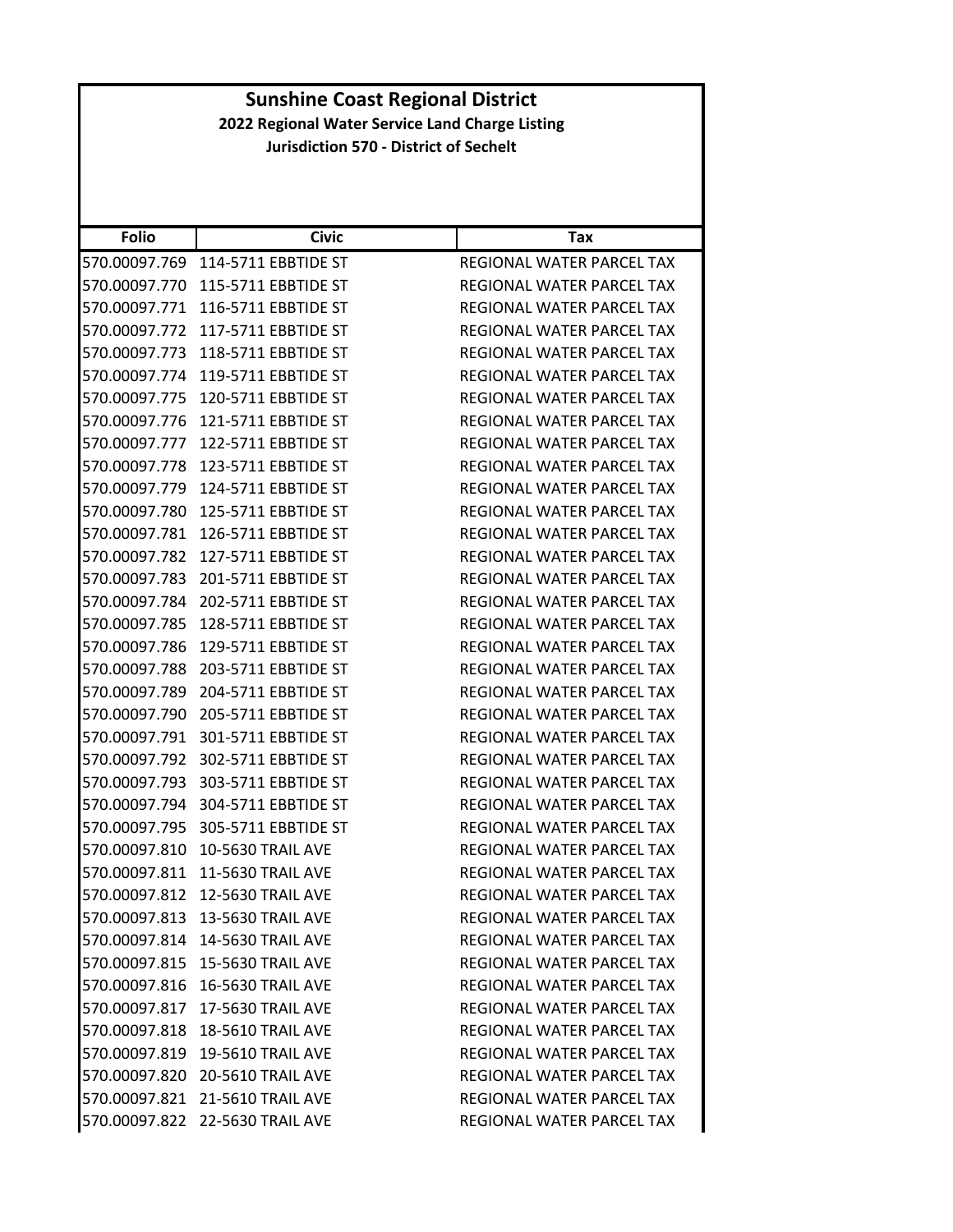# Sunshine Coast Regional District

## 2022 Regional Water Service Land Charge Listing

### Jurisdiction 570 - District of Sechelt

| Folio | Civic | Tax |
|---|---|---|
| 570.00097.769 | 114-5711 EBBTIDE ST | REGIONAL WATER PARCEL TAX |
| 570.00097.770 | 115-5711 EBBTIDE ST | REGIONAL WATER PARCEL TAX |
| 570.00097.771 | 116-5711 EBBTIDE ST | REGIONAL WATER PARCEL TAX |
| 570.00097.772 | 117-5711 EBBTIDE ST | REGIONAL WATER PARCEL TAX |
| 570.00097.773 | 118-5711 EBBTIDE ST | REGIONAL WATER PARCEL TAX |
| 570.00097.774 | 119-5711 EBBTIDE ST | REGIONAL WATER PARCEL TAX |
| 570.00097.775 | 120-5711 EBBTIDE ST | REGIONAL WATER PARCEL TAX |
| 570.00097.776 | 121-5711 EBBTIDE ST | REGIONAL WATER PARCEL TAX |
| 570.00097.777 | 122-5711 EBBTIDE ST | REGIONAL WATER PARCEL TAX |
| 570.00097.778 | 123-5711 EBBTIDE ST | REGIONAL WATER PARCEL TAX |
| 570.00097.779 | 124-5711 EBBTIDE ST | REGIONAL WATER PARCEL TAX |
| 570.00097.780 | 125-5711 EBBTIDE ST | REGIONAL WATER PARCEL TAX |
| 570.00097.781 | 126-5711 EBBTIDE ST | REGIONAL WATER PARCEL TAX |
| 570.00097.782 | 127-5711 EBBTIDE ST | REGIONAL WATER PARCEL TAX |
| 570.00097.783 | 201-5711 EBBTIDE ST | REGIONAL WATER PARCEL TAX |
| 570.00097.784 | 202-5711 EBBTIDE ST | REGIONAL WATER PARCEL TAX |
| 570.00097.785 | 128-5711 EBBTIDE ST | REGIONAL WATER PARCEL TAX |
| 570.00097.786 | 129-5711 EBBTIDE ST | REGIONAL WATER PARCEL TAX |
| 570.00097.788 | 203-5711 EBBTIDE ST | REGIONAL WATER PARCEL TAX |
| 570.00097.789 | 204-5711 EBBTIDE ST | REGIONAL WATER PARCEL TAX |
| 570.00097.790 | 205-5711 EBBTIDE ST | REGIONAL WATER PARCEL TAX |
| 570.00097.791 | 301-5711 EBBTIDE ST | REGIONAL WATER PARCEL TAX |
| 570.00097.792 | 302-5711 EBBTIDE ST | REGIONAL WATER PARCEL TAX |
| 570.00097.793 | 303-5711 EBBTIDE ST | REGIONAL WATER PARCEL TAX |
| 570.00097.794 | 304-5711 EBBTIDE ST | REGIONAL WATER PARCEL TAX |
| 570.00097.795 | 305-5711 EBBTIDE ST | REGIONAL WATER PARCEL TAX |
| 570.00097.810 | 10-5630 TRAIL AVE | REGIONAL WATER PARCEL TAX |
| 570.00097.811 | 11-5630 TRAIL AVE | REGIONAL WATER PARCEL TAX |
| 570.00097.812 | 12-5630 TRAIL AVE | REGIONAL WATER PARCEL TAX |
| 570.00097.813 | 13-5630 TRAIL AVE | REGIONAL WATER PARCEL TAX |
| 570.00097.814 | 14-5630 TRAIL AVE | REGIONAL WATER PARCEL TAX |
| 570.00097.815 | 15-5630 TRAIL AVE | REGIONAL WATER PARCEL TAX |
| 570.00097.816 | 16-5630 TRAIL AVE | REGIONAL WATER PARCEL TAX |
| 570.00097.817 | 17-5630 TRAIL AVE | REGIONAL WATER PARCEL TAX |
| 570.00097.818 | 18-5610 TRAIL AVE | REGIONAL WATER PARCEL TAX |
| 570.00097.819 | 19-5610 TRAIL AVE | REGIONAL WATER PARCEL TAX |
| 570.00097.820 | 20-5610 TRAIL AVE | REGIONAL WATER PARCEL TAX |
| 570.00097.821 | 21-5610 TRAIL AVE | REGIONAL WATER PARCEL TAX |
| 570.00097.822 | 22-5630 TRAIL AVE | REGIONAL WATER PARCEL TAX |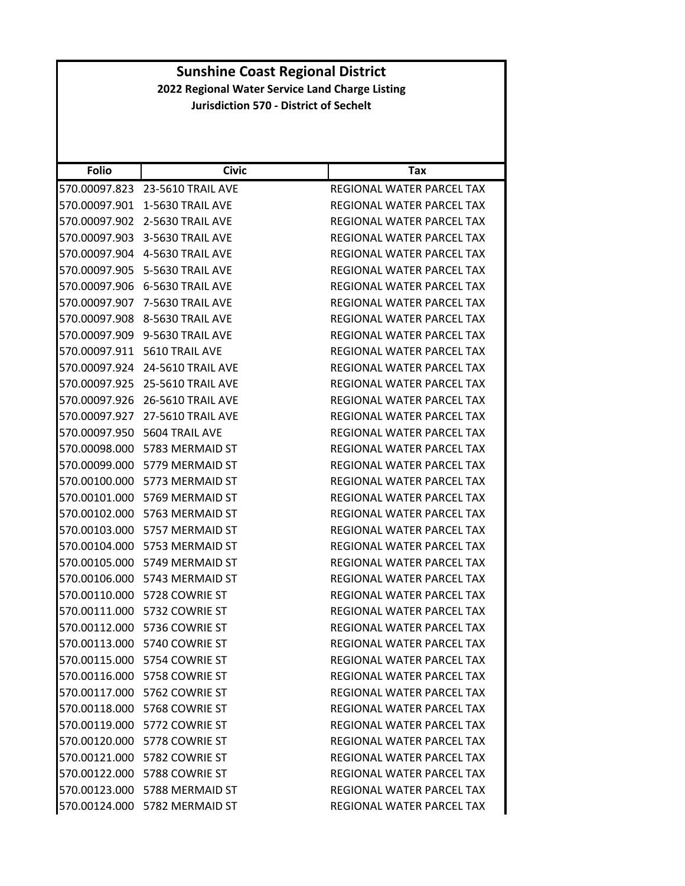# Sunshine Coast Regional District

**2022 Regional Water Service Land Charge Listing**

**Jurisdiction 570 - District of Sechelt**

| Folio | Civic | Tax |
|---|---|---|
| 570.00097.823 | 23-5610 TRAIL AVE | REGIONAL WATER PARCEL TAX |
| 570.00097.901 | 1-5630 TRAIL AVE | REGIONAL WATER PARCEL TAX |
| 570.00097.902 | 2-5630 TRAIL AVE | REGIONAL WATER PARCEL TAX |
| 570.00097.903 | 3-5630 TRAIL AVE | REGIONAL WATER PARCEL TAX |
| 570.00097.904 | 4-5630 TRAIL AVE | REGIONAL WATER PARCEL TAX |
| 570.00097.905 | 5-5630 TRAIL AVE | REGIONAL WATER PARCEL TAX |
| 570.00097.906 | 6-5630 TRAIL AVE | REGIONAL WATER PARCEL TAX |
| 570.00097.907 | 7-5630 TRAIL AVE | REGIONAL WATER PARCEL TAX |
| 570.00097.908 | 8-5630 TRAIL AVE | REGIONAL WATER PARCEL TAX |
| 570.00097.909 | 9-5630 TRAIL AVE | REGIONAL WATER PARCEL TAX |
| 570.00097.911 | 5610 TRAIL AVE | REGIONAL WATER PARCEL TAX |
| 570.00097.924 | 24-5610 TRAIL AVE | REGIONAL WATER PARCEL TAX |
| 570.00097.925 | 25-5610 TRAIL AVE | REGIONAL WATER PARCEL TAX |
| 570.00097.926 | 26-5610 TRAIL AVE | REGIONAL WATER PARCEL TAX |
| 570.00097.927 | 27-5610 TRAIL AVE | REGIONAL WATER PARCEL TAX |
| 570.00097.950 | 5604 TRAIL AVE | REGIONAL WATER PARCEL TAX |
| 570.00098.000 | 5783 MERMAID ST | REGIONAL WATER PARCEL TAX |
| 570.00099.000 | 5779 MERMAID ST | REGIONAL WATER PARCEL TAX |
| 570.00100.000 | 5773 MERMAID ST | REGIONAL WATER PARCEL TAX |
| 570.00101.000 | 5769 MERMAID ST | REGIONAL WATER PARCEL TAX |
| 570.00102.000 | 5763 MERMAID ST | REGIONAL WATER PARCEL TAX |
| 570.00103.000 | 5757 MERMAID ST | REGIONAL WATER PARCEL TAX |
| 570.00104.000 | 5753 MERMAID ST | REGIONAL WATER PARCEL TAX |
| 570.00105.000 | 5749 MERMAID ST | REGIONAL WATER PARCEL TAX |
| 570.00106.000 | 5743 MERMAID ST | REGIONAL WATER PARCEL TAX |
| 570.00110.000 | 5728 COWRIE ST | REGIONAL WATER PARCEL TAX |
| 570.00111.000 | 5732 COWRIE ST | REGIONAL WATER PARCEL TAX |
| 570.00112.000 | 5736 COWRIE ST | REGIONAL WATER PARCEL TAX |
| 570.00113.000 | 5740 COWRIE ST | REGIONAL WATER PARCEL TAX |
| 570.00115.000 | 5754 COWRIE ST | REGIONAL WATER PARCEL TAX |
| 570.00116.000 | 5758 COWRIE ST | REGIONAL WATER PARCEL TAX |
| 570.00117.000 | 5762 COWRIE ST | REGIONAL WATER PARCEL TAX |
| 570.00118.000 | 5768 COWRIE ST | REGIONAL WATER PARCEL TAX |
| 570.00119.000 | 5772 COWRIE ST | REGIONAL WATER PARCEL TAX |
| 570.00120.000 | 5778 COWRIE ST | REGIONAL WATER PARCEL TAX |
| 570.00121.000 | 5782 COWRIE ST | REGIONAL WATER PARCEL TAX |
| 570.00122.000 | 5788 COWRIE ST | REGIONAL WATER PARCEL TAX |
| 570.00123.000 | 5788 MERMAID ST | REGIONAL WATER PARCEL TAX |
| 570.00124.000 | 5782 MERMAID ST | REGIONAL WATER PARCEL TAX |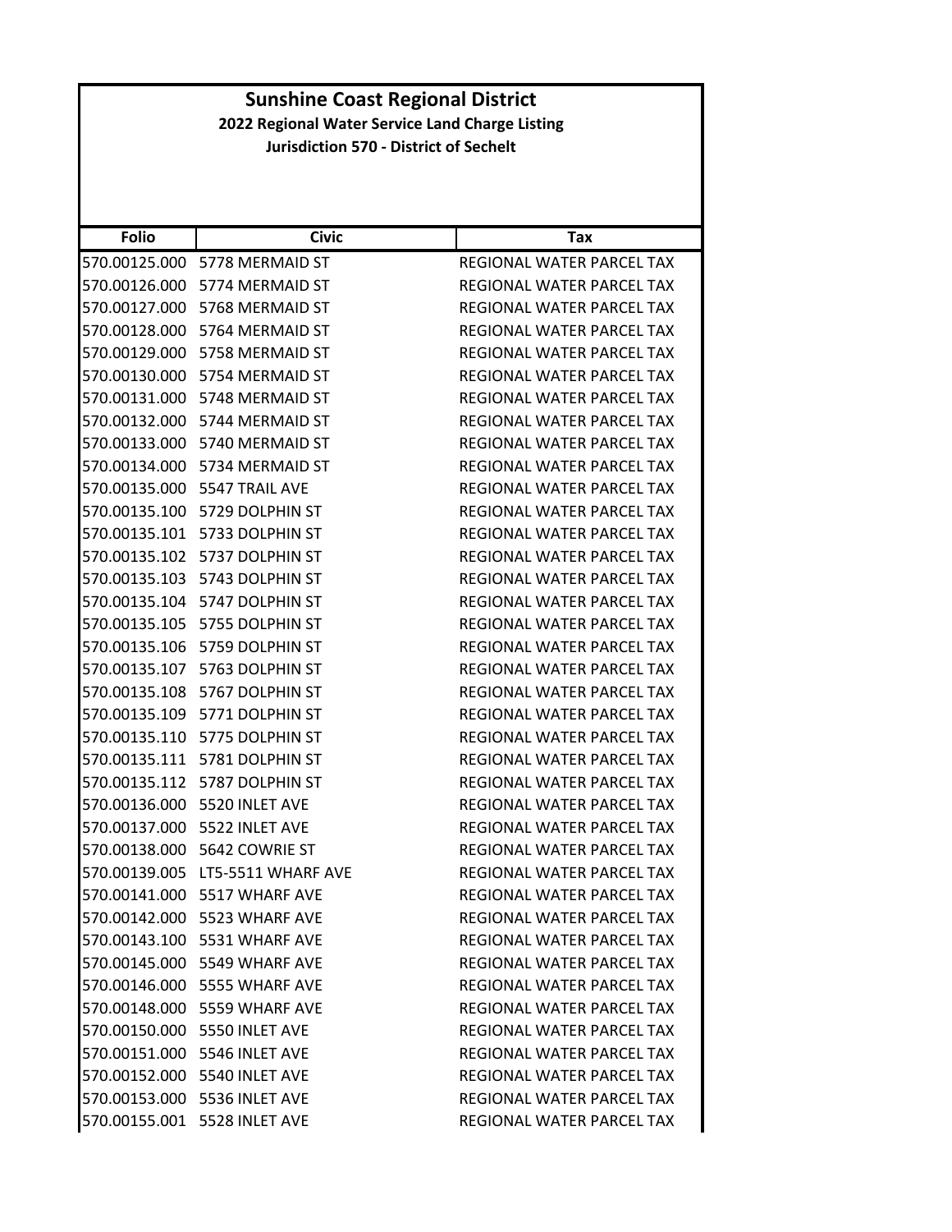# Sunshine Coast Regional District

## 2022 Regional Water Service Land Charge Listing

### Jurisdiction 570 - District of Sechelt

| Folio | Civic | Tax |
|---|---|---|
| 570.00125.000 | 5778 MERMAID ST | REGIONAL WATER PARCEL TAX |
| 570.00126.000 | 5774 MERMAID ST | REGIONAL WATER PARCEL TAX |
| 570.00127.000 | 5768 MERMAID ST | REGIONAL WATER PARCEL TAX |
| 570.00128.000 | 5764 MERMAID ST | REGIONAL WATER PARCEL TAX |
| 570.00129.000 | 5758 MERMAID ST | REGIONAL WATER PARCEL TAX |
| 570.00130.000 | 5754 MERMAID ST | REGIONAL WATER PARCEL TAX |
| 570.00131.000 | 5748 MERMAID ST | REGIONAL WATER PARCEL TAX |
| 570.00132.000 | 5744 MERMAID ST | REGIONAL WATER PARCEL TAX |
| 570.00133.000 | 5740 MERMAID ST | REGIONAL WATER PARCEL TAX |
| 570.00134.000 | 5734 MERMAID ST | REGIONAL WATER PARCEL TAX |
| 570.00135.000 | 5547 TRAIL AVE | REGIONAL WATER PARCEL TAX |
| 570.00135.100 | 5729 DOLPHIN ST | REGIONAL WATER PARCEL TAX |
| 570.00135.101 | 5733 DOLPHIN ST | REGIONAL WATER PARCEL TAX |
| 570.00135.102 | 5737 DOLPHIN ST | REGIONAL WATER PARCEL TAX |
| 570.00135.103 | 5743 DOLPHIN ST | REGIONAL WATER PARCEL TAX |
| 570.00135.104 | 5747 DOLPHIN ST | REGIONAL WATER PARCEL TAX |
| 570.00135.105 | 5755 DOLPHIN ST | REGIONAL WATER PARCEL TAX |
| 570.00135.106 | 5759 DOLPHIN ST | REGIONAL WATER PARCEL TAX |
| 570.00135.107 | 5763 DOLPHIN ST | REGIONAL WATER PARCEL TAX |
| 570.00135.108 | 5767 DOLPHIN ST | REGIONAL WATER PARCEL TAX |
| 570.00135.109 | 5771 DOLPHIN ST | REGIONAL WATER PARCEL TAX |
| 570.00135.110 | 5775 DOLPHIN ST | REGIONAL WATER PARCEL TAX |
| 570.00135.111 | 5781 DOLPHIN ST | REGIONAL WATER PARCEL TAX |
| 570.00135.112 | 5787 DOLPHIN ST | REGIONAL WATER PARCEL TAX |
| 570.00136.000 | 5520 INLET AVE | REGIONAL WATER PARCEL TAX |
| 570.00137.000 | 5522 INLET AVE | REGIONAL WATER PARCEL TAX |
| 570.00138.000 | 5642 COWRIE ST | REGIONAL WATER PARCEL TAX |
| 570.00139.005 | LT5-5511 WHARF AVE | REGIONAL WATER PARCEL TAX |
| 570.00141.000 | 5517 WHARF AVE | REGIONAL WATER PARCEL TAX |
| 570.00142.000 | 5523 WHARF AVE | REGIONAL WATER PARCEL TAX |
| 570.00143.100 | 5531 WHARF AVE | REGIONAL WATER PARCEL TAX |
| 570.00145.000 | 5549 WHARF AVE | REGIONAL WATER PARCEL TAX |
| 570.00146.000 | 5555 WHARF AVE | REGIONAL WATER PARCEL TAX |
| 570.00148.000 | 5559 WHARF AVE | REGIONAL WATER PARCEL TAX |
| 570.00150.000 | 5550 INLET AVE | REGIONAL WATER PARCEL TAX |
| 570.00151.000 | 5546 INLET AVE | REGIONAL WATER PARCEL TAX |
| 570.00152.000 | 5540 INLET AVE | REGIONAL WATER PARCEL TAX |
| 570.00153.000 | 5536 INLET AVE | REGIONAL WATER PARCEL TAX |
| 570.00155.001 | 5528 INLET AVE | REGIONAL WATER PARCEL TAX |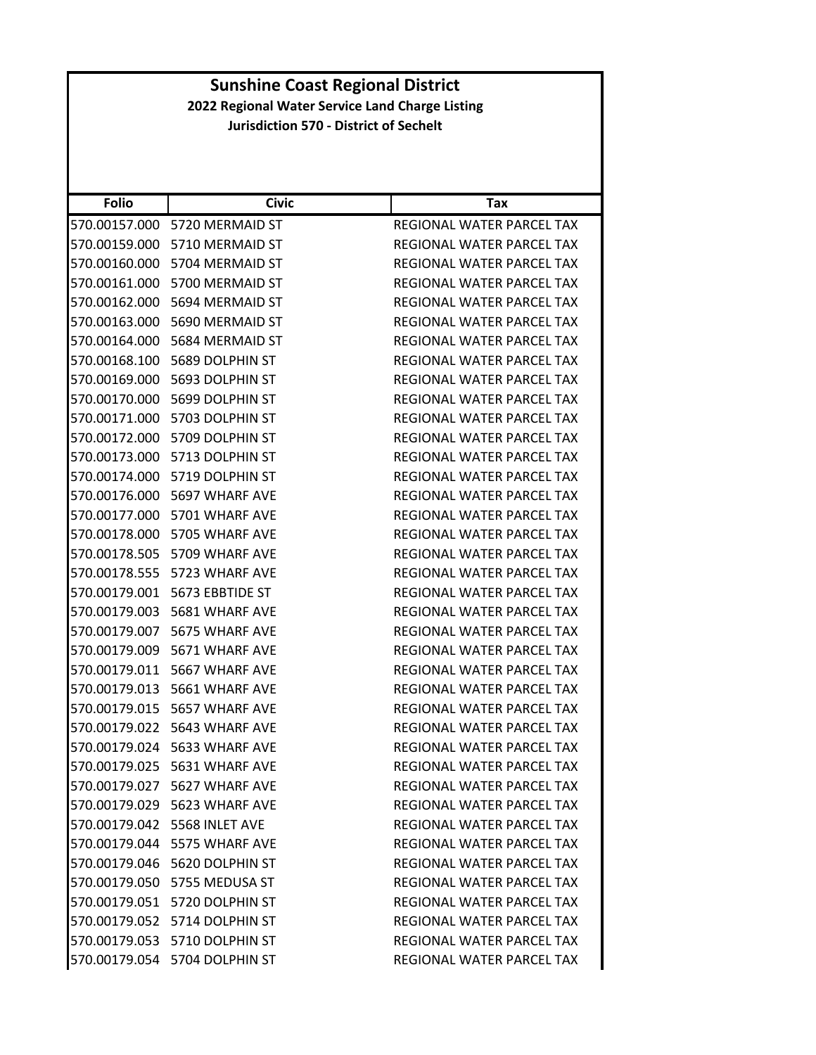# Sunshine Coast Regional District

## 2022 Regional Water Service Land Charge Listing

### Jurisdiction 570 - District of Sechelt

| Folio | Civic | Tax |
|---|---|---|
| 570.00157.000 | 5720 MERMAID ST | REGIONAL WATER PARCEL TAX |
| 570.00159.000 | 5710 MERMAID ST | REGIONAL WATER PARCEL TAX |
| 570.00160.000 | 5704 MERMAID ST | REGIONAL WATER PARCEL TAX |
| 570.00161.000 | 5700 MERMAID ST | REGIONAL WATER PARCEL TAX |
| 570.00162.000 | 5694 MERMAID ST | REGIONAL WATER PARCEL TAX |
| 570.00163.000 | 5690 MERMAID ST | REGIONAL WATER PARCEL TAX |
| 570.00164.000 | 5684 MERMAID ST | REGIONAL WATER PARCEL TAX |
| 570.00168.100 | 5689 DOLPHIN ST | REGIONAL WATER PARCEL TAX |
| 570.00169.000 | 5693 DOLPHIN ST | REGIONAL WATER PARCEL TAX |
| 570.00170.000 | 5699 DOLPHIN ST | REGIONAL WATER PARCEL TAX |
| 570.00171.000 | 5703 DOLPHIN ST | REGIONAL WATER PARCEL TAX |
| 570.00172.000 | 5709 DOLPHIN ST | REGIONAL WATER PARCEL TAX |
| 570.00173.000 | 5713 DOLPHIN ST | REGIONAL WATER PARCEL TAX |
| 570.00174.000 | 5719 DOLPHIN ST | REGIONAL WATER PARCEL TAX |
| 570.00176.000 | 5697 WHARF AVE | REGIONAL WATER PARCEL TAX |
| 570.00177.000 | 5701 WHARF AVE | REGIONAL WATER PARCEL TAX |
| 570.00178.000 | 5705 WHARF AVE | REGIONAL WATER PARCEL TAX |
| 570.00178.505 | 5709 WHARF AVE | REGIONAL WATER PARCEL TAX |
| 570.00178.555 | 5723 WHARF AVE | REGIONAL WATER PARCEL TAX |
| 570.00179.001 | 5673 EBBTIDE ST | REGIONAL WATER PARCEL TAX |
| 570.00179.003 | 5681 WHARF AVE | REGIONAL WATER PARCEL TAX |
| 570.00179.007 | 5675 WHARF AVE | REGIONAL WATER PARCEL TAX |
| 570.00179.009 | 5671 WHARF AVE | REGIONAL WATER PARCEL TAX |
| 570.00179.011 | 5667 WHARF AVE | REGIONAL WATER PARCEL TAX |
| 570.00179.013 | 5661 WHARF AVE | REGIONAL WATER PARCEL TAX |
| 570.00179.015 | 5657 WHARF AVE | REGIONAL WATER PARCEL TAX |
| 570.00179.022 | 5643 WHARF AVE | REGIONAL WATER PARCEL TAX |
| 570.00179.024 | 5633 WHARF AVE | REGIONAL WATER PARCEL TAX |
| 570.00179.025 | 5631 WHARF AVE | REGIONAL WATER PARCEL TAX |
| 570.00179.027 | 5627 WHARF AVE | REGIONAL WATER PARCEL TAX |
| 570.00179.029 | 5623 WHARF AVE | REGIONAL WATER PARCEL TAX |
| 570.00179.042 | 5568 INLET AVE | REGIONAL WATER PARCEL TAX |
| 570.00179.044 | 5575 WHARF AVE | REGIONAL WATER PARCEL TAX |
| 570.00179.046 | 5620 DOLPHIN ST | REGIONAL WATER PARCEL TAX |
| 570.00179.050 | 5755 MEDUSA ST | REGIONAL WATER PARCEL TAX |
| 570.00179.051 | 5720 DOLPHIN ST | REGIONAL WATER PARCEL TAX |
| 570.00179.052 | 5714 DOLPHIN ST | REGIONAL WATER PARCEL TAX |
| 570.00179.053 | 5710 DOLPHIN ST | REGIONAL WATER PARCEL TAX |
| 570.00179.054 | 5704 DOLPHIN ST | REGIONAL WATER PARCEL TAX |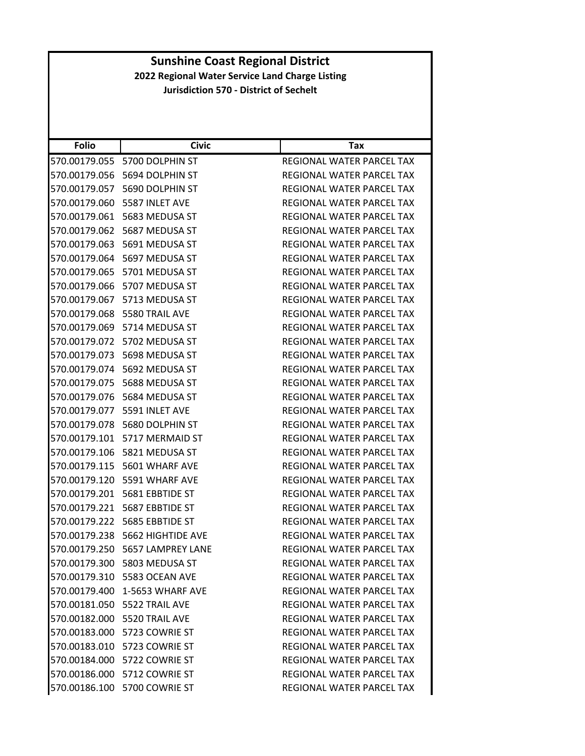# Sunshine Coast Regional District

**2022 Regional Water Service Land Charge Listing**

**Jurisdiction 570 - District of Sechelt**

| Folio | Civic | Tax |
|---|---|---|
| 570.00179.055 | 5700 DOLPHIN ST | REGIONAL WATER PARCEL TAX |
| 570.00179.056 | 5694 DOLPHIN ST | REGIONAL WATER PARCEL TAX |
| 570.00179.057 | 5690 DOLPHIN ST | REGIONAL WATER PARCEL TAX |
| 570.00179.060 | 5587 INLET AVE | REGIONAL WATER PARCEL TAX |
| 570.00179.061 | 5683 MEDUSA ST | REGIONAL WATER PARCEL TAX |
| 570.00179.062 | 5687 MEDUSA ST | REGIONAL WATER PARCEL TAX |
| 570.00179.063 | 5691 MEDUSA ST | REGIONAL WATER PARCEL TAX |
| 570.00179.064 | 5697 MEDUSA ST | REGIONAL WATER PARCEL TAX |
| 570.00179.065 | 5701 MEDUSA ST | REGIONAL WATER PARCEL TAX |
| 570.00179.066 | 5707 MEDUSA ST | REGIONAL WATER PARCEL TAX |
| 570.00179.067 | 5713 MEDUSA ST | REGIONAL WATER PARCEL TAX |
| 570.00179.068 | 5580 TRAIL AVE | REGIONAL WATER PARCEL TAX |
| 570.00179.069 | 5714 MEDUSA ST | REGIONAL WATER PARCEL TAX |
| 570.00179.072 | 5702 MEDUSA ST | REGIONAL WATER PARCEL TAX |
| 570.00179.073 | 5698 MEDUSA ST | REGIONAL WATER PARCEL TAX |
| 570.00179.074 | 5692 MEDUSA ST | REGIONAL WATER PARCEL TAX |
| 570.00179.075 | 5688 MEDUSA ST | REGIONAL WATER PARCEL TAX |
| 570.00179.076 | 5684 MEDUSA ST | REGIONAL WATER PARCEL TAX |
| 570.00179.077 | 5591 INLET AVE | REGIONAL WATER PARCEL TAX |
| 570.00179.078 | 5680 DOLPHIN ST | REGIONAL WATER PARCEL TAX |
| 570.00179.101 | 5717 MERMAID ST | REGIONAL WATER PARCEL TAX |
| 570.00179.106 | 5821 MEDUSA ST | REGIONAL WATER PARCEL TAX |
| 570.00179.115 | 5601 WHARF AVE | REGIONAL WATER PARCEL TAX |
| 570.00179.120 | 5591 WHARF AVE | REGIONAL WATER PARCEL TAX |
| 570.00179.201 | 5681 EBBTIDE ST | REGIONAL WATER PARCEL TAX |
| 570.00179.221 | 5687 EBBTIDE ST | REGIONAL WATER PARCEL TAX |
| 570.00179.222 | 5685 EBBTIDE ST | REGIONAL WATER PARCEL TAX |
| 570.00179.238 | 5662 HIGHTIDE AVE | REGIONAL WATER PARCEL TAX |
| 570.00179.250 | 5657 LAMPREY LANE | REGIONAL WATER PARCEL TAX |
| 570.00179.300 | 5803 MEDUSA ST | REGIONAL WATER PARCEL TAX |
| 570.00179.310 | 5583 OCEAN AVE | REGIONAL WATER PARCEL TAX |
| 570.00179.400 | 1-5653 WHARF AVE | REGIONAL WATER PARCEL TAX |
| 570.00181.050 | 5522 TRAIL AVE | REGIONAL WATER PARCEL TAX |
| 570.00182.000 | 5520 TRAIL AVE | REGIONAL WATER PARCEL TAX |
| 570.00183.000 | 5723 COWRIE ST | REGIONAL WATER PARCEL TAX |
| 570.00183.010 | 5723 COWRIE ST | REGIONAL WATER PARCEL TAX |
| 570.00184.000 | 5722 COWRIE ST | REGIONAL WATER PARCEL TAX |
| 570.00186.000 | 5712 COWRIE ST | REGIONAL WATER PARCEL TAX |
| 570.00186.100 | 5700 COWRIE ST | REGIONAL WATER PARCEL TAX |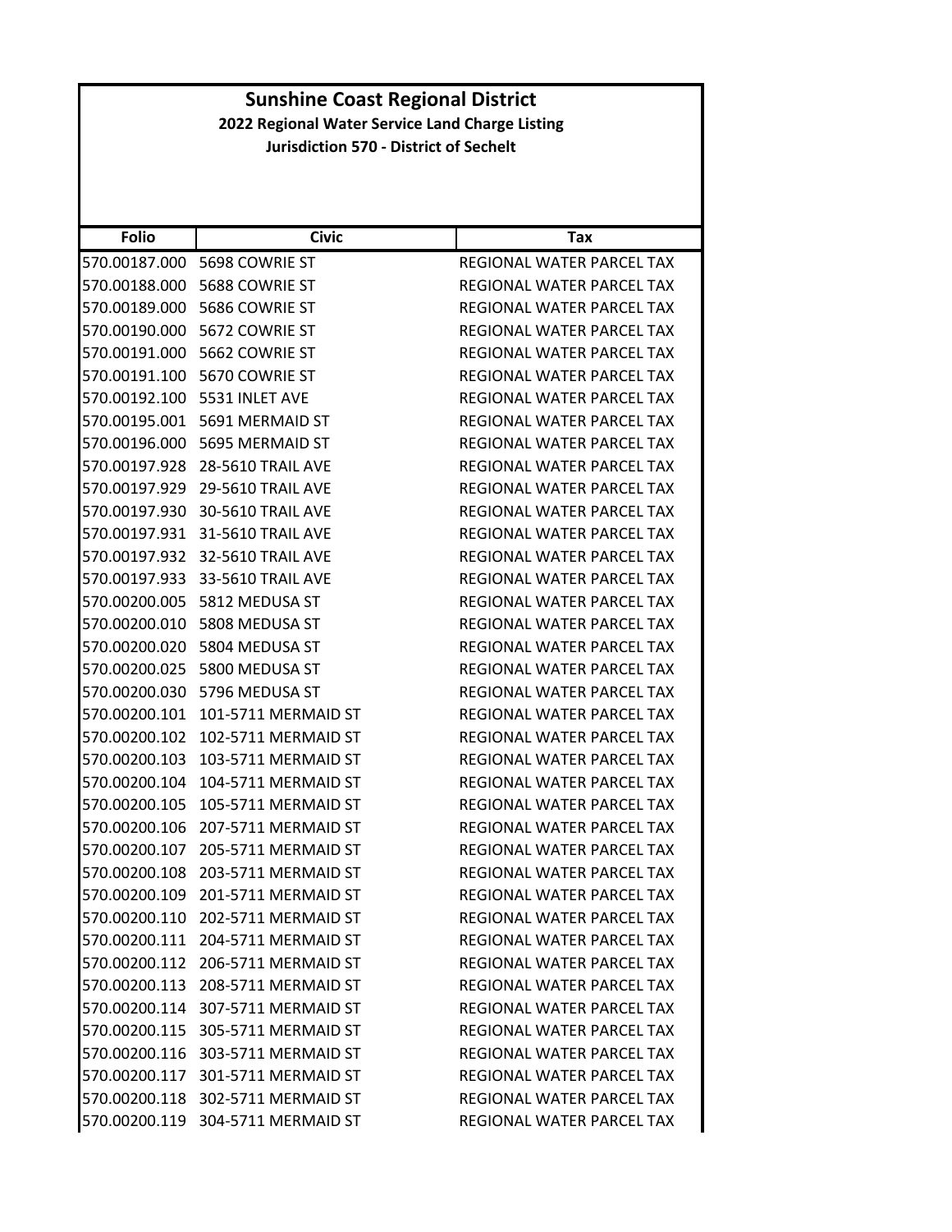# Sunshine Coast Regional District

## 2022 Regional Water Service Land Charge Listing

### Jurisdiction 570 - District of Sechelt

| Folio | Civic | Tax |
|---|---|---|
| 570.00187.000 | 5698 COWRIE ST | REGIONAL WATER PARCEL TAX |
| 570.00188.000 | 5688 COWRIE ST | REGIONAL WATER PARCEL TAX |
| 570.00189.000 | 5686 COWRIE ST | REGIONAL WATER PARCEL TAX |
| 570.00190.000 | 5672 COWRIE ST | REGIONAL WATER PARCEL TAX |
| 570.00191.000 | 5662 COWRIE ST | REGIONAL WATER PARCEL TAX |
| 570.00191.100 | 5670 COWRIE ST | REGIONAL WATER PARCEL TAX |
| 570.00192.100 | 5531 INLET AVE | REGIONAL WATER PARCEL TAX |
| 570.00195.001 | 5691 MERMAID ST | REGIONAL WATER PARCEL TAX |
| 570.00196.000 | 5695 MERMAID ST | REGIONAL WATER PARCEL TAX |
| 570.00197.928 | 28-5610 TRAIL AVE | REGIONAL WATER PARCEL TAX |
| 570.00197.929 | 29-5610 TRAIL AVE | REGIONAL WATER PARCEL TAX |
| 570.00197.930 | 30-5610 TRAIL AVE | REGIONAL WATER PARCEL TAX |
| 570.00197.931 | 31-5610 TRAIL AVE | REGIONAL WATER PARCEL TAX |
| 570.00197.932 | 32-5610 TRAIL AVE | REGIONAL WATER PARCEL TAX |
| 570.00197.933 | 33-5610 TRAIL AVE | REGIONAL WATER PARCEL TAX |
| 570.00200.005 | 5812 MEDUSA ST | REGIONAL WATER PARCEL TAX |
| 570.00200.010 | 5808 MEDUSA ST | REGIONAL WATER PARCEL TAX |
| 570.00200.020 | 5804 MEDUSA ST | REGIONAL WATER PARCEL TAX |
| 570.00200.025 | 5800 MEDUSA ST | REGIONAL WATER PARCEL TAX |
| 570.00200.030 | 5796 MEDUSA ST | REGIONAL WATER PARCEL TAX |
| 570.00200.101 | 101-5711 MERMAID ST | REGIONAL WATER PARCEL TAX |
| 570.00200.102 | 102-5711 MERMAID ST | REGIONAL WATER PARCEL TAX |
| 570.00200.103 | 103-5711 MERMAID ST | REGIONAL WATER PARCEL TAX |
| 570.00200.104 | 104-5711 MERMAID ST | REGIONAL WATER PARCEL TAX |
| 570.00200.105 | 105-5711 MERMAID ST | REGIONAL WATER PARCEL TAX |
| 570.00200.106 | 207-5711 MERMAID ST | REGIONAL WATER PARCEL TAX |
| 570.00200.107 | 205-5711 MERMAID ST | REGIONAL WATER PARCEL TAX |
| 570.00200.108 | 203-5711 MERMAID ST | REGIONAL WATER PARCEL TAX |
| 570.00200.109 | 201-5711 MERMAID ST | REGIONAL WATER PARCEL TAX |
| 570.00200.110 | 202-5711 MERMAID ST | REGIONAL WATER PARCEL TAX |
| 570.00200.111 | 204-5711 MERMAID ST | REGIONAL WATER PARCEL TAX |
| 570.00200.112 | 206-5711 MERMAID ST | REGIONAL WATER PARCEL TAX |
| 570.00200.113 | 208-5711 MERMAID ST | REGIONAL WATER PARCEL TAX |
| 570.00200.114 | 307-5711 MERMAID ST | REGIONAL WATER PARCEL TAX |
| 570.00200.115 | 305-5711 MERMAID ST | REGIONAL WATER PARCEL TAX |
| 570.00200.116 | 303-5711 MERMAID ST | REGIONAL WATER PARCEL TAX |
| 570.00200.117 | 301-5711 MERMAID ST | REGIONAL WATER PARCEL TAX |
| 570.00200.118 | 302-5711 MERMAID ST | REGIONAL WATER PARCEL TAX |
| 570.00200.119 | 304-5711 MERMAID ST | REGIONAL WATER PARCEL TAX |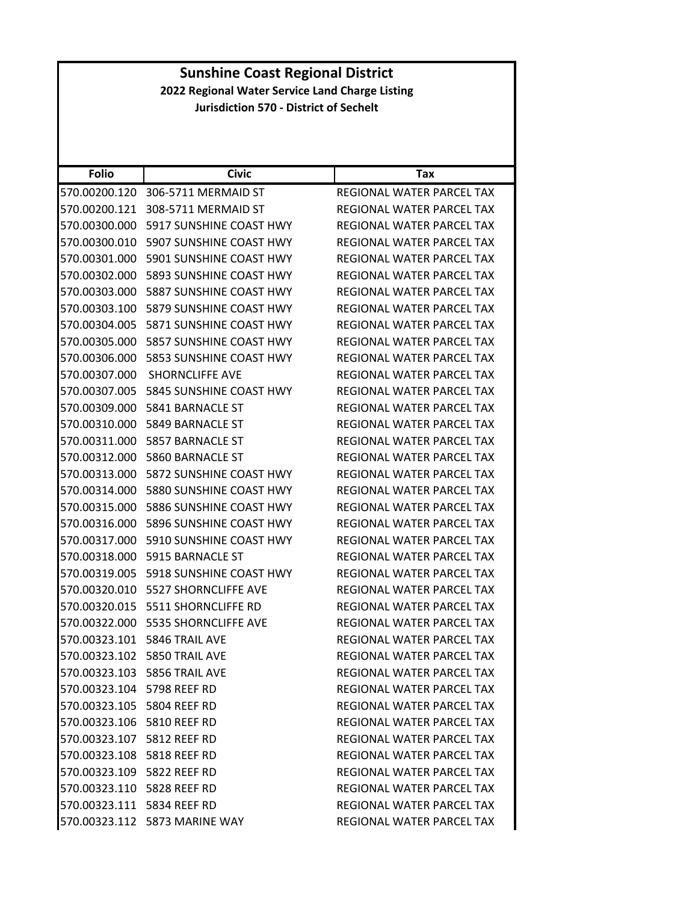# Sunshine Coast Regional District

## 2022 Regional Water Service Land Charge Listing

### Jurisdiction 570 - District of Sechelt

| Folio | Civic | Tax |
|---|---|---|
| 570.00200.120 | 306-5711 MERMAID ST | REGIONAL WATER PARCEL TAX |
| 570.00200.121 | 308-5711 MERMAID ST | REGIONAL WATER PARCEL TAX |
| 570.00300.000 | 5917 SUNSHINE COAST HWY | REGIONAL WATER PARCEL TAX |
| 570.00300.010 | 5907 SUNSHINE COAST HWY | REGIONAL WATER PARCEL TAX |
| 570.00301.000 | 5901 SUNSHINE COAST HWY | REGIONAL WATER PARCEL TAX |
| 570.00302.000 | 5893 SUNSHINE COAST HWY | REGIONAL WATER PARCEL TAX |
| 570.00303.000 | 5887 SUNSHINE COAST HWY | REGIONAL WATER PARCEL TAX |
| 570.00303.100 | 5879 SUNSHINE COAST HWY | REGIONAL WATER PARCEL TAX |
| 570.00304.005 | 5871 SUNSHINE COAST HWY | REGIONAL WATER PARCEL TAX |
| 570.00305.000 | 5857 SUNSHINE COAST HWY | REGIONAL WATER PARCEL TAX |
| 570.00306.000 | 5853 SUNSHINE COAST HWY | REGIONAL WATER PARCEL TAX |
| 570.00307.000 | SHORNCLIFFE AVE | REGIONAL WATER PARCEL TAX |
| 570.00307.005 | 5845 SUNSHINE COAST HWY | REGIONAL WATER PARCEL TAX |
| 570.00309.000 | 5841 BARNACLE ST | REGIONAL WATER PARCEL TAX |
| 570.00310.000 | 5849 BARNACLE ST | REGIONAL WATER PARCEL TAX |
| 570.00311.000 | 5857 BARNACLE ST | REGIONAL WATER PARCEL TAX |
| 570.00312.000 | 5860 BARNACLE ST | REGIONAL WATER PARCEL TAX |
| 570.00313.000 | 5872 SUNSHINE COAST HWY | REGIONAL WATER PARCEL TAX |
| 570.00314.000 | 5880 SUNSHINE COAST HWY | REGIONAL WATER PARCEL TAX |
| 570.00315.000 | 5886 SUNSHINE COAST HWY | REGIONAL WATER PARCEL TAX |
| 570.00316.000 | 5896 SUNSHINE COAST HWY | REGIONAL WATER PARCEL TAX |
| 570.00317.000 | 5910 SUNSHINE COAST HWY | REGIONAL WATER PARCEL TAX |
| 570.00318.000 | 5915 BARNACLE ST | REGIONAL WATER PARCEL TAX |
| 570.00319.005 | 5918 SUNSHINE COAST HWY | REGIONAL WATER PARCEL TAX |
| 570.00320.010 | 5527 SHORNCLIFFE AVE | REGIONAL WATER PARCEL TAX |
| 570.00320.015 | 5511 SHORNCLIFFE RD | REGIONAL WATER PARCEL TAX |
| 570.00322.000 | 5535 SHORNCLIFFE AVE | REGIONAL WATER PARCEL TAX |
| 570.00323.101 | 5846 TRAIL AVE | REGIONAL WATER PARCEL TAX |
| 570.00323.102 | 5850 TRAIL AVE | REGIONAL WATER PARCEL TAX |
| 570.00323.103 | 5856 TRAIL AVE | REGIONAL WATER PARCEL TAX |
| 570.00323.104 | 5798 REEF RD | REGIONAL WATER PARCEL TAX |
| 570.00323.105 | 5804 REEF RD | REGIONAL WATER PARCEL TAX |
| 570.00323.106 | 5810 REEF RD | REGIONAL WATER PARCEL TAX |
| 570.00323.107 | 5812 REEF RD | REGIONAL WATER PARCEL TAX |
| 570.00323.108 | 5818 REEF RD | REGIONAL WATER PARCEL TAX |
| 570.00323.109 | 5822 REEF RD | REGIONAL WATER PARCEL TAX |
| 570.00323.110 | 5828 REEF RD | REGIONAL WATER PARCEL TAX |
| 570.00323.111 | 5834 REEF RD | REGIONAL WATER PARCEL TAX |
| 570.00323.112 | 5873 MARINE WAY | REGIONAL WATER PARCEL TAX |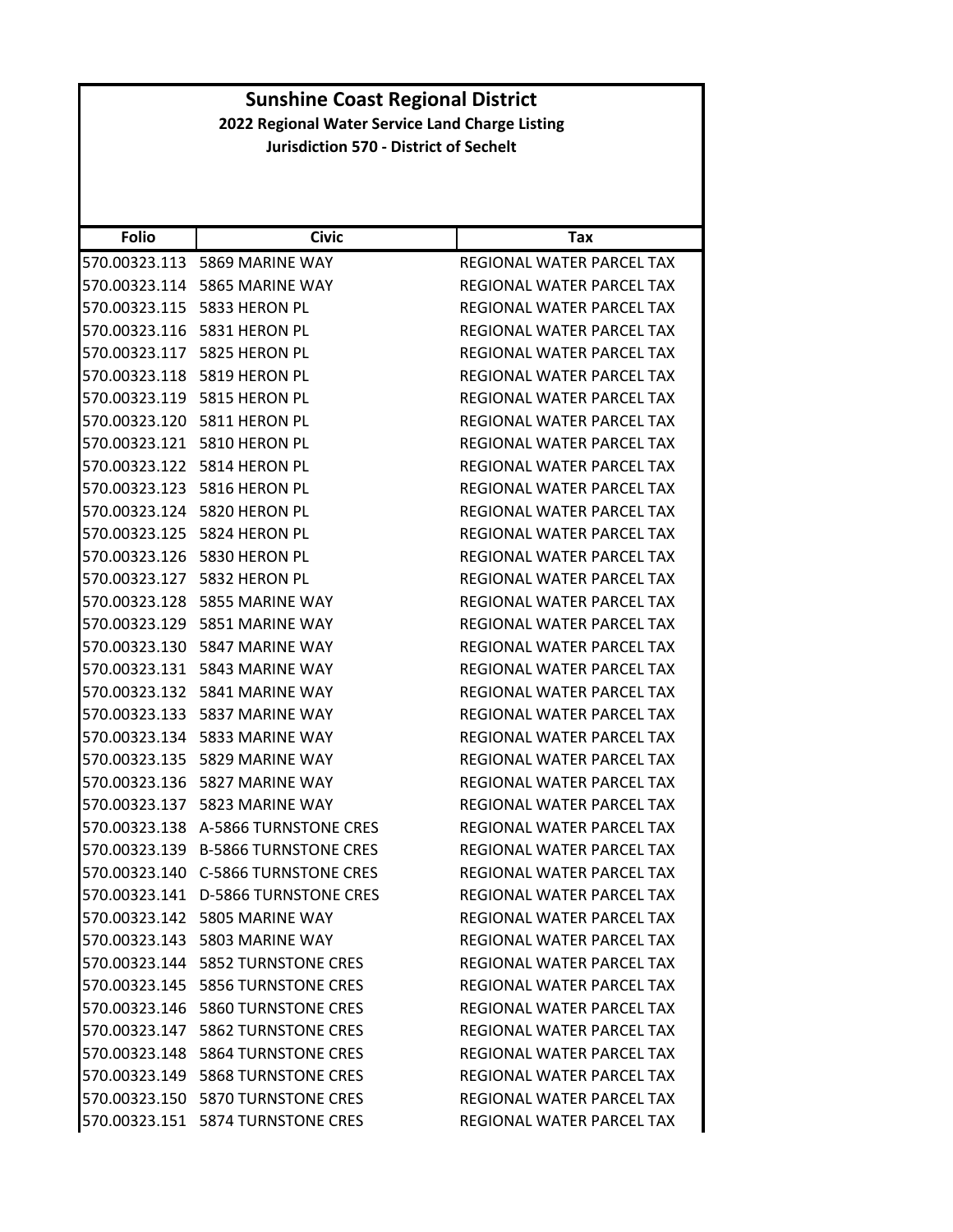# Sunshine Coast Regional District

## 2022 Regional Water Service Land Charge Listing

### Jurisdiction 570 - District of Sechelt

| Folio | Civic | Tax |
|---|---|---|
| 570.00323.113 | 5869 MARINE WAY | REGIONAL WATER PARCEL TAX |
| 570.00323.114 | 5865 MARINE WAY | REGIONAL WATER PARCEL TAX |
| 570.00323.115 | 5833 HERON PL | REGIONAL WATER PARCEL TAX |
| 570.00323.116 | 5831 HERON PL | REGIONAL WATER PARCEL TAX |
| 570.00323.117 | 5825 HERON PL | REGIONAL WATER PARCEL TAX |
| 570.00323.118 | 5819 HERON PL | REGIONAL WATER PARCEL TAX |
| 570.00323.119 | 5815 HERON PL | REGIONAL WATER PARCEL TAX |
| 570.00323.120 | 5811 HERON PL | REGIONAL WATER PARCEL TAX |
| 570.00323.121 | 5810 HERON PL | REGIONAL WATER PARCEL TAX |
| 570.00323.122 | 5814 HERON PL | REGIONAL WATER PARCEL TAX |
| 570.00323.123 | 5816 HERON PL | REGIONAL WATER PARCEL TAX |
| 570.00323.124 | 5820 HERON PL | REGIONAL WATER PARCEL TAX |
| 570.00323.125 | 5824 HERON PL | REGIONAL WATER PARCEL TAX |
| 570.00323.126 | 5830 HERON PL | REGIONAL WATER PARCEL TAX |
| 570.00323.127 | 5832 HERON PL | REGIONAL WATER PARCEL TAX |
| 570.00323.128 | 5855 MARINE WAY | REGIONAL WATER PARCEL TAX |
| 570.00323.129 | 5851 MARINE WAY | REGIONAL WATER PARCEL TAX |
| 570.00323.130 | 5847 MARINE WAY | REGIONAL WATER PARCEL TAX |
| 570.00323.131 | 5843 MARINE WAY | REGIONAL WATER PARCEL TAX |
| 570.00323.132 | 5841 MARINE WAY | REGIONAL WATER PARCEL TAX |
| 570.00323.133 | 5837 MARINE WAY | REGIONAL WATER PARCEL TAX |
| 570.00323.134 | 5833 MARINE WAY | REGIONAL WATER PARCEL TAX |
| 570.00323.135 | 5829 MARINE WAY | REGIONAL WATER PARCEL TAX |
| 570.00323.136 | 5827 MARINE WAY | REGIONAL WATER PARCEL TAX |
| 570.00323.137 | 5823 MARINE WAY | REGIONAL WATER PARCEL TAX |
| 570.00323.138 | A-5866 TURNSTONE CRES | REGIONAL WATER PARCEL TAX |
| 570.00323.139 | B-5866 TURNSTONE CRES | REGIONAL WATER PARCEL TAX |
| 570.00323.140 | C-5866 TURNSTONE CRES | REGIONAL WATER PARCEL TAX |
| 570.00323.141 | D-5866 TURNSTONE CRES | REGIONAL WATER PARCEL TAX |
| 570.00323.142 | 5805 MARINE WAY | REGIONAL WATER PARCEL TAX |
| 570.00323.143 | 5803 MARINE WAY | REGIONAL WATER PARCEL TAX |
| 570.00323.144 | 5852 TURNSTONE CRES | REGIONAL WATER PARCEL TAX |
| 570.00323.145 | 5856 TURNSTONE CRES | REGIONAL WATER PARCEL TAX |
| 570.00323.146 | 5860 TURNSTONE CRES | REGIONAL WATER PARCEL TAX |
| 570.00323.147 | 5862 TURNSTONE CRES | REGIONAL WATER PARCEL TAX |
| 570.00323.148 | 5864 TURNSTONE CRES | REGIONAL WATER PARCEL TAX |
| 570.00323.149 | 5868 TURNSTONE CRES | REGIONAL WATER PARCEL TAX |
| 570.00323.150 | 5870 TURNSTONE CRES | REGIONAL WATER PARCEL TAX |
| 570.00323.151 | 5874 TURNSTONE CRES | REGIONAL WATER PARCEL TAX |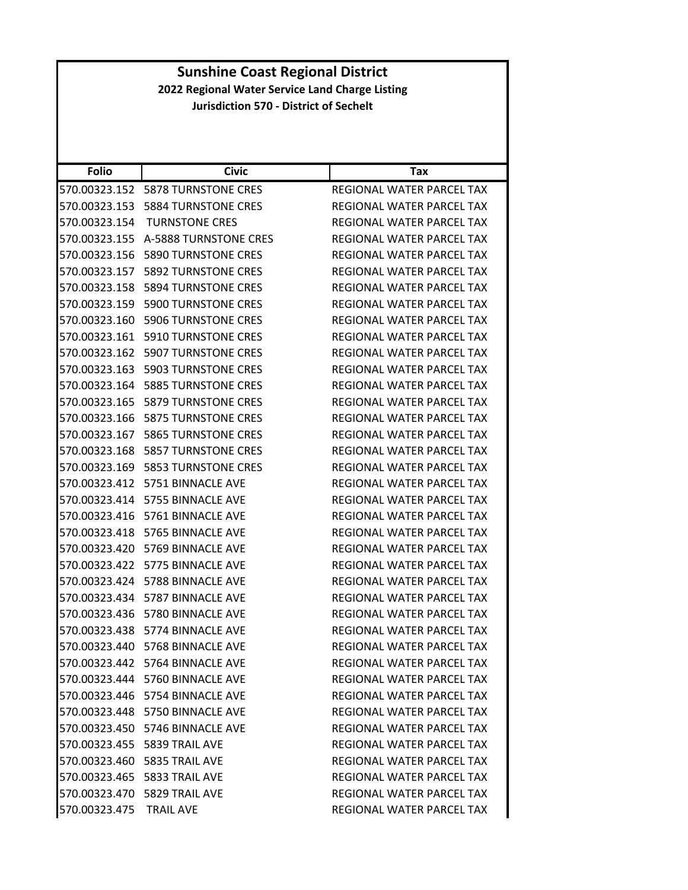# Sunshine Coast Regional District

## 2022 Regional Water Service Land Charge Listing

### Jurisdiction 570 - District of Sechelt

| Folio | Civic | Tax |
|---|---|---|
| 570.00323.152 | 5878 TURNSTONE CRES | REGIONAL WATER PARCEL TAX |
| 570.00323.153 | 5884 TURNSTONE CRES | REGIONAL WATER PARCEL TAX |
| 570.00323.154 | TURNSTONE CRES | REGIONAL WATER PARCEL TAX |
| 570.00323.155 | A-5888 TURNSTONE CRES | REGIONAL WATER PARCEL TAX |
| 570.00323.156 | 5890 TURNSTONE CRES | REGIONAL WATER PARCEL TAX |
| 570.00323.157 | 5892 TURNSTONE CRES | REGIONAL WATER PARCEL TAX |
| 570.00323.158 | 5894 TURNSTONE CRES | REGIONAL WATER PARCEL TAX |
| 570.00323.159 | 5900 TURNSTONE CRES | REGIONAL WATER PARCEL TAX |
| 570.00323.160 | 5906 TURNSTONE CRES | REGIONAL WATER PARCEL TAX |
| 570.00323.161 | 5910 TURNSTONE CRES | REGIONAL WATER PARCEL TAX |
| 570.00323.162 | 5907 TURNSTONE CRES | REGIONAL WATER PARCEL TAX |
| 570.00323.163 | 5903 TURNSTONE CRES | REGIONAL WATER PARCEL TAX |
| 570.00323.164 | 5885 TURNSTONE CRES | REGIONAL WATER PARCEL TAX |
| 570.00323.165 | 5879 TURNSTONE CRES | REGIONAL WATER PARCEL TAX |
| 570.00323.166 | 5875 TURNSTONE CRES | REGIONAL WATER PARCEL TAX |
| 570.00323.167 | 5865 TURNSTONE CRES | REGIONAL WATER PARCEL TAX |
| 570.00323.168 | 5857 TURNSTONE CRES | REGIONAL WATER PARCEL TAX |
| 570.00323.169 | 5853 TURNSTONE CRES | REGIONAL WATER PARCEL TAX |
| 570.00323.412 | 5751 BINNACLE AVE | REGIONAL WATER PARCEL TAX |
| 570.00323.414 | 5755 BINNACLE AVE | REGIONAL WATER PARCEL TAX |
| 570.00323.416 | 5761 BINNACLE AVE | REGIONAL WATER PARCEL TAX |
| 570.00323.418 | 5765 BINNACLE AVE | REGIONAL WATER PARCEL TAX |
| 570.00323.420 | 5769 BINNACLE AVE | REGIONAL WATER PARCEL TAX |
| 570.00323.422 | 5775 BINNACLE AVE | REGIONAL WATER PARCEL TAX |
| 570.00323.424 | 5788 BINNACLE AVE | REGIONAL WATER PARCEL TAX |
| 570.00323.434 | 5787 BINNACLE AVE | REGIONAL WATER PARCEL TAX |
| 570.00323.436 | 5780 BINNACLE AVE | REGIONAL WATER PARCEL TAX |
| 570.00323.438 | 5774 BINNACLE AVE | REGIONAL WATER PARCEL TAX |
| 570.00323.440 | 5768 BINNACLE AVE | REGIONAL WATER PARCEL TAX |
| 570.00323.442 | 5764 BINNACLE AVE | REGIONAL WATER PARCEL TAX |
| 570.00323.444 | 5760 BINNACLE AVE | REGIONAL WATER PARCEL TAX |
| 570.00323.446 | 5754 BINNACLE AVE | REGIONAL WATER PARCEL TAX |
| 570.00323.448 | 5750 BINNACLE AVE | REGIONAL WATER PARCEL TAX |
| 570.00323.450 | 5746 BINNACLE AVE | REGIONAL WATER PARCEL TAX |
| 570.00323.455 | 5839 TRAIL AVE | REGIONAL WATER PARCEL TAX |
| 570.00323.460 | 5835 TRAIL AVE | REGIONAL WATER PARCEL TAX |
| 570.00323.465 | 5833 TRAIL AVE | REGIONAL WATER PARCEL TAX |
| 570.00323.470 | 5829 TRAIL AVE | REGIONAL WATER PARCEL TAX |
| 570.00323.475 | TRAIL AVE | REGIONAL WATER PARCEL TAX |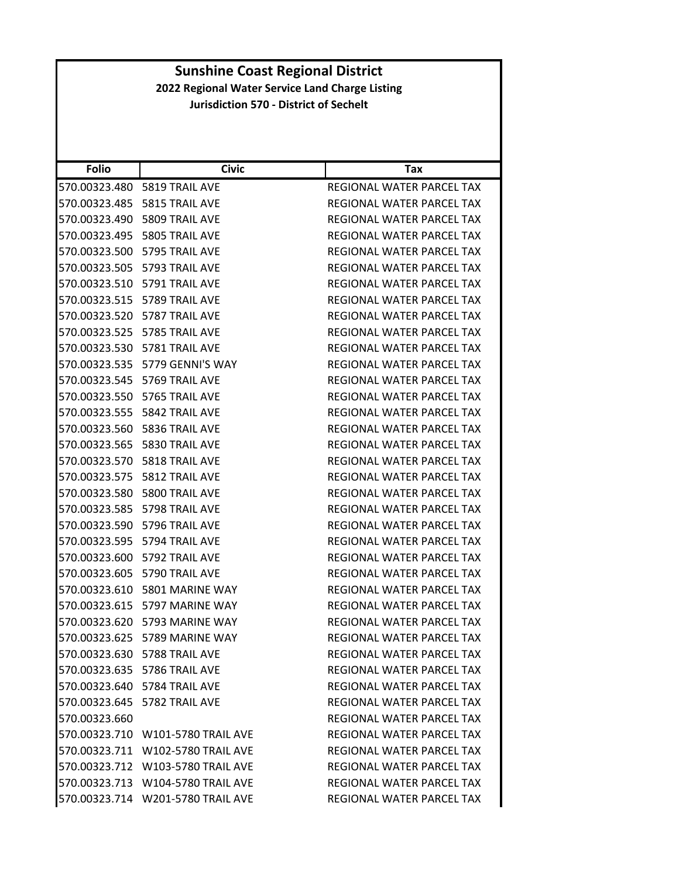# Sunshine Coast Regional District

**2022 Regional Water Service Land Charge Listing**

**Jurisdiction 570 - District of Sechelt**

| Folio | Civic | Tax |
|---|---|---|
| 570.00323.480 | 5819 TRAIL AVE | REGIONAL WATER PARCEL TAX |
| 570.00323.485 | 5815 TRAIL AVE | REGIONAL WATER PARCEL TAX |
| 570.00323.490 | 5809 TRAIL AVE | REGIONAL WATER PARCEL TAX |
| 570.00323.495 | 5805 TRAIL AVE | REGIONAL WATER PARCEL TAX |
| 570.00323.500 | 5795 TRAIL AVE | REGIONAL WATER PARCEL TAX |
| 570.00323.505 | 5793 TRAIL AVE | REGIONAL WATER PARCEL TAX |
| 570.00323.510 | 5791 TRAIL AVE | REGIONAL WATER PARCEL TAX |
| 570.00323.515 | 5789 TRAIL AVE | REGIONAL WATER PARCEL TAX |
| 570.00323.520 | 5787 TRAIL AVE | REGIONAL WATER PARCEL TAX |
| 570.00323.525 | 5785 TRAIL AVE | REGIONAL WATER PARCEL TAX |
| 570.00323.530 | 5781 TRAIL AVE | REGIONAL WATER PARCEL TAX |
| 570.00323.535 | 5779 GENNI'S WAY | REGIONAL WATER PARCEL TAX |
| 570.00323.545 | 5769 TRAIL AVE | REGIONAL WATER PARCEL TAX |
| 570.00323.550 | 5765 TRAIL AVE | REGIONAL WATER PARCEL TAX |
| 570.00323.555 | 5842 TRAIL AVE | REGIONAL WATER PARCEL TAX |
| 570.00323.560 | 5836 TRAIL AVE | REGIONAL WATER PARCEL TAX |
| 570.00323.565 | 5830 TRAIL AVE | REGIONAL WATER PARCEL TAX |
| 570.00323.570 | 5818 TRAIL AVE | REGIONAL WATER PARCEL TAX |
| 570.00323.575 | 5812 TRAIL AVE | REGIONAL WATER PARCEL TAX |
| 570.00323.580 | 5800 TRAIL AVE | REGIONAL WATER PARCEL TAX |
| 570.00323.585 | 5798 TRAIL AVE | REGIONAL WATER PARCEL TAX |
| 570.00323.590 | 5796 TRAIL AVE | REGIONAL WATER PARCEL TAX |
| 570.00323.595 | 5794 TRAIL AVE | REGIONAL WATER PARCEL TAX |
| 570.00323.600 | 5792 TRAIL AVE | REGIONAL WATER PARCEL TAX |
| 570.00323.605 | 5790 TRAIL AVE | REGIONAL WATER PARCEL TAX |
| 570.00323.610 | 5801 MARINE WAY | REGIONAL WATER PARCEL TAX |
| 570.00323.615 | 5797 MARINE WAY | REGIONAL WATER PARCEL TAX |
| 570.00323.620 | 5793 MARINE WAY | REGIONAL WATER PARCEL TAX |
| 570.00323.625 | 5789 MARINE WAY | REGIONAL WATER PARCEL TAX |
| 570.00323.630 | 5788 TRAIL AVE | REGIONAL WATER PARCEL TAX |
| 570.00323.635 | 5786 TRAIL AVE | REGIONAL WATER PARCEL TAX |
| 570.00323.640 | 5784 TRAIL AVE | REGIONAL WATER PARCEL TAX |
| 570.00323.645 | 5782 TRAIL AVE | REGIONAL WATER PARCEL TAX |
| 570.00323.660 | | REGIONAL WATER PARCEL TAX |
| 570.00323.710 | W101-5780 TRAIL AVE | REGIONAL WATER PARCEL TAX |
| 570.00323.711 | W102-5780 TRAIL AVE | REGIONAL WATER PARCEL TAX |
| 570.00323.712 | W103-5780 TRAIL AVE | REGIONAL WATER PARCEL TAX |
| 570.00323.713 | W104-5780 TRAIL AVE | REGIONAL WATER PARCEL TAX |
| 570.00323.714 | W201-5780 TRAIL AVE | REGIONAL WATER PARCEL TAX |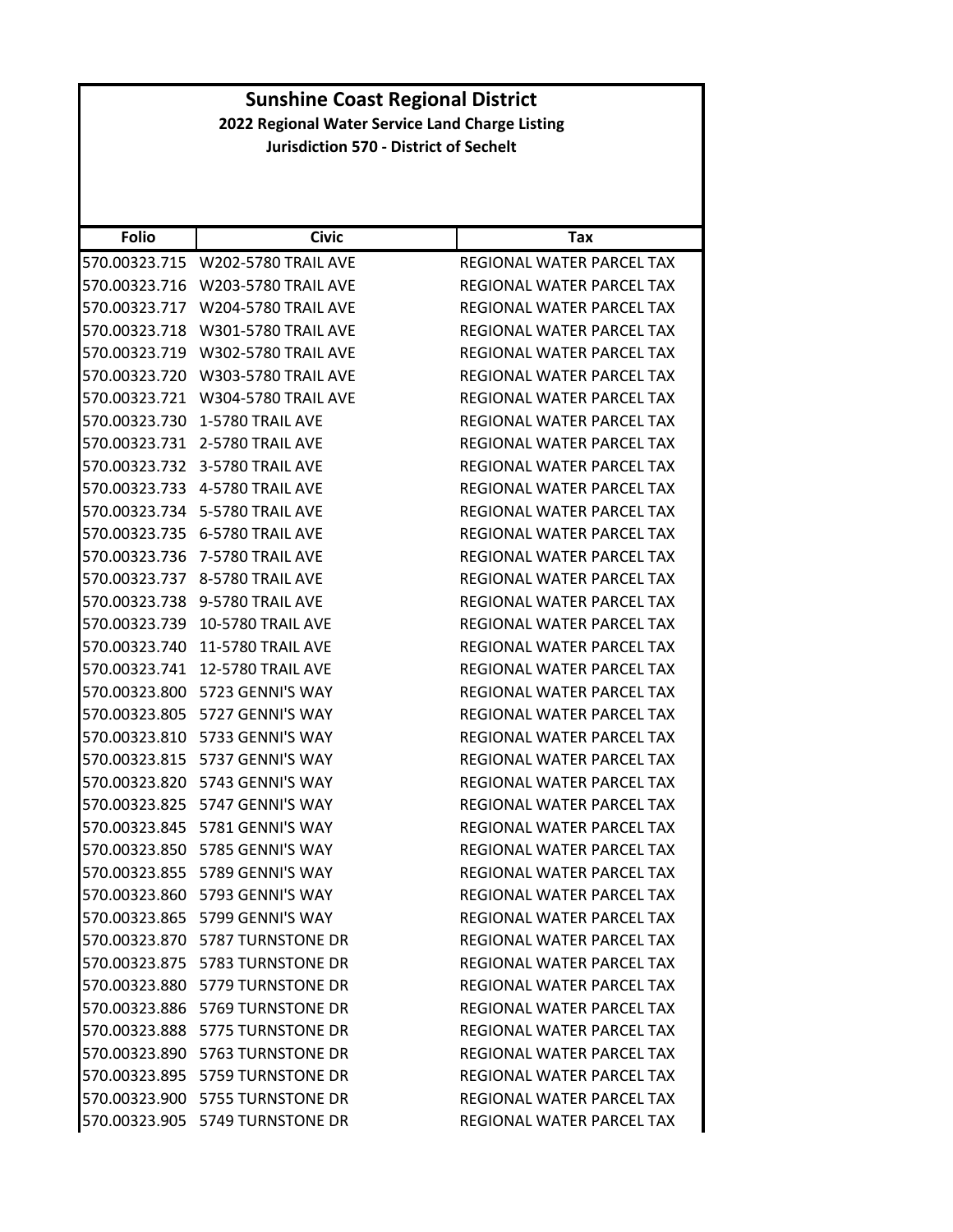# Sunshine Coast Regional District

## 2022 Regional Water Service Land Charge Listing

### Jurisdiction 570 - District of Sechelt

| Folio | Civic | Tax |
|---|---|---|
| 570.00323.715 | W202-5780 TRAIL AVE | REGIONAL WATER PARCEL TAX |
| 570.00323.716 | W203-5780 TRAIL AVE | REGIONAL WATER PARCEL TAX |
| 570.00323.717 | W204-5780 TRAIL AVE | REGIONAL WATER PARCEL TAX |
| 570.00323.718 | W301-5780 TRAIL AVE | REGIONAL WATER PARCEL TAX |
| 570.00323.719 | W302-5780 TRAIL AVE | REGIONAL WATER PARCEL TAX |
| 570.00323.720 | W303-5780 TRAIL AVE | REGIONAL WATER PARCEL TAX |
| 570.00323.721 | W304-5780 TRAIL AVE | REGIONAL WATER PARCEL TAX |
| 570.00323.730 | 1-5780 TRAIL AVE | REGIONAL WATER PARCEL TAX |
| 570.00323.731 | 2-5780 TRAIL AVE | REGIONAL WATER PARCEL TAX |
| 570.00323.732 | 3-5780 TRAIL AVE | REGIONAL WATER PARCEL TAX |
| 570.00323.733 | 4-5780 TRAIL AVE | REGIONAL WATER PARCEL TAX |
| 570.00323.734 | 5-5780 TRAIL AVE | REGIONAL WATER PARCEL TAX |
| 570.00323.735 | 6-5780 TRAIL AVE | REGIONAL WATER PARCEL TAX |
| 570.00323.736 | 7-5780 TRAIL AVE | REGIONAL WATER PARCEL TAX |
| 570.00323.737 | 8-5780 TRAIL AVE | REGIONAL WATER PARCEL TAX |
| 570.00323.738 | 9-5780 TRAIL AVE | REGIONAL WATER PARCEL TAX |
| 570.00323.739 | 10-5780 TRAIL AVE | REGIONAL WATER PARCEL TAX |
| 570.00323.740 | 11-5780 TRAIL AVE | REGIONAL WATER PARCEL TAX |
| 570.00323.741 | 12-5780 TRAIL AVE | REGIONAL WATER PARCEL TAX |
| 570.00323.800 | 5723 GENNI'S WAY | REGIONAL WATER PARCEL TAX |
| 570.00323.805 | 5727 GENNI'S WAY | REGIONAL WATER PARCEL TAX |
| 570.00323.810 | 5733 GENNI'S WAY | REGIONAL WATER PARCEL TAX |
| 570.00323.815 | 5737 GENNI'S WAY | REGIONAL WATER PARCEL TAX |
| 570.00323.820 | 5743 GENNI'S WAY | REGIONAL WATER PARCEL TAX |
| 570.00323.825 | 5747 GENNI'S WAY | REGIONAL WATER PARCEL TAX |
| 570.00323.845 | 5781 GENNI'S WAY | REGIONAL WATER PARCEL TAX |
| 570.00323.850 | 5785 GENNI'S WAY | REGIONAL WATER PARCEL TAX |
| 570.00323.855 | 5789 GENNI'S WAY | REGIONAL WATER PARCEL TAX |
| 570.00323.860 | 5793 GENNI'S WAY | REGIONAL WATER PARCEL TAX |
| 570.00323.865 | 5799 GENNI'S WAY | REGIONAL WATER PARCEL TAX |
| 570.00323.870 | 5787 TURNSTONE DR | REGIONAL WATER PARCEL TAX |
| 570.00323.875 | 5783 TURNSTONE DR | REGIONAL WATER PARCEL TAX |
| 570.00323.880 | 5779 TURNSTONE DR | REGIONAL WATER PARCEL TAX |
| 570.00323.886 | 5769 TURNSTONE DR | REGIONAL WATER PARCEL TAX |
| 570.00323.888 | 5775 TURNSTONE DR | REGIONAL WATER PARCEL TAX |
| 570.00323.890 | 5763 TURNSTONE DR | REGIONAL WATER PARCEL TAX |
| 570.00323.895 | 5759 TURNSTONE DR | REGIONAL WATER PARCEL TAX |
| 570.00323.900 | 5755 TURNSTONE DR | REGIONAL WATER PARCEL TAX |
| 570.00323.905 | 5749 TURNSTONE DR | REGIONAL WATER PARCEL TAX |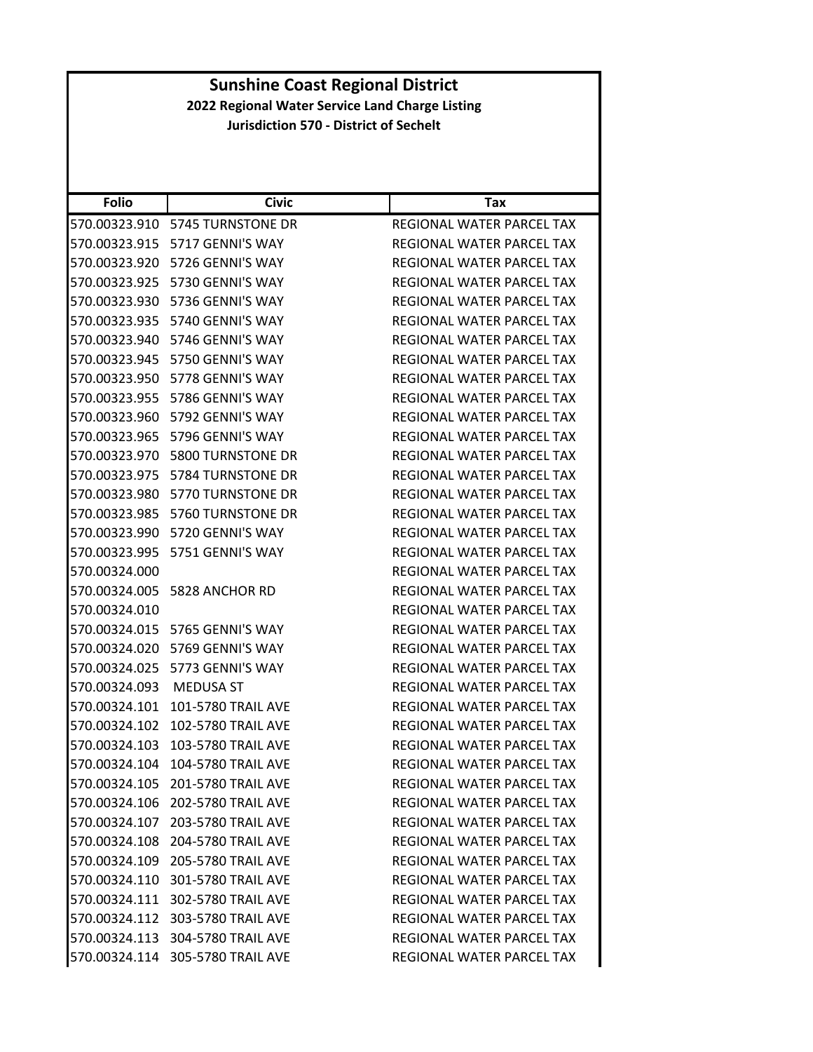# Sunshine Coast Regional District

## 2022 Regional Water Service Land Charge Listing

### Jurisdiction 570 - District of Sechelt

| Folio | Civic | Tax |
|---|---|---|
| 570.00323.910 | 5745 TURNSTONE DR | REGIONAL WATER PARCEL TAX |
| 570.00323.915 | 5717 GENNI'S WAY | REGIONAL WATER PARCEL TAX |
| 570.00323.920 | 5726 GENNI'S WAY | REGIONAL WATER PARCEL TAX |
| 570.00323.925 | 5730 GENNI'S WAY | REGIONAL WATER PARCEL TAX |
| 570.00323.930 | 5736 GENNI'S WAY | REGIONAL WATER PARCEL TAX |
| 570.00323.935 | 5740 GENNI'S WAY | REGIONAL WATER PARCEL TAX |
| 570.00323.940 | 5746 GENNI'S WAY | REGIONAL WATER PARCEL TAX |
| 570.00323.945 | 5750 GENNI'S WAY | REGIONAL WATER PARCEL TAX |
| 570.00323.950 | 5778 GENNI'S WAY | REGIONAL WATER PARCEL TAX |
| 570.00323.955 | 5786 GENNI'S WAY | REGIONAL WATER PARCEL TAX |
| 570.00323.960 | 5792 GENNI'S WAY | REGIONAL WATER PARCEL TAX |
| 570.00323.965 | 5796 GENNI'S WAY | REGIONAL WATER PARCEL TAX |
| 570.00323.970 | 5800 TURNSTONE DR | REGIONAL WATER PARCEL TAX |
| 570.00323.975 | 5784 TURNSTONE DR | REGIONAL WATER PARCEL TAX |
| 570.00323.980 | 5770 TURNSTONE DR | REGIONAL WATER PARCEL TAX |
| 570.00323.985 | 5760 TURNSTONE DR | REGIONAL WATER PARCEL TAX |
| 570.00323.990 | 5720 GENNI'S WAY | REGIONAL WATER PARCEL TAX |
| 570.00323.995 | 5751 GENNI'S WAY | REGIONAL WATER PARCEL TAX |
| 570.00324.000 | | REGIONAL WATER PARCEL TAX |
| 570.00324.005 | 5828 ANCHOR RD | REGIONAL WATER PARCEL TAX |
| 570.00324.010 | | REGIONAL WATER PARCEL TAX |
| 570.00324.015 | 5765 GENNI'S WAY | REGIONAL WATER PARCEL TAX |
| 570.00324.020 | 5769 GENNI'S WAY | REGIONAL WATER PARCEL TAX |
| 570.00324.025 | 5773 GENNI'S WAY | REGIONAL WATER PARCEL TAX |
| 570.00324.093 | MEDUSA ST | REGIONAL WATER PARCEL TAX |
| 570.00324.101 | 101-5780 TRAIL AVE | REGIONAL WATER PARCEL TAX |
| 570.00324.102 | 102-5780 TRAIL AVE | REGIONAL WATER PARCEL TAX |
| 570.00324.103 | 103-5780 TRAIL AVE | REGIONAL WATER PARCEL TAX |
| 570.00324.104 | 104-5780 TRAIL AVE | REGIONAL WATER PARCEL TAX |
| 570.00324.105 | 201-5780 TRAIL AVE | REGIONAL WATER PARCEL TAX |
| 570.00324.106 | 202-5780 TRAIL AVE | REGIONAL WATER PARCEL TAX |
| 570.00324.107 | 203-5780 TRAIL AVE | REGIONAL WATER PARCEL TAX |
| 570.00324.108 | 204-5780 TRAIL AVE | REGIONAL WATER PARCEL TAX |
| 570.00324.109 | 205-5780 TRAIL AVE | REGIONAL WATER PARCEL TAX |
| 570.00324.110 | 301-5780 TRAIL AVE | REGIONAL WATER PARCEL TAX |
| 570.00324.111 | 302-5780 TRAIL AVE | REGIONAL WATER PARCEL TAX |
| 570.00324.112 | 303-5780 TRAIL AVE | REGIONAL WATER PARCEL TAX |
| 570.00324.113 | 304-5780 TRAIL AVE | REGIONAL WATER PARCEL TAX |
| 570.00324.114 | 305-5780 TRAIL AVE | REGIONAL WATER PARCEL TAX |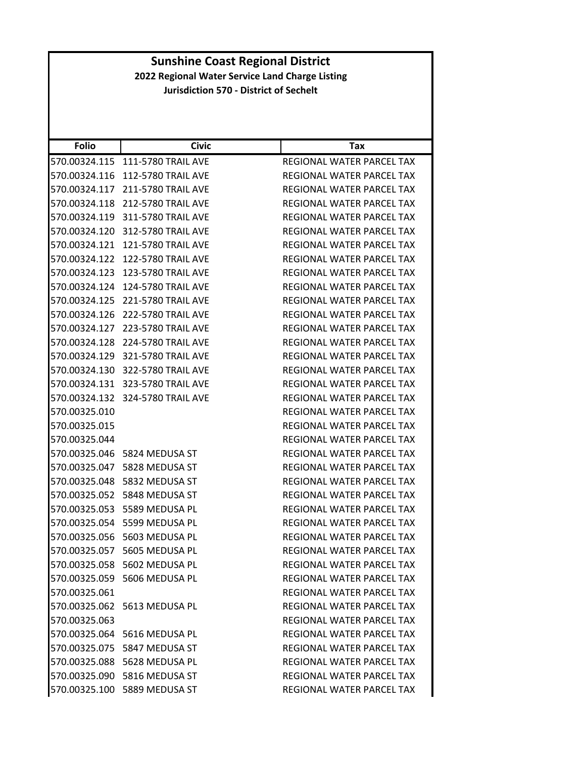# Sunshine Coast Regional District

**2022 Regional Water Service Land Charge Listing**

**Jurisdiction 570 - District of Sechelt**

| Folio | Civic | Tax |
|---|---|---|
| 570.00324.115 | 111-5780 TRAIL AVE | REGIONAL WATER PARCEL TAX |
| 570.00324.116 | 112-5780 TRAIL AVE | REGIONAL WATER PARCEL TAX |
| 570.00324.117 | 211-5780 TRAIL AVE | REGIONAL WATER PARCEL TAX |
| 570.00324.118 | 212-5780 TRAIL AVE | REGIONAL WATER PARCEL TAX |
| 570.00324.119 | 311-5780 TRAIL AVE | REGIONAL WATER PARCEL TAX |
| 570.00324.120 | 312-5780 TRAIL AVE | REGIONAL WATER PARCEL TAX |
| 570.00324.121 | 121-5780 TRAIL AVE | REGIONAL WATER PARCEL TAX |
| 570.00324.122 | 122-5780 TRAIL AVE | REGIONAL WATER PARCEL TAX |
| 570.00324.123 | 123-5780 TRAIL AVE | REGIONAL WATER PARCEL TAX |
| 570.00324.124 | 124-5780 TRAIL AVE | REGIONAL WATER PARCEL TAX |
| 570.00324.125 | 221-5780 TRAIL AVE | REGIONAL WATER PARCEL TAX |
| 570.00324.126 | 222-5780 TRAIL AVE | REGIONAL WATER PARCEL TAX |
| 570.00324.127 | 223-5780 TRAIL AVE | REGIONAL WATER PARCEL TAX |
| 570.00324.128 | 224-5780 TRAIL AVE | REGIONAL WATER PARCEL TAX |
| 570.00324.129 | 321-5780 TRAIL AVE | REGIONAL WATER PARCEL TAX |
| 570.00324.130 | 322-5780 TRAIL AVE | REGIONAL WATER PARCEL TAX |
| 570.00324.131 | 323-5780 TRAIL AVE | REGIONAL WATER PARCEL TAX |
| 570.00324.132 | 324-5780 TRAIL AVE | REGIONAL WATER PARCEL TAX |
| 570.00325.010 | | REGIONAL WATER PARCEL TAX |
| 570.00325.015 | | REGIONAL WATER PARCEL TAX |
| 570.00325.044 | | REGIONAL WATER PARCEL TAX |
| 570.00325.046 | 5824 MEDUSA ST | REGIONAL WATER PARCEL TAX |
| 570.00325.047 | 5828 MEDUSA ST | REGIONAL WATER PARCEL TAX |
| 570.00325.048 | 5832 MEDUSA ST | REGIONAL WATER PARCEL TAX |
| 570.00325.052 | 5848 MEDUSA ST | REGIONAL WATER PARCEL TAX |
| 570.00325.053 | 5589 MEDUSA PL | REGIONAL WATER PARCEL TAX |
| 570.00325.054 | 5599 MEDUSA PL | REGIONAL WATER PARCEL TAX |
| 570.00325.056 | 5603 MEDUSA PL | REGIONAL WATER PARCEL TAX |
| 570.00325.057 | 5605 MEDUSA PL | REGIONAL WATER PARCEL TAX |
| 570.00325.058 | 5602 MEDUSA PL | REGIONAL WATER PARCEL TAX |
| 570.00325.059 | 5606 MEDUSA PL | REGIONAL WATER PARCEL TAX |
| 570.00325.061 | | REGIONAL WATER PARCEL TAX |
| 570.00325.062 | 5613 MEDUSA PL | REGIONAL WATER PARCEL TAX |
| 570.00325.063 | | REGIONAL WATER PARCEL TAX |
| 570.00325.064 | 5616 MEDUSA PL | REGIONAL WATER PARCEL TAX |
| 570.00325.075 | 5847 MEDUSA ST | REGIONAL WATER PARCEL TAX |
| 570.00325.088 | 5628 MEDUSA PL | REGIONAL WATER PARCEL TAX |
| 570.00325.090 | 5816 MEDUSA ST | REGIONAL WATER PARCEL TAX |
| 570.00325.100 | 5889 MEDUSA ST | REGIONAL WATER PARCEL TAX |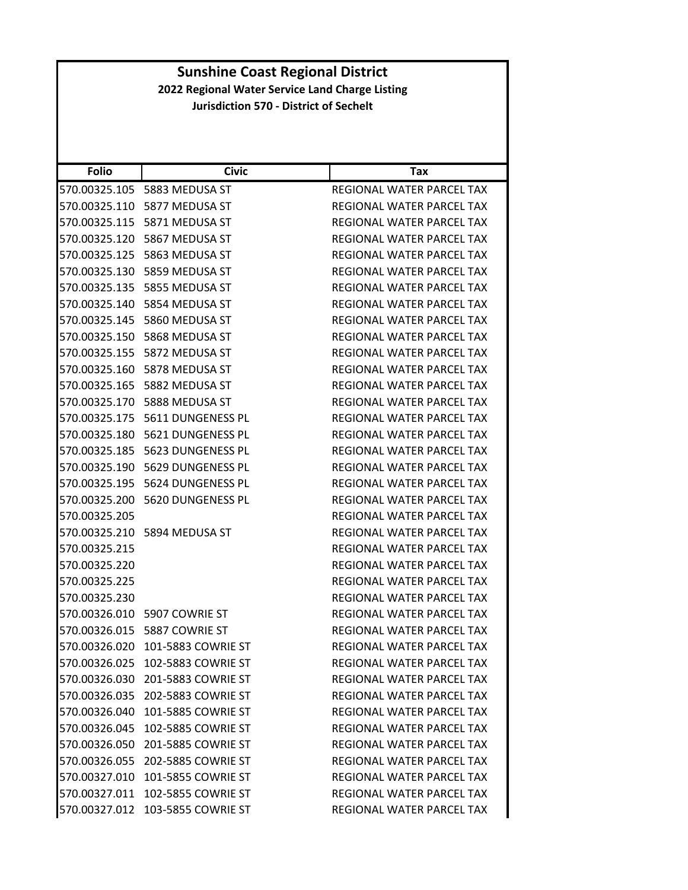# Sunshine Coast Regional District

## 2022 Regional Water Service Land Charge Listing

### Jurisdiction 570 - District of Sechelt

| Folio | Civic | Tax |
|---|---|---|
| 570.00325.105 | 5883 MEDUSA ST | REGIONAL WATER PARCEL TAX |
| 570.00325.110 | 5877 MEDUSA ST | REGIONAL WATER PARCEL TAX |
| 570.00325.115 | 5871 MEDUSA ST | REGIONAL WATER PARCEL TAX |
| 570.00325.120 | 5867 MEDUSA ST | REGIONAL WATER PARCEL TAX |
| 570.00325.125 | 5863 MEDUSA ST | REGIONAL WATER PARCEL TAX |
| 570.00325.130 | 5859 MEDUSA ST | REGIONAL WATER PARCEL TAX |
| 570.00325.135 | 5855 MEDUSA ST | REGIONAL WATER PARCEL TAX |
| 570.00325.140 | 5854 MEDUSA ST | REGIONAL WATER PARCEL TAX |
| 570.00325.145 | 5860 MEDUSA ST | REGIONAL WATER PARCEL TAX |
| 570.00325.150 | 5868 MEDUSA ST | REGIONAL WATER PARCEL TAX |
| 570.00325.155 | 5872 MEDUSA ST | REGIONAL WATER PARCEL TAX |
| 570.00325.160 | 5878 MEDUSA ST | REGIONAL WATER PARCEL TAX |
| 570.00325.165 | 5882 MEDUSA ST | REGIONAL WATER PARCEL TAX |
| 570.00325.170 | 5888 MEDUSA ST | REGIONAL WATER PARCEL TAX |
| 570.00325.175 | 5611 DUNGENESS PL | REGIONAL WATER PARCEL TAX |
| 570.00325.180 | 5621 DUNGENESS PL | REGIONAL WATER PARCEL TAX |
| 570.00325.185 | 5623 DUNGENESS PL | REGIONAL WATER PARCEL TAX |
| 570.00325.190 | 5629 DUNGENESS PL | REGIONAL WATER PARCEL TAX |
| 570.00325.195 | 5624 DUNGENESS PL | REGIONAL WATER PARCEL TAX |
| 570.00325.200 | 5620 DUNGENESS PL | REGIONAL WATER PARCEL TAX |
| 570.00325.205 | | REGIONAL WATER PARCEL TAX |
| 570.00325.210 | 5894 MEDUSA ST | REGIONAL WATER PARCEL TAX |
| 570.00325.215 | | REGIONAL WATER PARCEL TAX |
| 570.00325.220 | | REGIONAL WATER PARCEL TAX |
| 570.00325.225 | | REGIONAL WATER PARCEL TAX |
| 570.00325.230 | | REGIONAL WATER PARCEL TAX |
| 570.00326.010 | 5907 COWRIE ST | REGIONAL WATER PARCEL TAX |
| 570.00326.015 | 5887 COWRIE ST | REGIONAL WATER PARCEL TAX |
| 570.00326.020 | 101-5883 COWRIE ST | REGIONAL WATER PARCEL TAX |
| 570.00326.025 | 102-5883 COWRIE ST | REGIONAL WATER PARCEL TAX |
| 570.00326.030 | 201-5883 COWRIE ST | REGIONAL WATER PARCEL TAX |
| 570.00326.035 | 202-5883 COWRIE ST | REGIONAL WATER PARCEL TAX |
| 570.00326.040 | 101-5885 COWRIE ST | REGIONAL WATER PARCEL TAX |
| 570.00326.045 | 102-5885 COWRIE ST | REGIONAL WATER PARCEL TAX |
| 570.00326.050 | 201-5885 COWRIE ST | REGIONAL WATER PARCEL TAX |
| 570.00326.055 | 202-5885 COWRIE ST | REGIONAL WATER PARCEL TAX |
| 570.00327.010 | 101-5855 COWRIE ST | REGIONAL WATER PARCEL TAX |
| 570.00327.011 | 102-5855 COWRIE ST | REGIONAL WATER PARCEL TAX |
| 570.00327.012 | 103-5855 COWRIE ST | REGIONAL WATER PARCEL TAX |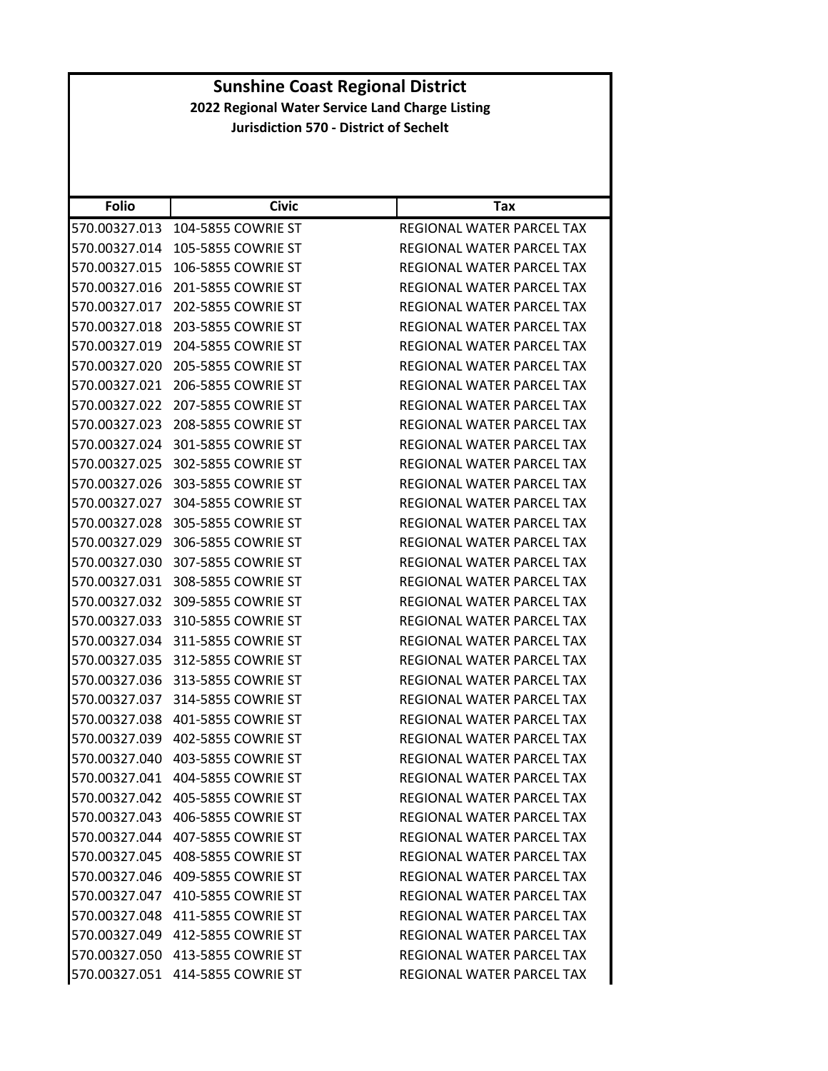# Sunshine Coast Regional District

## 2022 Regional Water Service Land Charge Listing

### Jurisdiction 570 - District of Sechelt

| Folio | Civic | Tax |
|---|---|---|
| 570.00327.013 | 104-5855 COWRIE ST | REGIONAL WATER PARCEL TAX |
| 570.00327.014 | 105-5855 COWRIE ST | REGIONAL WATER PARCEL TAX |
| 570.00327.015 | 106-5855 COWRIE ST | REGIONAL WATER PARCEL TAX |
| 570.00327.016 | 201-5855 COWRIE ST | REGIONAL WATER PARCEL TAX |
| 570.00327.017 | 202-5855 COWRIE ST | REGIONAL WATER PARCEL TAX |
| 570.00327.018 | 203-5855 COWRIE ST | REGIONAL WATER PARCEL TAX |
| 570.00327.019 | 204-5855 COWRIE ST | REGIONAL WATER PARCEL TAX |
| 570.00327.020 | 205-5855 COWRIE ST | REGIONAL WATER PARCEL TAX |
| 570.00327.021 | 206-5855 COWRIE ST | REGIONAL WATER PARCEL TAX |
| 570.00327.022 | 207-5855 COWRIE ST | REGIONAL WATER PARCEL TAX |
| 570.00327.023 | 208-5855 COWRIE ST | REGIONAL WATER PARCEL TAX |
| 570.00327.024 | 301-5855 COWRIE ST | REGIONAL WATER PARCEL TAX |
| 570.00327.025 | 302-5855 COWRIE ST | REGIONAL WATER PARCEL TAX |
| 570.00327.026 | 303-5855 COWRIE ST | REGIONAL WATER PARCEL TAX |
| 570.00327.027 | 304-5855 COWRIE ST | REGIONAL WATER PARCEL TAX |
| 570.00327.028 | 305-5855 COWRIE ST | REGIONAL WATER PARCEL TAX |
| 570.00327.029 | 306-5855 COWRIE ST | REGIONAL WATER PARCEL TAX |
| 570.00327.030 | 307-5855 COWRIE ST | REGIONAL WATER PARCEL TAX |
| 570.00327.031 | 308-5855 COWRIE ST | REGIONAL WATER PARCEL TAX |
| 570.00327.032 | 309-5855 COWRIE ST | REGIONAL WATER PARCEL TAX |
| 570.00327.033 | 310-5855 COWRIE ST | REGIONAL WATER PARCEL TAX |
| 570.00327.034 | 311-5855 COWRIE ST | REGIONAL WATER PARCEL TAX |
| 570.00327.035 | 312-5855 COWRIE ST | REGIONAL WATER PARCEL TAX |
| 570.00327.036 | 313-5855 COWRIE ST | REGIONAL WATER PARCEL TAX |
| 570.00327.037 | 314-5855 COWRIE ST | REGIONAL WATER PARCEL TAX |
| 570.00327.038 | 401-5855 COWRIE ST | REGIONAL WATER PARCEL TAX |
| 570.00327.039 | 402-5855 COWRIE ST | REGIONAL WATER PARCEL TAX |
| 570.00327.040 | 403-5855 COWRIE ST | REGIONAL WATER PARCEL TAX |
| 570.00327.041 | 404-5855 COWRIE ST | REGIONAL WATER PARCEL TAX |
| 570.00327.042 | 405-5855 COWRIE ST | REGIONAL WATER PARCEL TAX |
| 570.00327.043 | 406-5855 COWRIE ST | REGIONAL WATER PARCEL TAX |
| 570.00327.044 | 407-5855 COWRIE ST | REGIONAL WATER PARCEL TAX |
| 570.00327.045 | 408-5855 COWRIE ST | REGIONAL WATER PARCEL TAX |
| 570.00327.046 | 409-5855 COWRIE ST | REGIONAL WATER PARCEL TAX |
| 570.00327.047 | 410-5855 COWRIE ST | REGIONAL WATER PARCEL TAX |
| 570.00327.048 | 411-5855 COWRIE ST | REGIONAL WATER PARCEL TAX |
| 570.00327.049 | 412-5855 COWRIE ST | REGIONAL WATER PARCEL TAX |
| 570.00327.050 | 413-5855 COWRIE ST | REGIONAL WATER PARCEL TAX |
| 570.00327.051 | 414-5855 COWRIE ST | REGIONAL WATER PARCEL TAX |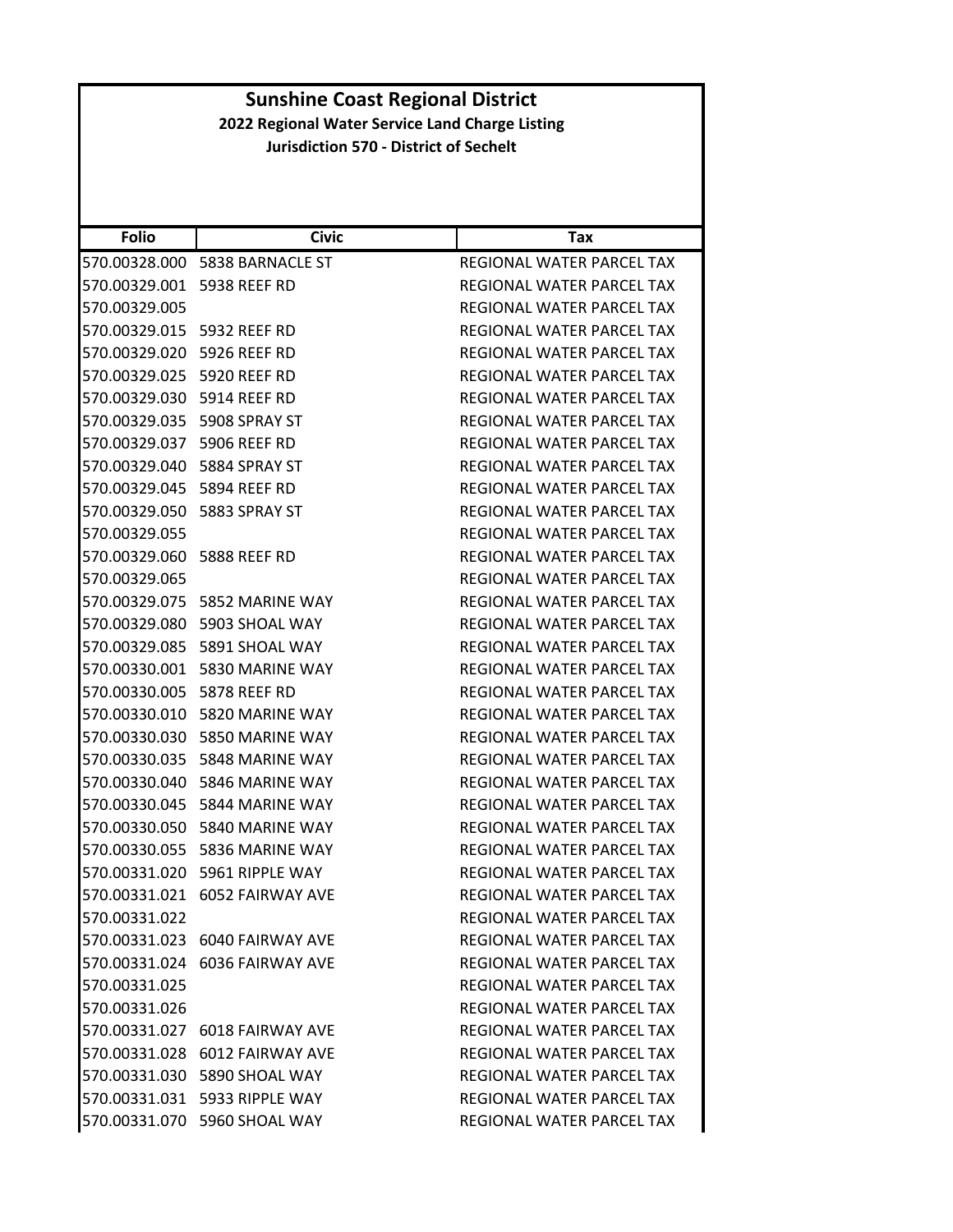# Sunshine Coast Regional District

## 2022 Regional Water Service Land Charge Listing

### Jurisdiction 570 - District of Sechelt

| Folio | Civic | Tax |
|---|---|---|
| 570.00328.000 | 5838 BARNACLE ST | REGIONAL WATER PARCEL TAX |
| 570.00329.001 | 5938 REEF RD | REGIONAL WATER PARCEL TAX |
| 570.00329.005 | | REGIONAL WATER PARCEL TAX |
| 570.00329.015 | 5932 REEF RD | REGIONAL WATER PARCEL TAX |
| 570.00329.020 | 5926 REEF RD | REGIONAL WATER PARCEL TAX |
| 570.00329.025 | 5920 REEF RD | REGIONAL WATER PARCEL TAX |
| 570.00329.030 | 5914 REEF RD | REGIONAL WATER PARCEL TAX |
| 570.00329.035 | 5908 SPRAY ST | REGIONAL WATER PARCEL TAX |
| 570.00329.037 | 5906 REEF RD | REGIONAL WATER PARCEL TAX |
| 570.00329.040 | 5884 SPRAY ST | REGIONAL WATER PARCEL TAX |
| 570.00329.045 | 5894 REEF RD | REGIONAL WATER PARCEL TAX |
| 570.00329.050 | 5883 SPRAY ST | REGIONAL WATER PARCEL TAX |
| 570.00329.055 | | REGIONAL WATER PARCEL TAX |
| 570.00329.060 | 5888 REEF RD | REGIONAL WATER PARCEL TAX |
| 570.00329.065 | | REGIONAL WATER PARCEL TAX |
| 570.00329.075 | 5852 MARINE WAY | REGIONAL WATER PARCEL TAX |
| 570.00329.080 | 5903 SHOAL WAY | REGIONAL WATER PARCEL TAX |
| 570.00329.085 | 5891 SHOAL WAY | REGIONAL WATER PARCEL TAX |
| 570.00330.001 | 5830 MARINE WAY | REGIONAL WATER PARCEL TAX |
| 570.00330.005 | 5878 REEF RD | REGIONAL WATER PARCEL TAX |
| 570.00330.010 | 5820 MARINE WAY | REGIONAL WATER PARCEL TAX |
| 570.00330.030 | 5850 MARINE WAY | REGIONAL WATER PARCEL TAX |
| 570.00330.035 | 5848 MARINE WAY | REGIONAL WATER PARCEL TAX |
| 570.00330.040 | 5846 MARINE WAY | REGIONAL WATER PARCEL TAX |
| 570.00330.045 | 5844 MARINE WAY | REGIONAL WATER PARCEL TAX |
| 570.00330.050 | 5840 MARINE WAY | REGIONAL WATER PARCEL TAX |
| 570.00330.055 | 5836 MARINE WAY | REGIONAL WATER PARCEL TAX |
| 570.00331.020 | 5961 RIPPLE WAY | REGIONAL WATER PARCEL TAX |
| 570.00331.021 | 6052 FAIRWAY AVE | REGIONAL WATER PARCEL TAX |
| 570.00331.022 | | REGIONAL WATER PARCEL TAX |
| 570.00331.023 | 6040 FAIRWAY AVE | REGIONAL WATER PARCEL TAX |
| 570.00331.024 | 6036 FAIRWAY AVE | REGIONAL WATER PARCEL TAX |
| 570.00331.025 | | REGIONAL WATER PARCEL TAX |
| 570.00331.026 | | REGIONAL WATER PARCEL TAX |
| 570.00331.027 | 6018 FAIRWAY AVE | REGIONAL WATER PARCEL TAX |
| 570.00331.028 | 6012 FAIRWAY AVE | REGIONAL WATER PARCEL TAX |
| 570.00331.030 | 5890 SHOAL WAY | REGIONAL WATER PARCEL TAX |
| 570.00331.031 | 5933 RIPPLE WAY | REGIONAL WATER PARCEL TAX |
| 570.00331.070 | 5960 SHOAL WAY | REGIONAL WATER PARCEL TAX |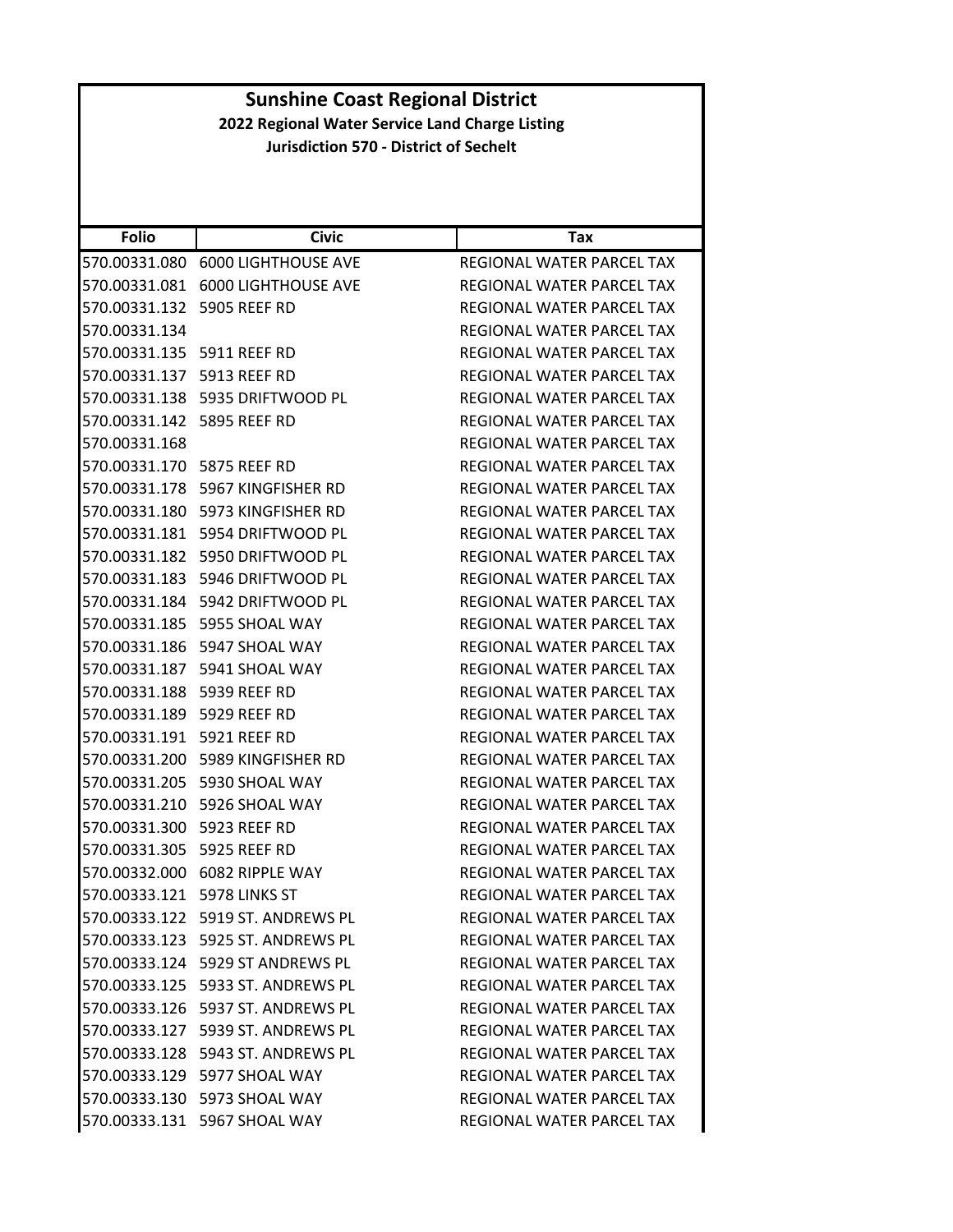# Sunshine Coast Regional District

## 2022 Regional Water Service Land Charge Listing

### Jurisdiction 570 - District of Sechelt

| Folio | Civic | Tax |
|---|---|---|
| 570.00331.080 | 6000 LIGHTHOUSE AVE | REGIONAL WATER PARCEL TAX |
| 570.00331.081 | 6000 LIGHTHOUSE AVE | REGIONAL WATER PARCEL TAX |
| 570.00331.132 | 5905 REEF RD | REGIONAL WATER PARCEL TAX |
| 570.00331.134 | | REGIONAL WATER PARCEL TAX |
| 570.00331.135 | 5911 REEF RD | REGIONAL WATER PARCEL TAX |
| 570.00331.137 | 5913 REEF RD | REGIONAL WATER PARCEL TAX |
| 570.00331.138 | 5935 DRIFTWOOD PL | REGIONAL WATER PARCEL TAX |
| 570.00331.142 | 5895 REEF RD | REGIONAL WATER PARCEL TAX |
| 570.00331.168 | | REGIONAL WATER PARCEL TAX |
| 570.00331.170 | 5875 REEF RD | REGIONAL WATER PARCEL TAX |
| 570.00331.178 | 5967 KINGFISHER RD | REGIONAL WATER PARCEL TAX |
| 570.00331.180 | 5973 KINGFISHER RD | REGIONAL WATER PARCEL TAX |
| 570.00331.181 | 5954 DRIFTWOOD PL | REGIONAL WATER PARCEL TAX |
| 570.00331.182 | 5950 DRIFTWOOD PL | REGIONAL WATER PARCEL TAX |
| 570.00331.183 | 5946 DRIFTWOOD PL | REGIONAL WATER PARCEL TAX |
| 570.00331.184 | 5942 DRIFTWOOD PL | REGIONAL WATER PARCEL TAX |
| 570.00331.185 | 5955 SHOAL WAY | REGIONAL WATER PARCEL TAX |
| 570.00331.186 | 5947 SHOAL WAY | REGIONAL WATER PARCEL TAX |
| 570.00331.187 | 5941 SHOAL WAY | REGIONAL WATER PARCEL TAX |
| 570.00331.188 | 5939 REEF RD | REGIONAL WATER PARCEL TAX |
| 570.00331.189 | 5929 REEF RD | REGIONAL WATER PARCEL TAX |
| 570.00331.191 | 5921 REEF RD | REGIONAL WATER PARCEL TAX |
| 570.00331.200 | 5989 KINGFISHER RD | REGIONAL WATER PARCEL TAX |
| 570.00331.205 | 5930 SHOAL WAY | REGIONAL WATER PARCEL TAX |
| 570.00331.210 | 5926 SHOAL WAY | REGIONAL WATER PARCEL TAX |
| 570.00331.300 | 5923 REEF RD | REGIONAL WATER PARCEL TAX |
| 570.00331.305 | 5925 REEF RD | REGIONAL WATER PARCEL TAX |
| 570.00332.000 | 6082 RIPPLE WAY | REGIONAL WATER PARCEL TAX |
| 570.00333.121 | 5978 LINKS ST | REGIONAL WATER PARCEL TAX |
| 570.00333.122 | 5919 ST. ANDREWS PL | REGIONAL WATER PARCEL TAX |
| 570.00333.123 | 5925 ST. ANDREWS PL | REGIONAL WATER PARCEL TAX |
| 570.00333.124 | 5929 ST ANDREWS PL | REGIONAL WATER PARCEL TAX |
| 570.00333.125 | 5933 ST. ANDREWS PL | REGIONAL WATER PARCEL TAX |
| 570.00333.126 | 5937 ST. ANDREWS PL | REGIONAL WATER PARCEL TAX |
| 570.00333.127 | 5939 ST. ANDREWS PL | REGIONAL WATER PARCEL TAX |
| 570.00333.128 | 5943 ST. ANDREWS PL | REGIONAL WATER PARCEL TAX |
| 570.00333.129 | 5977 SHOAL WAY | REGIONAL WATER PARCEL TAX |
| 570.00333.130 | 5973 SHOAL WAY | REGIONAL WATER PARCEL TAX |
| 570.00333.131 | 5967 SHOAL WAY | REGIONAL WATER PARCEL TAX |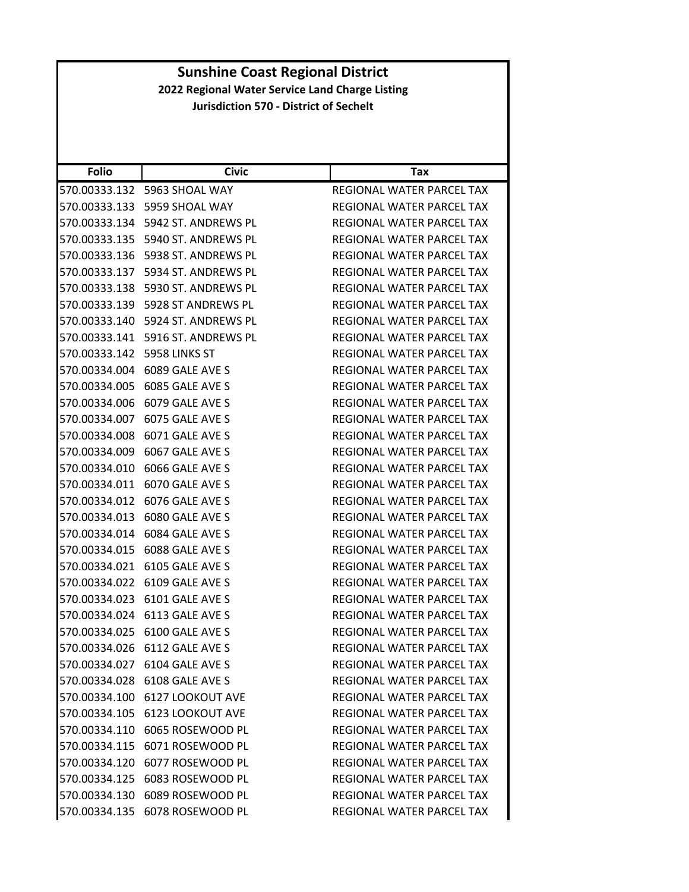# Sunshine Coast Regional District

### 2022 Regional Water Service Land Charge Listing

### Jurisdiction 570 - District of Sechelt

| Folio | Civic | Tax |
|---|---|---|
| 570.00333.132 | 5963 SHOAL WAY | REGIONAL WATER PARCEL TAX |
| 570.00333.133 | 5959 SHOAL WAY | REGIONAL WATER PARCEL TAX |
| 570.00333.134 | 5942 ST. ANDREWS PL | REGIONAL WATER PARCEL TAX |
| 570.00333.135 | 5940 ST. ANDREWS PL | REGIONAL WATER PARCEL TAX |
| 570.00333.136 | 5938 ST. ANDREWS PL | REGIONAL WATER PARCEL TAX |
| 570.00333.137 | 5934 ST. ANDREWS PL | REGIONAL WATER PARCEL TAX |
| 570.00333.138 | 5930 ST. ANDREWS PL | REGIONAL WATER PARCEL TAX |
| 570.00333.139 | 5928 ST ANDREWS PL | REGIONAL WATER PARCEL TAX |
| 570.00333.140 | 5924 ST. ANDREWS PL | REGIONAL WATER PARCEL TAX |
| 570.00333.141 | 5916 ST. ANDREWS PL | REGIONAL WATER PARCEL TAX |
| 570.00333.142 | 5958 LINKS ST | REGIONAL WATER PARCEL TAX |
| 570.00334.004 | 6089 GALE AVE S | REGIONAL WATER PARCEL TAX |
| 570.00334.005 | 6085 GALE AVE S | REGIONAL WATER PARCEL TAX |
| 570.00334.006 | 6079 GALE AVE S | REGIONAL WATER PARCEL TAX |
| 570.00334.007 | 6075 GALE AVE S | REGIONAL WATER PARCEL TAX |
| 570.00334.008 | 6071 GALE AVE S | REGIONAL WATER PARCEL TAX |
| 570.00334.009 | 6067 GALE AVE S | REGIONAL WATER PARCEL TAX |
| 570.00334.010 | 6066 GALE AVE S | REGIONAL WATER PARCEL TAX |
| 570.00334.011 | 6070 GALE AVE S | REGIONAL WATER PARCEL TAX |
| 570.00334.012 | 6076 GALE AVE S | REGIONAL WATER PARCEL TAX |
| 570.00334.013 | 6080 GALE AVE S | REGIONAL WATER PARCEL TAX |
| 570.00334.014 | 6084 GALE AVE S | REGIONAL WATER PARCEL TAX |
| 570.00334.015 | 6088 GALE AVE S | REGIONAL WATER PARCEL TAX |
| 570.00334.021 | 6105 GALE AVE S | REGIONAL WATER PARCEL TAX |
| 570.00334.022 | 6109 GALE AVE S | REGIONAL WATER PARCEL TAX |
| 570.00334.023 | 6101 GALE AVE S | REGIONAL WATER PARCEL TAX |
| 570.00334.024 | 6113 GALE AVE S | REGIONAL WATER PARCEL TAX |
| 570.00334.025 | 6100 GALE AVE S | REGIONAL WATER PARCEL TAX |
| 570.00334.026 | 6112 GALE AVE S | REGIONAL WATER PARCEL TAX |
| 570.00334.027 | 6104 GALE AVE S | REGIONAL WATER PARCEL TAX |
| 570.00334.028 | 6108 GALE AVE S | REGIONAL WATER PARCEL TAX |
| 570.00334.100 | 6127 LOOKOUT AVE | REGIONAL WATER PARCEL TAX |
| 570.00334.105 | 6123 LOOKOUT AVE | REGIONAL WATER PARCEL TAX |
| 570.00334.110 | 6065 ROSEWOOD PL | REGIONAL WATER PARCEL TAX |
| 570.00334.115 | 6071 ROSEWOOD PL | REGIONAL WATER PARCEL TAX |
| 570.00334.120 | 6077 ROSEWOOD PL | REGIONAL WATER PARCEL TAX |
| 570.00334.125 | 6083 ROSEWOOD PL | REGIONAL WATER PARCEL TAX |
| 570.00334.130 | 6089 ROSEWOOD PL | REGIONAL WATER PARCEL TAX |
| 570.00334.135 | 6078 ROSEWOOD PL | REGIONAL WATER PARCEL TAX |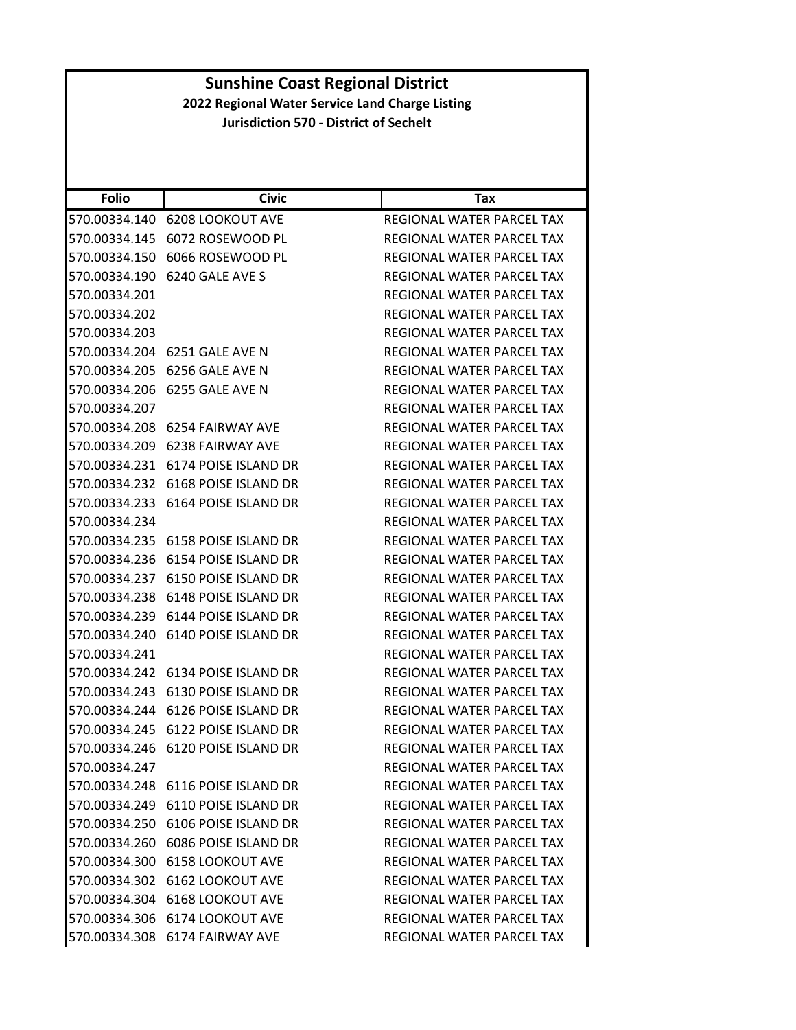# Sunshine Coast Regional District

## 2022 Regional Water Service Land Charge Listing

### Jurisdiction 570 - District of Sechelt

| Folio | Civic | Tax |
|---|---|---|
| 570.00334.140 | 6208 LOOKOUT AVE | REGIONAL WATER PARCEL TAX |
| 570.00334.145 | 6072 ROSEWOOD PL | REGIONAL WATER PARCEL TAX |
| 570.00334.150 | 6066 ROSEWOOD PL | REGIONAL WATER PARCEL TAX |
| 570.00334.190 | 6240 GALE AVE S | REGIONAL WATER PARCEL TAX |
| 570.00334.201 | | REGIONAL WATER PARCEL TAX |
| 570.00334.202 | | REGIONAL WATER PARCEL TAX |
| 570.00334.203 | | REGIONAL WATER PARCEL TAX |
| 570.00334.204 | 6251 GALE AVE N | REGIONAL WATER PARCEL TAX |
| 570.00334.205 | 6256 GALE AVE N | REGIONAL WATER PARCEL TAX |
| 570.00334.206 | 6255 GALE AVE N | REGIONAL WATER PARCEL TAX |
| 570.00334.207 | | REGIONAL WATER PARCEL TAX |
| 570.00334.208 | 6254 FAIRWAY AVE | REGIONAL WATER PARCEL TAX |
| 570.00334.209 | 6238 FAIRWAY AVE | REGIONAL WATER PARCEL TAX |
| 570.00334.231 | 6174 POISE ISLAND DR | REGIONAL WATER PARCEL TAX |
| 570.00334.232 | 6168 POISE ISLAND DR | REGIONAL WATER PARCEL TAX |
| 570.00334.233 | 6164 POISE ISLAND DR | REGIONAL WATER PARCEL TAX |
| 570.00334.234 | | REGIONAL WATER PARCEL TAX |
| 570.00334.235 | 6158 POISE ISLAND DR | REGIONAL WATER PARCEL TAX |
| 570.00334.236 | 6154 POISE ISLAND DR | REGIONAL WATER PARCEL TAX |
| 570.00334.237 | 6150 POISE ISLAND DR | REGIONAL WATER PARCEL TAX |
| 570.00334.238 | 6148 POISE ISLAND DR | REGIONAL WATER PARCEL TAX |
| 570.00334.239 | 6144 POISE ISLAND DR | REGIONAL WATER PARCEL TAX |
| 570.00334.240 | 6140 POISE ISLAND DR | REGIONAL WATER PARCEL TAX |
| 570.00334.241 | | REGIONAL WATER PARCEL TAX |
| 570.00334.242 | 6134 POISE ISLAND DR | REGIONAL WATER PARCEL TAX |
| 570.00334.243 | 6130 POISE ISLAND DR | REGIONAL WATER PARCEL TAX |
| 570.00334.244 | 6126 POISE ISLAND DR | REGIONAL WATER PARCEL TAX |
| 570.00334.245 | 6122 POISE ISLAND DR | REGIONAL WATER PARCEL TAX |
| 570.00334.246 | 6120 POISE ISLAND DR | REGIONAL WATER PARCEL TAX |
| 570.00334.247 | | REGIONAL WATER PARCEL TAX |
| 570.00334.248 | 6116 POISE ISLAND DR | REGIONAL WATER PARCEL TAX |
| 570.00334.249 | 6110 POISE ISLAND DR | REGIONAL WATER PARCEL TAX |
| 570.00334.250 | 6106 POISE ISLAND DR | REGIONAL WATER PARCEL TAX |
| 570.00334.260 | 6086 POISE ISLAND DR | REGIONAL WATER PARCEL TAX |
| 570.00334.300 | 6158 LOOKOUT AVE | REGIONAL WATER PARCEL TAX |
| 570.00334.302 | 6162 LOOKOUT AVE | REGIONAL WATER PARCEL TAX |
| 570.00334.304 | 6168 LOOKOUT AVE | REGIONAL WATER PARCEL TAX |
| 570.00334.306 | 6174 LOOKOUT AVE | REGIONAL WATER PARCEL TAX |
| 570.00334.308 | 6174 FAIRWAY AVE | REGIONAL WATER PARCEL TAX |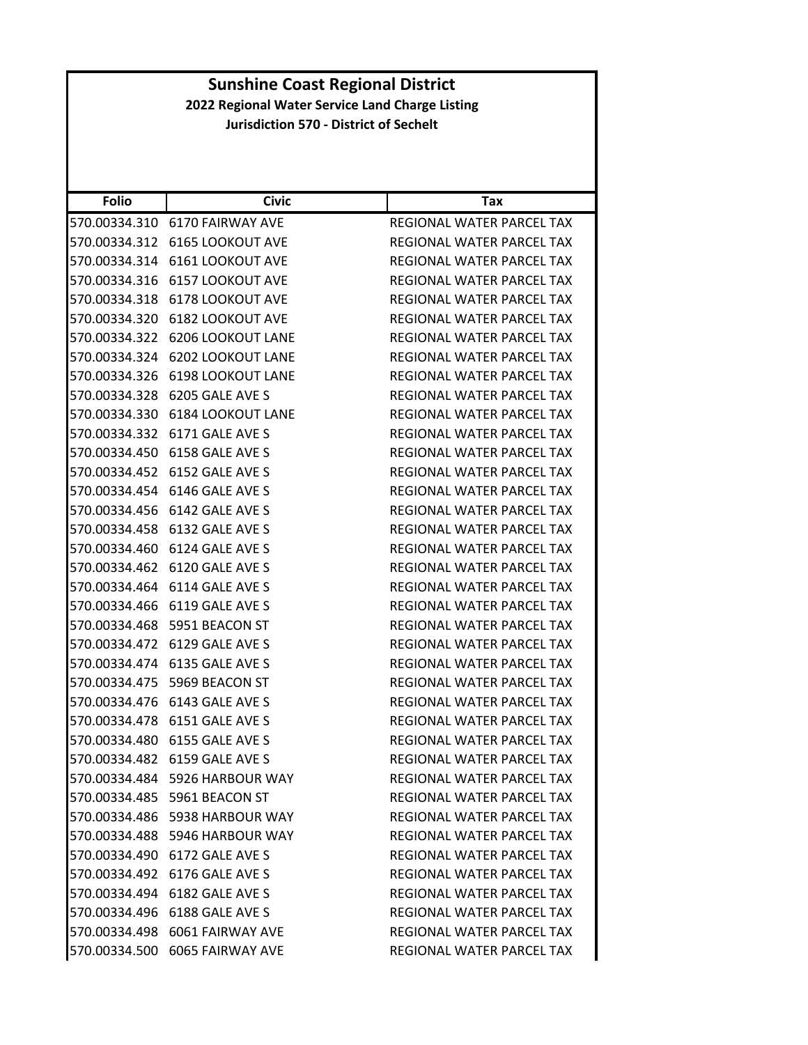# Sunshine Coast Regional District

## 2022 Regional Water Service Land Charge Listing

### Jurisdiction 570 - District of Sechelt

| Folio | Civic | Tax |
|---|---|---|
| 570.00334.310 | 6170 FAIRWAY AVE | REGIONAL WATER PARCEL TAX |
| 570.00334.312 | 6165 LOOKOUT AVE | REGIONAL WATER PARCEL TAX |
| 570.00334.314 | 6161 LOOKOUT AVE | REGIONAL WATER PARCEL TAX |
| 570.00334.316 | 6157 LOOKOUT AVE | REGIONAL WATER PARCEL TAX |
| 570.00334.318 | 6178 LOOKOUT AVE | REGIONAL WATER PARCEL TAX |
| 570.00334.320 | 6182 LOOKOUT AVE | REGIONAL WATER PARCEL TAX |
| 570.00334.322 | 6206 LOOKOUT LANE | REGIONAL WATER PARCEL TAX |
| 570.00334.324 | 6202 LOOKOUT LANE | REGIONAL WATER PARCEL TAX |
| 570.00334.326 | 6198 LOOKOUT LANE | REGIONAL WATER PARCEL TAX |
| 570.00334.328 | 6205 GALE AVE S | REGIONAL WATER PARCEL TAX |
| 570.00334.330 | 6184 LOOKOUT LANE | REGIONAL WATER PARCEL TAX |
| 570.00334.332 | 6171 GALE AVE S | REGIONAL WATER PARCEL TAX |
| 570.00334.450 | 6158 GALE AVE S | REGIONAL WATER PARCEL TAX |
| 570.00334.452 | 6152 GALE AVE S | REGIONAL WATER PARCEL TAX |
| 570.00334.454 | 6146 GALE AVE S | REGIONAL WATER PARCEL TAX |
| 570.00334.456 | 6142 GALE AVE S | REGIONAL WATER PARCEL TAX |
| 570.00334.458 | 6132 GALE AVE S | REGIONAL WATER PARCEL TAX |
| 570.00334.460 | 6124 GALE AVE S | REGIONAL WATER PARCEL TAX |
| 570.00334.462 | 6120 GALE AVE S | REGIONAL WATER PARCEL TAX |
| 570.00334.464 | 6114 GALE AVE S | REGIONAL WATER PARCEL TAX |
| 570.00334.466 | 6119 GALE AVE S | REGIONAL WATER PARCEL TAX |
| 570.00334.468 | 5951 BEACON ST | REGIONAL WATER PARCEL TAX |
| 570.00334.472 | 6129 GALE AVE S | REGIONAL WATER PARCEL TAX |
| 570.00334.474 | 6135 GALE AVE S | REGIONAL WATER PARCEL TAX |
| 570.00334.475 | 5969 BEACON ST | REGIONAL WATER PARCEL TAX |
| 570.00334.476 | 6143 GALE AVE S | REGIONAL WATER PARCEL TAX |
| 570.00334.478 | 6151 GALE AVE S | REGIONAL WATER PARCEL TAX |
| 570.00334.480 | 6155 GALE AVE S | REGIONAL WATER PARCEL TAX |
| 570.00334.482 | 6159 GALE AVE S | REGIONAL WATER PARCEL TAX |
| 570.00334.484 | 5926 HARBOUR WAY | REGIONAL WATER PARCEL TAX |
| 570.00334.485 | 5961 BEACON ST | REGIONAL WATER PARCEL TAX |
| 570.00334.486 | 5938 HARBOUR WAY | REGIONAL WATER PARCEL TAX |
| 570.00334.488 | 5946 HARBOUR WAY | REGIONAL WATER PARCEL TAX |
| 570.00334.490 | 6172 GALE AVE S | REGIONAL WATER PARCEL TAX |
| 570.00334.492 | 6176 GALE AVE S | REGIONAL WATER PARCEL TAX |
| 570.00334.494 | 6182 GALE AVE S | REGIONAL WATER PARCEL TAX |
| 570.00334.496 | 6188 GALE AVE S | REGIONAL WATER PARCEL TAX |
| 570.00334.498 | 6061 FAIRWAY AVE | REGIONAL WATER PARCEL TAX |
| 570.00334.500 | 6065 FAIRWAY AVE | REGIONAL WATER PARCEL TAX |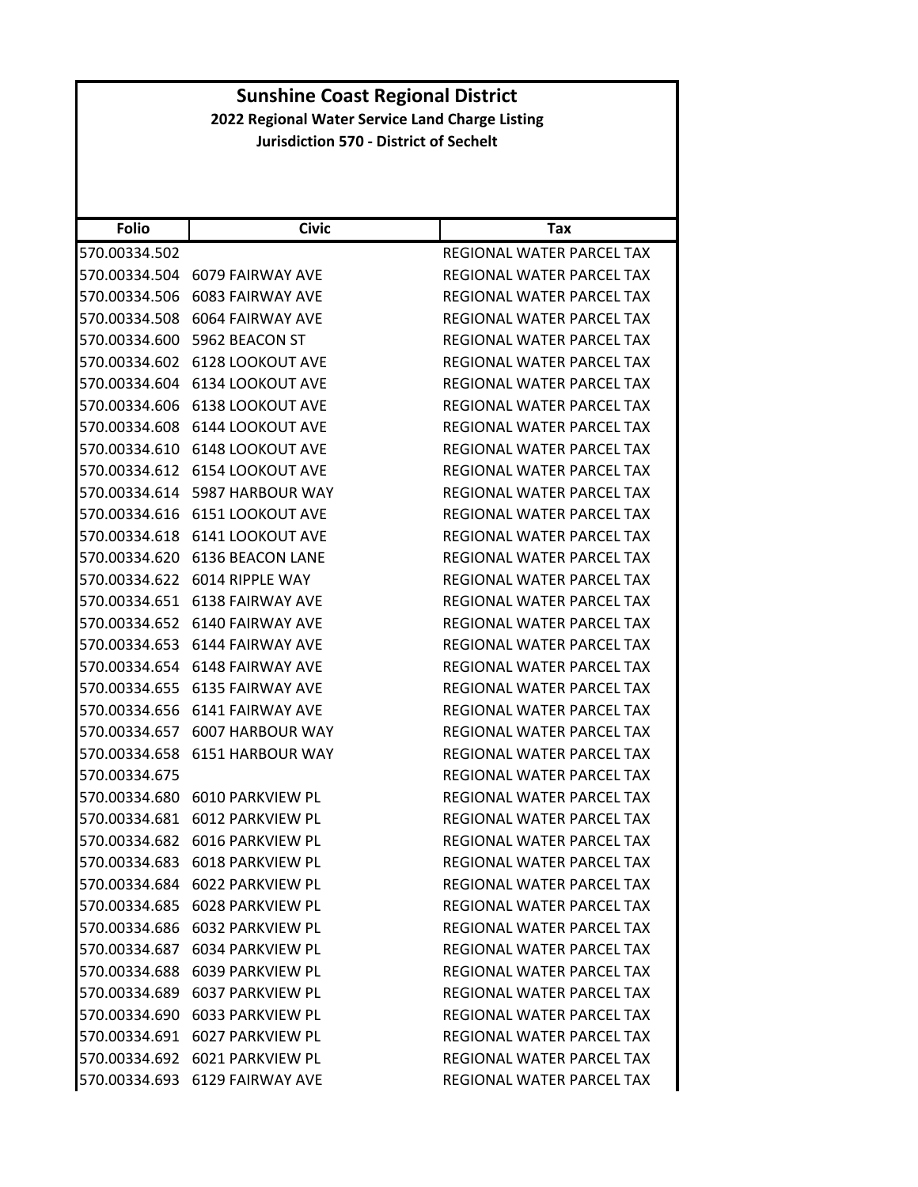# Sunshine Coast Regional District

**2022 Regional Water Service Land Charge Listing**

**Jurisdiction 570 - District of Sechelt**

| Folio | Civic | Tax |
|---|---|---|
| 570.00334.502 | | REGIONAL WATER PARCEL TAX |
| 570.00334.504 | 6079 FAIRWAY AVE | REGIONAL WATER PARCEL TAX |
| 570.00334.506 | 6083 FAIRWAY AVE | REGIONAL WATER PARCEL TAX |
| 570.00334.508 | 6064 FAIRWAY AVE | REGIONAL WATER PARCEL TAX |
| 570.00334.600 | 5962 BEACON ST | REGIONAL WATER PARCEL TAX |
| 570.00334.602 | 6128 LOOKOUT AVE | REGIONAL WATER PARCEL TAX |
| 570.00334.604 | 6134 LOOKOUT AVE | REGIONAL WATER PARCEL TAX |
| 570.00334.606 | 6138 LOOKOUT AVE | REGIONAL WATER PARCEL TAX |
| 570.00334.608 | 6144 LOOKOUT AVE | REGIONAL WATER PARCEL TAX |
| 570.00334.610 | 6148 LOOKOUT AVE | REGIONAL WATER PARCEL TAX |
| 570.00334.612 | 6154 LOOKOUT AVE | REGIONAL WATER PARCEL TAX |
| 570.00334.614 | 5987 HARBOUR WAY | REGIONAL WATER PARCEL TAX |
| 570.00334.616 | 6151 LOOKOUT AVE | REGIONAL WATER PARCEL TAX |
| 570.00334.618 | 6141 LOOKOUT AVE | REGIONAL WATER PARCEL TAX |
| 570.00334.620 | 6136 BEACON LANE | REGIONAL WATER PARCEL TAX |
| 570.00334.622 | 6014 RIPPLE WAY | REGIONAL WATER PARCEL TAX |
| 570.00334.651 | 6138 FAIRWAY AVE | REGIONAL WATER PARCEL TAX |
| 570.00334.652 | 6140 FAIRWAY AVE | REGIONAL WATER PARCEL TAX |
| 570.00334.653 | 6144 FAIRWAY AVE | REGIONAL WATER PARCEL TAX |
| 570.00334.654 | 6148 FAIRWAY AVE | REGIONAL WATER PARCEL TAX |
| 570.00334.655 | 6135 FAIRWAY AVE | REGIONAL WATER PARCEL TAX |
| 570.00334.656 | 6141 FAIRWAY AVE | REGIONAL WATER PARCEL TAX |
| 570.00334.657 | 6007 HARBOUR WAY | REGIONAL WATER PARCEL TAX |
| 570.00334.658 | 6151 HARBOUR WAY | REGIONAL WATER PARCEL TAX |
| 570.00334.675 | | REGIONAL WATER PARCEL TAX |
| 570.00334.680 | 6010 PARKVIEW PL | REGIONAL WATER PARCEL TAX |
| 570.00334.681 | 6012 PARKVIEW PL | REGIONAL WATER PARCEL TAX |
| 570.00334.682 | 6016 PARKVIEW PL | REGIONAL WATER PARCEL TAX |
| 570.00334.683 | 6018 PARKVIEW PL | REGIONAL WATER PARCEL TAX |
| 570.00334.684 | 6022 PARKVIEW PL | REGIONAL WATER PARCEL TAX |
| 570.00334.685 | 6028 PARKVIEW PL | REGIONAL WATER PARCEL TAX |
| 570.00334.686 | 6032 PARKVIEW PL | REGIONAL WATER PARCEL TAX |
| 570.00334.687 | 6034 PARKVIEW PL | REGIONAL WATER PARCEL TAX |
| 570.00334.688 | 6039 PARKVIEW PL | REGIONAL WATER PARCEL TAX |
| 570.00334.689 | 6037 PARKVIEW PL | REGIONAL WATER PARCEL TAX |
| 570.00334.690 | 6033 PARKVIEW PL | REGIONAL WATER PARCEL TAX |
| 570.00334.691 | 6027 PARKVIEW PL | REGIONAL WATER PARCEL TAX |
| 570.00334.692 | 6021 PARKVIEW PL | REGIONAL WATER PARCEL TAX |
| 570.00334.693 | 6129 FAIRWAY AVE | REGIONAL WATER PARCEL TAX |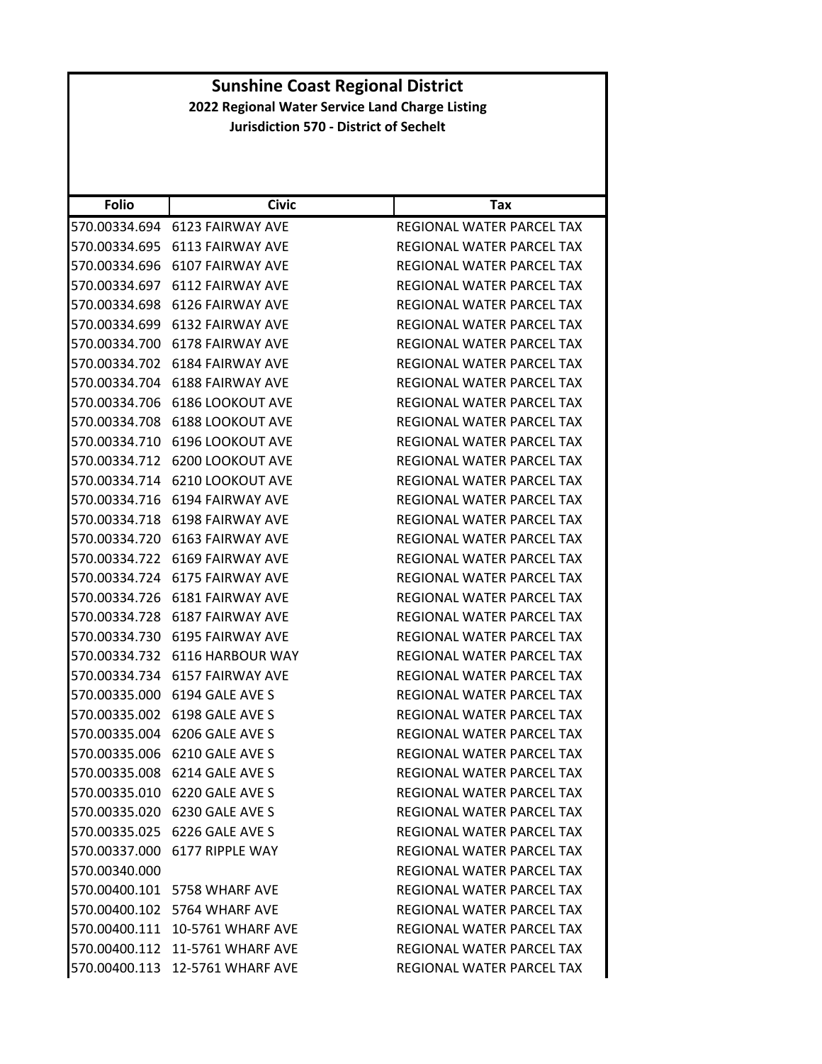# Sunshine Coast Regional District

## 2022 Regional Water Service Land Charge Listing

### Jurisdiction 570 - District of Sechelt

| Folio | Civic | Tax |
|---|---|---|
| 570.00334.694 | 6123 FAIRWAY AVE | REGIONAL WATER PARCEL TAX |
| 570.00334.695 | 6113 FAIRWAY AVE | REGIONAL WATER PARCEL TAX |
| 570.00334.696 | 6107 FAIRWAY AVE | REGIONAL WATER PARCEL TAX |
| 570.00334.697 | 6112 FAIRWAY AVE | REGIONAL WATER PARCEL TAX |
| 570.00334.698 | 6126 FAIRWAY AVE | REGIONAL WATER PARCEL TAX |
| 570.00334.699 | 6132 FAIRWAY AVE | REGIONAL WATER PARCEL TAX |
| 570.00334.700 | 6178 FAIRWAY AVE | REGIONAL WATER PARCEL TAX |
| 570.00334.702 | 6184 FAIRWAY AVE | REGIONAL WATER PARCEL TAX |
| 570.00334.704 | 6188 FAIRWAY AVE | REGIONAL WATER PARCEL TAX |
| 570.00334.706 | 6186 LOOKOUT AVE | REGIONAL WATER PARCEL TAX |
| 570.00334.708 | 6188 LOOKOUT AVE | REGIONAL WATER PARCEL TAX |
| 570.00334.710 | 6196 LOOKOUT AVE | REGIONAL WATER PARCEL TAX |
| 570.00334.712 | 6200 LOOKOUT AVE | REGIONAL WATER PARCEL TAX |
| 570.00334.714 | 6210 LOOKOUT AVE | REGIONAL WATER PARCEL TAX |
| 570.00334.716 | 6194 FAIRWAY AVE | REGIONAL WATER PARCEL TAX |
| 570.00334.718 | 6198 FAIRWAY AVE | REGIONAL WATER PARCEL TAX |
| 570.00334.720 | 6163 FAIRWAY AVE | REGIONAL WATER PARCEL TAX |
| 570.00334.722 | 6169 FAIRWAY AVE | REGIONAL WATER PARCEL TAX |
| 570.00334.724 | 6175 FAIRWAY AVE | REGIONAL WATER PARCEL TAX |
| 570.00334.726 | 6181 FAIRWAY AVE | REGIONAL WATER PARCEL TAX |
| 570.00334.728 | 6187 FAIRWAY AVE | REGIONAL WATER PARCEL TAX |
| 570.00334.730 | 6195 FAIRWAY AVE | REGIONAL WATER PARCEL TAX |
| 570.00334.732 | 6116 HARBOUR WAY | REGIONAL WATER PARCEL TAX |
| 570.00334.734 | 6157 FAIRWAY AVE | REGIONAL WATER PARCEL TAX |
| 570.00335.000 | 6194 GALE AVE S | REGIONAL WATER PARCEL TAX |
| 570.00335.002 | 6198 GALE AVE S | REGIONAL WATER PARCEL TAX |
| 570.00335.004 | 6206 GALE AVE S | REGIONAL WATER PARCEL TAX |
| 570.00335.006 | 6210 GALE AVE S | REGIONAL WATER PARCEL TAX |
| 570.00335.008 | 6214 GALE AVE S | REGIONAL WATER PARCEL TAX |
| 570.00335.010 | 6220 GALE AVE S | REGIONAL WATER PARCEL TAX |
| 570.00335.020 | 6230 GALE AVE S | REGIONAL WATER PARCEL TAX |
| 570.00335.025 | 6226 GALE AVE S | REGIONAL WATER PARCEL TAX |
| 570.00337.000 | 6177 RIPPLE WAY | REGIONAL WATER PARCEL TAX |
| 570.00340.000 | | REGIONAL WATER PARCEL TAX |
| 570.00400.101 | 5758 WHARF AVE | REGIONAL WATER PARCEL TAX |
| 570.00400.102 | 5764 WHARF AVE | REGIONAL WATER PARCEL TAX |
| 570.00400.111 | 10-5761 WHARF AVE | REGIONAL WATER PARCEL TAX |
| 570.00400.112 | 11-5761 WHARF AVE | REGIONAL WATER PARCEL TAX |
| 570.00400.113 | 12-5761 WHARF AVE | REGIONAL WATER PARCEL TAX |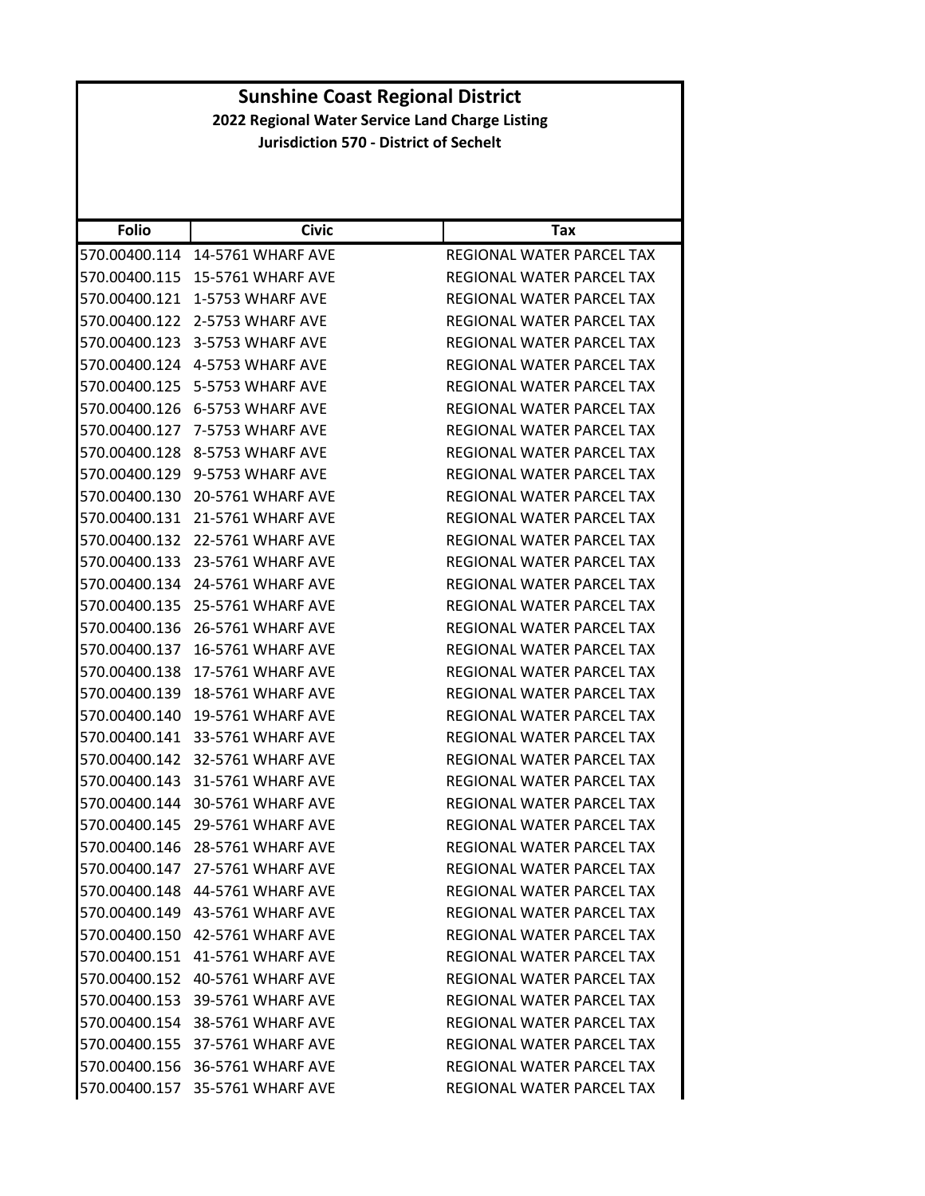# Sunshine Coast Regional District

### 2022 Regional Water Service Land Charge Listing

### Jurisdiction 570 - District of Sechelt

| Folio | Civic | Tax |
|---|---|---|
| 570.00400.114 | 14-5761 WHARF AVE | REGIONAL WATER PARCEL TAX |
| 570.00400.115 | 15-5761 WHARF AVE | REGIONAL WATER PARCEL TAX |
| 570.00400.121 | 1-5753 WHARF AVE | REGIONAL WATER PARCEL TAX |
| 570.00400.122 | 2-5753 WHARF AVE | REGIONAL WATER PARCEL TAX |
| 570.00400.123 | 3-5753 WHARF AVE | REGIONAL WATER PARCEL TAX |
| 570.00400.124 | 4-5753 WHARF AVE | REGIONAL WATER PARCEL TAX |
| 570.00400.125 | 5-5753 WHARF AVE | REGIONAL WATER PARCEL TAX |
| 570.00400.126 | 6-5753 WHARF AVE | REGIONAL WATER PARCEL TAX |
| 570.00400.127 | 7-5753 WHARF AVE | REGIONAL WATER PARCEL TAX |
| 570.00400.128 | 8-5753 WHARF AVE | REGIONAL WATER PARCEL TAX |
| 570.00400.129 | 9-5753 WHARF AVE | REGIONAL WATER PARCEL TAX |
| 570.00400.130 | 20-5761 WHARF AVE | REGIONAL WATER PARCEL TAX |
| 570.00400.131 | 21-5761 WHARF AVE | REGIONAL WATER PARCEL TAX |
| 570.00400.132 | 22-5761 WHARF AVE | REGIONAL WATER PARCEL TAX |
| 570.00400.133 | 23-5761 WHARF AVE | REGIONAL WATER PARCEL TAX |
| 570.00400.134 | 24-5761 WHARF AVE | REGIONAL WATER PARCEL TAX |
| 570.00400.135 | 25-5761 WHARF AVE | REGIONAL WATER PARCEL TAX |
| 570.00400.136 | 26-5761 WHARF AVE | REGIONAL WATER PARCEL TAX |
| 570.00400.137 | 16-5761 WHARF AVE | REGIONAL WATER PARCEL TAX |
| 570.00400.138 | 17-5761 WHARF AVE | REGIONAL WATER PARCEL TAX |
| 570.00400.139 | 18-5761 WHARF AVE | REGIONAL WATER PARCEL TAX |
| 570.00400.140 | 19-5761 WHARF AVE | REGIONAL WATER PARCEL TAX |
| 570.00400.141 | 33-5761 WHARF AVE | REGIONAL WATER PARCEL TAX |
| 570.00400.142 | 32-5761 WHARF AVE | REGIONAL WATER PARCEL TAX |
| 570.00400.143 | 31-5761 WHARF AVE | REGIONAL WATER PARCEL TAX |
| 570.00400.144 | 30-5761 WHARF AVE | REGIONAL WATER PARCEL TAX |
| 570.00400.145 | 29-5761 WHARF AVE | REGIONAL WATER PARCEL TAX |
| 570.00400.146 | 28-5761 WHARF AVE | REGIONAL WATER PARCEL TAX |
| 570.00400.147 | 27-5761 WHARF AVE | REGIONAL WATER PARCEL TAX |
| 570.00400.148 | 44-5761 WHARF AVE | REGIONAL WATER PARCEL TAX |
| 570.00400.149 | 43-5761 WHARF AVE | REGIONAL WATER PARCEL TAX |
| 570.00400.150 | 42-5761 WHARF AVE | REGIONAL WATER PARCEL TAX |
| 570.00400.151 | 41-5761 WHARF AVE | REGIONAL WATER PARCEL TAX |
| 570.00400.152 | 40-5761 WHARF AVE | REGIONAL WATER PARCEL TAX |
| 570.00400.153 | 39-5761 WHARF AVE | REGIONAL WATER PARCEL TAX |
| 570.00400.154 | 38-5761 WHARF AVE | REGIONAL WATER PARCEL TAX |
| 570.00400.155 | 37-5761 WHARF AVE | REGIONAL WATER PARCEL TAX |
| 570.00400.156 | 36-5761 WHARF AVE | REGIONAL WATER PARCEL TAX |
| 570.00400.157 | 35-5761 WHARF AVE | REGIONAL WATER PARCEL TAX |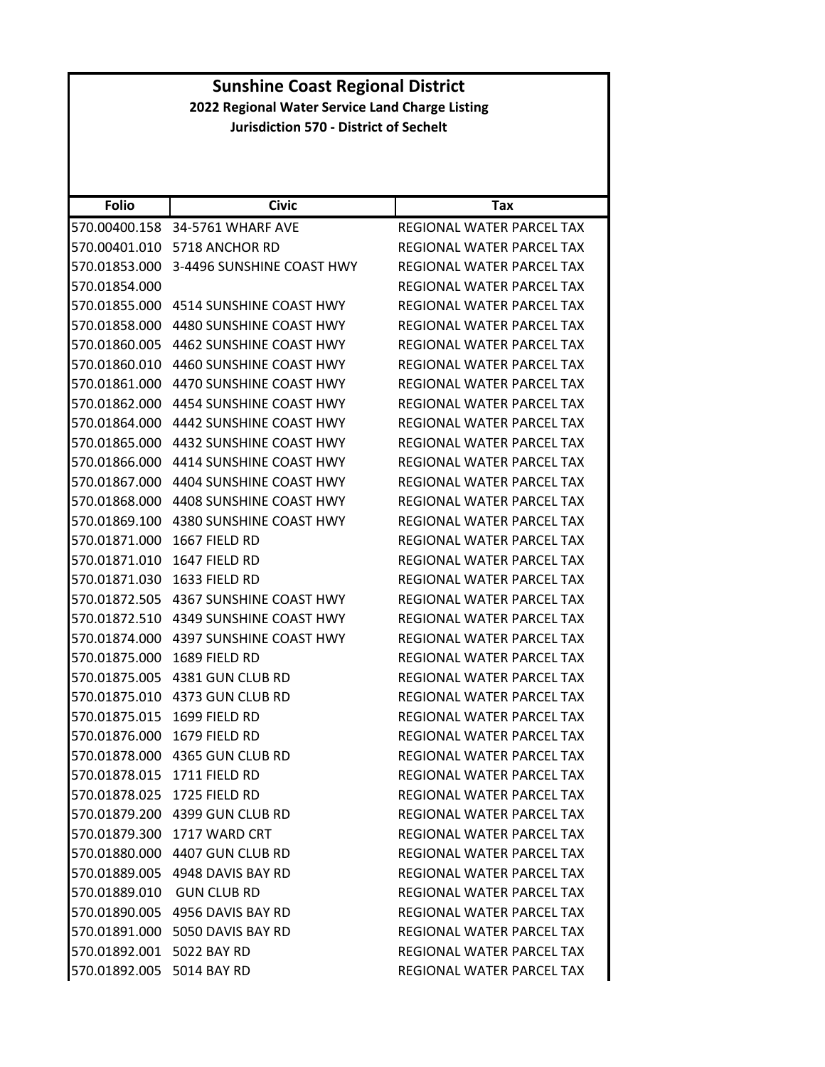# Sunshine Coast Regional District

## 2022 Regional Water Service Land Charge Listing

### Jurisdiction 570 - District of Sechelt

| Folio | Civic | Tax |
|---|---|---|
| 570.00400.158 | 34-5761 WHARF AVE | REGIONAL WATER PARCEL TAX |
| 570.00401.010 | 5718 ANCHOR RD | REGIONAL WATER PARCEL TAX |
| 570.01853.000 | 3-4496 SUNSHINE COAST HWY | REGIONAL WATER PARCEL TAX |
| 570.01854.000 | | REGIONAL WATER PARCEL TAX |
| 570.01855.000 | 4514 SUNSHINE COAST HWY | REGIONAL WATER PARCEL TAX |
| 570.01858.000 | 4480 SUNSHINE COAST HWY | REGIONAL WATER PARCEL TAX |
| 570.01860.005 | 4462 SUNSHINE COAST HWY | REGIONAL WATER PARCEL TAX |
| 570.01860.010 | 4460 SUNSHINE COAST HWY | REGIONAL WATER PARCEL TAX |
| 570.01861.000 | 4470 SUNSHINE COAST HWY | REGIONAL WATER PARCEL TAX |
| 570.01862.000 | 4454 SUNSHINE COAST HWY | REGIONAL WATER PARCEL TAX |
| 570.01864.000 | 4442 SUNSHINE COAST HWY | REGIONAL WATER PARCEL TAX |
| 570.01865.000 | 4432 SUNSHINE COAST HWY | REGIONAL WATER PARCEL TAX |
| 570.01866.000 | 4414 SUNSHINE COAST HWY | REGIONAL WATER PARCEL TAX |
| 570.01867.000 | 4404 SUNSHINE COAST HWY | REGIONAL WATER PARCEL TAX |
| 570.01868.000 | 4408 SUNSHINE COAST HWY | REGIONAL WATER PARCEL TAX |
| 570.01869.100 | 4380 SUNSHINE COAST HWY | REGIONAL WATER PARCEL TAX |
| 570.01871.000 | 1667 FIELD RD | REGIONAL WATER PARCEL TAX |
| 570.01871.010 | 1647 FIELD RD | REGIONAL WATER PARCEL TAX |
| 570.01871.030 | 1633 FIELD RD | REGIONAL WATER PARCEL TAX |
| 570.01872.505 | 4367 SUNSHINE COAST HWY | REGIONAL WATER PARCEL TAX |
| 570.01872.510 | 4349 SUNSHINE COAST HWY | REGIONAL WATER PARCEL TAX |
| 570.01874.000 | 4397 SUNSHINE COAST HWY | REGIONAL WATER PARCEL TAX |
| 570.01875.000 | 1689 FIELD RD | REGIONAL WATER PARCEL TAX |
| 570.01875.005 | 4381 GUN CLUB RD | REGIONAL WATER PARCEL TAX |
| 570.01875.010 | 4373 GUN CLUB RD | REGIONAL WATER PARCEL TAX |
| 570.01875.015 | 1699 FIELD RD | REGIONAL WATER PARCEL TAX |
| 570.01876.000 | 1679 FIELD RD | REGIONAL WATER PARCEL TAX |
| 570.01878.000 | 4365 GUN CLUB RD | REGIONAL WATER PARCEL TAX |
| 570.01878.015 | 1711 FIELD RD | REGIONAL WATER PARCEL TAX |
| 570.01878.025 | 1725 FIELD RD | REGIONAL WATER PARCEL TAX |
| 570.01879.200 | 4399 GUN CLUB RD | REGIONAL WATER PARCEL TAX |
| 570.01879.300 | 1717 WARD CRT | REGIONAL WATER PARCEL TAX |
| 570.01880.000 | 4407 GUN CLUB RD | REGIONAL WATER PARCEL TAX |
| 570.01889.005 | 4948 DAVIS BAY RD | REGIONAL WATER PARCEL TAX |
| 570.01889.010 | GUN CLUB RD | REGIONAL WATER PARCEL TAX |
| 570.01890.005 | 4956 DAVIS BAY RD | REGIONAL WATER PARCEL TAX |
| 570.01891.000 | 5050 DAVIS BAY RD | REGIONAL WATER PARCEL TAX |
| 570.01892.001 | 5022 BAY RD | REGIONAL WATER PARCEL TAX |
| 570.01892.005 | 5014 BAY RD | REGIONAL WATER PARCEL TAX |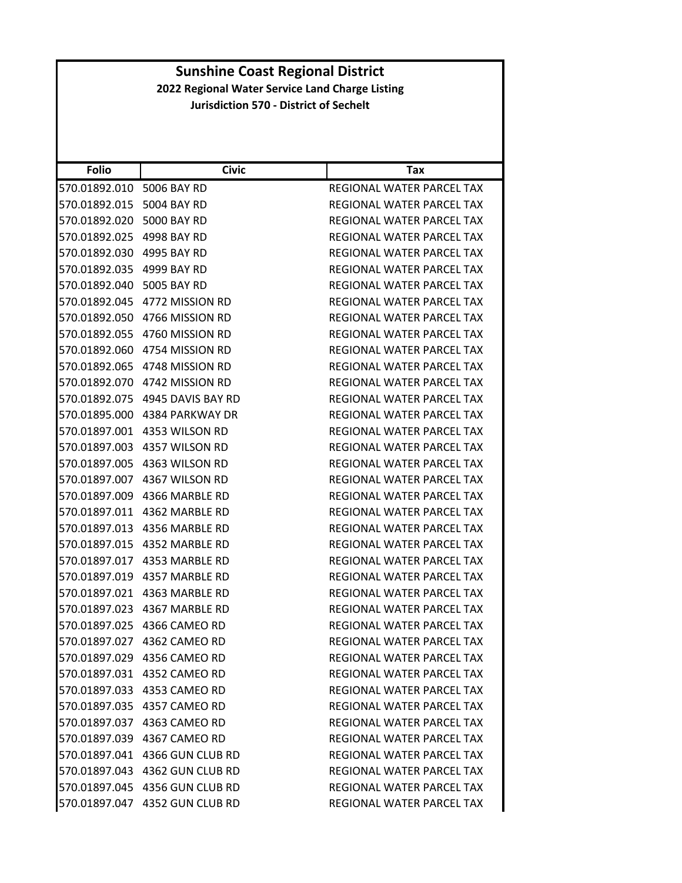# Sunshine Coast Regional District

## 2022 Regional Water Service Land Charge Listing

### Jurisdiction 570 - District of Sechelt

| Folio | Civic | Tax |
|---|---|---|
| 570.01892.010 | 5006 BAY RD | REGIONAL WATER PARCEL TAX |
| 570.01892.015 | 5004 BAY RD | REGIONAL WATER PARCEL TAX |
| 570.01892.020 | 5000 BAY RD | REGIONAL WATER PARCEL TAX |
| 570.01892.025 | 4998 BAY RD | REGIONAL WATER PARCEL TAX |
| 570.01892.030 | 4995 BAY RD | REGIONAL WATER PARCEL TAX |
| 570.01892.035 | 4999 BAY RD | REGIONAL WATER PARCEL TAX |
| 570.01892.040 | 5005 BAY RD | REGIONAL WATER PARCEL TAX |
| 570.01892.045 | 4772 MISSION RD | REGIONAL WATER PARCEL TAX |
| 570.01892.050 | 4766 MISSION RD | REGIONAL WATER PARCEL TAX |
| 570.01892.055 | 4760 MISSION RD | REGIONAL WATER PARCEL TAX |
| 570.01892.060 | 4754 MISSION RD | REGIONAL WATER PARCEL TAX |
| 570.01892.065 | 4748 MISSION RD | REGIONAL WATER PARCEL TAX |
| 570.01892.070 | 4742 MISSION RD | REGIONAL WATER PARCEL TAX |
| 570.01892.075 | 4945 DAVIS BAY RD | REGIONAL WATER PARCEL TAX |
| 570.01895.000 | 4384 PARKWAY DR | REGIONAL WATER PARCEL TAX |
| 570.01897.001 | 4353 WILSON RD | REGIONAL WATER PARCEL TAX |
| 570.01897.003 | 4357 WILSON RD | REGIONAL WATER PARCEL TAX |
| 570.01897.005 | 4363 WILSON RD | REGIONAL WATER PARCEL TAX |
| 570.01897.007 | 4367 WILSON RD | REGIONAL WATER PARCEL TAX |
| 570.01897.009 | 4366 MARBLE RD | REGIONAL WATER PARCEL TAX |
| 570.01897.011 | 4362 MARBLE RD | REGIONAL WATER PARCEL TAX |
| 570.01897.013 | 4356 MARBLE RD | REGIONAL WATER PARCEL TAX |
| 570.01897.015 | 4352 MARBLE RD | REGIONAL WATER PARCEL TAX |
| 570.01897.017 | 4353 MARBLE RD | REGIONAL WATER PARCEL TAX |
| 570.01897.019 | 4357 MARBLE RD | REGIONAL WATER PARCEL TAX |
| 570.01897.021 | 4363 MARBLE RD | REGIONAL WATER PARCEL TAX |
| 570.01897.023 | 4367 MARBLE RD | REGIONAL WATER PARCEL TAX |
| 570.01897.025 | 4366 CAMEO RD | REGIONAL WATER PARCEL TAX |
| 570.01897.027 | 4362 CAMEO RD | REGIONAL WATER PARCEL TAX |
| 570.01897.029 | 4356 CAMEO RD | REGIONAL WATER PARCEL TAX |
| 570.01897.031 | 4352 CAMEO RD | REGIONAL WATER PARCEL TAX |
| 570.01897.033 | 4353 CAMEO RD | REGIONAL WATER PARCEL TAX |
| 570.01897.035 | 4357 CAMEO RD | REGIONAL WATER PARCEL TAX |
| 570.01897.037 | 4363 CAMEO RD | REGIONAL WATER PARCEL TAX |
| 570.01897.039 | 4367 CAMEO RD | REGIONAL WATER PARCEL TAX |
| 570.01897.041 | 4366 GUN CLUB RD | REGIONAL WATER PARCEL TAX |
| 570.01897.043 | 4362 GUN CLUB RD | REGIONAL WATER PARCEL TAX |
| 570.01897.045 | 4356 GUN CLUB RD | REGIONAL WATER PARCEL TAX |
| 570.01897.047 | 4352 GUN CLUB RD | REGIONAL WATER PARCEL TAX |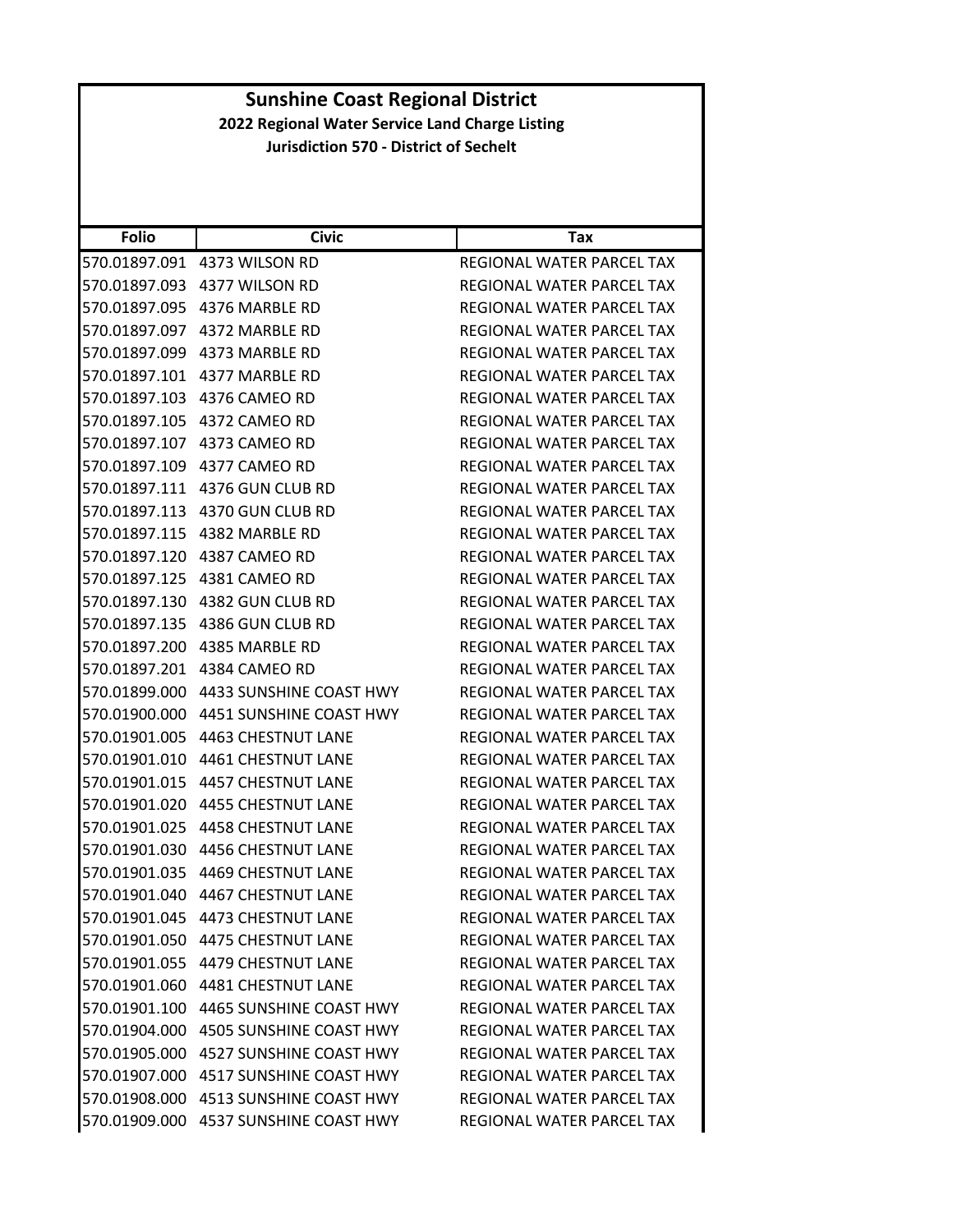# Sunshine Coast Regional District

## 2022 Regional Water Service Land Charge Listing

### Jurisdiction 570 - District of Sechelt

| Folio | Civic | Tax |
|---|---|---|
| 570.01897.091 | 4373 WILSON RD | REGIONAL WATER PARCEL TAX |
| 570.01897.093 | 4377 WILSON RD | REGIONAL WATER PARCEL TAX |
| 570.01897.095 | 4376 MARBLE RD | REGIONAL WATER PARCEL TAX |
| 570.01897.097 | 4372 MARBLE RD | REGIONAL WATER PARCEL TAX |
| 570.01897.099 | 4373 MARBLE RD | REGIONAL WATER PARCEL TAX |
| 570.01897.101 | 4377 MARBLE RD | REGIONAL WATER PARCEL TAX |
| 570.01897.103 | 4376 CAMEO RD | REGIONAL WATER PARCEL TAX |
| 570.01897.105 | 4372 CAMEO RD | REGIONAL WATER PARCEL TAX |
| 570.01897.107 | 4373 CAMEO RD | REGIONAL WATER PARCEL TAX |
| 570.01897.109 | 4377 CAMEO RD | REGIONAL WATER PARCEL TAX |
| 570.01897.111 | 4376 GUN CLUB RD | REGIONAL WATER PARCEL TAX |
| 570.01897.113 | 4370 GUN CLUB RD | REGIONAL WATER PARCEL TAX |
| 570.01897.115 | 4382 MARBLE RD | REGIONAL WATER PARCEL TAX |
| 570.01897.120 | 4387 CAMEO RD | REGIONAL WATER PARCEL TAX |
| 570.01897.125 | 4381 CAMEO RD | REGIONAL WATER PARCEL TAX |
| 570.01897.130 | 4382 GUN CLUB RD | REGIONAL WATER PARCEL TAX |
| 570.01897.135 | 4386 GUN CLUB RD | REGIONAL WATER PARCEL TAX |
| 570.01897.200 | 4385 MARBLE RD | REGIONAL WATER PARCEL TAX |
| 570.01897.201 | 4384 CAMEO RD | REGIONAL WATER PARCEL TAX |
| 570.01899.000 | 4433 SUNSHINE COAST HWY | REGIONAL WATER PARCEL TAX |
| 570.01900.000 | 4451 SUNSHINE COAST HWY | REGIONAL WATER PARCEL TAX |
| 570.01901.005 | 4463 CHESTNUT LANE | REGIONAL WATER PARCEL TAX |
| 570.01901.010 | 4461 CHESTNUT LANE | REGIONAL WATER PARCEL TAX |
| 570.01901.015 | 4457 CHESTNUT LANE | REGIONAL WATER PARCEL TAX |
| 570.01901.020 | 4455 CHESTNUT LANE | REGIONAL WATER PARCEL TAX |
| 570.01901.025 | 4458 CHESTNUT LANE | REGIONAL WATER PARCEL TAX |
| 570.01901.030 | 4456 CHESTNUT LANE | REGIONAL WATER PARCEL TAX |
| 570.01901.035 | 4469 CHESTNUT LANE | REGIONAL WATER PARCEL TAX |
| 570.01901.040 | 4467 CHESTNUT LANE | REGIONAL WATER PARCEL TAX |
| 570.01901.045 | 4473 CHESTNUT LANE | REGIONAL WATER PARCEL TAX |
| 570.01901.050 | 4475 CHESTNUT LANE | REGIONAL WATER PARCEL TAX |
| 570.01901.055 | 4479 CHESTNUT LANE | REGIONAL WATER PARCEL TAX |
| 570.01901.060 | 4481 CHESTNUT LANE | REGIONAL WATER PARCEL TAX |
| 570.01901.100 | 4465 SUNSHINE COAST HWY | REGIONAL WATER PARCEL TAX |
| 570.01904.000 | 4505 SUNSHINE COAST HWY | REGIONAL WATER PARCEL TAX |
| 570.01905.000 | 4527 SUNSHINE COAST HWY | REGIONAL WATER PARCEL TAX |
| 570.01907.000 | 4517 SUNSHINE COAST HWY | REGIONAL WATER PARCEL TAX |
| 570.01908.000 | 4513 SUNSHINE COAST HWY | REGIONAL WATER PARCEL TAX |
| 570.01909.000 | 4537 SUNSHINE COAST HWY | REGIONAL WATER PARCEL TAX |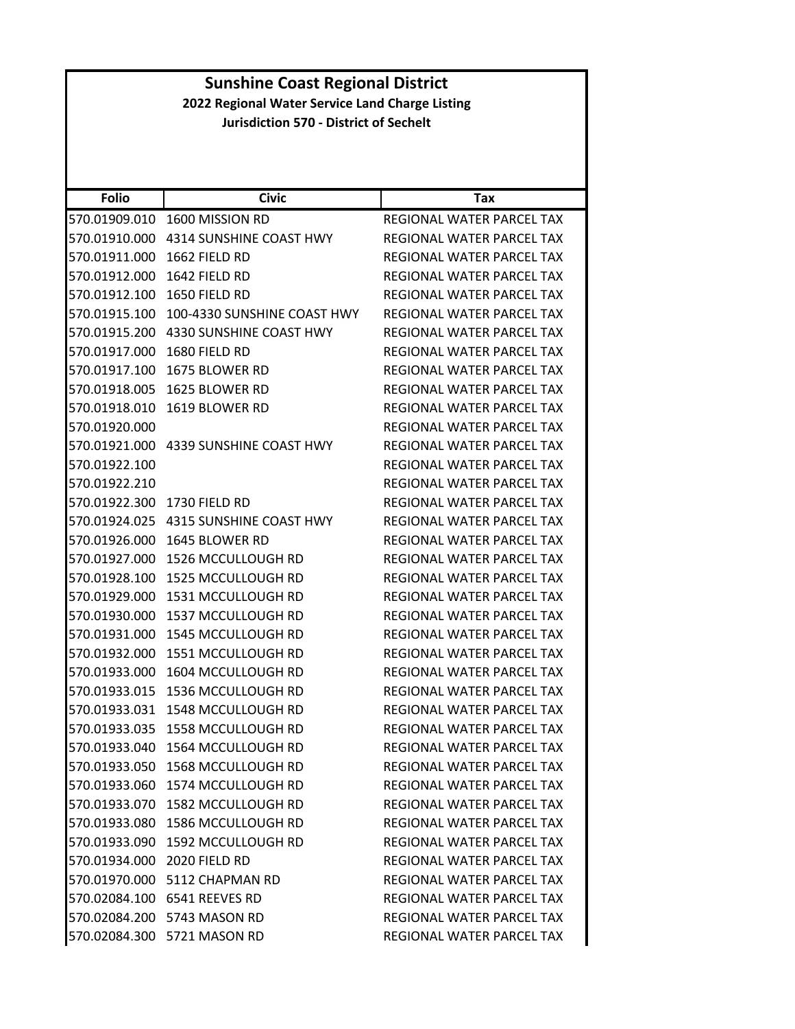# Sunshine Coast Regional District

## 2022 Regional Water Service Land Charge Listing

### Jurisdiction 570 - District of Sechelt

| Folio | Civic | Tax |
|---|---|---|
| 570.01909.010 | 1600 MISSION RD | REGIONAL WATER PARCEL TAX |
| 570.01910.000 | 4314 SUNSHINE COAST HWY | REGIONAL WATER PARCEL TAX |
| 570.01911.000 | 1662 FIELD RD | REGIONAL WATER PARCEL TAX |
| 570.01912.000 | 1642 FIELD RD | REGIONAL WATER PARCEL TAX |
| 570.01912.100 | 1650 FIELD RD | REGIONAL WATER PARCEL TAX |
| 570.01915.100 | 100-4330 SUNSHINE COAST HWY | REGIONAL WATER PARCEL TAX |
| 570.01915.200 | 4330 SUNSHINE COAST HWY | REGIONAL WATER PARCEL TAX |
| 570.01917.000 | 1680 FIELD RD | REGIONAL WATER PARCEL TAX |
| 570.01917.100 | 1675 BLOWER RD | REGIONAL WATER PARCEL TAX |
| 570.01918.005 | 1625 BLOWER RD | REGIONAL WATER PARCEL TAX |
| 570.01918.010 | 1619 BLOWER RD | REGIONAL WATER PARCEL TAX |
| 570.01920.000 | | REGIONAL WATER PARCEL TAX |
| 570.01921.000 | 4339 SUNSHINE COAST HWY | REGIONAL WATER PARCEL TAX |
| 570.01922.100 | | REGIONAL WATER PARCEL TAX |
| 570.01922.210 | | REGIONAL WATER PARCEL TAX |
| 570.01922.300 | 1730 FIELD RD | REGIONAL WATER PARCEL TAX |
| 570.01924.025 | 4315 SUNSHINE COAST HWY | REGIONAL WATER PARCEL TAX |
| 570.01926.000 | 1645 BLOWER RD | REGIONAL WATER PARCEL TAX |
| 570.01927.000 | 1526 MCCULLOUGH RD | REGIONAL WATER PARCEL TAX |
| 570.01928.100 | 1525 MCCULLOUGH RD | REGIONAL WATER PARCEL TAX |
| 570.01929.000 | 1531 MCCULLOUGH RD | REGIONAL WATER PARCEL TAX |
| 570.01930.000 | 1537 MCCULLOUGH RD | REGIONAL WATER PARCEL TAX |
| 570.01931.000 | 1545 MCCULLOUGH RD | REGIONAL WATER PARCEL TAX |
| 570.01932.000 | 1551 MCCULLOUGH RD | REGIONAL WATER PARCEL TAX |
| 570.01933.000 | 1604 MCCULLOUGH RD | REGIONAL WATER PARCEL TAX |
| 570.01933.015 | 1536 MCCULLOUGH RD | REGIONAL WATER PARCEL TAX |
| 570.01933.031 | 1548 MCCULLOUGH RD | REGIONAL WATER PARCEL TAX |
| 570.01933.035 | 1558 MCCULLOUGH RD | REGIONAL WATER PARCEL TAX |
| 570.01933.040 | 1564 MCCULLOUGH RD | REGIONAL WATER PARCEL TAX |
| 570.01933.050 | 1568 MCCULLOUGH RD | REGIONAL WATER PARCEL TAX |
| 570.01933.060 | 1574 MCCULLOUGH RD | REGIONAL WATER PARCEL TAX |
| 570.01933.070 | 1582 MCCULLOUGH RD | REGIONAL WATER PARCEL TAX |
| 570.01933.080 | 1586 MCCULLOUGH RD | REGIONAL WATER PARCEL TAX |
| 570.01933.090 | 1592 MCCULLOUGH RD | REGIONAL WATER PARCEL TAX |
| 570.01934.000 | 2020 FIELD RD | REGIONAL WATER PARCEL TAX |
| 570.01970.000 | 5112 CHAPMAN RD | REGIONAL WATER PARCEL TAX |
| 570.02084.100 | 6541 REEVES RD | REGIONAL WATER PARCEL TAX |
| 570.02084.200 | 5743 MASON RD | REGIONAL WATER PARCEL TAX |
| 570.02084.300 | 5721 MASON RD | REGIONAL WATER PARCEL TAX |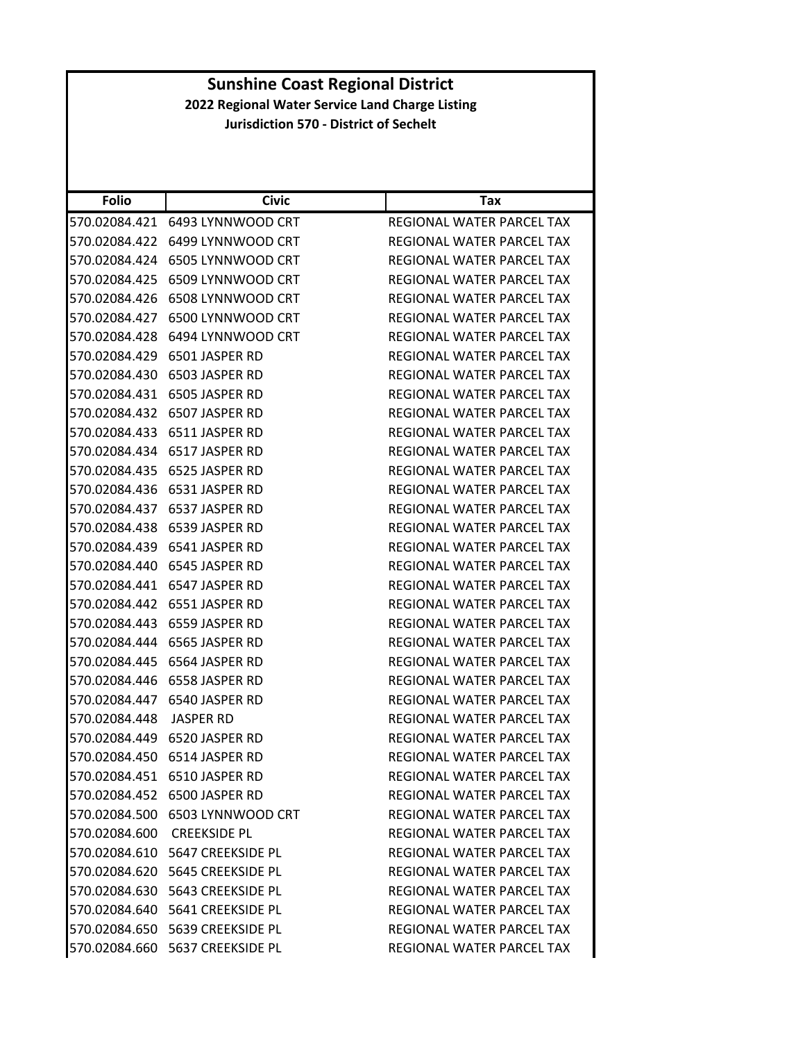# Sunshine Coast Regional District

**2022 Regional Water Service Land Charge Listing**

**Jurisdiction 570 - District of Sechelt**

| Folio | Civic | Tax |
|---|---|---|
| 570.02084.421 | 6493 LYNNWOOD CRT | REGIONAL WATER PARCEL TAX |
| 570.02084.422 | 6499 LYNNWOOD CRT | REGIONAL WATER PARCEL TAX |
| 570.02084.424 | 6505 LYNNWOOD CRT | REGIONAL WATER PARCEL TAX |
| 570.02084.425 | 6509 LYNNWOOD CRT | REGIONAL WATER PARCEL TAX |
| 570.02084.426 | 6508 LYNNWOOD CRT | REGIONAL WATER PARCEL TAX |
| 570.02084.427 | 6500 LYNNWOOD CRT | REGIONAL WATER PARCEL TAX |
| 570.02084.428 | 6494 LYNNWOOD CRT | REGIONAL WATER PARCEL TAX |
| 570.02084.429 | 6501 JASPER RD | REGIONAL WATER PARCEL TAX |
| 570.02084.430 | 6503 JASPER RD | REGIONAL WATER PARCEL TAX |
| 570.02084.431 | 6505 JASPER RD | REGIONAL WATER PARCEL TAX |
| 570.02084.432 | 6507 JASPER RD | REGIONAL WATER PARCEL TAX |
| 570.02084.433 | 6511 JASPER RD | REGIONAL WATER PARCEL TAX |
| 570.02084.434 | 6517 JASPER RD | REGIONAL WATER PARCEL TAX |
| 570.02084.435 | 6525 JASPER RD | REGIONAL WATER PARCEL TAX |
| 570.02084.436 | 6531 JASPER RD | REGIONAL WATER PARCEL TAX |
| 570.02084.437 | 6537 JASPER RD | REGIONAL WATER PARCEL TAX |
| 570.02084.438 | 6539 JASPER RD | REGIONAL WATER PARCEL TAX |
| 570.02084.439 | 6541 JASPER RD | REGIONAL WATER PARCEL TAX |
| 570.02084.440 | 6545 JASPER RD | REGIONAL WATER PARCEL TAX |
| 570.02084.441 | 6547 JASPER RD | REGIONAL WATER PARCEL TAX |
| 570.02084.442 | 6551 JASPER RD | REGIONAL WATER PARCEL TAX |
| 570.02084.443 | 6559 JASPER RD | REGIONAL WATER PARCEL TAX |
| 570.02084.444 | 6565 JASPER RD | REGIONAL WATER PARCEL TAX |
| 570.02084.445 | 6564 JASPER RD | REGIONAL WATER PARCEL TAX |
| 570.02084.446 | 6558 JASPER RD | REGIONAL WATER PARCEL TAX |
| 570.02084.447 | 6540 JASPER RD | REGIONAL WATER PARCEL TAX |
| 570.02084.448 | JASPER RD | REGIONAL WATER PARCEL TAX |
| 570.02084.449 | 6520 JASPER RD | REGIONAL WATER PARCEL TAX |
| 570.02084.450 | 6514 JASPER RD | REGIONAL WATER PARCEL TAX |
| 570.02084.451 | 6510 JASPER RD | REGIONAL WATER PARCEL TAX |
| 570.02084.452 | 6500 JASPER RD | REGIONAL WATER PARCEL TAX |
| 570.02084.500 | 6503 LYNNWOOD CRT | REGIONAL WATER PARCEL TAX |
| 570.02084.600 | CREEKSIDE PL | REGIONAL WATER PARCEL TAX |
| 570.02084.610 | 5647 CREEKSIDE PL | REGIONAL WATER PARCEL TAX |
| 570.02084.620 | 5645 CREEKSIDE PL | REGIONAL WATER PARCEL TAX |
| 570.02084.630 | 5643 CREEKSIDE PL | REGIONAL WATER PARCEL TAX |
| 570.02084.640 | 5641 CREEKSIDE PL | REGIONAL WATER PARCEL TAX |
| 570.02084.650 | 5639 CREEKSIDE PL | REGIONAL WATER PARCEL TAX |
| 570.02084.660 | 5637 CREEKSIDE PL | REGIONAL WATER PARCEL TAX |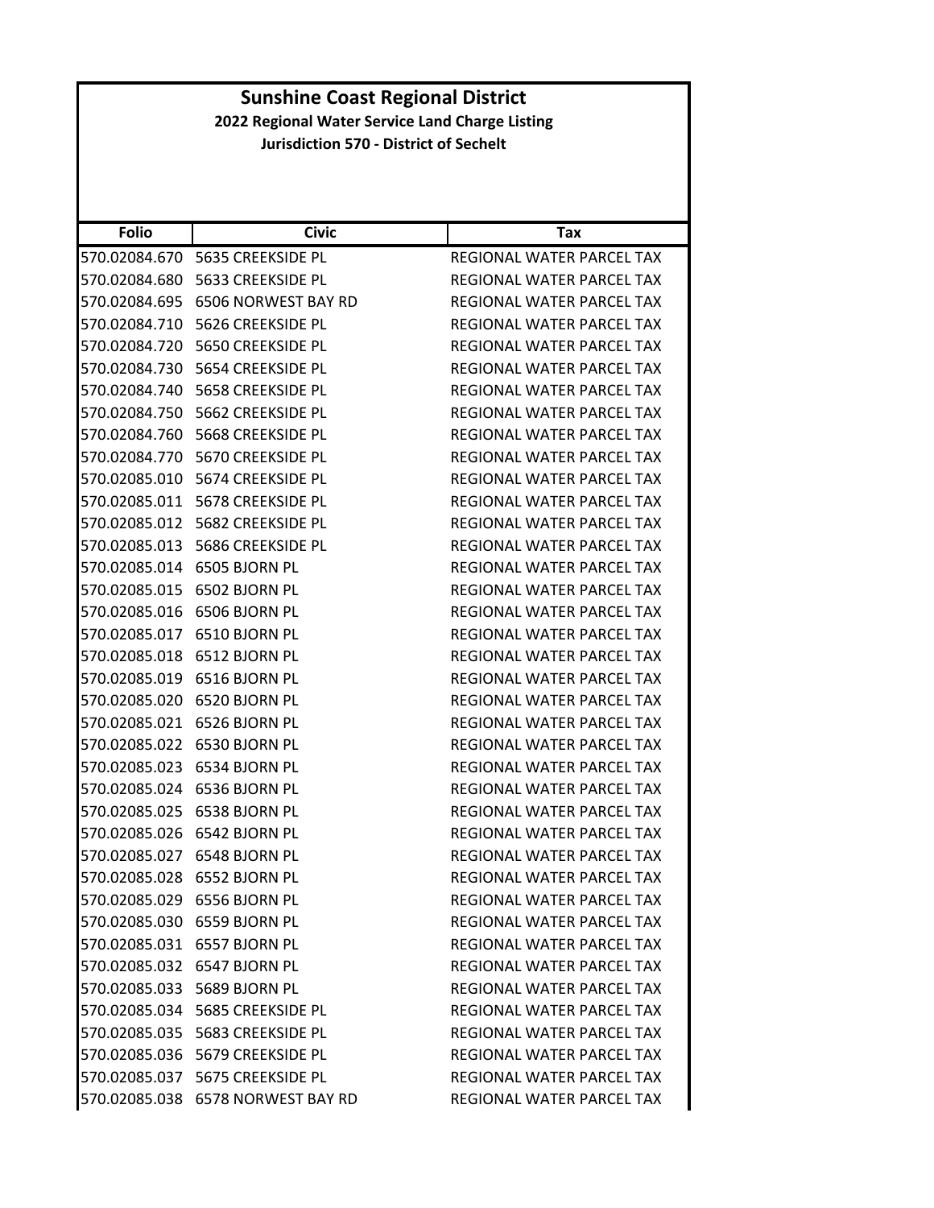# Sunshine Coast Regional District

## 2022 Regional Water Service Land Charge Listing

### Jurisdiction 570 - District of Sechelt

| Folio | Civic | Tax |
|---|---|---|
| 570.02084.670 | 5635 CREEKSIDE PL | REGIONAL WATER PARCEL TAX |
| 570.02084.680 | 5633 CREEKSIDE PL | REGIONAL WATER PARCEL TAX |
| 570.02084.695 | 6506 NORWEST BAY RD | REGIONAL WATER PARCEL TAX |
| 570.02084.710 | 5626 CREEKSIDE PL | REGIONAL WATER PARCEL TAX |
| 570.02084.720 | 5650 CREEKSIDE PL | REGIONAL WATER PARCEL TAX |
| 570.02084.730 | 5654 CREEKSIDE PL | REGIONAL WATER PARCEL TAX |
| 570.02084.740 | 5658 CREEKSIDE PL | REGIONAL WATER PARCEL TAX |
| 570.02084.750 | 5662 CREEKSIDE PL | REGIONAL WATER PARCEL TAX |
| 570.02084.760 | 5668 CREEKSIDE PL | REGIONAL WATER PARCEL TAX |
| 570.02084.770 | 5670 CREEKSIDE PL | REGIONAL WATER PARCEL TAX |
| 570.02085.010 | 5674 CREEKSIDE PL | REGIONAL WATER PARCEL TAX |
| 570.02085.011 | 5678 CREEKSIDE PL | REGIONAL WATER PARCEL TAX |
| 570.02085.012 | 5682 CREEKSIDE PL | REGIONAL WATER PARCEL TAX |
| 570.02085.013 | 5686 CREEKSIDE PL | REGIONAL WATER PARCEL TAX |
| 570.02085.014 | 6505 BJORN PL | REGIONAL WATER PARCEL TAX |
| 570.02085.015 | 6502 BJORN PL | REGIONAL WATER PARCEL TAX |
| 570.02085.016 | 6506 BJORN PL | REGIONAL WATER PARCEL TAX |
| 570.02085.017 | 6510 BJORN PL | REGIONAL WATER PARCEL TAX |
| 570.02085.018 | 6512 BJORN PL | REGIONAL WATER PARCEL TAX |
| 570.02085.019 | 6516 BJORN PL | REGIONAL WATER PARCEL TAX |
| 570.02085.020 | 6520 BJORN PL | REGIONAL WATER PARCEL TAX |
| 570.02085.021 | 6526 BJORN PL | REGIONAL WATER PARCEL TAX |
| 570.02085.022 | 6530 BJORN PL | REGIONAL WATER PARCEL TAX |
| 570.02085.023 | 6534 BJORN PL | REGIONAL WATER PARCEL TAX |
| 570.02085.024 | 6536 BJORN PL | REGIONAL WATER PARCEL TAX |
| 570.02085.025 | 6538 BJORN PL | REGIONAL WATER PARCEL TAX |
| 570.02085.026 | 6542 BJORN PL | REGIONAL WATER PARCEL TAX |
| 570.02085.027 | 6548 BJORN PL | REGIONAL WATER PARCEL TAX |
| 570.02085.028 | 6552 BJORN PL | REGIONAL WATER PARCEL TAX |
| 570.02085.029 | 6556 BJORN PL | REGIONAL WATER PARCEL TAX |
| 570.02085.030 | 6559 BJORN PL | REGIONAL WATER PARCEL TAX |
| 570.02085.031 | 6557 BJORN PL | REGIONAL WATER PARCEL TAX |
| 570.02085.032 | 6547 BJORN PL | REGIONAL WATER PARCEL TAX |
| 570.02085.033 | 5689 BJORN PL | REGIONAL WATER PARCEL TAX |
| 570.02085.034 | 5685 CREEKSIDE PL | REGIONAL WATER PARCEL TAX |
| 570.02085.035 | 5683 CREEKSIDE PL | REGIONAL WATER PARCEL TAX |
| 570.02085.036 | 5679 CREEKSIDE PL | REGIONAL WATER PARCEL TAX |
| 570.02085.037 | 5675 CREEKSIDE PL | REGIONAL WATER PARCEL TAX |
| 570.02085.038 | 6578 NORWEST BAY RD | REGIONAL WATER PARCEL TAX |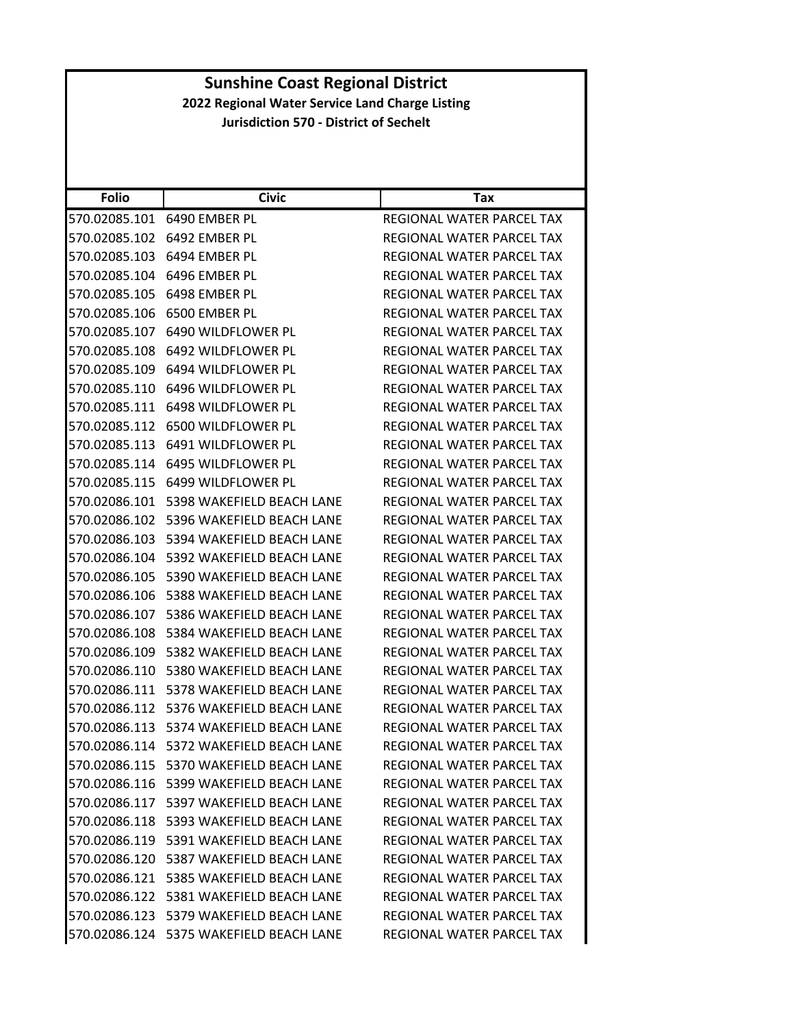# Sunshine Coast Regional District

## 2022 Regional Water Service Land Charge Listing

### Jurisdiction 570 - District of Sechelt

| Folio | Civic | Tax |
|---|---|---|
| 570.02085.101 | 6490 EMBER PL | REGIONAL WATER PARCEL TAX |
| 570.02085.102 | 6492 EMBER PL | REGIONAL WATER PARCEL TAX |
| 570.02085.103 | 6494 EMBER PL | REGIONAL WATER PARCEL TAX |
| 570.02085.104 | 6496 EMBER PL | REGIONAL WATER PARCEL TAX |
| 570.02085.105 | 6498 EMBER PL | REGIONAL WATER PARCEL TAX |
| 570.02085.106 | 6500 EMBER PL | REGIONAL WATER PARCEL TAX |
| 570.02085.107 | 6490 WILDFLOWER PL | REGIONAL WATER PARCEL TAX |
| 570.02085.108 | 6492 WILDFLOWER PL | REGIONAL WATER PARCEL TAX |
| 570.02085.109 | 6494 WILDFLOWER PL | REGIONAL WATER PARCEL TAX |
| 570.02085.110 | 6496 WILDFLOWER PL | REGIONAL WATER PARCEL TAX |
| 570.02085.111 | 6498 WILDFLOWER PL | REGIONAL WATER PARCEL TAX |
| 570.02085.112 | 6500 WILDFLOWER PL | REGIONAL WATER PARCEL TAX |
| 570.02085.113 | 6491 WILDFLOWER PL | REGIONAL WATER PARCEL TAX |
| 570.02085.114 | 6495 WILDFLOWER PL | REGIONAL WATER PARCEL TAX |
| 570.02085.115 | 6499 WILDFLOWER PL | REGIONAL WATER PARCEL TAX |
| 570.02086.101 | 5398 WAKEFIELD BEACH LANE | REGIONAL WATER PARCEL TAX |
| 570.02086.102 | 5396 WAKEFIELD BEACH LANE | REGIONAL WATER PARCEL TAX |
| 570.02086.103 | 5394 WAKEFIELD BEACH LANE | REGIONAL WATER PARCEL TAX |
| 570.02086.104 | 5392 WAKEFIELD BEACH LANE | REGIONAL WATER PARCEL TAX |
| 570.02086.105 | 5390 WAKEFIELD BEACH LANE | REGIONAL WATER PARCEL TAX |
| 570.02086.106 | 5388 WAKEFIELD BEACH LANE | REGIONAL WATER PARCEL TAX |
| 570.02086.107 | 5386 WAKEFIELD BEACH LANE | REGIONAL WATER PARCEL TAX |
| 570.02086.108 | 5384 WAKEFIELD BEACH LANE | REGIONAL WATER PARCEL TAX |
| 570.02086.109 | 5382 WAKEFIELD BEACH LANE | REGIONAL WATER PARCEL TAX |
| 570.02086.110 | 5380 WAKEFIELD BEACH LANE | REGIONAL WATER PARCEL TAX |
| 570.02086.111 | 5378 WAKEFIELD BEACH LANE | REGIONAL WATER PARCEL TAX |
| 570.02086.112 | 5376 WAKEFIELD BEACH LANE | REGIONAL WATER PARCEL TAX |
| 570.02086.113 | 5374 WAKEFIELD BEACH LANE | REGIONAL WATER PARCEL TAX |
| 570.02086.114 | 5372 WAKEFIELD BEACH LANE | REGIONAL WATER PARCEL TAX |
| 570.02086.115 | 5370 WAKEFIELD BEACH LANE | REGIONAL WATER PARCEL TAX |
| 570.02086.116 | 5399 WAKEFIELD BEACH LANE | REGIONAL WATER PARCEL TAX |
| 570.02086.117 | 5397 WAKEFIELD BEACH LANE | REGIONAL WATER PARCEL TAX |
| 570.02086.118 | 5393 WAKEFIELD BEACH LANE | REGIONAL WATER PARCEL TAX |
| 570.02086.119 | 5391 WAKEFIELD BEACH LANE | REGIONAL WATER PARCEL TAX |
| 570.02086.120 | 5387 WAKEFIELD BEACH LANE | REGIONAL WATER PARCEL TAX |
| 570.02086.121 | 5385 WAKEFIELD BEACH LANE | REGIONAL WATER PARCEL TAX |
| 570.02086.122 | 5381 WAKEFIELD BEACH LANE | REGIONAL WATER PARCEL TAX |
| 570.02086.123 | 5379 WAKEFIELD BEACH LANE | REGIONAL WATER PARCEL TAX |
| 570.02086.124 | 5375 WAKEFIELD BEACH LANE | REGIONAL WATER PARCEL TAX |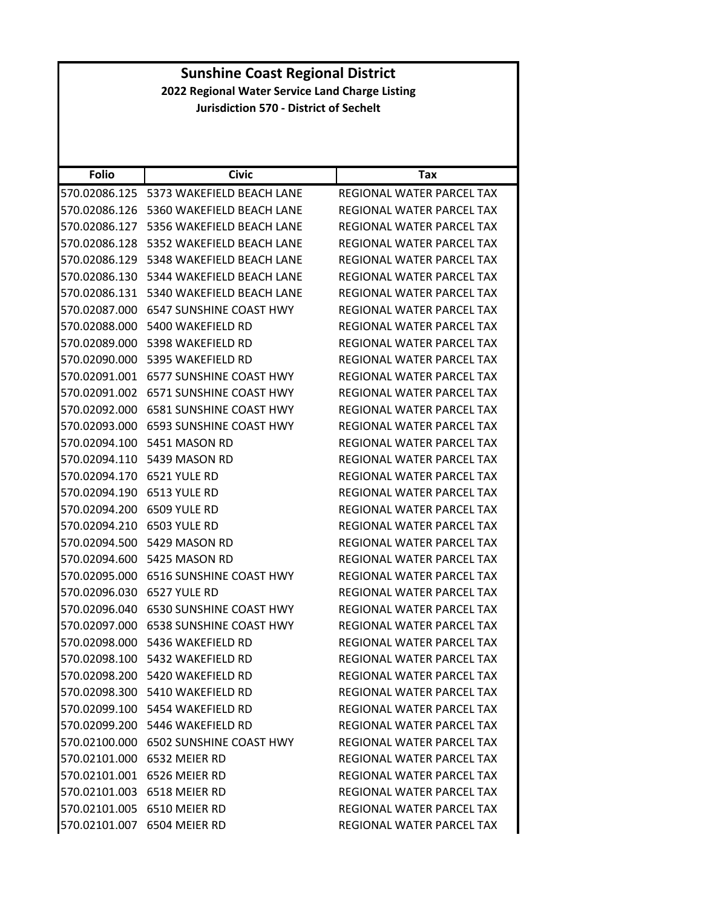# Sunshine Coast Regional District

## 2022 Regional Water Service Land Charge Listing

### Jurisdiction 570 - District of Sechelt

| Folio | Civic | Tax |
|---|---|---|
| 570.02086.125 | 5373 WAKEFIELD BEACH LANE | REGIONAL WATER PARCEL TAX |
| 570.02086.126 | 5360 WAKEFIELD BEACH LANE | REGIONAL WATER PARCEL TAX |
| 570.02086.127 | 5356 WAKEFIELD BEACH LANE | REGIONAL WATER PARCEL TAX |
| 570.02086.128 | 5352 WAKEFIELD BEACH LANE | REGIONAL WATER PARCEL TAX |
| 570.02086.129 | 5348 WAKEFIELD BEACH LANE | REGIONAL WATER PARCEL TAX |
| 570.02086.130 | 5344 WAKEFIELD BEACH LANE | REGIONAL WATER PARCEL TAX |
| 570.02086.131 | 5340 WAKEFIELD BEACH LANE | REGIONAL WATER PARCEL TAX |
| 570.02087.000 | 6547 SUNSHINE COAST HWY | REGIONAL WATER PARCEL TAX |
| 570.02088.000 | 5400 WAKEFIELD RD | REGIONAL WATER PARCEL TAX |
| 570.02089.000 | 5398 WAKEFIELD RD | REGIONAL WATER PARCEL TAX |
| 570.02090.000 | 5395 WAKEFIELD RD | REGIONAL WATER PARCEL TAX |
| 570.02091.001 | 6577 SUNSHINE COAST HWY | REGIONAL WATER PARCEL TAX |
| 570.02091.002 | 6571 SUNSHINE COAST HWY | REGIONAL WATER PARCEL TAX |
| 570.02092.000 | 6581 SUNSHINE COAST HWY | REGIONAL WATER PARCEL TAX |
| 570.02093.000 | 6593 SUNSHINE COAST HWY | REGIONAL WATER PARCEL TAX |
| 570.02094.100 | 5451 MASON RD | REGIONAL WATER PARCEL TAX |
| 570.02094.110 | 5439 MASON RD | REGIONAL WATER PARCEL TAX |
| 570.02094.170 | 6521 YULE RD | REGIONAL WATER PARCEL TAX |
| 570.02094.190 | 6513 YULE RD | REGIONAL WATER PARCEL TAX |
| 570.02094.200 | 6509 YULE RD | REGIONAL WATER PARCEL TAX |
| 570.02094.210 | 6503 YULE RD | REGIONAL WATER PARCEL TAX |
| 570.02094.500 | 5429 MASON RD | REGIONAL WATER PARCEL TAX |
| 570.02094.600 | 5425 MASON RD | REGIONAL WATER PARCEL TAX |
| 570.02095.000 | 6516 SUNSHINE COAST HWY | REGIONAL WATER PARCEL TAX |
| 570.02096.030 | 6527 YULE RD | REGIONAL WATER PARCEL TAX |
| 570.02096.040 | 6530 SUNSHINE COAST HWY | REGIONAL WATER PARCEL TAX |
| 570.02097.000 | 6538 SUNSHINE COAST HWY | REGIONAL WATER PARCEL TAX |
| 570.02098.000 | 5436 WAKEFIELD RD | REGIONAL WATER PARCEL TAX |
| 570.02098.100 | 5432 WAKEFIELD RD | REGIONAL WATER PARCEL TAX |
| 570.02098.200 | 5420 WAKEFIELD RD | REGIONAL WATER PARCEL TAX |
| 570.02098.300 | 5410 WAKEFIELD RD | REGIONAL WATER PARCEL TAX |
| 570.02099.100 | 5454 WAKEFIELD RD | REGIONAL WATER PARCEL TAX |
| 570.02099.200 | 5446 WAKEFIELD RD | REGIONAL WATER PARCEL TAX |
| 570.02100.000 | 6502 SUNSHINE COAST HWY | REGIONAL WATER PARCEL TAX |
| 570.02101.000 | 6532 MEIER RD | REGIONAL WATER PARCEL TAX |
| 570.02101.001 | 6526 MEIER RD | REGIONAL WATER PARCEL TAX |
| 570.02101.003 | 6518 MEIER RD | REGIONAL WATER PARCEL TAX |
| 570.02101.005 | 6510 MEIER RD | REGIONAL WATER PARCEL TAX |
| 570.02101.007 | 6504 MEIER RD | REGIONAL WATER PARCEL TAX |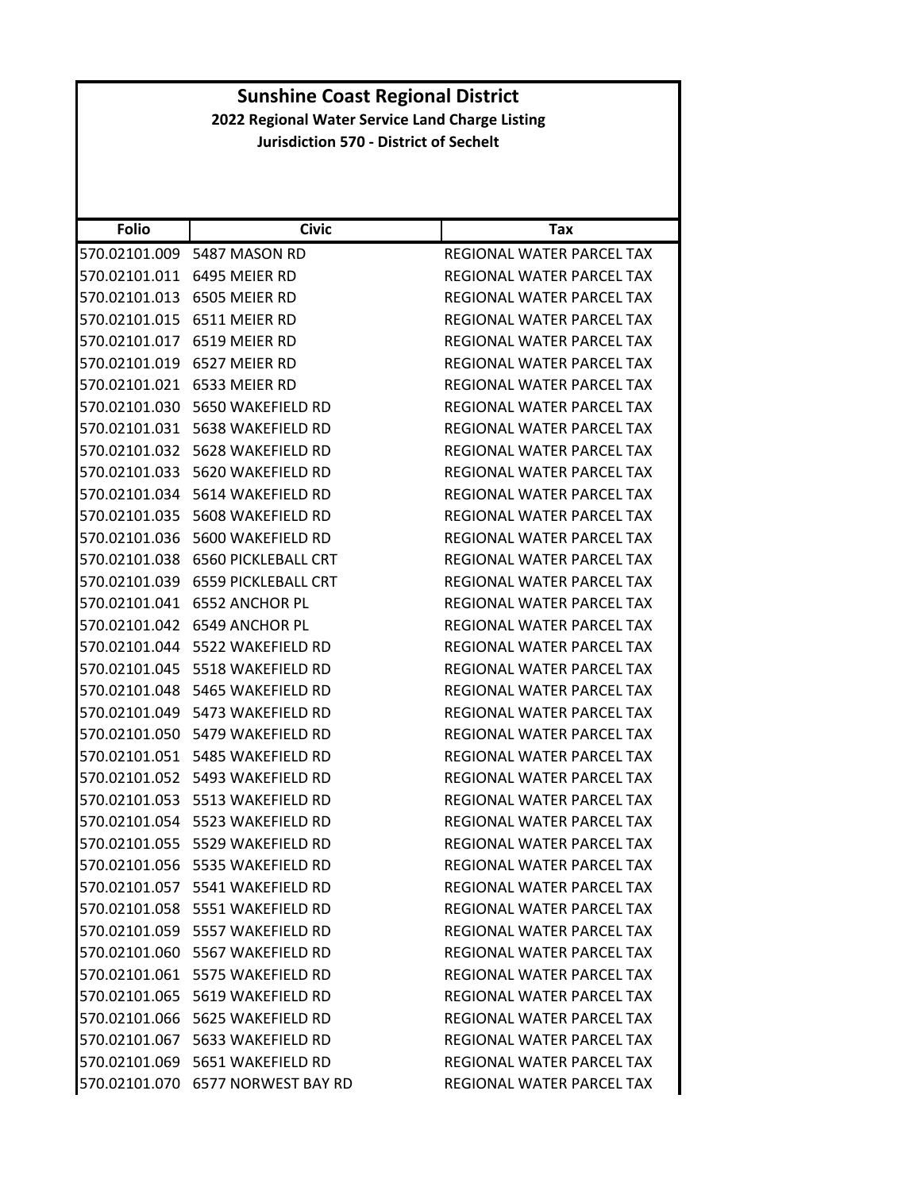# Sunshine Coast Regional District

## 2022 Regional Water Service Land Charge Listing

### Jurisdiction 570 - District of Sechelt

| Folio | Civic | Tax |
|---|---|---|
| 570.02101.009 | 5487 MASON RD | REGIONAL WATER PARCEL TAX |
| 570.02101.011 | 6495 MEIER RD | REGIONAL WATER PARCEL TAX |
| 570.02101.013 | 6505 MEIER RD | REGIONAL WATER PARCEL TAX |
| 570.02101.015 | 6511 MEIER RD | REGIONAL WATER PARCEL TAX |
| 570.02101.017 | 6519 MEIER RD | REGIONAL WATER PARCEL TAX |
| 570.02101.019 | 6527 MEIER RD | REGIONAL WATER PARCEL TAX |
| 570.02101.021 | 6533 MEIER RD | REGIONAL WATER PARCEL TAX |
| 570.02101.030 | 5650 WAKEFIELD RD | REGIONAL WATER PARCEL TAX |
| 570.02101.031 | 5638 WAKEFIELD RD | REGIONAL WATER PARCEL TAX |
| 570.02101.032 | 5628 WAKEFIELD RD | REGIONAL WATER PARCEL TAX |
| 570.02101.033 | 5620 WAKEFIELD RD | REGIONAL WATER PARCEL TAX |
| 570.02101.034 | 5614 WAKEFIELD RD | REGIONAL WATER PARCEL TAX |
| 570.02101.035 | 5608 WAKEFIELD RD | REGIONAL WATER PARCEL TAX |
| 570.02101.036 | 5600 WAKEFIELD RD | REGIONAL WATER PARCEL TAX |
| 570.02101.038 | 6560 PICKLEBALL CRT | REGIONAL WATER PARCEL TAX |
| 570.02101.039 | 6559 PICKLEBALL CRT | REGIONAL WATER PARCEL TAX |
| 570.02101.041 | 6552 ANCHOR PL | REGIONAL WATER PARCEL TAX |
| 570.02101.042 | 6549 ANCHOR PL | REGIONAL WATER PARCEL TAX |
| 570.02101.044 | 5522 WAKEFIELD RD | REGIONAL WATER PARCEL TAX |
| 570.02101.045 | 5518 WAKEFIELD RD | REGIONAL WATER PARCEL TAX |
| 570.02101.048 | 5465 WAKEFIELD RD | REGIONAL WATER PARCEL TAX |
| 570.02101.049 | 5473 WAKEFIELD RD | REGIONAL WATER PARCEL TAX |
| 570.02101.050 | 5479 WAKEFIELD RD | REGIONAL WATER PARCEL TAX |
| 570.02101.051 | 5485 WAKEFIELD RD | REGIONAL WATER PARCEL TAX |
| 570.02101.052 | 5493 WAKEFIELD RD | REGIONAL WATER PARCEL TAX |
| 570.02101.053 | 5513 WAKEFIELD RD | REGIONAL WATER PARCEL TAX |
| 570.02101.054 | 5523 WAKEFIELD RD | REGIONAL WATER PARCEL TAX |
| 570.02101.055 | 5529 WAKEFIELD RD | REGIONAL WATER PARCEL TAX |
| 570.02101.056 | 5535 WAKEFIELD RD | REGIONAL WATER PARCEL TAX |
| 570.02101.057 | 5541 WAKEFIELD RD | REGIONAL WATER PARCEL TAX |
| 570.02101.058 | 5551 WAKEFIELD RD | REGIONAL WATER PARCEL TAX |
| 570.02101.059 | 5557 WAKEFIELD RD | REGIONAL WATER PARCEL TAX |
| 570.02101.060 | 5567 WAKEFIELD RD | REGIONAL WATER PARCEL TAX |
| 570.02101.061 | 5575 WAKEFIELD RD | REGIONAL WATER PARCEL TAX |
| 570.02101.065 | 5619 WAKEFIELD RD | REGIONAL WATER PARCEL TAX |
| 570.02101.066 | 5625 WAKEFIELD RD | REGIONAL WATER PARCEL TAX |
| 570.02101.067 | 5633 WAKEFIELD RD | REGIONAL WATER PARCEL TAX |
| 570.02101.069 | 5651 WAKEFIELD RD | REGIONAL WATER PARCEL TAX |
| 570.02101.070 | 6577 NORWEST BAY RD | REGIONAL WATER PARCEL TAX |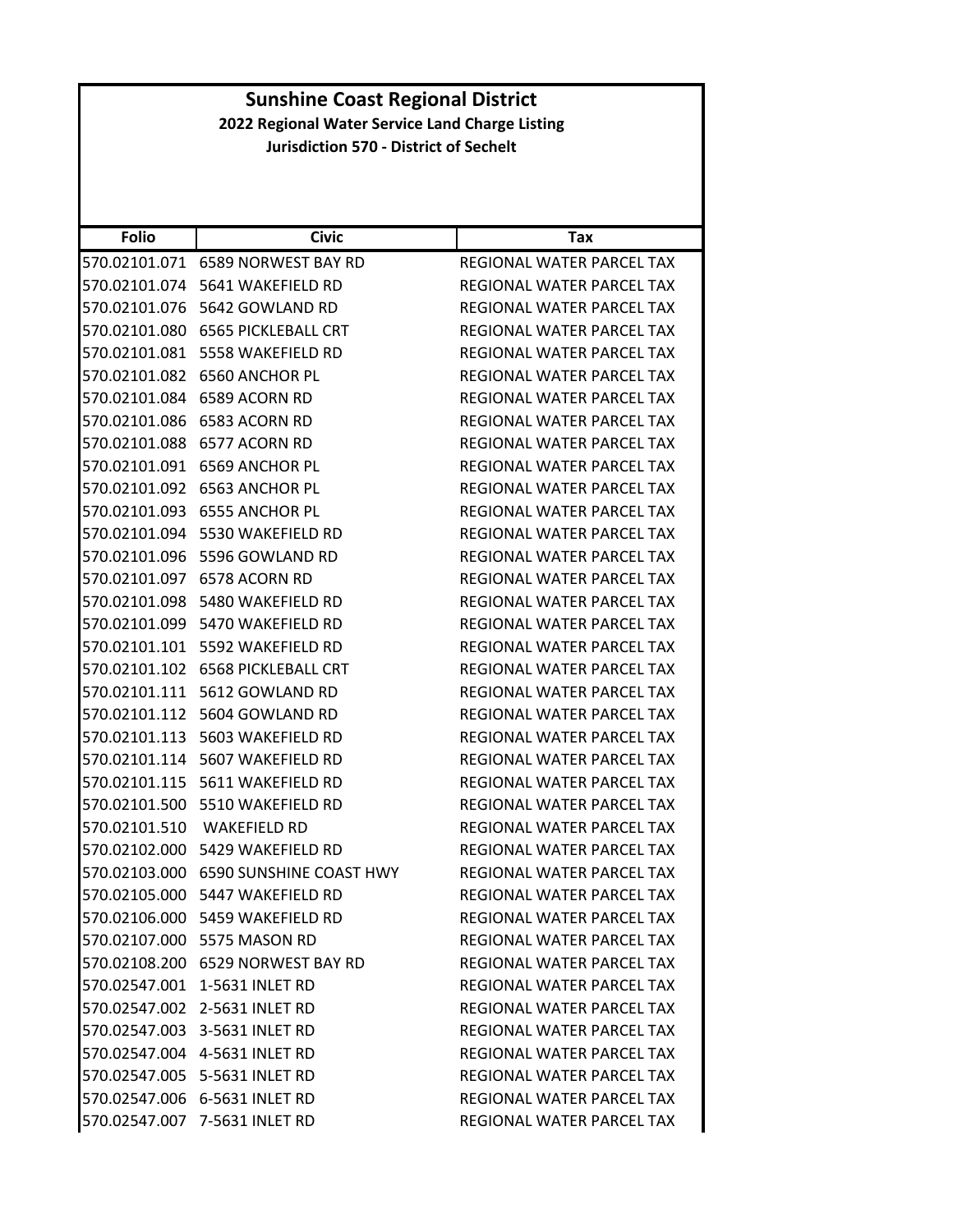# Sunshine Coast Regional District

## 2022 Regional Water Service Land Charge Listing

### Jurisdiction 570 - District of Sechelt

| Folio | Civic | Tax |
|---|---|---|
| 570.02101.071 | 6589 NORWEST BAY RD | REGIONAL WATER PARCEL TAX |
| 570.02101.074 | 5641 WAKEFIELD RD | REGIONAL WATER PARCEL TAX |
| 570.02101.076 | 5642 GOWLAND RD | REGIONAL WATER PARCEL TAX |
| 570.02101.080 | 6565 PICKLEBALL CRT | REGIONAL WATER PARCEL TAX |
| 570.02101.081 | 5558 WAKEFIELD RD | REGIONAL WATER PARCEL TAX |
| 570.02101.082 | 6560 ANCHOR PL | REGIONAL WATER PARCEL TAX |
| 570.02101.084 | 6589 ACORN RD | REGIONAL WATER PARCEL TAX |
| 570.02101.086 | 6583 ACORN RD | REGIONAL WATER PARCEL TAX |
| 570.02101.088 | 6577 ACORN RD | REGIONAL WATER PARCEL TAX |
| 570.02101.091 | 6569 ANCHOR PL | REGIONAL WATER PARCEL TAX |
| 570.02101.092 | 6563 ANCHOR PL | REGIONAL WATER PARCEL TAX |
| 570.02101.093 | 6555 ANCHOR PL | REGIONAL WATER PARCEL TAX |
| 570.02101.094 | 5530 WAKEFIELD RD | REGIONAL WATER PARCEL TAX |
| 570.02101.096 | 5596 GOWLAND RD | REGIONAL WATER PARCEL TAX |
| 570.02101.097 | 6578 ACORN RD | REGIONAL WATER PARCEL TAX |
| 570.02101.098 | 5480 WAKEFIELD RD | REGIONAL WATER PARCEL TAX |
| 570.02101.099 | 5470 WAKEFIELD RD | REGIONAL WATER PARCEL TAX |
| 570.02101.101 | 5592 WAKEFIELD RD | REGIONAL WATER PARCEL TAX |
| 570.02101.102 | 6568 PICKLEBALL CRT | REGIONAL WATER PARCEL TAX |
| 570.02101.111 | 5612 GOWLAND RD | REGIONAL WATER PARCEL TAX |
| 570.02101.112 | 5604 GOWLAND RD | REGIONAL WATER PARCEL TAX |
| 570.02101.113 | 5603 WAKEFIELD RD | REGIONAL WATER PARCEL TAX |
| 570.02101.114 | 5607 WAKEFIELD RD | REGIONAL WATER PARCEL TAX |
| 570.02101.115 | 5611 WAKEFIELD RD | REGIONAL WATER PARCEL TAX |
| 570.02101.500 | 5510 WAKEFIELD RD | REGIONAL WATER PARCEL TAX |
| 570.02101.510 | WAKEFIELD RD | REGIONAL WATER PARCEL TAX |
| 570.02102.000 | 5429 WAKEFIELD RD | REGIONAL WATER PARCEL TAX |
| 570.02103.000 | 6590 SUNSHINE COAST HWY | REGIONAL WATER PARCEL TAX |
| 570.02105.000 | 5447 WAKEFIELD RD | REGIONAL WATER PARCEL TAX |
| 570.02106.000 | 5459 WAKEFIELD RD | REGIONAL WATER PARCEL TAX |
| 570.02107.000 | 5575 MASON RD | REGIONAL WATER PARCEL TAX |
| 570.02108.200 | 6529 NORWEST BAY RD | REGIONAL WATER PARCEL TAX |
| 570.02547.001 | 1-5631 INLET RD | REGIONAL WATER PARCEL TAX |
| 570.02547.002 | 2-5631 INLET RD | REGIONAL WATER PARCEL TAX |
| 570.02547.003 | 3-5631 INLET RD | REGIONAL WATER PARCEL TAX |
| 570.02547.004 | 4-5631 INLET RD | REGIONAL WATER PARCEL TAX |
| 570.02547.005 | 5-5631 INLET RD | REGIONAL WATER PARCEL TAX |
| 570.02547.006 | 6-5631 INLET RD | REGIONAL WATER PARCEL TAX |
| 570.02547.007 | 7-5631 INLET RD | REGIONAL WATER PARCEL TAX |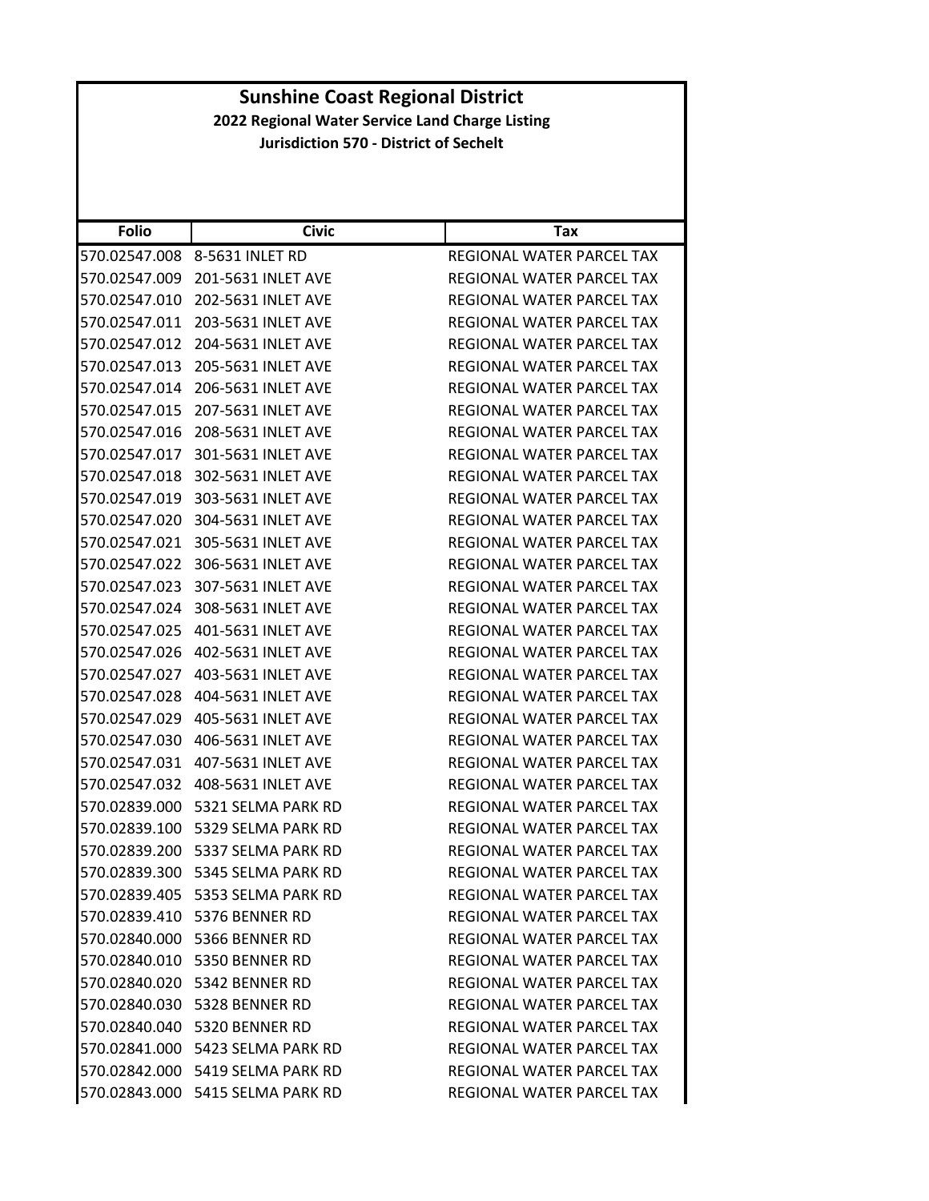# Sunshine Coast Regional District

## 2022 Regional Water Service Land Charge Listing

### Jurisdiction 570 - District of Sechelt

| Folio | Civic | Tax |
|---|---|---|
| 570.02547.008 | 8-5631 INLET RD | REGIONAL WATER PARCEL TAX |
| 570.02547.009 | 201-5631 INLET AVE | REGIONAL WATER PARCEL TAX |
| 570.02547.010 | 202-5631 INLET AVE | REGIONAL WATER PARCEL TAX |
| 570.02547.011 | 203-5631 INLET AVE | REGIONAL WATER PARCEL TAX |
| 570.02547.012 | 204-5631 INLET AVE | REGIONAL WATER PARCEL TAX |
| 570.02547.013 | 205-5631 INLET AVE | REGIONAL WATER PARCEL TAX |
| 570.02547.014 | 206-5631 INLET AVE | REGIONAL WATER PARCEL TAX |
| 570.02547.015 | 207-5631 INLET AVE | REGIONAL WATER PARCEL TAX |
| 570.02547.016 | 208-5631 INLET AVE | REGIONAL WATER PARCEL TAX |
| 570.02547.017 | 301-5631 INLET AVE | REGIONAL WATER PARCEL TAX |
| 570.02547.018 | 302-5631 INLET AVE | REGIONAL WATER PARCEL TAX |
| 570.02547.019 | 303-5631 INLET AVE | REGIONAL WATER PARCEL TAX |
| 570.02547.020 | 304-5631 INLET AVE | REGIONAL WATER PARCEL TAX |
| 570.02547.021 | 305-5631 INLET AVE | REGIONAL WATER PARCEL TAX |
| 570.02547.022 | 306-5631 INLET AVE | REGIONAL WATER PARCEL TAX |
| 570.02547.023 | 307-5631 INLET AVE | REGIONAL WATER PARCEL TAX |
| 570.02547.024 | 308-5631 INLET AVE | REGIONAL WATER PARCEL TAX |
| 570.02547.025 | 401-5631 INLET AVE | REGIONAL WATER PARCEL TAX |
| 570.02547.026 | 402-5631 INLET AVE | REGIONAL WATER PARCEL TAX |
| 570.02547.027 | 403-5631 INLET AVE | REGIONAL WATER PARCEL TAX |
| 570.02547.028 | 404-5631 INLET AVE | REGIONAL WATER PARCEL TAX |
| 570.02547.029 | 405-5631 INLET AVE | REGIONAL WATER PARCEL TAX |
| 570.02547.030 | 406-5631 INLET AVE | REGIONAL WATER PARCEL TAX |
| 570.02547.031 | 407-5631 INLET AVE | REGIONAL WATER PARCEL TAX |
| 570.02547.032 | 408-5631 INLET AVE | REGIONAL WATER PARCEL TAX |
| 570.02839.000 | 5321 SELMA PARK RD | REGIONAL WATER PARCEL TAX |
| 570.02839.100 | 5329 SELMA PARK RD | REGIONAL WATER PARCEL TAX |
| 570.02839.200 | 5337 SELMA PARK RD | REGIONAL WATER PARCEL TAX |
| 570.02839.300 | 5345 SELMA PARK RD | REGIONAL WATER PARCEL TAX |
| 570.02839.405 | 5353 SELMA PARK RD | REGIONAL WATER PARCEL TAX |
| 570.02839.410 | 5376 BENNER RD | REGIONAL WATER PARCEL TAX |
| 570.02840.000 | 5366 BENNER RD | REGIONAL WATER PARCEL TAX |
| 570.02840.010 | 5350 BENNER RD | REGIONAL WATER PARCEL TAX |
| 570.02840.020 | 5342 BENNER RD | REGIONAL WATER PARCEL TAX |
| 570.02840.030 | 5328 BENNER RD | REGIONAL WATER PARCEL TAX |
| 570.02840.040 | 5320 BENNER RD | REGIONAL WATER PARCEL TAX |
| 570.02841.000 | 5423 SELMA PARK RD | REGIONAL WATER PARCEL TAX |
| 570.02842.000 | 5419 SELMA PARK RD | REGIONAL WATER PARCEL TAX |
| 570.02843.000 | 5415 SELMA PARK RD | REGIONAL WATER PARCEL TAX |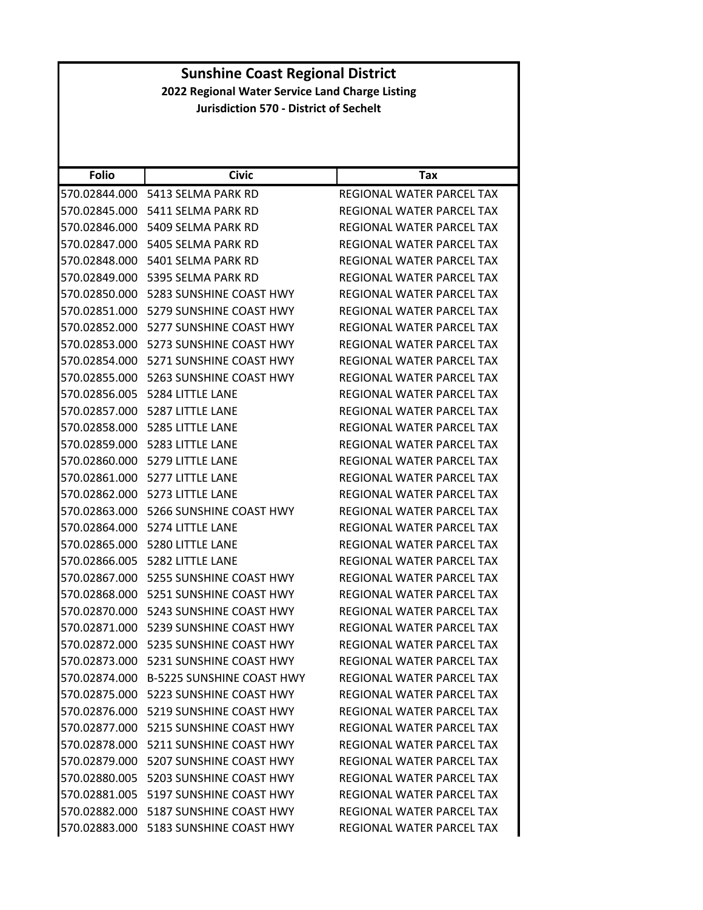# Sunshine Coast Regional District

**2022 Regional Water Service Land Charge Listing**

**Jurisdiction 570 - District of Sechelt**

| Folio | Civic | Tax |
|---|---|---|
| 570.02844.000 | 5413 SELMA PARK RD | REGIONAL WATER PARCEL TAX |
| 570.02845.000 | 5411 SELMA PARK RD | REGIONAL WATER PARCEL TAX |
| 570.02846.000 | 5409 SELMA PARK RD | REGIONAL WATER PARCEL TAX |
| 570.02847.000 | 5405 SELMA PARK RD | REGIONAL WATER PARCEL TAX |
| 570.02848.000 | 5401 SELMA PARK RD | REGIONAL WATER PARCEL TAX |
| 570.02849.000 | 5395 SELMA PARK RD | REGIONAL WATER PARCEL TAX |
| 570.02850.000 | 5283 SUNSHINE COAST HWY | REGIONAL WATER PARCEL TAX |
| 570.02851.000 | 5279 SUNSHINE COAST HWY | REGIONAL WATER PARCEL TAX |
| 570.02852.000 | 5277 SUNSHINE COAST HWY | REGIONAL WATER PARCEL TAX |
| 570.02853.000 | 5273 SUNSHINE COAST HWY | REGIONAL WATER PARCEL TAX |
| 570.02854.000 | 5271 SUNSHINE COAST HWY | REGIONAL WATER PARCEL TAX |
| 570.02855.000 | 5263 SUNSHINE COAST HWY | REGIONAL WATER PARCEL TAX |
| 570.02856.005 | 5284 LITTLE LANE | REGIONAL WATER PARCEL TAX |
| 570.02857.000 | 5287 LITTLE LANE | REGIONAL WATER PARCEL TAX |
| 570.02858.000 | 5285 LITTLE LANE | REGIONAL WATER PARCEL TAX |
| 570.02859.000 | 5283 LITTLE LANE | REGIONAL WATER PARCEL TAX |
| 570.02860.000 | 5279 LITTLE LANE | REGIONAL WATER PARCEL TAX |
| 570.02861.000 | 5277 LITTLE LANE | REGIONAL WATER PARCEL TAX |
| 570.02862.000 | 5273 LITTLE LANE | REGIONAL WATER PARCEL TAX |
| 570.02863.000 | 5266 SUNSHINE COAST HWY | REGIONAL WATER PARCEL TAX |
| 570.02864.000 | 5274 LITTLE LANE | REGIONAL WATER PARCEL TAX |
| 570.02865.000 | 5280 LITTLE LANE | REGIONAL WATER PARCEL TAX |
| 570.02866.005 | 5282 LITTLE LANE | REGIONAL WATER PARCEL TAX |
| 570.02867.000 | 5255 SUNSHINE COAST HWY | REGIONAL WATER PARCEL TAX |
| 570.02868.000 | 5251 SUNSHINE COAST HWY | REGIONAL WATER PARCEL TAX |
| 570.02870.000 | 5243 SUNSHINE COAST HWY | REGIONAL WATER PARCEL TAX |
| 570.02871.000 | 5239 SUNSHINE COAST HWY | REGIONAL WATER PARCEL TAX |
| 570.02872.000 | 5235 SUNSHINE COAST HWY | REGIONAL WATER PARCEL TAX |
| 570.02873.000 | 5231 SUNSHINE COAST HWY | REGIONAL WATER PARCEL TAX |
| 570.02874.000 | B-5225 SUNSHINE COAST HWY | REGIONAL WATER PARCEL TAX |
| 570.02875.000 | 5223 SUNSHINE COAST HWY | REGIONAL WATER PARCEL TAX |
| 570.02876.000 | 5219 SUNSHINE COAST HWY | REGIONAL WATER PARCEL TAX |
| 570.02877.000 | 5215 SUNSHINE COAST HWY | REGIONAL WATER PARCEL TAX |
| 570.02878.000 | 5211 SUNSHINE COAST HWY | REGIONAL WATER PARCEL TAX |
| 570.02879.000 | 5207 SUNSHINE COAST HWY | REGIONAL WATER PARCEL TAX |
| 570.02880.005 | 5203 SUNSHINE COAST HWY | REGIONAL WATER PARCEL TAX |
| 570.02881.005 | 5197 SUNSHINE COAST HWY | REGIONAL WATER PARCEL TAX |
| 570.02882.000 | 5187 SUNSHINE COAST HWY | REGIONAL WATER PARCEL TAX |
| 570.02883.000 | 5183 SUNSHINE COAST HWY | REGIONAL WATER PARCEL TAX |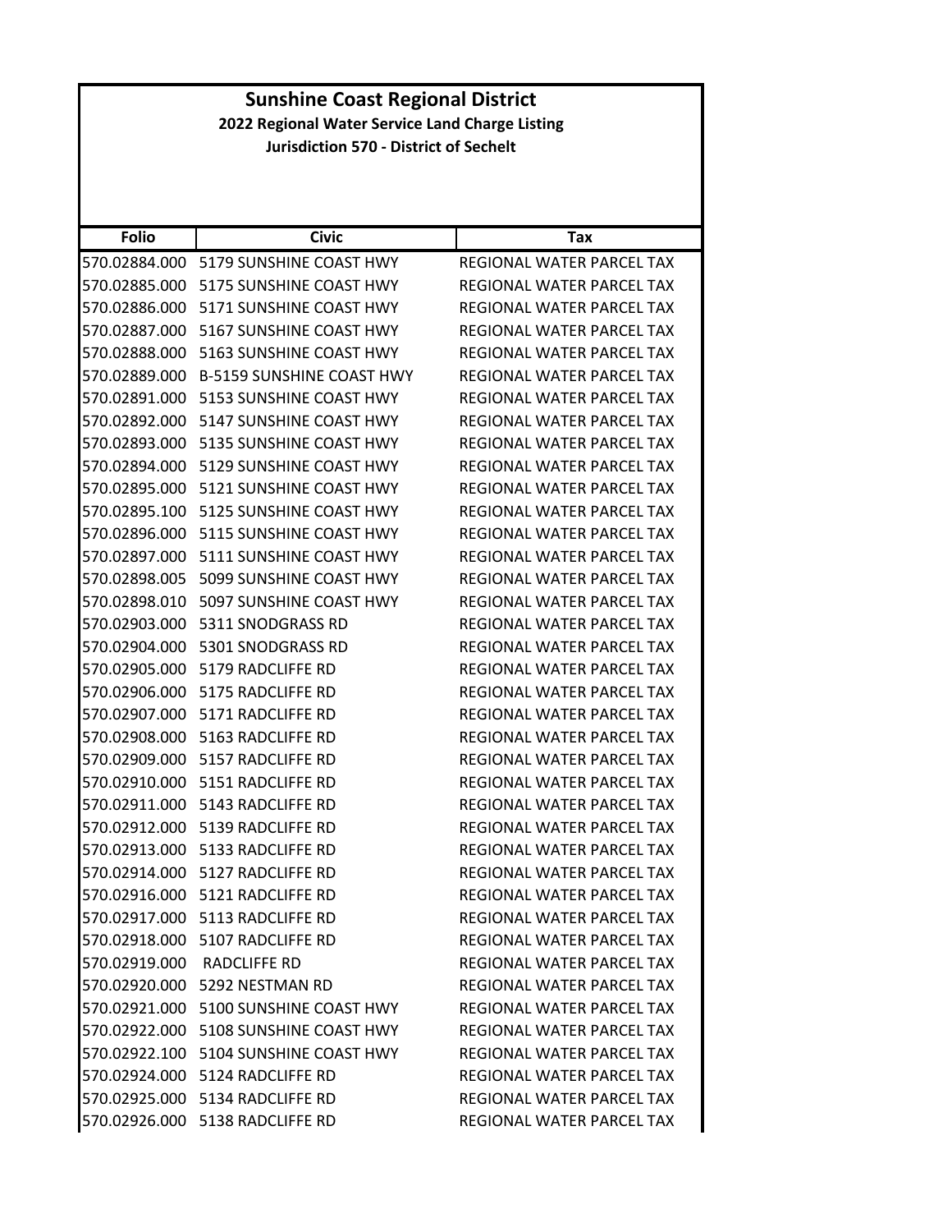# Sunshine Coast Regional District

**2022 Regional Water Service Land Charge Listing**

**Jurisdiction 570 - District of Sechelt**

| Folio | Civic | Tax |
|---|---|---|
| 570.02884.000 | 5179 SUNSHINE COAST HWY | REGIONAL WATER PARCEL TAX |
| 570.02885.000 | 5175 SUNSHINE COAST HWY | REGIONAL WATER PARCEL TAX |
| 570.02886.000 | 5171 SUNSHINE COAST HWY | REGIONAL WATER PARCEL TAX |
| 570.02887.000 | 5167 SUNSHINE COAST HWY | REGIONAL WATER PARCEL TAX |
| 570.02888.000 | 5163 SUNSHINE COAST HWY | REGIONAL WATER PARCEL TAX |
| 570.02889.000 | B-5159 SUNSHINE COAST HWY | REGIONAL WATER PARCEL TAX |
| 570.02891.000 | 5153 SUNSHINE COAST HWY | REGIONAL WATER PARCEL TAX |
| 570.02892.000 | 5147 SUNSHINE COAST HWY | REGIONAL WATER PARCEL TAX |
| 570.02893.000 | 5135 SUNSHINE COAST HWY | REGIONAL WATER PARCEL TAX |
| 570.02894.000 | 5129 SUNSHINE COAST HWY | REGIONAL WATER PARCEL TAX |
| 570.02895.000 | 5121 SUNSHINE COAST HWY | REGIONAL WATER PARCEL TAX |
| 570.02895.100 | 5125 SUNSHINE COAST HWY | REGIONAL WATER PARCEL TAX |
| 570.02896.000 | 5115 SUNSHINE COAST HWY | REGIONAL WATER PARCEL TAX |
| 570.02897.000 | 5111 SUNSHINE COAST HWY | REGIONAL WATER PARCEL TAX |
| 570.02898.005 | 5099 SUNSHINE COAST HWY | REGIONAL WATER PARCEL TAX |
| 570.02898.010 | 5097 SUNSHINE COAST HWY | REGIONAL WATER PARCEL TAX |
| 570.02903.000 | 5311 SNODGRASS RD | REGIONAL WATER PARCEL TAX |
| 570.02904.000 | 5301 SNODGRASS RD | REGIONAL WATER PARCEL TAX |
| 570.02905.000 | 5179 RADCLIFFE RD | REGIONAL WATER PARCEL TAX |
| 570.02906.000 | 5175 RADCLIFFE RD | REGIONAL WATER PARCEL TAX |
| 570.02907.000 | 5171 RADCLIFFE RD | REGIONAL WATER PARCEL TAX |
| 570.02908.000 | 5163 RADCLIFFE RD | REGIONAL WATER PARCEL TAX |
| 570.02909.000 | 5157 RADCLIFFE RD | REGIONAL WATER PARCEL TAX |
| 570.02910.000 | 5151 RADCLIFFE RD | REGIONAL WATER PARCEL TAX |
| 570.02911.000 | 5143 RADCLIFFE RD | REGIONAL WATER PARCEL TAX |
| 570.02912.000 | 5139 RADCLIFFE RD | REGIONAL WATER PARCEL TAX |
| 570.02913.000 | 5133 RADCLIFFE RD | REGIONAL WATER PARCEL TAX |
| 570.02914.000 | 5127 RADCLIFFE RD | REGIONAL WATER PARCEL TAX |
| 570.02916.000 | 5121 RADCLIFFE RD | REGIONAL WATER PARCEL TAX |
| 570.02917.000 | 5113 RADCLIFFE RD | REGIONAL WATER PARCEL TAX |
| 570.02918.000 | 5107 RADCLIFFE RD | REGIONAL WATER PARCEL TAX |
| 570.02919.000 | RADCLIFFE RD | REGIONAL WATER PARCEL TAX |
| 570.02920.000 | 5292 NESTMAN RD | REGIONAL WATER PARCEL TAX |
| 570.02921.000 | 5100 SUNSHINE COAST HWY | REGIONAL WATER PARCEL TAX |
| 570.02922.000 | 5108 SUNSHINE COAST HWY | REGIONAL WATER PARCEL TAX |
| 570.02922.100 | 5104 SUNSHINE COAST HWY | REGIONAL WATER PARCEL TAX |
| 570.02924.000 | 5124 RADCLIFFE RD | REGIONAL WATER PARCEL TAX |
| 570.02925.000 | 5134 RADCLIFFE RD | REGIONAL WATER PARCEL TAX |
| 570.02926.000 | 5138 RADCLIFFE RD | REGIONAL WATER PARCEL TAX |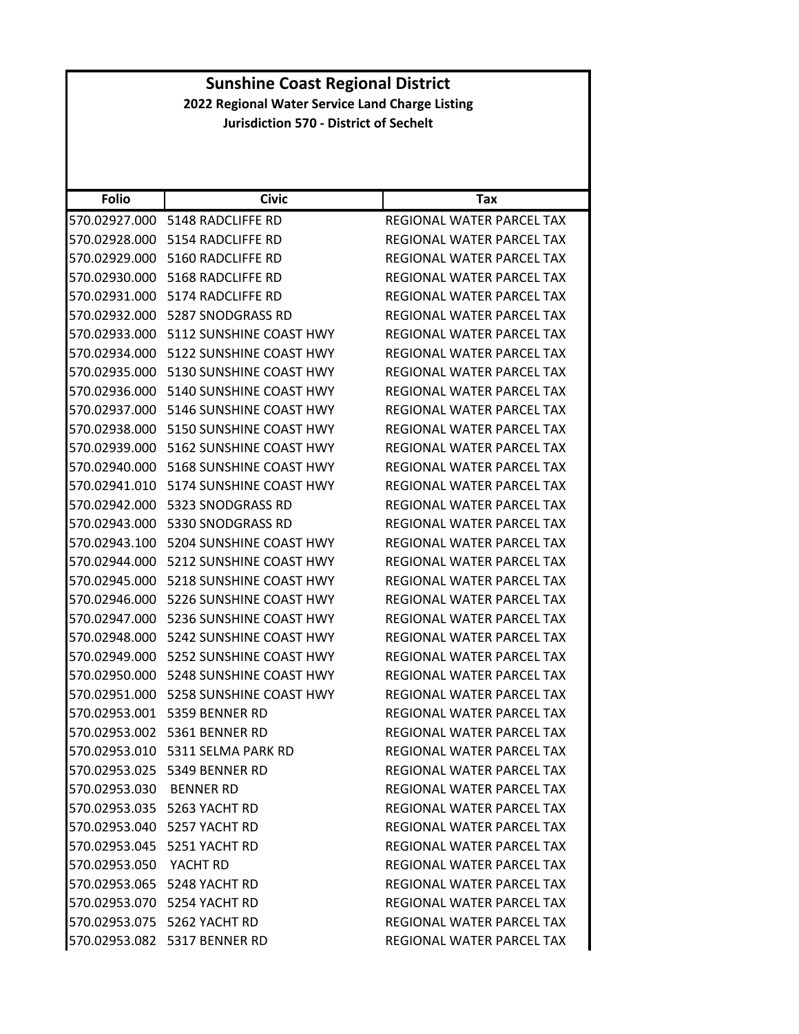# Sunshine Coast Regional District

**2022 Regional Water Service Land Charge Listing**

**Jurisdiction 570 - District of Sechelt**

| Folio | Civic | Tax |
|---|---|---|
| 570.02927.000 | 5148 RADCLIFFE RD | REGIONAL WATER PARCEL TAX |
| 570.02928.000 | 5154 RADCLIFFE RD | REGIONAL WATER PARCEL TAX |
| 570.02929.000 | 5160 RADCLIFFE RD | REGIONAL WATER PARCEL TAX |
| 570.02930.000 | 5168 RADCLIFFE RD | REGIONAL WATER PARCEL TAX |
| 570.02931.000 | 5174 RADCLIFFE RD | REGIONAL WATER PARCEL TAX |
| 570.02932.000 | 5287 SNODGRASS RD | REGIONAL WATER PARCEL TAX |
| 570.02933.000 | 5112 SUNSHINE COAST HWY | REGIONAL WATER PARCEL TAX |
| 570.02934.000 | 5122 SUNSHINE COAST HWY | REGIONAL WATER PARCEL TAX |
| 570.02935.000 | 5130 SUNSHINE COAST HWY | REGIONAL WATER PARCEL TAX |
| 570.02936.000 | 5140 SUNSHINE COAST HWY | REGIONAL WATER PARCEL TAX |
| 570.02937.000 | 5146 SUNSHINE COAST HWY | REGIONAL WATER PARCEL TAX |
| 570.02938.000 | 5150 SUNSHINE COAST HWY | REGIONAL WATER PARCEL TAX |
| 570.02939.000 | 5162 SUNSHINE COAST HWY | REGIONAL WATER PARCEL TAX |
| 570.02940.000 | 5168 SUNSHINE COAST HWY | REGIONAL WATER PARCEL TAX |
| 570.02941.010 | 5174 SUNSHINE COAST HWY | REGIONAL WATER PARCEL TAX |
| 570.02942.000 | 5323 SNODGRASS RD | REGIONAL WATER PARCEL TAX |
| 570.02943.000 | 5330 SNODGRASS RD | REGIONAL WATER PARCEL TAX |
| 570.02943.100 | 5204 SUNSHINE COAST HWY | REGIONAL WATER PARCEL TAX |
| 570.02944.000 | 5212 SUNSHINE COAST HWY | REGIONAL WATER PARCEL TAX |
| 570.02945.000 | 5218 SUNSHINE COAST HWY | REGIONAL WATER PARCEL TAX |
| 570.02946.000 | 5226 SUNSHINE COAST HWY | REGIONAL WATER PARCEL TAX |
| 570.02947.000 | 5236 SUNSHINE COAST HWY | REGIONAL WATER PARCEL TAX |
| 570.02948.000 | 5242 SUNSHINE COAST HWY | REGIONAL WATER PARCEL TAX |
| 570.02949.000 | 5252 SUNSHINE COAST HWY | REGIONAL WATER PARCEL TAX |
| 570.02950.000 | 5248 SUNSHINE COAST HWY | REGIONAL WATER PARCEL TAX |
| 570.02951.000 | 5258 SUNSHINE COAST HWY | REGIONAL WATER PARCEL TAX |
| 570.02953.001 | 5359 BENNER RD | REGIONAL WATER PARCEL TAX |
| 570.02953.002 | 5361 BENNER RD | REGIONAL WATER PARCEL TAX |
| 570.02953.010 | 5311 SELMA PARK RD | REGIONAL WATER PARCEL TAX |
| 570.02953.025 | 5349 BENNER RD | REGIONAL WATER PARCEL TAX |
| 570.02953.030 | BENNER RD | REGIONAL WATER PARCEL TAX |
| 570.02953.035 | 5263 YACHT RD | REGIONAL WATER PARCEL TAX |
| 570.02953.040 | 5257 YACHT RD | REGIONAL WATER PARCEL TAX |
| 570.02953.045 | 5251 YACHT RD | REGIONAL WATER PARCEL TAX |
| 570.02953.050 | YACHT RD | REGIONAL WATER PARCEL TAX |
| 570.02953.065 | 5248 YACHT RD | REGIONAL WATER PARCEL TAX |
| 570.02953.070 | 5254 YACHT RD | REGIONAL WATER PARCEL TAX |
| 570.02953.075 | 5262 YACHT RD | REGIONAL WATER PARCEL TAX |
| 570.02953.082 | 5317 BENNER RD | REGIONAL WATER PARCEL TAX |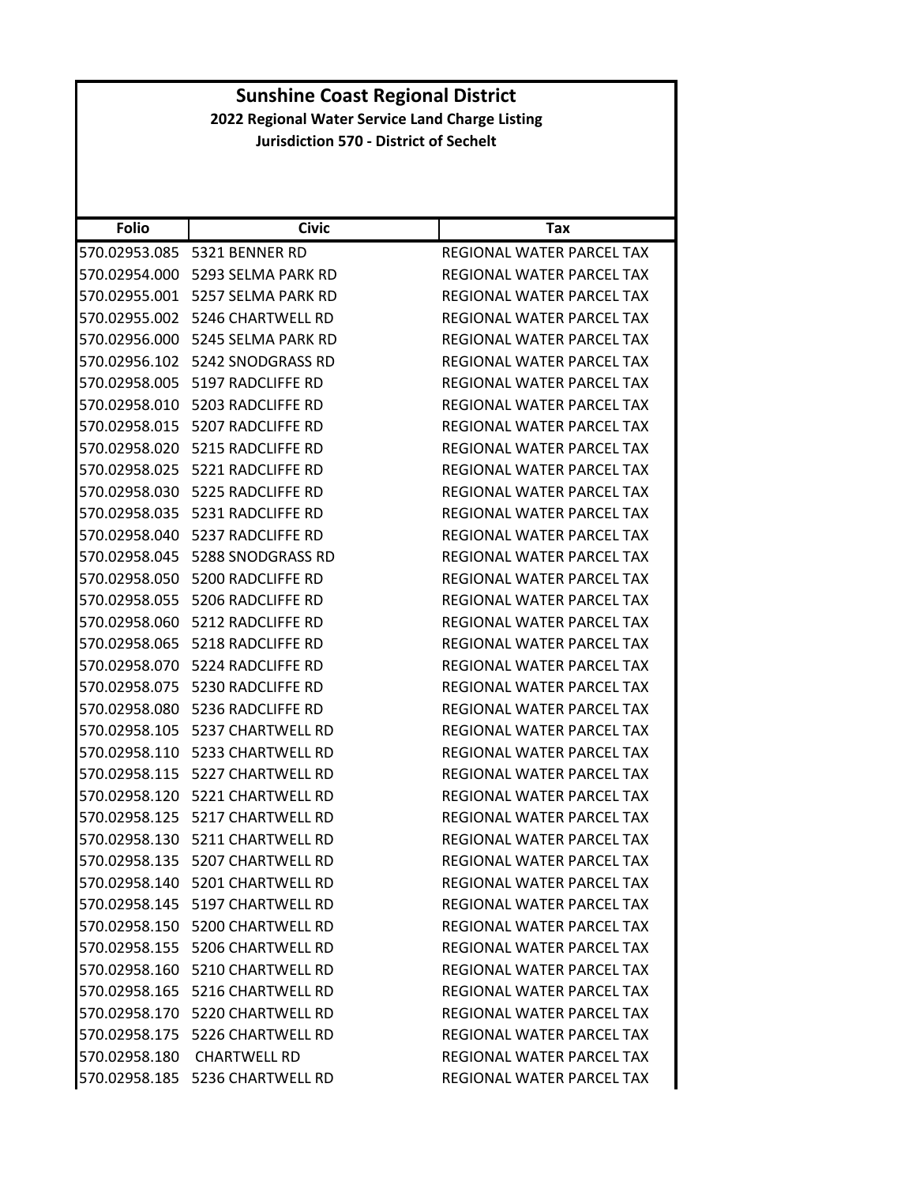# Sunshine Coast Regional District

## 2022 Regional Water Service Land Charge Listing

### Jurisdiction 570 - District of Sechelt

| Folio | Civic | Tax |
| --- | --- | --- |
| 570.02953.085 | 5321 BENNER RD | REGIONAL WATER PARCEL TAX |
| 570.02954.000 | 5293 SELMA PARK RD | REGIONAL WATER PARCEL TAX |
| 570.02955.001 | 5257 SELMA PARK RD | REGIONAL WATER PARCEL TAX |
| 570.02955.002 | 5246 CHARTWELL RD | REGIONAL WATER PARCEL TAX |
| 570.02956.000 | 5245 SELMA PARK RD | REGIONAL WATER PARCEL TAX |
| 570.02956.102 | 5242 SNODGRASS RD | REGIONAL WATER PARCEL TAX |
| 570.02958.005 | 5197 RADCLIFFE RD | REGIONAL WATER PARCEL TAX |
| 570.02958.010 | 5203 RADCLIFFE RD | REGIONAL WATER PARCEL TAX |
| 570.02958.015 | 5207 RADCLIFFE RD | REGIONAL WATER PARCEL TAX |
| 570.02958.020 | 5215 RADCLIFFE RD | REGIONAL WATER PARCEL TAX |
| 570.02958.025 | 5221 RADCLIFFE RD | REGIONAL WATER PARCEL TAX |
| 570.02958.030 | 5225 RADCLIFFE RD | REGIONAL WATER PARCEL TAX |
| 570.02958.035 | 5231 RADCLIFFE RD | REGIONAL WATER PARCEL TAX |
| 570.02958.040 | 5237 RADCLIFFE RD | REGIONAL WATER PARCEL TAX |
| 570.02958.045 | 5288 SNODGRASS RD | REGIONAL WATER PARCEL TAX |
| 570.02958.050 | 5200 RADCLIFFE RD | REGIONAL WATER PARCEL TAX |
| 570.02958.055 | 5206 RADCLIFFE RD | REGIONAL WATER PARCEL TAX |
| 570.02958.060 | 5212 RADCLIFFE RD | REGIONAL WATER PARCEL TAX |
| 570.02958.065 | 5218 RADCLIFFE RD | REGIONAL WATER PARCEL TAX |
| 570.02958.070 | 5224 RADCLIFFE RD | REGIONAL WATER PARCEL TAX |
| 570.02958.075 | 5230 RADCLIFFE RD | REGIONAL WATER PARCEL TAX |
| 570.02958.080 | 5236 RADCLIFFE RD | REGIONAL WATER PARCEL TAX |
| 570.02958.105 | 5237 CHARTWELL RD | REGIONAL WATER PARCEL TAX |
| 570.02958.110 | 5233 CHARTWELL RD | REGIONAL WATER PARCEL TAX |
| 570.02958.115 | 5227 CHARTWELL RD | REGIONAL WATER PARCEL TAX |
| 570.02958.120 | 5221 CHARTWELL RD | REGIONAL WATER PARCEL TAX |
| 570.02958.125 | 5217 CHARTWELL RD | REGIONAL WATER PARCEL TAX |
| 570.02958.130 | 5211 CHARTWELL RD | REGIONAL WATER PARCEL TAX |
| 570.02958.135 | 5207 CHARTWELL RD | REGIONAL WATER PARCEL TAX |
| 570.02958.140 | 5201 CHARTWELL RD | REGIONAL WATER PARCEL TAX |
| 570.02958.145 | 5197 CHARTWELL RD | REGIONAL WATER PARCEL TAX |
| 570.02958.150 | 5200 CHARTWELL RD | REGIONAL WATER PARCEL TAX |
| 570.02958.155 | 5206 CHARTWELL RD | REGIONAL WATER PARCEL TAX |
| 570.02958.160 | 5210 CHARTWELL RD | REGIONAL WATER PARCEL TAX |
| 570.02958.165 | 5216 CHARTWELL RD | REGIONAL WATER PARCEL TAX |
| 570.02958.170 | 5220 CHARTWELL RD | REGIONAL WATER PARCEL TAX |
| 570.02958.175 | 5226 CHARTWELL RD | REGIONAL WATER PARCEL TAX |
| 570.02958.180 | CHARTWELL RD | REGIONAL WATER PARCEL TAX |
| 570.02958.185 | 5236 CHARTWELL RD | REGIONAL WATER PARCEL TAX |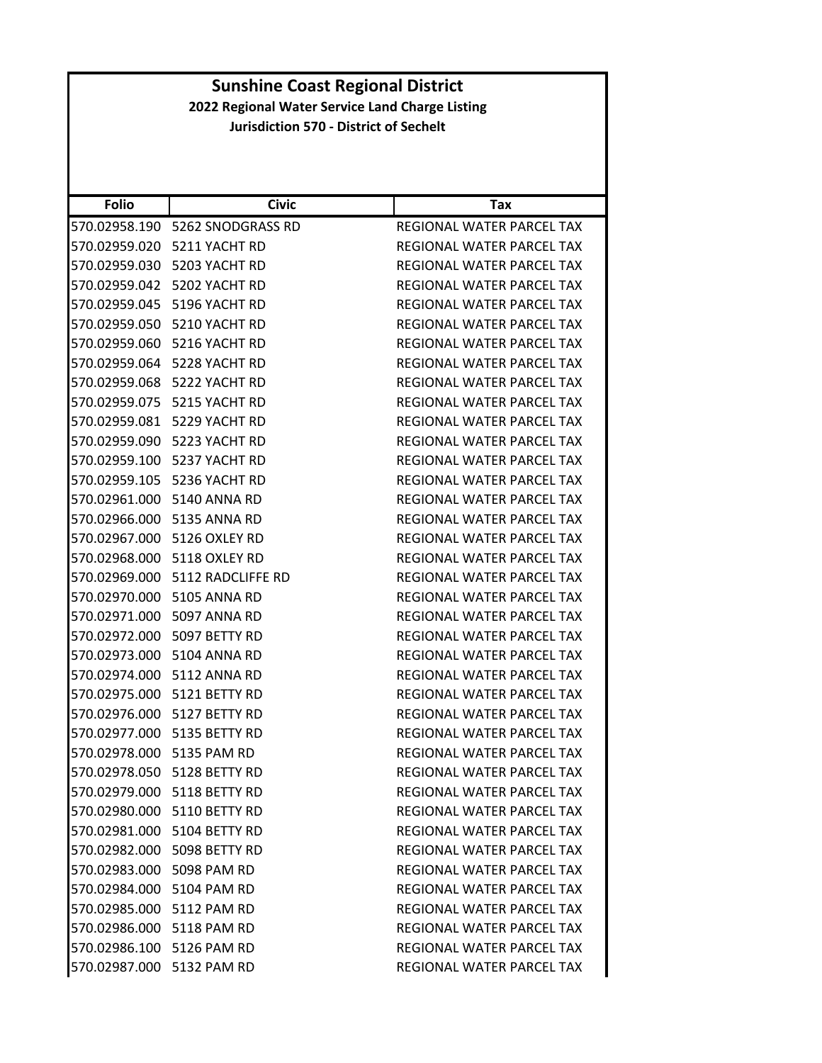# Sunshine Coast Regional District

## 2022 Regional Water Service Land Charge Listing

### Jurisdiction 570 - District of Sechelt

| Folio | Civic | Tax |
|---|---|---|
| 570.02958.190 | 5262 SNODGRASS RD | REGIONAL WATER PARCEL TAX |
| 570.02959.020 | 5211 YACHT RD | REGIONAL WATER PARCEL TAX |
| 570.02959.030 | 5203 YACHT RD | REGIONAL WATER PARCEL TAX |
| 570.02959.042 | 5202 YACHT RD | REGIONAL WATER PARCEL TAX |
| 570.02959.045 | 5196 YACHT RD | REGIONAL WATER PARCEL TAX |
| 570.02959.050 | 5210 YACHT RD | REGIONAL WATER PARCEL TAX |
| 570.02959.060 | 5216 YACHT RD | REGIONAL WATER PARCEL TAX |
| 570.02959.064 | 5228 YACHT RD | REGIONAL WATER PARCEL TAX |
| 570.02959.068 | 5222 YACHT RD | REGIONAL WATER PARCEL TAX |
| 570.02959.075 | 5215 YACHT RD | REGIONAL WATER PARCEL TAX |
| 570.02959.081 | 5229 YACHT RD | REGIONAL WATER PARCEL TAX |
| 570.02959.090 | 5223 YACHT RD | REGIONAL WATER PARCEL TAX |
| 570.02959.100 | 5237 YACHT RD | REGIONAL WATER PARCEL TAX |
| 570.02959.105 | 5236 YACHT RD | REGIONAL WATER PARCEL TAX |
| 570.02961.000 | 5140 ANNA RD | REGIONAL WATER PARCEL TAX |
| 570.02966.000 | 5135 ANNA RD | REGIONAL WATER PARCEL TAX |
| 570.02967.000 | 5126 OXLEY RD | REGIONAL WATER PARCEL TAX |
| 570.02968.000 | 5118 OXLEY RD | REGIONAL WATER PARCEL TAX |
| 570.02969.000 | 5112 RADCLIFFE RD | REGIONAL WATER PARCEL TAX |
| 570.02970.000 | 5105 ANNA RD | REGIONAL WATER PARCEL TAX |
| 570.02971.000 | 5097 ANNA RD | REGIONAL WATER PARCEL TAX |
| 570.02972.000 | 5097 BETTY RD | REGIONAL WATER PARCEL TAX |
| 570.02973.000 | 5104 ANNA RD | REGIONAL WATER PARCEL TAX |
| 570.02974.000 | 5112 ANNA RD | REGIONAL WATER PARCEL TAX |
| 570.02975.000 | 5121 BETTY RD | REGIONAL WATER PARCEL TAX |
| 570.02976.000 | 5127 BETTY RD | REGIONAL WATER PARCEL TAX |
| 570.02977.000 | 5135 BETTY RD | REGIONAL WATER PARCEL TAX |
| 570.02978.000 | 5135 PAM RD | REGIONAL WATER PARCEL TAX |
| 570.02978.050 | 5128 BETTY RD | REGIONAL WATER PARCEL TAX |
| 570.02979.000 | 5118 BETTY RD | REGIONAL WATER PARCEL TAX |
| 570.02980.000 | 5110 BETTY RD | REGIONAL WATER PARCEL TAX |
| 570.02981.000 | 5104 BETTY RD | REGIONAL WATER PARCEL TAX |
| 570.02982.000 | 5098 BETTY RD | REGIONAL WATER PARCEL TAX |
| 570.02983.000 | 5098 PAM RD | REGIONAL WATER PARCEL TAX |
| 570.02984.000 | 5104 PAM RD | REGIONAL WATER PARCEL TAX |
| 570.02985.000 | 5112 PAM RD | REGIONAL WATER PARCEL TAX |
| 570.02986.000 | 5118 PAM RD | REGIONAL WATER PARCEL TAX |
| 570.02986.100 | 5126 PAM RD | REGIONAL WATER PARCEL TAX |
| 570.02987.000 | 5132 PAM RD | REGIONAL WATER PARCEL TAX |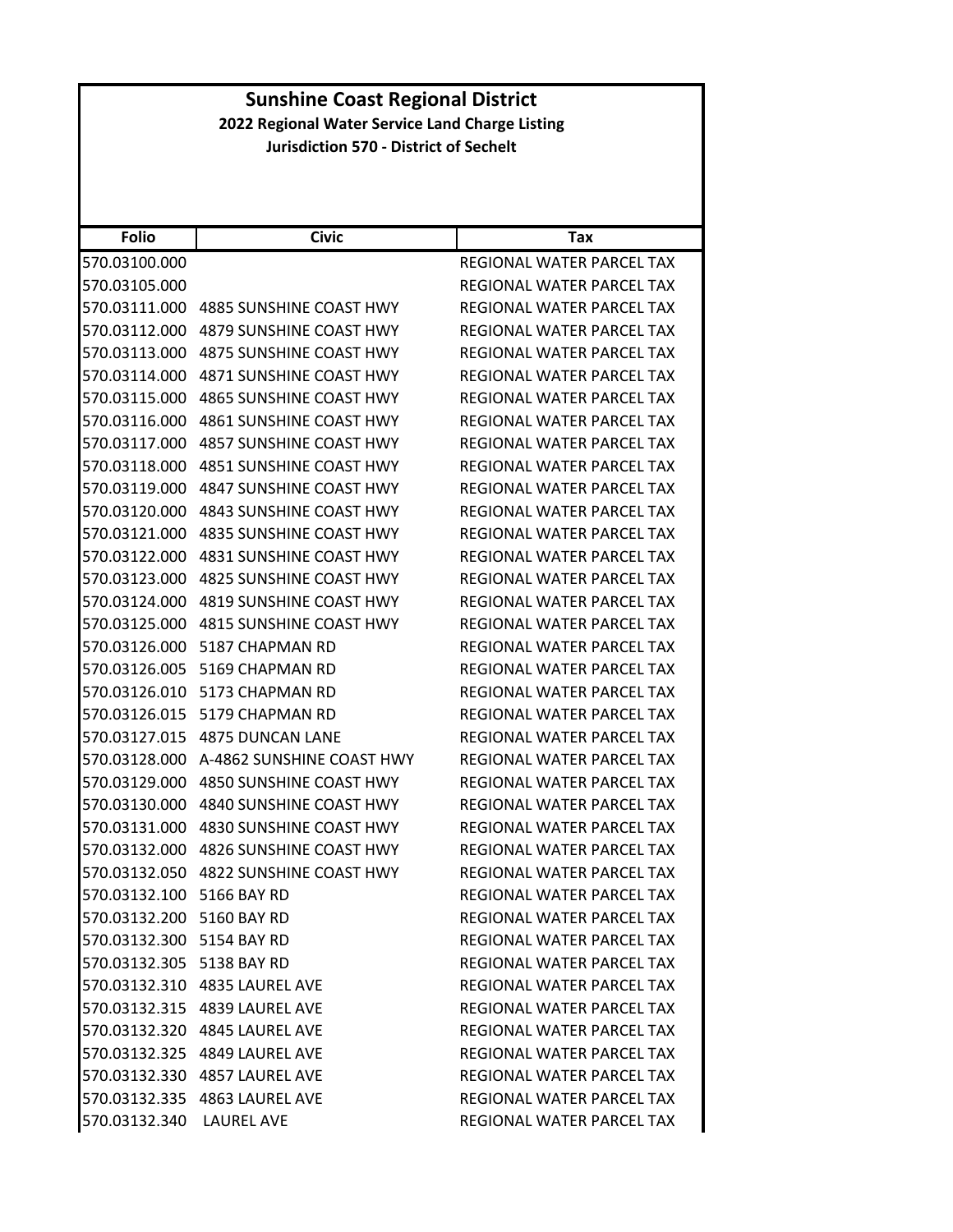# Sunshine Coast Regional District

**2022 Regional Water Service Land Charge Listing**

**Jurisdiction 570 - District of Sechelt**

| Folio | Civic | Tax |
|---|---|---|
| 570.03100.000 | | REGIONAL WATER PARCEL TAX |
| 570.03105.000 | | REGIONAL WATER PARCEL TAX |
| 570.03111.000 | 4885 SUNSHINE COAST HWY | REGIONAL WATER PARCEL TAX |
| 570.03112.000 | 4879 SUNSHINE COAST HWY | REGIONAL WATER PARCEL TAX |
| 570.03113.000 | 4875 SUNSHINE COAST HWY | REGIONAL WATER PARCEL TAX |
| 570.03114.000 | 4871 SUNSHINE COAST HWY | REGIONAL WATER PARCEL TAX |
| 570.03115.000 | 4865 SUNSHINE COAST HWY | REGIONAL WATER PARCEL TAX |
| 570.03116.000 | 4861 SUNSHINE COAST HWY | REGIONAL WATER PARCEL TAX |
| 570.03117.000 | 4857 SUNSHINE COAST HWY | REGIONAL WATER PARCEL TAX |
| 570.03118.000 | 4851 SUNSHINE COAST HWY | REGIONAL WATER PARCEL TAX |
| 570.03119.000 | 4847 SUNSHINE COAST HWY | REGIONAL WATER PARCEL TAX |
| 570.03120.000 | 4843 SUNSHINE COAST HWY | REGIONAL WATER PARCEL TAX |
| 570.03121.000 | 4835 SUNSHINE COAST HWY | REGIONAL WATER PARCEL TAX |
| 570.03122.000 | 4831 SUNSHINE COAST HWY | REGIONAL WATER PARCEL TAX |
| 570.03123.000 | 4825 SUNSHINE COAST HWY | REGIONAL WATER PARCEL TAX |
| 570.03124.000 | 4819 SUNSHINE COAST HWY | REGIONAL WATER PARCEL TAX |
| 570.03125.000 | 4815 SUNSHINE COAST HWY | REGIONAL WATER PARCEL TAX |
| 570.03126.000 | 5187 CHAPMAN RD | REGIONAL WATER PARCEL TAX |
| 570.03126.005 | 5169 CHAPMAN RD | REGIONAL WATER PARCEL TAX |
| 570.03126.010 | 5173 CHAPMAN RD | REGIONAL WATER PARCEL TAX |
| 570.03126.015 | 5179 CHAPMAN RD | REGIONAL WATER PARCEL TAX |
| 570.03127.015 | 4875 DUNCAN LANE | REGIONAL WATER PARCEL TAX |
| 570.03128.000 | A-4862 SUNSHINE COAST HWY | REGIONAL WATER PARCEL TAX |
| 570.03129.000 | 4850 SUNSHINE COAST HWY | REGIONAL WATER PARCEL TAX |
| 570.03130.000 | 4840 SUNSHINE COAST HWY | REGIONAL WATER PARCEL TAX |
| 570.03131.000 | 4830 SUNSHINE COAST HWY | REGIONAL WATER PARCEL TAX |
| 570.03132.000 | 4826 SUNSHINE COAST HWY | REGIONAL WATER PARCEL TAX |
| 570.03132.050 | 4822 SUNSHINE COAST HWY | REGIONAL WATER PARCEL TAX |
| 570.03132.100 | 5166 BAY RD | REGIONAL WATER PARCEL TAX |
| 570.03132.200 | 5160 BAY RD | REGIONAL WATER PARCEL TAX |
| 570.03132.300 | 5154 BAY RD | REGIONAL WATER PARCEL TAX |
| 570.03132.305 | 5138 BAY RD | REGIONAL WATER PARCEL TAX |
| 570.03132.310 | 4835 LAUREL AVE | REGIONAL WATER PARCEL TAX |
| 570.03132.315 | 4839 LAUREL AVE | REGIONAL WATER PARCEL TAX |
| 570.03132.320 | 4845 LAUREL AVE | REGIONAL WATER PARCEL TAX |
| 570.03132.325 | 4849 LAUREL AVE | REGIONAL WATER PARCEL TAX |
| 570.03132.330 | 4857 LAUREL AVE | REGIONAL WATER PARCEL TAX |
| 570.03132.335 | 4863 LAUREL AVE | REGIONAL WATER PARCEL TAX |
| 570.03132.340 | LAUREL AVE | REGIONAL WATER PARCEL TAX |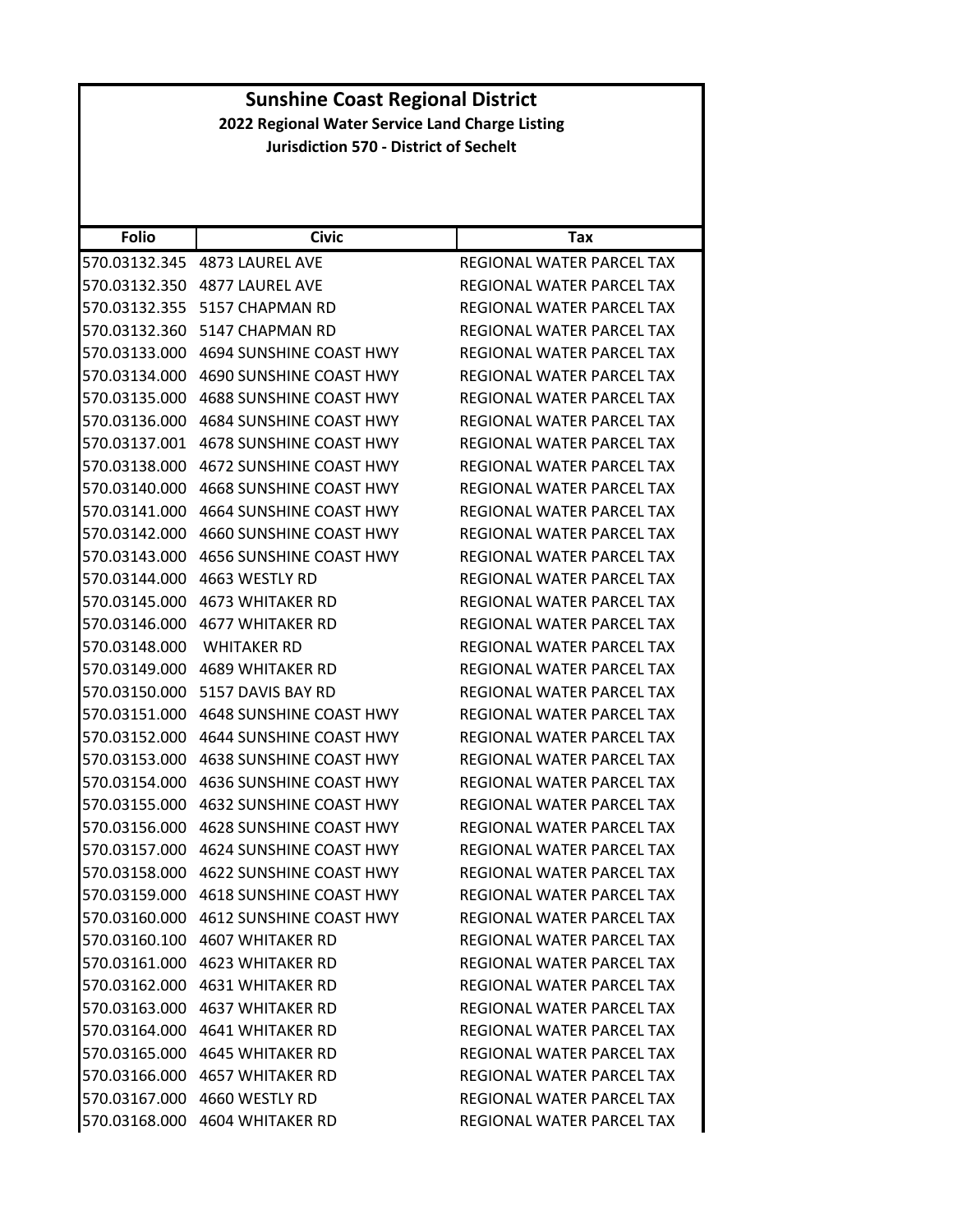# Sunshine Coast Regional District

## 2022 Regional Water Service Land Charge Listing

### Jurisdiction 570 - District of Sechelt

| Folio | Civic | Tax |
|---|---|---|
| 570.03132.345 | 4873 LAUREL AVE | REGIONAL WATER PARCEL TAX |
| 570.03132.350 | 4877 LAUREL AVE | REGIONAL WATER PARCEL TAX |
| 570.03132.355 | 5157 CHAPMAN RD | REGIONAL WATER PARCEL TAX |
| 570.03132.360 | 5147 CHAPMAN RD | REGIONAL WATER PARCEL TAX |
| 570.03133.000 | 4694 SUNSHINE COAST HWY | REGIONAL WATER PARCEL TAX |
| 570.03134.000 | 4690 SUNSHINE COAST HWY | REGIONAL WATER PARCEL TAX |
| 570.03135.000 | 4688 SUNSHINE COAST HWY | REGIONAL WATER PARCEL TAX |
| 570.03136.000 | 4684 SUNSHINE COAST HWY | REGIONAL WATER PARCEL TAX |
| 570.03137.001 | 4678 SUNSHINE COAST HWY | REGIONAL WATER PARCEL TAX |
| 570.03138.000 | 4672 SUNSHINE COAST HWY | REGIONAL WATER PARCEL TAX |
| 570.03140.000 | 4668 SUNSHINE COAST HWY | REGIONAL WATER PARCEL TAX |
| 570.03141.000 | 4664 SUNSHINE COAST HWY | REGIONAL WATER PARCEL TAX |
| 570.03142.000 | 4660 SUNSHINE COAST HWY | REGIONAL WATER PARCEL TAX |
| 570.03143.000 | 4656 SUNSHINE COAST HWY | REGIONAL WATER PARCEL TAX |
| 570.03144.000 | 4663 WESTLY RD | REGIONAL WATER PARCEL TAX |
| 570.03145.000 | 4673 WHITAKER RD | REGIONAL WATER PARCEL TAX |
| 570.03146.000 | 4677 WHITAKER RD | REGIONAL WATER PARCEL TAX |
| 570.03148.000 | WHITAKER RD | REGIONAL WATER PARCEL TAX |
| 570.03149.000 | 4689 WHITAKER RD | REGIONAL WATER PARCEL TAX |
| 570.03150.000 | 5157 DAVIS BAY RD | REGIONAL WATER PARCEL TAX |
| 570.03151.000 | 4648 SUNSHINE COAST HWY | REGIONAL WATER PARCEL TAX |
| 570.03152.000 | 4644 SUNSHINE COAST HWY | REGIONAL WATER PARCEL TAX |
| 570.03153.000 | 4638 SUNSHINE COAST HWY | REGIONAL WATER PARCEL TAX |
| 570.03154.000 | 4636 SUNSHINE COAST HWY | REGIONAL WATER PARCEL TAX |
| 570.03155.000 | 4632 SUNSHINE COAST HWY | REGIONAL WATER PARCEL TAX |
| 570.03156.000 | 4628 SUNSHINE COAST HWY | REGIONAL WATER PARCEL TAX |
| 570.03157.000 | 4624 SUNSHINE COAST HWY | REGIONAL WATER PARCEL TAX |
| 570.03158.000 | 4622 SUNSHINE COAST HWY | REGIONAL WATER PARCEL TAX |
| 570.03159.000 | 4618 SUNSHINE COAST HWY | REGIONAL WATER PARCEL TAX |
| 570.03160.000 | 4612 SUNSHINE COAST HWY | REGIONAL WATER PARCEL TAX |
| 570.03160.100 | 4607 WHITAKER RD | REGIONAL WATER PARCEL TAX |
| 570.03161.000 | 4623 WHITAKER RD | REGIONAL WATER PARCEL TAX |
| 570.03162.000 | 4631 WHITAKER RD | REGIONAL WATER PARCEL TAX |
| 570.03163.000 | 4637 WHITAKER RD | REGIONAL WATER PARCEL TAX |
| 570.03164.000 | 4641 WHITAKER RD | REGIONAL WATER PARCEL TAX |
| 570.03165.000 | 4645 WHITAKER RD | REGIONAL WATER PARCEL TAX |
| 570.03166.000 | 4657 WHITAKER RD | REGIONAL WATER PARCEL TAX |
| 570.03167.000 | 4660 WESTLY RD | REGIONAL WATER PARCEL TAX |
| 570.03168.000 | 4604 WHITAKER RD | REGIONAL WATER PARCEL TAX |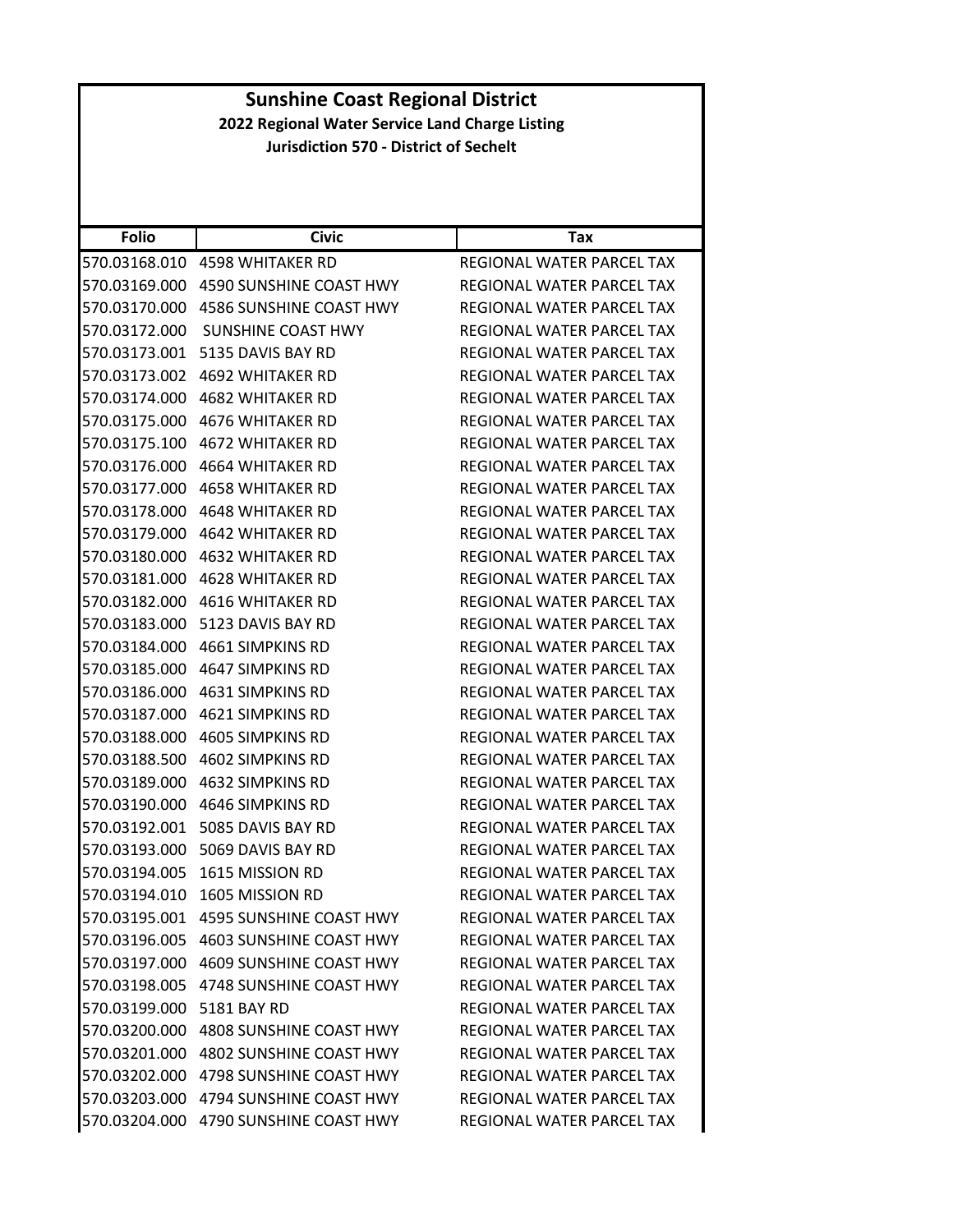# Sunshine Coast Regional District

## 2022 Regional Water Service Land Charge Listing

### Jurisdiction 570 - District of Sechelt

| Folio | Civic | Tax |
|---|---|---|
| 570.03168.010 | 4598 WHITAKER RD | REGIONAL WATER PARCEL TAX |
| 570.03169.000 | 4590 SUNSHINE COAST HWY | REGIONAL WATER PARCEL TAX |
| 570.03170.000 | 4586 SUNSHINE COAST HWY | REGIONAL WATER PARCEL TAX |
| 570.03172.000 | SUNSHINE COAST HWY | REGIONAL WATER PARCEL TAX |
| 570.03173.001 | 5135 DAVIS BAY RD | REGIONAL WATER PARCEL TAX |
| 570.03173.002 | 4692 WHITAKER RD | REGIONAL WATER PARCEL TAX |
| 570.03174.000 | 4682 WHITAKER RD | REGIONAL WATER PARCEL TAX |
| 570.03175.000 | 4676 WHITAKER RD | REGIONAL WATER PARCEL TAX |
| 570.03175.100 | 4672 WHITAKER RD | REGIONAL WATER PARCEL TAX |
| 570.03176.000 | 4664 WHITAKER RD | REGIONAL WATER PARCEL TAX |
| 570.03177.000 | 4658 WHITAKER RD | REGIONAL WATER PARCEL TAX |
| 570.03178.000 | 4648 WHITAKER RD | REGIONAL WATER PARCEL TAX |
| 570.03179.000 | 4642 WHITAKER RD | REGIONAL WATER PARCEL TAX |
| 570.03180.000 | 4632 WHITAKER RD | REGIONAL WATER PARCEL TAX |
| 570.03181.000 | 4628 WHITAKER RD | REGIONAL WATER PARCEL TAX |
| 570.03182.000 | 4616 WHITAKER RD | REGIONAL WATER PARCEL TAX |
| 570.03183.000 | 5123 DAVIS BAY RD | REGIONAL WATER PARCEL TAX |
| 570.03184.000 | 4661 SIMPKINS RD | REGIONAL WATER PARCEL TAX |
| 570.03185.000 | 4647 SIMPKINS RD | REGIONAL WATER PARCEL TAX |
| 570.03186.000 | 4631 SIMPKINS RD | REGIONAL WATER PARCEL TAX |
| 570.03187.000 | 4621 SIMPKINS RD | REGIONAL WATER PARCEL TAX |
| 570.03188.000 | 4605 SIMPKINS RD | REGIONAL WATER PARCEL TAX |
| 570.03188.500 | 4602 SIMPKINS RD | REGIONAL WATER PARCEL TAX |
| 570.03189.000 | 4632 SIMPKINS RD | REGIONAL WATER PARCEL TAX |
| 570.03190.000 | 4646 SIMPKINS RD | REGIONAL WATER PARCEL TAX |
| 570.03192.001 | 5085 DAVIS BAY RD | REGIONAL WATER PARCEL TAX |
| 570.03193.000 | 5069 DAVIS BAY RD | REGIONAL WATER PARCEL TAX |
| 570.03194.005 | 1615 MISSION RD | REGIONAL WATER PARCEL TAX |
| 570.03194.010 | 1605 MISSION RD | REGIONAL WATER PARCEL TAX |
| 570.03195.001 | 4595 SUNSHINE COAST HWY | REGIONAL WATER PARCEL TAX |
| 570.03196.005 | 4603 SUNSHINE COAST HWY | REGIONAL WATER PARCEL TAX |
| 570.03197.000 | 4609 SUNSHINE COAST HWY | REGIONAL WATER PARCEL TAX |
| 570.03198.005 | 4748 SUNSHINE COAST HWY | REGIONAL WATER PARCEL TAX |
| 570.03199.000 | 5181 BAY RD | REGIONAL WATER PARCEL TAX |
| 570.03200.000 | 4808 SUNSHINE COAST HWY | REGIONAL WATER PARCEL TAX |
| 570.03201.000 | 4802 SUNSHINE COAST HWY | REGIONAL WATER PARCEL TAX |
| 570.03202.000 | 4798 SUNSHINE COAST HWY | REGIONAL WATER PARCEL TAX |
| 570.03203.000 | 4794 SUNSHINE COAST HWY | REGIONAL WATER PARCEL TAX |
| 570.03204.000 | 4790 SUNSHINE COAST HWY | REGIONAL WATER PARCEL TAX |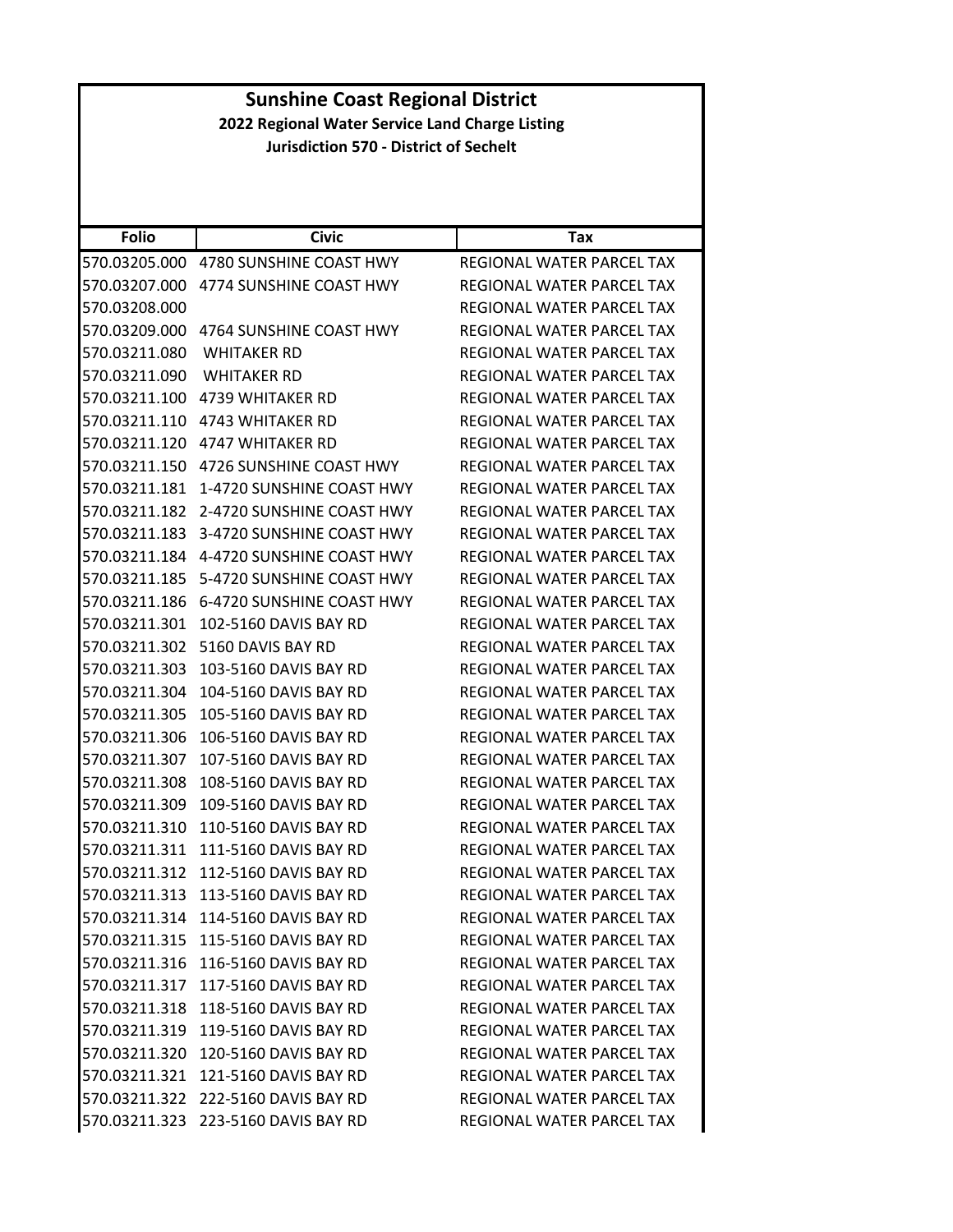# Sunshine Coast Regional District

## 2022 Regional Water Service Land Charge Listing

### Jurisdiction 570 - District of Sechelt

| Folio | Civic | Tax |
|---|---|---|
| 570.03205.000 | 4780 SUNSHINE COAST HWY | REGIONAL WATER PARCEL TAX |
| 570.03207.000 | 4774 SUNSHINE COAST HWY | REGIONAL WATER PARCEL TAX |
| 570.03208.000 | | REGIONAL WATER PARCEL TAX |
| 570.03209.000 | 4764 SUNSHINE COAST HWY | REGIONAL WATER PARCEL TAX |
| 570.03211.080 | WHITAKER RD | REGIONAL WATER PARCEL TAX |
| 570.03211.090 | WHITAKER RD | REGIONAL WATER PARCEL TAX |
| 570.03211.100 | 4739 WHITAKER RD | REGIONAL WATER PARCEL TAX |
| 570.03211.110 | 4743 WHITAKER RD | REGIONAL WATER PARCEL TAX |
| 570.03211.120 | 4747 WHITAKER RD | REGIONAL WATER PARCEL TAX |
| 570.03211.150 | 4726 SUNSHINE COAST HWY | REGIONAL WATER PARCEL TAX |
| 570.03211.181 | 1-4720 SUNSHINE COAST HWY | REGIONAL WATER PARCEL TAX |
| 570.03211.182 | 2-4720 SUNSHINE COAST HWY | REGIONAL WATER PARCEL TAX |
| 570.03211.183 | 3-4720 SUNSHINE COAST HWY | REGIONAL WATER PARCEL TAX |
| 570.03211.184 | 4-4720 SUNSHINE COAST HWY | REGIONAL WATER PARCEL TAX |
| 570.03211.185 | 5-4720 SUNSHINE COAST HWY | REGIONAL WATER PARCEL TAX |
| 570.03211.186 | 6-4720 SUNSHINE COAST HWY | REGIONAL WATER PARCEL TAX |
| 570.03211.301 | 102-5160 DAVIS BAY RD | REGIONAL WATER PARCEL TAX |
| 570.03211.302 | 5160 DAVIS BAY RD | REGIONAL WATER PARCEL TAX |
| 570.03211.303 | 103-5160 DAVIS BAY RD | REGIONAL WATER PARCEL TAX |
| 570.03211.304 | 104-5160 DAVIS BAY RD | REGIONAL WATER PARCEL TAX |
| 570.03211.305 | 105-5160 DAVIS BAY RD | REGIONAL WATER PARCEL TAX |
| 570.03211.306 | 106-5160 DAVIS BAY RD | REGIONAL WATER PARCEL TAX |
| 570.03211.307 | 107-5160 DAVIS BAY RD | REGIONAL WATER PARCEL TAX |
| 570.03211.308 | 108-5160 DAVIS BAY RD | REGIONAL WATER PARCEL TAX |
| 570.03211.309 | 109-5160 DAVIS BAY RD | REGIONAL WATER PARCEL TAX |
| 570.03211.310 | 110-5160 DAVIS BAY RD | REGIONAL WATER PARCEL TAX |
| 570.03211.311 | 111-5160 DAVIS BAY RD | REGIONAL WATER PARCEL TAX |
| 570.03211.312 | 112-5160 DAVIS BAY RD | REGIONAL WATER PARCEL TAX |
| 570.03211.313 | 113-5160 DAVIS BAY RD | REGIONAL WATER PARCEL TAX |
| 570.03211.314 | 114-5160 DAVIS BAY RD | REGIONAL WATER PARCEL TAX |
| 570.03211.315 | 115-5160 DAVIS BAY RD | REGIONAL WATER PARCEL TAX |
| 570.03211.316 | 116-5160 DAVIS BAY RD | REGIONAL WATER PARCEL TAX |
| 570.03211.317 | 117-5160 DAVIS BAY RD | REGIONAL WATER PARCEL TAX |
| 570.03211.318 | 118-5160 DAVIS BAY RD | REGIONAL WATER PARCEL TAX |
| 570.03211.319 | 119-5160 DAVIS BAY RD | REGIONAL WATER PARCEL TAX |
| 570.03211.320 | 120-5160 DAVIS BAY RD | REGIONAL WATER PARCEL TAX |
| 570.03211.321 | 121-5160 DAVIS BAY RD | REGIONAL WATER PARCEL TAX |
| 570.03211.322 | 222-5160 DAVIS BAY RD | REGIONAL WATER PARCEL TAX |
| 570.03211.323 | 223-5160 DAVIS BAY RD | REGIONAL WATER PARCEL TAX |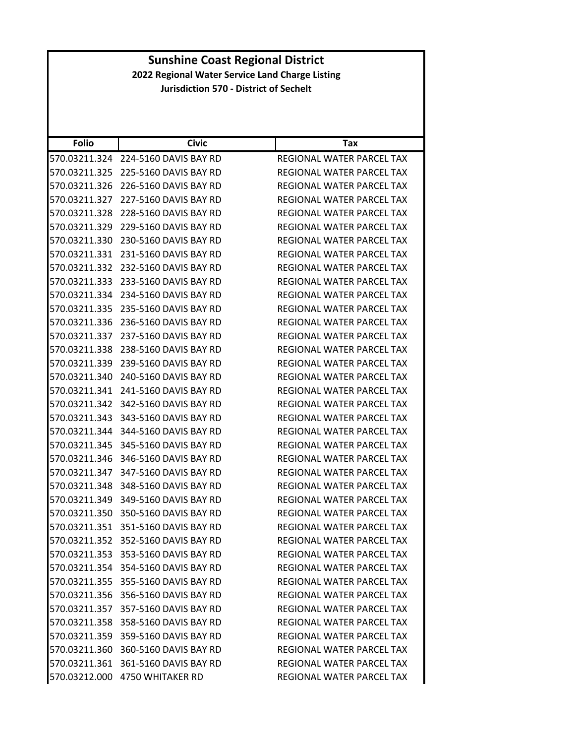# Sunshine Coast Regional District

**2022 Regional Water Service Land Charge Listing**

**Jurisdiction 570 - District of Sechelt**

| Folio | Civic | Tax |
|---|---|---|
| 570.03211.324 | 224-5160 DAVIS BAY RD | REGIONAL WATER PARCEL TAX |
| 570.03211.325 | 225-5160 DAVIS BAY RD | REGIONAL WATER PARCEL TAX |
| 570.03211.326 | 226-5160 DAVIS BAY RD | REGIONAL WATER PARCEL TAX |
| 570.03211.327 | 227-5160 DAVIS BAY RD | REGIONAL WATER PARCEL TAX |
| 570.03211.328 | 228-5160 DAVIS BAY RD | REGIONAL WATER PARCEL TAX |
| 570.03211.329 | 229-5160 DAVIS BAY RD | REGIONAL WATER PARCEL TAX |
| 570.03211.330 | 230-5160 DAVIS BAY RD | REGIONAL WATER PARCEL TAX |
| 570.03211.331 | 231-5160 DAVIS BAY RD | REGIONAL WATER PARCEL TAX |
| 570.03211.332 | 232-5160 DAVIS BAY RD | REGIONAL WATER PARCEL TAX |
| 570.03211.333 | 233-5160 DAVIS BAY RD | REGIONAL WATER PARCEL TAX |
| 570.03211.334 | 234-5160 DAVIS BAY RD | REGIONAL WATER PARCEL TAX |
| 570.03211.335 | 235-5160 DAVIS BAY RD | REGIONAL WATER PARCEL TAX |
| 570.03211.336 | 236-5160 DAVIS BAY RD | REGIONAL WATER PARCEL TAX |
| 570.03211.337 | 237-5160 DAVIS BAY RD | REGIONAL WATER PARCEL TAX |
| 570.03211.338 | 238-5160 DAVIS BAY RD | REGIONAL WATER PARCEL TAX |
| 570.03211.339 | 239-5160 DAVIS BAY RD | REGIONAL WATER PARCEL TAX |
| 570.03211.340 | 240-5160 DAVIS BAY RD | REGIONAL WATER PARCEL TAX |
| 570.03211.341 | 241-5160 DAVIS BAY RD | REGIONAL WATER PARCEL TAX |
| 570.03211.342 | 342-5160 DAVIS BAY RD | REGIONAL WATER PARCEL TAX |
| 570.03211.343 | 343-5160 DAVIS BAY RD | REGIONAL WATER PARCEL TAX |
| 570.03211.344 | 344-5160 DAVIS BAY RD | REGIONAL WATER PARCEL TAX |
| 570.03211.345 | 345-5160 DAVIS BAY RD | REGIONAL WATER PARCEL TAX |
| 570.03211.346 | 346-5160 DAVIS BAY RD | REGIONAL WATER PARCEL TAX |
| 570.03211.347 | 347-5160 DAVIS BAY RD | REGIONAL WATER PARCEL TAX |
| 570.03211.348 | 348-5160 DAVIS BAY RD | REGIONAL WATER PARCEL TAX |
| 570.03211.349 | 349-5160 DAVIS BAY RD | REGIONAL WATER PARCEL TAX |
| 570.03211.350 | 350-5160 DAVIS BAY RD | REGIONAL WATER PARCEL TAX |
| 570.03211.351 | 351-5160 DAVIS BAY RD | REGIONAL WATER PARCEL TAX |
| 570.03211.352 | 352-5160 DAVIS BAY RD | REGIONAL WATER PARCEL TAX |
| 570.03211.353 | 353-5160 DAVIS BAY RD | REGIONAL WATER PARCEL TAX |
| 570.03211.354 | 354-5160 DAVIS BAY RD | REGIONAL WATER PARCEL TAX |
| 570.03211.355 | 355-5160 DAVIS BAY RD | REGIONAL WATER PARCEL TAX |
| 570.03211.356 | 356-5160 DAVIS BAY RD | REGIONAL WATER PARCEL TAX |
| 570.03211.357 | 357-5160 DAVIS BAY RD | REGIONAL WATER PARCEL TAX |
| 570.03211.358 | 358-5160 DAVIS BAY RD | REGIONAL WATER PARCEL TAX |
| 570.03211.359 | 359-5160 DAVIS BAY RD | REGIONAL WATER PARCEL TAX |
| 570.03211.360 | 360-5160 DAVIS BAY RD | REGIONAL WATER PARCEL TAX |
| 570.03211.361 | 361-5160 DAVIS BAY RD | REGIONAL WATER PARCEL TAX |
| 570.03212.000 | 4750 WHITAKER RD | REGIONAL WATER PARCEL TAX |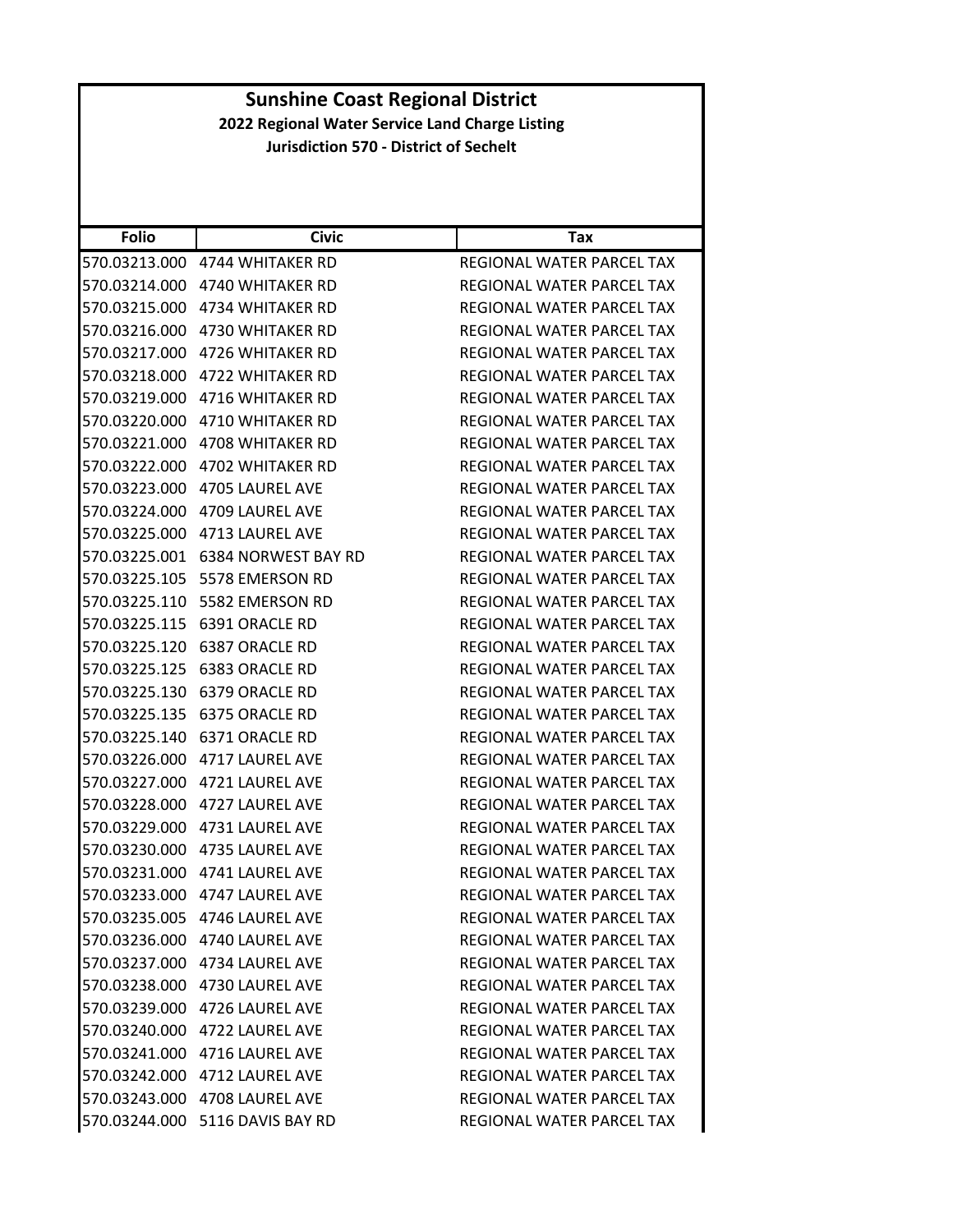# Sunshine Coast Regional District

## 2022 Regional Water Service Land Charge Listing

### Jurisdiction 570 - District of Sechelt

| Folio | Civic | Tax |
|---|---|---|
| 570.03213.000 | 4744 WHITAKER RD | REGIONAL WATER PARCEL TAX |
| 570.03214.000 | 4740 WHITAKER RD | REGIONAL WATER PARCEL TAX |
| 570.03215.000 | 4734 WHITAKER RD | REGIONAL WATER PARCEL TAX |
| 570.03216.000 | 4730 WHITAKER RD | REGIONAL WATER PARCEL TAX |
| 570.03217.000 | 4726 WHITAKER RD | REGIONAL WATER PARCEL TAX |
| 570.03218.000 | 4722 WHITAKER RD | REGIONAL WATER PARCEL TAX |
| 570.03219.000 | 4716 WHITAKER RD | REGIONAL WATER PARCEL TAX |
| 570.03220.000 | 4710 WHITAKER RD | REGIONAL WATER PARCEL TAX |
| 570.03221.000 | 4708 WHITAKER RD | REGIONAL WATER PARCEL TAX |
| 570.03222.000 | 4702 WHITAKER RD | REGIONAL WATER PARCEL TAX |
| 570.03223.000 | 4705 LAUREL AVE | REGIONAL WATER PARCEL TAX |
| 570.03224.000 | 4709 LAUREL AVE | REGIONAL WATER PARCEL TAX |
| 570.03225.000 | 4713 LAUREL AVE | REGIONAL WATER PARCEL TAX |
| 570.03225.001 | 6384 NORWEST BAY RD | REGIONAL WATER PARCEL TAX |
| 570.03225.105 | 5578 EMERSON RD | REGIONAL WATER PARCEL TAX |
| 570.03225.110 | 5582 EMERSON RD | REGIONAL WATER PARCEL TAX |
| 570.03225.115 | 6391 ORACLE RD | REGIONAL WATER PARCEL TAX |
| 570.03225.120 | 6387 ORACLE RD | REGIONAL WATER PARCEL TAX |
| 570.03225.125 | 6383 ORACLE RD | REGIONAL WATER PARCEL TAX |
| 570.03225.130 | 6379 ORACLE RD | REGIONAL WATER PARCEL TAX |
| 570.03225.135 | 6375 ORACLE RD | REGIONAL WATER PARCEL TAX |
| 570.03225.140 | 6371 ORACLE RD | REGIONAL WATER PARCEL TAX |
| 570.03226.000 | 4717 LAUREL AVE | REGIONAL WATER PARCEL TAX |
| 570.03227.000 | 4721 LAUREL AVE | REGIONAL WATER PARCEL TAX |
| 570.03228.000 | 4727 LAUREL AVE | REGIONAL WATER PARCEL TAX |
| 570.03229.000 | 4731 LAUREL AVE | REGIONAL WATER PARCEL TAX |
| 570.03230.000 | 4735 LAUREL AVE | REGIONAL WATER PARCEL TAX |
| 570.03231.000 | 4741 LAUREL AVE | REGIONAL WATER PARCEL TAX |
| 570.03233.000 | 4747 LAUREL AVE | REGIONAL WATER PARCEL TAX |
| 570.03235.005 | 4746 LAUREL AVE | REGIONAL WATER PARCEL TAX |
| 570.03236.000 | 4740 LAUREL AVE | REGIONAL WATER PARCEL TAX |
| 570.03237.000 | 4734 LAUREL AVE | REGIONAL WATER PARCEL TAX |
| 570.03238.000 | 4730 LAUREL AVE | REGIONAL WATER PARCEL TAX |
| 570.03239.000 | 4726 LAUREL AVE | REGIONAL WATER PARCEL TAX |
| 570.03240.000 | 4722 LAUREL AVE | REGIONAL WATER PARCEL TAX |
| 570.03241.000 | 4716 LAUREL AVE | REGIONAL WATER PARCEL TAX |
| 570.03242.000 | 4712 LAUREL AVE | REGIONAL WATER PARCEL TAX |
| 570.03243.000 | 4708 LAUREL AVE | REGIONAL WATER PARCEL TAX |
| 570.03244.000 | 5116 DAVIS BAY RD | REGIONAL WATER PARCEL TAX |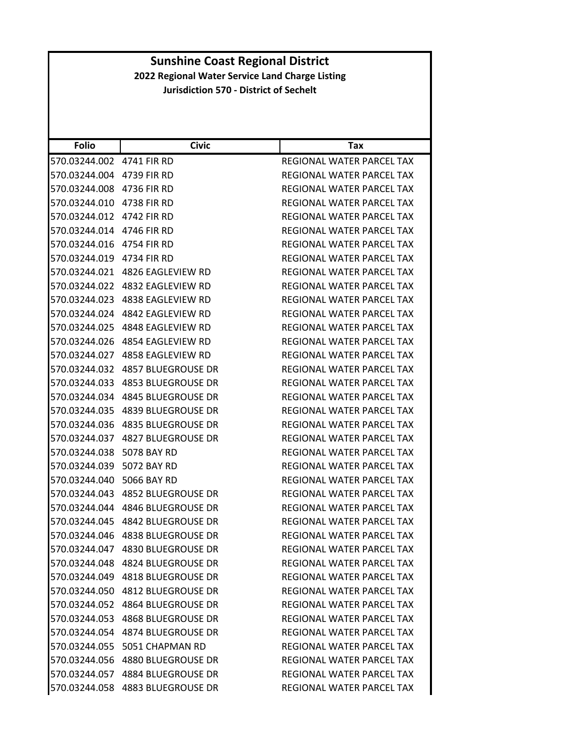# Sunshine Coast Regional District

## 2022 Regional Water Service Land Charge Listing

### Jurisdiction 570 - District of Sechelt

| Folio | Civic | Tax |
|---|---|---|
| 570.03244.002 | 4741 FIR RD | REGIONAL WATER PARCEL TAX |
| 570.03244.004 | 4739 FIR RD | REGIONAL WATER PARCEL TAX |
| 570.03244.008 | 4736 FIR RD | REGIONAL WATER PARCEL TAX |
| 570.03244.010 | 4738 FIR RD | REGIONAL WATER PARCEL TAX |
| 570.03244.012 | 4742 FIR RD | REGIONAL WATER PARCEL TAX |
| 570.03244.014 | 4746 FIR RD | REGIONAL WATER PARCEL TAX |
| 570.03244.016 | 4754 FIR RD | REGIONAL WATER PARCEL TAX |
| 570.03244.019 | 4734 FIR RD | REGIONAL WATER PARCEL TAX |
| 570.03244.021 | 4826 EAGLEVIEW RD | REGIONAL WATER PARCEL TAX |
| 570.03244.022 | 4832 EAGLEVIEW RD | REGIONAL WATER PARCEL TAX |
| 570.03244.023 | 4838 EAGLEVIEW RD | REGIONAL WATER PARCEL TAX |
| 570.03244.024 | 4842 EAGLEVIEW RD | REGIONAL WATER PARCEL TAX |
| 570.03244.025 | 4848 EAGLEVIEW RD | REGIONAL WATER PARCEL TAX |
| 570.03244.026 | 4854 EAGLEVIEW RD | REGIONAL WATER PARCEL TAX |
| 570.03244.027 | 4858 EAGLEVIEW RD | REGIONAL WATER PARCEL TAX |
| 570.03244.032 | 4857 BLUEGROUSE DR | REGIONAL WATER PARCEL TAX |
| 570.03244.033 | 4853 BLUEGROUSE DR | REGIONAL WATER PARCEL TAX |
| 570.03244.034 | 4845 BLUEGROUSE DR | REGIONAL WATER PARCEL TAX |
| 570.03244.035 | 4839 BLUEGROUSE DR | REGIONAL WATER PARCEL TAX |
| 570.03244.036 | 4835 BLUEGROUSE DR | REGIONAL WATER PARCEL TAX |
| 570.03244.037 | 4827 BLUEGROUSE DR | REGIONAL WATER PARCEL TAX |
| 570.03244.038 | 5078 BAY RD | REGIONAL WATER PARCEL TAX |
| 570.03244.039 | 5072 BAY RD | REGIONAL WATER PARCEL TAX |
| 570.03244.040 | 5066 BAY RD | REGIONAL WATER PARCEL TAX |
| 570.03244.043 | 4852 BLUEGROUSE DR | REGIONAL WATER PARCEL TAX |
| 570.03244.044 | 4846 BLUEGROUSE DR | REGIONAL WATER PARCEL TAX |
| 570.03244.045 | 4842 BLUEGROUSE DR | REGIONAL WATER PARCEL TAX |
| 570.03244.046 | 4838 BLUEGROUSE DR | REGIONAL WATER PARCEL TAX |
| 570.03244.047 | 4830 BLUEGROUSE DR | REGIONAL WATER PARCEL TAX |
| 570.03244.048 | 4824 BLUEGROUSE DR | REGIONAL WATER PARCEL TAX |
| 570.03244.049 | 4818 BLUEGROUSE DR | REGIONAL WATER PARCEL TAX |
| 570.03244.050 | 4812 BLUEGROUSE DR | REGIONAL WATER PARCEL TAX |
| 570.03244.052 | 4864 BLUEGROUSE DR | REGIONAL WATER PARCEL TAX |
| 570.03244.053 | 4868 BLUEGROUSE DR | REGIONAL WATER PARCEL TAX |
| 570.03244.054 | 4874 BLUEGROUSE DR | REGIONAL WATER PARCEL TAX |
| 570.03244.055 | 5051 CHAPMAN RD | REGIONAL WATER PARCEL TAX |
| 570.03244.056 | 4880 BLUEGROUSE DR | REGIONAL WATER PARCEL TAX |
| 570.03244.057 | 4884 BLUEGROUSE DR | REGIONAL WATER PARCEL TAX |
| 570.03244.058 | 4883 BLUEGROUSE DR | REGIONAL WATER PARCEL TAX |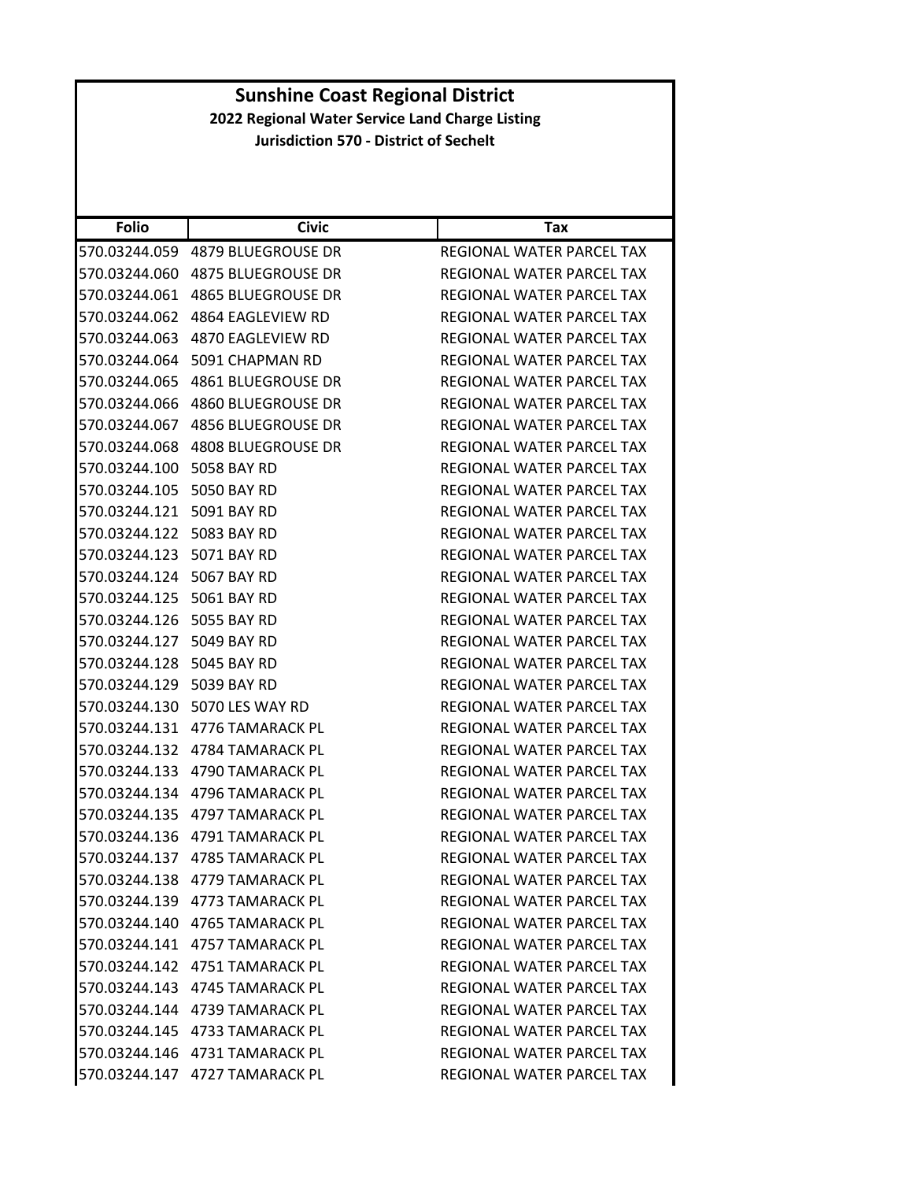# Sunshine Coast Regional District

## 2022 Regional Water Service Land Charge Listing

### Jurisdiction 570 - District of Sechelt

| Folio | Civic | Tax |
|---|---|---|
| 570.03244.059 | 4879 BLUEGROUSE DR | REGIONAL WATER PARCEL TAX |
| 570.03244.060 | 4875 BLUEGROUSE DR | REGIONAL WATER PARCEL TAX |
| 570.03244.061 | 4865 BLUEGROUSE DR | REGIONAL WATER PARCEL TAX |
| 570.03244.062 | 4864 EAGLEVIEW RD | REGIONAL WATER PARCEL TAX |
| 570.03244.063 | 4870 EAGLEVIEW RD | REGIONAL WATER PARCEL TAX |
| 570.03244.064 | 5091 CHAPMAN RD | REGIONAL WATER PARCEL TAX |
| 570.03244.065 | 4861 BLUEGROUSE DR | REGIONAL WATER PARCEL TAX |
| 570.03244.066 | 4860 BLUEGROUSE DR | REGIONAL WATER PARCEL TAX |
| 570.03244.067 | 4856 BLUEGROUSE DR | REGIONAL WATER PARCEL TAX |
| 570.03244.068 | 4808 BLUEGROUSE DR | REGIONAL WATER PARCEL TAX |
| 570.03244.100 | 5058 BAY RD | REGIONAL WATER PARCEL TAX |
| 570.03244.105 | 5050 BAY RD | REGIONAL WATER PARCEL TAX |
| 570.03244.121 | 5091 BAY RD | REGIONAL WATER PARCEL TAX |
| 570.03244.122 | 5083 BAY RD | REGIONAL WATER PARCEL TAX |
| 570.03244.123 | 5071 BAY RD | REGIONAL WATER PARCEL TAX |
| 570.03244.124 | 5067 BAY RD | REGIONAL WATER PARCEL TAX |
| 570.03244.125 | 5061 BAY RD | REGIONAL WATER PARCEL TAX |
| 570.03244.126 | 5055 BAY RD | REGIONAL WATER PARCEL TAX |
| 570.03244.127 | 5049 BAY RD | REGIONAL WATER PARCEL TAX |
| 570.03244.128 | 5045 BAY RD | REGIONAL WATER PARCEL TAX |
| 570.03244.129 | 5039 BAY RD | REGIONAL WATER PARCEL TAX |
| 570.03244.130 | 5070 LES WAY RD | REGIONAL WATER PARCEL TAX |
| 570.03244.131 | 4776 TAMARACK PL | REGIONAL WATER PARCEL TAX |
| 570.03244.132 | 4784 TAMARACK PL | REGIONAL WATER PARCEL TAX |
| 570.03244.133 | 4790 TAMARACK PL | REGIONAL WATER PARCEL TAX |
| 570.03244.134 | 4796 TAMARACK PL | REGIONAL WATER PARCEL TAX |
| 570.03244.135 | 4797 TAMARACK PL | REGIONAL WATER PARCEL TAX |
| 570.03244.136 | 4791 TAMARACK PL | REGIONAL WATER PARCEL TAX |
| 570.03244.137 | 4785 TAMARACK PL | REGIONAL WATER PARCEL TAX |
| 570.03244.138 | 4779 TAMARACK PL | REGIONAL WATER PARCEL TAX |
| 570.03244.139 | 4773 TAMARACK PL | REGIONAL WATER PARCEL TAX |
| 570.03244.140 | 4765 TAMARACK PL | REGIONAL WATER PARCEL TAX |
| 570.03244.141 | 4757 TAMARACK PL | REGIONAL WATER PARCEL TAX |
| 570.03244.142 | 4751 TAMARACK PL | REGIONAL WATER PARCEL TAX |
| 570.03244.143 | 4745 TAMARACK PL | REGIONAL WATER PARCEL TAX |
| 570.03244.144 | 4739 TAMARACK PL | REGIONAL WATER PARCEL TAX |
| 570.03244.145 | 4733 TAMARACK PL | REGIONAL WATER PARCEL TAX |
| 570.03244.146 | 4731 TAMARACK PL | REGIONAL WATER PARCEL TAX |
| 570.03244.147 | 4727 TAMARACK PL | REGIONAL WATER PARCEL TAX |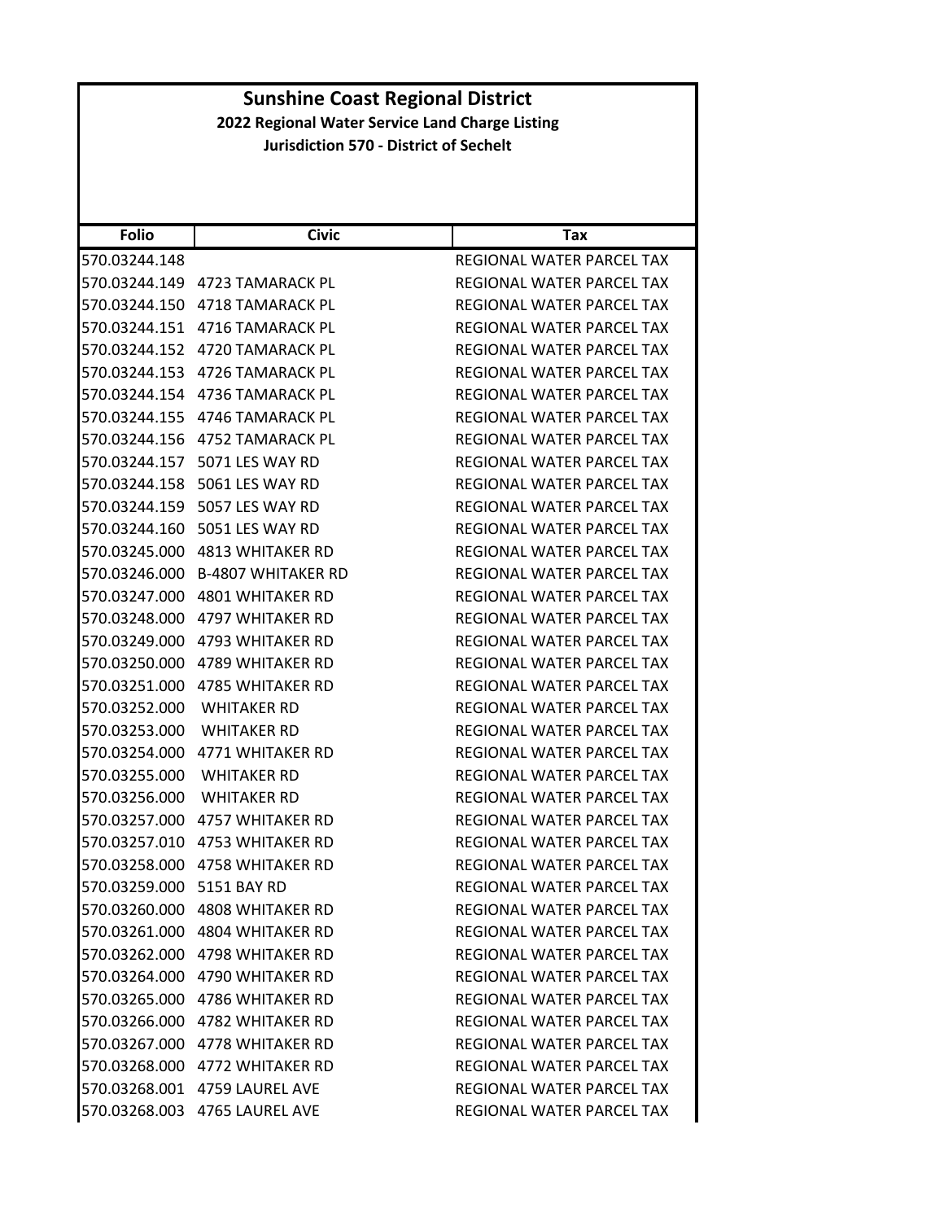# Sunshine Coast Regional District

**2022 Regional Water Service Land Charge Listing**

**Jurisdiction 570 - District of Sechelt**

| Folio | Civic | Tax |
|---|---|---|
| 570.03244.148 | | REGIONAL WATER PARCEL TAX |
| 570.03244.149 | 4723 TAMARACK PL | REGIONAL WATER PARCEL TAX |
| 570.03244.150 | 4718 TAMARACK PL | REGIONAL WATER PARCEL TAX |
| 570.03244.151 | 4716 TAMARACK PL | REGIONAL WATER PARCEL TAX |
| 570.03244.152 | 4720 TAMARACK PL | REGIONAL WATER PARCEL TAX |
| 570.03244.153 | 4726 TAMARACK PL | REGIONAL WATER PARCEL TAX |
| 570.03244.154 | 4736 TAMARACK PL | REGIONAL WATER PARCEL TAX |
| 570.03244.155 | 4746 TAMARACK PL | REGIONAL WATER PARCEL TAX |
| 570.03244.156 | 4752 TAMARACK PL | REGIONAL WATER PARCEL TAX |
| 570.03244.157 | 5071 LES WAY RD | REGIONAL WATER PARCEL TAX |
| 570.03244.158 | 5061 LES WAY RD | REGIONAL WATER PARCEL TAX |
| 570.03244.159 | 5057 LES WAY RD | REGIONAL WATER PARCEL TAX |
| 570.03244.160 | 5051 LES WAY RD | REGIONAL WATER PARCEL TAX |
| 570.03245.000 | 4813 WHITAKER RD | REGIONAL WATER PARCEL TAX |
| 570.03246.000 | B-4807 WHITAKER RD | REGIONAL WATER PARCEL TAX |
| 570.03247.000 | 4801 WHITAKER RD | REGIONAL WATER PARCEL TAX |
| 570.03248.000 | 4797 WHITAKER RD | REGIONAL WATER PARCEL TAX |
| 570.03249.000 | 4793 WHITAKER RD | REGIONAL WATER PARCEL TAX |
| 570.03250.000 | 4789 WHITAKER RD | REGIONAL WATER PARCEL TAX |
| 570.03251.000 | 4785 WHITAKER RD | REGIONAL WATER PARCEL TAX |
| 570.03252.000 | WHITAKER RD | REGIONAL WATER PARCEL TAX |
| 570.03253.000 | WHITAKER RD | REGIONAL WATER PARCEL TAX |
| 570.03254.000 | 4771 WHITAKER RD | REGIONAL WATER PARCEL TAX |
| 570.03255.000 | WHITAKER RD | REGIONAL WATER PARCEL TAX |
| 570.03256.000 | WHITAKER RD | REGIONAL WATER PARCEL TAX |
| 570.03257.000 | 4757 WHITAKER RD | REGIONAL WATER PARCEL TAX |
| 570.03257.010 | 4753 WHITAKER RD | REGIONAL WATER PARCEL TAX |
| 570.03258.000 | 4758 WHITAKER RD | REGIONAL WATER PARCEL TAX |
| 570.03259.000 | 5151 BAY RD | REGIONAL WATER PARCEL TAX |
| 570.03260.000 | 4808 WHITAKER RD | REGIONAL WATER PARCEL TAX |
| 570.03261.000 | 4804 WHITAKER RD | REGIONAL WATER PARCEL TAX |
| 570.03262.000 | 4798 WHITAKER RD | REGIONAL WATER PARCEL TAX |
| 570.03264.000 | 4790 WHITAKER RD | REGIONAL WATER PARCEL TAX |
| 570.03265.000 | 4786 WHITAKER RD | REGIONAL WATER PARCEL TAX |
| 570.03266.000 | 4782 WHITAKER RD | REGIONAL WATER PARCEL TAX |
| 570.03267.000 | 4778 WHITAKER RD | REGIONAL WATER PARCEL TAX |
| 570.03268.000 | 4772 WHITAKER RD | REGIONAL WATER PARCEL TAX |
| 570.03268.001 | 4759 LAUREL AVE | REGIONAL WATER PARCEL TAX |
| 570.03268.003 | 4765 LAUREL AVE | REGIONAL WATER PARCEL TAX |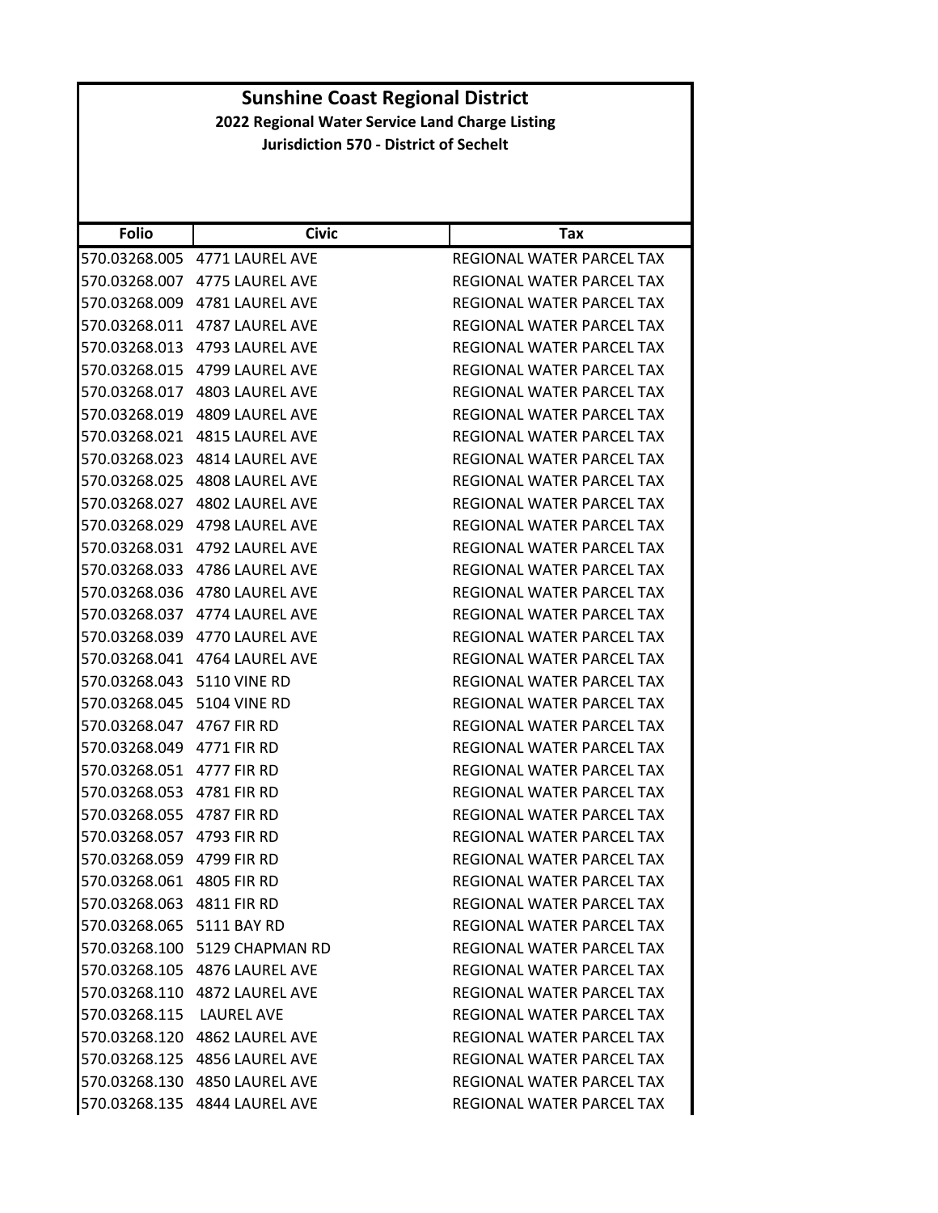# Sunshine Coast Regional District

## 2022 Regional Water Service Land Charge Listing

### Jurisdiction 570 - District of Sechelt

| Folio | Civic | Tax |
|---|---|---|
| 570.03268.005 | 4771 LAUREL AVE | REGIONAL WATER PARCEL TAX |
| 570.03268.007 | 4775 LAUREL AVE | REGIONAL WATER PARCEL TAX |
| 570.03268.009 | 4781 LAUREL AVE | REGIONAL WATER PARCEL TAX |
| 570.03268.011 | 4787 LAUREL AVE | REGIONAL WATER PARCEL TAX |
| 570.03268.013 | 4793 LAUREL AVE | REGIONAL WATER PARCEL TAX |
| 570.03268.015 | 4799 LAUREL AVE | REGIONAL WATER PARCEL TAX |
| 570.03268.017 | 4803 LAUREL AVE | REGIONAL WATER PARCEL TAX |
| 570.03268.019 | 4809 LAUREL AVE | REGIONAL WATER PARCEL TAX |
| 570.03268.021 | 4815 LAUREL AVE | REGIONAL WATER PARCEL TAX |
| 570.03268.023 | 4814 LAUREL AVE | REGIONAL WATER PARCEL TAX |
| 570.03268.025 | 4808 LAUREL AVE | REGIONAL WATER PARCEL TAX |
| 570.03268.027 | 4802 LAUREL AVE | REGIONAL WATER PARCEL TAX |
| 570.03268.029 | 4798 LAUREL AVE | REGIONAL WATER PARCEL TAX |
| 570.03268.031 | 4792 LAUREL AVE | REGIONAL WATER PARCEL TAX |
| 570.03268.033 | 4786 LAUREL AVE | REGIONAL WATER PARCEL TAX |
| 570.03268.036 | 4780 LAUREL AVE | REGIONAL WATER PARCEL TAX |
| 570.03268.037 | 4774 LAUREL AVE | REGIONAL WATER PARCEL TAX |
| 570.03268.039 | 4770 LAUREL AVE | REGIONAL WATER PARCEL TAX |
| 570.03268.041 | 4764 LAUREL AVE | REGIONAL WATER PARCEL TAX |
| 570.03268.043 | 5110 VINE RD | REGIONAL WATER PARCEL TAX |
| 570.03268.045 | 5104 VINE RD | REGIONAL WATER PARCEL TAX |
| 570.03268.047 | 4767 FIR RD | REGIONAL WATER PARCEL TAX |
| 570.03268.049 | 4771 FIR RD | REGIONAL WATER PARCEL TAX |
| 570.03268.051 | 4777 FIR RD | REGIONAL WATER PARCEL TAX |
| 570.03268.053 | 4781 FIR RD | REGIONAL WATER PARCEL TAX |
| 570.03268.055 | 4787 FIR RD | REGIONAL WATER PARCEL TAX |
| 570.03268.057 | 4793 FIR RD | REGIONAL WATER PARCEL TAX |
| 570.03268.059 | 4799 FIR RD | REGIONAL WATER PARCEL TAX |
| 570.03268.061 | 4805 FIR RD | REGIONAL WATER PARCEL TAX |
| 570.03268.063 | 4811 FIR RD | REGIONAL WATER PARCEL TAX |
| 570.03268.065 | 5111 BAY RD | REGIONAL WATER PARCEL TAX |
| 570.03268.100 | 5129 CHAPMAN RD | REGIONAL WATER PARCEL TAX |
| 570.03268.105 | 4876 LAUREL AVE | REGIONAL WATER PARCEL TAX |
| 570.03268.110 | 4872 LAUREL AVE | REGIONAL WATER PARCEL TAX |
| 570.03268.115 | LAUREL AVE | REGIONAL WATER PARCEL TAX |
| 570.03268.120 | 4862 LAUREL AVE | REGIONAL WATER PARCEL TAX |
| 570.03268.125 | 4856 LAUREL AVE | REGIONAL WATER PARCEL TAX |
| 570.03268.130 | 4850 LAUREL AVE | REGIONAL WATER PARCEL TAX |
| 570.03268.135 | 4844 LAUREL AVE | REGIONAL WATER PARCEL TAX |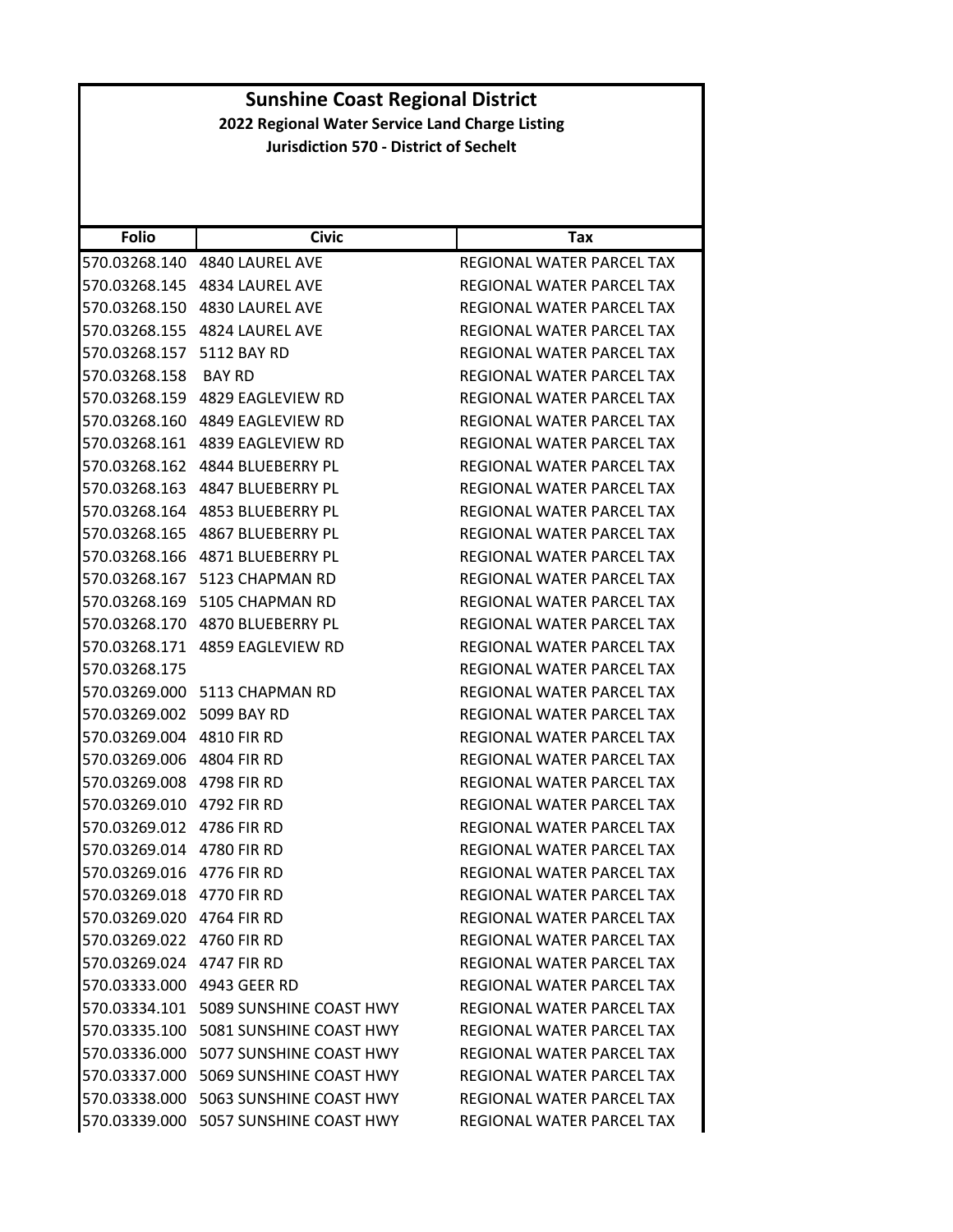# Sunshine Coast Regional District

## 2022 Regional Water Service Land Charge Listing

### Jurisdiction 570 - District of Sechelt

| Folio | Civic | Tax |
|---|---|---|
| 570.03268.140 | 4840 LAUREL AVE | REGIONAL WATER PARCEL TAX |
| 570.03268.145 | 4834 LAUREL AVE | REGIONAL WATER PARCEL TAX |
| 570.03268.150 | 4830 LAUREL AVE | REGIONAL WATER PARCEL TAX |
| 570.03268.155 | 4824 LAUREL AVE | REGIONAL WATER PARCEL TAX |
| 570.03268.157 | 5112 BAY RD | REGIONAL WATER PARCEL TAX |
| 570.03268.158 | BAY RD | REGIONAL WATER PARCEL TAX |
| 570.03268.159 | 4829 EAGLEVIEW RD | REGIONAL WATER PARCEL TAX |
| 570.03268.160 | 4849 EAGLEVIEW RD | REGIONAL WATER PARCEL TAX |
| 570.03268.161 | 4839 EAGLEVIEW RD | REGIONAL WATER PARCEL TAX |
| 570.03268.162 | 4844 BLUEBERRY PL | REGIONAL WATER PARCEL TAX |
| 570.03268.163 | 4847 BLUEBERRY PL | REGIONAL WATER PARCEL TAX |
| 570.03268.164 | 4853 BLUEBERRY PL | REGIONAL WATER PARCEL TAX |
| 570.03268.165 | 4867 BLUEBERRY PL | REGIONAL WATER PARCEL TAX |
| 570.03268.166 | 4871 BLUEBERRY PL | REGIONAL WATER PARCEL TAX |
| 570.03268.167 | 5123 CHAPMAN RD | REGIONAL WATER PARCEL TAX |
| 570.03268.169 | 5105 CHAPMAN RD | REGIONAL WATER PARCEL TAX |
| 570.03268.170 | 4870 BLUEBERRY PL | REGIONAL WATER PARCEL TAX |
| 570.03268.171 | 4859 EAGLEVIEW RD | REGIONAL WATER PARCEL TAX |
| 570.03268.175 | | REGIONAL WATER PARCEL TAX |
| 570.03269.000 | 5113 CHAPMAN RD | REGIONAL WATER PARCEL TAX |
| 570.03269.002 | 5099 BAY RD | REGIONAL WATER PARCEL TAX |
| 570.03269.004 | 4810 FIR RD | REGIONAL WATER PARCEL TAX |
| 570.03269.006 | 4804 FIR RD | REGIONAL WATER PARCEL TAX |
| 570.03269.008 | 4798 FIR RD | REGIONAL WATER PARCEL TAX |
| 570.03269.010 | 4792 FIR RD | REGIONAL WATER PARCEL TAX |
| 570.03269.012 | 4786 FIR RD | REGIONAL WATER PARCEL TAX |
| 570.03269.014 | 4780 FIR RD | REGIONAL WATER PARCEL TAX |
| 570.03269.016 | 4776 FIR RD | REGIONAL WATER PARCEL TAX |
| 570.03269.018 | 4770 FIR RD | REGIONAL WATER PARCEL TAX |
| 570.03269.020 | 4764 FIR RD | REGIONAL WATER PARCEL TAX |
| 570.03269.022 | 4760 FIR RD | REGIONAL WATER PARCEL TAX |
| 570.03269.024 | 4747 FIR RD | REGIONAL WATER PARCEL TAX |
| 570.03333.000 | 4943 GEER RD | REGIONAL WATER PARCEL TAX |
| 570.03334.101 | 5089 SUNSHINE COAST HWY | REGIONAL WATER PARCEL TAX |
| 570.03335.100 | 5081 SUNSHINE COAST HWY | REGIONAL WATER PARCEL TAX |
| 570.03336.000 | 5077 SUNSHINE COAST HWY | REGIONAL WATER PARCEL TAX |
| 570.03337.000 | 5069 SUNSHINE COAST HWY | REGIONAL WATER PARCEL TAX |
| 570.03338.000 | 5063 SUNSHINE COAST HWY | REGIONAL WATER PARCEL TAX |
| 570.03339.000 | 5057 SUNSHINE COAST HWY | REGIONAL WATER PARCEL TAX |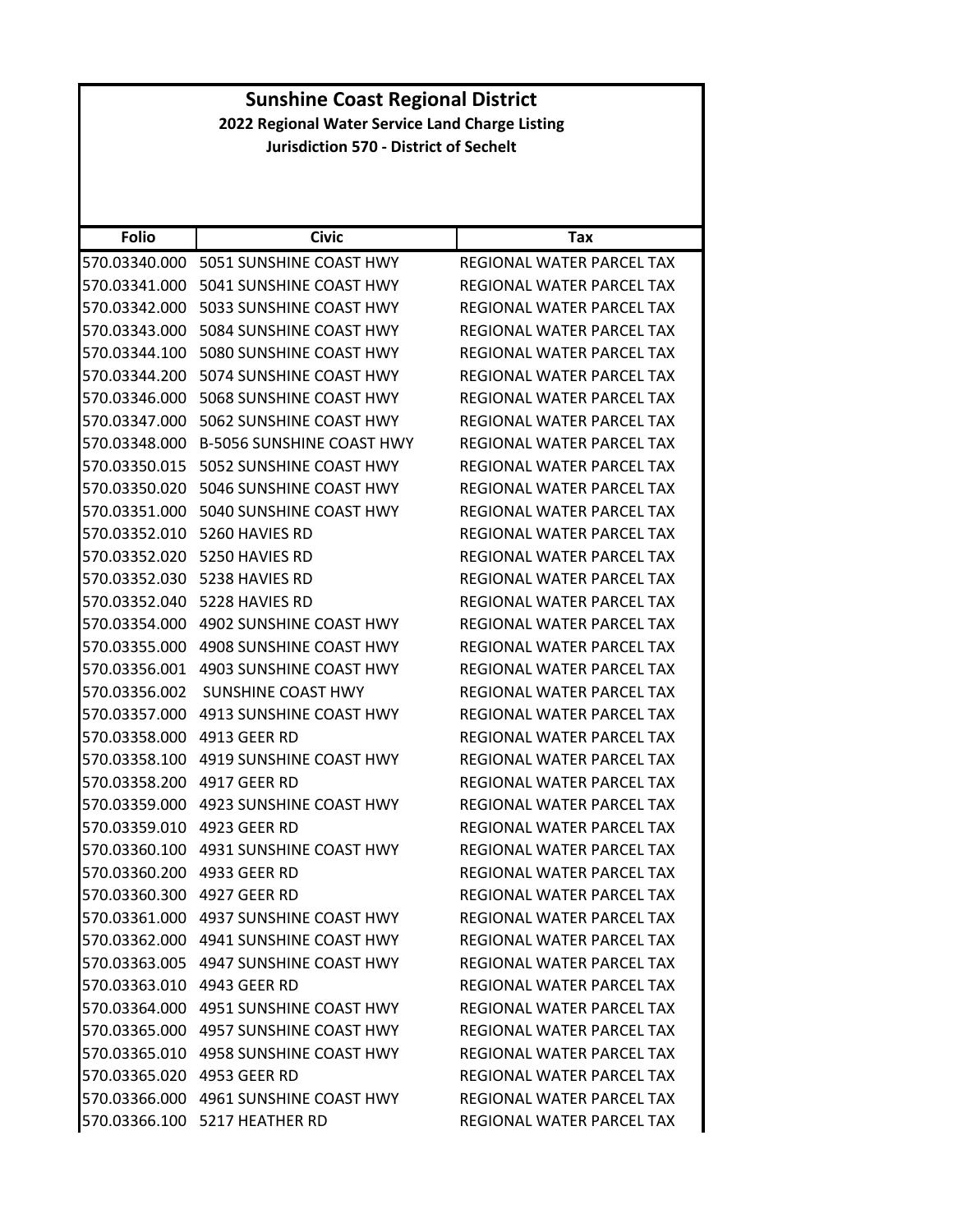# Sunshine Coast Regional District

## 2022 Regional Water Service Land Charge Listing

### Jurisdiction 570 - District of Sechelt

| Folio | Civic | Tax |
|---|---|---|
| 570.03340.000 | 5051 SUNSHINE COAST HWY | REGIONAL WATER PARCEL TAX |
| 570.03341.000 | 5041 SUNSHINE COAST HWY | REGIONAL WATER PARCEL TAX |
| 570.03342.000 | 5033 SUNSHINE COAST HWY | REGIONAL WATER PARCEL TAX |
| 570.03343.000 | 5084 SUNSHINE COAST HWY | REGIONAL WATER PARCEL TAX |
| 570.03344.100 | 5080 SUNSHINE COAST HWY | REGIONAL WATER PARCEL TAX |
| 570.03344.200 | 5074 SUNSHINE COAST HWY | REGIONAL WATER PARCEL TAX |
| 570.03346.000 | 5068 SUNSHINE COAST HWY | REGIONAL WATER PARCEL TAX |
| 570.03347.000 | 5062 SUNSHINE COAST HWY | REGIONAL WATER PARCEL TAX |
| 570.03348.000 | B-5056 SUNSHINE COAST HWY | REGIONAL WATER PARCEL TAX |
| 570.03350.015 | 5052 SUNSHINE COAST HWY | REGIONAL WATER PARCEL TAX |
| 570.03350.020 | 5046 SUNSHINE COAST HWY | REGIONAL WATER PARCEL TAX |
| 570.03351.000 | 5040 SUNSHINE COAST HWY | REGIONAL WATER PARCEL TAX |
| 570.03352.010 | 5260 HAVIES RD | REGIONAL WATER PARCEL TAX |
| 570.03352.020 | 5250 HAVIES RD | REGIONAL WATER PARCEL TAX |
| 570.03352.030 | 5238 HAVIES RD | REGIONAL WATER PARCEL TAX |
| 570.03352.040 | 5228 HAVIES RD | REGIONAL WATER PARCEL TAX |
| 570.03354.000 | 4902 SUNSHINE COAST HWY | REGIONAL WATER PARCEL TAX |
| 570.03355.000 | 4908 SUNSHINE COAST HWY | REGIONAL WATER PARCEL TAX |
| 570.03356.001 | 4903 SUNSHINE COAST HWY | REGIONAL WATER PARCEL TAX |
| 570.03356.002 | SUNSHINE COAST HWY | REGIONAL WATER PARCEL TAX |
| 570.03357.000 | 4913 SUNSHINE COAST HWY | REGIONAL WATER PARCEL TAX |
| 570.03358.000 | 4913 GEER RD | REGIONAL WATER PARCEL TAX |
| 570.03358.100 | 4919 SUNSHINE COAST HWY | REGIONAL WATER PARCEL TAX |
| 570.03358.200 | 4917 GEER RD | REGIONAL WATER PARCEL TAX |
| 570.03359.000 | 4923 SUNSHINE COAST HWY | REGIONAL WATER PARCEL TAX |
| 570.03359.010 | 4923 GEER RD | REGIONAL WATER PARCEL TAX |
| 570.03360.100 | 4931 SUNSHINE COAST HWY | REGIONAL WATER PARCEL TAX |
| 570.03360.200 | 4933 GEER RD | REGIONAL WATER PARCEL TAX |
| 570.03360.300 | 4927 GEER RD | REGIONAL WATER PARCEL TAX |
| 570.03361.000 | 4937 SUNSHINE COAST HWY | REGIONAL WATER PARCEL TAX |
| 570.03362.000 | 4941 SUNSHINE COAST HWY | REGIONAL WATER PARCEL TAX |
| 570.03363.005 | 4947 SUNSHINE COAST HWY | REGIONAL WATER PARCEL TAX |
| 570.03363.010 | 4943 GEER RD | REGIONAL WATER PARCEL TAX |
| 570.03364.000 | 4951 SUNSHINE COAST HWY | REGIONAL WATER PARCEL TAX |
| 570.03365.000 | 4957 SUNSHINE COAST HWY | REGIONAL WATER PARCEL TAX |
| 570.03365.010 | 4958 SUNSHINE COAST HWY | REGIONAL WATER PARCEL TAX |
| 570.03365.020 | 4953 GEER RD | REGIONAL WATER PARCEL TAX |
| 570.03366.000 | 4961 SUNSHINE COAST HWY | REGIONAL WATER PARCEL TAX |
| 570.03366.100 | 5217 HEATHER RD | REGIONAL WATER PARCEL TAX |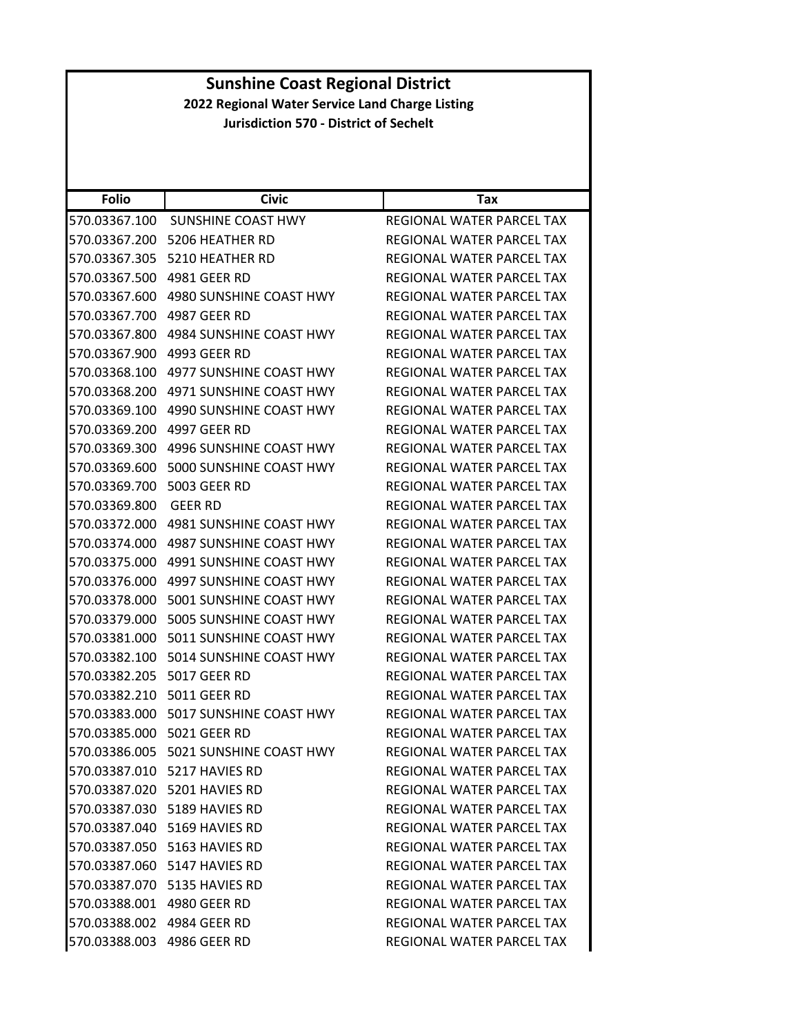# Sunshine Coast Regional District

## 2022 Regional Water Service Land Charge Listing

### Jurisdiction 570 - District of Sechelt

| Folio | Civic | Tax |
|---|---|---|
| 570.03367.100 | SUNSHINE COAST HWY | REGIONAL WATER PARCEL TAX |
| 570.03367.200 | 5206 HEATHER RD | REGIONAL WATER PARCEL TAX |
| 570.03367.305 | 5210 HEATHER RD | REGIONAL WATER PARCEL TAX |
| 570.03367.500 | 4981 GEER RD | REGIONAL WATER PARCEL TAX |
| 570.03367.600 | 4980 SUNSHINE COAST HWY | REGIONAL WATER PARCEL TAX |
| 570.03367.700 | 4987 GEER RD | REGIONAL WATER PARCEL TAX |
| 570.03367.800 | 4984 SUNSHINE COAST HWY | REGIONAL WATER PARCEL TAX |
| 570.03367.900 | 4993 GEER RD | REGIONAL WATER PARCEL TAX |
| 570.03368.100 | 4977 SUNSHINE COAST HWY | REGIONAL WATER PARCEL TAX |
| 570.03368.200 | 4971 SUNSHINE COAST HWY | REGIONAL WATER PARCEL TAX |
| 570.03369.100 | 4990 SUNSHINE COAST HWY | REGIONAL WATER PARCEL TAX |
| 570.03369.200 | 4997 GEER RD | REGIONAL WATER PARCEL TAX |
| 570.03369.300 | 4996 SUNSHINE COAST HWY | REGIONAL WATER PARCEL TAX |
| 570.03369.600 | 5000 SUNSHINE COAST HWY | REGIONAL WATER PARCEL TAX |
| 570.03369.700 | 5003 GEER RD | REGIONAL WATER PARCEL TAX |
| 570.03369.800 | GEER RD | REGIONAL WATER PARCEL TAX |
| 570.03372.000 | 4981 SUNSHINE COAST HWY | REGIONAL WATER PARCEL TAX |
| 570.03374.000 | 4987 SUNSHINE COAST HWY | REGIONAL WATER PARCEL TAX |
| 570.03375.000 | 4991 SUNSHINE COAST HWY | REGIONAL WATER PARCEL TAX |
| 570.03376.000 | 4997 SUNSHINE COAST HWY | REGIONAL WATER PARCEL TAX |
| 570.03378.000 | 5001 SUNSHINE COAST HWY | REGIONAL WATER PARCEL TAX |
| 570.03379.000 | 5005 SUNSHINE COAST HWY | REGIONAL WATER PARCEL TAX |
| 570.03381.000 | 5011 SUNSHINE COAST HWY | REGIONAL WATER PARCEL TAX |
| 570.03382.100 | 5014 SUNSHINE COAST HWY | REGIONAL WATER PARCEL TAX |
| 570.03382.205 | 5017 GEER RD | REGIONAL WATER PARCEL TAX |
| 570.03382.210 | 5011 GEER RD | REGIONAL WATER PARCEL TAX |
| 570.03383.000 | 5017 SUNSHINE COAST HWY | REGIONAL WATER PARCEL TAX |
| 570.03385.000 | 5021 GEER RD | REGIONAL WATER PARCEL TAX |
| 570.03386.005 | 5021 SUNSHINE COAST HWY | REGIONAL WATER PARCEL TAX |
| 570.03387.010 | 5217 HAVIES RD | REGIONAL WATER PARCEL TAX |
| 570.03387.020 | 5201 HAVIES RD | REGIONAL WATER PARCEL TAX |
| 570.03387.030 | 5189 HAVIES RD | REGIONAL WATER PARCEL TAX |
| 570.03387.040 | 5169 HAVIES RD | REGIONAL WATER PARCEL TAX |
| 570.03387.050 | 5163 HAVIES RD | REGIONAL WATER PARCEL TAX |
| 570.03387.060 | 5147 HAVIES RD | REGIONAL WATER PARCEL TAX |
| 570.03387.070 | 5135 HAVIES RD | REGIONAL WATER PARCEL TAX |
| 570.03388.001 | 4980 GEER RD | REGIONAL WATER PARCEL TAX |
| 570.03388.002 | 4984 GEER RD | REGIONAL WATER PARCEL TAX |
| 570.03388.003 | 4986 GEER RD | REGIONAL WATER PARCEL TAX |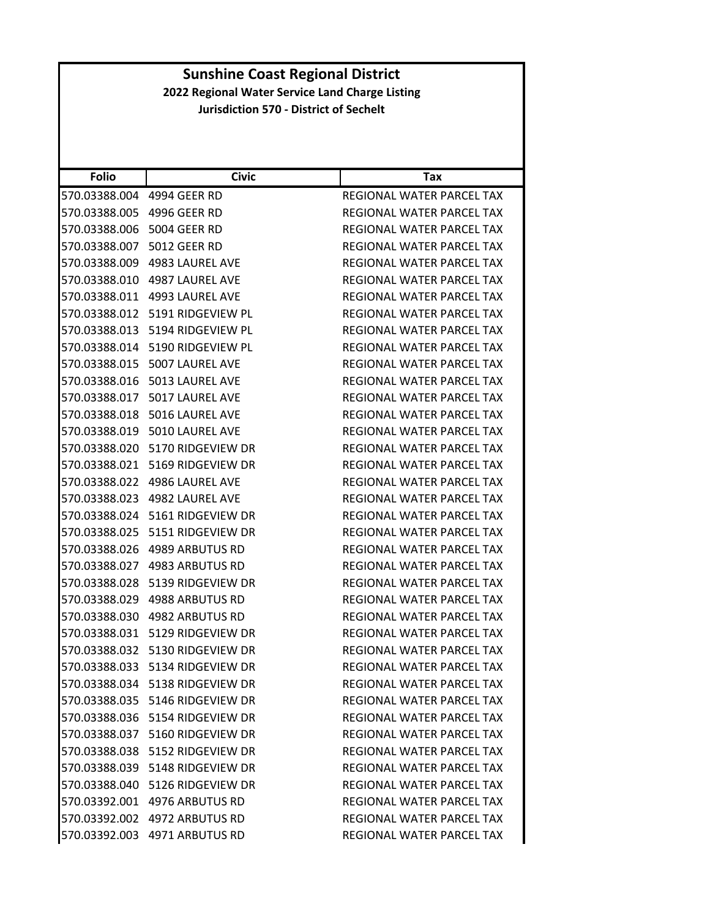# Sunshine Coast Regional District

**2022 Regional Water Service Land Charge Listing**

**Jurisdiction 570 - District of Sechelt**

| Folio | Civic | Tax |
|---|---|---|
| 570.03388.004 | 4994 GEER RD | REGIONAL WATER PARCEL TAX |
| 570.03388.005 | 4996 GEER RD | REGIONAL WATER PARCEL TAX |
| 570.03388.006 | 5004 GEER RD | REGIONAL WATER PARCEL TAX |
| 570.03388.007 | 5012 GEER RD | REGIONAL WATER PARCEL TAX |
| 570.03388.009 | 4983 LAUREL AVE | REGIONAL WATER PARCEL TAX |
| 570.03388.010 | 4987 LAUREL AVE | REGIONAL WATER PARCEL TAX |
| 570.03388.011 | 4993 LAUREL AVE | REGIONAL WATER PARCEL TAX |
| 570.03388.012 | 5191 RIDGEVIEW PL | REGIONAL WATER PARCEL TAX |
| 570.03388.013 | 5194 RIDGEVIEW PL | REGIONAL WATER PARCEL TAX |
| 570.03388.014 | 5190 RIDGEVIEW PL | REGIONAL WATER PARCEL TAX |
| 570.03388.015 | 5007 LAUREL AVE | REGIONAL WATER PARCEL TAX |
| 570.03388.016 | 5013 LAUREL AVE | REGIONAL WATER PARCEL TAX |
| 570.03388.017 | 5017 LAUREL AVE | REGIONAL WATER PARCEL TAX |
| 570.03388.018 | 5016 LAUREL AVE | REGIONAL WATER PARCEL TAX |
| 570.03388.019 | 5010 LAUREL AVE | REGIONAL WATER PARCEL TAX |
| 570.03388.020 | 5170 RIDGEVIEW DR | REGIONAL WATER PARCEL TAX |
| 570.03388.021 | 5169 RIDGEVIEW DR | REGIONAL WATER PARCEL TAX |
| 570.03388.022 | 4986 LAUREL AVE | REGIONAL WATER PARCEL TAX |
| 570.03388.023 | 4982 LAUREL AVE | REGIONAL WATER PARCEL TAX |
| 570.03388.024 | 5161 RIDGEVIEW DR | REGIONAL WATER PARCEL TAX |
| 570.03388.025 | 5151 RIDGEVIEW DR | REGIONAL WATER PARCEL TAX |
| 570.03388.026 | 4989 ARBUTUS RD | REGIONAL WATER PARCEL TAX |
| 570.03388.027 | 4983 ARBUTUS RD | REGIONAL WATER PARCEL TAX |
| 570.03388.028 | 5139 RIDGEVIEW DR | REGIONAL WATER PARCEL TAX |
| 570.03388.029 | 4988 ARBUTUS RD | REGIONAL WATER PARCEL TAX |
| 570.03388.030 | 4982 ARBUTUS RD | REGIONAL WATER PARCEL TAX |
| 570.03388.031 | 5129 RIDGEVIEW DR | REGIONAL WATER PARCEL TAX |
| 570.03388.032 | 5130 RIDGEVIEW DR | REGIONAL WATER PARCEL TAX |
| 570.03388.033 | 5134 RIDGEVIEW DR | REGIONAL WATER PARCEL TAX |
| 570.03388.034 | 5138 RIDGEVIEW DR | REGIONAL WATER PARCEL TAX |
| 570.03388.035 | 5146 RIDGEVIEW DR | REGIONAL WATER PARCEL TAX |
| 570.03388.036 | 5154 RIDGEVIEW DR | REGIONAL WATER PARCEL TAX |
| 570.03388.037 | 5160 RIDGEVIEW DR | REGIONAL WATER PARCEL TAX |
| 570.03388.038 | 5152 RIDGEVIEW DR | REGIONAL WATER PARCEL TAX |
| 570.03388.039 | 5148 RIDGEVIEW DR | REGIONAL WATER PARCEL TAX |
| 570.03388.040 | 5126 RIDGEVIEW DR | REGIONAL WATER PARCEL TAX |
| 570.03392.001 | 4976 ARBUTUS RD | REGIONAL WATER PARCEL TAX |
| 570.03392.002 | 4972 ARBUTUS RD | REGIONAL WATER PARCEL TAX |
| 570.03392.003 | 4971 ARBUTUS RD | REGIONAL WATER PARCEL TAX |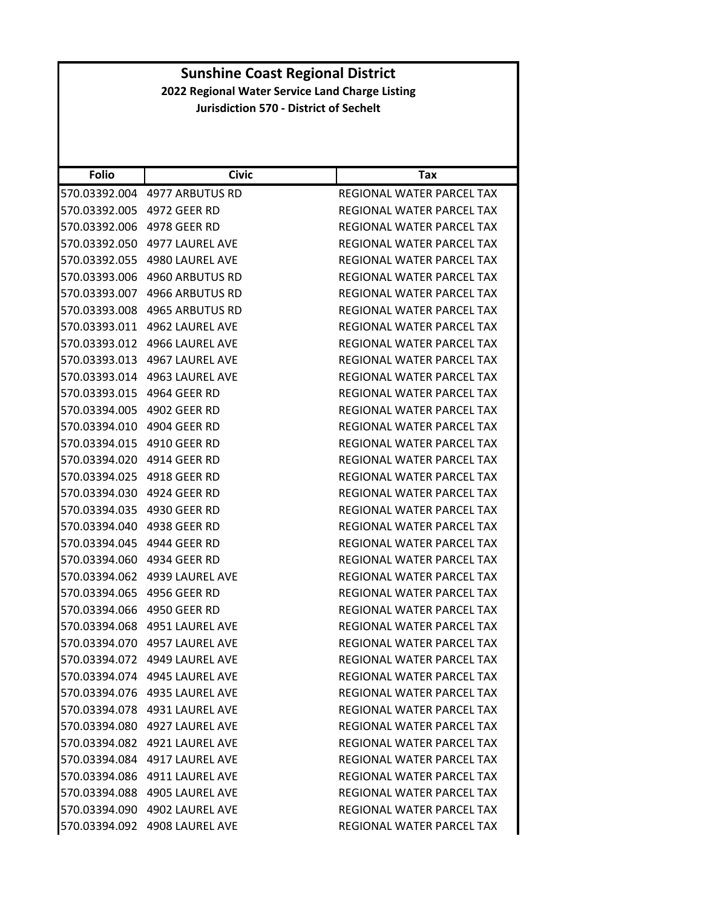# Sunshine Coast Regional District

## 2022 Regional Water Service Land Charge Listing

### Jurisdiction 570 - District of Sechelt

| Folio | Civic | Tax |
|---|---|---|
| 570.03392.004 | 4977 ARBUTUS RD | REGIONAL WATER PARCEL TAX |
| 570.03392.005 | 4972 GEER RD | REGIONAL WATER PARCEL TAX |
| 570.03392.006 | 4978 GEER RD | REGIONAL WATER PARCEL TAX |
| 570.03392.050 | 4977 LAUREL AVE | REGIONAL WATER PARCEL TAX |
| 570.03392.055 | 4980 LAUREL AVE | REGIONAL WATER PARCEL TAX |
| 570.03393.006 | 4960 ARBUTUS RD | REGIONAL WATER PARCEL TAX |
| 570.03393.007 | 4966 ARBUTUS RD | REGIONAL WATER PARCEL TAX |
| 570.03393.008 | 4965 ARBUTUS RD | REGIONAL WATER PARCEL TAX |
| 570.03393.011 | 4962 LAUREL AVE | REGIONAL WATER PARCEL TAX |
| 570.03393.012 | 4966 LAUREL AVE | REGIONAL WATER PARCEL TAX |
| 570.03393.013 | 4967 LAUREL AVE | REGIONAL WATER PARCEL TAX |
| 570.03393.014 | 4963 LAUREL AVE | REGIONAL WATER PARCEL TAX |
| 570.03393.015 | 4964 GEER RD | REGIONAL WATER PARCEL TAX |
| 570.03394.005 | 4902 GEER RD | REGIONAL WATER PARCEL TAX |
| 570.03394.010 | 4904 GEER RD | REGIONAL WATER PARCEL TAX |
| 570.03394.015 | 4910 GEER RD | REGIONAL WATER PARCEL TAX |
| 570.03394.020 | 4914 GEER RD | REGIONAL WATER PARCEL TAX |
| 570.03394.025 | 4918 GEER RD | REGIONAL WATER PARCEL TAX |
| 570.03394.030 | 4924 GEER RD | REGIONAL WATER PARCEL TAX |
| 570.03394.035 | 4930 GEER RD | REGIONAL WATER PARCEL TAX |
| 570.03394.040 | 4938 GEER RD | REGIONAL WATER PARCEL TAX |
| 570.03394.045 | 4944 GEER RD | REGIONAL WATER PARCEL TAX |
| 570.03394.060 | 4934 GEER RD | REGIONAL WATER PARCEL TAX |
| 570.03394.062 | 4939 LAUREL AVE | REGIONAL WATER PARCEL TAX |
| 570.03394.065 | 4956 GEER RD | REGIONAL WATER PARCEL TAX |
| 570.03394.066 | 4950 GEER RD | REGIONAL WATER PARCEL TAX |
| 570.03394.068 | 4951 LAUREL AVE | REGIONAL WATER PARCEL TAX |
| 570.03394.070 | 4957 LAUREL AVE | REGIONAL WATER PARCEL TAX |
| 570.03394.072 | 4949 LAUREL AVE | REGIONAL WATER PARCEL TAX |
| 570.03394.074 | 4945 LAUREL AVE | REGIONAL WATER PARCEL TAX |
| 570.03394.076 | 4935 LAUREL AVE | REGIONAL WATER PARCEL TAX |
| 570.03394.078 | 4931 LAUREL AVE | REGIONAL WATER PARCEL TAX |
| 570.03394.080 | 4927 LAUREL AVE | REGIONAL WATER PARCEL TAX |
| 570.03394.082 | 4921 LAUREL AVE | REGIONAL WATER PARCEL TAX |
| 570.03394.084 | 4917 LAUREL AVE | REGIONAL WATER PARCEL TAX |
| 570.03394.086 | 4911 LAUREL AVE | REGIONAL WATER PARCEL TAX |
| 570.03394.088 | 4905 LAUREL AVE | REGIONAL WATER PARCEL TAX |
| 570.03394.090 | 4902 LAUREL AVE | REGIONAL WATER PARCEL TAX |
| 570.03394.092 | 4908 LAUREL AVE | REGIONAL WATER PARCEL TAX |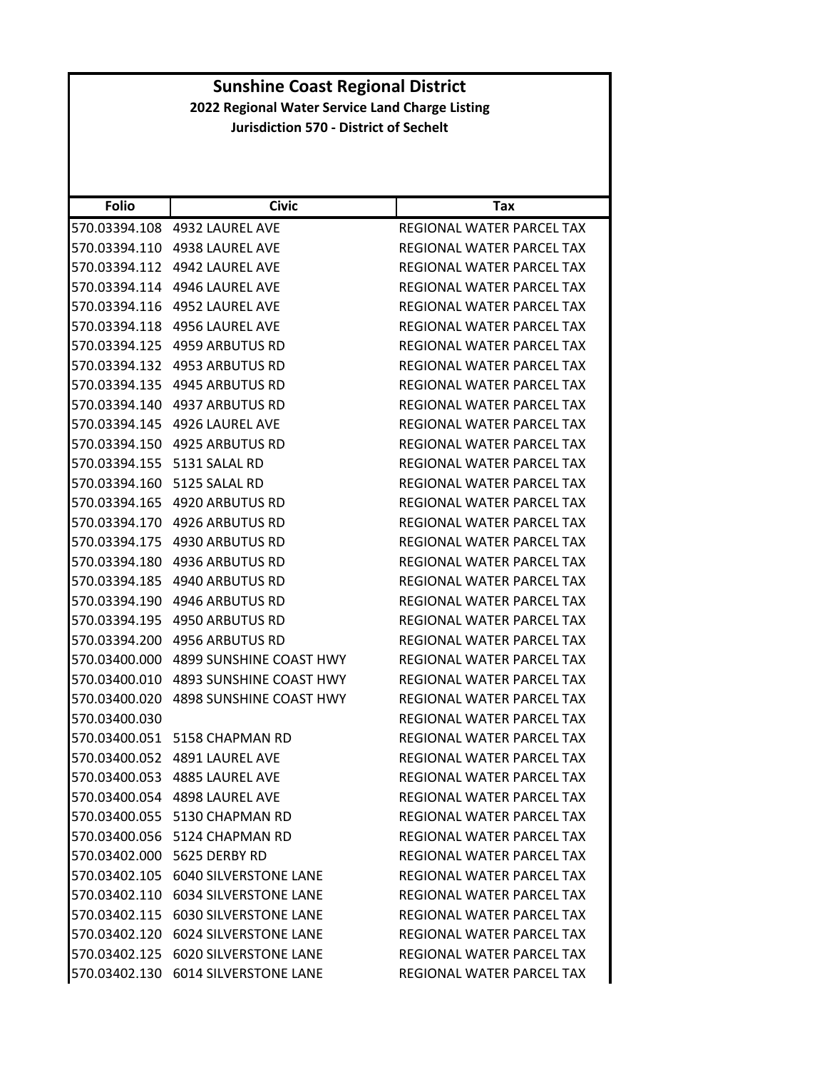# Sunshine Coast Regional District

## 2022 Regional Water Service Land Charge Listing

### Jurisdiction 570 - District of Sechelt

| Folio | Civic | Tax |
|---|---|---|
| 570.03394.108 | 4932 LAUREL AVE | REGIONAL WATER PARCEL TAX |
| 570.03394.110 | 4938 LAUREL AVE | REGIONAL WATER PARCEL TAX |
| 570.03394.112 | 4942 LAUREL AVE | REGIONAL WATER PARCEL TAX |
| 570.03394.114 | 4946 LAUREL AVE | REGIONAL WATER PARCEL TAX |
| 570.03394.116 | 4952 LAUREL AVE | REGIONAL WATER PARCEL TAX |
| 570.03394.118 | 4956 LAUREL AVE | REGIONAL WATER PARCEL TAX |
| 570.03394.125 | 4959 ARBUTUS RD | REGIONAL WATER PARCEL TAX |
| 570.03394.132 | 4953 ARBUTUS RD | REGIONAL WATER PARCEL TAX |
| 570.03394.135 | 4945 ARBUTUS RD | REGIONAL WATER PARCEL TAX |
| 570.03394.140 | 4937 ARBUTUS RD | REGIONAL WATER PARCEL TAX |
| 570.03394.145 | 4926 LAUREL AVE | REGIONAL WATER PARCEL TAX |
| 570.03394.150 | 4925 ARBUTUS RD | REGIONAL WATER PARCEL TAX |
| 570.03394.155 | 5131 SALAL RD | REGIONAL WATER PARCEL TAX |
| 570.03394.160 | 5125 SALAL RD | REGIONAL WATER PARCEL TAX |
| 570.03394.165 | 4920 ARBUTUS RD | REGIONAL WATER PARCEL TAX |
| 570.03394.170 | 4926 ARBUTUS RD | REGIONAL WATER PARCEL TAX |
| 570.03394.175 | 4930 ARBUTUS RD | REGIONAL WATER PARCEL TAX |
| 570.03394.180 | 4936 ARBUTUS RD | REGIONAL WATER PARCEL TAX |
| 570.03394.185 | 4940 ARBUTUS RD | REGIONAL WATER PARCEL TAX |
| 570.03394.190 | 4946 ARBUTUS RD | REGIONAL WATER PARCEL TAX |
| 570.03394.195 | 4950 ARBUTUS RD | REGIONAL WATER PARCEL TAX |
| 570.03394.200 | 4956 ARBUTUS RD | REGIONAL WATER PARCEL TAX |
| 570.03400.000 | 4899 SUNSHINE COAST HWY | REGIONAL WATER PARCEL TAX |
| 570.03400.010 | 4893 SUNSHINE COAST HWY | REGIONAL WATER PARCEL TAX |
| 570.03400.020 | 4898 SUNSHINE COAST HWY | REGIONAL WATER PARCEL TAX |
| 570.03400.030 | | REGIONAL WATER PARCEL TAX |
| 570.03400.051 | 5158 CHAPMAN RD | REGIONAL WATER PARCEL TAX |
| 570.03400.052 | 4891 LAUREL AVE | REGIONAL WATER PARCEL TAX |
| 570.03400.053 | 4885 LAUREL AVE | REGIONAL WATER PARCEL TAX |
| 570.03400.054 | 4898 LAUREL AVE | REGIONAL WATER PARCEL TAX |
| 570.03400.055 | 5130 CHAPMAN RD | REGIONAL WATER PARCEL TAX |
| 570.03400.056 | 5124 CHAPMAN RD | REGIONAL WATER PARCEL TAX |
| 570.03402.000 | 5625 DERBY RD | REGIONAL WATER PARCEL TAX |
| 570.03402.105 | 6040 SILVERSTONE LANE | REGIONAL WATER PARCEL TAX |
| 570.03402.110 | 6034 SILVERSTONE LANE | REGIONAL WATER PARCEL TAX |
| 570.03402.115 | 6030 SILVERSTONE LANE | REGIONAL WATER PARCEL TAX |
| 570.03402.120 | 6024 SILVERSTONE LANE | REGIONAL WATER PARCEL TAX |
| 570.03402.125 | 6020 SILVERSTONE LANE | REGIONAL WATER PARCEL TAX |
| 570.03402.130 | 6014 SILVERSTONE LANE | REGIONAL WATER PARCEL TAX |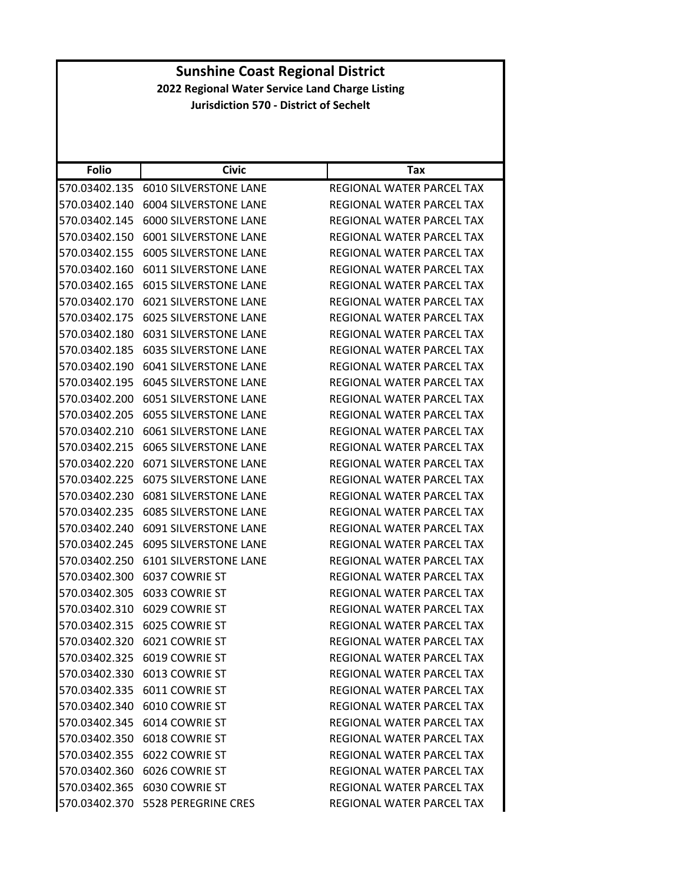# Sunshine Coast Regional District

**2022 Regional Water Service Land Charge Listing**

**Jurisdiction 570 - District of Sechelt**

| Folio | Civic | Tax |
|---|---|---|
| 570.03402.135 | 6010 SILVERSTONE LANE | REGIONAL WATER PARCEL TAX |
| 570.03402.140 | 6004 SILVERSTONE LANE | REGIONAL WATER PARCEL TAX |
| 570.03402.145 | 6000 SILVERSTONE LANE | REGIONAL WATER PARCEL TAX |
| 570.03402.150 | 6001 SILVERSTONE LANE | REGIONAL WATER PARCEL TAX |
| 570.03402.155 | 6005 SILVERSTONE LANE | REGIONAL WATER PARCEL TAX |
| 570.03402.160 | 6011 SILVERSTONE LANE | REGIONAL WATER PARCEL TAX |
| 570.03402.165 | 6015 SILVERSTONE LANE | REGIONAL WATER PARCEL TAX |
| 570.03402.170 | 6021 SILVERSTONE LANE | REGIONAL WATER PARCEL TAX |
| 570.03402.175 | 6025 SILVERSTONE LANE | REGIONAL WATER PARCEL TAX |
| 570.03402.180 | 6031 SILVERSTONE LANE | REGIONAL WATER PARCEL TAX |
| 570.03402.185 | 6035 SILVERSTONE LANE | REGIONAL WATER PARCEL TAX |
| 570.03402.190 | 6041 SILVERSTONE LANE | REGIONAL WATER PARCEL TAX |
| 570.03402.195 | 6045 SILVERSTONE LANE | REGIONAL WATER PARCEL TAX |
| 570.03402.200 | 6051 SILVERSTONE LANE | REGIONAL WATER PARCEL TAX |
| 570.03402.205 | 6055 SILVERSTONE LANE | REGIONAL WATER PARCEL TAX |
| 570.03402.210 | 6061 SILVERSTONE LANE | REGIONAL WATER PARCEL TAX |
| 570.03402.215 | 6065 SILVERSTONE LANE | REGIONAL WATER PARCEL TAX |
| 570.03402.220 | 6071 SILVERSTONE LANE | REGIONAL WATER PARCEL TAX |
| 570.03402.225 | 6075 SILVERSTONE LANE | REGIONAL WATER PARCEL TAX |
| 570.03402.230 | 6081 SILVERSTONE LANE | REGIONAL WATER PARCEL TAX |
| 570.03402.235 | 6085 SILVERSTONE LANE | REGIONAL WATER PARCEL TAX |
| 570.03402.240 | 6091 SILVERSTONE LANE | REGIONAL WATER PARCEL TAX |
| 570.03402.245 | 6095 SILVERSTONE LANE | REGIONAL WATER PARCEL TAX |
| 570.03402.250 | 6101 SILVERSTONE LANE | REGIONAL WATER PARCEL TAX |
| 570.03402.300 | 6037 COWRIE ST | REGIONAL WATER PARCEL TAX |
| 570.03402.305 | 6033 COWRIE ST | REGIONAL WATER PARCEL TAX |
| 570.03402.310 | 6029 COWRIE ST | REGIONAL WATER PARCEL TAX |
| 570.03402.315 | 6025 COWRIE ST | REGIONAL WATER PARCEL TAX |
| 570.03402.320 | 6021 COWRIE ST | REGIONAL WATER PARCEL TAX |
| 570.03402.325 | 6019 COWRIE ST | REGIONAL WATER PARCEL TAX |
| 570.03402.330 | 6013 COWRIE ST | REGIONAL WATER PARCEL TAX |
| 570.03402.335 | 6011 COWRIE ST | REGIONAL WATER PARCEL TAX |
| 570.03402.340 | 6010 COWRIE ST | REGIONAL WATER PARCEL TAX |
| 570.03402.345 | 6014 COWRIE ST | REGIONAL WATER PARCEL TAX |
| 570.03402.350 | 6018 COWRIE ST | REGIONAL WATER PARCEL TAX |
| 570.03402.355 | 6022 COWRIE ST | REGIONAL WATER PARCEL TAX |
| 570.03402.360 | 6026 COWRIE ST | REGIONAL WATER PARCEL TAX |
| 570.03402.365 | 6030 COWRIE ST | REGIONAL WATER PARCEL TAX |
| 570.03402.370 | 5528 PEREGRINE CRES | REGIONAL WATER PARCEL TAX |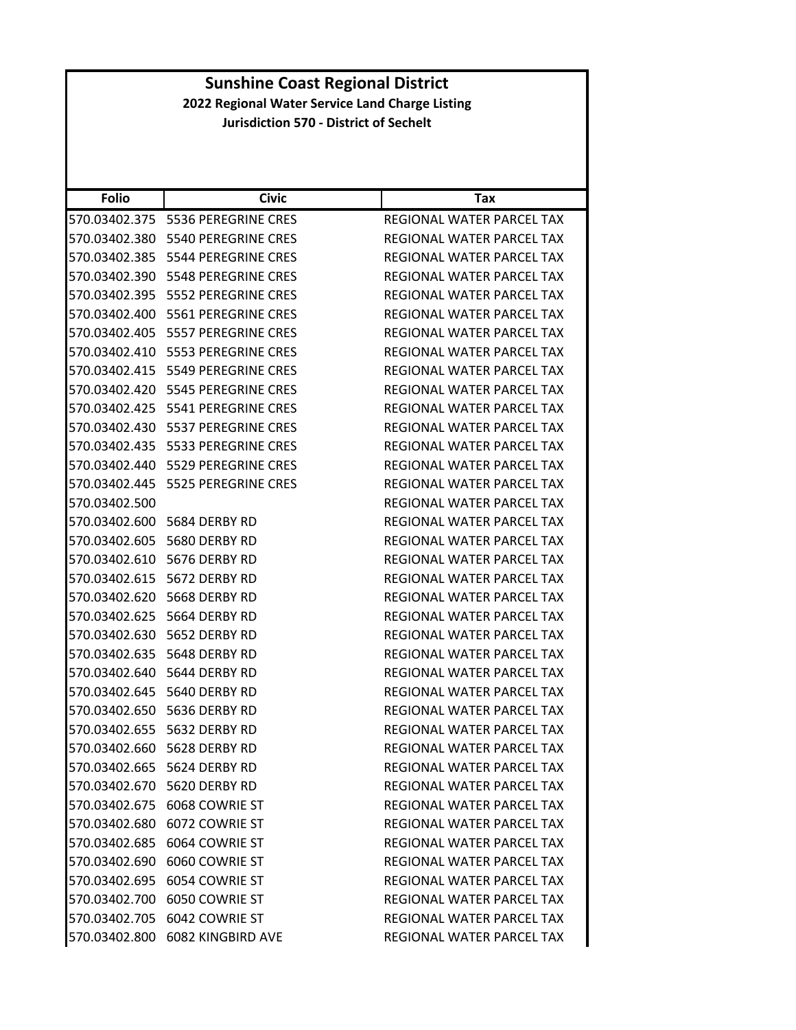# Sunshine Coast Regional District

## 2022 Regional Water Service Land Charge Listing

### Jurisdiction 570 - District of Sechelt

| Folio | Civic | Tax |
|---|---|---|
| 570.03402.375 | 5536 PEREGRINE CRES | REGIONAL WATER PARCEL TAX |
| 570.03402.380 | 5540 PEREGRINE CRES | REGIONAL WATER PARCEL TAX |
| 570.03402.385 | 5544 PEREGRINE CRES | REGIONAL WATER PARCEL TAX |
| 570.03402.390 | 5548 PEREGRINE CRES | REGIONAL WATER PARCEL TAX |
| 570.03402.395 | 5552 PEREGRINE CRES | REGIONAL WATER PARCEL TAX |
| 570.03402.400 | 5561 PEREGRINE CRES | REGIONAL WATER PARCEL TAX |
| 570.03402.405 | 5557 PEREGRINE CRES | REGIONAL WATER PARCEL TAX |
| 570.03402.410 | 5553 PEREGRINE CRES | REGIONAL WATER PARCEL TAX |
| 570.03402.415 | 5549 PEREGRINE CRES | REGIONAL WATER PARCEL TAX |
| 570.03402.420 | 5545 PEREGRINE CRES | REGIONAL WATER PARCEL TAX |
| 570.03402.425 | 5541 PEREGRINE CRES | REGIONAL WATER PARCEL TAX |
| 570.03402.430 | 5537 PEREGRINE CRES | REGIONAL WATER PARCEL TAX |
| 570.03402.435 | 5533 PEREGRINE CRES | REGIONAL WATER PARCEL TAX |
| 570.03402.440 | 5529 PEREGRINE CRES | REGIONAL WATER PARCEL TAX |
| 570.03402.445 | 5525 PEREGRINE CRES | REGIONAL WATER PARCEL TAX |
| 570.03402.500 | | REGIONAL WATER PARCEL TAX |
| 570.03402.600 | 5684 DERBY RD | REGIONAL WATER PARCEL TAX |
| 570.03402.605 | 5680 DERBY RD | REGIONAL WATER PARCEL TAX |
| 570.03402.610 | 5676 DERBY RD | REGIONAL WATER PARCEL TAX |
| 570.03402.615 | 5672 DERBY RD | REGIONAL WATER PARCEL TAX |
| 570.03402.620 | 5668 DERBY RD | REGIONAL WATER PARCEL TAX |
| 570.03402.625 | 5664 DERBY RD | REGIONAL WATER PARCEL TAX |
| 570.03402.630 | 5652 DERBY RD | REGIONAL WATER PARCEL TAX |
| 570.03402.635 | 5648 DERBY RD | REGIONAL WATER PARCEL TAX |
| 570.03402.640 | 5644 DERBY RD | REGIONAL WATER PARCEL TAX |
| 570.03402.645 | 5640 DERBY RD | REGIONAL WATER PARCEL TAX |
| 570.03402.650 | 5636 DERBY RD | REGIONAL WATER PARCEL TAX |
| 570.03402.655 | 5632 DERBY RD | REGIONAL WATER PARCEL TAX |
| 570.03402.660 | 5628 DERBY RD | REGIONAL WATER PARCEL TAX |
| 570.03402.665 | 5624 DERBY RD | REGIONAL WATER PARCEL TAX |
| 570.03402.670 | 5620 DERBY RD | REGIONAL WATER PARCEL TAX |
| 570.03402.675 | 6068 COWRIE ST | REGIONAL WATER PARCEL TAX |
| 570.03402.680 | 6072 COWRIE ST | REGIONAL WATER PARCEL TAX |
| 570.03402.685 | 6064 COWRIE ST | REGIONAL WATER PARCEL TAX |
| 570.03402.690 | 6060 COWRIE ST | REGIONAL WATER PARCEL TAX |
| 570.03402.695 | 6054 COWRIE ST | REGIONAL WATER PARCEL TAX |
| 570.03402.700 | 6050 COWRIE ST | REGIONAL WATER PARCEL TAX |
| 570.03402.705 | 6042 COWRIE ST | REGIONAL WATER PARCEL TAX |
| 570.03402.800 | 6082 KINGBIRD AVE | REGIONAL WATER PARCEL TAX |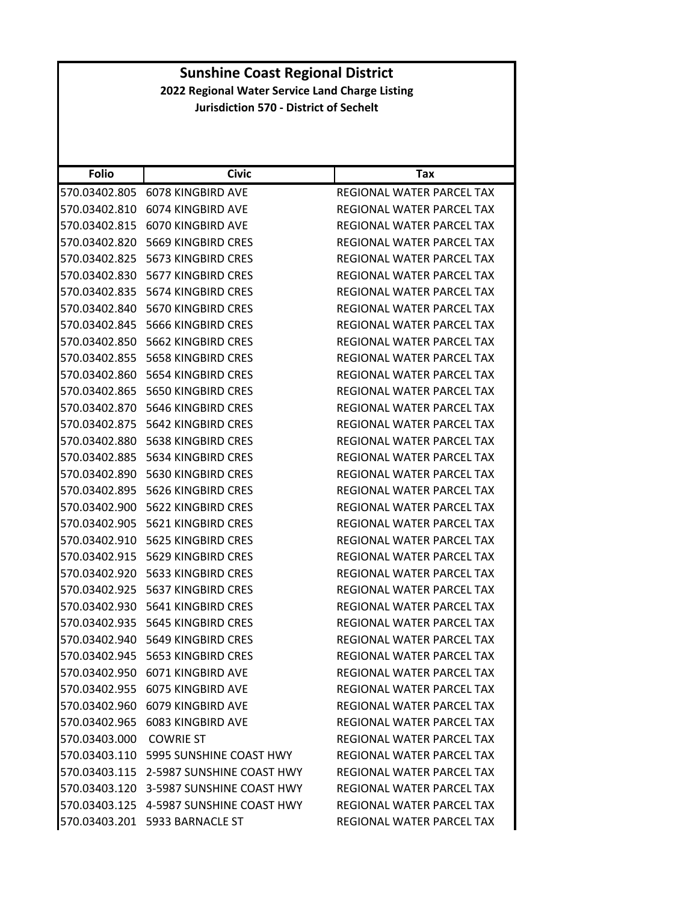# Sunshine Coast Regional District

## 2022 Regional Water Service Land Charge Listing

### Jurisdiction 570 - District of Sechelt

| Folio | Civic | Tax |
|---|---|---|
| 570.03402.805 | 6078 KINGBIRD AVE | REGIONAL WATER PARCEL TAX |
| 570.03402.810 | 6074 KINGBIRD AVE | REGIONAL WATER PARCEL TAX |
| 570.03402.815 | 6070 KINGBIRD AVE | REGIONAL WATER PARCEL TAX |
| 570.03402.820 | 5669 KINGBIRD CRES | REGIONAL WATER PARCEL TAX |
| 570.03402.825 | 5673 KINGBIRD CRES | REGIONAL WATER PARCEL TAX |
| 570.03402.830 | 5677 KINGBIRD CRES | REGIONAL WATER PARCEL TAX |
| 570.03402.835 | 5674 KINGBIRD CRES | REGIONAL WATER PARCEL TAX |
| 570.03402.840 | 5670 KINGBIRD CRES | REGIONAL WATER PARCEL TAX |
| 570.03402.845 | 5666 KINGBIRD CRES | REGIONAL WATER PARCEL TAX |
| 570.03402.850 | 5662 KINGBIRD CRES | REGIONAL WATER PARCEL TAX |
| 570.03402.855 | 5658 KINGBIRD CRES | REGIONAL WATER PARCEL TAX |
| 570.03402.860 | 5654 KINGBIRD CRES | REGIONAL WATER PARCEL TAX |
| 570.03402.865 | 5650 KINGBIRD CRES | REGIONAL WATER PARCEL TAX |
| 570.03402.870 | 5646 KINGBIRD CRES | REGIONAL WATER PARCEL TAX |
| 570.03402.875 | 5642 KINGBIRD CRES | REGIONAL WATER PARCEL TAX |
| 570.03402.880 | 5638 KINGBIRD CRES | REGIONAL WATER PARCEL TAX |
| 570.03402.885 | 5634 KINGBIRD CRES | REGIONAL WATER PARCEL TAX |
| 570.03402.890 | 5630 KINGBIRD CRES | REGIONAL WATER PARCEL TAX |
| 570.03402.895 | 5626 KINGBIRD CRES | REGIONAL WATER PARCEL TAX |
| 570.03402.900 | 5622 KINGBIRD CRES | REGIONAL WATER PARCEL TAX |
| 570.03402.905 | 5621 KINGBIRD CRES | REGIONAL WATER PARCEL TAX |
| 570.03402.910 | 5625 KINGBIRD CRES | REGIONAL WATER PARCEL TAX |
| 570.03402.915 | 5629 KINGBIRD CRES | REGIONAL WATER PARCEL TAX |
| 570.03402.920 | 5633 KINGBIRD CRES | REGIONAL WATER PARCEL TAX |
| 570.03402.925 | 5637 KINGBIRD CRES | REGIONAL WATER PARCEL TAX |
| 570.03402.930 | 5641 KINGBIRD CRES | REGIONAL WATER PARCEL TAX |
| 570.03402.935 | 5645 KINGBIRD CRES | REGIONAL WATER PARCEL TAX |
| 570.03402.940 | 5649 KINGBIRD CRES | REGIONAL WATER PARCEL TAX |
| 570.03402.945 | 5653 KINGBIRD CRES | REGIONAL WATER PARCEL TAX |
| 570.03402.950 | 6071 KINGBIRD AVE | REGIONAL WATER PARCEL TAX |
| 570.03402.955 | 6075 KINGBIRD AVE | REGIONAL WATER PARCEL TAX |
| 570.03402.960 | 6079 KINGBIRD AVE | REGIONAL WATER PARCEL TAX |
| 570.03402.965 | 6083 KINGBIRD AVE | REGIONAL WATER PARCEL TAX |
| 570.03403.000 | COWRIE ST | REGIONAL WATER PARCEL TAX |
| 570.03403.110 | 5995 SUNSHINE COAST HWY | REGIONAL WATER PARCEL TAX |
| 570.03403.115 | 2-5987 SUNSHINE COAST HWY | REGIONAL WATER PARCEL TAX |
| 570.03403.120 | 3-5987 SUNSHINE COAST HWY | REGIONAL WATER PARCEL TAX |
| 570.03403.125 | 4-5987 SUNSHINE COAST HWY | REGIONAL WATER PARCEL TAX |
| 570.03403.201 | 5933 BARNACLE ST | REGIONAL WATER PARCEL TAX |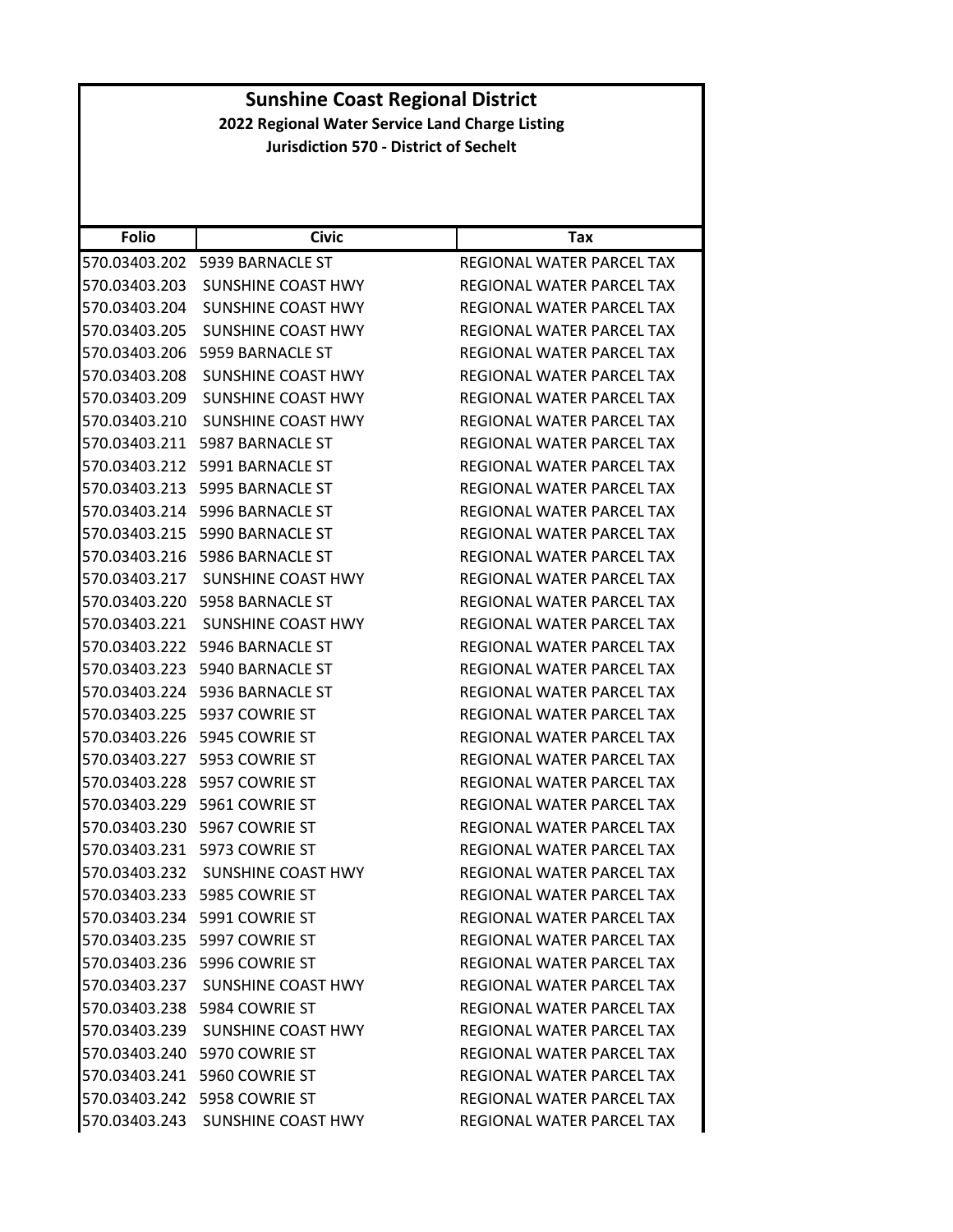# Sunshine Coast Regional District

## 2022 Regional Water Service Land Charge Listing

### Jurisdiction 570 - District of Sechelt

| Folio | Civic | Tax |
|---|---|---|
| 570.03403.202 | 5939 BARNACLE ST | REGIONAL WATER PARCEL TAX |
| 570.03403.203 | SUNSHINE COAST HWY | REGIONAL WATER PARCEL TAX |
| 570.03403.204 | SUNSHINE COAST HWY | REGIONAL WATER PARCEL TAX |
| 570.03403.205 | SUNSHINE COAST HWY | REGIONAL WATER PARCEL TAX |
| 570.03403.206 | 5959 BARNACLE ST | REGIONAL WATER PARCEL TAX |
| 570.03403.208 | SUNSHINE COAST HWY | REGIONAL WATER PARCEL TAX |
| 570.03403.209 | SUNSHINE COAST HWY | REGIONAL WATER PARCEL TAX |
| 570.03403.210 | SUNSHINE COAST HWY | REGIONAL WATER PARCEL TAX |
| 570.03403.211 | 5987 BARNACLE ST | REGIONAL WATER PARCEL TAX |
| 570.03403.212 | 5991 BARNACLE ST | REGIONAL WATER PARCEL TAX |
| 570.03403.213 | 5995 BARNACLE ST | REGIONAL WATER PARCEL TAX |
| 570.03403.214 | 5996 BARNACLE ST | REGIONAL WATER PARCEL TAX |
| 570.03403.215 | 5990 BARNACLE ST | REGIONAL WATER PARCEL TAX |
| 570.03403.216 | 5986 BARNACLE ST | REGIONAL WATER PARCEL TAX |
| 570.03403.217 | SUNSHINE COAST HWY | REGIONAL WATER PARCEL TAX |
| 570.03403.220 | 5958 BARNACLE ST | REGIONAL WATER PARCEL TAX |
| 570.03403.221 | SUNSHINE COAST HWY | REGIONAL WATER PARCEL TAX |
| 570.03403.222 | 5946 BARNACLE ST | REGIONAL WATER PARCEL TAX |
| 570.03403.223 | 5940 BARNACLE ST | REGIONAL WATER PARCEL TAX |
| 570.03403.224 | 5936 BARNACLE ST | REGIONAL WATER PARCEL TAX |
| 570.03403.225 | 5937 COWRIE ST | REGIONAL WATER PARCEL TAX |
| 570.03403.226 | 5945 COWRIE ST | REGIONAL WATER PARCEL TAX |
| 570.03403.227 | 5953 COWRIE ST | REGIONAL WATER PARCEL TAX |
| 570.03403.228 | 5957 COWRIE ST | REGIONAL WATER PARCEL TAX |
| 570.03403.229 | 5961 COWRIE ST | REGIONAL WATER PARCEL TAX |
| 570.03403.230 | 5967 COWRIE ST | REGIONAL WATER PARCEL TAX |
| 570.03403.231 | 5973 COWRIE ST | REGIONAL WATER PARCEL TAX |
| 570.03403.232 | SUNSHINE COAST HWY | REGIONAL WATER PARCEL TAX |
| 570.03403.233 | 5985 COWRIE ST | REGIONAL WATER PARCEL TAX |
| 570.03403.234 | 5991 COWRIE ST | REGIONAL WATER PARCEL TAX |
| 570.03403.235 | 5997 COWRIE ST | REGIONAL WATER PARCEL TAX |
| 570.03403.236 | 5996 COWRIE ST | REGIONAL WATER PARCEL TAX |
| 570.03403.237 | SUNSHINE COAST HWY | REGIONAL WATER PARCEL TAX |
| 570.03403.238 | 5984 COWRIE ST | REGIONAL WATER PARCEL TAX |
| 570.03403.239 | SUNSHINE COAST HWY | REGIONAL WATER PARCEL TAX |
| 570.03403.240 | 5970 COWRIE ST | REGIONAL WATER PARCEL TAX |
| 570.03403.241 | 5960 COWRIE ST | REGIONAL WATER PARCEL TAX |
| 570.03403.242 | 5958 COWRIE ST | REGIONAL WATER PARCEL TAX |
| 570.03403.243 | SUNSHINE COAST HWY | REGIONAL WATER PARCEL TAX |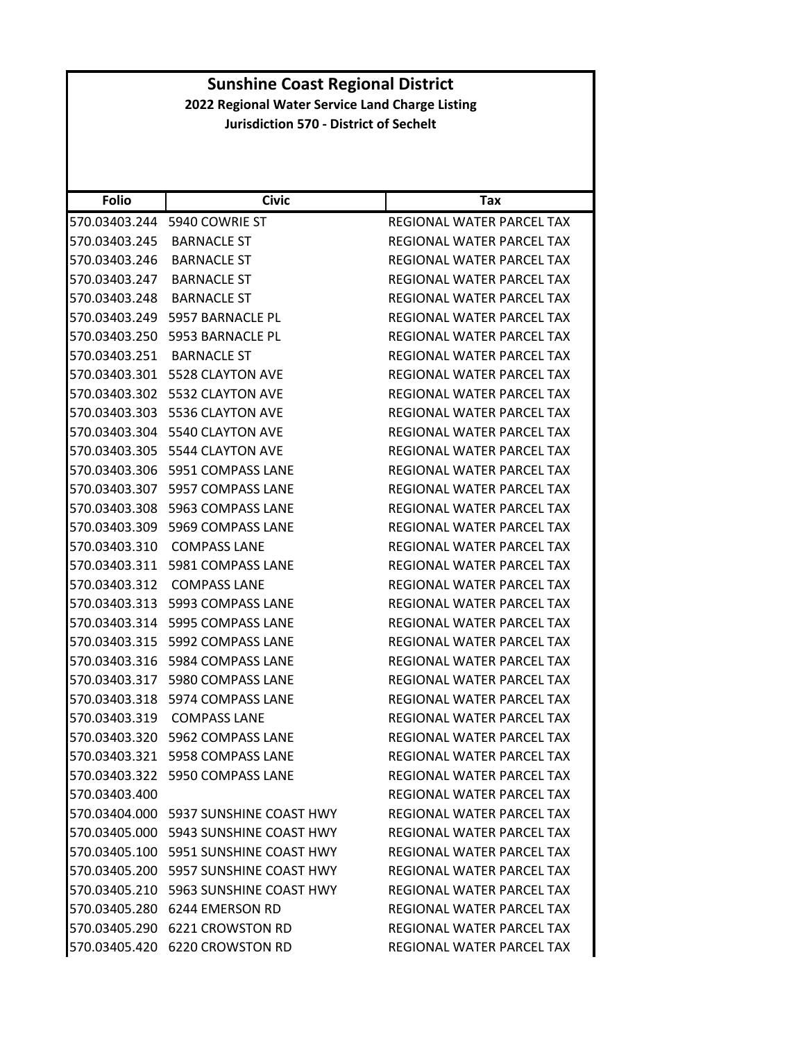# Sunshine Coast Regional District

## 2022 Regional Water Service Land Charge Listing

### Jurisdiction 570 - District of Sechelt

| Folio | Civic | Tax |
|---|---|---|
| 570.03403.244 | 5940 COWRIE ST | REGIONAL WATER PARCEL TAX |
| 570.03403.245 | BARNACLE ST | REGIONAL WATER PARCEL TAX |
| 570.03403.246 | BARNACLE ST | REGIONAL WATER PARCEL TAX |
| 570.03403.247 | BARNACLE ST | REGIONAL WATER PARCEL TAX |
| 570.03403.248 | BARNACLE ST | REGIONAL WATER PARCEL TAX |
| 570.03403.249 | 5957 BARNACLE PL | REGIONAL WATER PARCEL TAX |
| 570.03403.250 | 5953 BARNACLE PL | REGIONAL WATER PARCEL TAX |
| 570.03403.251 | BARNACLE ST | REGIONAL WATER PARCEL TAX |
| 570.03403.301 | 5528 CLAYTON AVE | REGIONAL WATER PARCEL TAX |
| 570.03403.302 | 5532 CLAYTON AVE | REGIONAL WATER PARCEL TAX |
| 570.03403.303 | 5536 CLAYTON AVE | REGIONAL WATER PARCEL TAX |
| 570.03403.304 | 5540 CLAYTON AVE | REGIONAL WATER PARCEL TAX |
| 570.03403.305 | 5544 CLAYTON AVE | REGIONAL WATER PARCEL TAX |
| 570.03403.306 | 5951 COMPASS LANE | REGIONAL WATER PARCEL TAX |
| 570.03403.307 | 5957 COMPASS LANE | REGIONAL WATER PARCEL TAX |
| 570.03403.308 | 5963 COMPASS LANE | REGIONAL WATER PARCEL TAX |
| 570.03403.309 | 5969 COMPASS LANE | REGIONAL WATER PARCEL TAX |
| 570.03403.310 | COMPASS LANE | REGIONAL WATER PARCEL TAX |
| 570.03403.311 | 5981 COMPASS LANE | REGIONAL WATER PARCEL TAX |
| 570.03403.312 | COMPASS LANE | REGIONAL WATER PARCEL TAX |
| 570.03403.313 | 5993 COMPASS LANE | REGIONAL WATER PARCEL TAX |
| 570.03403.314 | 5995 COMPASS LANE | REGIONAL WATER PARCEL TAX |
| 570.03403.315 | 5992 COMPASS LANE | REGIONAL WATER PARCEL TAX |
| 570.03403.316 | 5984 COMPASS LANE | REGIONAL WATER PARCEL TAX |
| 570.03403.317 | 5980 COMPASS LANE | REGIONAL WATER PARCEL TAX |
| 570.03403.318 | 5974 COMPASS LANE | REGIONAL WATER PARCEL TAX |
| 570.03403.319 | COMPASS LANE | REGIONAL WATER PARCEL TAX |
| 570.03403.320 | 5962 COMPASS LANE | REGIONAL WATER PARCEL TAX |
| 570.03403.321 | 5958 COMPASS LANE | REGIONAL WATER PARCEL TAX |
| 570.03403.322 | 5950 COMPASS LANE | REGIONAL WATER PARCEL TAX |
| 570.03403.400 | | REGIONAL WATER PARCEL TAX |
| 570.03404.000 | 5937 SUNSHINE COAST HWY | REGIONAL WATER PARCEL TAX |
| 570.03405.000 | 5943 SUNSHINE COAST HWY | REGIONAL WATER PARCEL TAX |
| 570.03405.100 | 5951 SUNSHINE COAST HWY | REGIONAL WATER PARCEL TAX |
| 570.03405.200 | 5957 SUNSHINE COAST HWY | REGIONAL WATER PARCEL TAX |
| 570.03405.210 | 5963 SUNSHINE COAST HWY | REGIONAL WATER PARCEL TAX |
| 570.03405.280 | 6244 EMERSON RD | REGIONAL WATER PARCEL TAX |
| 570.03405.290 | 6221 CROWSTON RD | REGIONAL WATER PARCEL TAX |
| 570.03405.420 | 6220 CROWSTON RD | REGIONAL WATER PARCEL TAX |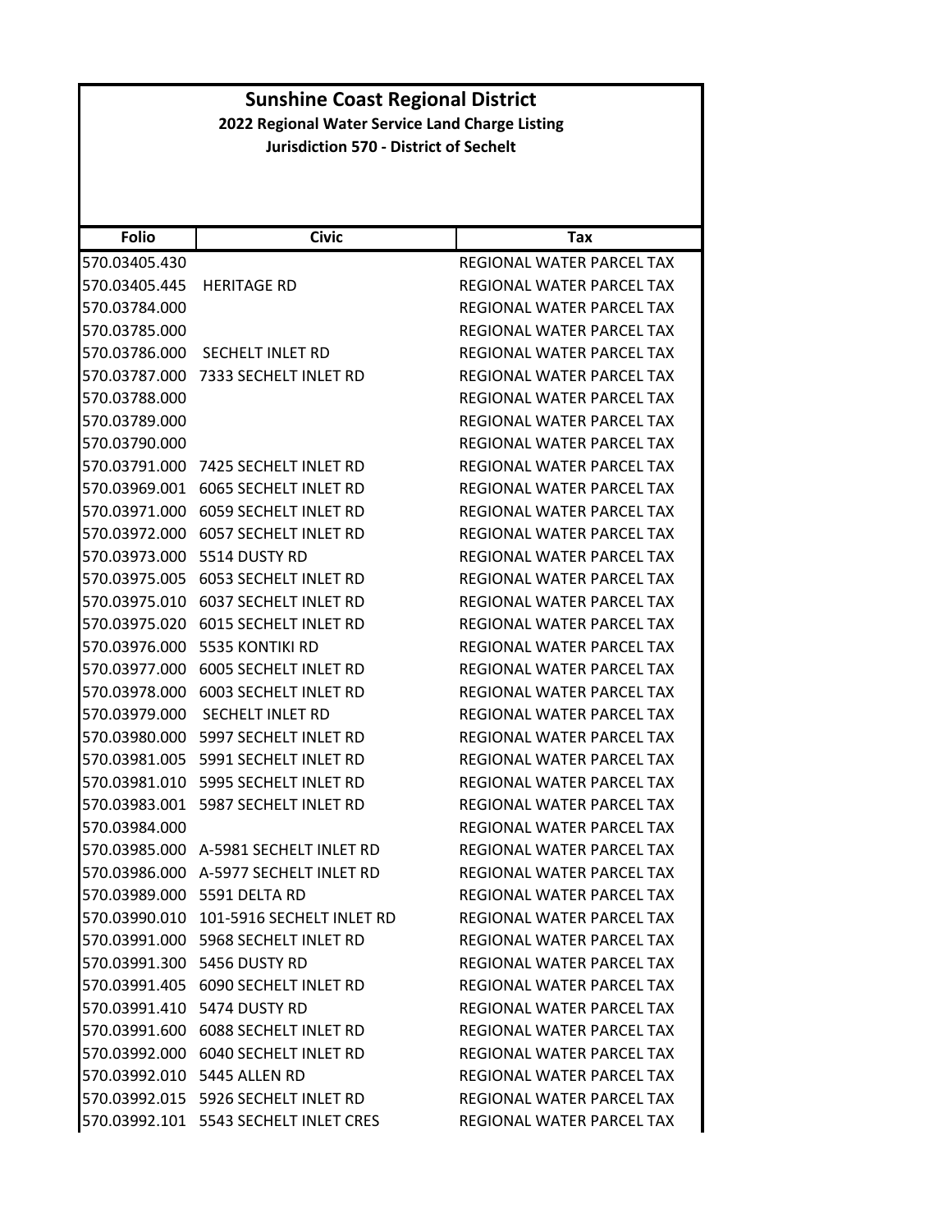# Sunshine Coast Regional District

## 2022 Regional Water Service Land Charge Listing

### Jurisdiction 570 - District of Sechelt

| Folio | Civic | Tax |
|---|---|---|
| 570.03405.430 | | REGIONAL WATER PARCEL TAX |
| 570.03405.445 | HERITAGE RD | REGIONAL WATER PARCEL TAX |
| 570.03784.000 | | REGIONAL WATER PARCEL TAX |
| 570.03785.000 | | REGIONAL WATER PARCEL TAX |
| 570.03786.000 | SECHELT INLET RD | REGIONAL WATER PARCEL TAX |
| 570.03787.000 | 7333 SECHELT INLET RD | REGIONAL WATER PARCEL TAX |
| 570.03788.000 | | REGIONAL WATER PARCEL TAX |
| 570.03789.000 | | REGIONAL WATER PARCEL TAX |
| 570.03790.000 | | REGIONAL WATER PARCEL TAX |
| 570.03791.000 | 7425 SECHELT INLET RD | REGIONAL WATER PARCEL TAX |
| 570.03969.001 | 6065 SECHELT INLET RD | REGIONAL WATER PARCEL TAX |
| 570.03971.000 | 6059 SECHELT INLET RD | REGIONAL WATER PARCEL TAX |
| 570.03972.000 | 6057 SECHELT INLET RD | REGIONAL WATER PARCEL TAX |
| 570.03973.000 | 5514 DUSTY RD | REGIONAL WATER PARCEL TAX |
| 570.03975.005 | 6053 SECHELT INLET RD | REGIONAL WATER PARCEL TAX |
| 570.03975.010 | 6037 SECHELT INLET RD | REGIONAL WATER PARCEL TAX |
| 570.03975.020 | 6015 SECHELT INLET RD | REGIONAL WATER PARCEL TAX |
| 570.03976.000 | 5535 KONTIKI RD | REGIONAL WATER PARCEL TAX |
| 570.03977.000 | 6005 SECHELT INLET RD | REGIONAL WATER PARCEL TAX |
| 570.03978.000 | 6003 SECHELT INLET RD | REGIONAL WATER PARCEL TAX |
| 570.03979.000 | SECHELT INLET RD | REGIONAL WATER PARCEL TAX |
| 570.03980.000 | 5997 SECHELT INLET RD | REGIONAL WATER PARCEL TAX |
| 570.03981.005 | 5991 SECHELT INLET RD | REGIONAL WATER PARCEL TAX |
| 570.03981.010 | 5995 SECHELT INLET RD | REGIONAL WATER PARCEL TAX |
| 570.03983.001 | 5987 SECHELT INLET RD | REGIONAL WATER PARCEL TAX |
| 570.03984.000 | | REGIONAL WATER PARCEL TAX |
| 570.03985.000 | A-5981 SECHELT INLET RD | REGIONAL WATER PARCEL TAX |
| 570.03986.000 | A-5977 SECHELT INLET RD | REGIONAL WATER PARCEL TAX |
| 570.03989.000 | 5591 DELTA RD | REGIONAL WATER PARCEL TAX |
| 570.03990.010 | 101-5916 SECHELT INLET RD | REGIONAL WATER PARCEL TAX |
| 570.03991.000 | 5968 SECHELT INLET RD | REGIONAL WATER PARCEL TAX |
| 570.03991.300 | 5456 DUSTY RD | REGIONAL WATER PARCEL TAX |
| 570.03991.405 | 6090 SECHELT INLET RD | REGIONAL WATER PARCEL TAX |
| 570.03991.410 | 5474 DUSTY RD | REGIONAL WATER PARCEL TAX |
| 570.03991.600 | 6088 SECHELT INLET RD | REGIONAL WATER PARCEL TAX |
| 570.03992.000 | 6040 SECHELT INLET RD | REGIONAL WATER PARCEL TAX |
| 570.03992.010 | 5445 ALLEN RD | REGIONAL WATER PARCEL TAX |
| 570.03992.015 | 5926 SECHELT INLET RD | REGIONAL WATER PARCEL TAX |
| 570.03992.101 | 5543 SECHELT INLET CRES | REGIONAL WATER PARCEL TAX |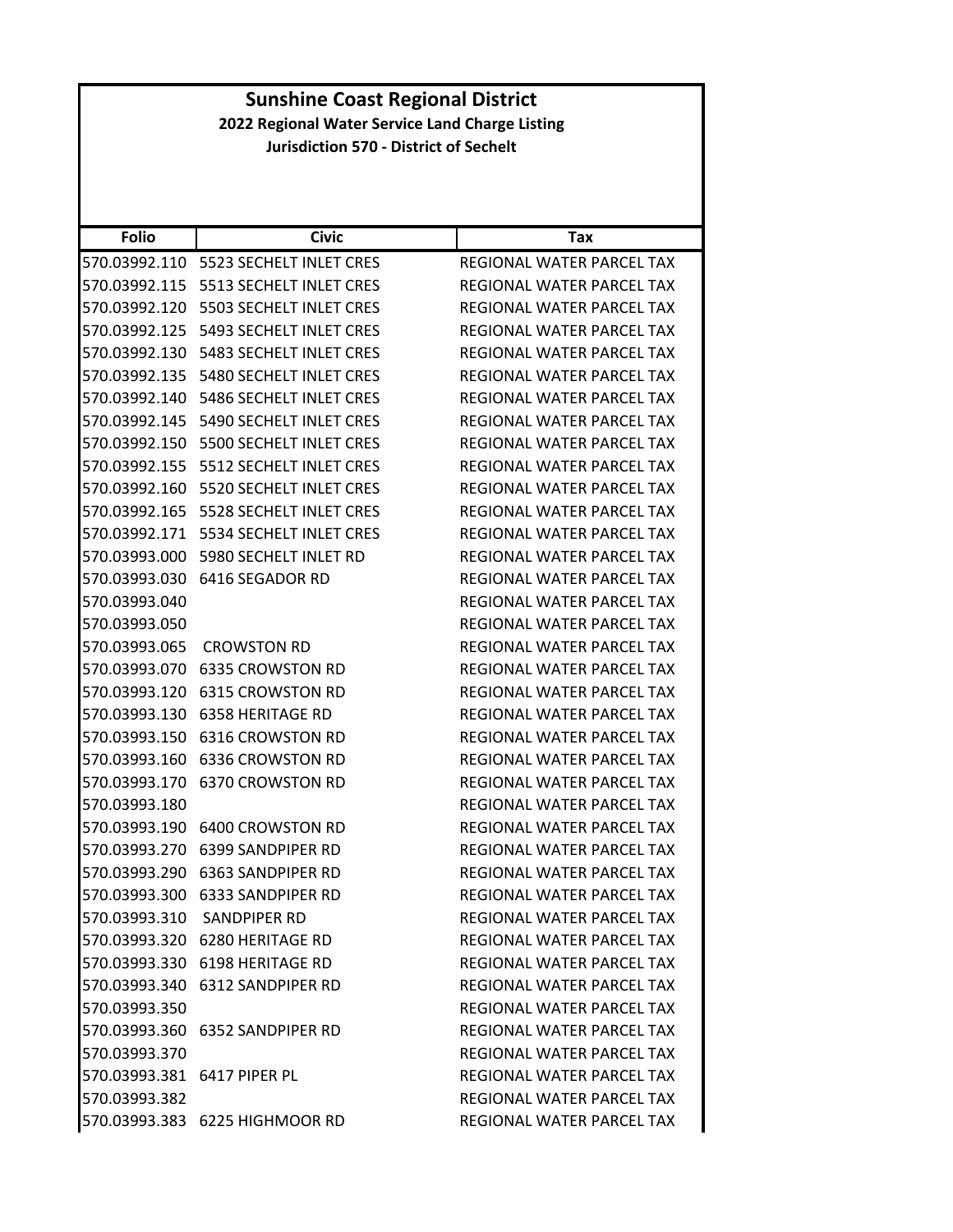# Sunshine Coast Regional District

**2022 Regional Water Service Land Charge Listing**

**Jurisdiction 570 - District of Sechelt**

| Folio | Civic | Tax |
|---|---|---|
| 570.03992.110 | 5523 SECHELT INLET CRES | REGIONAL WATER PARCEL TAX |
| 570.03992.115 | 5513 SECHELT INLET CRES | REGIONAL WATER PARCEL TAX |
| 570.03992.120 | 5503 SECHELT INLET CRES | REGIONAL WATER PARCEL TAX |
| 570.03992.125 | 5493 SECHELT INLET CRES | REGIONAL WATER PARCEL TAX |
| 570.03992.130 | 5483 SECHELT INLET CRES | REGIONAL WATER PARCEL TAX |
| 570.03992.135 | 5480 SECHELT INLET CRES | REGIONAL WATER PARCEL TAX |
| 570.03992.140 | 5486 SECHELT INLET CRES | REGIONAL WATER PARCEL TAX |
| 570.03992.145 | 5490 SECHELT INLET CRES | REGIONAL WATER PARCEL TAX |
| 570.03992.150 | 5500 SECHELT INLET CRES | REGIONAL WATER PARCEL TAX |
| 570.03992.155 | 5512 SECHELT INLET CRES | REGIONAL WATER PARCEL TAX |
| 570.03992.160 | 5520 SECHELT INLET CRES | REGIONAL WATER PARCEL TAX |
| 570.03992.165 | 5528 SECHELT INLET CRES | REGIONAL WATER PARCEL TAX |
| 570.03992.171 | 5534 SECHELT INLET CRES | REGIONAL WATER PARCEL TAX |
| 570.03993.000 | 5980 SECHELT INLET RD | REGIONAL WATER PARCEL TAX |
| 570.03993.030 | 6416 SEGADOR RD | REGIONAL WATER PARCEL TAX |
| 570.03993.040 | | REGIONAL WATER PARCEL TAX |
| 570.03993.050 | | REGIONAL WATER PARCEL TAX |
| 570.03993.065 | CROWSTON RD | REGIONAL WATER PARCEL TAX |
| 570.03993.070 | 6335 CROWSTON RD | REGIONAL WATER PARCEL TAX |
| 570.03993.120 | 6315 CROWSTON RD | REGIONAL WATER PARCEL TAX |
| 570.03993.130 | 6358 HERITAGE RD | REGIONAL WATER PARCEL TAX |
| 570.03993.150 | 6316 CROWSTON RD | REGIONAL WATER PARCEL TAX |
| 570.03993.160 | 6336 CROWSTON RD | REGIONAL WATER PARCEL TAX |
| 570.03993.170 | 6370 CROWSTON RD | REGIONAL WATER PARCEL TAX |
| 570.03993.180 | | REGIONAL WATER PARCEL TAX |
| 570.03993.190 | 6400 CROWSTON RD | REGIONAL WATER PARCEL TAX |
| 570.03993.270 | 6399 SANDPIPER RD | REGIONAL WATER PARCEL TAX |
| 570.03993.290 | 6363 SANDPIPER RD | REGIONAL WATER PARCEL TAX |
| 570.03993.300 | 6333 SANDPIPER RD | REGIONAL WATER PARCEL TAX |
| 570.03993.310 | SANDPIPER RD | REGIONAL WATER PARCEL TAX |
| 570.03993.320 | 6280 HERITAGE RD | REGIONAL WATER PARCEL TAX |
| 570.03993.330 | 6198 HERITAGE RD | REGIONAL WATER PARCEL TAX |
| 570.03993.340 | 6312 SANDPIPER RD | REGIONAL WATER PARCEL TAX |
| 570.03993.350 | | REGIONAL WATER PARCEL TAX |
| 570.03993.360 | 6352 SANDPIPER RD | REGIONAL WATER PARCEL TAX |
| 570.03993.370 | | REGIONAL WATER PARCEL TAX |
| 570.03993.381 | 6417 PIPER PL | REGIONAL WATER PARCEL TAX |
| 570.03993.382 | | REGIONAL WATER PARCEL TAX |
| 570.03993.383 | 6225 HIGHMOOR RD | REGIONAL WATER PARCEL TAX |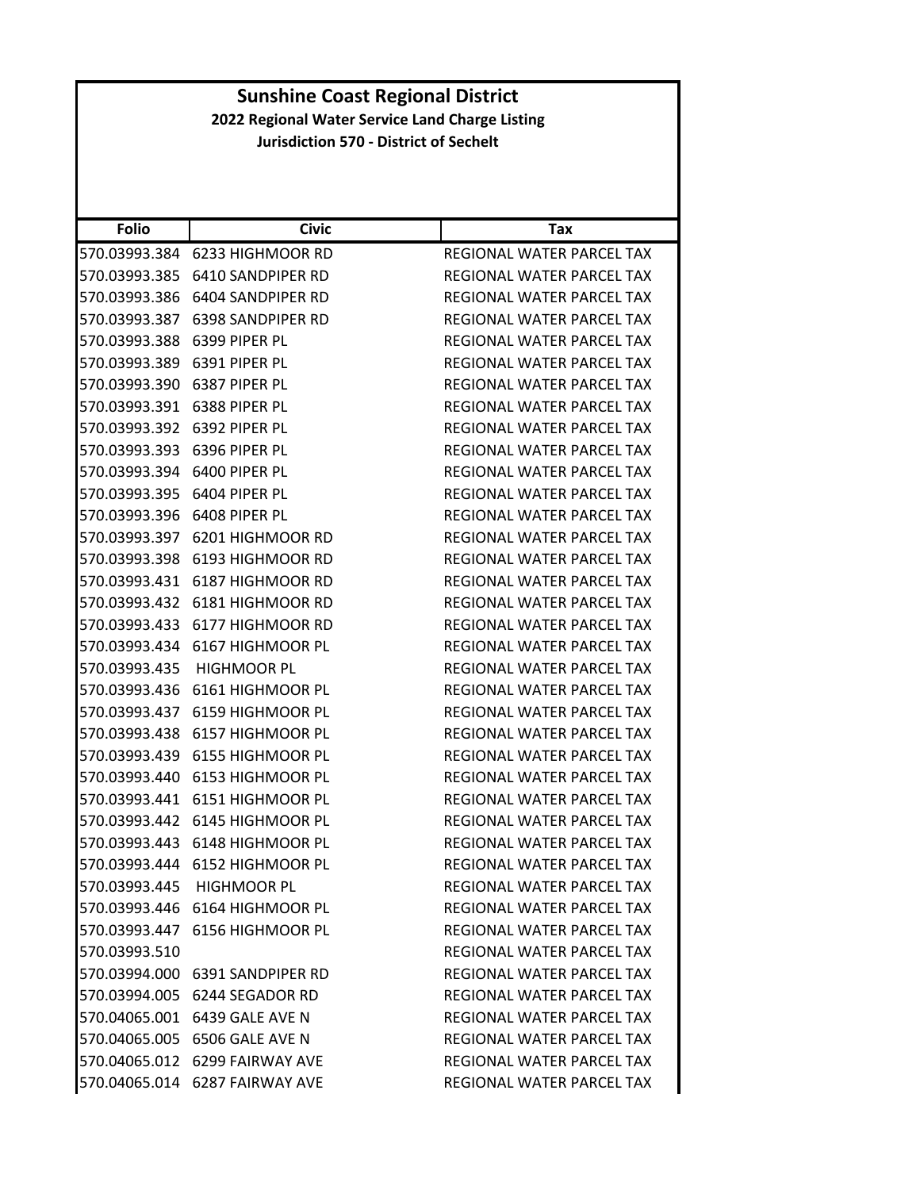# Sunshine Coast Regional District

## 2022 Regional Water Service Land Charge Listing

### Jurisdiction 570 - District of Sechelt

| Folio | Civic | Tax |
|---|---|---|
| 570.03993.384 | 6233 HIGHMOOR RD | REGIONAL WATER PARCEL TAX |
| 570.03993.385 | 6410 SANDPIPER RD | REGIONAL WATER PARCEL TAX |
| 570.03993.386 | 6404 SANDPIPER RD | REGIONAL WATER PARCEL TAX |
| 570.03993.387 | 6398 SANDPIPER RD | REGIONAL WATER PARCEL TAX |
| 570.03993.388 | 6399 PIPER PL | REGIONAL WATER PARCEL TAX |
| 570.03993.389 | 6391 PIPER PL | REGIONAL WATER PARCEL TAX |
| 570.03993.390 | 6387 PIPER PL | REGIONAL WATER PARCEL TAX |
| 570.03993.391 | 6388 PIPER PL | REGIONAL WATER PARCEL TAX |
| 570.03993.392 | 6392 PIPER PL | REGIONAL WATER PARCEL TAX |
| 570.03993.393 | 6396 PIPER PL | REGIONAL WATER PARCEL TAX |
| 570.03993.394 | 6400 PIPER PL | REGIONAL WATER PARCEL TAX |
| 570.03993.395 | 6404 PIPER PL | REGIONAL WATER PARCEL TAX |
| 570.03993.396 | 6408 PIPER PL | REGIONAL WATER PARCEL TAX |
| 570.03993.397 | 6201 HIGHMOOR RD | REGIONAL WATER PARCEL TAX |
| 570.03993.398 | 6193 HIGHMOOR RD | REGIONAL WATER PARCEL TAX |
| 570.03993.431 | 6187 HIGHMOOR RD | REGIONAL WATER PARCEL TAX |
| 570.03993.432 | 6181 HIGHMOOR RD | REGIONAL WATER PARCEL TAX |
| 570.03993.433 | 6177 HIGHMOOR RD | REGIONAL WATER PARCEL TAX |
| 570.03993.434 | 6167 HIGHMOOR PL | REGIONAL WATER PARCEL TAX |
| 570.03993.435 | HIGHMOOR PL | REGIONAL WATER PARCEL TAX |
| 570.03993.436 | 6161 HIGHMOOR PL | REGIONAL WATER PARCEL TAX |
| 570.03993.437 | 6159 HIGHMOOR PL | REGIONAL WATER PARCEL TAX |
| 570.03993.438 | 6157 HIGHMOOR PL | REGIONAL WATER PARCEL TAX |
| 570.03993.439 | 6155 HIGHMOOR PL | REGIONAL WATER PARCEL TAX |
| 570.03993.440 | 6153 HIGHMOOR PL | REGIONAL WATER PARCEL TAX |
| 570.03993.441 | 6151 HIGHMOOR PL | REGIONAL WATER PARCEL TAX |
| 570.03993.442 | 6145 HIGHMOOR PL | REGIONAL WATER PARCEL TAX |
| 570.03993.443 | 6148 HIGHMOOR PL | REGIONAL WATER PARCEL TAX |
| 570.03993.444 | 6152 HIGHMOOR PL | REGIONAL WATER PARCEL TAX |
| 570.03993.445 | HIGHMOOR PL | REGIONAL WATER PARCEL TAX |
| 570.03993.446 | 6164 HIGHMOOR PL | REGIONAL WATER PARCEL TAX |
| 570.03993.447 | 6156 HIGHMOOR PL | REGIONAL WATER PARCEL TAX |
| 570.03993.510 | | REGIONAL WATER PARCEL TAX |
| 570.03994.000 | 6391 SANDPIPER RD | REGIONAL WATER PARCEL TAX |
| 570.03994.005 | 6244 SEGADOR RD | REGIONAL WATER PARCEL TAX |
| 570.04065.001 | 6439 GALE AVE N | REGIONAL WATER PARCEL TAX |
| 570.04065.005 | 6506 GALE AVE N | REGIONAL WATER PARCEL TAX |
| 570.04065.012 | 6299 FAIRWAY AVE | REGIONAL WATER PARCEL TAX |
| 570.04065.014 | 6287 FAIRWAY AVE | REGIONAL WATER PARCEL TAX |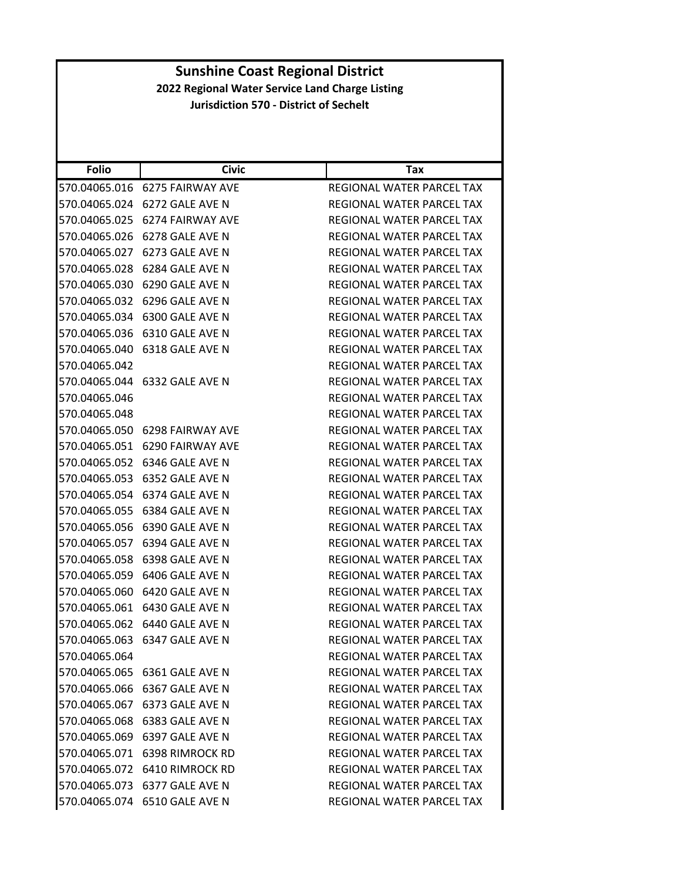# Sunshine Coast Regional District

## 2022 Regional Water Service Land Charge Listing

### Jurisdiction 570 - District of Sechelt

| Folio | Civic | Tax |
|---|---|---|
| 570.04065.016 | 6275 FAIRWAY AVE | REGIONAL WATER PARCEL TAX |
| 570.04065.024 | 6272 GALE AVE N | REGIONAL WATER PARCEL TAX |
| 570.04065.025 | 6274 FAIRWAY AVE | REGIONAL WATER PARCEL TAX |
| 570.04065.026 | 6278 GALE AVE N | REGIONAL WATER PARCEL TAX |
| 570.04065.027 | 6273 GALE AVE N | REGIONAL WATER PARCEL TAX |
| 570.04065.028 | 6284 GALE AVE N | REGIONAL WATER PARCEL TAX |
| 570.04065.030 | 6290 GALE AVE N | REGIONAL WATER PARCEL TAX |
| 570.04065.032 | 6296 GALE AVE N | REGIONAL WATER PARCEL TAX |
| 570.04065.034 | 6300 GALE AVE N | REGIONAL WATER PARCEL TAX |
| 570.04065.036 | 6310 GALE AVE N | REGIONAL WATER PARCEL TAX |
| 570.04065.040 | 6318 GALE AVE N | REGIONAL WATER PARCEL TAX |
| 570.04065.042 | | REGIONAL WATER PARCEL TAX |
| 570.04065.044 | 6332 GALE AVE N | REGIONAL WATER PARCEL TAX |
| 570.04065.046 | | REGIONAL WATER PARCEL TAX |
| 570.04065.048 | | REGIONAL WATER PARCEL TAX |
| 570.04065.050 | 6298 FAIRWAY AVE | REGIONAL WATER PARCEL TAX |
| 570.04065.051 | 6290 FAIRWAY AVE | REGIONAL WATER PARCEL TAX |
| 570.04065.052 | 6346 GALE AVE N | REGIONAL WATER PARCEL TAX |
| 570.04065.053 | 6352 GALE AVE N | REGIONAL WATER PARCEL TAX |
| 570.04065.054 | 6374 GALE AVE N | REGIONAL WATER PARCEL TAX |
| 570.04065.055 | 6384 GALE AVE N | REGIONAL WATER PARCEL TAX |
| 570.04065.056 | 6390 GALE AVE N | REGIONAL WATER PARCEL TAX |
| 570.04065.057 | 6394 GALE AVE N | REGIONAL WATER PARCEL TAX |
| 570.04065.058 | 6398 GALE AVE N | REGIONAL WATER PARCEL TAX |
| 570.04065.059 | 6406 GALE AVE N | REGIONAL WATER PARCEL TAX |
| 570.04065.060 | 6420 GALE AVE N | REGIONAL WATER PARCEL TAX |
| 570.04065.061 | 6430 GALE AVE N | REGIONAL WATER PARCEL TAX |
| 570.04065.062 | 6440 GALE AVE N | REGIONAL WATER PARCEL TAX |
| 570.04065.063 | 6347 GALE AVE N | REGIONAL WATER PARCEL TAX |
| 570.04065.064 | | REGIONAL WATER PARCEL TAX |
| 570.04065.065 | 6361 GALE AVE N | REGIONAL WATER PARCEL TAX |
| 570.04065.066 | 6367 GALE AVE N | REGIONAL WATER PARCEL TAX |
| 570.04065.067 | 6373 GALE AVE N | REGIONAL WATER PARCEL TAX |
| 570.04065.068 | 6383 GALE AVE N | REGIONAL WATER PARCEL TAX |
| 570.04065.069 | 6397 GALE AVE N | REGIONAL WATER PARCEL TAX |
| 570.04065.071 | 6398 RIMROCK RD | REGIONAL WATER PARCEL TAX |
| 570.04065.072 | 6410 RIMROCK RD | REGIONAL WATER PARCEL TAX |
| 570.04065.073 | 6377 GALE AVE N | REGIONAL WATER PARCEL TAX |
| 570.04065.074 | 6510 GALE AVE N | REGIONAL WATER PARCEL TAX |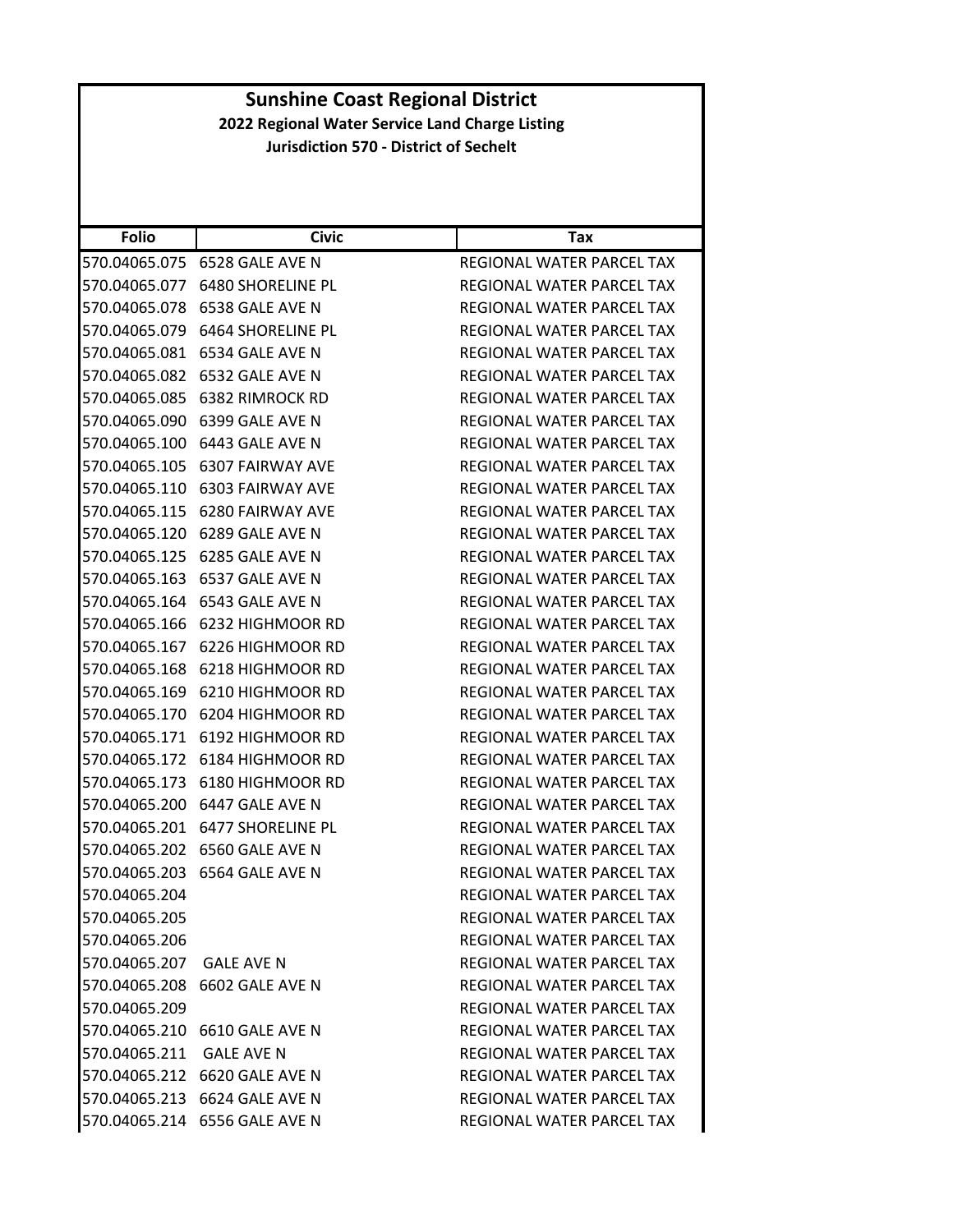# Sunshine Coast Regional District

## 2022 Regional Water Service Land Charge Listing

### Jurisdiction 570 - District of Sechelt

| Folio | Civic | Tax |
|---|---|---|
| 570.04065.075 | 6528 GALE AVE N | REGIONAL WATER PARCEL TAX |
| 570.04065.077 | 6480 SHORELINE PL | REGIONAL WATER PARCEL TAX |
| 570.04065.078 | 6538 GALE AVE N | REGIONAL WATER PARCEL TAX |
| 570.04065.079 | 6464 SHORELINE PL | REGIONAL WATER PARCEL TAX |
| 570.04065.081 | 6534 GALE AVE N | REGIONAL WATER PARCEL TAX |
| 570.04065.082 | 6532 GALE AVE N | REGIONAL WATER PARCEL TAX |
| 570.04065.085 | 6382 RIMROCK RD | REGIONAL WATER PARCEL TAX |
| 570.04065.090 | 6399 GALE AVE N | REGIONAL WATER PARCEL TAX |
| 570.04065.100 | 6443 GALE AVE N | REGIONAL WATER PARCEL TAX |
| 570.04065.105 | 6307 FAIRWAY AVE | REGIONAL WATER PARCEL TAX |
| 570.04065.110 | 6303 FAIRWAY AVE | REGIONAL WATER PARCEL TAX |
| 570.04065.115 | 6280 FAIRWAY AVE | REGIONAL WATER PARCEL TAX |
| 570.04065.120 | 6289 GALE AVE N | REGIONAL WATER PARCEL TAX |
| 570.04065.125 | 6285 GALE AVE N | REGIONAL WATER PARCEL TAX |
| 570.04065.163 | 6537 GALE AVE N | REGIONAL WATER PARCEL TAX |
| 570.04065.164 | 6543 GALE AVE N | REGIONAL WATER PARCEL TAX |
| 570.04065.166 | 6232 HIGHMOOR RD | REGIONAL WATER PARCEL TAX |
| 570.04065.167 | 6226 HIGHMOOR RD | REGIONAL WATER PARCEL TAX |
| 570.04065.168 | 6218 HIGHMOOR RD | REGIONAL WATER PARCEL TAX |
| 570.04065.169 | 6210 HIGHMOOR RD | REGIONAL WATER PARCEL TAX |
| 570.04065.170 | 6204 HIGHMOOR RD | REGIONAL WATER PARCEL TAX |
| 570.04065.171 | 6192 HIGHMOOR RD | REGIONAL WATER PARCEL TAX |
| 570.04065.172 | 6184 HIGHMOOR RD | REGIONAL WATER PARCEL TAX |
| 570.04065.173 | 6180 HIGHMOOR RD | REGIONAL WATER PARCEL TAX |
| 570.04065.200 | 6447 GALE AVE N | REGIONAL WATER PARCEL TAX |
| 570.04065.201 | 6477 SHORELINE PL | REGIONAL WATER PARCEL TAX |
| 570.04065.202 | 6560 GALE AVE N | REGIONAL WATER PARCEL TAX |
| 570.04065.203 | 6564 GALE AVE N | REGIONAL WATER PARCEL TAX |
| 570.04065.204 | | REGIONAL WATER PARCEL TAX |
| 570.04065.205 | | REGIONAL WATER PARCEL TAX |
| 570.04065.206 | | REGIONAL WATER PARCEL TAX |
| 570.04065.207 | GALE AVE N | REGIONAL WATER PARCEL TAX |
| 570.04065.208 | 6602 GALE AVE N | REGIONAL WATER PARCEL TAX |
| 570.04065.209 | | REGIONAL WATER PARCEL TAX |
| 570.04065.210 | 6610 GALE AVE N | REGIONAL WATER PARCEL TAX |
| 570.04065.211 | GALE AVE N | REGIONAL WATER PARCEL TAX |
| 570.04065.212 | 6620 GALE AVE N | REGIONAL WATER PARCEL TAX |
| 570.04065.213 | 6624 GALE AVE N | REGIONAL WATER PARCEL TAX |
| 570.04065.214 | 6556 GALE AVE N | REGIONAL WATER PARCEL TAX |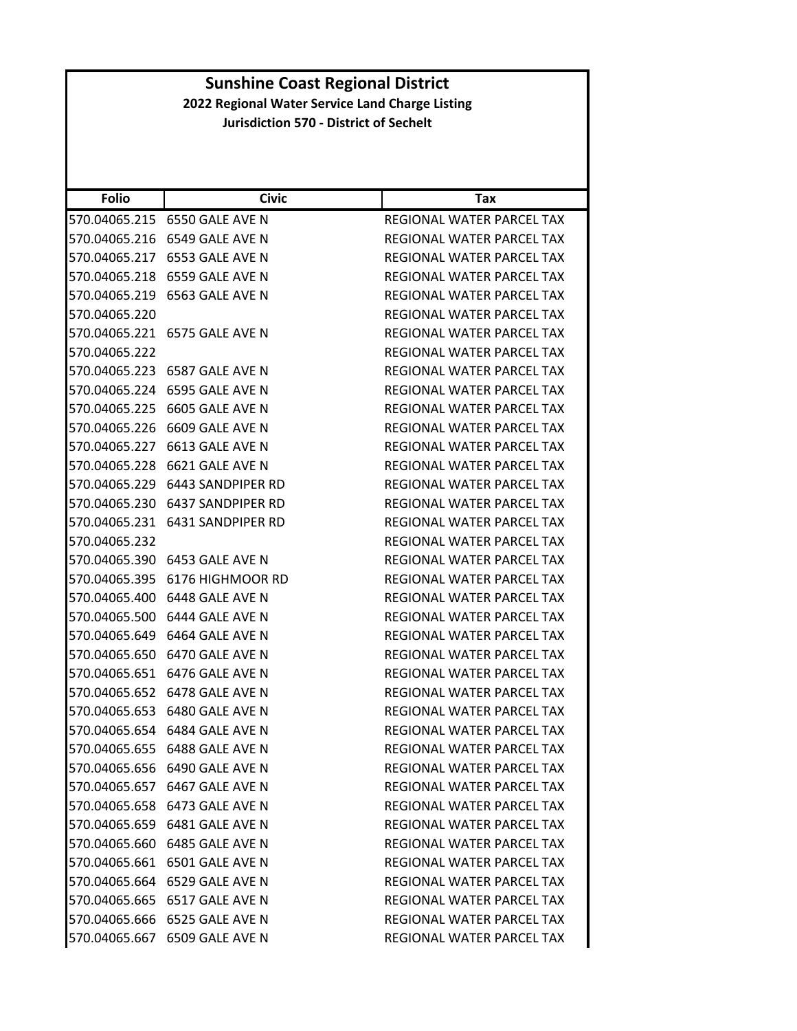# Sunshine Coast Regional District

## 2022 Regional Water Service Land Charge Listing

### Jurisdiction 570 - District of Sechelt

| Folio | Civic | Tax |
|---|---|---|
| 570.04065.215 | 6550 GALE AVE N | REGIONAL WATER PARCEL TAX |
| 570.04065.216 | 6549 GALE AVE N | REGIONAL WATER PARCEL TAX |
| 570.04065.217 | 6553 GALE AVE N | REGIONAL WATER PARCEL TAX |
| 570.04065.218 | 6559 GALE AVE N | REGIONAL WATER PARCEL TAX |
| 570.04065.219 | 6563 GALE AVE N | REGIONAL WATER PARCEL TAX |
| 570.04065.220 | | REGIONAL WATER PARCEL TAX |
| 570.04065.221 | 6575 GALE AVE N | REGIONAL WATER PARCEL TAX |
| 570.04065.222 | | REGIONAL WATER PARCEL TAX |
| 570.04065.223 | 6587 GALE AVE N | REGIONAL WATER PARCEL TAX |
| 570.04065.224 | 6595 GALE AVE N | REGIONAL WATER PARCEL TAX |
| 570.04065.225 | 6605 GALE AVE N | REGIONAL WATER PARCEL TAX |
| 570.04065.226 | 6609 GALE AVE N | REGIONAL WATER PARCEL TAX |
| 570.04065.227 | 6613 GALE AVE N | REGIONAL WATER PARCEL TAX |
| 570.04065.228 | 6621 GALE AVE N | REGIONAL WATER PARCEL TAX |
| 570.04065.229 | 6443 SANDPIPER RD | REGIONAL WATER PARCEL TAX |
| 570.04065.230 | 6437 SANDPIPER RD | REGIONAL WATER PARCEL TAX |
| 570.04065.231 | 6431 SANDPIPER RD | REGIONAL WATER PARCEL TAX |
| 570.04065.232 | | REGIONAL WATER PARCEL TAX |
| 570.04065.390 | 6453 GALE AVE N | REGIONAL WATER PARCEL TAX |
| 570.04065.395 | 6176 HIGHMOOR RD | REGIONAL WATER PARCEL TAX |
| 570.04065.400 | 6448 GALE AVE N | REGIONAL WATER PARCEL TAX |
| 570.04065.500 | 6444 GALE AVE N | REGIONAL WATER PARCEL TAX |
| 570.04065.649 | 6464 GALE AVE N | REGIONAL WATER PARCEL TAX |
| 570.04065.650 | 6470 GALE AVE N | REGIONAL WATER PARCEL TAX |
| 570.04065.651 | 6476 GALE AVE N | REGIONAL WATER PARCEL TAX |
| 570.04065.652 | 6478 GALE AVE N | REGIONAL WATER PARCEL TAX |
| 570.04065.653 | 6480 GALE AVE N | REGIONAL WATER PARCEL TAX |
| 570.04065.654 | 6484 GALE AVE N | REGIONAL WATER PARCEL TAX |
| 570.04065.655 | 6488 GALE AVE N | REGIONAL WATER PARCEL TAX |
| 570.04065.656 | 6490 GALE AVE N | REGIONAL WATER PARCEL TAX |
| 570.04065.657 | 6467 GALE AVE N | REGIONAL WATER PARCEL TAX |
| 570.04065.658 | 6473 GALE AVE N | REGIONAL WATER PARCEL TAX |
| 570.04065.659 | 6481 GALE AVE N | REGIONAL WATER PARCEL TAX |
| 570.04065.660 | 6485 GALE AVE N | REGIONAL WATER PARCEL TAX |
| 570.04065.661 | 6501 GALE AVE N | REGIONAL WATER PARCEL TAX |
| 570.04065.664 | 6529 GALE AVE N | REGIONAL WATER PARCEL TAX |
| 570.04065.665 | 6517 GALE AVE N | REGIONAL WATER PARCEL TAX |
| 570.04065.666 | 6525 GALE AVE N | REGIONAL WATER PARCEL TAX |
| 570.04065.667 | 6509 GALE AVE N | REGIONAL WATER PARCEL TAX |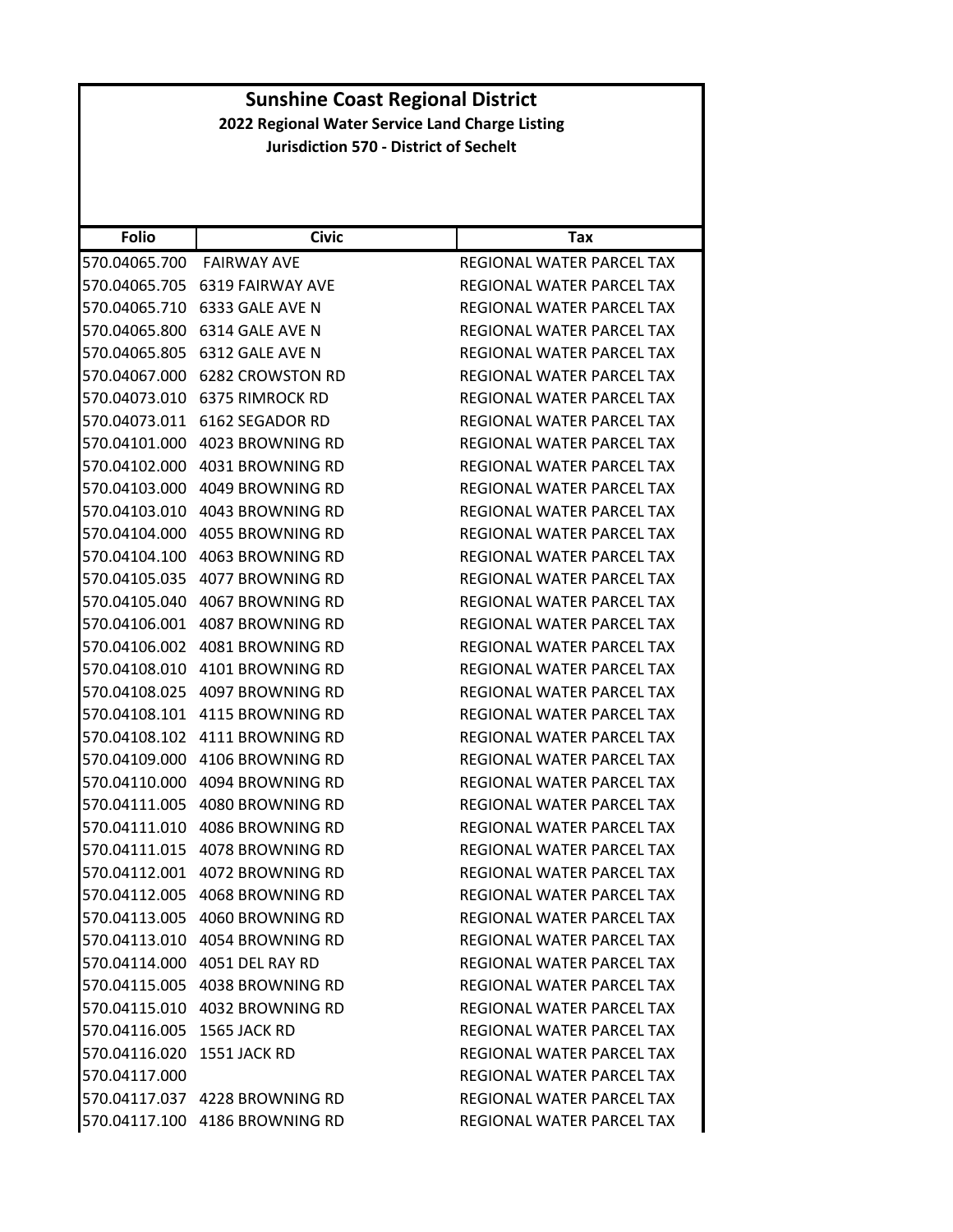# Sunshine Coast Regional District

**2022 Regional Water Service Land Charge Listing**

**Jurisdiction 570 - District of Sechelt**

| Folio | Civic | Tax |
|---|---|---|
| 570.04065.700 | FAIRWAY AVE | REGIONAL WATER PARCEL TAX |
| 570.04065.705 | 6319 FAIRWAY AVE | REGIONAL WATER PARCEL TAX |
| 570.04065.710 | 6333 GALE AVE N | REGIONAL WATER PARCEL TAX |
| 570.04065.800 | 6314 GALE AVE N | REGIONAL WATER PARCEL TAX |
| 570.04065.805 | 6312 GALE AVE N | REGIONAL WATER PARCEL TAX |
| 570.04067.000 | 6282 CROWSTON RD | REGIONAL WATER PARCEL TAX |
| 570.04073.010 | 6375 RIMROCK RD | REGIONAL WATER PARCEL TAX |
| 570.04073.011 | 6162 SEGADOR RD | REGIONAL WATER PARCEL TAX |
| 570.04101.000 | 4023 BROWNING RD | REGIONAL WATER PARCEL TAX |
| 570.04102.000 | 4031 BROWNING RD | REGIONAL WATER PARCEL TAX |
| 570.04103.000 | 4049 BROWNING RD | REGIONAL WATER PARCEL TAX |
| 570.04103.010 | 4043 BROWNING RD | REGIONAL WATER PARCEL TAX |
| 570.04104.000 | 4055 BROWNING RD | REGIONAL WATER PARCEL TAX |
| 570.04104.100 | 4063 BROWNING RD | REGIONAL WATER PARCEL TAX |
| 570.04105.035 | 4077 BROWNING RD | REGIONAL WATER PARCEL TAX |
| 570.04105.040 | 4067 BROWNING RD | REGIONAL WATER PARCEL TAX |
| 570.04106.001 | 4087 BROWNING RD | REGIONAL WATER PARCEL TAX |
| 570.04106.002 | 4081 BROWNING RD | REGIONAL WATER PARCEL TAX |
| 570.04108.010 | 4101 BROWNING RD | REGIONAL WATER PARCEL TAX |
| 570.04108.025 | 4097 BROWNING RD | REGIONAL WATER PARCEL TAX |
| 570.04108.101 | 4115 BROWNING RD | REGIONAL WATER PARCEL TAX |
| 570.04108.102 | 4111 BROWNING RD | REGIONAL WATER PARCEL TAX |
| 570.04109.000 | 4106 BROWNING RD | REGIONAL WATER PARCEL TAX |
| 570.04110.000 | 4094 BROWNING RD | REGIONAL WATER PARCEL TAX |
| 570.04111.005 | 4080 BROWNING RD | REGIONAL WATER PARCEL TAX |
| 570.04111.010 | 4086 BROWNING RD | REGIONAL WATER PARCEL TAX |
| 570.04111.015 | 4078 BROWNING RD | REGIONAL WATER PARCEL TAX |
| 570.04112.001 | 4072 BROWNING RD | REGIONAL WATER PARCEL TAX |
| 570.04112.005 | 4068 BROWNING RD | REGIONAL WATER PARCEL TAX |
| 570.04113.005 | 4060 BROWNING RD | REGIONAL WATER PARCEL TAX |
| 570.04113.010 | 4054 BROWNING RD | REGIONAL WATER PARCEL TAX |
| 570.04114.000 | 4051 DEL RAY RD | REGIONAL WATER PARCEL TAX |
| 570.04115.005 | 4038 BROWNING RD | REGIONAL WATER PARCEL TAX |
| 570.04115.010 | 4032 BROWNING RD | REGIONAL WATER PARCEL TAX |
| 570.04116.005 | 1565 JACK RD | REGIONAL WATER PARCEL TAX |
| 570.04116.020 | 1551 JACK RD | REGIONAL WATER PARCEL TAX |
| 570.04117.000 | | REGIONAL WATER PARCEL TAX |
| 570.04117.037 | 4228 BROWNING RD | REGIONAL WATER PARCEL TAX |
| 570.04117.100 | 4186 BROWNING RD | REGIONAL WATER PARCEL TAX |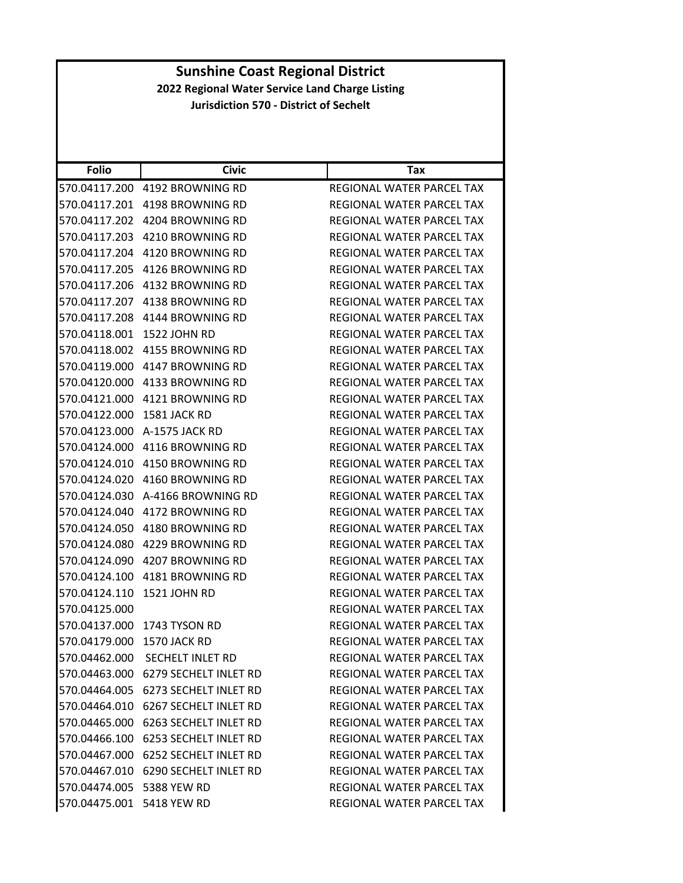# Sunshine Coast Regional District

**2022 Regional Water Service Land Charge Listing**

**Jurisdiction 570 - District of Sechelt**

| Folio | Civic | Tax |
|---|---|---|
| 570.04117.200 | 4192 BROWNING RD | REGIONAL WATER PARCEL TAX |
| 570.04117.201 | 4198 BROWNING RD | REGIONAL WATER PARCEL TAX |
| 570.04117.202 | 4204 BROWNING RD | REGIONAL WATER PARCEL TAX |
| 570.04117.203 | 4210 BROWNING RD | REGIONAL WATER PARCEL TAX |
| 570.04117.204 | 4120 BROWNING RD | REGIONAL WATER PARCEL TAX |
| 570.04117.205 | 4126 BROWNING RD | REGIONAL WATER PARCEL TAX |
| 570.04117.206 | 4132 BROWNING RD | REGIONAL WATER PARCEL TAX |
| 570.04117.207 | 4138 BROWNING RD | REGIONAL WATER PARCEL TAX |
| 570.04117.208 | 4144 BROWNING RD | REGIONAL WATER PARCEL TAX |
| 570.04118.001 | 1522 JOHN RD | REGIONAL WATER PARCEL TAX |
| 570.04118.002 | 4155 BROWNING RD | REGIONAL WATER PARCEL TAX |
| 570.04119.000 | 4147 BROWNING RD | REGIONAL WATER PARCEL TAX |
| 570.04120.000 | 4133 BROWNING RD | REGIONAL WATER PARCEL TAX |
| 570.04121.000 | 4121 BROWNING RD | REGIONAL WATER PARCEL TAX |
| 570.04122.000 | 1581 JACK RD | REGIONAL WATER PARCEL TAX |
| 570.04123.000 | A-1575 JACK RD | REGIONAL WATER PARCEL TAX |
| 570.04124.000 | 4116 BROWNING RD | REGIONAL WATER PARCEL TAX |
| 570.04124.010 | 4150 BROWNING RD | REGIONAL WATER PARCEL TAX |
| 570.04124.020 | 4160 BROWNING RD | REGIONAL WATER PARCEL TAX |
| 570.04124.030 | A-4166 BROWNING RD | REGIONAL WATER PARCEL TAX |
| 570.04124.040 | 4172 BROWNING RD | REGIONAL WATER PARCEL TAX |
| 570.04124.050 | 4180 BROWNING RD | REGIONAL WATER PARCEL TAX |
| 570.04124.080 | 4229 BROWNING RD | REGIONAL WATER PARCEL TAX |
| 570.04124.090 | 4207 BROWNING RD | REGIONAL WATER PARCEL TAX |
| 570.04124.100 | 4181 BROWNING RD | REGIONAL WATER PARCEL TAX |
| 570.04124.110 | 1521 JOHN RD | REGIONAL WATER PARCEL TAX |
| 570.04125.000 | | REGIONAL WATER PARCEL TAX |
| 570.04137.000 | 1743 TYSON RD | REGIONAL WATER PARCEL TAX |
| 570.04179.000 | 1570 JACK RD | REGIONAL WATER PARCEL TAX |
| 570.04462.000 | SECHELT INLET RD | REGIONAL WATER PARCEL TAX |
| 570.04463.000 | 6279 SECHELT INLET RD | REGIONAL WATER PARCEL TAX |
| 570.04464.005 | 6273 SECHELT INLET RD | REGIONAL WATER PARCEL TAX |
| 570.04464.010 | 6267 SECHELT INLET RD | REGIONAL WATER PARCEL TAX |
| 570.04465.000 | 6263 SECHELT INLET RD | REGIONAL WATER PARCEL TAX |
| 570.04466.100 | 6253 SECHELT INLET RD | REGIONAL WATER PARCEL TAX |
| 570.04467.000 | 6252 SECHELT INLET RD | REGIONAL WATER PARCEL TAX |
| 570.04467.010 | 6290 SECHELT INLET RD | REGIONAL WATER PARCEL TAX |
| 570.04474.005 | 5388 YEW RD | REGIONAL WATER PARCEL TAX |
| 570.04475.001 | 5418 YEW RD | REGIONAL WATER PARCEL TAX |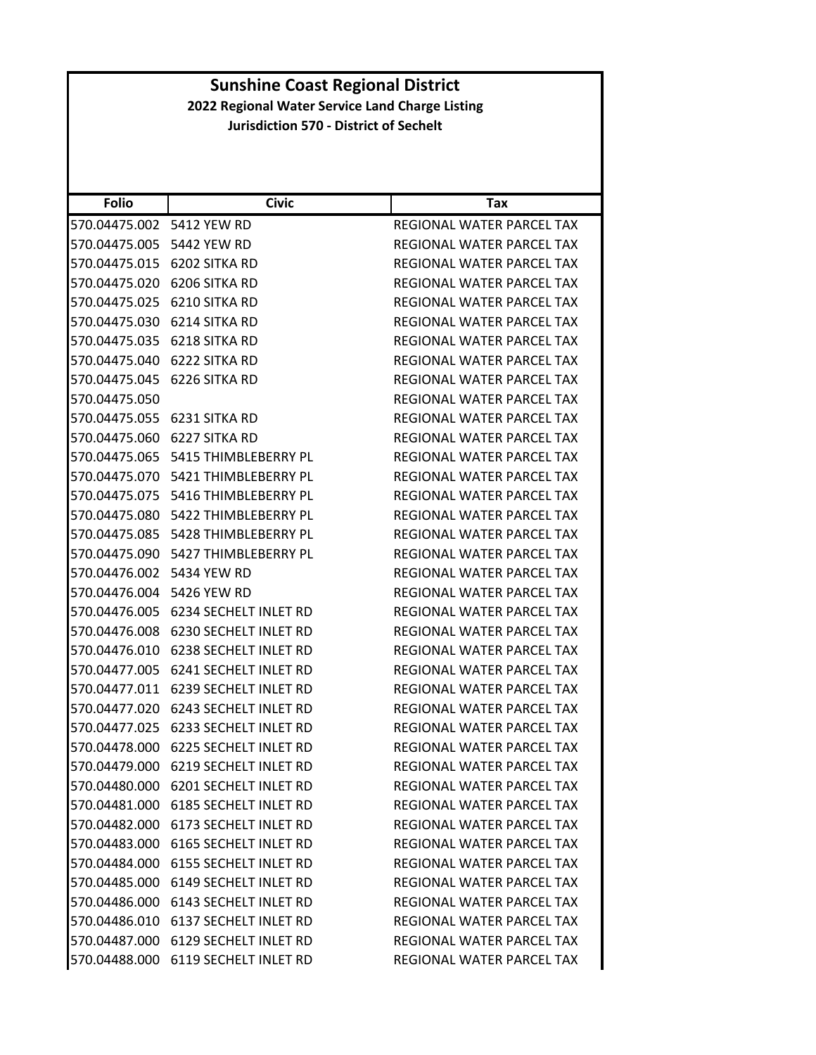# Sunshine Coast Regional District

**2022 Regional Water Service Land Charge Listing**

**Jurisdiction 570 - District of Sechelt**

| Folio | Civic | Tax |
|---|---|---|
| 570.04475.002 | 5412 YEW RD | REGIONAL WATER PARCEL TAX |
| 570.04475.005 | 5442 YEW RD | REGIONAL WATER PARCEL TAX |
| 570.04475.015 | 6202 SITKA RD | REGIONAL WATER PARCEL TAX |
| 570.04475.020 | 6206 SITKA RD | REGIONAL WATER PARCEL TAX |
| 570.04475.025 | 6210 SITKA RD | REGIONAL WATER PARCEL TAX |
| 570.04475.030 | 6214 SITKA RD | REGIONAL WATER PARCEL TAX |
| 570.04475.035 | 6218 SITKA RD | REGIONAL WATER PARCEL TAX |
| 570.04475.040 | 6222 SITKA RD | REGIONAL WATER PARCEL TAX |
| 570.04475.045 | 6226 SITKA RD | REGIONAL WATER PARCEL TAX |
| 570.04475.050 | | REGIONAL WATER PARCEL TAX |
| 570.04475.055 | 6231 SITKA RD | REGIONAL WATER PARCEL TAX |
| 570.04475.060 | 6227 SITKA RD | REGIONAL WATER PARCEL TAX |
| 570.04475.065 | 5415 THIMBLEBERRY PL | REGIONAL WATER PARCEL TAX |
| 570.04475.070 | 5421 THIMBLEBERRY PL | REGIONAL WATER PARCEL TAX |
| 570.04475.075 | 5416 THIMBLEBERRY PL | REGIONAL WATER PARCEL TAX |
| 570.04475.080 | 5422 THIMBLEBERRY PL | REGIONAL WATER PARCEL TAX |
| 570.04475.085 | 5428 THIMBLEBERRY PL | REGIONAL WATER PARCEL TAX |
| 570.04475.090 | 5427 THIMBLEBERRY PL | REGIONAL WATER PARCEL TAX |
| 570.04476.002 | 5434 YEW RD | REGIONAL WATER PARCEL TAX |
| 570.04476.004 | 5426 YEW RD | REGIONAL WATER PARCEL TAX |
| 570.04476.005 | 6234 SECHELT INLET RD | REGIONAL WATER PARCEL TAX |
| 570.04476.008 | 6230 SECHELT INLET RD | REGIONAL WATER PARCEL TAX |
| 570.04476.010 | 6238 SECHELT INLET RD | REGIONAL WATER PARCEL TAX |
| 570.04477.005 | 6241 SECHELT INLET RD | REGIONAL WATER PARCEL TAX |
| 570.04477.011 | 6239 SECHELT INLET RD | REGIONAL WATER PARCEL TAX |
| 570.04477.020 | 6243 SECHELT INLET RD | REGIONAL WATER PARCEL TAX |
| 570.04477.025 | 6233 SECHELT INLET RD | REGIONAL WATER PARCEL TAX |
| 570.04478.000 | 6225 SECHELT INLET RD | REGIONAL WATER PARCEL TAX |
| 570.04479.000 | 6219 SECHELT INLET RD | REGIONAL WATER PARCEL TAX |
| 570.04480.000 | 6201 SECHELT INLET RD | REGIONAL WATER PARCEL TAX |
| 570.04481.000 | 6185 SECHELT INLET RD | REGIONAL WATER PARCEL TAX |
| 570.04482.000 | 6173 SECHELT INLET RD | REGIONAL WATER PARCEL TAX |
| 570.04483.000 | 6165 SECHELT INLET RD | REGIONAL WATER PARCEL TAX |
| 570.04484.000 | 6155 SECHELT INLET RD | REGIONAL WATER PARCEL TAX |
| 570.04485.000 | 6149 SECHELT INLET RD | REGIONAL WATER PARCEL TAX |
| 570.04486.000 | 6143 SECHELT INLET RD | REGIONAL WATER PARCEL TAX |
| 570.04486.010 | 6137 SECHELT INLET RD | REGIONAL WATER PARCEL TAX |
| 570.04487.000 | 6129 SECHELT INLET RD | REGIONAL WATER PARCEL TAX |
| 570.04488.000 | 6119 SECHELT INLET RD | REGIONAL WATER PARCEL TAX |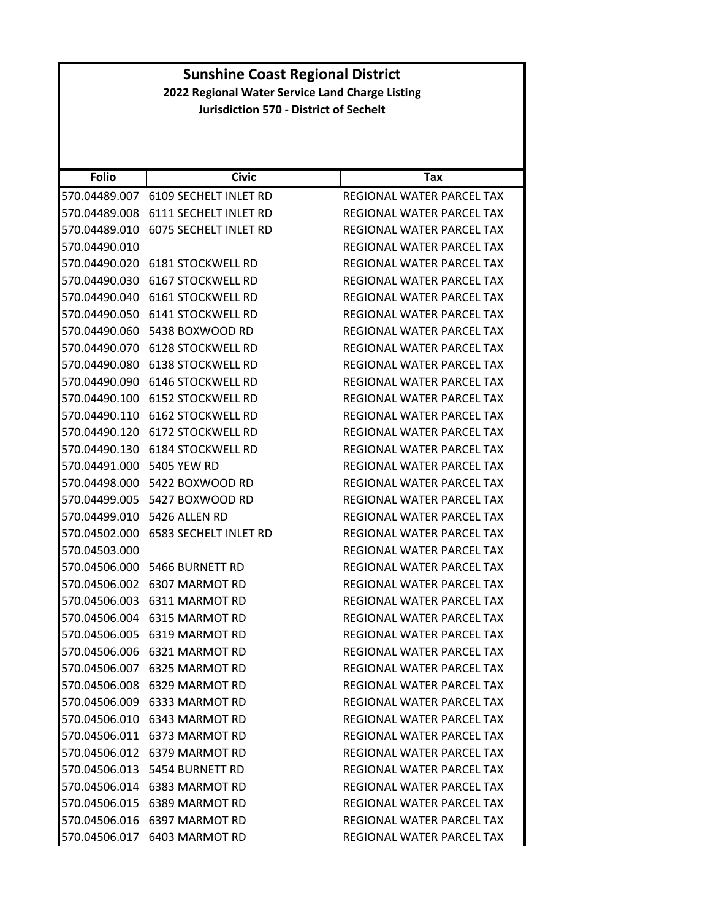# Sunshine Coast Regional District

## 2022 Regional Water Service Land Charge Listing

### Jurisdiction 570 - District of Sechelt

| Folio | Civic | Tax |
|---|---|---|
| 570.04489.007 | 6109 SECHELT INLET RD | REGIONAL WATER PARCEL TAX |
| 570.04489.008 | 6111 SECHELT INLET RD | REGIONAL WATER PARCEL TAX |
| 570.04489.010 | 6075 SECHELT INLET RD | REGIONAL WATER PARCEL TAX |
| 570.04490.010 | | REGIONAL WATER PARCEL TAX |
| 570.04490.020 | 6181 STOCKWELL RD | REGIONAL WATER PARCEL TAX |
| 570.04490.030 | 6167 STOCKWELL RD | REGIONAL WATER PARCEL TAX |
| 570.04490.040 | 6161 STOCKWELL RD | REGIONAL WATER PARCEL TAX |
| 570.04490.050 | 6141 STOCKWELL RD | REGIONAL WATER PARCEL TAX |
| 570.04490.060 | 5438 BOXWOOD RD | REGIONAL WATER PARCEL TAX |
| 570.04490.070 | 6128 STOCKWELL RD | REGIONAL WATER PARCEL TAX |
| 570.04490.080 | 6138 STOCKWELL RD | REGIONAL WATER PARCEL TAX |
| 570.04490.090 | 6146 STOCKWELL RD | REGIONAL WATER PARCEL TAX |
| 570.04490.100 | 6152 STOCKWELL RD | REGIONAL WATER PARCEL TAX |
| 570.04490.110 | 6162 STOCKWELL RD | REGIONAL WATER PARCEL TAX |
| 570.04490.120 | 6172 STOCKWELL RD | REGIONAL WATER PARCEL TAX |
| 570.04490.130 | 6184 STOCKWELL RD | REGIONAL WATER PARCEL TAX |
| 570.04491.000 | 5405 YEW RD | REGIONAL WATER PARCEL TAX |
| 570.04498.000 | 5422 BOXWOOD RD | REGIONAL WATER PARCEL TAX |
| 570.04499.005 | 5427 BOXWOOD RD | REGIONAL WATER PARCEL TAX |
| 570.04499.010 | 5426 ALLEN RD | REGIONAL WATER PARCEL TAX |
| 570.04502.000 | 6583 SECHELT INLET RD | REGIONAL WATER PARCEL TAX |
| 570.04503.000 | | REGIONAL WATER PARCEL TAX |
| 570.04506.000 | 5466 BURNETT RD | REGIONAL WATER PARCEL TAX |
| 570.04506.002 | 6307 MARMOT RD | REGIONAL WATER PARCEL TAX |
| 570.04506.003 | 6311 MARMOT RD | REGIONAL WATER PARCEL TAX |
| 570.04506.004 | 6315 MARMOT RD | REGIONAL WATER PARCEL TAX |
| 570.04506.005 | 6319 MARMOT RD | REGIONAL WATER PARCEL TAX |
| 570.04506.006 | 6321 MARMOT RD | REGIONAL WATER PARCEL TAX |
| 570.04506.007 | 6325 MARMOT RD | REGIONAL WATER PARCEL TAX |
| 570.04506.008 | 6329 MARMOT RD | REGIONAL WATER PARCEL TAX |
| 570.04506.009 | 6333 MARMOT RD | REGIONAL WATER PARCEL TAX |
| 570.04506.010 | 6343 MARMOT RD | REGIONAL WATER PARCEL TAX |
| 570.04506.011 | 6373 MARMOT RD | REGIONAL WATER PARCEL TAX |
| 570.04506.012 | 6379 MARMOT RD | REGIONAL WATER PARCEL TAX |
| 570.04506.013 | 5454 BURNETT RD | REGIONAL WATER PARCEL TAX |
| 570.04506.014 | 6383 MARMOT RD | REGIONAL WATER PARCEL TAX |
| 570.04506.015 | 6389 MARMOT RD | REGIONAL WATER PARCEL TAX |
| 570.04506.016 | 6397 MARMOT RD | REGIONAL WATER PARCEL TAX |
| 570.04506.017 | 6403 MARMOT RD | REGIONAL WATER PARCEL TAX |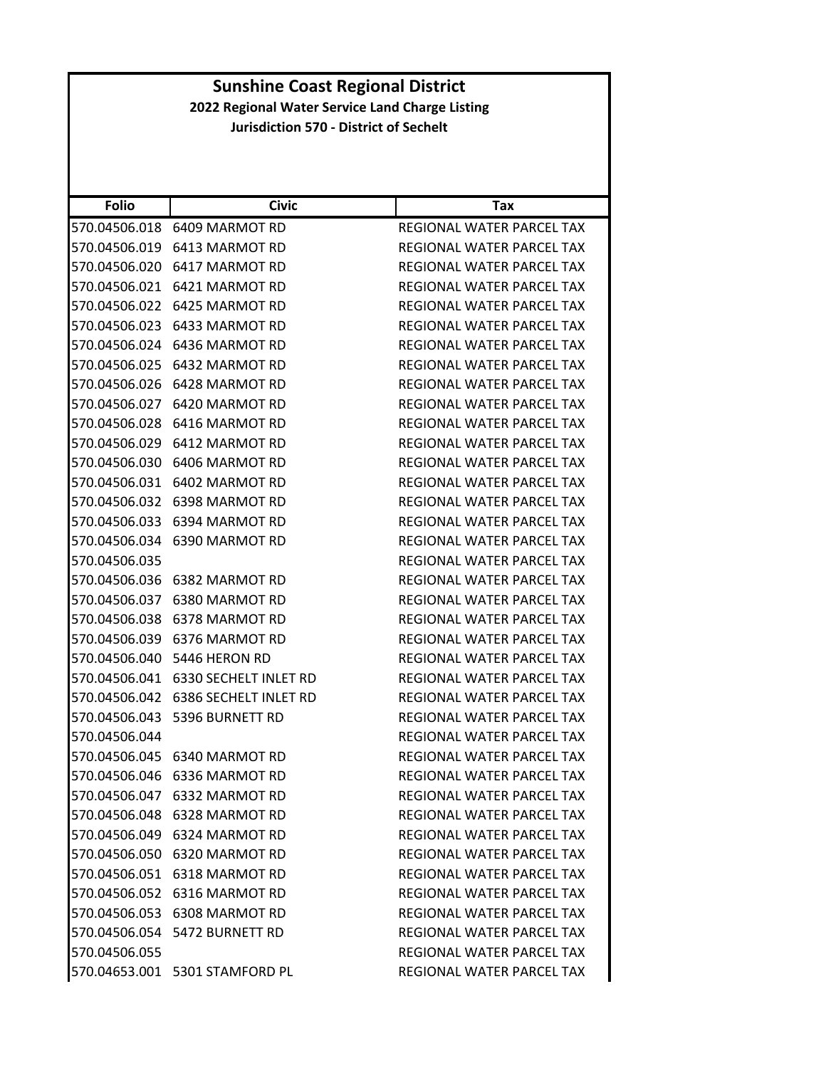# Sunshine Coast Regional District

## 2022 Regional Water Service Land Charge Listing

### Jurisdiction 570 - District of Sechelt

| Folio | Civic | Tax |
|---|---|---|
| 570.04506.018 | 6409 MARMOT RD | REGIONAL WATER PARCEL TAX |
| 570.04506.019 | 6413 MARMOT RD | REGIONAL WATER PARCEL TAX |
| 570.04506.020 | 6417 MARMOT RD | REGIONAL WATER PARCEL TAX |
| 570.04506.021 | 6421 MARMOT RD | REGIONAL WATER PARCEL TAX |
| 570.04506.022 | 6425 MARMOT RD | REGIONAL WATER PARCEL TAX |
| 570.04506.023 | 6433 MARMOT RD | REGIONAL WATER PARCEL TAX |
| 570.04506.024 | 6436 MARMOT RD | REGIONAL WATER PARCEL TAX |
| 570.04506.025 | 6432 MARMOT RD | REGIONAL WATER PARCEL TAX |
| 570.04506.026 | 6428 MARMOT RD | REGIONAL WATER PARCEL TAX |
| 570.04506.027 | 6420 MARMOT RD | REGIONAL WATER PARCEL TAX |
| 570.04506.028 | 6416 MARMOT RD | REGIONAL WATER PARCEL TAX |
| 570.04506.029 | 6412 MARMOT RD | REGIONAL WATER PARCEL TAX |
| 570.04506.030 | 6406 MARMOT RD | REGIONAL WATER PARCEL TAX |
| 570.04506.031 | 6402 MARMOT RD | REGIONAL WATER PARCEL TAX |
| 570.04506.032 | 6398 MARMOT RD | REGIONAL WATER PARCEL TAX |
| 570.04506.033 | 6394 MARMOT RD | REGIONAL WATER PARCEL TAX |
| 570.04506.034 | 6390 MARMOT RD | REGIONAL WATER PARCEL TAX |
| 570.04506.035 | | REGIONAL WATER PARCEL TAX |
| 570.04506.036 | 6382 MARMOT RD | REGIONAL WATER PARCEL TAX |
| 570.04506.037 | 6380 MARMOT RD | REGIONAL WATER PARCEL TAX |
| 570.04506.038 | 6378 MARMOT RD | REGIONAL WATER PARCEL TAX |
| 570.04506.039 | 6376 MARMOT RD | REGIONAL WATER PARCEL TAX |
| 570.04506.040 | 5446 HERON RD | REGIONAL WATER PARCEL TAX |
| 570.04506.041 | 6330 SECHELT INLET RD | REGIONAL WATER PARCEL TAX |
| 570.04506.042 | 6386 SECHELT INLET RD | REGIONAL WATER PARCEL TAX |
| 570.04506.043 | 5396 BURNETT RD | REGIONAL WATER PARCEL TAX |
| 570.04506.044 | | REGIONAL WATER PARCEL TAX |
| 570.04506.045 | 6340 MARMOT RD | REGIONAL WATER PARCEL TAX |
| 570.04506.046 | 6336 MARMOT RD | REGIONAL WATER PARCEL TAX |
| 570.04506.047 | 6332 MARMOT RD | REGIONAL WATER PARCEL TAX |
| 570.04506.048 | 6328 MARMOT RD | REGIONAL WATER PARCEL TAX |
| 570.04506.049 | 6324 MARMOT RD | REGIONAL WATER PARCEL TAX |
| 570.04506.050 | 6320 MARMOT RD | REGIONAL WATER PARCEL TAX |
| 570.04506.051 | 6318 MARMOT RD | REGIONAL WATER PARCEL TAX |
| 570.04506.052 | 6316 MARMOT RD | REGIONAL WATER PARCEL TAX |
| 570.04506.053 | 6308 MARMOT RD | REGIONAL WATER PARCEL TAX |
| 570.04506.054 | 5472 BURNETT RD | REGIONAL WATER PARCEL TAX |
| 570.04506.055 | | REGIONAL WATER PARCEL TAX |
| 570.04653.001 | 5301 STAMFORD PL | REGIONAL WATER PARCEL TAX |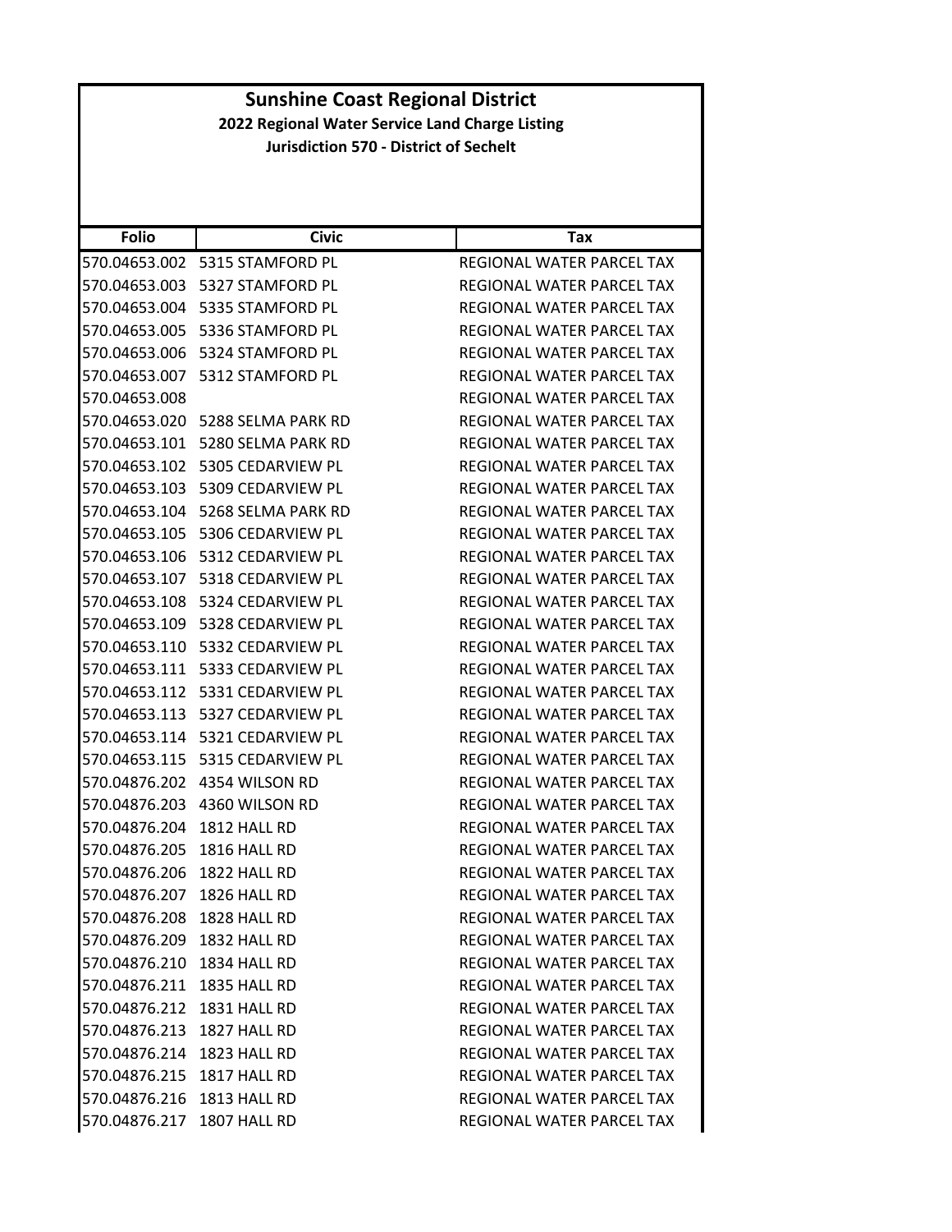# Sunshine Coast Regional District

## 2022 Regional Water Service Land Charge Listing

### Jurisdiction 570 - District of Sechelt

| Folio | Civic | Tax |
|---|---|---|
| 570.04653.002 | 5315 STAMFORD PL | REGIONAL WATER PARCEL TAX |
| 570.04653.003 | 5327 STAMFORD PL | REGIONAL WATER PARCEL TAX |
| 570.04653.004 | 5335 STAMFORD PL | REGIONAL WATER PARCEL TAX |
| 570.04653.005 | 5336 STAMFORD PL | REGIONAL WATER PARCEL TAX |
| 570.04653.006 | 5324 STAMFORD PL | REGIONAL WATER PARCEL TAX |
| 570.04653.007 | 5312 STAMFORD PL | REGIONAL WATER PARCEL TAX |
| 570.04653.008 | | REGIONAL WATER PARCEL TAX |
| 570.04653.020 | 5288 SELMA PARK RD | REGIONAL WATER PARCEL TAX |
| 570.04653.101 | 5280 SELMA PARK RD | REGIONAL WATER PARCEL TAX |
| 570.04653.102 | 5305 CEDARVIEW PL | REGIONAL WATER PARCEL TAX |
| 570.04653.103 | 5309 CEDARVIEW PL | REGIONAL WATER PARCEL TAX |
| 570.04653.104 | 5268 SELMA PARK RD | REGIONAL WATER PARCEL TAX |
| 570.04653.105 | 5306 CEDARVIEW PL | REGIONAL WATER PARCEL TAX |
| 570.04653.106 | 5312 CEDARVIEW PL | REGIONAL WATER PARCEL TAX |
| 570.04653.107 | 5318 CEDARVIEW PL | REGIONAL WATER PARCEL TAX |
| 570.04653.108 | 5324 CEDARVIEW PL | REGIONAL WATER PARCEL TAX |
| 570.04653.109 | 5328 CEDARVIEW PL | REGIONAL WATER PARCEL TAX |
| 570.04653.110 | 5332 CEDARVIEW PL | REGIONAL WATER PARCEL TAX |
| 570.04653.111 | 5333 CEDARVIEW PL | REGIONAL WATER PARCEL TAX |
| 570.04653.112 | 5331 CEDARVIEW PL | REGIONAL WATER PARCEL TAX |
| 570.04653.113 | 5327 CEDARVIEW PL | REGIONAL WATER PARCEL TAX |
| 570.04653.114 | 5321 CEDARVIEW PL | REGIONAL WATER PARCEL TAX |
| 570.04653.115 | 5315 CEDARVIEW PL | REGIONAL WATER PARCEL TAX |
| 570.04876.202 | 4354 WILSON RD | REGIONAL WATER PARCEL TAX |
| 570.04876.203 | 4360 WILSON RD | REGIONAL WATER PARCEL TAX |
| 570.04876.204 | 1812 HALL RD | REGIONAL WATER PARCEL TAX |
| 570.04876.205 | 1816 HALL RD | REGIONAL WATER PARCEL TAX |
| 570.04876.206 | 1822 HALL RD | REGIONAL WATER PARCEL TAX |
| 570.04876.207 | 1826 HALL RD | REGIONAL WATER PARCEL TAX |
| 570.04876.208 | 1828 HALL RD | REGIONAL WATER PARCEL TAX |
| 570.04876.209 | 1832 HALL RD | REGIONAL WATER PARCEL TAX |
| 570.04876.210 | 1834 HALL RD | REGIONAL WATER PARCEL TAX |
| 570.04876.211 | 1835 HALL RD | REGIONAL WATER PARCEL TAX |
| 570.04876.212 | 1831 HALL RD | REGIONAL WATER PARCEL TAX |
| 570.04876.213 | 1827 HALL RD | REGIONAL WATER PARCEL TAX |
| 570.04876.214 | 1823 HALL RD | REGIONAL WATER PARCEL TAX |
| 570.04876.215 | 1817 HALL RD | REGIONAL WATER PARCEL TAX |
| 570.04876.216 | 1813 HALL RD | REGIONAL WATER PARCEL TAX |
| 570.04876.217 | 1807 HALL RD | REGIONAL WATER PARCEL TAX |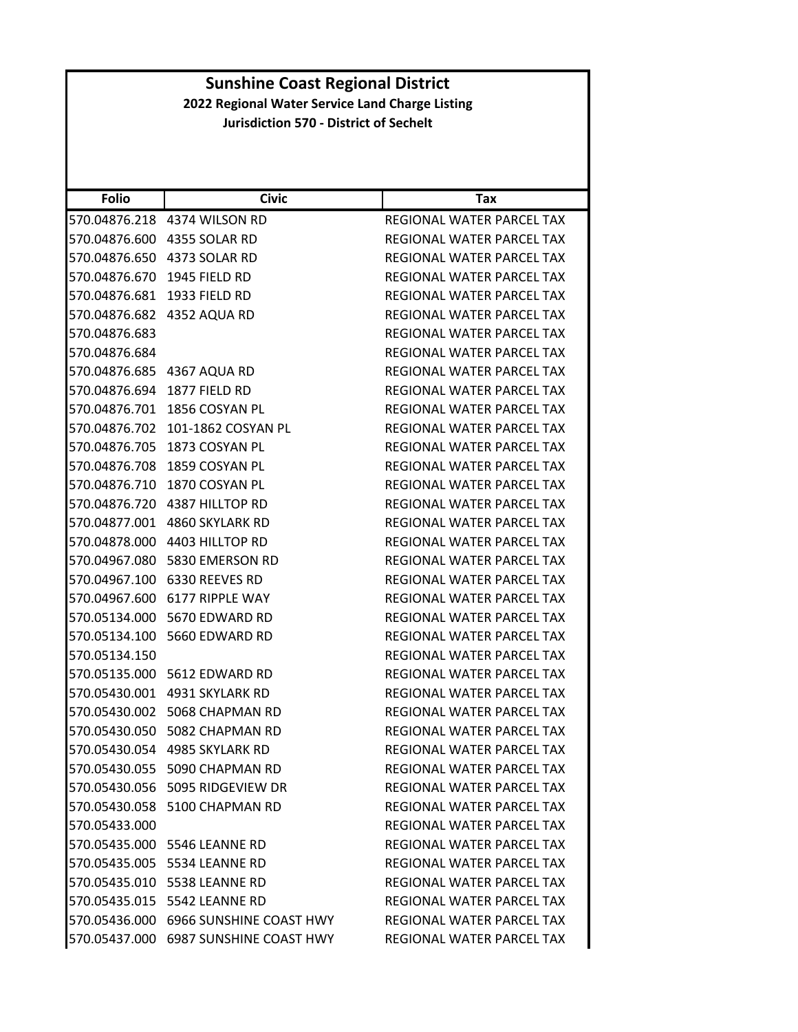# Sunshine Coast Regional District

## 2022 Regional Water Service Land Charge Listing

### Jurisdiction 570 - District of Sechelt

| Folio | Civic | Tax |
|---|---|---|
| 570.04876.218 | 4374 WILSON RD | REGIONAL WATER PARCEL TAX |
| 570.04876.600 | 4355 SOLAR RD | REGIONAL WATER PARCEL TAX |
| 570.04876.650 | 4373 SOLAR RD | REGIONAL WATER PARCEL TAX |
| 570.04876.670 | 1945 FIELD RD | REGIONAL WATER PARCEL TAX |
| 570.04876.681 | 1933 FIELD RD | REGIONAL WATER PARCEL TAX |
| 570.04876.682 | 4352 AQUA RD | REGIONAL WATER PARCEL TAX |
| 570.04876.683 | | REGIONAL WATER PARCEL TAX |
| 570.04876.684 | | REGIONAL WATER PARCEL TAX |
| 570.04876.685 | 4367 AQUA RD | REGIONAL WATER PARCEL TAX |
| 570.04876.694 | 1877 FIELD RD | REGIONAL WATER PARCEL TAX |
| 570.04876.701 | 1856 COSYAN PL | REGIONAL WATER PARCEL TAX |
| 570.04876.702 | 101-1862 COSYAN PL | REGIONAL WATER PARCEL TAX |
| 570.04876.705 | 1873 COSYAN PL | REGIONAL WATER PARCEL TAX |
| 570.04876.708 | 1859 COSYAN PL | REGIONAL WATER PARCEL TAX |
| 570.04876.710 | 1870 COSYAN PL | REGIONAL WATER PARCEL TAX |
| 570.04876.720 | 4387 HILLTOP RD | REGIONAL WATER PARCEL TAX |
| 570.04877.001 | 4860 SKYLARK RD | REGIONAL WATER PARCEL TAX |
| 570.04878.000 | 4403 HILLTOP RD | REGIONAL WATER PARCEL TAX |
| 570.04967.080 | 5830 EMERSON RD | REGIONAL WATER PARCEL TAX |
| 570.04967.100 | 6330 REEVES RD | REGIONAL WATER PARCEL TAX |
| 570.04967.600 | 6177 RIPPLE WAY | REGIONAL WATER PARCEL TAX |
| 570.05134.000 | 5670 EDWARD RD | REGIONAL WATER PARCEL TAX |
| 570.05134.100 | 5660 EDWARD RD | REGIONAL WATER PARCEL TAX |
| 570.05134.150 | | REGIONAL WATER PARCEL TAX |
| 570.05135.000 | 5612 EDWARD RD | REGIONAL WATER PARCEL TAX |
| 570.05430.001 | 4931 SKYLARK RD | REGIONAL WATER PARCEL TAX |
| 570.05430.002 | 5068 CHAPMAN RD | REGIONAL WATER PARCEL TAX |
| 570.05430.050 | 5082 CHAPMAN RD | REGIONAL WATER PARCEL TAX |
| 570.05430.054 | 4985 SKYLARK RD | REGIONAL WATER PARCEL TAX |
| 570.05430.055 | 5090 CHAPMAN RD | REGIONAL WATER PARCEL TAX |
| 570.05430.056 | 5095 RIDGEVIEW DR | REGIONAL WATER PARCEL TAX |
| 570.05430.058 | 5100 CHAPMAN RD | REGIONAL WATER PARCEL TAX |
| 570.05433.000 | | REGIONAL WATER PARCEL TAX |
| 570.05435.000 | 5546 LEANNE RD | REGIONAL WATER PARCEL TAX |
| 570.05435.005 | 5534 LEANNE RD | REGIONAL WATER PARCEL TAX |
| 570.05435.010 | 5538 LEANNE RD | REGIONAL WATER PARCEL TAX |
| 570.05435.015 | 5542 LEANNE RD | REGIONAL WATER PARCEL TAX |
| 570.05436.000 | 6966 SUNSHINE COAST HWY | REGIONAL WATER PARCEL TAX |
| 570.05437.000 | 6987 SUNSHINE COAST HWY | REGIONAL WATER PARCEL TAX |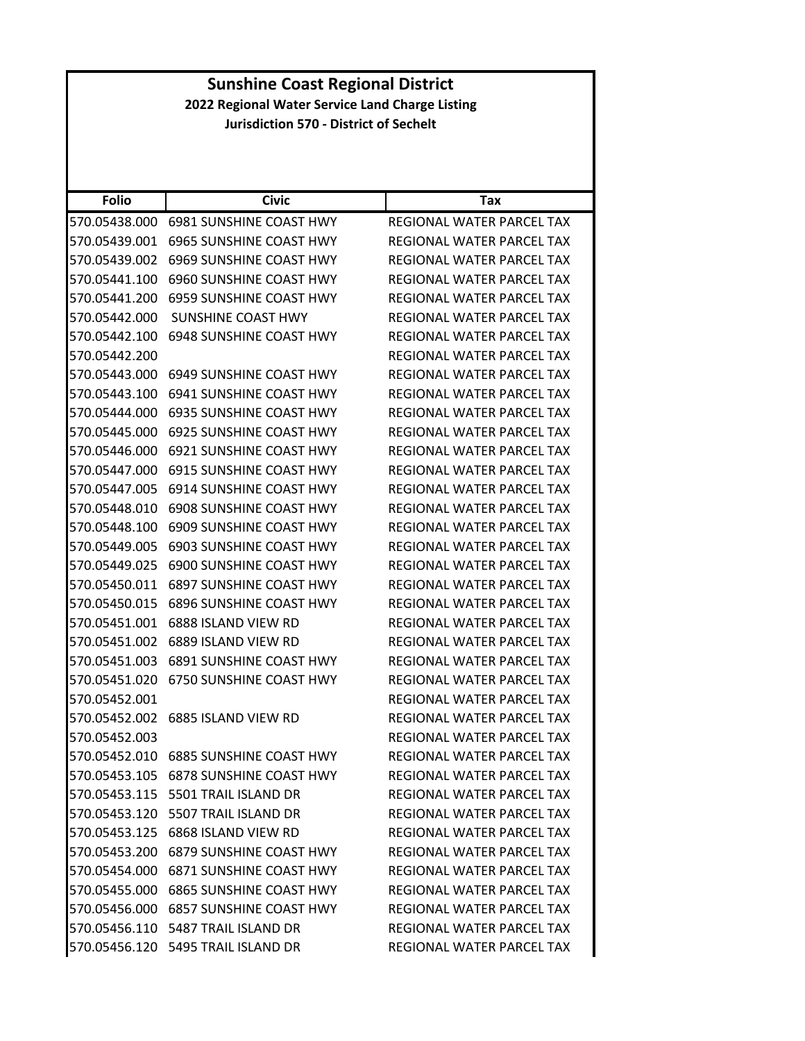# Sunshine Coast Regional District

## 2022 Regional Water Service Land Charge Listing

### Jurisdiction 570 - District of Sechelt

| Folio | Civic | Tax |
|---|---|---|
| 570.05438.000 | 6981 SUNSHINE COAST HWY | REGIONAL WATER PARCEL TAX |
| 570.05439.001 | 6965 SUNSHINE COAST HWY | REGIONAL WATER PARCEL TAX |
| 570.05439.002 | 6969 SUNSHINE COAST HWY | REGIONAL WATER PARCEL TAX |
| 570.05441.100 | 6960 SUNSHINE COAST HWY | REGIONAL WATER PARCEL TAX |
| 570.05441.200 | 6959 SUNSHINE COAST HWY | REGIONAL WATER PARCEL TAX |
| 570.05442.000 | SUNSHINE COAST HWY | REGIONAL WATER PARCEL TAX |
| 570.05442.100 | 6948 SUNSHINE COAST HWY | REGIONAL WATER PARCEL TAX |
| 570.05442.200 | | REGIONAL WATER PARCEL TAX |
| 570.05443.000 | 6949 SUNSHINE COAST HWY | REGIONAL WATER PARCEL TAX |
| 570.05443.100 | 6941 SUNSHINE COAST HWY | REGIONAL WATER PARCEL TAX |
| 570.05444.000 | 6935 SUNSHINE COAST HWY | REGIONAL WATER PARCEL TAX |
| 570.05445.000 | 6925 SUNSHINE COAST HWY | REGIONAL WATER PARCEL TAX |
| 570.05446.000 | 6921 SUNSHINE COAST HWY | REGIONAL WATER PARCEL TAX |
| 570.05447.000 | 6915 SUNSHINE COAST HWY | REGIONAL WATER PARCEL TAX |
| 570.05447.005 | 6914 SUNSHINE COAST HWY | REGIONAL WATER PARCEL TAX |
| 570.05448.010 | 6908 SUNSHINE COAST HWY | REGIONAL WATER PARCEL TAX |
| 570.05448.100 | 6909 SUNSHINE COAST HWY | REGIONAL WATER PARCEL TAX |
| 570.05449.005 | 6903 SUNSHINE COAST HWY | REGIONAL WATER PARCEL TAX |
| 570.05449.025 | 6900 SUNSHINE COAST HWY | REGIONAL WATER PARCEL TAX |
| 570.05450.011 | 6897 SUNSHINE COAST HWY | REGIONAL WATER PARCEL TAX |
| 570.05450.015 | 6896 SUNSHINE COAST HWY | REGIONAL WATER PARCEL TAX |
| 570.05451.001 | 6888 ISLAND VIEW RD | REGIONAL WATER PARCEL TAX |
| 570.05451.002 | 6889 ISLAND VIEW RD | REGIONAL WATER PARCEL TAX |
| 570.05451.003 | 6891 SUNSHINE COAST HWY | REGIONAL WATER PARCEL TAX |
| 570.05451.020 | 6750 SUNSHINE COAST HWY | REGIONAL WATER PARCEL TAX |
| 570.05452.001 | | REGIONAL WATER PARCEL TAX |
| 570.05452.002 | 6885 ISLAND VIEW RD | REGIONAL WATER PARCEL TAX |
| 570.05452.003 | | REGIONAL WATER PARCEL TAX |
| 570.05452.010 | 6885 SUNSHINE COAST HWY | REGIONAL WATER PARCEL TAX |
| 570.05453.105 | 6878 SUNSHINE COAST HWY | REGIONAL WATER PARCEL TAX |
| 570.05453.115 | 5501 TRAIL ISLAND DR | REGIONAL WATER PARCEL TAX |
| 570.05453.120 | 5507 TRAIL ISLAND DR | REGIONAL WATER PARCEL TAX |
| 570.05453.125 | 6868 ISLAND VIEW RD | REGIONAL WATER PARCEL TAX |
| 570.05453.200 | 6879 SUNSHINE COAST HWY | REGIONAL WATER PARCEL TAX |
| 570.05454.000 | 6871 SUNSHINE COAST HWY | REGIONAL WATER PARCEL TAX |
| 570.05455.000 | 6865 SUNSHINE COAST HWY | REGIONAL WATER PARCEL TAX |
| 570.05456.000 | 6857 SUNSHINE COAST HWY | REGIONAL WATER PARCEL TAX |
| 570.05456.110 | 5487 TRAIL ISLAND DR | REGIONAL WATER PARCEL TAX |
| 570.05456.120 | 5495 TRAIL ISLAND DR | REGIONAL WATER PARCEL TAX |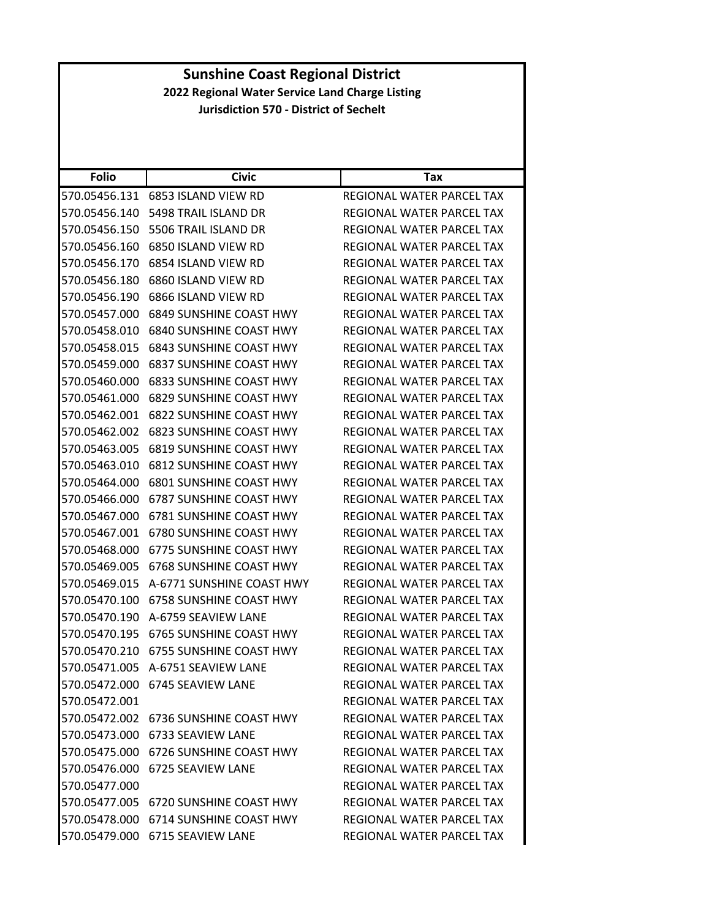# Sunshine Coast Regional District

## 2022 Regional Water Service Land Charge Listing

### Jurisdiction 570 - District of Sechelt

| Folio | Civic | Tax |
|---|---|---|
| 570.05456.131 | 6853 ISLAND VIEW RD | REGIONAL WATER PARCEL TAX |
| 570.05456.140 | 5498 TRAIL ISLAND DR | REGIONAL WATER PARCEL TAX |
| 570.05456.150 | 5506 TRAIL ISLAND DR | REGIONAL WATER PARCEL TAX |
| 570.05456.160 | 6850 ISLAND VIEW RD | REGIONAL WATER PARCEL TAX |
| 570.05456.170 | 6854 ISLAND VIEW RD | REGIONAL WATER PARCEL TAX |
| 570.05456.180 | 6860 ISLAND VIEW RD | REGIONAL WATER PARCEL TAX |
| 570.05456.190 | 6866 ISLAND VIEW RD | REGIONAL WATER PARCEL TAX |
| 570.05457.000 | 6849 SUNSHINE COAST HWY | REGIONAL WATER PARCEL TAX |
| 570.05458.010 | 6840 SUNSHINE COAST HWY | REGIONAL WATER PARCEL TAX |
| 570.05458.015 | 6843 SUNSHINE COAST HWY | REGIONAL WATER PARCEL TAX |
| 570.05459.000 | 6837 SUNSHINE COAST HWY | REGIONAL WATER PARCEL TAX |
| 570.05460.000 | 6833 SUNSHINE COAST HWY | REGIONAL WATER PARCEL TAX |
| 570.05461.000 | 6829 SUNSHINE COAST HWY | REGIONAL WATER PARCEL TAX |
| 570.05462.001 | 6822 SUNSHINE COAST HWY | REGIONAL WATER PARCEL TAX |
| 570.05462.002 | 6823 SUNSHINE COAST HWY | REGIONAL WATER PARCEL TAX |
| 570.05463.005 | 6819 SUNSHINE COAST HWY | REGIONAL WATER PARCEL TAX |
| 570.05463.010 | 6812 SUNSHINE COAST HWY | REGIONAL WATER PARCEL TAX |
| 570.05464.000 | 6801 SUNSHINE COAST HWY | REGIONAL WATER PARCEL TAX |
| 570.05466.000 | 6787 SUNSHINE COAST HWY | REGIONAL WATER PARCEL TAX |
| 570.05467.000 | 6781 SUNSHINE COAST HWY | REGIONAL WATER PARCEL TAX |
| 570.05467.001 | 6780 SUNSHINE COAST HWY | REGIONAL WATER PARCEL TAX |
| 570.05468.000 | 6775 SUNSHINE COAST HWY | REGIONAL WATER PARCEL TAX |
| 570.05469.005 | 6768 SUNSHINE COAST HWY | REGIONAL WATER PARCEL TAX |
| 570.05469.015 | A-6771 SUNSHINE COAST HWY | REGIONAL WATER PARCEL TAX |
| 570.05470.100 | 6758 SUNSHINE COAST HWY | REGIONAL WATER PARCEL TAX |
| 570.05470.190 | A-6759 SEAVIEW LANE | REGIONAL WATER PARCEL TAX |
| 570.05470.195 | 6765 SUNSHINE COAST HWY | REGIONAL WATER PARCEL TAX |
| 570.05470.210 | 6755 SUNSHINE COAST HWY | REGIONAL WATER PARCEL TAX |
| 570.05471.005 | A-6751 SEAVIEW LANE | REGIONAL WATER PARCEL TAX |
| 570.05472.000 | 6745 SEAVIEW LANE | REGIONAL WATER PARCEL TAX |
| 570.05472.001 | | REGIONAL WATER PARCEL TAX |
| 570.05472.002 | 6736 SUNSHINE COAST HWY | REGIONAL WATER PARCEL TAX |
| 570.05473.000 | 6733 SEAVIEW LANE | REGIONAL WATER PARCEL TAX |
| 570.05475.000 | 6726 SUNSHINE COAST HWY | REGIONAL WATER PARCEL TAX |
| 570.05476.000 | 6725 SEAVIEW LANE | REGIONAL WATER PARCEL TAX |
| 570.05477.000 | | REGIONAL WATER PARCEL TAX |
| 570.05477.005 | 6720 SUNSHINE COAST HWY | REGIONAL WATER PARCEL TAX |
| 570.05478.000 | 6714 SUNSHINE COAST HWY | REGIONAL WATER PARCEL TAX |
| 570.05479.000 | 6715 SEAVIEW LANE | REGIONAL WATER PARCEL TAX |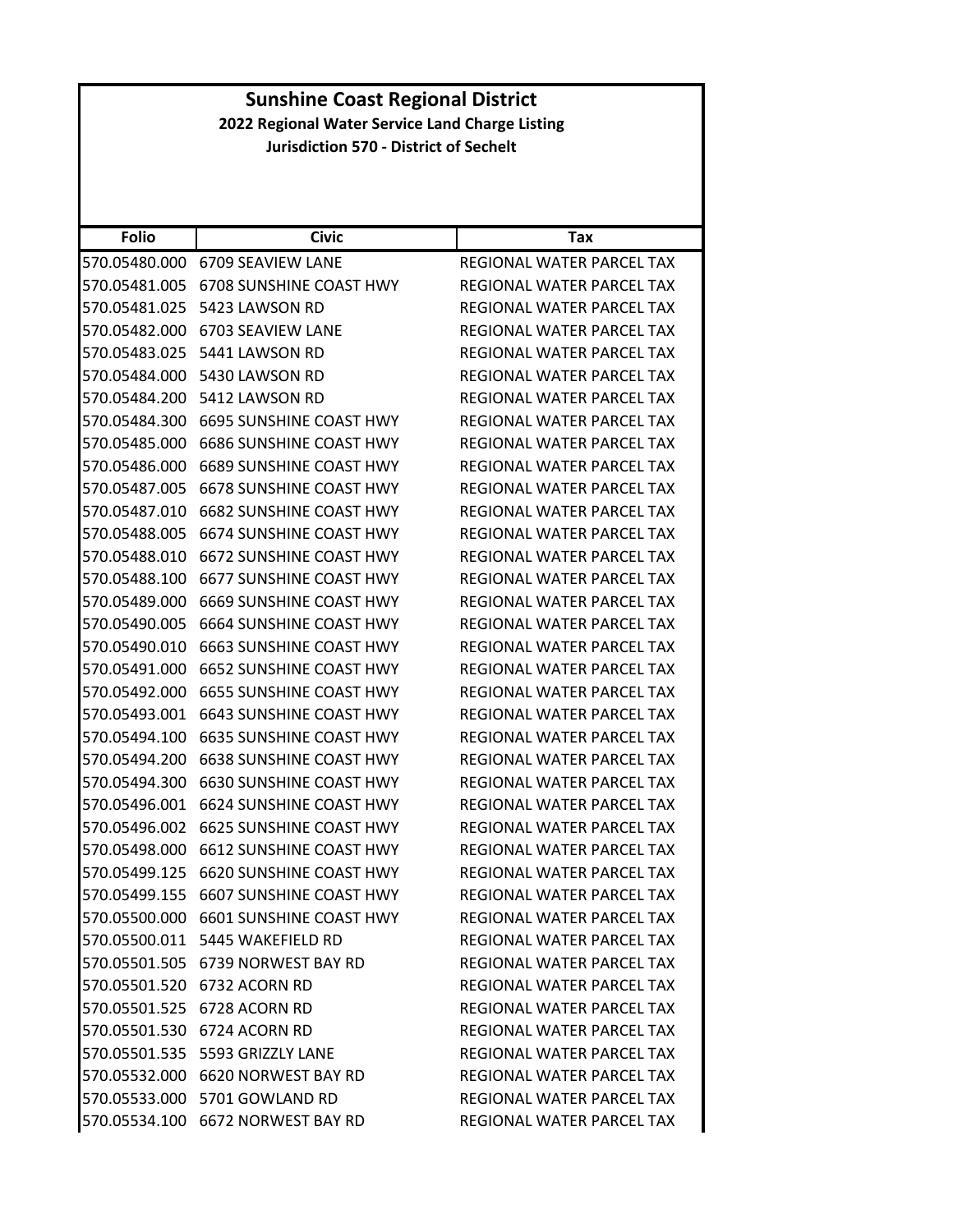# Sunshine Coast Regional District

**2022 Regional Water Service Land Charge Listing**

**Jurisdiction 570 - District of Sechelt**

| Folio | Civic | Tax |
|---|---|---|
| 570.05480.000 | 6709 SEAVIEW LANE | REGIONAL WATER PARCEL TAX |
| 570.05481.005 | 6708 SUNSHINE COAST HWY | REGIONAL WATER PARCEL TAX |
| 570.05481.025 | 5423 LAWSON RD | REGIONAL WATER PARCEL TAX |
| 570.05482.000 | 6703 SEAVIEW LANE | REGIONAL WATER PARCEL TAX |
| 570.05483.025 | 5441 LAWSON RD | REGIONAL WATER PARCEL TAX |
| 570.05484.000 | 5430 LAWSON RD | REGIONAL WATER PARCEL TAX |
| 570.05484.200 | 5412 LAWSON RD | REGIONAL WATER PARCEL TAX |
| 570.05484.300 | 6695 SUNSHINE COAST HWY | REGIONAL WATER PARCEL TAX |
| 570.05485.000 | 6686 SUNSHINE COAST HWY | REGIONAL WATER PARCEL TAX |
| 570.05486.000 | 6689 SUNSHINE COAST HWY | REGIONAL WATER PARCEL TAX |
| 570.05487.005 | 6678 SUNSHINE COAST HWY | REGIONAL WATER PARCEL TAX |
| 570.05487.010 | 6682 SUNSHINE COAST HWY | REGIONAL WATER PARCEL TAX |
| 570.05488.005 | 6674 SUNSHINE COAST HWY | REGIONAL WATER PARCEL TAX |
| 570.05488.010 | 6672 SUNSHINE COAST HWY | REGIONAL WATER PARCEL TAX |
| 570.05488.100 | 6677 SUNSHINE COAST HWY | REGIONAL WATER PARCEL TAX |
| 570.05489.000 | 6669 SUNSHINE COAST HWY | REGIONAL WATER PARCEL TAX |
| 570.05490.005 | 6664 SUNSHINE COAST HWY | REGIONAL WATER PARCEL TAX |
| 570.05490.010 | 6663 SUNSHINE COAST HWY | REGIONAL WATER PARCEL TAX |
| 570.05491.000 | 6652 SUNSHINE COAST HWY | REGIONAL WATER PARCEL TAX |
| 570.05492.000 | 6655 SUNSHINE COAST HWY | REGIONAL WATER PARCEL TAX |
| 570.05493.001 | 6643 SUNSHINE COAST HWY | REGIONAL WATER PARCEL TAX |
| 570.05494.100 | 6635 SUNSHINE COAST HWY | REGIONAL WATER PARCEL TAX |
| 570.05494.200 | 6638 SUNSHINE COAST HWY | REGIONAL WATER PARCEL TAX |
| 570.05494.300 | 6630 SUNSHINE COAST HWY | REGIONAL WATER PARCEL TAX |
| 570.05496.001 | 6624 SUNSHINE COAST HWY | REGIONAL WATER PARCEL TAX |
| 570.05496.002 | 6625 SUNSHINE COAST HWY | REGIONAL WATER PARCEL TAX |
| 570.05498.000 | 6612 SUNSHINE COAST HWY | REGIONAL WATER PARCEL TAX |
| 570.05499.125 | 6620 SUNSHINE COAST HWY | REGIONAL WATER PARCEL TAX |
| 570.05499.155 | 6607 SUNSHINE COAST HWY | REGIONAL WATER PARCEL TAX |
| 570.05500.000 | 6601 SUNSHINE COAST HWY | REGIONAL WATER PARCEL TAX |
| 570.05500.011 | 5445 WAKEFIELD RD | REGIONAL WATER PARCEL TAX |
| 570.05501.505 | 6739 NORWEST BAY RD | REGIONAL WATER PARCEL TAX |
| 570.05501.520 | 6732 ACORN RD | REGIONAL WATER PARCEL TAX |
| 570.05501.525 | 6728 ACORN RD | REGIONAL WATER PARCEL TAX |
| 570.05501.530 | 6724 ACORN RD | REGIONAL WATER PARCEL TAX |
| 570.05501.535 | 5593 GRIZZLY LANE | REGIONAL WATER PARCEL TAX |
| 570.05532.000 | 6620 NORWEST BAY RD | REGIONAL WATER PARCEL TAX |
| 570.05533.000 | 5701 GOWLAND RD | REGIONAL WATER PARCEL TAX |
| 570.05534.100 | 6672 NORWEST BAY RD | REGIONAL WATER PARCEL TAX |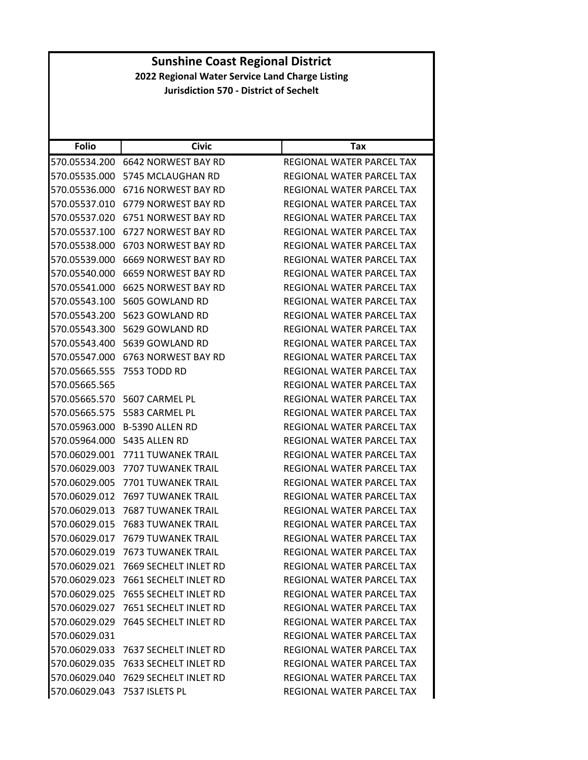# Sunshine Coast Regional District

**2022 Regional Water Service Land Charge Listing**

**Jurisdiction 570 - District of Sechelt**

| Folio | Civic | Tax |
|---|---|---|
| 570.05534.200 | 6642 NORWEST BAY RD | REGIONAL WATER PARCEL TAX |
| 570.05535.000 | 5745 MCLAUGHAN RD | REGIONAL WATER PARCEL TAX |
| 570.05536.000 | 6716 NORWEST BAY RD | REGIONAL WATER PARCEL TAX |
| 570.05537.010 | 6779 NORWEST BAY RD | REGIONAL WATER PARCEL TAX |
| 570.05537.020 | 6751 NORWEST BAY RD | REGIONAL WATER PARCEL TAX |
| 570.05537.100 | 6727 NORWEST BAY RD | REGIONAL WATER PARCEL TAX |
| 570.05538.000 | 6703 NORWEST BAY RD | REGIONAL WATER PARCEL TAX |
| 570.05539.000 | 6669 NORWEST BAY RD | REGIONAL WATER PARCEL TAX |
| 570.05540.000 | 6659 NORWEST BAY RD | REGIONAL WATER PARCEL TAX |
| 570.05541.000 | 6625 NORWEST BAY RD | REGIONAL WATER PARCEL TAX |
| 570.05543.100 | 5605 GOWLAND RD | REGIONAL WATER PARCEL TAX |
| 570.05543.200 | 5623 GOWLAND RD | REGIONAL WATER PARCEL TAX |
| 570.05543.300 | 5629 GOWLAND RD | REGIONAL WATER PARCEL TAX |
| 570.05543.400 | 5639 GOWLAND RD | REGIONAL WATER PARCEL TAX |
| 570.05547.000 | 6763 NORWEST BAY RD | REGIONAL WATER PARCEL TAX |
| 570.05665.555 | 7553 TODD RD | REGIONAL WATER PARCEL TAX |
| 570.05665.565 | | REGIONAL WATER PARCEL TAX |
| 570.05665.570 | 5607 CARMEL PL | REGIONAL WATER PARCEL TAX |
| 570.05665.575 | 5583 CARMEL PL | REGIONAL WATER PARCEL TAX |
| 570.05963.000 | B-5390 ALLEN RD | REGIONAL WATER PARCEL TAX |
| 570.05964.000 | 5435 ALLEN RD | REGIONAL WATER PARCEL TAX |
| 570.06029.001 | 7711 TUWANEK TRAIL | REGIONAL WATER PARCEL TAX |
| 570.06029.003 | 7707 TUWANEK TRAIL | REGIONAL WATER PARCEL TAX |
| 570.06029.005 | 7701 TUWANEK TRAIL | REGIONAL WATER PARCEL TAX |
| 570.06029.012 | 7697 TUWANEK TRAIL | REGIONAL WATER PARCEL TAX |
| 570.06029.013 | 7687 TUWANEK TRAIL | REGIONAL WATER PARCEL TAX |
| 570.06029.015 | 7683 TUWANEK TRAIL | REGIONAL WATER PARCEL TAX |
| 570.06029.017 | 7679 TUWANEK TRAIL | REGIONAL WATER PARCEL TAX |
| 570.06029.019 | 7673 TUWANEK TRAIL | REGIONAL WATER PARCEL TAX |
| 570.06029.021 | 7669 SECHELT INLET RD | REGIONAL WATER PARCEL TAX |
| 570.06029.023 | 7661 SECHELT INLET RD | REGIONAL WATER PARCEL TAX |
| 570.06029.025 | 7655 SECHELT INLET RD | REGIONAL WATER PARCEL TAX |
| 570.06029.027 | 7651 SECHELT INLET RD | REGIONAL WATER PARCEL TAX |
| 570.06029.029 | 7645 SECHELT INLET RD | REGIONAL WATER PARCEL TAX |
| 570.06029.031 | | REGIONAL WATER PARCEL TAX |
| 570.06029.033 | 7637 SECHELT INLET RD | REGIONAL WATER PARCEL TAX |
| 570.06029.035 | 7633 SECHELT INLET RD | REGIONAL WATER PARCEL TAX |
| 570.06029.040 | 7629 SECHELT INLET RD | REGIONAL WATER PARCEL TAX |
| 570.06029.043 | 7537 ISLETS PL | REGIONAL WATER PARCEL TAX |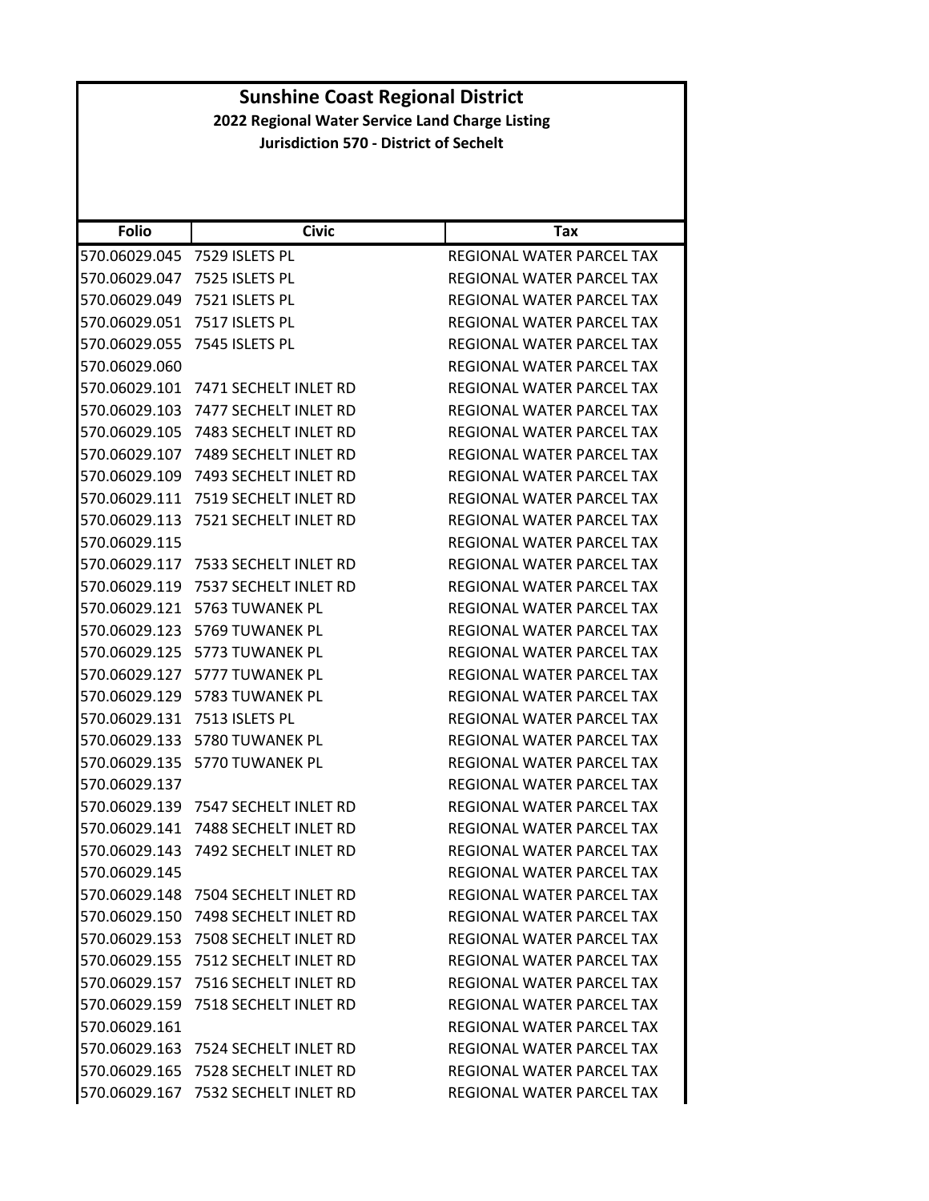# Sunshine Coast Regional District

**2022 Regional Water Service Land Charge Listing**

**Jurisdiction 570 - District of Sechelt**

| Folio | Civic | Tax |
|---|---|---|
| 570.06029.045 | 7529 ISLETS PL | REGIONAL WATER PARCEL TAX |
| 570.06029.047 | 7525 ISLETS PL | REGIONAL WATER PARCEL TAX |
| 570.06029.049 | 7521 ISLETS PL | REGIONAL WATER PARCEL TAX |
| 570.06029.051 | 7517 ISLETS PL | REGIONAL WATER PARCEL TAX |
| 570.06029.055 | 7545 ISLETS PL | REGIONAL WATER PARCEL TAX |
| 570.06029.060 | | REGIONAL WATER PARCEL TAX |
| 570.06029.101 | 7471 SECHELT INLET RD | REGIONAL WATER PARCEL TAX |
| 570.06029.103 | 7477 SECHELT INLET RD | REGIONAL WATER PARCEL TAX |
| 570.06029.105 | 7483 SECHELT INLET RD | REGIONAL WATER PARCEL TAX |
| 570.06029.107 | 7489 SECHELT INLET RD | REGIONAL WATER PARCEL TAX |
| 570.06029.109 | 7493 SECHELT INLET RD | REGIONAL WATER PARCEL TAX |
| 570.06029.111 | 7519 SECHELT INLET RD | REGIONAL WATER PARCEL TAX |
| 570.06029.113 | 7521 SECHELT INLET RD | REGIONAL WATER PARCEL TAX |
| 570.06029.115 | | REGIONAL WATER PARCEL TAX |
| 570.06029.117 | 7533 SECHELT INLET RD | REGIONAL WATER PARCEL TAX |
| 570.06029.119 | 7537 SECHELT INLET RD | REGIONAL WATER PARCEL TAX |
| 570.06029.121 | 5763 TUWANEK PL | REGIONAL WATER PARCEL TAX |
| 570.06029.123 | 5769 TUWANEK PL | REGIONAL WATER PARCEL TAX |
| 570.06029.125 | 5773 TUWANEK PL | REGIONAL WATER PARCEL TAX |
| 570.06029.127 | 5777 TUWANEK PL | REGIONAL WATER PARCEL TAX |
| 570.06029.129 | 5783 TUWANEK PL | REGIONAL WATER PARCEL TAX |
| 570.06029.131 | 7513 ISLETS PL | REGIONAL WATER PARCEL TAX |
| 570.06029.133 | 5780 TUWANEK PL | REGIONAL WATER PARCEL TAX |
| 570.06029.135 | 5770 TUWANEK PL | REGIONAL WATER PARCEL TAX |
| 570.06029.137 | | REGIONAL WATER PARCEL TAX |
| 570.06029.139 | 7547 SECHELT INLET RD | REGIONAL WATER PARCEL TAX |
| 570.06029.141 | 7488 SECHELT INLET RD | REGIONAL WATER PARCEL TAX |
| 570.06029.143 | 7492 SECHELT INLET RD | REGIONAL WATER PARCEL TAX |
| 570.06029.145 | | REGIONAL WATER PARCEL TAX |
| 570.06029.148 | 7504 SECHELT INLET RD | REGIONAL WATER PARCEL TAX |
| 570.06029.150 | 7498 SECHELT INLET RD | REGIONAL WATER PARCEL TAX |
| 570.06029.153 | 7508 SECHELT INLET RD | REGIONAL WATER PARCEL TAX |
| 570.06029.155 | 7512 SECHELT INLET RD | REGIONAL WATER PARCEL TAX |
| 570.06029.157 | 7516 SECHELT INLET RD | REGIONAL WATER PARCEL TAX |
| 570.06029.159 | 7518 SECHELT INLET RD | REGIONAL WATER PARCEL TAX |
| 570.06029.161 | | REGIONAL WATER PARCEL TAX |
| 570.06029.163 | 7524 SECHELT INLET RD | REGIONAL WATER PARCEL TAX |
| 570.06029.165 | 7528 SECHELT INLET RD | REGIONAL WATER PARCEL TAX |
| 570.06029.167 | 7532 SECHELT INLET RD | REGIONAL WATER PARCEL TAX |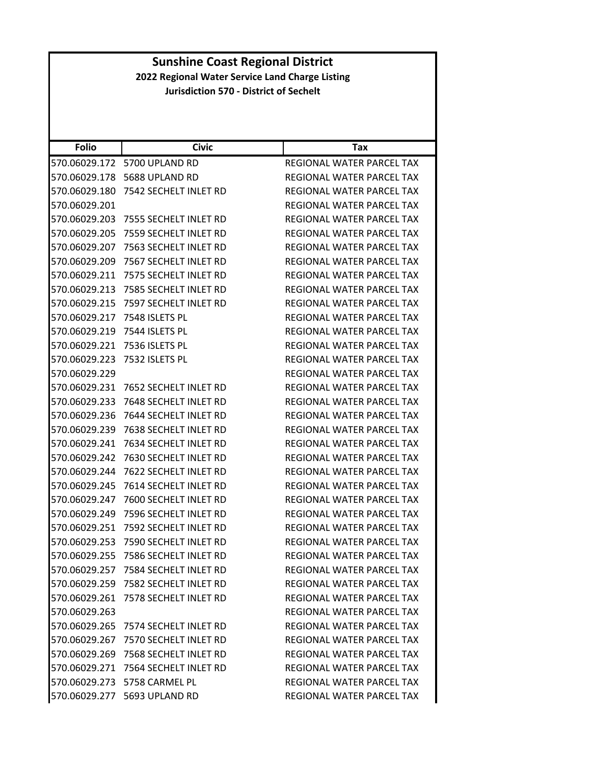# Sunshine Coast Regional District

**2022 Regional Water Service Land Charge Listing**

**Jurisdiction 570 - District of Sechelt**

| Folio | Civic | Tax |
|---|---|---|
| 570.06029.172 | 5700 UPLAND RD | REGIONAL WATER PARCEL TAX |
| 570.06029.178 | 5688 UPLAND RD | REGIONAL WATER PARCEL TAX |
| 570.06029.180 | 7542 SECHELT INLET RD | REGIONAL WATER PARCEL TAX |
| 570.06029.201 | | REGIONAL WATER PARCEL TAX |
| 570.06029.203 | 7555 SECHELT INLET RD | REGIONAL WATER PARCEL TAX |
| 570.06029.205 | 7559 SECHELT INLET RD | REGIONAL WATER PARCEL TAX |
| 570.06029.207 | 7563 SECHELT INLET RD | REGIONAL WATER PARCEL TAX |
| 570.06029.209 | 7567 SECHELT INLET RD | REGIONAL WATER PARCEL TAX |
| 570.06029.211 | 7575 SECHELT INLET RD | REGIONAL WATER PARCEL TAX |
| 570.06029.213 | 7585 SECHELT INLET RD | REGIONAL WATER PARCEL TAX |
| 570.06029.215 | 7597 SECHELT INLET RD | REGIONAL WATER PARCEL TAX |
| 570.06029.217 | 7548 ISLETS PL | REGIONAL WATER PARCEL TAX |
| 570.06029.219 | 7544 ISLETS PL | REGIONAL WATER PARCEL TAX |
| 570.06029.221 | 7536 ISLETS PL | REGIONAL WATER PARCEL TAX |
| 570.06029.223 | 7532 ISLETS PL | REGIONAL WATER PARCEL TAX |
| 570.06029.229 | | REGIONAL WATER PARCEL TAX |
| 570.06029.231 | 7652 SECHELT INLET RD | REGIONAL WATER PARCEL TAX |
| 570.06029.233 | 7648 SECHELT INLET RD | REGIONAL WATER PARCEL TAX |
| 570.06029.236 | 7644 SECHELT INLET RD | REGIONAL WATER PARCEL TAX |
| 570.06029.239 | 7638 SECHELT INLET RD | REGIONAL WATER PARCEL TAX |
| 570.06029.241 | 7634 SECHELT INLET RD | REGIONAL WATER PARCEL TAX |
| 570.06029.242 | 7630 SECHELT INLET RD | REGIONAL WATER PARCEL TAX |
| 570.06029.244 | 7622 SECHELT INLET RD | REGIONAL WATER PARCEL TAX |
| 570.06029.245 | 7614 SECHELT INLET RD | REGIONAL WATER PARCEL TAX |
| 570.06029.247 | 7600 SECHELT INLET RD | REGIONAL WATER PARCEL TAX |
| 570.06029.249 | 7596 SECHELT INLET RD | REGIONAL WATER PARCEL TAX |
| 570.06029.251 | 7592 SECHELT INLET RD | REGIONAL WATER PARCEL TAX |
| 570.06029.253 | 7590 SECHELT INLET RD | REGIONAL WATER PARCEL TAX |
| 570.06029.255 | 7586 SECHELT INLET RD | REGIONAL WATER PARCEL TAX |
| 570.06029.257 | 7584 SECHELT INLET RD | REGIONAL WATER PARCEL TAX |
| 570.06029.259 | 7582 SECHELT INLET RD | REGIONAL WATER PARCEL TAX |
| 570.06029.261 | 7578 SECHELT INLET RD | REGIONAL WATER PARCEL TAX |
| 570.06029.263 | | REGIONAL WATER PARCEL TAX |
| 570.06029.265 | 7574 SECHELT INLET RD | REGIONAL WATER PARCEL TAX |
| 570.06029.267 | 7570 SECHELT INLET RD | REGIONAL WATER PARCEL TAX |
| 570.06029.269 | 7568 SECHELT INLET RD | REGIONAL WATER PARCEL TAX |
| 570.06029.271 | 7564 SECHELT INLET RD | REGIONAL WATER PARCEL TAX |
| 570.06029.273 | 5758 CARMEL PL | REGIONAL WATER PARCEL TAX |
| 570.06029.277 | 5693 UPLAND RD | REGIONAL WATER PARCEL TAX |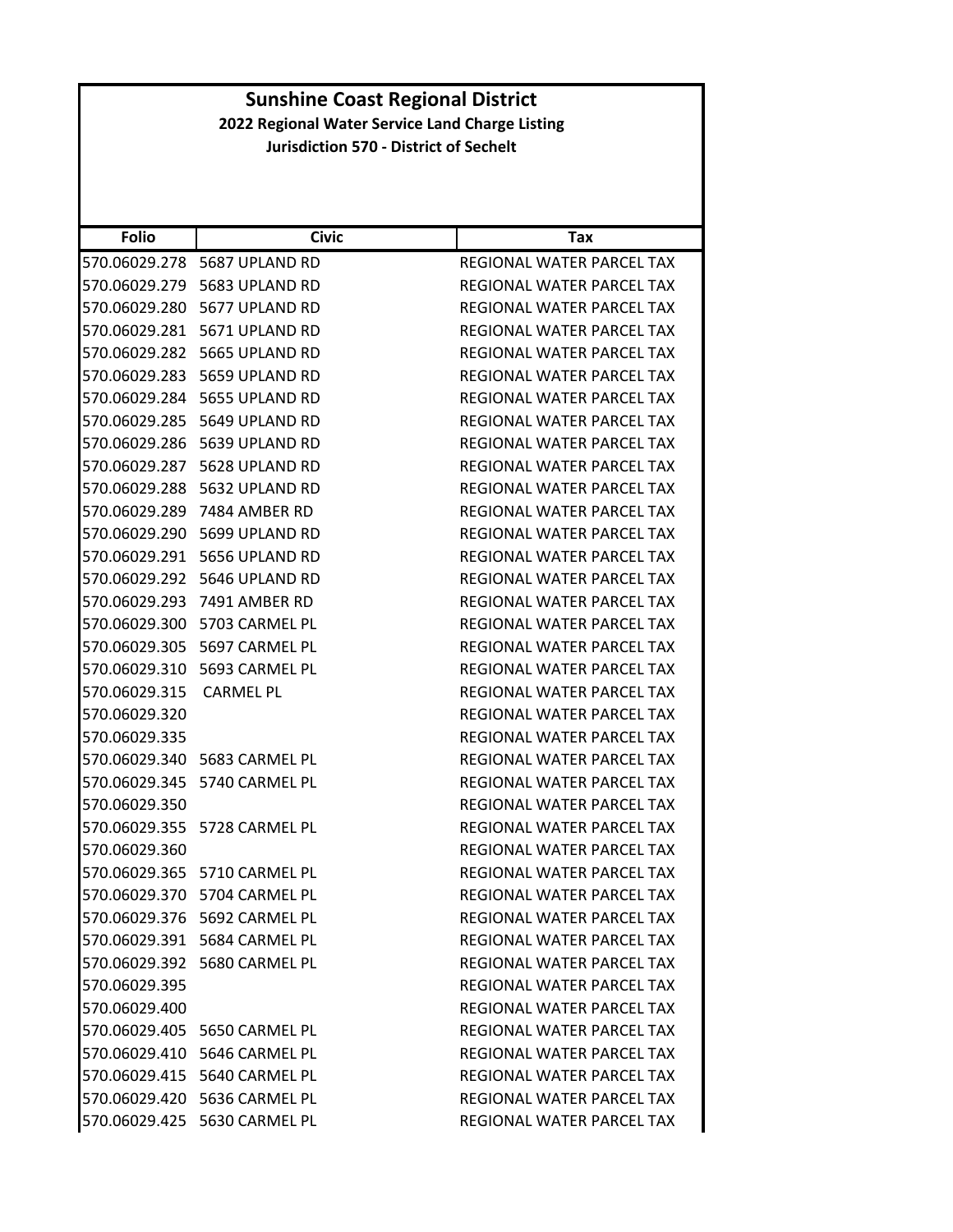# Sunshine Coast Regional District

**2022 Regional Water Service Land Charge Listing**

**Jurisdiction 570 - District of Sechelt**

| Folio | Civic | Tax |
|---|---|---|
| 570.06029.278 | 5687 UPLAND RD | REGIONAL WATER PARCEL TAX |
| 570.06029.279 | 5683 UPLAND RD | REGIONAL WATER PARCEL TAX |
| 570.06029.280 | 5677 UPLAND RD | REGIONAL WATER PARCEL TAX |
| 570.06029.281 | 5671 UPLAND RD | REGIONAL WATER PARCEL TAX |
| 570.06029.282 | 5665 UPLAND RD | REGIONAL WATER PARCEL TAX |
| 570.06029.283 | 5659 UPLAND RD | REGIONAL WATER PARCEL TAX |
| 570.06029.284 | 5655 UPLAND RD | REGIONAL WATER PARCEL TAX |
| 570.06029.285 | 5649 UPLAND RD | REGIONAL WATER PARCEL TAX |
| 570.06029.286 | 5639 UPLAND RD | REGIONAL WATER PARCEL TAX |
| 570.06029.287 | 5628 UPLAND RD | REGIONAL WATER PARCEL TAX |
| 570.06029.288 | 5632 UPLAND RD | REGIONAL WATER PARCEL TAX |
| 570.06029.289 | 7484 AMBER RD | REGIONAL WATER PARCEL TAX |
| 570.06029.290 | 5699 UPLAND RD | REGIONAL WATER PARCEL TAX |
| 570.06029.291 | 5656 UPLAND RD | REGIONAL WATER PARCEL TAX |
| 570.06029.292 | 5646 UPLAND RD | REGIONAL WATER PARCEL TAX |
| 570.06029.293 | 7491 AMBER RD | REGIONAL WATER PARCEL TAX |
| 570.06029.300 | 5703 CARMEL PL | REGIONAL WATER PARCEL TAX |
| 570.06029.305 | 5697 CARMEL PL | REGIONAL WATER PARCEL TAX |
| 570.06029.310 | 5693 CARMEL PL | REGIONAL WATER PARCEL TAX |
| 570.06029.315 | CARMEL PL | REGIONAL WATER PARCEL TAX |
| 570.06029.320 | | REGIONAL WATER PARCEL TAX |
| 570.06029.335 | | REGIONAL WATER PARCEL TAX |
| 570.06029.340 | 5683 CARMEL PL | REGIONAL WATER PARCEL TAX |
| 570.06029.345 | 5740 CARMEL PL | REGIONAL WATER PARCEL TAX |
| 570.06029.350 | | REGIONAL WATER PARCEL TAX |
| 570.06029.355 | 5728 CARMEL PL | REGIONAL WATER PARCEL TAX |
| 570.06029.360 | | REGIONAL WATER PARCEL TAX |
| 570.06029.365 | 5710 CARMEL PL | REGIONAL WATER PARCEL TAX |
| 570.06029.370 | 5704 CARMEL PL | REGIONAL WATER PARCEL TAX |
| 570.06029.376 | 5692 CARMEL PL | REGIONAL WATER PARCEL TAX |
| 570.06029.391 | 5684 CARMEL PL | REGIONAL WATER PARCEL TAX |
| 570.06029.392 | 5680 CARMEL PL | REGIONAL WATER PARCEL TAX |
| 570.06029.395 | | REGIONAL WATER PARCEL TAX |
| 570.06029.400 | | REGIONAL WATER PARCEL TAX |
| 570.06029.405 | 5650 CARMEL PL | REGIONAL WATER PARCEL TAX |
| 570.06029.410 | 5646 CARMEL PL | REGIONAL WATER PARCEL TAX |
| 570.06029.415 | 5640 CARMEL PL | REGIONAL WATER PARCEL TAX |
| 570.06029.420 | 5636 CARMEL PL | REGIONAL WATER PARCEL TAX |
| 570.06029.425 | 5630 CARMEL PL | REGIONAL WATER PARCEL TAX |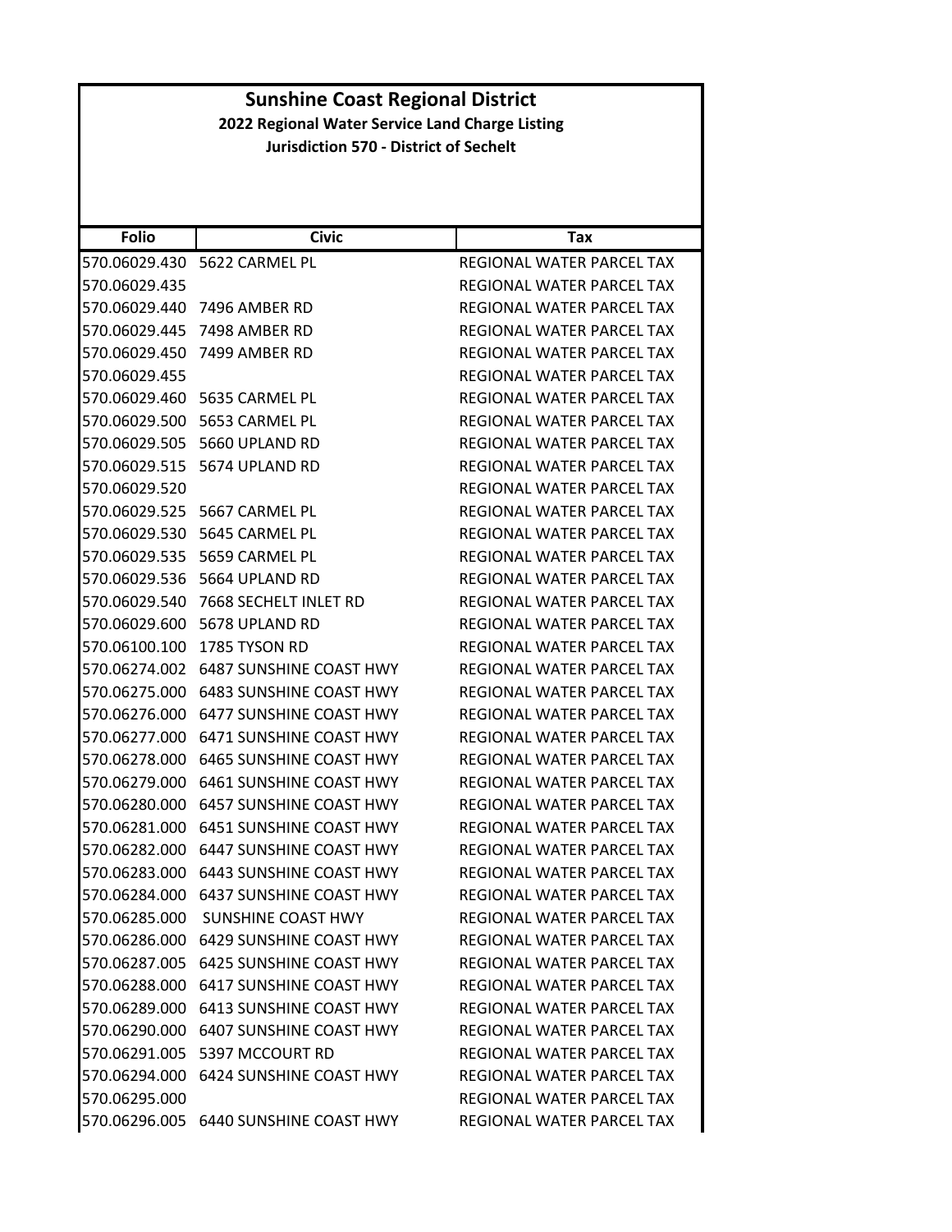# Sunshine Coast Regional District

## 2022 Regional Water Service Land Charge Listing

### Jurisdiction 570 - District of Sechelt

| Folio | Civic | Tax |
|---|---|---|
| 570.06029.430 | 5622 CARMEL PL | REGIONAL WATER PARCEL TAX |
| 570.06029.435 | | REGIONAL WATER PARCEL TAX |
| 570.06029.440 | 7496 AMBER RD | REGIONAL WATER PARCEL TAX |
| 570.06029.445 | 7498 AMBER RD | REGIONAL WATER PARCEL TAX |
| 570.06029.450 | 7499 AMBER RD | REGIONAL WATER PARCEL TAX |
| 570.06029.455 | | REGIONAL WATER PARCEL TAX |
| 570.06029.460 | 5635 CARMEL PL | REGIONAL WATER PARCEL TAX |
| 570.06029.500 | 5653 CARMEL PL | REGIONAL WATER PARCEL TAX |
| 570.06029.505 | 5660 UPLAND RD | REGIONAL WATER PARCEL TAX |
| 570.06029.515 | 5674 UPLAND RD | REGIONAL WATER PARCEL TAX |
| 570.06029.520 | | REGIONAL WATER PARCEL TAX |
| 570.06029.525 | 5667 CARMEL PL | REGIONAL WATER PARCEL TAX |
| 570.06029.530 | 5645 CARMEL PL | REGIONAL WATER PARCEL TAX |
| 570.06029.535 | 5659 CARMEL PL | REGIONAL WATER PARCEL TAX |
| 570.06029.536 | 5664 UPLAND RD | REGIONAL WATER PARCEL TAX |
| 570.06029.540 | 7668 SECHELT INLET RD | REGIONAL WATER PARCEL TAX |
| 570.06029.600 | 5678 UPLAND RD | REGIONAL WATER PARCEL TAX |
| 570.06100.100 | 1785 TYSON RD | REGIONAL WATER PARCEL TAX |
| 570.06274.002 | 6487 SUNSHINE COAST HWY | REGIONAL WATER PARCEL TAX |
| 570.06275.000 | 6483 SUNSHINE COAST HWY | REGIONAL WATER PARCEL TAX |
| 570.06276.000 | 6477 SUNSHINE COAST HWY | REGIONAL WATER PARCEL TAX |
| 570.06277.000 | 6471 SUNSHINE COAST HWY | REGIONAL WATER PARCEL TAX |
| 570.06278.000 | 6465 SUNSHINE COAST HWY | REGIONAL WATER PARCEL TAX |
| 570.06279.000 | 6461 SUNSHINE COAST HWY | REGIONAL WATER PARCEL TAX |
| 570.06280.000 | 6457 SUNSHINE COAST HWY | REGIONAL WATER PARCEL TAX |
| 570.06281.000 | 6451 SUNSHINE COAST HWY | REGIONAL WATER PARCEL TAX |
| 570.06282.000 | 6447 SUNSHINE COAST HWY | REGIONAL WATER PARCEL TAX |
| 570.06283.000 | 6443 SUNSHINE COAST HWY | REGIONAL WATER PARCEL TAX |
| 570.06284.000 | 6437 SUNSHINE COAST HWY | REGIONAL WATER PARCEL TAX |
| 570.06285.000 | SUNSHINE COAST HWY | REGIONAL WATER PARCEL TAX |
| 570.06286.000 | 6429 SUNSHINE COAST HWY | REGIONAL WATER PARCEL TAX |
| 570.06287.005 | 6425 SUNSHINE COAST HWY | REGIONAL WATER PARCEL TAX |
| 570.06288.000 | 6417 SUNSHINE COAST HWY | REGIONAL WATER PARCEL TAX |
| 570.06289.000 | 6413 SUNSHINE COAST HWY | REGIONAL WATER PARCEL TAX |
| 570.06290.000 | 6407 SUNSHINE COAST HWY | REGIONAL WATER PARCEL TAX |
| 570.06291.005 | 5397 MCCOURT RD | REGIONAL WATER PARCEL TAX |
| 570.06294.000 | 6424 SUNSHINE COAST HWY | REGIONAL WATER PARCEL TAX |
| 570.06295.000 | | REGIONAL WATER PARCEL TAX |
| 570.06296.005 | 6440 SUNSHINE COAST HWY | REGIONAL WATER PARCEL TAX |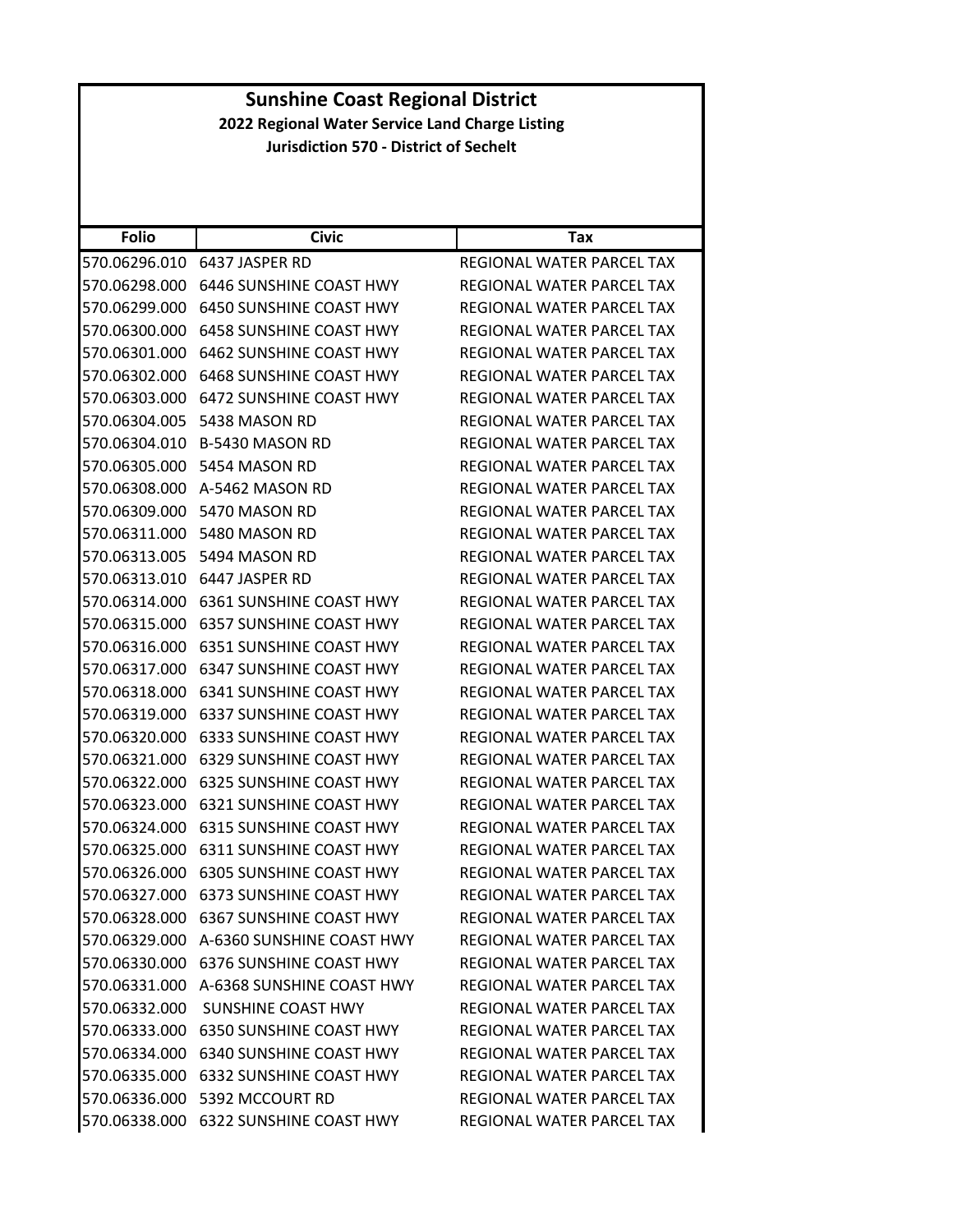# Sunshine Coast Regional District

**2022 Regional Water Service Land Charge Listing**

**Jurisdiction 570 - District of Sechelt**

| Folio | Civic | Tax |
|---|---|---|
| 570.06296.010 | 6437 JASPER RD | REGIONAL WATER PARCEL TAX |
| 570.06298.000 | 6446 SUNSHINE COAST HWY | REGIONAL WATER PARCEL TAX |
| 570.06299.000 | 6450 SUNSHINE COAST HWY | REGIONAL WATER PARCEL TAX |
| 570.06300.000 | 6458 SUNSHINE COAST HWY | REGIONAL WATER PARCEL TAX |
| 570.06301.000 | 6462 SUNSHINE COAST HWY | REGIONAL WATER PARCEL TAX |
| 570.06302.000 | 6468 SUNSHINE COAST HWY | REGIONAL WATER PARCEL TAX |
| 570.06303.000 | 6472 SUNSHINE COAST HWY | REGIONAL WATER PARCEL TAX |
| 570.06304.005 | 5438 MASON RD | REGIONAL WATER PARCEL TAX |
| 570.06304.010 | B-5430 MASON RD | REGIONAL WATER PARCEL TAX |
| 570.06305.000 | 5454 MASON RD | REGIONAL WATER PARCEL TAX |
| 570.06308.000 | A-5462 MASON RD | REGIONAL WATER PARCEL TAX |
| 570.06309.000 | 5470 MASON RD | REGIONAL WATER PARCEL TAX |
| 570.06311.000 | 5480 MASON RD | REGIONAL WATER PARCEL TAX |
| 570.06313.005 | 5494 MASON RD | REGIONAL WATER PARCEL TAX |
| 570.06313.010 | 6447 JASPER RD | REGIONAL WATER PARCEL TAX |
| 570.06314.000 | 6361 SUNSHINE COAST HWY | REGIONAL WATER PARCEL TAX |
| 570.06315.000 | 6357 SUNSHINE COAST HWY | REGIONAL WATER PARCEL TAX |
| 570.06316.000 | 6351 SUNSHINE COAST HWY | REGIONAL WATER PARCEL TAX |
| 570.06317.000 | 6347 SUNSHINE COAST HWY | REGIONAL WATER PARCEL TAX |
| 570.06318.000 | 6341 SUNSHINE COAST HWY | REGIONAL WATER PARCEL TAX |
| 570.06319.000 | 6337 SUNSHINE COAST HWY | REGIONAL WATER PARCEL TAX |
| 570.06320.000 | 6333 SUNSHINE COAST HWY | REGIONAL WATER PARCEL TAX |
| 570.06321.000 | 6329 SUNSHINE COAST HWY | REGIONAL WATER PARCEL TAX |
| 570.06322.000 | 6325 SUNSHINE COAST HWY | REGIONAL WATER PARCEL TAX |
| 570.06323.000 | 6321 SUNSHINE COAST HWY | REGIONAL WATER PARCEL TAX |
| 570.06324.000 | 6315 SUNSHINE COAST HWY | REGIONAL WATER PARCEL TAX |
| 570.06325.000 | 6311 SUNSHINE COAST HWY | REGIONAL WATER PARCEL TAX |
| 570.06326.000 | 6305 SUNSHINE COAST HWY | REGIONAL WATER PARCEL TAX |
| 570.06327.000 | 6373 SUNSHINE COAST HWY | REGIONAL WATER PARCEL TAX |
| 570.06328.000 | 6367 SUNSHINE COAST HWY | REGIONAL WATER PARCEL TAX |
| 570.06329.000 | A-6360 SUNSHINE COAST HWY | REGIONAL WATER PARCEL TAX |
| 570.06330.000 | 6376 SUNSHINE COAST HWY | REGIONAL WATER PARCEL TAX |
| 570.06331.000 | A-6368 SUNSHINE COAST HWY | REGIONAL WATER PARCEL TAX |
| 570.06332.000 | SUNSHINE COAST HWY | REGIONAL WATER PARCEL TAX |
| 570.06333.000 | 6350 SUNSHINE COAST HWY | REGIONAL WATER PARCEL TAX |
| 570.06334.000 | 6340 SUNSHINE COAST HWY | REGIONAL WATER PARCEL TAX |
| 570.06335.000 | 6332 SUNSHINE COAST HWY | REGIONAL WATER PARCEL TAX |
| 570.06336.000 | 5392 MCCOURT RD | REGIONAL WATER PARCEL TAX |
| 570.06338.000 | 6322 SUNSHINE COAST HWY | REGIONAL WATER PARCEL TAX |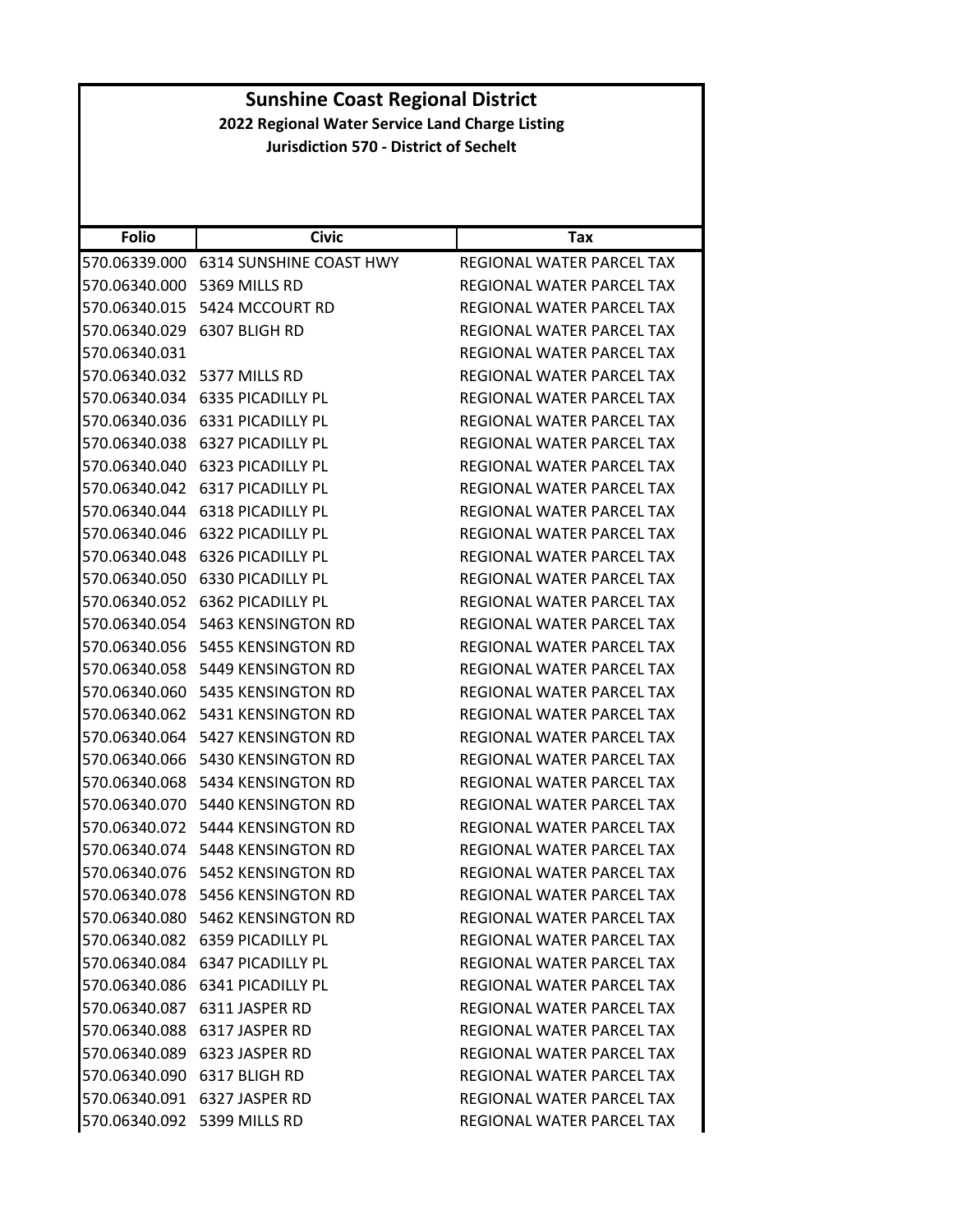# Sunshine Coast Regional District

## 2022 Regional Water Service Land Charge Listing

### Jurisdiction 570 - District of Sechelt

| Folio | Civic | Tax |
|---|---|---|
| 570.06339.000 | 6314 SUNSHINE COAST HWY | REGIONAL WATER PARCEL TAX |
| 570.06340.000 | 5369 MILLS RD | REGIONAL WATER PARCEL TAX |
| 570.06340.015 | 5424 MCCOURT RD | REGIONAL WATER PARCEL TAX |
| 570.06340.029 | 6307 BLIGH RD | REGIONAL WATER PARCEL TAX |
| 570.06340.031 | | REGIONAL WATER PARCEL TAX |
| 570.06340.032 | 5377 MILLS RD | REGIONAL WATER PARCEL TAX |
| 570.06340.034 | 6335 PICADILLY PL | REGIONAL WATER PARCEL TAX |
| 570.06340.036 | 6331 PICADILLY PL | REGIONAL WATER PARCEL TAX |
| 570.06340.038 | 6327 PICADILLY PL | REGIONAL WATER PARCEL TAX |
| 570.06340.040 | 6323 PICADILLY PL | REGIONAL WATER PARCEL TAX |
| 570.06340.042 | 6317 PICADILLY PL | REGIONAL WATER PARCEL TAX |
| 570.06340.044 | 6318 PICADILLY PL | REGIONAL WATER PARCEL TAX |
| 570.06340.046 | 6322 PICADILLY PL | REGIONAL WATER PARCEL TAX |
| 570.06340.048 | 6326 PICADILLY PL | REGIONAL WATER PARCEL TAX |
| 570.06340.050 | 6330 PICADILLY PL | REGIONAL WATER PARCEL TAX |
| 570.06340.052 | 6362 PICADILLY PL | REGIONAL WATER PARCEL TAX |
| 570.06340.054 | 5463 KENSINGTON RD | REGIONAL WATER PARCEL TAX |
| 570.06340.056 | 5455 KENSINGTON RD | REGIONAL WATER PARCEL TAX |
| 570.06340.058 | 5449 KENSINGTON RD | REGIONAL WATER PARCEL TAX |
| 570.06340.060 | 5435 KENSINGTON RD | REGIONAL WATER PARCEL TAX |
| 570.06340.062 | 5431 KENSINGTON RD | REGIONAL WATER PARCEL TAX |
| 570.06340.064 | 5427 KENSINGTON RD | REGIONAL WATER PARCEL TAX |
| 570.06340.066 | 5430 KENSINGTON RD | REGIONAL WATER PARCEL TAX |
| 570.06340.068 | 5434 KENSINGTON RD | REGIONAL WATER PARCEL TAX |
| 570.06340.070 | 5440 KENSINGTON RD | REGIONAL WATER PARCEL TAX |
| 570.06340.072 | 5444 KENSINGTON RD | REGIONAL WATER PARCEL TAX |
| 570.06340.074 | 5448 KENSINGTON RD | REGIONAL WATER PARCEL TAX |
| 570.06340.076 | 5452 KENSINGTON RD | REGIONAL WATER PARCEL TAX |
| 570.06340.078 | 5456 KENSINGTON RD | REGIONAL WATER PARCEL TAX |
| 570.06340.080 | 5462 KENSINGTON RD | REGIONAL WATER PARCEL TAX |
| 570.06340.082 | 6359 PICADILLY PL | REGIONAL WATER PARCEL TAX |
| 570.06340.084 | 6347 PICADILLY PL | REGIONAL WATER PARCEL TAX |
| 570.06340.086 | 6341 PICADILLY PL | REGIONAL WATER PARCEL TAX |
| 570.06340.087 | 6311 JASPER RD | REGIONAL WATER PARCEL TAX |
| 570.06340.088 | 6317 JASPER RD | REGIONAL WATER PARCEL TAX |
| 570.06340.089 | 6323 JASPER RD | REGIONAL WATER PARCEL TAX |
| 570.06340.090 | 6317 BLIGH RD | REGIONAL WATER PARCEL TAX |
| 570.06340.091 | 6327 JASPER RD | REGIONAL WATER PARCEL TAX |
| 570.06340.092 | 5399 MILLS RD | REGIONAL WATER PARCEL TAX |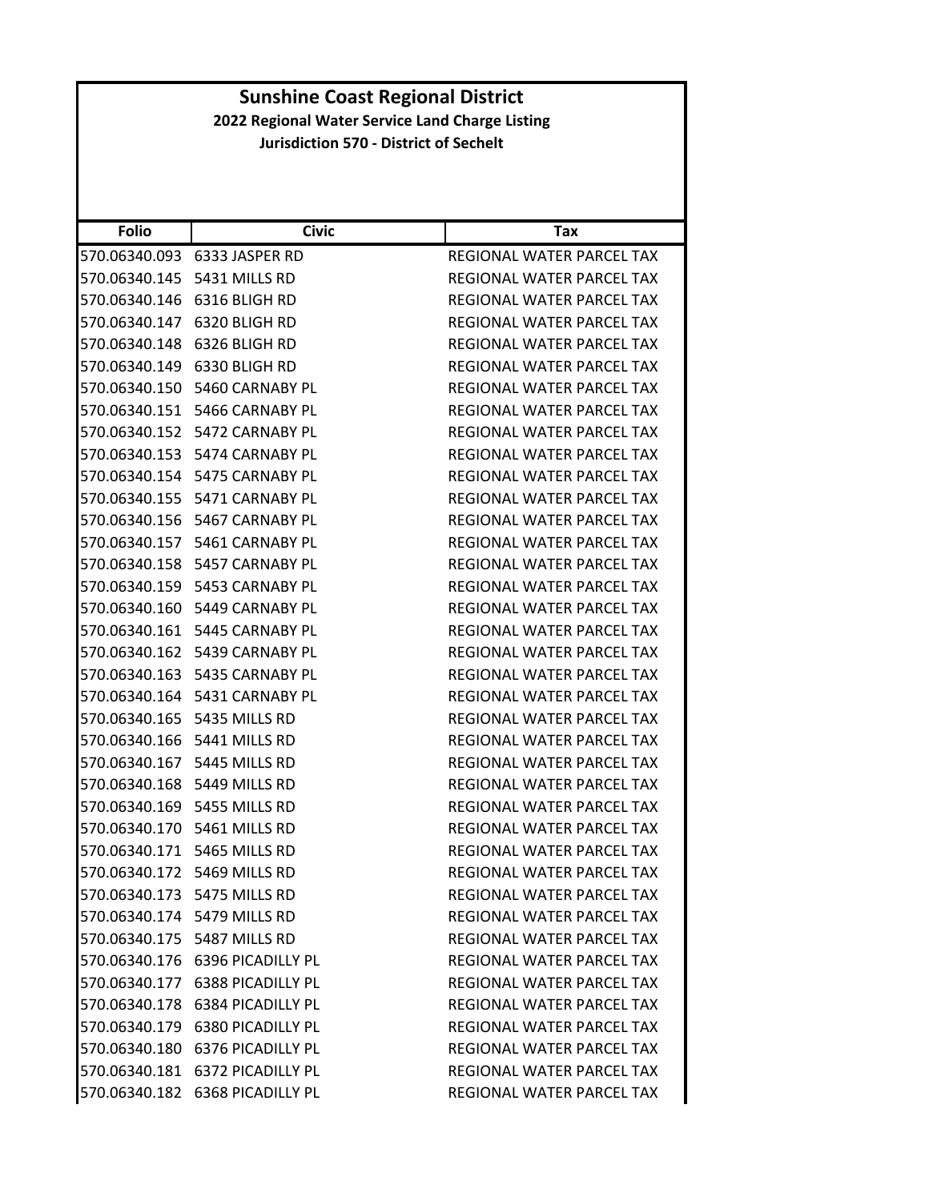# Sunshine Coast Regional District

## 2022 Regional Water Service Land Charge Listing

### Jurisdiction 570 - District of Sechelt

| Folio | Civic | Tax |
|---|---|---|
| 570.06340.093 | 6333 JASPER RD | REGIONAL WATER PARCEL TAX |
| 570.06340.145 | 5431 MILLS RD | REGIONAL WATER PARCEL TAX |
| 570.06340.146 | 6316 BLIGH RD | REGIONAL WATER PARCEL TAX |
| 570.06340.147 | 6320 BLIGH RD | REGIONAL WATER PARCEL TAX |
| 570.06340.148 | 6326 BLIGH RD | REGIONAL WATER PARCEL TAX |
| 570.06340.149 | 6330 BLIGH RD | REGIONAL WATER PARCEL TAX |
| 570.06340.150 | 5460 CARNABY PL | REGIONAL WATER PARCEL TAX |
| 570.06340.151 | 5466 CARNABY PL | REGIONAL WATER PARCEL TAX |
| 570.06340.152 | 5472 CARNABY PL | REGIONAL WATER PARCEL TAX |
| 570.06340.153 | 5474 CARNABY PL | REGIONAL WATER PARCEL TAX |
| 570.06340.154 | 5475 CARNABY PL | REGIONAL WATER PARCEL TAX |
| 570.06340.155 | 5471 CARNABY PL | REGIONAL WATER PARCEL TAX |
| 570.06340.156 | 5467 CARNABY PL | REGIONAL WATER PARCEL TAX |
| 570.06340.157 | 5461 CARNABY PL | REGIONAL WATER PARCEL TAX |
| 570.06340.158 | 5457 CARNABY PL | REGIONAL WATER PARCEL TAX |
| 570.06340.159 | 5453 CARNABY PL | REGIONAL WATER PARCEL TAX |
| 570.06340.160 | 5449 CARNABY PL | REGIONAL WATER PARCEL TAX |
| 570.06340.161 | 5445 CARNABY PL | REGIONAL WATER PARCEL TAX |
| 570.06340.162 | 5439 CARNABY PL | REGIONAL WATER PARCEL TAX |
| 570.06340.163 | 5435 CARNABY PL | REGIONAL WATER PARCEL TAX |
| 570.06340.164 | 5431 CARNABY PL | REGIONAL WATER PARCEL TAX |
| 570.06340.165 | 5435 MILLS RD | REGIONAL WATER PARCEL TAX |
| 570.06340.166 | 5441 MILLS RD | REGIONAL WATER PARCEL TAX |
| 570.06340.167 | 5445 MILLS RD | REGIONAL WATER PARCEL TAX |
| 570.06340.168 | 5449 MILLS RD | REGIONAL WATER PARCEL TAX |
| 570.06340.169 | 5455 MILLS RD | REGIONAL WATER PARCEL TAX |
| 570.06340.170 | 5461 MILLS RD | REGIONAL WATER PARCEL TAX |
| 570.06340.171 | 5465 MILLS RD | REGIONAL WATER PARCEL TAX |
| 570.06340.172 | 5469 MILLS RD | REGIONAL WATER PARCEL TAX |
| 570.06340.173 | 5475 MILLS RD | REGIONAL WATER PARCEL TAX |
| 570.06340.174 | 5479 MILLS RD | REGIONAL WATER PARCEL TAX |
| 570.06340.175 | 5487 MILLS RD | REGIONAL WATER PARCEL TAX |
| 570.06340.176 | 6396 PICADILLY PL | REGIONAL WATER PARCEL TAX |
| 570.06340.177 | 6388 PICADILLY PL | REGIONAL WATER PARCEL TAX |
| 570.06340.178 | 6384 PICADILLY PL | REGIONAL WATER PARCEL TAX |
| 570.06340.179 | 6380 PICADILLY PL | REGIONAL WATER PARCEL TAX |
| 570.06340.180 | 6376 PICADILLY PL | REGIONAL WATER PARCEL TAX |
| 570.06340.181 | 6372 PICADILLY PL | REGIONAL WATER PARCEL TAX |
| 570.06340.182 | 6368 PICADILLY PL | REGIONAL WATER PARCEL TAX |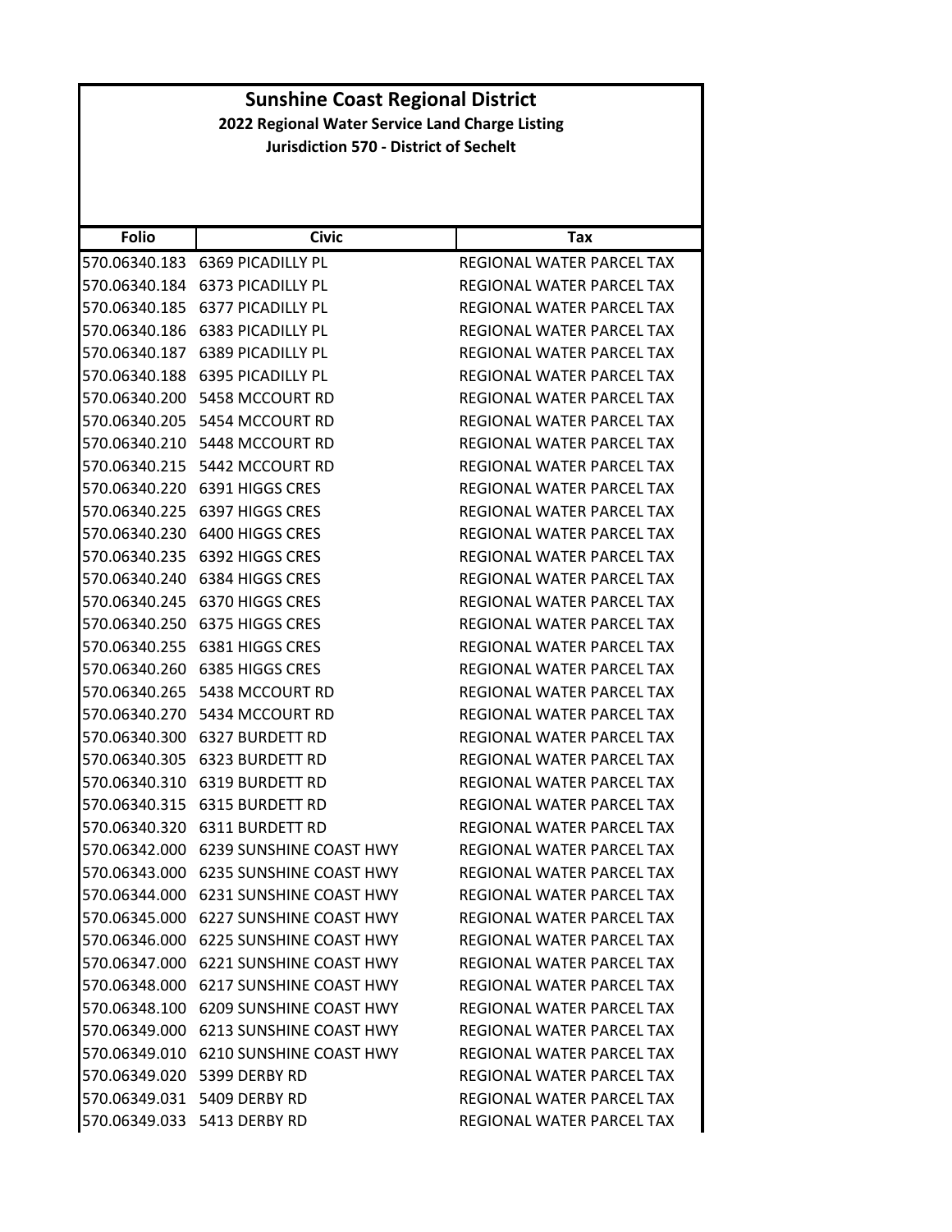# Sunshine Coast Regional District

## 2022 Regional Water Service Land Charge Listing

### Jurisdiction 570 - District of Sechelt

| Folio | Civic | Tax |
|---|---|---|
| 570.06340.183 | 6369 PICADILLY PL | REGIONAL WATER PARCEL TAX |
| 570.06340.184 | 6373 PICADILLY PL | REGIONAL WATER PARCEL TAX |
| 570.06340.185 | 6377 PICADILLY PL | REGIONAL WATER PARCEL TAX |
| 570.06340.186 | 6383 PICADILLY PL | REGIONAL WATER PARCEL TAX |
| 570.06340.187 | 6389 PICADILLY PL | REGIONAL WATER PARCEL TAX |
| 570.06340.188 | 6395 PICADILLY PL | REGIONAL WATER PARCEL TAX |
| 570.06340.200 | 5458 MCCOURT RD | REGIONAL WATER PARCEL TAX |
| 570.06340.205 | 5454 MCCOURT RD | REGIONAL WATER PARCEL TAX |
| 570.06340.210 | 5448 MCCOURT RD | REGIONAL WATER PARCEL TAX |
| 570.06340.215 | 5442 MCCOURT RD | REGIONAL WATER PARCEL TAX |
| 570.06340.220 | 6391 HIGGS CRES | REGIONAL WATER PARCEL TAX |
| 570.06340.225 | 6397 HIGGS CRES | REGIONAL WATER PARCEL TAX |
| 570.06340.230 | 6400 HIGGS CRES | REGIONAL WATER PARCEL TAX |
| 570.06340.235 | 6392 HIGGS CRES | REGIONAL WATER PARCEL TAX |
| 570.06340.240 | 6384 HIGGS CRES | REGIONAL WATER PARCEL TAX |
| 570.06340.245 | 6370 HIGGS CRES | REGIONAL WATER PARCEL TAX |
| 570.06340.250 | 6375 HIGGS CRES | REGIONAL WATER PARCEL TAX |
| 570.06340.255 | 6381 HIGGS CRES | REGIONAL WATER PARCEL TAX |
| 570.06340.260 | 6385 HIGGS CRES | REGIONAL WATER PARCEL TAX |
| 570.06340.265 | 5438 MCCOURT RD | REGIONAL WATER PARCEL TAX |
| 570.06340.270 | 5434 MCCOURT RD | REGIONAL WATER PARCEL TAX |
| 570.06340.300 | 6327 BURDETT RD | REGIONAL WATER PARCEL TAX |
| 570.06340.305 | 6323 BURDETT RD | REGIONAL WATER PARCEL TAX |
| 570.06340.310 | 6319 BURDETT RD | REGIONAL WATER PARCEL TAX |
| 570.06340.315 | 6315 BURDETT RD | REGIONAL WATER PARCEL TAX |
| 570.06340.320 | 6311 BURDETT RD | REGIONAL WATER PARCEL TAX |
| 570.06342.000 | 6239 SUNSHINE COAST HWY | REGIONAL WATER PARCEL TAX |
| 570.06343.000 | 6235 SUNSHINE COAST HWY | REGIONAL WATER PARCEL TAX |
| 570.06344.000 | 6231 SUNSHINE COAST HWY | REGIONAL WATER PARCEL TAX |
| 570.06345.000 | 6227 SUNSHINE COAST HWY | REGIONAL WATER PARCEL TAX |
| 570.06346.000 | 6225 SUNSHINE COAST HWY | REGIONAL WATER PARCEL TAX |
| 570.06347.000 | 6221 SUNSHINE COAST HWY | REGIONAL WATER PARCEL TAX |
| 570.06348.000 | 6217 SUNSHINE COAST HWY | REGIONAL WATER PARCEL TAX |
| 570.06348.100 | 6209 SUNSHINE COAST HWY | REGIONAL WATER PARCEL TAX |
| 570.06349.000 | 6213 SUNSHINE COAST HWY | REGIONAL WATER PARCEL TAX |
| 570.06349.010 | 6210 SUNSHINE COAST HWY | REGIONAL WATER PARCEL TAX |
| 570.06349.020 | 5399 DERBY RD | REGIONAL WATER PARCEL TAX |
| 570.06349.031 | 5409 DERBY RD | REGIONAL WATER PARCEL TAX |
| 570.06349.033 | 5413 DERBY RD | REGIONAL WATER PARCEL TAX |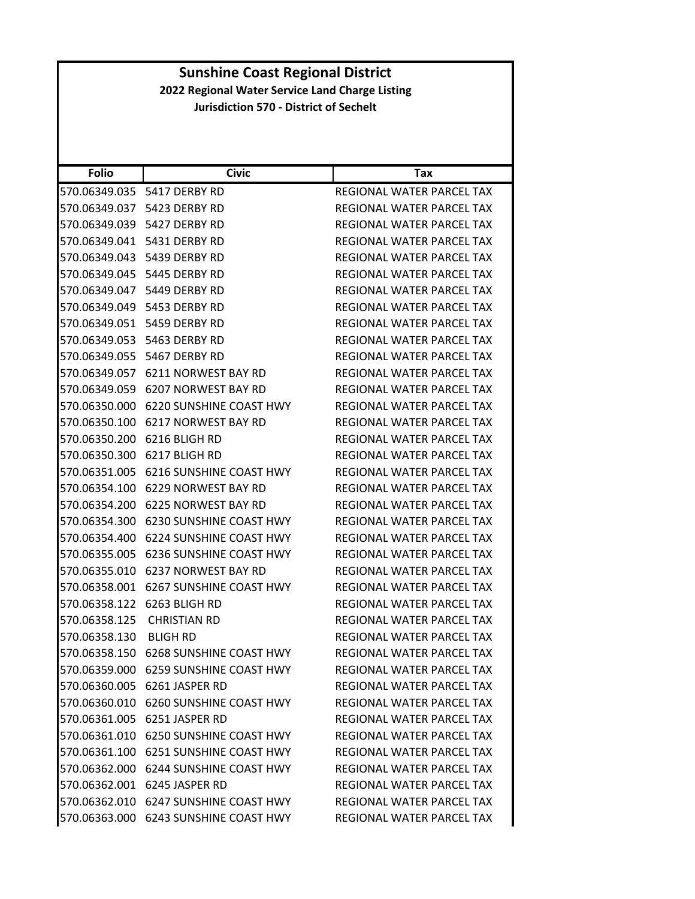# Sunshine Coast Regional District

## 2022 Regional Water Service Land Charge Listing

### Jurisdiction 570 - District of Sechelt

| Folio | Civic | Tax |
|---|---|---|
| 570.06349.035 | 5417 DERBY RD | REGIONAL WATER PARCEL TAX |
| 570.06349.037 | 5423 DERBY RD | REGIONAL WATER PARCEL TAX |
| 570.06349.039 | 5427 DERBY RD | REGIONAL WATER PARCEL TAX |
| 570.06349.041 | 5431 DERBY RD | REGIONAL WATER PARCEL TAX |
| 570.06349.043 | 5439 DERBY RD | REGIONAL WATER PARCEL TAX |
| 570.06349.045 | 5445 DERBY RD | REGIONAL WATER PARCEL TAX |
| 570.06349.047 | 5449 DERBY RD | REGIONAL WATER PARCEL TAX |
| 570.06349.049 | 5453 DERBY RD | REGIONAL WATER PARCEL TAX |
| 570.06349.051 | 5459 DERBY RD | REGIONAL WATER PARCEL TAX |
| 570.06349.053 | 5463 DERBY RD | REGIONAL WATER PARCEL TAX |
| 570.06349.055 | 5467 DERBY RD | REGIONAL WATER PARCEL TAX |
| 570.06349.057 | 6211 NORWEST BAY RD | REGIONAL WATER PARCEL TAX |
| 570.06349.059 | 6207 NORWEST BAY RD | REGIONAL WATER PARCEL TAX |
| 570.06350.000 | 6220 SUNSHINE COAST HWY | REGIONAL WATER PARCEL TAX |
| 570.06350.100 | 6217 NORWEST BAY RD | REGIONAL WATER PARCEL TAX |
| 570.06350.200 | 6216 BLIGH RD | REGIONAL WATER PARCEL TAX |
| 570.06350.300 | 6217 BLIGH RD | REGIONAL WATER PARCEL TAX |
| 570.06351.005 | 6216 SUNSHINE COAST HWY | REGIONAL WATER PARCEL TAX |
| 570.06354.100 | 6229 NORWEST BAY RD | REGIONAL WATER PARCEL TAX |
| 570.06354.200 | 6225 NORWEST BAY RD | REGIONAL WATER PARCEL TAX |
| 570.06354.300 | 6230 SUNSHINE COAST HWY | REGIONAL WATER PARCEL TAX |
| 570.06354.400 | 6224 SUNSHINE COAST HWY | REGIONAL WATER PARCEL TAX |
| 570.06355.005 | 6236 SUNSHINE COAST HWY | REGIONAL WATER PARCEL TAX |
| 570.06355.010 | 6237 NORWEST BAY RD | REGIONAL WATER PARCEL TAX |
| 570.06358.001 | 6267 SUNSHINE COAST HWY | REGIONAL WATER PARCEL TAX |
| 570.06358.122 | 6263 BLIGH RD | REGIONAL WATER PARCEL TAX |
| 570.06358.125 | CHRISTIAN RD | REGIONAL WATER PARCEL TAX |
| 570.06358.130 | BLIGH RD | REGIONAL WATER PARCEL TAX |
| 570.06358.150 | 6268 SUNSHINE COAST HWY | REGIONAL WATER PARCEL TAX |
| 570.06359.000 | 6259 SUNSHINE COAST HWY | REGIONAL WATER PARCEL TAX |
| 570.06360.005 | 6261 JASPER RD | REGIONAL WATER PARCEL TAX |
| 570.06360.010 | 6260 SUNSHINE COAST HWY | REGIONAL WATER PARCEL TAX |
| 570.06361.005 | 6251 JASPER RD | REGIONAL WATER PARCEL TAX |
| 570.06361.010 | 6250 SUNSHINE COAST HWY | REGIONAL WATER PARCEL TAX |
| 570.06361.100 | 6251 SUNSHINE COAST HWY | REGIONAL WATER PARCEL TAX |
| 570.06362.000 | 6244 SUNSHINE COAST HWY | REGIONAL WATER PARCEL TAX |
| 570.06362.001 | 6245 JASPER RD | REGIONAL WATER PARCEL TAX |
| 570.06362.010 | 6247 SUNSHINE COAST HWY | REGIONAL WATER PARCEL TAX |
| 570.06363.000 | 6243 SUNSHINE COAST HWY | REGIONAL WATER PARCEL TAX |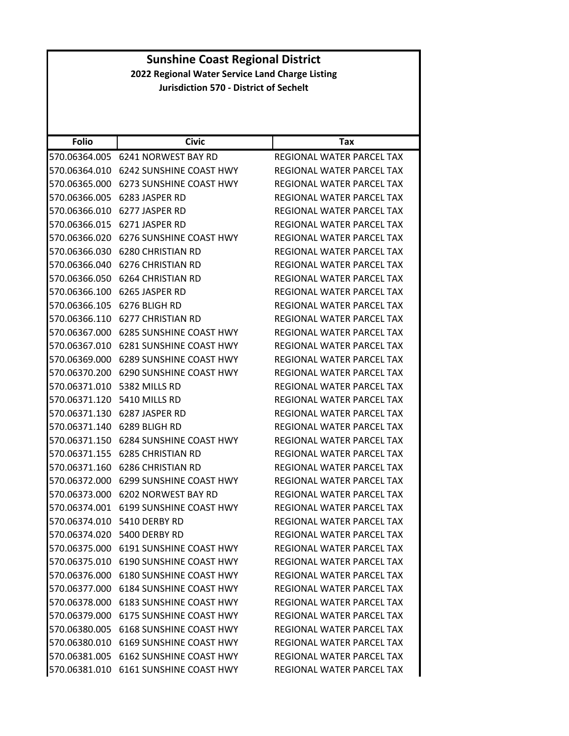# Sunshine Coast Regional District

## 2022 Regional Water Service Land Charge Listing

### Jurisdiction 570 - District of Sechelt

| Folio | Civic | Tax |
|---|---|---|
| 570.06364.005 | 6241 NORWEST BAY RD | REGIONAL WATER PARCEL TAX |
| 570.06364.010 | 6242 SUNSHINE COAST HWY | REGIONAL WATER PARCEL TAX |
| 570.06365.000 | 6273 SUNSHINE COAST HWY | REGIONAL WATER PARCEL TAX |
| 570.06366.005 | 6283 JASPER RD | REGIONAL WATER PARCEL TAX |
| 570.06366.010 | 6277 JASPER RD | REGIONAL WATER PARCEL TAX |
| 570.06366.015 | 6271 JASPER RD | REGIONAL WATER PARCEL TAX |
| 570.06366.020 | 6276 SUNSHINE COAST HWY | REGIONAL WATER PARCEL TAX |
| 570.06366.030 | 6280 CHRISTIAN RD | REGIONAL WATER PARCEL TAX |
| 570.06366.040 | 6276 CHRISTIAN RD | REGIONAL WATER PARCEL TAX |
| 570.06366.050 | 6264 CHRISTIAN RD | REGIONAL WATER PARCEL TAX |
| 570.06366.100 | 6265 JASPER RD | REGIONAL WATER PARCEL TAX |
| 570.06366.105 | 6276 BLIGH RD | REGIONAL WATER PARCEL TAX |
| 570.06366.110 | 6277 CHRISTIAN RD | REGIONAL WATER PARCEL TAX |
| 570.06367.000 | 6285 SUNSHINE COAST HWY | REGIONAL WATER PARCEL TAX |
| 570.06367.010 | 6281 SUNSHINE COAST HWY | REGIONAL WATER PARCEL TAX |
| 570.06369.000 | 6289 SUNSHINE COAST HWY | REGIONAL WATER PARCEL TAX |
| 570.06370.200 | 6290 SUNSHINE COAST HWY | REGIONAL WATER PARCEL TAX |
| 570.06371.010 | 5382 MILLS RD | REGIONAL WATER PARCEL TAX |
| 570.06371.120 | 5410 MILLS RD | REGIONAL WATER PARCEL TAX |
| 570.06371.130 | 6287 JASPER RD | REGIONAL WATER PARCEL TAX |
| 570.06371.140 | 6289 BLIGH RD | REGIONAL WATER PARCEL TAX |
| 570.06371.150 | 6284 SUNSHINE COAST HWY | REGIONAL WATER PARCEL TAX |
| 570.06371.155 | 6285 CHRISTIAN RD | REGIONAL WATER PARCEL TAX |
| 570.06371.160 | 6286 CHRISTIAN RD | REGIONAL WATER PARCEL TAX |
| 570.06372.000 | 6299 SUNSHINE COAST HWY | REGIONAL WATER PARCEL TAX |
| 570.06373.000 | 6202 NORWEST BAY RD | REGIONAL WATER PARCEL TAX |
| 570.06374.001 | 6199 SUNSHINE COAST HWY | REGIONAL WATER PARCEL TAX |
| 570.06374.010 | 5410 DERBY RD | REGIONAL WATER PARCEL TAX |
| 570.06374.020 | 5400 DERBY RD | REGIONAL WATER PARCEL TAX |
| 570.06375.000 | 6191 SUNSHINE COAST HWY | REGIONAL WATER PARCEL TAX |
| 570.06375.010 | 6190 SUNSHINE COAST HWY | REGIONAL WATER PARCEL TAX |
| 570.06376.000 | 6180 SUNSHINE COAST HWY | REGIONAL WATER PARCEL TAX |
| 570.06377.000 | 6184 SUNSHINE COAST HWY | REGIONAL WATER PARCEL TAX |
| 570.06378.000 | 6183 SUNSHINE COAST HWY | REGIONAL WATER PARCEL TAX |
| 570.06379.000 | 6175 SUNSHINE COAST HWY | REGIONAL WATER PARCEL TAX |
| 570.06380.005 | 6168 SUNSHINE COAST HWY | REGIONAL WATER PARCEL TAX |
| 570.06380.010 | 6169 SUNSHINE COAST HWY | REGIONAL WATER PARCEL TAX |
| 570.06381.005 | 6162 SUNSHINE COAST HWY | REGIONAL WATER PARCEL TAX |
| 570.06381.010 | 6161 SUNSHINE COAST HWY | REGIONAL WATER PARCEL TAX |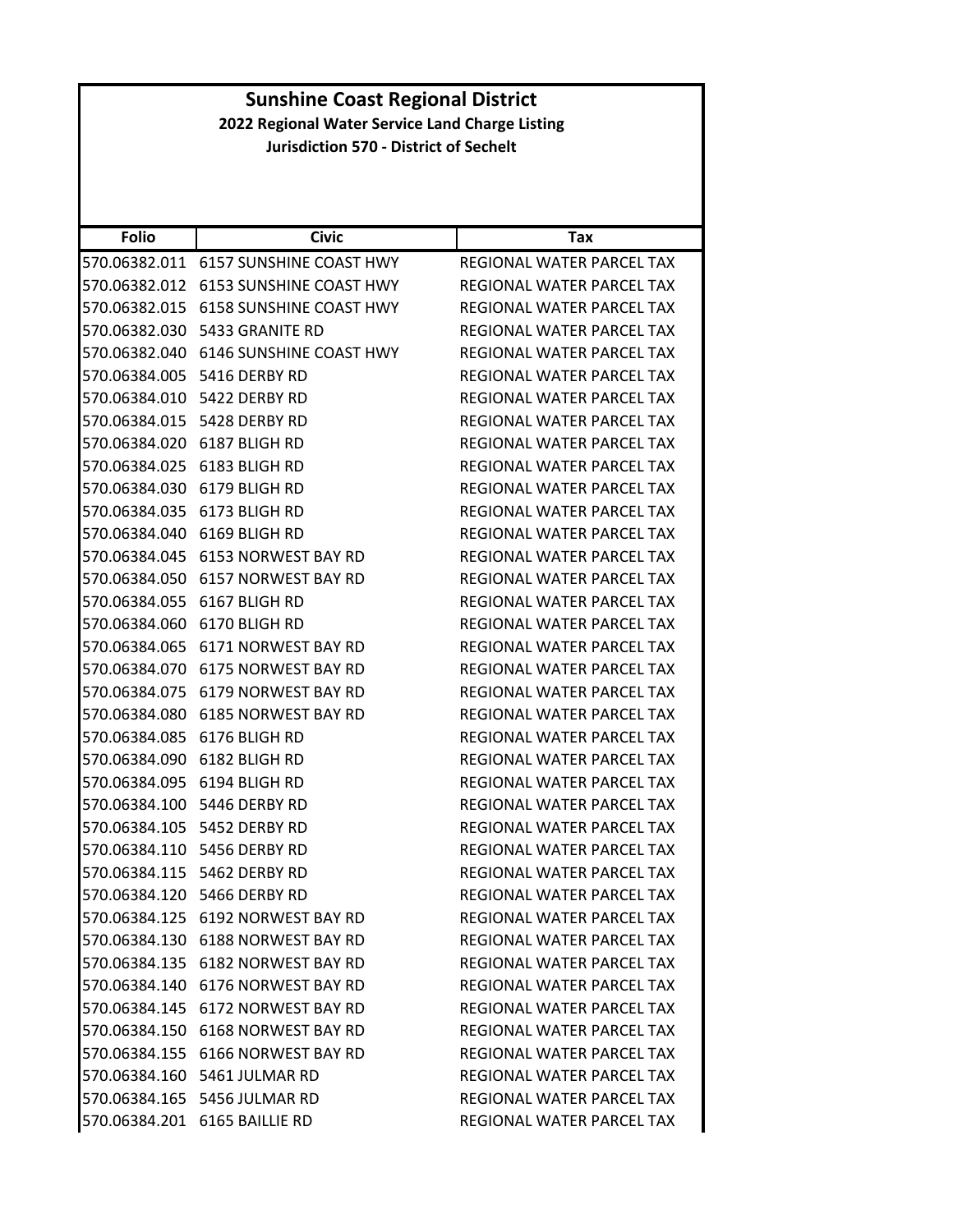# Sunshine Coast Regional District

## 2022 Regional Water Service Land Charge Listing

### Jurisdiction 570 - District of Sechelt

| Folio | Civic | Tax |
|---|---|---|
| 570.06382.011 | 6157 SUNSHINE COAST HWY | REGIONAL WATER PARCEL TAX |
| 570.06382.012 | 6153 SUNSHINE COAST HWY | REGIONAL WATER PARCEL TAX |
| 570.06382.015 | 6158 SUNSHINE COAST HWY | REGIONAL WATER PARCEL TAX |
| 570.06382.030 | 5433 GRANITE RD | REGIONAL WATER PARCEL TAX |
| 570.06382.040 | 6146 SUNSHINE COAST HWY | REGIONAL WATER PARCEL TAX |
| 570.06384.005 | 5416 DERBY RD | REGIONAL WATER PARCEL TAX |
| 570.06384.010 | 5422 DERBY RD | REGIONAL WATER PARCEL TAX |
| 570.06384.015 | 5428 DERBY RD | REGIONAL WATER PARCEL TAX |
| 570.06384.020 | 6187 BLIGH RD | REGIONAL WATER PARCEL TAX |
| 570.06384.025 | 6183 BLIGH RD | REGIONAL WATER PARCEL TAX |
| 570.06384.030 | 6179 BLIGH RD | REGIONAL WATER PARCEL TAX |
| 570.06384.035 | 6173 BLIGH RD | REGIONAL WATER PARCEL TAX |
| 570.06384.040 | 6169 BLIGH RD | REGIONAL WATER PARCEL TAX |
| 570.06384.045 | 6153 NORWEST BAY RD | REGIONAL WATER PARCEL TAX |
| 570.06384.050 | 6157 NORWEST BAY RD | REGIONAL WATER PARCEL TAX |
| 570.06384.055 | 6167 BLIGH RD | REGIONAL WATER PARCEL TAX |
| 570.06384.060 | 6170 BLIGH RD | REGIONAL WATER PARCEL TAX |
| 570.06384.065 | 6171 NORWEST BAY RD | REGIONAL WATER PARCEL TAX |
| 570.06384.070 | 6175 NORWEST BAY RD | REGIONAL WATER PARCEL TAX |
| 570.06384.075 | 6179 NORWEST BAY RD | REGIONAL WATER PARCEL TAX |
| 570.06384.080 | 6185 NORWEST BAY RD | REGIONAL WATER PARCEL TAX |
| 570.06384.085 | 6176 BLIGH RD | REGIONAL WATER PARCEL TAX |
| 570.06384.090 | 6182 BLIGH RD | REGIONAL WATER PARCEL TAX |
| 570.06384.095 | 6194 BLIGH RD | REGIONAL WATER PARCEL TAX |
| 570.06384.100 | 5446 DERBY RD | REGIONAL WATER PARCEL TAX |
| 570.06384.105 | 5452 DERBY RD | REGIONAL WATER PARCEL TAX |
| 570.06384.110 | 5456 DERBY RD | REGIONAL WATER PARCEL TAX |
| 570.06384.115 | 5462 DERBY RD | REGIONAL WATER PARCEL TAX |
| 570.06384.120 | 5466 DERBY RD | REGIONAL WATER PARCEL TAX |
| 570.06384.125 | 6192 NORWEST BAY RD | REGIONAL WATER PARCEL TAX |
| 570.06384.130 | 6188 NORWEST BAY RD | REGIONAL WATER PARCEL TAX |
| 570.06384.135 | 6182 NORWEST BAY RD | REGIONAL WATER PARCEL TAX |
| 570.06384.140 | 6176 NORWEST BAY RD | REGIONAL WATER PARCEL TAX |
| 570.06384.145 | 6172 NORWEST BAY RD | REGIONAL WATER PARCEL TAX |
| 570.06384.150 | 6168 NORWEST BAY RD | REGIONAL WATER PARCEL TAX |
| 570.06384.155 | 6166 NORWEST BAY RD | REGIONAL WATER PARCEL TAX |
| 570.06384.160 | 5461 JULMAR RD | REGIONAL WATER PARCEL TAX |
| 570.06384.165 | 5456 JULMAR RD | REGIONAL WATER PARCEL TAX |
| 570.06384.201 | 6165 BAILLIE RD | REGIONAL WATER PARCEL TAX |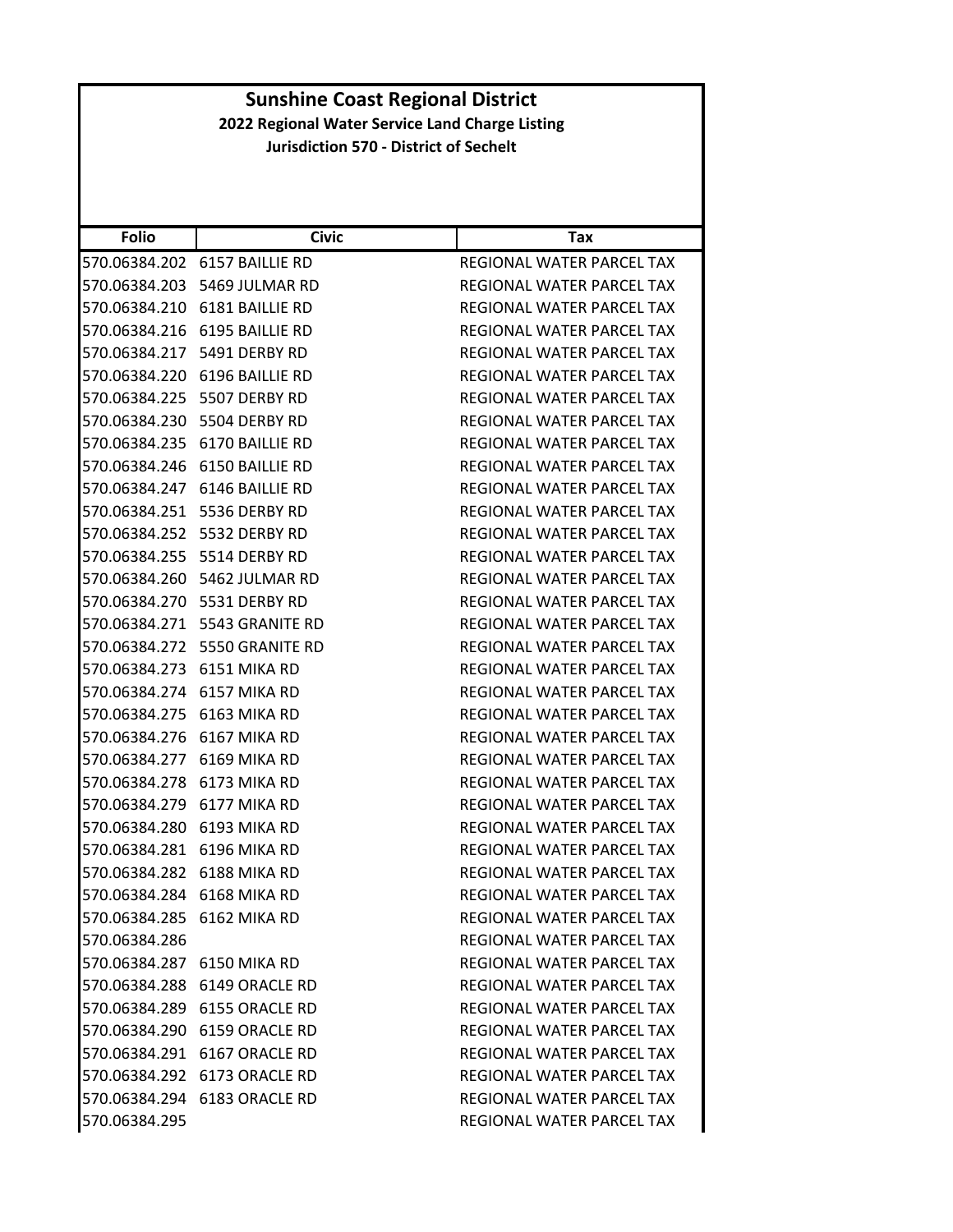# Sunshine Coast Regional District

**2022 Regional Water Service Land Charge Listing**

**Jurisdiction 570 - District of Sechelt**

| Folio | Civic | Tax |
|---|---|---|
| 570.06384.202 | 6157 BAILLIE RD | REGIONAL WATER PARCEL TAX |
| 570.06384.203 | 5469 JULMAR RD | REGIONAL WATER PARCEL TAX |
| 570.06384.210 | 6181 BAILLIE RD | REGIONAL WATER PARCEL TAX |
| 570.06384.216 | 6195 BAILLIE RD | REGIONAL WATER PARCEL TAX |
| 570.06384.217 | 5491 DERBY RD | REGIONAL WATER PARCEL TAX |
| 570.06384.220 | 6196 BAILLIE RD | REGIONAL WATER PARCEL TAX |
| 570.06384.225 | 5507 DERBY RD | REGIONAL WATER PARCEL TAX |
| 570.06384.230 | 5504 DERBY RD | REGIONAL WATER PARCEL TAX |
| 570.06384.235 | 6170 BAILLIE RD | REGIONAL WATER PARCEL TAX |
| 570.06384.246 | 6150 BAILLIE RD | REGIONAL WATER PARCEL TAX |
| 570.06384.247 | 6146 BAILLIE RD | REGIONAL WATER PARCEL TAX |
| 570.06384.251 | 5536 DERBY RD | REGIONAL WATER PARCEL TAX |
| 570.06384.252 | 5532 DERBY RD | REGIONAL WATER PARCEL TAX |
| 570.06384.255 | 5514 DERBY RD | REGIONAL WATER PARCEL TAX |
| 570.06384.260 | 5462 JULMAR RD | REGIONAL WATER PARCEL TAX |
| 570.06384.270 | 5531 DERBY RD | REGIONAL WATER PARCEL TAX |
| 570.06384.271 | 5543 GRANITE RD | REGIONAL WATER PARCEL TAX |
| 570.06384.272 | 5550 GRANITE RD | REGIONAL WATER PARCEL TAX |
| 570.06384.273 | 6151 MIKA RD | REGIONAL WATER PARCEL TAX |
| 570.06384.274 | 6157 MIKA RD | REGIONAL WATER PARCEL TAX |
| 570.06384.275 | 6163 MIKA RD | REGIONAL WATER PARCEL TAX |
| 570.06384.276 | 6167 MIKA RD | REGIONAL WATER PARCEL TAX |
| 570.06384.277 | 6169 MIKA RD | REGIONAL WATER PARCEL TAX |
| 570.06384.278 | 6173 MIKA RD | REGIONAL WATER PARCEL TAX |
| 570.06384.279 | 6177 MIKA RD | REGIONAL WATER PARCEL TAX |
| 570.06384.280 | 6193 MIKA RD | REGIONAL WATER PARCEL TAX |
| 570.06384.281 | 6196 MIKA RD | REGIONAL WATER PARCEL TAX |
| 570.06384.282 | 6188 MIKA RD | REGIONAL WATER PARCEL TAX |
| 570.06384.284 | 6168 MIKA RD | REGIONAL WATER PARCEL TAX |
| 570.06384.285 | 6162 MIKA RD | REGIONAL WATER PARCEL TAX |
| 570.06384.286 | | REGIONAL WATER PARCEL TAX |
| 570.06384.287 | 6150 MIKA RD | REGIONAL WATER PARCEL TAX |
| 570.06384.288 | 6149 ORACLE RD | REGIONAL WATER PARCEL TAX |
| 570.06384.289 | 6155 ORACLE RD | REGIONAL WATER PARCEL TAX |
| 570.06384.290 | 6159 ORACLE RD | REGIONAL WATER PARCEL TAX |
| 570.06384.291 | 6167 ORACLE RD | REGIONAL WATER PARCEL TAX |
| 570.06384.292 | 6173 ORACLE RD | REGIONAL WATER PARCEL TAX |
| 570.06384.294 | 6183 ORACLE RD | REGIONAL WATER PARCEL TAX |
| 570.06384.295 | | REGIONAL WATER PARCEL TAX |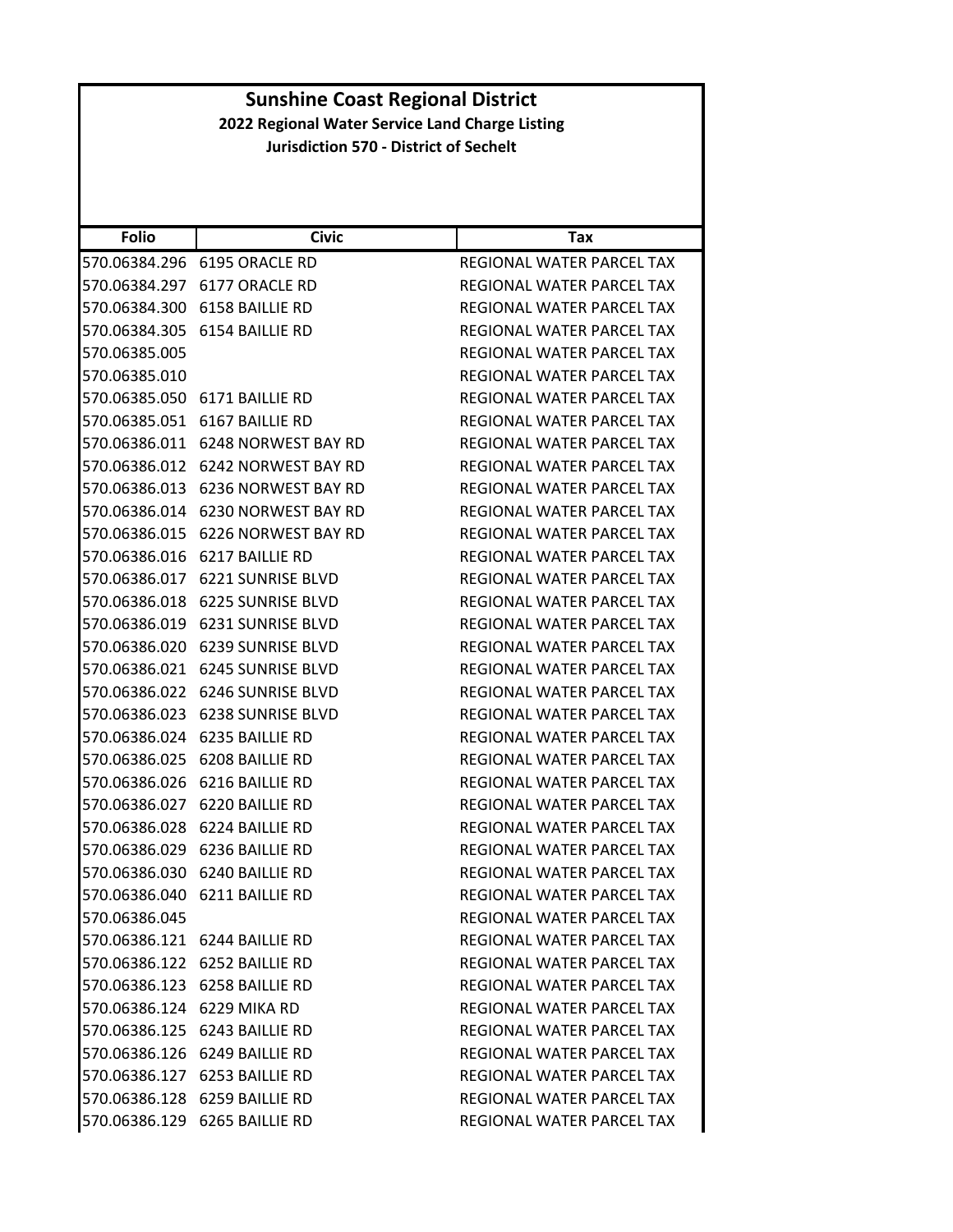# Sunshine Coast Regional District

## 2022 Regional Water Service Land Charge Listing

### Jurisdiction 570 - District of Sechelt

| Folio | Civic | Tax |
|---|---|---|
| 570.06384.296 | 6195 ORACLE RD | REGIONAL WATER PARCEL TAX |
| 570.06384.297 | 6177 ORACLE RD | REGIONAL WATER PARCEL TAX |
| 570.06384.300 | 6158 BAILLIE RD | REGIONAL WATER PARCEL TAX |
| 570.06384.305 | 6154 BAILLIE RD | REGIONAL WATER PARCEL TAX |
| 570.06385.005 | | REGIONAL WATER PARCEL TAX |
| 570.06385.010 | | REGIONAL WATER PARCEL TAX |
| 570.06385.050 | 6171 BAILLIE RD | REGIONAL WATER PARCEL TAX |
| 570.06385.051 | 6167 BAILLIE RD | REGIONAL WATER PARCEL TAX |
| 570.06386.011 | 6248 NORWEST BAY RD | REGIONAL WATER PARCEL TAX |
| 570.06386.012 | 6242 NORWEST BAY RD | REGIONAL WATER PARCEL TAX |
| 570.06386.013 | 6236 NORWEST BAY RD | REGIONAL WATER PARCEL TAX |
| 570.06386.014 | 6230 NORWEST BAY RD | REGIONAL WATER PARCEL TAX |
| 570.06386.015 | 6226 NORWEST BAY RD | REGIONAL WATER PARCEL TAX |
| 570.06386.016 | 6217 BAILLIE RD | REGIONAL WATER PARCEL TAX |
| 570.06386.017 | 6221 SUNRISE BLVD | REGIONAL WATER PARCEL TAX |
| 570.06386.018 | 6225 SUNRISE BLVD | REGIONAL WATER PARCEL TAX |
| 570.06386.019 | 6231 SUNRISE BLVD | REGIONAL WATER PARCEL TAX |
| 570.06386.020 | 6239 SUNRISE BLVD | REGIONAL WATER PARCEL TAX |
| 570.06386.021 | 6245 SUNRISE BLVD | REGIONAL WATER PARCEL TAX |
| 570.06386.022 | 6246 SUNRISE BLVD | REGIONAL WATER PARCEL TAX |
| 570.06386.023 | 6238 SUNRISE BLVD | REGIONAL WATER PARCEL TAX |
| 570.06386.024 | 6235 BAILLIE RD | REGIONAL WATER PARCEL TAX |
| 570.06386.025 | 6208 BAILLIE RD | REGIONAL WATER PARCEL TAX |
| 570.06386.026 | 6216 BAILLIE RD | REGIONAL WATER PARCEL TAX |
| 570.06386.027 | 6220 BAILLIE RD | REGIONAL WATER PARCEL TAX |
| 570.06386.028 | 6224 BAILLIE RD | REGIONAL WATER PARCEL TAX |
| 570.06386.029 | 6236 BAILLIE RD | REGIONAL WATER PARCEL TAX |
| 570.06386.030 | 6240 BAILLIE RD | REGIONAL WATER PARCEL TAX |
| 570.06386.040 | 6211 BAILLIE RD | REGIONAL WATER PARCEL TAX |
| 570.06386.045 | | REGIONAL WATER PARCEL TAX |
| 570.06386.121 | 6244 BAILLIE RD | REGIONAL WATER PARCEL TAX |
| 570.06386.122 | 6252 BAILLIE RD | REGIONAL WATER PARCEL TAX |
| 570.06386.123 | 6258 BAILLIE RD | REGIONAL WATER PARCEL TAX |
| 570.06386.124 | 6229 MIKA RD | REGIONAL WATER PARCEL TAX |
| 570.06386.125 | 6243 BAILLIE RD | REGIONAL WATER PARCEL TAX |
| 570.06386.126 | 6249 BAILLIE RD | REGIONAL WATER PARCEL TAX |
| 570.06386.127 | 6253 BAILLIE RD | REGIONAL WATER PARCEL TAX |
| 570.06386.128 | 6259 BAILLIE RD | REGIONAL WATER PARCEL TAX |
| 570.06386.129 | 6265 BAILLIE RD | REGIONAL WATER PARCEL TAX |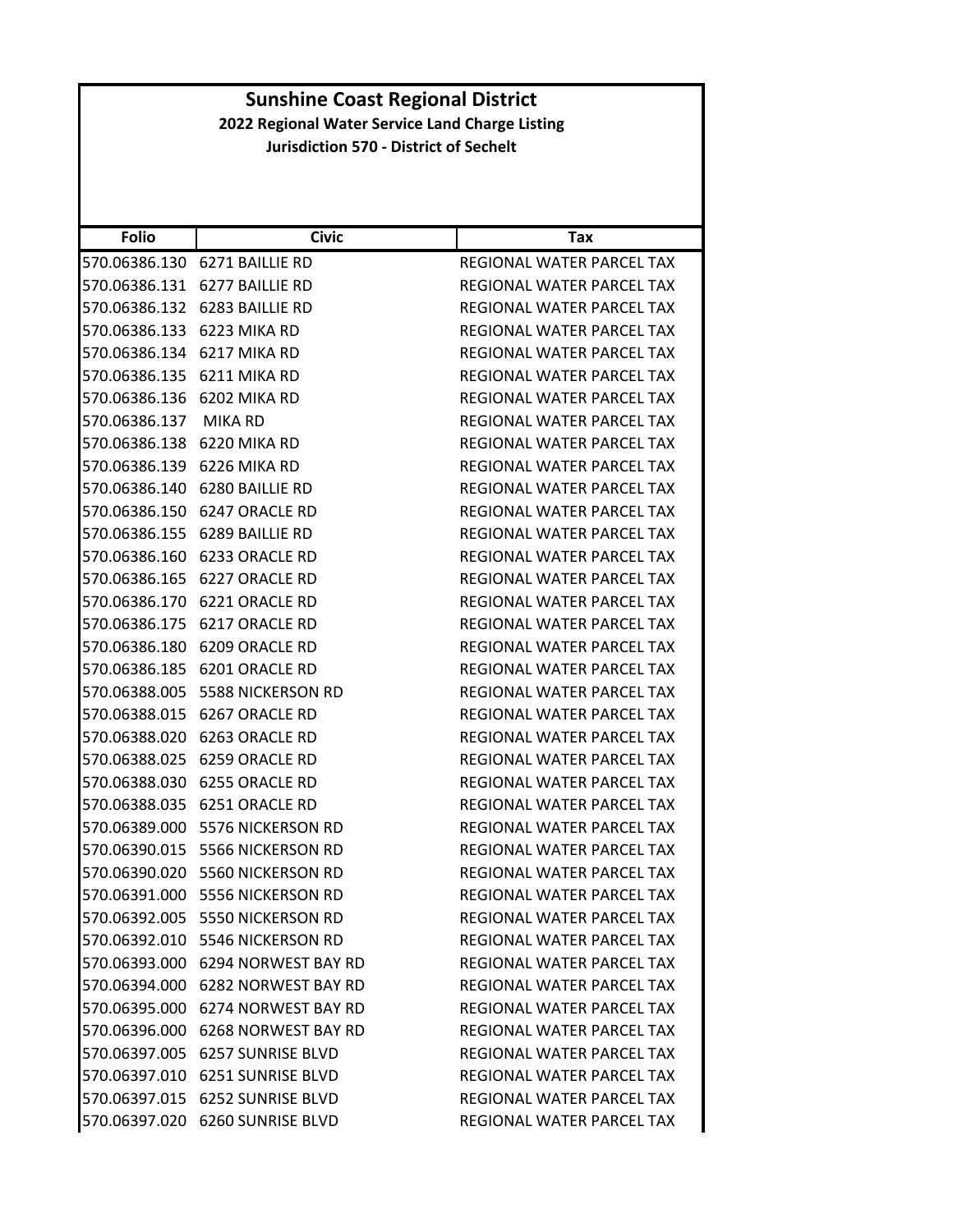# Sunshine Coast Regional District

## 2022 Regional Water Service Land Charge Listing

### Jurisdiction 570 - District of Sechelt

| Folio | Civic | Tax |
|---|---|---|
| 570.06386.130 | 6271 BAILLIE RD | REGIONAL WATER PARCEL TAX |
| 570.06386.131 | 6277 BAILLIE RD | REGIONAL WATER PARCEL TAX |
| 570.06386.132 | 6283 BAILLIE RD | REGIONAL WATER PARCEL TAX |
| 570.06386.133 | 6223 MIKA RD | REGIONAL WATER PARCEL TAX |
| 570.06386.134 | 6217 MIKA RD | REGIONAL WATER PARCEL TAX |
| 570.06386.135 | 6211 MIKA RD | REGIONAL WATER PARCEL TAX |
| 570.06386.136 | 6202 MIKA RD | REGIONAL WATER PARCEL TAX |
| 570.06386.137 | MIKA RD | REGIONAL WATER PARCEL TAX |
| 570.06386.138 | 6220 MIKA RD | REGIONAL WATER PARCEL TAX |
| 570.06386.139 | 6226 MIKA RD | REGIONAL WATER PARCEL TAX |
| 570.06386.140 | 6280 BAILLIE RD | REGIONAL WATER PARCEL TAX |
| 570.06386.150 | 6247 ORACLE RD | REGIONAL WATER PARCEL TAX |
| 570.06386.155 | 6289 BAILLIE RD | REGIONAL WATER PARCEL TAX |
| 570.06386.160 | 6233 ORACLE RD | REGIONAL WATER PARCEL TAX |
| 570.06386.165 | 6227 ORACLE RD | REGIONAL WATER PARCEL TAX |
| 570.06386.170 | 6221 ORACLE RD | REGIONAL WATER PARCEL TAX |
| 570.06386.175 | 6217 ORACLE RD | REGIONAL WATER PARCEL TAX |
| 570.06386.180 | 6209 ORACLE RD | REGIONAL WATER PARCEL TAX |
| 570.06386.185 | 6201 ORACLE RD | REGIONAL WATER PARCEL TAX |
| 570.06388.005 | 5588 NICKERSON RD | REGIONAL WATER PARCEL TAX |
| 570.06388.015 | 6267 ORACLE RD | REGIONAL WATER PARCEL TAX |
| 570.06388.020 | 6263 ORACLE RD | REGIONAL WATER PARCEL TAX |
| 570.06388.025 | 6259 ORACLE RD | REGIONAL WATER PARCEL TAX |
| 570.06388.030 | 6255 ORACLE RD | REGIONAL WATER PARCEL TAX |
| 570.06388.035 | 6251 ORACLE RD | REGIONAL WATER PARCEL TAX |
| 570.06389.000 | 5576 NICKERSON RD | REGIONAL WATER PARCEL TAX |
| 570.06390.015 | 5566 NICKERSON RD | REGIONAL WATER PARCEL TAX |
| 570.06390.020 | 5560 NICKERSON RD | REGIONAL WATER PARCEL TAX |
| 570.06391.000 | 5556 NICKERSON RD | REGIONAL WATER PARCEL TAX |
| 570.06392.005 | 5550 NICKERSON RD | REGIONAL WATER PARCEL TAX |
| 570.06392.010 | 5546 NICKERSON RD | REGIONAL WATER PARCEL TAX |
| 570.06393.000 | 6294 NORWEST BAY RD | REGIONAL WATER PARCEL TAX |
| 570.06394.000 | 6282 NORWEST BAY RD | REGIONAL WATER PARCEL TAX |
| 570.06395.000 | 6274 NORWEST BAY RD | REGIONAL WATER PARCEL TAX |
| 570.06396.000 | 6268 NORWEST BAY RD | REGIONAL WATER PARCEL TAX |
| 570.06397.005 | 6257 SUNRISE BLVD | REGIONAL WATER PARCEL TAX |
| 570.06397.010 | 6251 SUNRISE BLVD | REGIONAL WATER PARCEL TAX |
| 570.06397.015 | 6252 SUNRISE BLVD | REGIONAL WATER PARCEL TAX |
| 570.06397.020 | 6260 SUNRISE BLVD | REGIONAL WATER PARCEL TAX |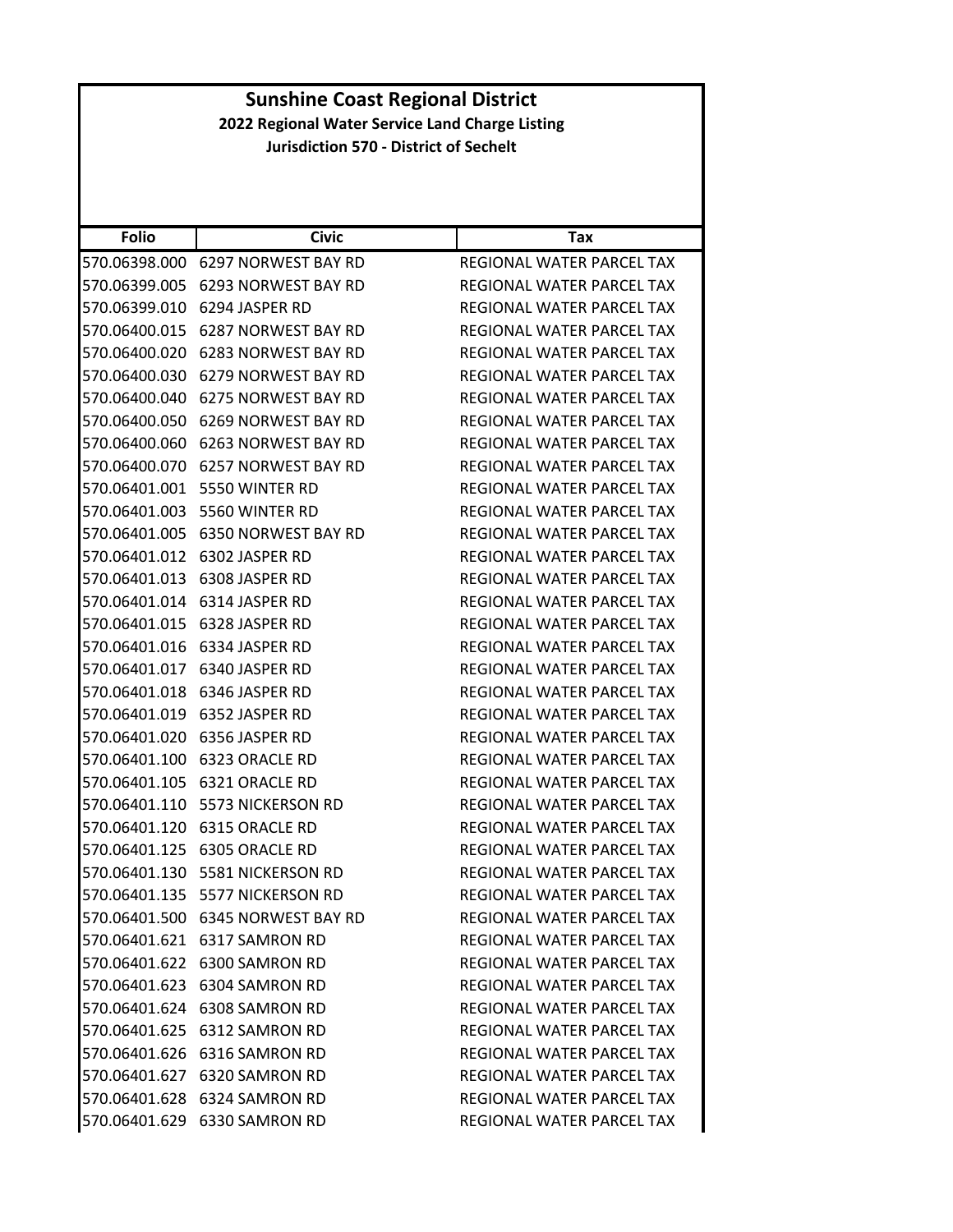# Sunshine Coast Regional District

## 2022 Regional Water Service Land Charge Listing

### Jurisdiction 570 - District of Sechelt

| Folio | Civic | Tax |
|---|---|---|
| 570.06398.000 | 6297 NORWEST BAY RD | REGIONAL WATER PARCEL TAX |
| 570.06399.005 | 6293 NORWEST BAY RD | REGIONAL WATER PARCEL TAX |
| 570.06399.010 | 6294 JASPER RD | REGIONAL WATER PARCEL TAX |
| 570.06400.015 | 6287 NORWEST BAY RD | REGIONAL WATER PARCEL TAX |
| 570.06400.020 | 6283 NORWEST BAY RD | REGIONAL WATER PARCEL TAX |
| 570.06400.030 | 6279 NORWEST BAY RD | REGIONAL WATER PARCEL TAX |
| 570.06400.040 | 6275 NORWEST BAY RD | REGIONAL WATER PARCEL TAX |
| 570.06400.050 | 6269 NORWEST BAY RD | REGIONAL WATER PARCEL TAX |
| 570.06400.060 | 6263 NORWEST BAY RD | REGIONAL WATER PARCEL TAX |
| 570.06400.070 | 6257 NORWEST BAY RD | REGIONAL WATER PARCEL TAX |
| 570.06401.001 | 5550 WINTER RD | REGIONAL WATER PARCEL TAX |
| 570.06401.003 | 5560 WINTER RD | REGIONAL WATER PARCEL TAX |
| 570.06401.005 | 6350 NORWEST BAY RD | REGIONAL WATER PARCEL TAX |
| 570.06401.012 | 6302 JASPER RD | REGIONAL WATER PARCEL TAX |
| 570.06401.013 | 6308 JASPER RD | REGIONAL WATER PARCEL TAX |
| 570.06401.014 | 6314 JASPER RD | REGIONAL WATER PARCEL TAX |
| 570.06401.015 | 6328 JASPER RD | REGIONAL WATER PARCEL TAX |
| 570.06401.016 | 6334 JASPER RD | REGIONAL WATER PARCEL TAX |
| 570.06401.017 | 6340 JASPER RD | REGIONAL WATER PARCEL TAX |
| 570.06401.018 | 6346 JASPER RD | REGIONAL WATER PARCEL TAX |
| 570.06401.019 | 6352 JASPER RD | REGIONAL WATER PARCEL TAX |
| 570.06401.020 | 6356 JASPER RD | REGIONAL WATER PARCEL TAX |
| 570.06401.100 | 6323 ORACLE RD | REGIONAL WATER PARCEL TAX |
| 570.06401.105 | 6321 ORACLE RD | REGIONAL WATER PARCEL TAX |
| 570.06401.110 | 5573 NICKERSON RD | REGIONAL WATER PARCEL TAX |
| 570.06401.120 | 6315 ORACLE RD | REGIONAL WATER PARCEL TAX |
| 570.06401.125 | 6305 ORACLE RD | REGIONAL WATER PARCEL TAX |
| 570.06401.130 | 5581 NICKERSON RD | REGIONAL WATER PARCEL TAX |
| 570.06401.135 | 5577 NICKERSON RD | REGIONAL WATER PARCEL TAX |
| 570.06401.500 | 6345 NORWEST BAY RD | REGIONAL WATER PARCEL TAX |
| 570.06401.621 | 6317 SAMRON RD | REGIONAL WATER PARCEL TAX |
| 570.06401.622 | 6300 SAMRON RD | REGIONAL WATER PARCEL TAX |
| 570.06401.623 | 6304 SAMRON RD | REGIONAL WATER PARCEL TAX |
| 570.06401.624 | 6308 SAMRON RD | REGIONAL WATER PARCEL TAX |
| 570.06401.625 | 6312 SAMRON RD | REGIONAL WATER PARCEL TAX |
| 570.06401.626 | 6316 SAMRON RD | REGIONAL WATER PARCEL TAX |
| 570.06401.627 | 6320 SAMRON RD | REGIONAL WATER PARCEL TAX |
| 570.06401.628 | 6324 SAMRON RD | REGIONAL WATER PARCEL TAX |
| 570.06401.629 | 6330 SAMRON RD | REGIONAL WATER PARCEL TAX |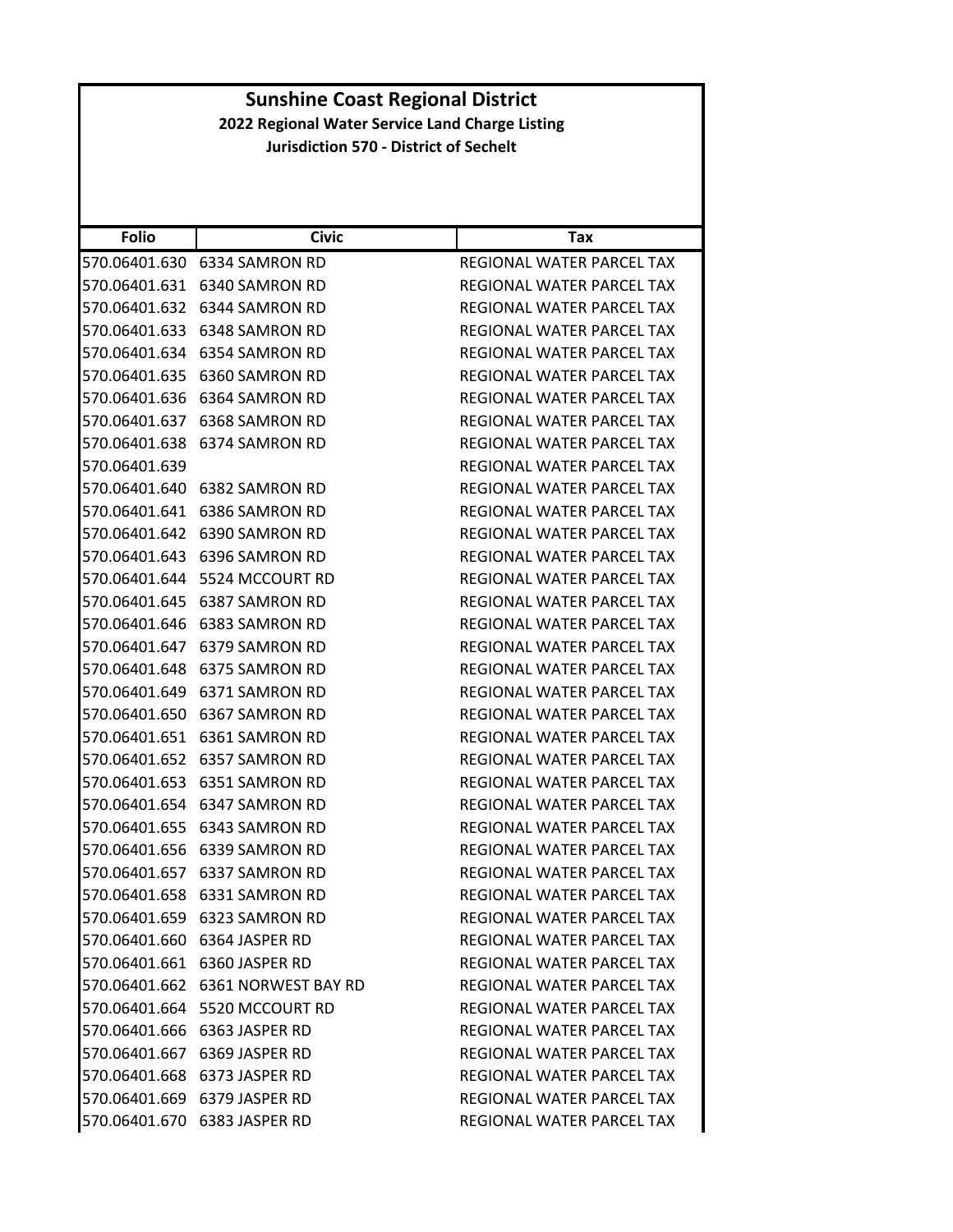# Sunshine Coast Regional District

**2022 Regional Water Service Land Charge Listing**

**Jurisdiction 570 - District of Sechelt**

| Folio | Civic | Tax |
|---|---|---|
| 570.06401.630 | 6334 SAMRON RD | REGIONAL WATER PARCEL TAX |
| 570.06401.631 | 6340 SAMRON RD | REGIONAL WATER PARCEL TAX |
| 570.06401.632 | 6344 SAMRON RD | REGIONAL WATER PARCEL TAX |
| 570.06401.633 | 6348 SAMRON RD | REGIONAL WATER PARCEL TAX |
| 570.06401.634 | 6354 SAMRON RD | REGIONAL WATER PARCEL TAX |
| 570.06401.635 | 6360 SAMRON RD | REGIONAL WATER PARCEL TAX |
| 570.06401.636 | 6364 SAMRON RD | REGIONAL WATER PARCEL TAX |
| 570.06401.637 | 6368 SAMRON RD | REGIONAL WATER PARCEL TAX |
| 570.06401.638 | 6374 SAMRON RD | REGIONAL WATER PARCEL TAX |
| 570.06401.639 | | REGIONAL WATER PARCEL TAX |
| 570.06401.640 | 6382 SAMRON RD | REGIONAL WATER PARCEL TAX |
| 570.06401.641 | 6386 SAMRON RD | REGIONAL WATER PARCEL TAX |
| 570.06401.642 | 6390 SAMRON RD | REGIONAL WATER PARCEL TAX |
| 570.06401.643 | 6396 SAMRON RD | REGIONAL WATER PARCEL TAX |
| 570.06401.644 | 5524 MCCOURT RD | REGIONAL WATER PARCEL TAX |
| 570.06401.645 | 6387 SAMRON RD | REGIONAL WATER PARCEL TAX |
| 570.06401.646 | 6383 SAMRON RD | REGIONAL WATER PARCEL TAX |
| 570.06401.647 | 6379 SAMRON RD | REGIONAL WATER PARCEL TAX |
| 570.06401.648 | 6375 SAMRON RD | REGIONAL WATER PARCEL TAX |
| 570.06401.649 | 6371 SAMRON RD | REGIONAL WATER PARCEL TAX |
| 570.06401.650 | 6367 SAMRON RD | REGIONAL WATER PARCEL TAX |
| 570.06401.651 | 6361 SAMRON RD | REGIONAL WATER PARCEL TAX |
| 570.06401.652 | 6357 SAMRON RD | REGIONAL WATER PARCEL TAX |
| 570.06401.653 | 6351 SAMRON RD | REGIONAL WATER PARCEL TAX |
| 570.06401.654 | 6347 SAMRON RD | REGIONAL WATER PARCEL TAX |
| 570.06401.655 | 6343 SAMRON RD | REGIONAL WATER PARCEL TAX |
| 570.06401.656 | 6339 SAMRON RD | REGIONAL WATER PARCEL TAX |
| 570.06401.657 | 6337 SAMRON RD | REGIONAL WATER PARCEL TAX |
| 570.06401.658 | 6331 SAMRON RD | REGIONAL WATER PARCEL TAX |
| 570.06401.659 | 6323 SAMRON RD | REGIONAL WATER PARCEL TAX |
| 570.06401.660 | 6364 JASPER RD | REGIONAL WATER PARCEL TAX |
| 570.06401.661 | 6360 JASPER RD | REGIONAL WATER PARCEL TAX |
| 570.06401.662 | 6361 NORWEST BAY RD | REGIONAL WATER PARCEL TAX |
| 570.06401.664 | 5520 MCCOURT RD | REGIONAL WATER PARCEL TAX |
| 570.06401.666 | 6363 JASPER RD | REGIONAL WATER PARCEL TAX |
| 570.06401.667 | 6369 JASPER RD | REGIONAL WATER PARCEL TAX |
| 570.06401.668 | 6373 JASPER RD | REGIONAL WATER PARCEL TAX |
| 570.06401.669 | 6379 JASPER RD | REGIONAL WATER PARCEL TAX |
| 570.06401.670 | 6383 JASPER RD | REGIONAL WATER PARCEL TAX |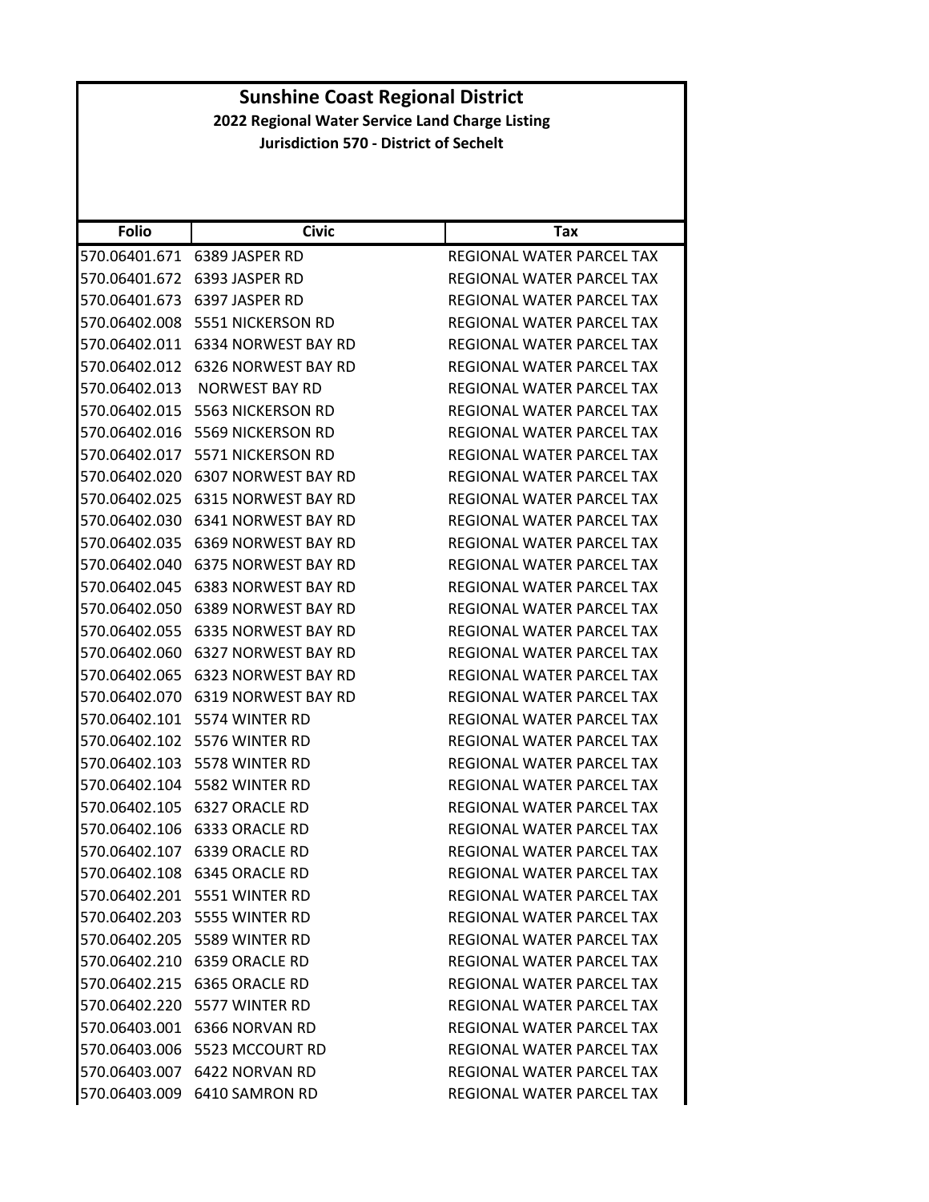# Sunshine Coast Regional District

## 2022 Regional Water Service Land Charge Listing

### Jurisdiction 570 - District of Sechelt

| Folio | Civic | Tax |
|---|---|---|
| 570.06401.671 | 6389 JASPER RD | REGIONAL WATER PARCEL TAX |
| 570.06401.672 | 6393 JASPER RD | REGIONAL WATER PARCEL TAX |
| 570.06401.673 | 6397 JASPER RD | REGIONAL WATER PARCEL TAX |
| 570.06402.008 | 5551 NICKERSON RD | REGIONAL WATER PARCEL TAX |
| 570.06402.011 | 6334 NORWEST BAY RD | REGIONAL WATER PARCEL TAX |
| 570.06402.012 | 6326 NORWEST BAY RD | REGIONAL WATER PARCEL TAX |
| 570.06402.013 | NORWEST BAY RD | REGIONAL WATER PARCEL TAX |
| 570.06402.015 | 5563 NICKERSON RD | REGIONAL WATER PARCEL TAX |
| 570.06402.016 | 5569 NICKERSON RD | REGIONAL WATER PARCEL TAX |
| 570.06402.017 | 5571 NICKERSON RD | REGIONAL WATER PARCEL TAX |
| 570.06402.020 | 6307 NORWEST BAY RD | REGIONAL WATER PARCEL TAX |
| 570.06402.025 | 6315 NORWEST BAY RD | REGIONAL WATER PARCEL TAX |
| 570.06402.030 | 6341 NORWEST BAY RD | REGIONAL WATER PARCEL TAX |
| 570.06402.035 | 6369 NORWEST BAY RD | REGIONAL WATER PARCEL TAX |
| 570.06402.040 | 6375 NORWEST BAY RD | REGIONAL WATER PARCEL TAX |
| 570.06402.045 | 6383 NORWEST BAY RD | REGIONAL WATER PARCEL TAX |
| 570.06402.050 | 6389 NORWEST BAY RD | REGIONAL WATER PARCEL TAX |
| 570.06402.055 | 6335 NORWEST BAY RD | REGIONAL WATER PARCEL TAX |
| 570.06402.060 | 6327 NORWEST BAY RD | REGIONAL WATER PARCEL TAX |
| 570.06402.065 | 6323 NORWEST BAY RD | REGIONAL WATER PARCEL TAX |
| 570.06402.070 | 6319 NORWEST BAY RD | REGIONAL WATER PARCEL TAX |
| 570.06402.101 | 5574 WINTER RD | REGIONAL WATER PARCEL TAX |
| 570.06402.102 | 5576 WINTER RD | REGIONAL WATER PARCEL TAX |
| 570.06402.103 | 5578 WINTER RD | REGIONAL WATER PARCEL TAX |
| 570.06402.104 | 5582 WINTER RD | REGIONAL WATER PARCEL TAX |
| 570.06402.105 | 6327 ORACLE RD | REGIONAL WATER PARCEL TAX |
| 570.06402.106 | 6333 ORACLE RD | REGIONAL WATER PARCEL TAX |
| 570.06402.107 | 6339 ORACLE RD | REGIONAL WATER PARCEL TAX |
| 570.06402.108 | 6345 ORACLE RD | REGIONAL WATER PARCEL TAX |
| 570.06402.201 | 5551 WINTER RD | REGIONAL WATER PARCEL TAX |
| 570.06402.203 | 5555 WINTER RD | REGIONAL WATER PARCEL TAX |
| 570.06402.205 | 5589 WINTER RD | REGIONAL WATER PARCEL TAX |
| 570.06402.210 | 6359 ORACLE RD | REGIONAL WATER PARCEL TAX |
| 570.06402.215 | 6365 ORACLE RD | REGIONAL WATER PARCEL TAX |
| 570.06402.220 | 5577 WINTER RD | REGIONAL WATER PARCEL TAX |
| 570.06403.001 | 6366 NORVAN RD | REGIONAL WATER PARCEL TAX |
| 570.06403.006 | 5523 MCCOURT RD | REGIONAL WATER PARCEL TAX |
| 570.06403.007 | 6422 NORVAN RD | REGIONAL WATER PARCEL TAX |
| 570.06403.009 | 6410 SAMRON RD | REGIONAL WATER PARCEL TAX |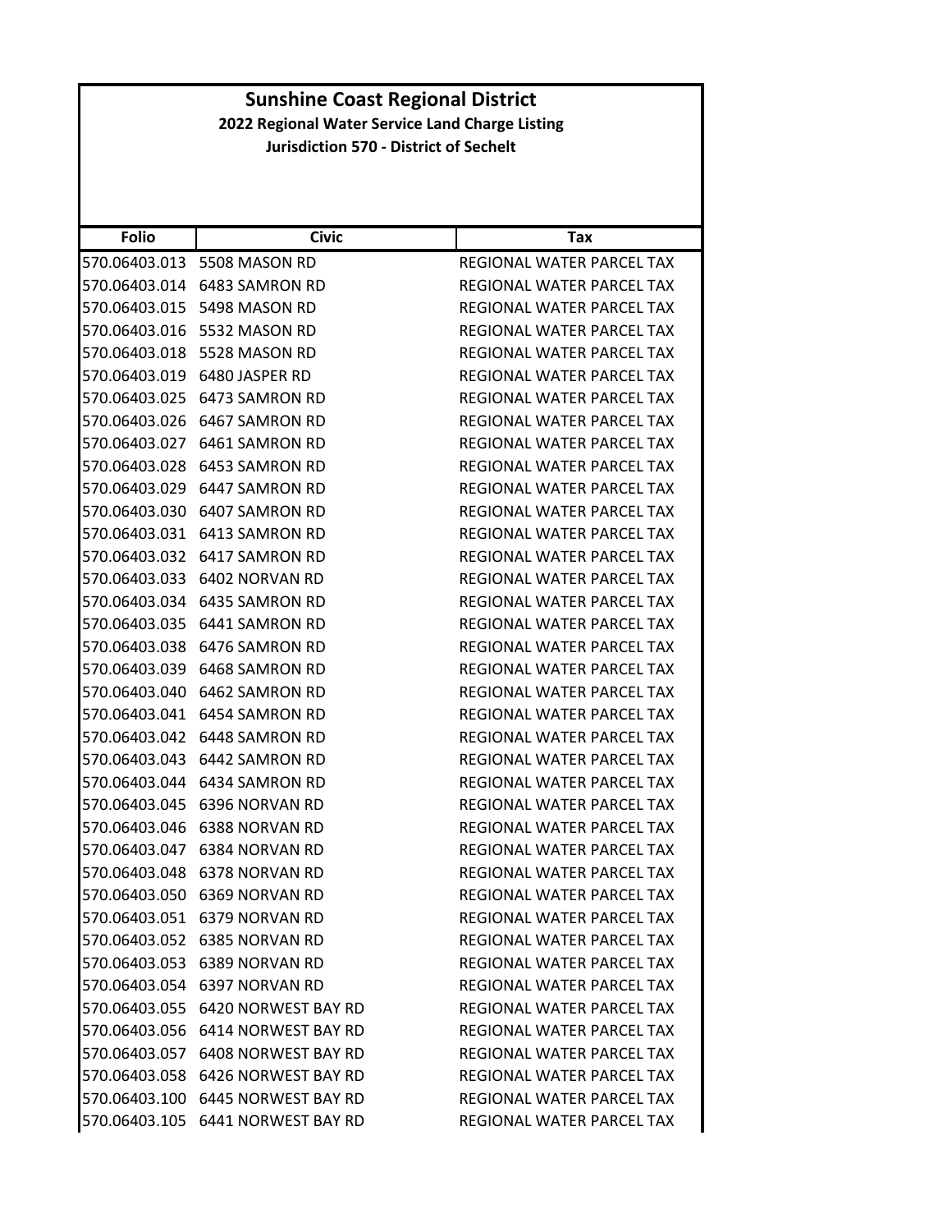# Sunshine Coast Regional District

**2022 Regional Water Service Land Charge Listing**

**Jurisdiction 570 - District of Sechelt**

| Folio | Civic | Tax |
|---|---|---|
| 570.06403.013 | 5508 MASON RD | REGIONAL WATER PARCEL TAX |
| 570.06403.014 | 6483 SAMRON RD | REGIONAL WATER PARCEL TAX |
| 570.06403.015 | 5498 MASON RD | REGIONAL WATER PARCEL TAX |
| 570.06403.016 | 5532 MASON RD | REGIONAL WATER PARCEL TAX |
| 570.06403.018 | 5528 MASON RD | REGIONAL WATER PARCEL TAX |
| 570.06403.019 | 6480 JASPER RD | REGIONAL WATER PARCEL TAX |
| 570.06403.025 | 6473 SAMRON RD | REGIONAL WATER PARCEL TAX |
| 570.06403.026 | 6467 SAMRON RD | REGIONAL WATER PARCEL TAX |
| 570.06403.027 | 6461 SAMRON RD | REGIONAL WATER PARCEL TAX |
| 570.06403.028 | 6453 SAMRON RD | REGIONAL WATER PARCEL TAX |
| 570.06403.029 | 6447 SAMRON RD | REGIONAL WATER PARCEL TAX |
| 570.06403.030 | 6407 SAMRON RD | REGIONAL WATER PARCEL TAX |
| 570.06403.031 | 6413 SAMRON RD | REGIONAL WATER PARCEL TAX |
| 570.06403.032 | 6417 SAMRON RD | REGIONAL WATER PARCEL TAX |
| 570.06403.033 | 6402 NORVAN RD | REGIONAL WATER PARCEL TAX |
| 570.06403.034 | 6435 SAMRON RD | REGIONAL WATER PARCEL TAX |
| 570.06403.035 | 6441 SAMRON RD | REGIONAL WATER PARCEL TAX |
| 570.06403.038 | 6476 SAMRON RD | REGIONAL WATER PARCEL TAX |
| 570.06403.039 | 6468 SAMRON RD | REGIONAL WATER PARCEL TAX |
| 570.06403.040 | 6462 SAMRON RD | REGIONAL WATER PARCEL TAX |
| 570.06403.041 | 6454 SAMRON RD | REGIONAL WATER PARCEL TAX |
| 570.06403.042 | 6448 SAMRON RD | REGIONAL WATER PARCEL TAX |
| 570.06403.043 | 6442 SAMRON RD | REGIONAL WATER PARCEL TAX |
| 570.06403.044 | 6434 SAMRON RD | REGIONAL WATER PARCEL TAX |
| 570.06403.045 | 6396 NORVAN RD | REGIONAL WATER PARCEL TAX |
| 570.06403.046 | 6388 NORVAN RD | REGIONAL WATER PARCEL TAX |
| 570.06403.047 | 6384 NORVAN RD | REGIONAL WATER PARCEL TAX |
| 570.06403.048 | 6378 NORVAN RD | REGIONAL WATER PARCEL TAX |
| 570.06403.050 | 6369 NORVAN RD | REGIONAL WATER PARCEL TAX |
| 570.06403.051 | 6379 NORVAN RD | REGIONAL WATER PARCEL TAX |
| 570.06403.052 | 6385 NORVAN RD | REGIONAL WATER PARCEL TAX |
| 570.06403.053 | 6389 NORVAN RD | REGIONAL WATER PARCEL TAX |
| 570.06403.054 | 6397 NORVAN RD | REGIONAL WATER PARCEL TAX |
| 570.06403.055 | 6420 NORWEST BAY RD | REGIONAL WATER PARCEL TAX |
| 570.06403.056 | 6414 NORWEST BAY RD | REGIONAL WATER PARCEL TAX |
| 570.06403.057 | 6408 NORWEST BAY RD | REGIONAL WATER PARCEL TAX |
| 570.06403.058 | 6426 NORWEST BAY RD | REGIONAL WATER PARCEL TAX |
| 570.06403.100 | 6445 NORWEST BAY RD | REGIONAL WATER PARCEL TAX |
| 570.06403.105 | 6441 NORWEST BAY RD | REGIONAL WATER PARCEL TAX |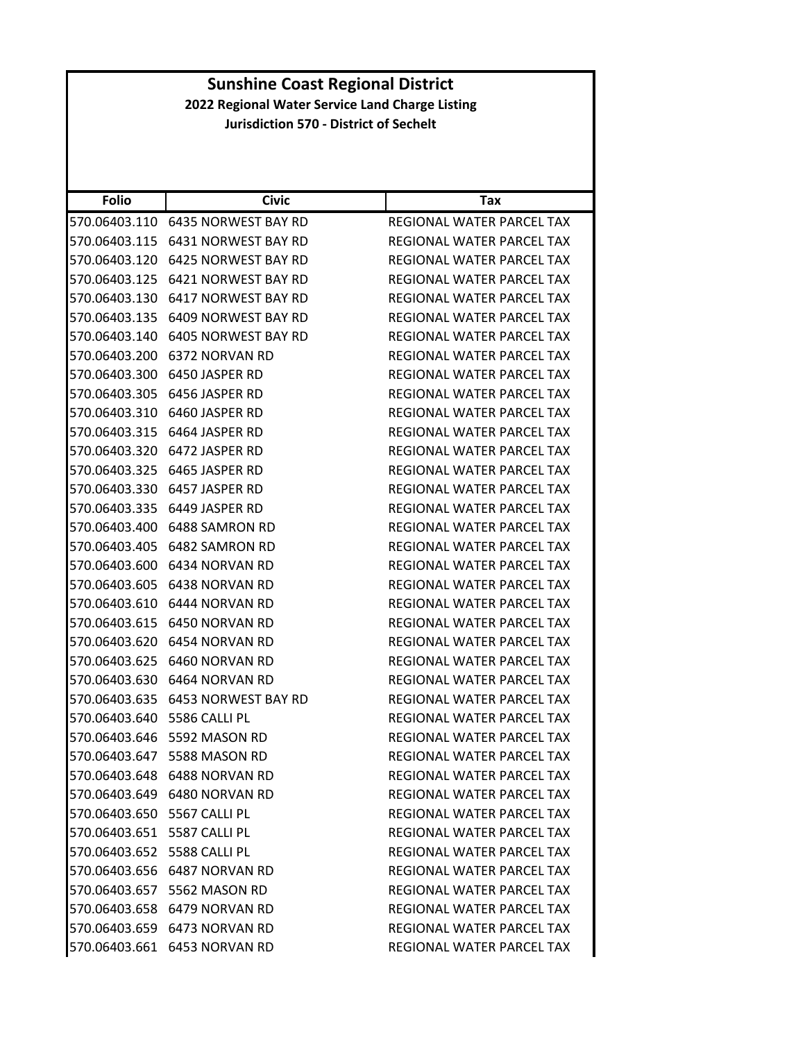# Sunshine Coast Regional District

## 2022 Regional Water Service Land Charge Listing

### Jurisdiction 570 - District of Sechelt

| Folio | Civic | Tax |
|---|---|---|
| 570.06403.110 | 6435 NORWEST BAY RD | REGIONAL WATER PARCEL TAX |
| 570.06403.115 | 6431 NORWEST BAY RD | REGIONAL WATER PARCEL TAX |
| 570.06403.120 | 6425 NORWEST BAY RD | REGIONAL WATER PARCEL TAX |
| 570.06403.125 | 6421 NORWEST BAY RD | REGIONAL WATER PARCEL TAX |
| 570.06403.130 | 6417 NORWEST BAY RD | REGIONAL WATER PARCEL TAX |
| 570.06403.135 | 6409 NORWEST BAY RD | REGIONAL WATER PARCEL TAX |
| 570.06403.140 | 6405 NORWEST BAY RD | REGIONAL WATER PARCEL TAX |
| 570.06403.200 | 6372 NORVAN RD | REGIONAL WATER PARCEL TAX |
| 570.06403.300 | 6450 JASPER RD | REGIONAL WATER PARCEL TAX |
| 570.06403.305 | 6456 JASPER RD | REGIONAL WATER PARCEL TAX |
| 570.06403.310 | 6460 JASPER RD | REGIONAL WATER PARCEL TAX |
| 570.06403.315 | 6464 JASPER RD | REGIONAL WATER PARCEL TAX |
| 570.06403.320 | 6472 JASPER RD | REGIONAL WATER PARCEL TAX |
| 570.06403.325 | 6465 JASPER RD | REGIONAL WATER PARCEL TAX |
| 570.06403.330 | 6457 JASPER RD | REGIONAL WATER PARCEL TAX |
| 570.06403.335 | 6449 JASPER RD | REGIONAL WATER PARCEL TAX |
| 570.06403.400 | 6488 SAMRON RD | REGIONAL WATER PARCEL TAX |
| 570.06403.405 | 6482 SAMRON RD | REGIONAL WATER PARCEL TAX |
| 570.06403.600 | 6434 NORVAN RD | REGIONAL WATER PARCEL TAX |
| 570.06403.605 | 6438 NORVAN RD | REGIONAL WATER PARCEL TAX |
| 570.06403.610 | 6444 NORVAN RD | REGIONAL WATER PARCEL TAX |
| 570.06403.615 | 6450 NORVAN RD | REGIONAL WATER PARCEL TAX |
| 570.06403.620 | 6454 NORVAN RD | REGIONAL WATER PARCEL TAX |
| 570.06403.625 | 6460 NORVAN RD | REGIONAL WATER PARCEL TAX |
| 570.06403.630 | 6464 NORVAN RD | REGIONAL WATER PARCEL TAX |
| 570.06403.635 | 6453 NORWEST BAY RD | REGIONAL WATER PARCEL TAX |
| 570.06403.640 | 5586 CALLI PL | REGIONAL WATER PARCEL TAX |
| 570.06403.646 | 5592 MASON RD | REGIONAL WATER PARCEL TAX |
| 570.06403.647 | 5588 MASON RD | REGIONAL WATER PARCEL TAX |
| 570.06403.648 | 6488 NORVAN RD | REGIONAL WATER PARCEL TAX |
| 570.06403.649 | 6480 NORVAN RD | REGIONAL WATER PARCEL TAX |
| 570.06403.650 | 5567 CALLI PL | REGIONAL WATER PARCEL TAX |
| 570.06403.651 | 5587 CALLI PL | REGIONAL WATER PARCEL TAX |
| 570.06403.652 | 5588 CALLI PL | REGIONAL WATER PARCEL TAX |
| 570.06403.656 | 6487 NORVAN RD | REGIONAL WATER PARCEL TAX |
| 570.06403.657 | 5562 MASON RD | REGIONAL WATER PARCEL TAX |
| 570.06403.658 | 6479 NORVAN RD | REGIONAL WATER PARCEL TAX |
| 570.06403.659 | 6473 NORVAN RD | REGIONAL WATER PARCEL TAX |
| 570.06403.661 | 6453 NORVAN RD | REGIONAL WATER PARCEL TAX |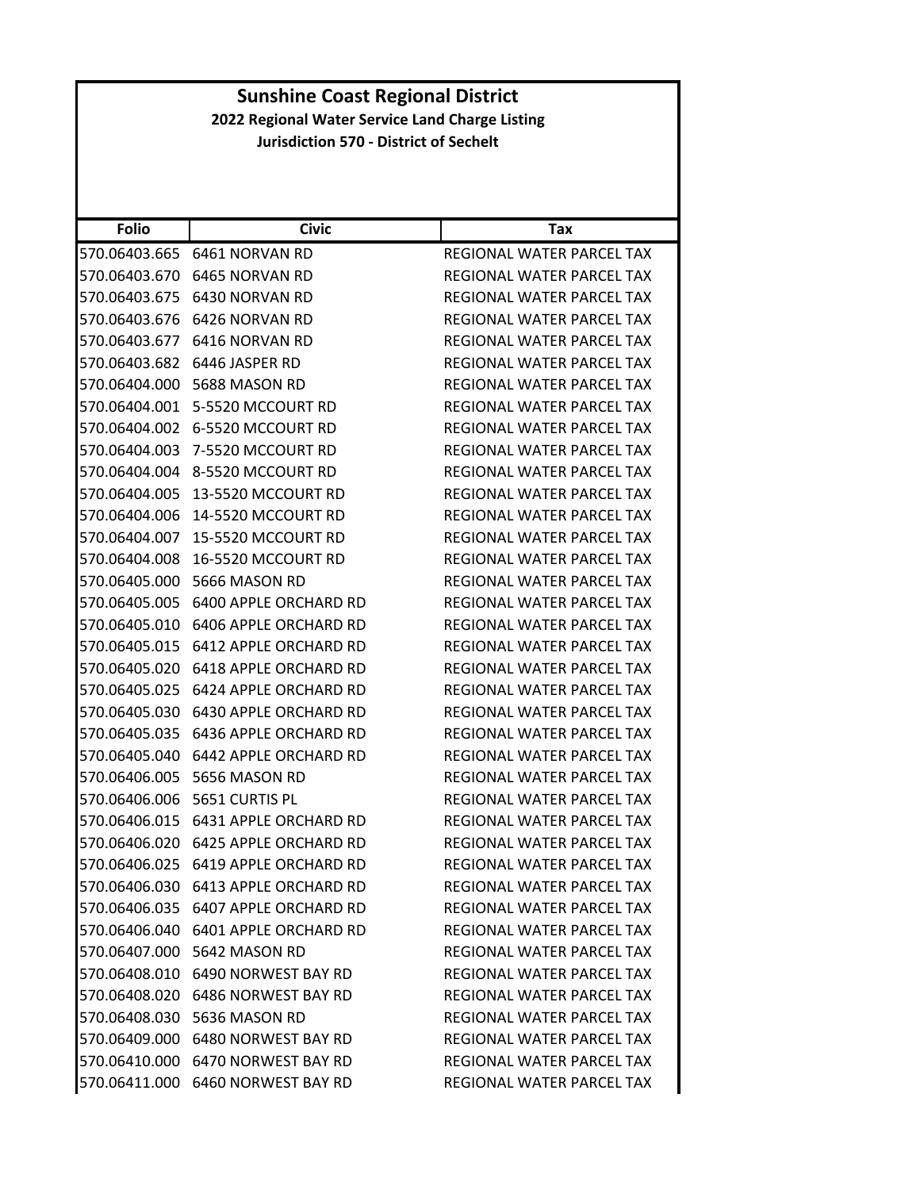# Sunshine Coast Regional District

**2022 Regional Water Service Land Charge Listing**

**Jurisdiction 570 - District of Sechelt**

| Folio | Civic | Tax |
|---|---|---|
| 570.06403.665 | 6461 NORVAN RD | REGIONAL WATER PARCEL TAX |
| 570.06403.670 | 6465 NORVAN RD | REGIONAL WATER PARCEL TAX |
| 570.06403.675 | 6430 NORVAN RD | REGIONAL WATER PARCEL TAX |
| 570.06403.676 | 6426 NORVAN RD | REGIONAL WATER PARCEL TAX |
| 570.06403.677 | 6416 NORVAN RD | REGIONAL WATER PARCEL TAX |
| 570.06403.682 | 6446 JASPER RD | REGIONAL WATER PARCEL TAX |
| 570.06404.000 | 5688 MASON RD | REGIONAL WATER PARCEL TAX |
| 570.06404.001 | 5-5520 MCCOURT RD | REGIONAL WATER PARCEL TAX |
| 570.06404.002 | 6-5520 MCCOURT RD | REGIONAL WATER PARCEL TAX |
| 570.06404.003 | 7-5520 MCCOURT RD | REGIONAL WATER PARCEL TAX |
| 570.06404.004 | 8-5520 MCCOURT RD | REGIONAL WATER PARCEL TAX |
| 570.06404.005 | 13-5520 MCCOURT RD | REGIONAL WATER PARCEL TAX |
| 570.06404.006 | 14-5520 MCCOURT RD | REGIONAL WATER PARCEL TAX |
| 570.06404.007 | 15-5520 MCCOURT RD | REGIONAL WATER PARCEL TAX |
| 570.06404.008 | 16-5520 MCCOURT RD | REGIONAL WATER PARCEL TAX |
| 570.06405.000 | 5666 MASON RD | REGIONAL WATER PARCEL TAX |
| 570.06405.005 | 6400 APPLE ORCHARD RD | REGIONAL WATER PARCEL TAX |
| 570.06405.010 | 6406 APPLE ORCHARD RD | REGIONAL WATER PARCEL TAX |
| 570.06405.015 | 6412 APPLE ORCHARD RD | REGIONAL WATER PARCEL TAX |
| 570.06405.020 | 6418 APPLE ORCHARD RD | REGIONAL WATER PARCEL TAX |
| 570.06405.025 | 6424 APPLE ORCHARD RD | REGIONAL WATER PARCEL TAX |
| 570.06405.030 | 6430 APPLE ORCHARD RD | REGIONAL WATER PARCEL TAX |
| 570.06405.035 | 6436 APPLE ORCHARD RD | REGIONAL WATER PARCEL TAX |
| 570.06405.040 | 6442 APPLE ORCHARD RD | REGIONAL WATER PARCEL TAX |
| 570.06406.005 | 5656 MASON RD | REGIONAL WATER PARCEL TAX |
| 570.06406.006 | 5651 CURTIS PL | REGIONAL WATER PARCEL TAX |
| 570.06406.015 | 6431 APPLE ORCHARD RD | REGIONAL WATER PARCEL TAX |
| 570.06406.020 | 6425 APPLE ORCHARD RD | REGIONAL WATER PARCEL TAX |
| 570.06406.025 | 6419 APPLE ORCHARD RD | REGIONAL WATER PARCEL TAX |
| 570.06406.030 | 6413 APPLE ORCHARD RD | REGIONAL WATER PARCEL TAX |
| 570.06406.035 | 6407 APPLE ORCHARD RD | REGIONAL WATER PARCEL TAX |
| 570.06406.040 | 6401 APPLE ORCHARD RD | REGIONAL WATER PARCEL TAX |
| 570.06407.000 | 5642 MASON RD | REGIONAL WATER PARCEL TAX |
| 570.06408.010 | 6490 NORWEST BAY RD | REGIONAL WATER PARCEL TAX |
| 570.06408.020 | 6486 NORWEST BAY RD | REGIONAL WATER PARCEL TAX |
| 570.06408.030 | 5636 MASON RD | REGIONAL WATER PARCEL TAX |
| 570.06409.000 | 6480 NORWEST BAY RD | REGIONAL WATER PARCEL TAX |
| 570.06410.000 | 6470 NORWEST BAY RD | REGIONAL WATER PARCEL TAX |
| 570.06411.000 | 6460 NORWEST BAY RD | REGIONAL WATER PARCEL TAX |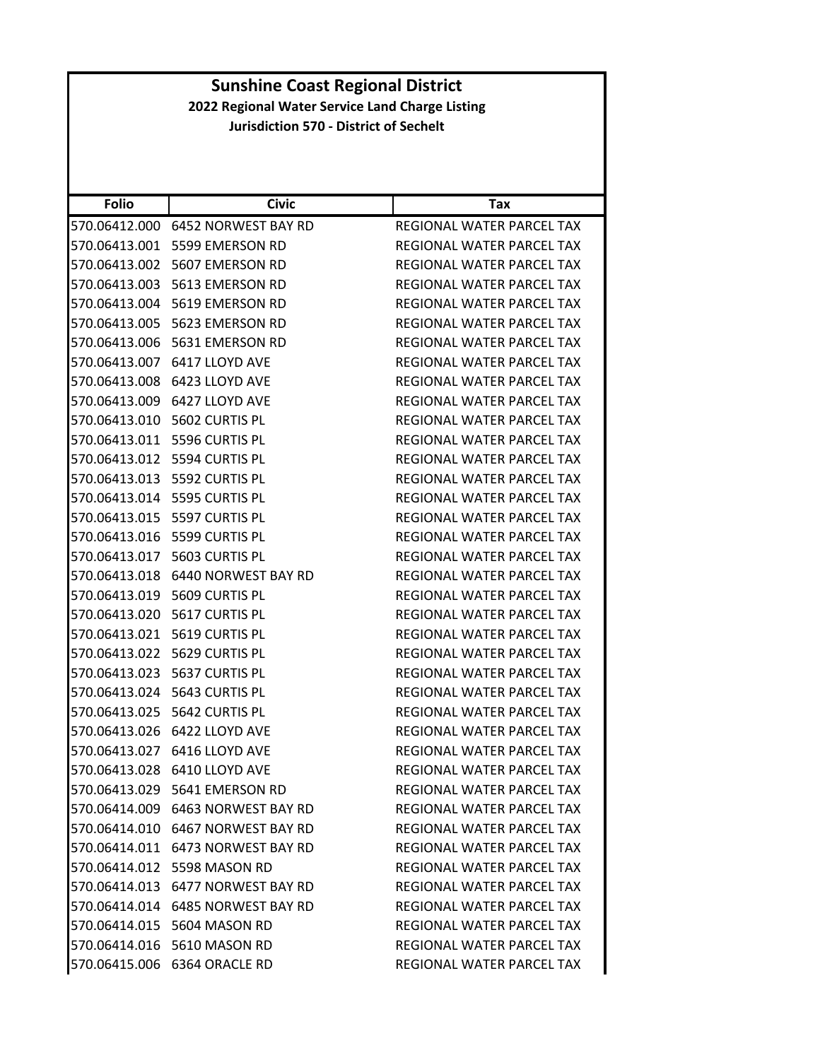# Sunshine Coast Regional District

## 2022 Regional Water Service Land Charge Listing

### Jurisdiction 570 - District of Sechelt

| Folio | Civic | Tax |
|---|---|---|
| 570.06412.000 | 6452 NORWEST BAY RD | REGIONAL WATER PARCEL TAX |
| 570.06413.001 | 5599 EMERSON RD | REGIONAL WATER PARCEL TAX |
| 570.06413.002 | 5607 EMERSON RD | REGIONAL WATER PARCEL TAX |
| 570.06413.003 | 5613 EMERSON RD | REGIONAL WATER PARCEL TAX |
| 570.06413.004 | 5619 EMERSON RD | REGIONAL WATER PARCEL TAX |
| 570.06413.005 | 5623 EMERSON RD | REGIONAL WATER PARCEL TAX |
| 570.06413.006 | 5631 EMERSON RD | REGIONAL WATER PARCEL TAX |
| 570.06413.007 | 6417 LLOYD AVE | REGIONAL WATER PARCEL TAX |
| 570.06413.008 | 6423 LLOYD AVE | REGIONAL WATER PARCEL TAX |
| 570.06413.009 | 6427 LLOYD AVE | REGIONAL WATER PARCEL TAX |
| 570.06413.010 | 5602 CURTIS PL | REGIONAL WATER PARCEL TAX |
| 570.06413.011 | 5596 CURTIS PL | REGIONAL WATER PARCEL TAX |
| 570.06413.012 | 5594 CURTIS PL | REGIONAL WATER PARCEL TAX |
| 570.06413.013 | 5592 CURTIS PL | REGIONAL WATER PARCEL TAX |
| 570.06413.014 | 5595 CURTIS PL | REGIONAL WATER PARCEL TAX |
| 570.06413.015 | 5597 CURTIS PL | REGIONAL WATER PARCEL TAX |
| 570.06413.016 | 5599 CURTIS PL | REGIONAL WATER PARCEL TAX |
| 570.06413.017 | 5603 CURTIS PL | REGIONAL WATER PARCEL TAX |
| 570.06413.018 | 6440 NORWEST BAY RD | REGIONAL WATER PARCEL TAX |
| 570.06413.019 | 5609 CURTIS PL | REGIONAL WATER PARCEL TAX |
| 570.06413.020 | 5617 CURTIS PL | REGIONAL WATER PARCEL TAX |
| 570.06413.021 | 5619 CURTIS PL | REGIONAL WATER PARCEL TAX |
| 570.06413.022 | 5629 CURTIS PL | REGIONAL WATER PARCEL TAX |
| 570.06413.023 | 5637 CURTIS PL | REGIONAL WATER PARCEL TAX |
| 570.06413.024 | 5643 CURTIS PL | REGIONAL WATER PARCEL TAX |
| 570.06413.025 | 5642 CURTIS PL | REGIONAL WATER PARCEL TAX |
| 570.06413.026 | 6422 LLOYD AVE | REGIONAL WATER PARCEL TAX |
| 570.06413.027 | 6416 LLOYD AVE | REGIONAL WATER PARCEL TAX |
| 570.06413.028 | 6410 LLOYD AVE | REGIONAL WATER PARCEL TAX |
| 570.06413.029 | 5641 EMERSON RD | REGIONAL WATER PARCEL TAX |
| 570.06414.009 | 6463 NORWEST BAY RD | REGIONAL WATER PARCEL TAX |
| 570.06414.010 | 6467 NORWEST BAY RD | REGIONAL WATER PARCEL TAX |
| 570.06414.011 | 6473 NORWEST BAY RD | REGIONAL WATER PARCEL TAX |
| 570.06414.012 | 5598 MASON RD | REGIONAL WATER PARCEL TAX |
| 570.06414.013 | 6477 NORWEST BAY RD | REGIONAL WATER PARCEL TAX |
| 570.06414.014 | 6485 NORWEST BAY RD | REGIONAL WATER PARCEL TAX |
| 570.06414.015 | 5604 MASON RD | REGIONAL WATER PARCEL TAX |
| 570.06414.016 | 5610 MASON RD | REGIONAL WATER PARCEL TAX |
| 570.06415.006 | 6364 ORACLE RD | REGIONAL WATER PARCEL TAX |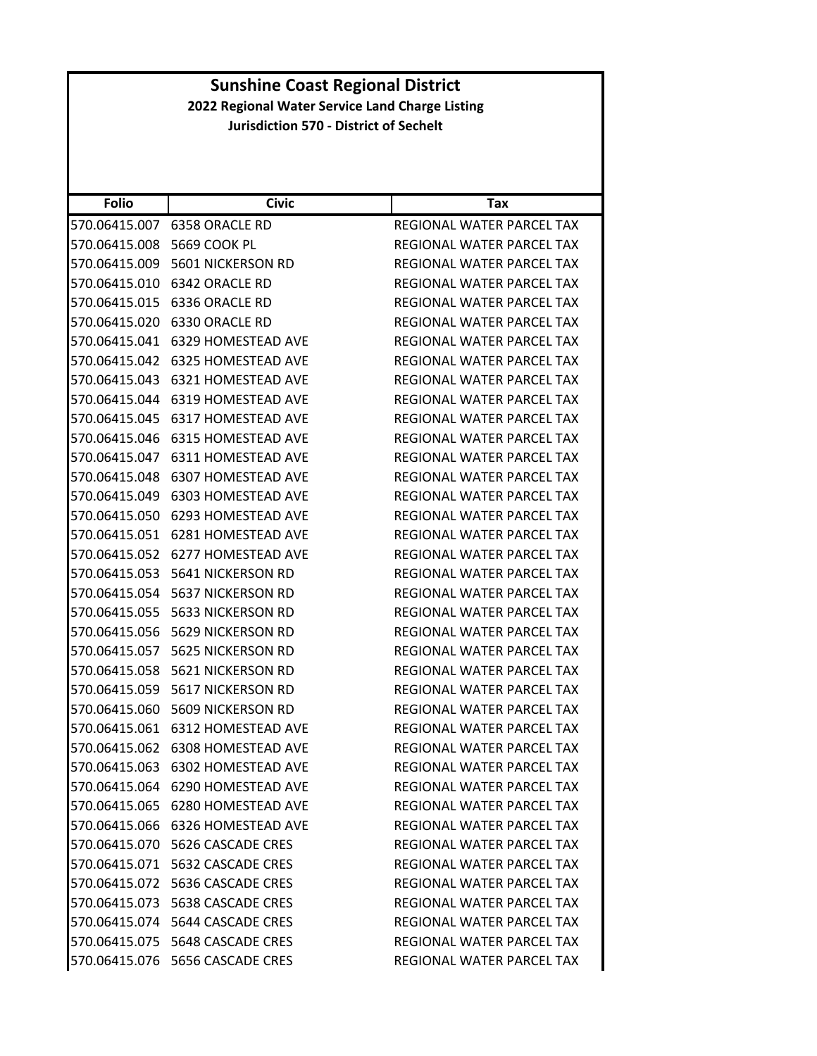# Sunshine Coast Regional District

## 2022 Regional Water Service Land Charge Listing

### Jurisdiction 570 - District of Sechelt

| Folio | Civic | Tax |
|---|---|---|
| 570.06415.007 | 6358 ORACLE RD | REGIONAL WATER PARCEL TAX |
| 570.06415.008 | 5669 COOK PL | REGIONAL WATER PARCEL TAX |
| 570.06415.009 | 5601 NICKERSON RD | REGIONAL WATER PARCEL TAX |
| 570.06415.010 | 6342 ORACLE RD | REGIONAL WATER PARCEL TAX |
| 570.06415.015 | 6336 ORACLE RD | REGIONAL WATER PARCEL TAX |
| 570.06415.020 | 6330 ORACLE RD | REGIONAL WATER PARCEL TAX |
| 570.06415.041 | 6329 HOMESTEAD AVE | REGIONAL WATER PARCEL TAX |
| 570.06415.042 | 6325 HOMESTEAD AVE | REGIONAL WATER PARCEL TAX |
| 570.06415.043 | 6321 HOMESTEAD AVE | REGIONAL WATER PARCEL TAX |
| 570.06415.044 | 6319 HOMESTEAD AVE | REGIONAL WATER PARCEL TAX |
| 570.06415.045 | 6317 HOMESTEAD AVE | REGIONAL WATER PARCEL TAX |
| 570.06415.046 | 6315 HOMESTEAD AVE | REGIONAL WATER PARCEL TAX |
| 570.06415.047 | 6311 HOMESTEAD AVE | REGIONAL WATER PARCEL TAX |
| 570.06415.048 | 6307 HOMESTEAD AVE | REGIONAL WATER PARCEL TAX |
| 570.06415.049 | 6303 HOMESTEAD AVE | REGIONAL WATER PARCEL TAX |
| 570.06415.050 | 6293 HOMESTEAD AVE | REGIONAL WATER PARCEL TAX |
| 570.06415.051 | 6281 HOMESTEAD AVE | REGIONAL WATER PARCEL TAX |
| 570.06415.052 | 6277 HOMESTEAD AVE | REGIONAL WATER PARCEL TAX |
| 570.06415.053 | 5641 NICKERSON RD | REGIONAL WATER PARCEL TAX |
| 570.06415.054 | 5637 NICKERSON RD | REGIONAL WATER PARCEL TAX |
| 570.06415.055 | 5633 NICKERSON RD | REGIONAL WATER PARCEL TAX |
| 570.06415.056 | 5629 NICKERSON RD | REGIONAL WATER PARCEL TAX |
| 570.06415.057 | 5625 NICKERSON RD | REGIONAL WATER PARCEL TAX |
| 570.06415.058 | 5621 NICKERSON RD | REGIONAL WATER PARCEL TAX |
| 570.06415.059 | 5617 NICKERSON RD | REGIONAL WATER PARCEL TAX |
| 570.06415.060 | 5609 NICKERSON RD | REGIONAL WATER PARCEL TAX |
| 570.06415.061 | 6312 HOMESTEAD AVE | REGIONAL WATER PARCEL TAX |
| 570.06415.062 | 6308 HOMESTEAD AVE | REGIONAL WATER PARCEL TAX |
| 570.06415.063 | 6302 HOMESTEAD AVE | REGIONAL WATER PARCEL TAX |
| 570.06415.064 | 6290 HOMESTEAD AVE | REGIONAL WATER PARCEL TAX |
| 570.06415.065 | 6280 HOMESTEAD AVE | REGIONAL WATER PARCEL TAX |
| 570.06415.066 | 6326 HOMESTEAD AVE | REGIONAL WATER PARCEL TAX |
| 570.06415.070 | 5626 CASCADE CRES | REGIONAL WATER PARCEL TAX |
| 570.06415.071 | 5632 CASCADE CRES | REGIONAL WATER PARCEL TAX |
| 570.06415.072 | 5636 CASCADE CRES | REGIONAL WATER PARCEL TAX |
| 570.06415.073 | 5638 CASCADE CRES | REGIONAL WATER PARCEL TAX |
| 570.06415.074 | 5644 CASCADE CRES | REGIONAL WATER PARCEL TAX |
| 570.06415.075 | 5648 CASCADE CRES | REGIONAL WATER PARCEL TAX |
| 570.06415.076 | 5656 CASCADE CRES | REGIONAL WATER PARCEL TAX |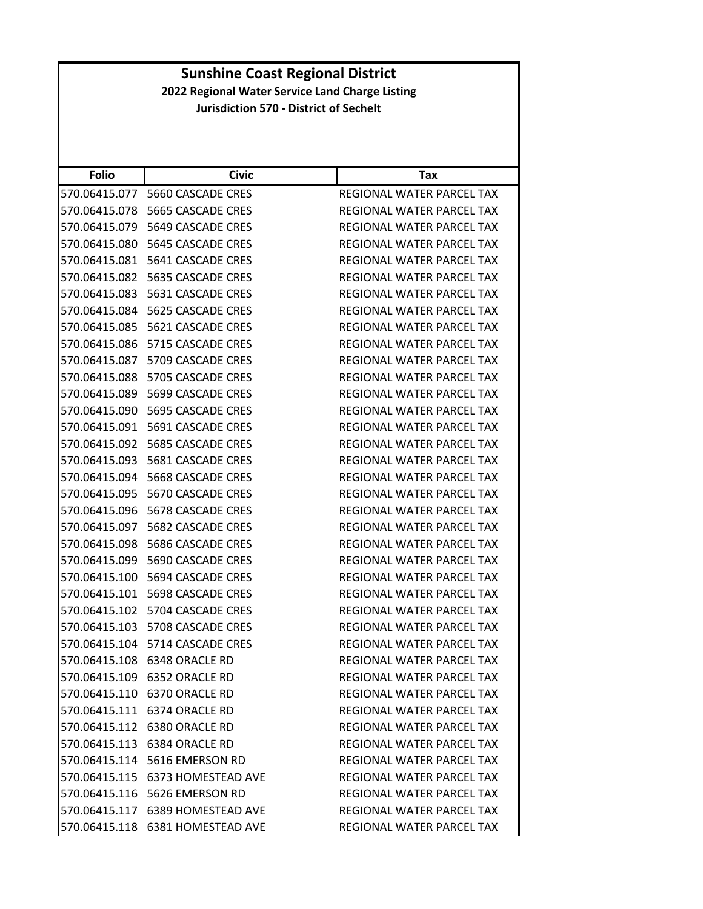# Sunshine Coast Regional District

## 2022 Regional Water Service Land Charge Listing

### Jurisdiction 570 - District of Sechelt

| Folio | Civic | Tax |
|---|---|---|
| 570.06415.077 | 5660 CASCADE CRES | REGIONAL WATER PARCEL TAX |
| 570.06415.078 | 5665 CASCADE CRES | REGIONAL WATER PARCEL TAX |
| 570.06415.079 | 5649 CASCADE CRES | REGIONAL WATER PARCEL TAX |
| 570.06415.080 | 5645 CASCADE CRES | REGIONAL WATER PARCEL TAX |
| 570.06415.081 | 5641 CASCADE CRES | REGIONAL WATER PARCEL TAX |
| 570.06415.082 | 5635 CASCADE CRES | REGIONAL WATER PARCEL TAX |
| 570.06415.083 | 5631 CASCADE CRES | REGIONAL WATER PARCEL TAX |
| 570.06415.084 | 5625 CASCADE CRES | REGIONAL WATER PARCEL TAX |
| 570.06415.085 | 5621 CASCADE CRES | REGIONAL WATER PARCEL TAX |
| 570.06415.086 | 5715 CASCADE CRES | REGIONAL WATER PARCEL TAX |
| 570.06415.087 | 5709 CASCADE CRES | REGIONAL WATER PARCEL TAX |
| 570.06415.088 | 5705 CASCADE CRES | REGIONAL WATER PARCEL TAX |
| 570.06415.089 | 5699 CASCADE CRES | REGIONAL WATER PARCEL TAX |
| 570.06415.090 | 5695 CASCADE CRES | REGIONAL WATER PARCEL TAX |
| 570.06415.091 | 5691 CASCADE CRES | REGIONAL WATER PARCEL TAX |
| 570.06415.092 | 5685 CASCADE CRES | REGIONAL WATER PARCEL TAX |
| 570.06415.093 | 5681 CASCADE CRES | REGIONAL WATER PARCEL TAX |
| 570.06415.094 | 5668 CASCADE CRES | REGIONAL WATER PARCEL TAX |
| 570.06415.095 | 5670 CASCADE CRES | REGIONAL WATER PARCEL TAX |
| 570.06415.096 | 5678 CASCADE CRES | REGIONAL WATER PARCEL TAX |
| 570.06415.097 | 5682 CASCADE CRES | REGIONAL WATER PARCEL TAX |
| 570.06415.098 | 5686 CASCADE CRES | REGIONAL WATER PARCEL TAX |
| 570.06415.099 | 5690 CASCADE CRES | REGIONAL WATER PARCEL TAX |
| 570.06415.100 | 5694 CASCADE CRES | REGIONAL WATER PARCEL TAX |
| 570.06415.101 | 5698 CASCADE CRES | REGIONAL WATER PARCEL TAX |
| 570.06415.102 | 5704 CASCADE CRES | REGIONAL WATER PARCEL TAX |
| 570.06415.103 | 5708 CASCADE CRES | REGIONAL WATER PARCEL TAX |
| 570.06415.104 | 5714 CASCADE CRES | REGIONAL WATER PARCEL TAX |
| 570.06415.108 | 6348 ORACLE RD | REGIONAL WATER PARCEL TAX |
| 570.06415.109 | 6352 ORACLE RD | REGIONAL WATER PARCEL TAX |
| 570.06415.110 | 6370 ORACLE RD | REGIONAL WATER PARCEL TAX |
| 570.06415.111 | 6374 ORACLE RD | REGIONAL WATER PARCEL TAX |
| 570.06415.112 | 6380 ORACLE RD | REGIONAL WATER PARCEL TAX |
| 570.06415.113 | 6384 ORACLE RD | REGIONAL WATER PARCEL TAX |
| 570.06415.114 | 5616 EMERSON RD | REGIONAL WATER PARCEL TAX |
| 570.06415.115 | 6373 HOMESTEAD AVE | REGIONAL WATER PARCEL TAX |
| 570.06415.116 | 5626 EMERSON RD | REGIONAL WATER PARCEL TAX |
| 570.06415.117 | 6389 HOMESTEAD AVE | REGIONAL WATER PARCEL TAX |
| 570.06415.118 | 6381 HOMESTEAD AVE | REGIONAL WATER PARCEL TAX |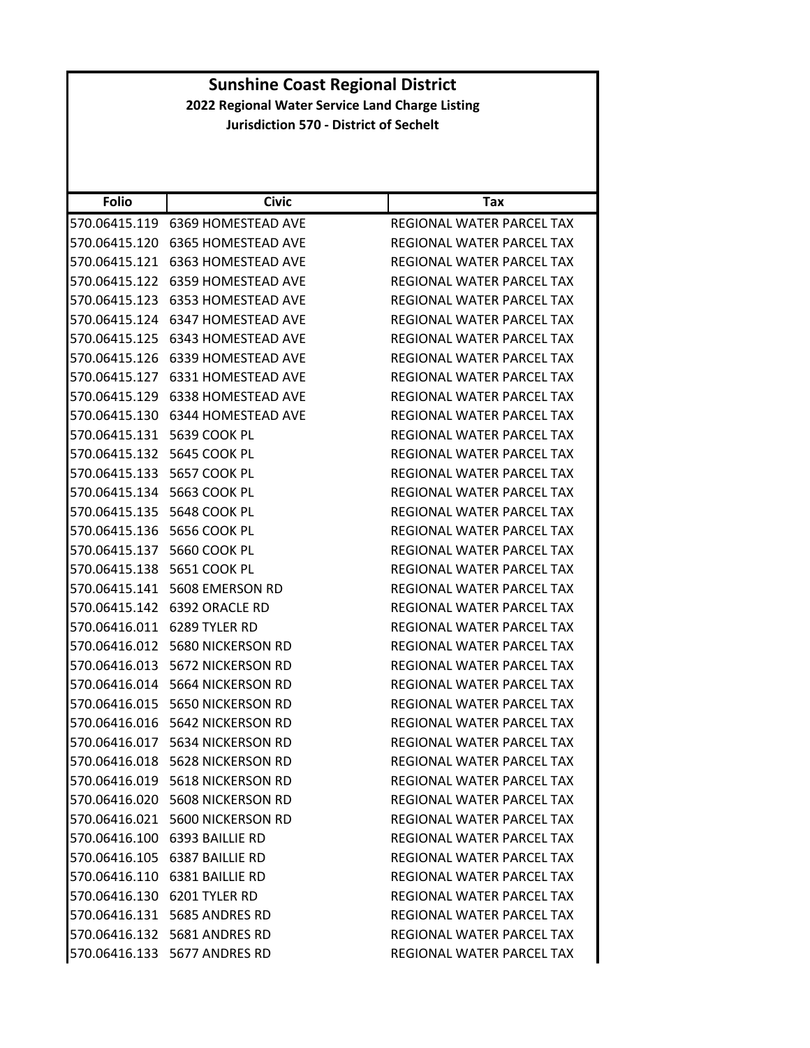# Sunshine Coast Regional District

## 2022 Regional Water Service Land Charge Listing

### Jurisdiction 570 - District of Sechelt

| Folio | Civic | Tax |
|---|---|---|
| 570.06415.119 | 6369 HOMESTEAD AVE | REGIONAL WATER PARCEL TAX |
| 570.06415.120 | 6365 HOMESTEAD AVE | REGIONAL WATER PARCEL TAX |
| 570.06415.121 | 6363 HOMESTEAD AVE | REGIONAL WATER PARCEL TAX |
| 570.06415.122 | 6359 HOMESTEAD AVE | REGIONAL WATER PARCEL TAX |
| 570.06415.123 | 6353 HOMESTEAD AVE | REGIONAL WATER PARCEL TAX |
| 570.06415.124 | 6347 HOMESTEAD AVE | REGIONAL WATER PARCEL TAX |
| 570.06415.125 | 6343 HOMESTEAD AVE | REGIONAL WATER PARCEL TAX |
| 570.06415.126 | 6339 HOMESTEAD AVE | REGIONAL WATER PARCEL TAX |
| 570.06415.127 | 6331 HOMESTEAD AVE | REGIONAL WATER PARCEL TAX |
| 570.06415.129 | 6338 HOMESTEAD AVE | REGIONAL WATER PARCEL TAX |
| 570.06415.130 | 6344 HOMESTEAD AVE | REGIONAL WATER PARCEL TAX |
| 570.06415.131 | 5639 COOK PL | REGIONAL WATER PARCEL TAX |
| 570.06415.132 | 5645 COOK PL | REGIONAL WATER PARCEL TAX |
| 570.06415.133 | 5657 COOK PL | REGIONAL WATER PARCEL TAX |
| 570.06415.134 | 5663 COOK PL | REGIONAL WATER PARCEL TAX |
| 570.06415.135 | 5648 COOK PL | REGIONAL WATER PARCEL TAX |
| 570.06415.136 | 5656 COOK PL | REGIONAL WATER PARCEL TAX |
| 570.06415.137 | 5660 COOK PL | REGIONAL WATER PARCEL TAX |
| 570.06415.138 | 5651 COOK PL | REGIONAL WATER PARCEL TAX |
| 570.06415.141 | 5608 EMERSON RD | REGIONAL WATER PARCEL TAX |
| 570.06415.142 | 6392 ORACLE RD | REGIONAL WATER PARCEL TAX |
| 570.06416.011 | 6289 TYLER RD | REGIONAL WATER PARCEL TAX |
| 570.06416.012 | 5680 NICKERSON RD | REGIONAL WATER PARCEL TAX |
| 570.06416.013 | 5672 NICKERSON RD | REGIONAL WATER PARCEL TAX |
| 570.06416.014 | 5664 NICKERSON RD | REGIONAL WATER PARCEL TAX |
| 570.06416.015 | 5650 NICKERSON RD | REGIONAL WATER PARCEL TAX |
| 570.06416.016 | 5642 NICKERSON RD | REGIONAL WATER PARCEL TAX |
| 570.06416.017 | 5634 NICKERSON RD | REGIONAL WATER PARCEL TAX |
| 570.06416.018 | 5628 NICKERSON RD | REGIONAL WATER PARCEL TAX |
| 570.06416.019 | 5618 NICKERSON RD | REGIONAL WATER PARCEL TAX |
| 570.06416.020 | 5608 NICKERSON RD | REGIONAL WATER PARCEL TAX |
| 570.06416.021 | 5600 NICKERSON RD | REGIONAL WATER PARCEL TAX |
| 570.06416.100 | 6393 BAILLIE RD | REGIONAL WATER PARCEL TAX |
| 570.06416.105 | 6387 BAILLIE RD | REGIONAL WATER PARCEL TAX |
| 570.06416.110 | 6381 BAILLIE RD | REGIONAL WATER PARCEL TAX |
| 570.06416.130 | 6201 TYLER RD | REGIONAL WATER PARCEL TAX |
| 570.06416.131 | 5685 ANDRES RD | REGIONAL WATER PARCEL TAX |
| 570.06416.132 | 5681 ANDRES RD | REGIONAL WATER PARCEL TAX |
| 570.06416.133 | 5677 ANDRES RD | REGIONAL WATER PARCEL TAX |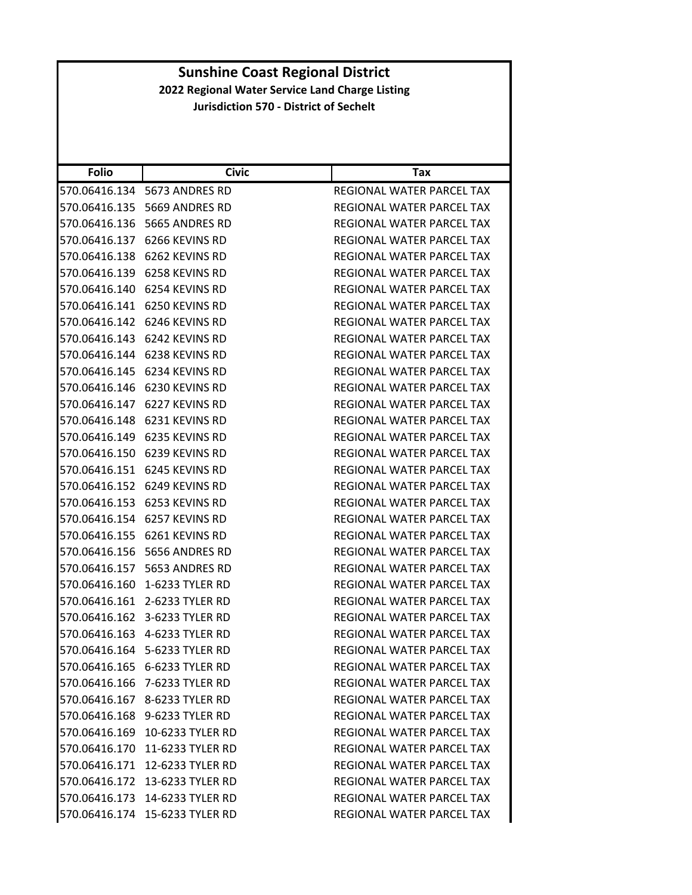# Sunshine Coast Regional District

## 2022 Regional Water Service Land Charge Listing

### Jurisdiction 570 - District of Sechelt

| Folio | Civic | Tax |
|---|---|---|
| 570.06416.134 | 5673 ANDRES RD | REGIONAL WATER PARCEL TAX |
| 570.06416.135 | 5669 ANDRES RD | REGIONAL WATER PARCEL TAX |
| 570.06416.136 | 5665 ANDRES RD | REGIONAL WATER PARCEL TAX |
| 570.06416.137 | 6266 KEVINS RD | REGIONAL WATER PARCEL TAX |
| 570.06416.138 | 6262 KEVINS RD | REGIONAL WATER PARCEL TAX |
| 570.06416.139 | 6258 KEVINS RD | REGIONAL WATER PARCEL TAX |
| 570.06416.140 | 6254 KEVINS RD | REGIONAL WATER PARCEL TAX |
| 570.06416.141 | 6250 KEVINS RD | REGIONAL WATER PARCEL TAX |
| 570.06416.142 | 6246 KEVINS RD | REGIONAL WATER PARCEL TAX |
| 570.06416.143 | 6242 KEVINS RD | REGIONAL WATER PARCEL TAX |
| 570.06416.144 | 6238 KEVINS RD | REGIONAL WATER PARCEL TAX |
| 570.06416.145 | 6234 KEVINS RD | REGIONAL WATER PARCEL TAX |
| 570.06416.146 | 6230 KEVINS RD | REGIONAL WATER PARCEL TAX |
| 570.06416.147 | 6227 KEVINS RD | REGIONAL WATER PARCEL TAX |
| 570.06416.148 | 6231 KEVINS RD | REGIONAL WATER PARCEL TAX |
| 570.06416.149 | 6235 KEVINS RD | REGIONAL WATER PARCEL TAX |
| 570.06416.150 | 6239 KEVINS RD | REGIONAL WATER PARCEL TAX |
| 570.06416.151 | 6245 KEVINS RD | REGIONAL WATER PARCEL TAX |
| 570.06416.152 | 6249 KEVINS RD | REGIONAL WATER PARCEL TAX |
| 570.06416.153 | 6253 KEVINS RD | REGIONAL WATER PARCEL TAX |
| 570.06416.154 | 6257 KEVINS RD | REGIONAL WATER PARCEL TAX |
| 570.06416.155 | 6261 KEVINS RD | REGIONAL WATER PARCEL TAX |
| 570.06416.156 | 5656 ANDRES RD | REGIONAL WATER PARCEL TAX |
| 570.06416.157 | 5653 ANDRES RD | REGIONAL WATER PARCEL TAX |
| 570.06416.160 | 1-6233 TYLER RD | REGIONAL WATER PARCEL TAX |
| 570.06416.161 | 2-6233 TYLER RD | REGIONAL WATER PARCEL TAX |
| 570.06416.162 | 3-6233 TYLER RD | REGIONAL WATER PARCEL TAX |
| 570.06416.163 | 4-6233 TYLER RD | REGIONAL WATER PARCEL TAX |
| 570.06416.164 | 5-6233 TYLER RD | REGIONAL WATER PARCEL TAX |
| 570.06416.165 | 6-6233 TYLER RD | REGIONAL WATER PARCEL TAX |
| 570.06416.166 | 7-6233 TYLER RD | REGIONAL WATER PARCEL TAX |
| 570.06416.167 | 8-6233 TYLER RD | REGIONAL WATER PARCEL TAX |
| 570.06416.168 | 9-6233 TYLER RD | REGIONAL WATER PARCEL TAX |
| 570.06416.169 | 10-6233 TYLER RD | REGIONAL WATER PARCEL TAX |
| 570.06416.170 | 11-6233 TYLER RD | REGIONAL WATER PARCEL TAX |
| 570.06416.171 | 12-6233 TYLER RD | REGIONAL WATER PARCEL TAX |
| 570.06416.172 | 13-6233 TYLER RD | REGIONAL WATER PARCEL TAX |
| 570.06416.173 | 14-6233 TYLER RD | REGIONAL WATER PARCEL TAX |
| 570.06416.174 | 15-6233 TYLER RD | REGIONAL WATER PARCEL TAX |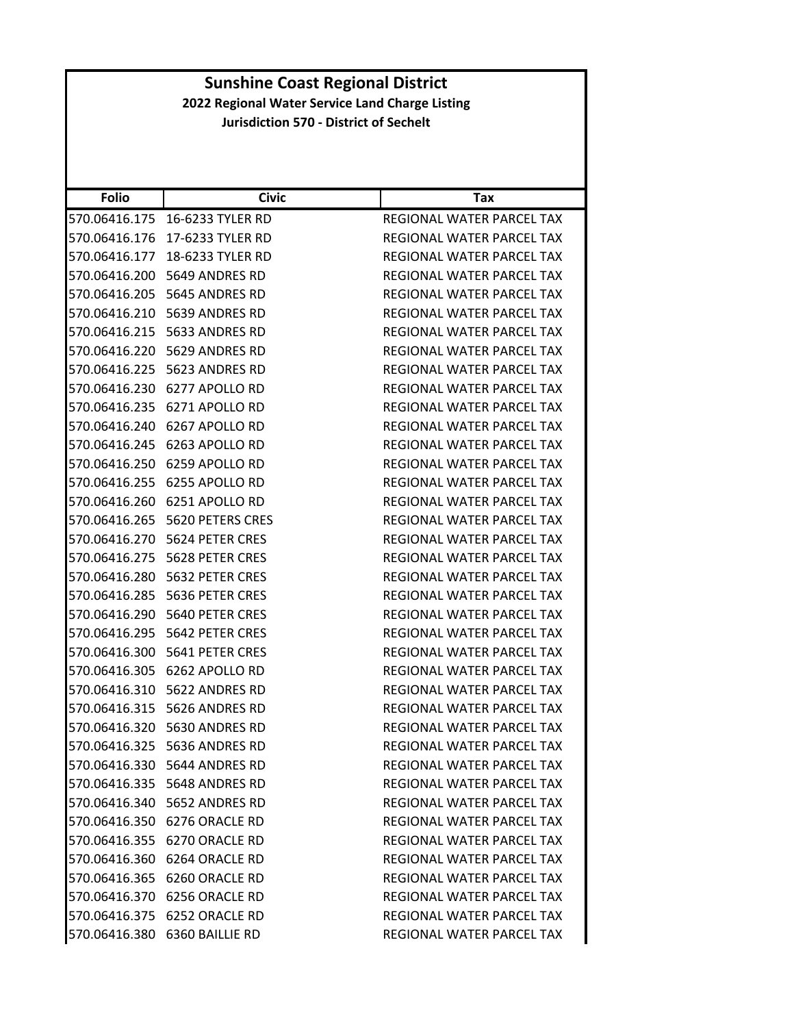# Sunshine Coast Regional District

**2022 Regional Water Service Land Charge Listing**

**Jurisdiction 570 - District of Sechelt**

| Folio | Civic | Tax |
|---|---|---|
| 570.06416.175 | 16-6233 TYLER RD | REGIONAL WATER PARCEL TAX |
| 570.06416.176 | 17-6233 TYLER RD | REGIONAL WATER PARCEL TAX |
| 570.06416.177 | 18-6233 TYLER RD | REGIONAL WATER PARCEL TAX |
| 570.06416.200 | 5649 ANDRES RD | REGIONAL WATER PARCEL TAX |
| 570.06416.205 | 5645 ANDRES RD | REGIONAL WATER PARCEL TAX |
| 570.06416.210 | 5639 ANDRES RD | REGIONAL WATER PARCEL TAX |
| 570.06416.215 | 5633 ANDRES RD | REGIONAL WATER PARCEL TAX |
| 570.06416.220 | 5629 ANDRES RD | REGIONAL WATER PARCEL TAX |
| 570.06416.225 | 5623 ANDRES RD | REGIONAL WATER PARCEL TAX |
| 570.06416.230 | 6277 APOLLO RD | REGIONAL WATER PARCEL TAX |
| 570.06416.235 | 6271 APOLLO RD | REGIONAL WATER PARCEL TAX |
| 570.06416.240 | 6267 APOLLO RD | REGIONAL WATER PARCEL TAX |
| 570.06416.245 | 6263 APOLLO RD | REGIONAL WATER PARCEL TAX |
| 570.06416.250 | 6259 APOLLO RD | REGIONAL WATER PARCEL TAX |
| 570.06416.255 | 6255 APOLLO RD | REGIONAL WATER PARCEL TAX |
| 570.06416.260 | 6251 APOLLO RD | REGIONAL WATER PARCEL TAX |
| 570.06416.265 | 5620 PETERS CRES | REGIONAL WATER PARCEL TAX |
| 570.06416.270 | 5624 PETER CRES | REGIONAL WATER PARCEL TAX |
| 570.06416.275 | 5628 PETER CRES | REGIONAL WATER PARCEL TAX |
| 570.06416.280 | 5632 PETER CRES | REGIONAL WATER PARCEL TAX |
| 570.06416.285 | 5636 PETER CRES | REGIONAL WATER PARCEL TAX |
| 570.06416.290 | 5640 PETER CRES | REGIONAL WATER PARCEL TAX |
| 570.06416.295 | 5642 PETER CRES | REGIONAL WATER PARCEL TAX |
| 570.06416.300 | 5641 PETER CRES | REGIONAL WATER PARCEL TAX |
| 570.06416.305 | 6262 APOLLO RD | REGIONAL WATER PARCEL TAX |
| 570.06416.310 | 5622 ANDRES RD | REGIONAL WATER PARCEL TAX |
| 570.06416.315 | 5626 ANDRES RD | REGIONAL WATER PARCEL TAX |
| 570.06416.320 | 5630 ANDRES RD | REGIONAL WATER PARCEL TAX |
| 570.06416.325 | 5636 ANDRES RD | REGIONAL WATER PARCEL TAX |
| 570.06416.330 | 5644 ANDRES RD | REGIONAL WATER PARCEL TAX |
| 570.06416.335 | 5648 ANDRES RD | REGIONAL WATER PARCEL TAX |
| 570.06416.340 | 5652 ANDRES RD | REGIONAL WATER PARCEL TAX |
| 570.06416.350 | 6276 ORACLE RD | REGIONAL WATER PARCEL TAX |
| 570.06416.355 | 6270 ORACLE RD | REGIONAL WATER PARCEL TAX |
| 570.06416.360 | 6264 ORACLE RD | REGIONAL WATER PARCEL TAX |
| 570.06416.365 | 6260 ORACLE RD | REGIONAL WATER PARCEL TAX |
| 570.06416.370 | 6256 ORACLE RD | REGIONAL WATER PARCEL TAX |
| 570.06416.375 | 6252 ORACLE RD | REGIONAL WATER PARCEL TAX |
| 570.06416.380 | 6360 BAILLIE RD | REGIONAL WATER PARCEL TAX |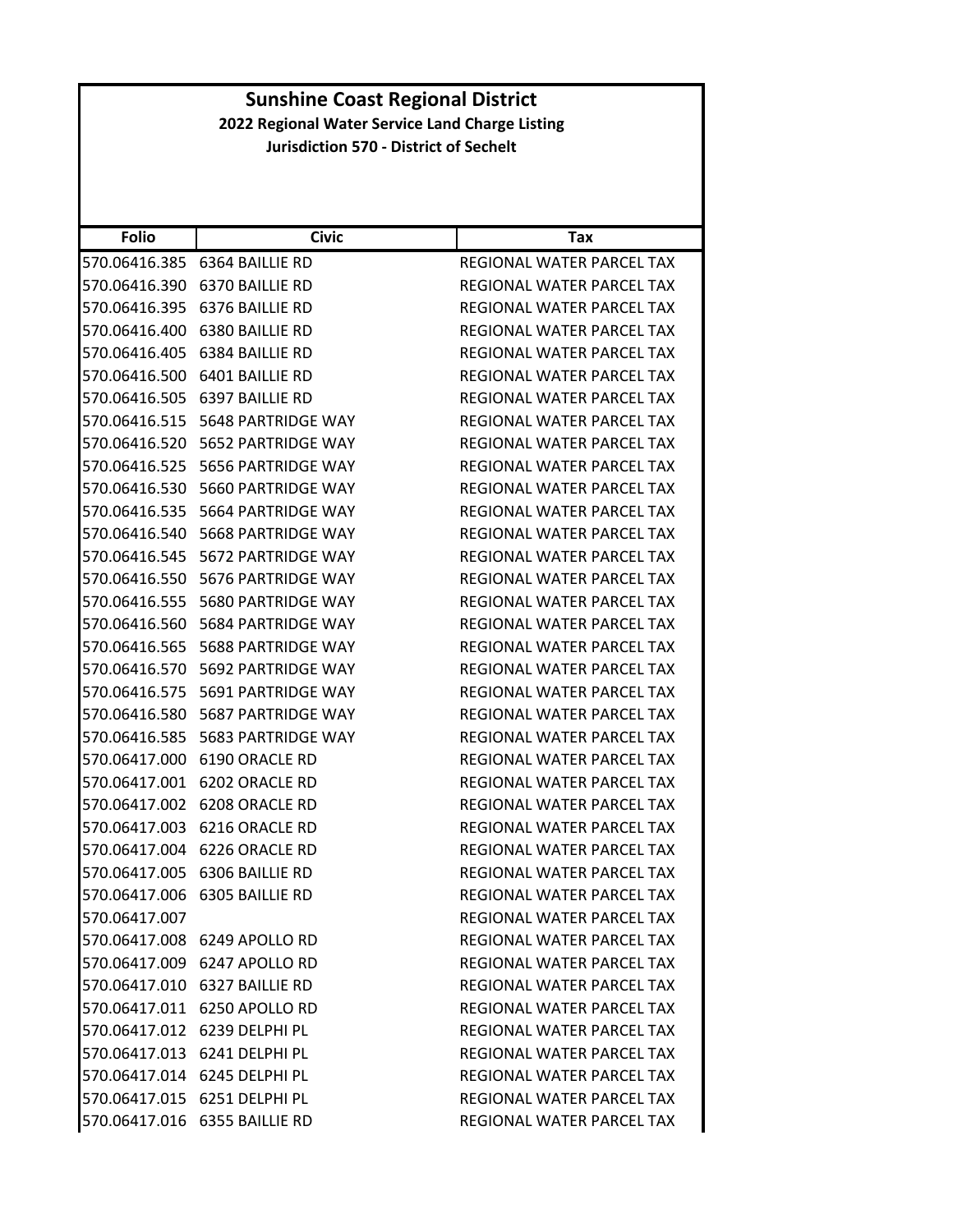# Sunshine Coast Regional District

**2022 Regional Water Service Land Charge Listing**

**Jurisdiction 570 - District of Sechelt**

| Folio | Civic | Tax |
|---|---|---|
| 570.06416.385 | 6364 BAILLIE RD | REGIONAL WATER PARCEL TAX |
| 570.06416.390 | 6370 BAILLIE RD | REGIONAL WATER PARCEL TAX |
| 570.06416.395 | 6376 BAILLIE RD | REGIONAL WATER PARCEL TAX |
| 570.06416.400 | 6380 BAILLIE RD | REGIONAL WATER PARCEL TAX |
| 570.06416.405 | 6384 BAILLIE RD | REGIONAL WATER PARCEL TAX |
| 570.06416.500 | 6401 BAILLIE RD | REGIONAL WATER PARCEL TAX |
| 570.06416.505 | 6397 BAILLIE RD | REGIONAL WATER PARCEL TAX |
| 570.06416.515 | 5648 PARTRIDGE WAY | REGIONAL WATER PARCEL TAX |
| 570.06416.520 | 5652 PARTRIDGE WAY | REGIONAL WATER PARCEL TAX |
| 570.06416.525 | 5656 PARTRIDGE WAY | REGIONAL WATER PARCEL TAX |
| 570.06416.530 | 5660 PARTRIDGE WAY | REGIONAL WATER PARCEL TAX |
| 570.06416.535 | 5664 PARTRIDGE WAY | REGIONAL WATER PARCEL TAX |
| 570.06416.540 | 5668 PARTRIDGE WAY | REGIONAL WATER PARCEL TAX |
| 570.06416.545 | 5672 PARTRIDGE WAY | REGIONAL WATER PARCEL TAX |
| 570.06416.550 | 5676 PARTRIDGE WAY | REGIONAL WATER PARCEL TAX |
| 570.06416.555 | 5680 PARTRIDGE WAY | REGIONAL WATER PARCEL TAX |
| 570.06416.560 | 5684 PARTRIDGE WAY | REGIONAL WATER PARCEL TAX |
| 570.06416.565 | 5688 PARTRIDGE WAY | REGIONAL WATER PARCEL TAX |
| 570.06416.570 | 5692 PARTRIDGE WAY | REGIONAL WATER PARCEL TAX |
| 570.06416.575 | 5691 PARTRIDGE WAY | REGIONAL WATER PARCEL TAX |
| 570.06416.580 | 5687 PARTRIDGE WAY | REGIONAL WATER PARCEL TAX |
| 570.06416.585 | 5683 PARTRIDGE WAY | REGIONAL WATER PARCEL TAX |
| 570.06417.000 | 6190 ORACLE RD | REGIONAL WATER PARCEL TAX |
| 570.06417.001 | 6202 ORACLE RD | REGIONAL WATER PARCEL TAX |
| 570.06417.002 | 6208 ORACLE RD | REGIONAL WATER PARCEL TAX |
| 570.06417.003 | 6216 ORACLE RD | REGIONAL WATER PARCEL TAX |
| 570.06417.004 | 6226 ORACLE RD | REGIONAL WATER PARCEL TAX |
| 570.06417.005 | 6306 BAILLIE RD | REGIONAL WATER PARCEL TAX |
| 570.06417.006 | 6305 BAILLIE RD | REGIONAL WATER PARCEL TAX |
| 570.06417.007 | | REGIONAL WATER PARCEL TAX |
| 570.06417.008 | 6249 APOLLO RD | REGIONAL WATER PARCEL TAX |
| 570.06417.009 | 6247 APOLLO RD | REGIONAL WATER PARCEL TAX |
| 570.06417.010 | 6327 BAILLIE RD | REGIONAL WATER PARCEL TAX |
| 570.06417.011 | 6250 APOLLO RD | REGIONAL WATER PARCEL TAX |
| 570.06417.012 | 6239 DELPHI PL | REGIONAL WATER PARCEL TAX |
| 570.06417.013 | 6241 DELPHI PL | REGIONAL WATER PARCEL TAX |
| 570.06417.014 | 6245 DELPHI PL | REGIONAL WATER PARCEL TAX |
| 570.06417.015 | 6251 DELPHI PL | REGIONAL WATER PARCEL TAX |
| 570.06417.016 | 6355 BAILLIE RD | REGIONAL WATER PARCEL TAX |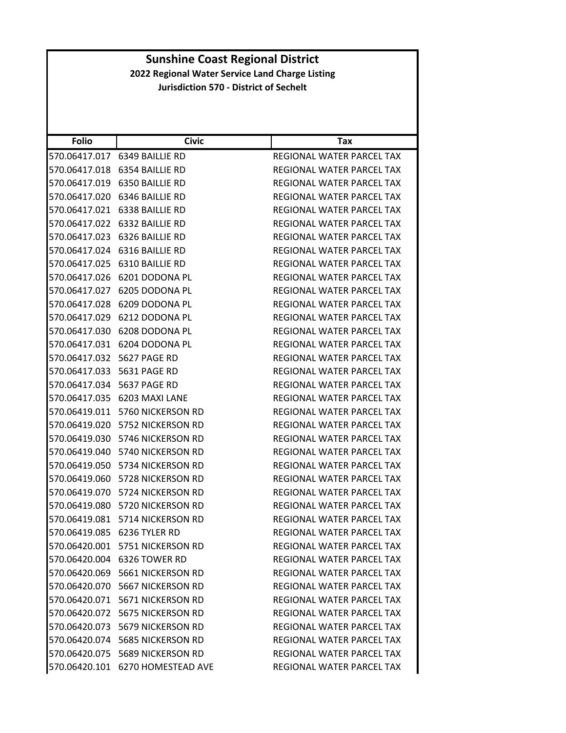# Sunshine Coast Regional District

## 2022 Regional Water Service Land Charge Listing

### Jurisdiction 570 - District of Sechelt

| Folio | Civic | Tax |
|---|---|---|
| 570.06417.017 | 6349 BAILLIE RD | REGIONAL WATER PARCEL TAX |
| 570.06417.018 | 6354 BAILLIE RD | REGIONAL WATER PARCEL TAX |
| 570.06417.019 | 6350 BAILLIE RD | REGIONAL WATER PARCEL TAX |
| 570.06417.020 | 6346 BAILLIE RD | REGIONAL WATER PARCEL TAX |
| 570.06417.021 | 6338 BAILLIE RD | REGIONAL WATER PARCEL TAX |
| 570.06417.022 | 6332 BAILLIE RD | REGIONAL WATER PARCEL TAX |
| 570.06417.023 | 6326 BAILLIE RD | REGIONAL WATER PARCEL TAX |
| 570.06417.024 | 6316 BAILLIE RD | REGIONAL WATER PARCEL TAX |
| 570.06417.025 | 6310 BAILLIE RD | REGIONAL WATER PARCEL TAX |
| 570.06417.026 | 6201 DODONA PL | REGIONAL WATER PARCEL TAX |
| 570.06417.027 | 6205 DODONA PL | REGIONAL WATER PARCEL TAX |
| 570.06417.028 | 6209 DODONA PL | REGIONAL WATER PARCEL TAX |
| 570.06417.029 | 6212 DODONA PL | REGIONAL WATER PARCEL TAX |
| 570.06417.030 | 6208 DODONA PL | REGIONAL WATER PARCEL TAX |
| 570.06417.031 | 6204 DODONA PL | REGIONAL WATER PARCEL TAX |
| 570.06417.032 | 5627 PAGE RD | REGIONAL WATER PARCEL TAX |
| 570.06417.033 | 5631 PAGE RD | REGIONAL WATER PARCEL TAX |
| 570.06417.034 | 5637 PAGE RD | REGIONAL WATER PARCEL TAX |
| 570.06417.035 | 6203 MAXI LANE | REGIONAL WATER PARCEL TAX |
| 570.06419.011 | 5760 NICKERSON RD | REGIONAL WATER PARCEL TAX |
| 570.06419.020 | 5752 NICKERSON RD | REGIONAL WATER PARCEL TAX |
| 570.06419.030 | 5746 NICKERSON RD | REGIONAL WATER PARCEL TAX |
| 570.06419.040 | 5740 NICKERSON RD | REGIONAL WATER PARCEL TAX |
| 570.06419.050 | 5734 NICKERSON RD | REGIONAL WATER PARCEL TAX |
| 570.06419.060 | 5728 NICKERSON RD | REGIONAL WATER PARCEL TAX |
| 570.06419.070 | 5724 NICKERSON RD | REGIONAL WATER PARCEL TAX |
| 570.06419.080 | 5720 NICKERSON RD | REGIONAL WATER PARCEL TAX |
| 570.06419.081 | 5714 NICKERSON RD | REGIONAL WATER PARCEL TAX |
| 570.06419.085 | 6236 TYLER RD | REGIONAL WATER PARCEL TAX |
| 570.06420.001 | 5751 NICKERSON RD | REGIONAL WATER PARCEL TAX |
| 570.06420.004 | 6326 TOWER RD | REGIONAL WATER PARCEL TAX |
| 570.06420.069 | 5661 NICKERSON RD | REGIONAL WATER PARCEL TAX |
| 570.06420.070 | 5667 NICKERSON RD | REGIONAL WATER PARCEL TAX |
| 570.06420.071 | 5671 NICKERSON RD | REGIONAL WATER PARCEL TAX |
| 570.06420.072 | 5675 NICKERSON RD | REGIONAL WATER PARCEL TAX |
| 570.06420.073 | 5679 NICKERSON RD | REGIONAL WATER PARCEL TAX |
| 570.06420.074 | 5685 NICKERSON RD | REGIONAL WATER PARCEL TAX |
| 570.06420.075 | 5689 NICKERSON RD | REGIONAL WATER PARCEL TAX |
| 570.06420.101 | 6270 HOMESTEAD AVE | REGIONAL WATER PARCEL TAX |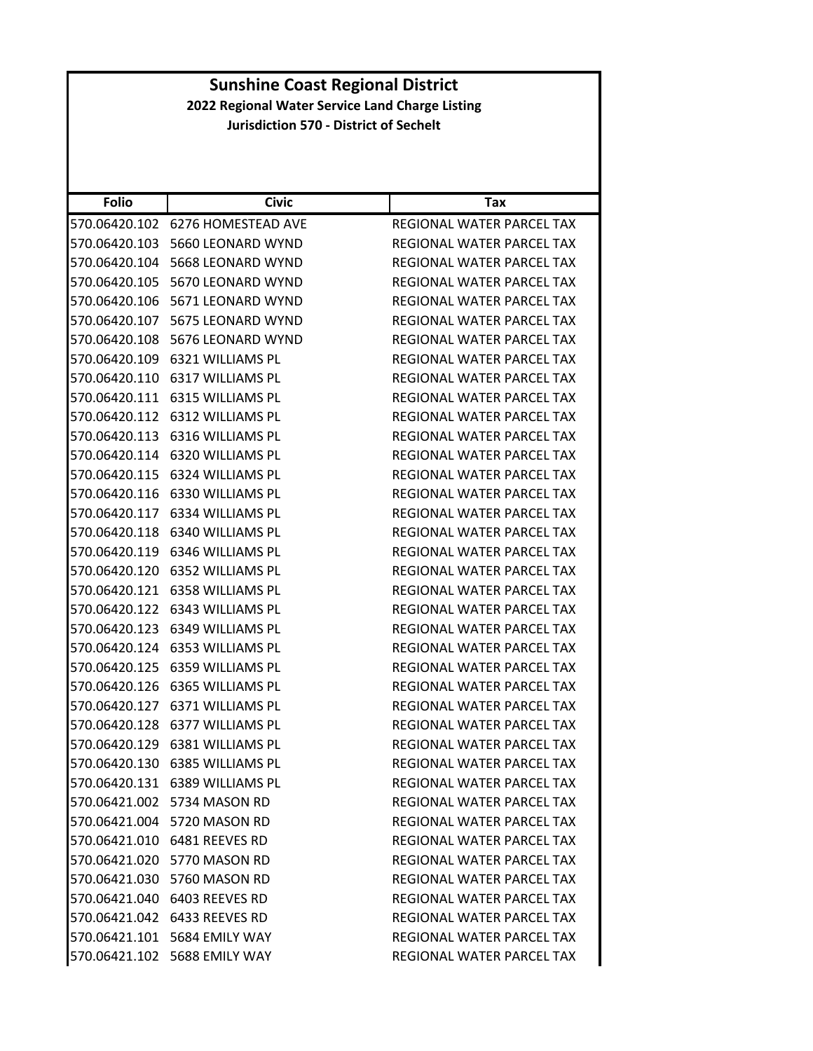# Sunshine Coast Regional District

## 2022 Regional Water Service Land Charge Listing

### Jurisdiction 570 - District of Sechelt

| Folio | Civic | Tax |
|---|---|---|
| 570.06420.102 | 6276 HOMESTEAD AVE | REGIONAL WATER PARCEL TAX |
| 570.06420.103 | 5660 LEONARD WYND | REGIONAL WATER PARCEL TAX |
| 570.06420.104 | 5668 LEONARD WYND | REGIONAL WATER PARCEL TAX |
| 570.06420.105 | 5670 LEONARD WYND | REGIONAL WATER PARCEL TAX |
| 570.06420.106 | 5671 LEONARD WYND | REGIONAL WATER PARCEL TAX |
| 570.06420.107 | 5675 LEONARD WYND | REGIONAL WATER PARCEL TAX |
| 570.06420.108 | 5676 LEONARD WYND | REGIONAL WATER PARCEL TAX |
| 570.06420.109 | 6321 WILLIAMS PL | REGIONAL WATER PARCEL TAX |
| 570.06420.110 | 6317 WILLIAMS PL | REGIONAL WATER PARCEL TAX |
| 570.06420.111 | 6315 WILLIAMS PL | REGIONAL WATER PARCEL TAX |
| 570.06420.112 | 6312 WILLIAMS PL | REGIONAL WATER PARCEL TAX |
| 570.06420.113 | 6316 WILLIAMS PL | REGIONAL WATER PARCEL TAX |
| 570.06420.114 | 6320 WILLIAMS PL | REGIONAL WATER PARCEL TAX |
| 570.06420.115 | 6324 WILLIAMS PL | REGIONAL WATER PARCEL TAX |
| 570.06420.116 | 6330 WILLIAMS PL | REGIONAL WATER PARCEL TAX |
| 570.06420.117 | 6334 WILLIAMS PL | REGIONAL WATER PARCEL TAX |
| 570.06420.118 | 6340 WILLIAMS PL | REGIONAL WATER PARCEL TAX |
| 570.06420.119 | 6346 WILLIAMS PL | REGIONAL WATER PARCEL TAX |
| 570.06420.120 | 6352 WILLIAMS PL | REGIONAL WATER PARCEL TAX |
| 570.06420.121 | 6358 WILLIAMS PL | REGIONAL WATER PARCEL TAX |
| 570.06420.122 | 6343 WILLIAMS PL | REGIONAL WATER PARCEL TAX |
| 570.06420.123 | 6349 WILLIAMS PL | REGIONAL WATER PARCEL TAX |
| 570.06420.124 | 6353 WILLIAMS PL | REGIONAL WATER PARCEL TAX |
| 570.06420.125 | 6359 WILLIAMS PL | REGIONAL WATER PARCEL TAX |
| 570.06420.126 | 6365 WILLIAMS PL | REGIONAL WATER PARCEL TAX |
| 570.06420.127 | 6371 WILLIAMS PL | REGIONAL WATER PARCEL TAX |
| 570.06420.128 | 6377 WILLIAMS PL | REGIONAL WATER PARCEL TAX |
| 570.06420.129 | 6381 WILLIAMS PL | REGIONAL WATER PARCEL TAX |
| 570.06420.130 | 6385 WILLIAMS PL | REGIONAL WATER PARCEL TAX |
| 570.06420.131 | 6389 WILLIAMS PL | REGIONAL WATER PARCEL TAX |
| 570.06421.002 | 5734 MASON RD | REGIONAL WATER PARCEL TAX |
| 570.06421.004 | 5720 MASON RD | REGIONAL WATER PARCEL TAX |
| 570.06421.010 | 6481 REEVES RD | REGIONAL WATER PARCEL TAX |
| 570.06421.020 | 5770 MASON RD | REGIONAL WATER PARCEL TAX |
| 570.06421.030 | 5760 MASON RD | REGIONAL WATER PARCEL TAX |
| 570.06421.040 | 6403 REEVES RD | REGIONAL WATER PARCEL TAX |
| 570.06421.042 | 6433 REEVES RD | REGIONAL WATER PARCEL TAX |
| 570.06421.101 | 5684 EMILY WAY | REGIONAL WATER PARCEL TAX |
| 570.06421.102 | 5688 EMILY WAY | REGIONAL WATER PARCEL TAX |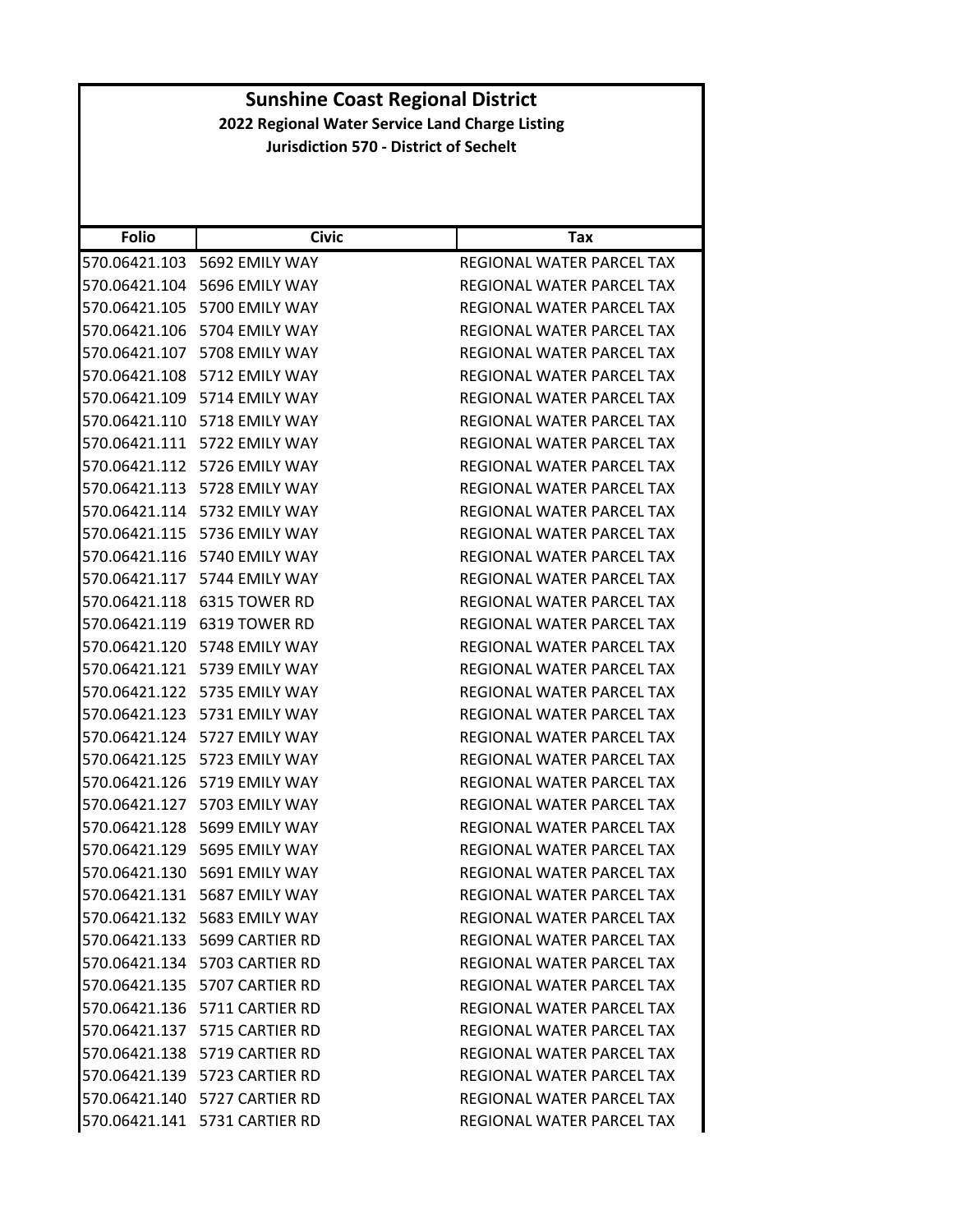# Sunshine Coast Regional District

## 2022 Regional Water Service Land Charge Listing

### Jurisdiction 570 - District of Sechelt

| Folio | Civic | Tax |
|---|---|---|
| 570.06421.103 | 5692 EMILY WAY | REGIONAL WATER PARCEL TAX |
| 570.06421.104 | 5696 EMILY WAY | REGIONAL WATER PARCEL TAX |
| 570.06421.105 | 5700 EMILY WAY | REGIONAL WATER PARCEL TAX |
| 570.06421.106 | 5704 EMILY WAY | REGIONAL WATER PARCEL TAX |
| 570.06421.107 | 5708 EMILY WAY | REGIONAL WATER PARCEL TAX |
| 570.06421.108 | 5712 EMILY WAY | REGIONAL WATER PARCEL TAX |
| 570.06421.109 | 5714 EMILY WAY | REGIONAL WATER PARCEL TAX |
| 570.06421.110 | 5718 EMILY WAY | REGIONAL WATER PARCEL TAX |
| 570.06421.111 | 5722 EMILY WAY | REGIONAL WATER PARCEL TAX |
| 570.06421.112 | 5726 EMILY WAY | REGIONAL WATER PARCEL TAX |
| 570.06421.113 | 5728 EMILY WAY | REGIONAL WATER PARCEL TAX |
| 570.06421.114 | 5732 EMILY WAY | REGIONAL WATER PARCEL TAX |
| 570.06421.115 | 5736 EMILY WAY | REGIONAL WATER PARCEL TAX |
| 570.06421.116 | 5740 EMILY WAY | REGIONAL WATER PARCEL TAX |
| 570.06421.117 | 5744 EMILY WAY | REGIONAL WATER PARCEL TAX |
| 570.06421.118 | 6315 TOWER RD | REGIONAL WATER PARCEL TAX |
| 570.06421.119 | 6319 TOWER RD | REGIONAL WATER PARCEL TAX |
| 570.06421.120 | 5748 EMILY WAY | REGIONAL WATER PARCEL TAX |
| 570.06421.121 | 5739 EMILY WAY | REGIONAL WATER PARCEL TAX |
| 570.06421.122 | 5735 EMILY WAY | REGIONAL WATER PARCEL TAX |
| 570.06421.123 | 5731 EMILY WAY | REGIONAL WATER PARCEL TAX |
| 570.06421.124 | 5727 EMILY WAY | REGIONAL WATER PARCEL TAX |
| 570.06421.125 | 5723 EMILY WAY | REGIONAL WATER PARCEL TAX |
| 570.06421.126 | 5719 EMILY WAY | REGIONAL WATER PARCEL TAX |
| 570.06421.127 | 5703 EMILY WAY | REGIONAL WATER PARCEL TAX |
| 570.06421.128 | 5699 EMILY WAY | REGIONAL WATER PARCEL TAX |
| 570.06421.129 | 5695 EMILY WAY | REGIONAL WATER PARCEL TAX |
| 570.06421.130 | 5691 EMILY WAY | REGIONAL WATER PARCEL TAX |
| 570.06421.131 | 5687 EMILY WAY | REGIONAL WATER PARCEL TAX |
| 570.06421.132 | 5683 EMILY WAY | REGIONAL WATER PARCEL TAX |
| 570.06421.133 | 5699 CARTIER RD | REGIONAL WATER PARCEL TAX |
| 570.06421.134 | 5703 CARTIER RD | REGIONAL WATER PARCEL TAX |
| 570.06421.135 | 5707 CARTIER RD | REGIONAL WATER PARCEL TAX |
| 570.06421.136 | 5711 CARTIER RD | REGIONAL WATER PARCEL TAX |
| 570.06421.137 | 5715 CARTIER RD | REGIONAL WATER PARCEL TAX |
| 570.06421.138 | 5719 CARTIER RD | REGIONAL WATER PARCEL TAX |
| 570.06421.139 | 5723 CARTIER RD | REGIONAL WATER PARCEL TAX |
| 570.06421.140 | 5727 CARTIER RD | REGIONAL WATER PARCEL TAX |
| 570.06421.141 | 5731 CARTIER RD | REGIONAL WATER PARCEL TAX |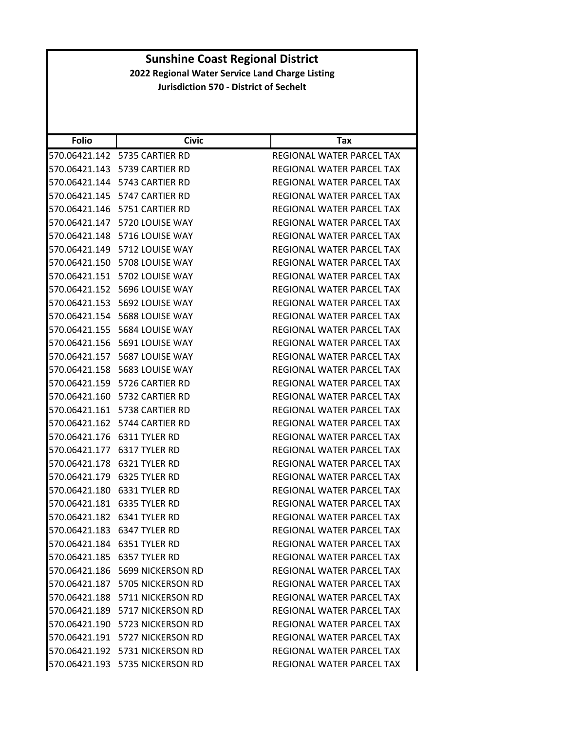# Sunshine Coast Regional District

**2022 Regional Water Service Land Charge Listing**

**Jurisdiction 570 - District of Sechelt**

| Folio | Civic | Tax |
|---|---|---|
| 570.06421.142 | 5735 CARTIER RD | REGIONAL WATER PARCEL TAX |
| 570.06421.143 | 5739 CARTIER RD | REGIONAL WATER PARCEL TAX |
| 570.06421.144 | 5743 CARTIER RD | REGIONAL WATER PARCEL TAX |
| 570.06421.145 | 5747 CARTIER RD | REGIONAL WATER PARCEL TAX |
| 570.06421.146 | 5751 CARTIER RD | REGIONAL WATER PARCEL TAX |
| 570.06421.147 | 5720 LOUISE WAY | REGIONAL WATER PARCEL TAX |
| 570.06421.148 | 5716 LOUISE WAY | REGIONAL WATER PARCEL TAX |
| 570.06421.149 | 5712 LOUISE WAY | REGIONAL WATER PARCEL TAX |
| 570.06421.150 | 5708 LOUISE WAY | REGIONAL WATER PARCEL TAX |
| 570.06421.151 | 5702 LOUISE WAY | REGIONAL WATER PARCEL TAX |
| 570.06421.152 | 5696 LOUISE WAY | REGIONAL WATER PARCEL TAX |
| 570.06421.153 | 5692 LOUISE WAY | REGIONAL WATER PARCEL TAX |
| 570.06421.154 | 5688 LOUISE WAY | REGIONAL WATER PARCEL TAX |
| 570.06421.155 | 5684 LOUISE WAY | REGIONAL WATER PARCEL TAX |
| 570.06421.156 | 5691 LOUISE WAY | REGIONAL WATER PARCEL TAX |
| 570.06421.157 | 5687 LOUISE WAY | REGIONAL WATER PARCEL TAX |
| 570.06421.158 | 5683 LOUISE WAY | REGIONAL WATER PARCEL TAX |
| 570.06421.159 | 5726 CARTIER RD | REGIONAL WATER PARCEL TAX |
| 570.06421.160 | 5732 CARTIER RD | REGIONAL WATER PARCEL TAX |
| 570.06421.161 | 5738 CARTIER RD | REGIONAL WATER PARCEL TAX |
| 570.06421.162 | 5744 CARTIER RD | REGIONAL WATER PARCEL TAX |
| 570.06421.176 | 6311 TYLER RD | REGIONAL WATER PARCEL TAX |
| 570.06421.177 | 6317 TYLER RD | REGIONAL WATER PARCEL TAX |
| 570.06421.178 | 6321 TYLER RD | REGIONAL WATER PARCEL TAX |
| 570.06421.179 | 6325 TYLER RD | REGIONAL WATER PARCEL TAX |
| 570.06421.180 | 6331 TYLER RD | REGIONAL WATER PARCEL TAX |
| 570.06421.181 | 6335 TYLER RD | REGIONAL WATER PARCEL TAX |
| 570.06421.182 | 6341 TYLER RD | REGIONAL WATER PARCEL TAX |
| 570.06421.183 | 6347 TYLER RD | REGIONAL WATER PARCEL TAX |
| 570.06421.184 | 6351 TYLER RD | REGIONAL WATER PARCEL TAX |
| 570.06421.185 | 6357 TYLER RD | REGIONAL WATER PARCEL TAX |
| 570.06421.186 | 5699 NICKERSON RD | REGIONAL WATER PARCEL TAX |
| 570.06421.187 | 5705 NICKERSON RD | REGIONAL WATER PARCEL TAX |
| 570.06421.188 | 5711 NICKERSON RD | REGIONAL WATER PARCEL TAX |
| 570.06421.189 | 5717 NICKERSON RD | REGIONAL WATER PARCEL TAX |
| 570.06421.190 | 5723 NICKERSON RD | REGIONAL WATER PARCEL TAX |
| 570.06421.191 | 5727 NICKERSON RD | REGIONAL WATER PARCEL TAX |
| 570.06421.192 | 5731 NICKERSON RD | REGIONAL WATER PARCEL TAX |
| 570.06421.193 | 5735 NICKERSON RD | REGIONAL WATER PARCEL TAX |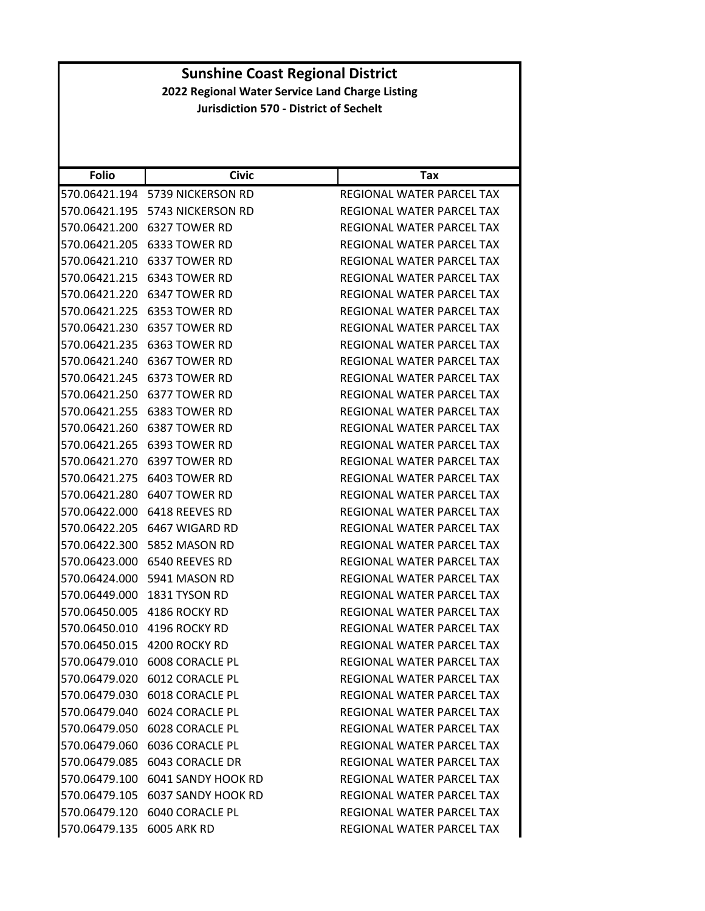# Sunshine Coast Regional District

## 2022 Regional Water Service Land Charge Listing

### Jurisdiction 570 - District of Sechelt

| Folio | Civic | Tax |
| --- | --- | --- |
| 570.06421.194 | 5739 NICKERSON RD | REGIONAL WATER PARCEL TAX |
| 570.06421.195 | 5743 NICKERSON RD | REGIONAL WATER PARCEL TAX |
| 570.06421.200 | 6327 TOWER RD | REGIONAL WATER PARCEL TAX |
| 570.06421.205 | 6333 TOWER RD | REGIONAL WATER PARCEL TAX |
| 570.06421.210 | 6337 TOWER RD | REGIONAL WATER PARCEL TAX |
| 570.06421.215 | 6343 TOWER RD | REGIONAL WATER PARCEL TAX |
| 570.06421.220 | 6347 TOWER RD | REGIONAL WATER PARCEL TAX |
| 570.06421.225 | 6353 TOWER RD | REGIONAL WATER PARCEL TAX |
| 570.06421.230 | 6357 TOWER RD | REGIONAL WATER PARCEL TAX |
| 570.06421.235 | 6363 TOWER RD | REGIONAL WATER PARCEL TAX |
| 570.06421.240 | 6367 TOWER RD | REGIONAL WATER PARCEL TAX |
| 570.06421.245 | 6373 TOWER RD | REGIONAL WATER PARCEL TAX |
| 570.06421.250 | 6377 TOWER RD | REGIONAL WATER PARCEL TAX |
| 570.06421.255 | 6383 TOWER RD | REGIONAL WATER PARCEL TAX |
| 570.06421.260 | 6387 TOWER RD | REGIONAL WATER PARCEL TAX |
| 570.06421.265 | 6393 TOWER RD | REGIONAL WATER PARCEL TAX |
| 570.06421.270 | 6397 TOWER RD | REGIONAL WATER PARCEL TAX |
| 570.06421.275 | 6403 TOWER RD | REGIONAL WATER PARCEL TAX |
| 570.06421.280 | 6407 TOWER RD | REGIONAL WATER PARCEL TAX |
| 570.06422.000 | 6418 REEVES RD | REGIONAL WATER PARCEL TAX |
| 570.06422.205 | 6467 WIGARD RD | REGIONAL WATER PARCEL TAX |
| 570.06422.300 | 5852 MASON RD | REGIONAL WATER PARCEL TAX |
| 570.06423.000 | 6540 REEVES RD | REGIONAL WATER PARCEL TAX |
| 570.06424.000 | 5941 MASON RD | REGIONAL WATER PARCEL TAX |
| 570.06449.000 | 1831 TYSON RD | REGIONAL WATER PARCEL TAX |
| 570.06450.005 | 4186 ROCKY RD | REGIONAL WATER PARCEL TAX |
| 570.06450.010 | 4196 ROCKY RD | REGIONAL WATER PARCEL TAX |
| 570.06450.015 | 4200 ROCKY RD | REGIONAL WATER PARCEL TAX |
| 570.06479.010 | 6008 CORACLE PL | REGIONAL WATER PARCEL TAX |
| 570.06479.020 | 6012 CORACLE PL | REGIONAL WATER PARCEL TAX |
| 570.06479.030 | 6018 CORACLE PL | REGIONAL WATER PARCEL TAX |
| 570.06479.040 | 6024 CORACLE PL | REGIONAL WATER PARCEL TAX |
| 570.06479.050 | 6028 CORACLE PL | REGIONAL WATER PARCEL TAX |
| 570.06479.060 | 6036 CORACLE PL | REGIONAL WATER PARCEL TAX |
| 570.06479.085 | 6043 CORACLE DR | REGIONAL WATER PARCEL TAX |
| 570.06479.100 | 6041 SANDY HOOK RD | REGIONAL WATER PARCEL TAX |
| 570.06479.105 | 6037 SANDY HOOK RD | REGIONAL WATER PARCEL TAX |
| 570.06479.120 | 6040 CORACLE PL | REGIONAL WATER PARCEL TAX |
| 570.06479.135 | 6005 ARK RD | REGIONAL WATER PARCEL TAX |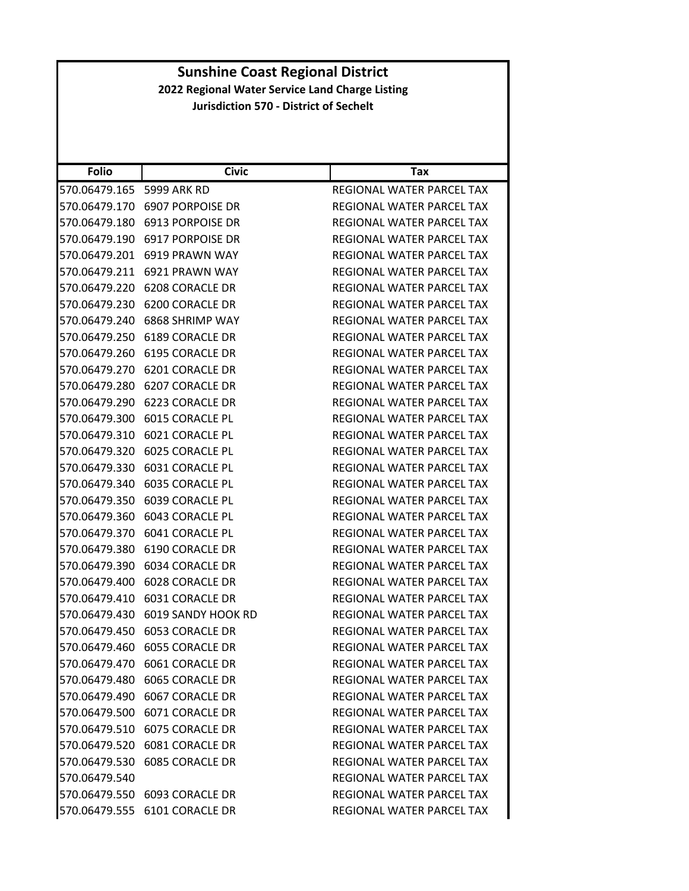# Sunshine Coast Regional District

**2022 Regional Water Service Land Charge Listing**

**Jurisdiction 570 - District of Sechelt**

| Folio | Civic | Tax |
|---|---|---|
| 570.06479.165 | 5999 ARK RD | REGIONAL WATER PARCEL TAX |
| 570.06479.170 | 6907 PORPOISE DR | REGIONAL WATER PARCEL TAX |
| 570.06479.180 | 6913 PORPOISE DR | REGIONAL WATER PARCEL TAX |
| 570.06479.190 | 6917 PORPOISE DR | REGIONAL WATER PARCEL TAX |
| 570.06479.201 | 6919 PRAWN WAY | REGIONAL WATER PARCEL TAX |
| 570.06479.211 | 6921 PRAWN WAY | REGIONAL WATER PARCEL TAX |
| 570.06479.220 | 6208 CORACLE DR | REGIONAL WATER PARCEL TAX |
| 570.06479.230 | 6200 CORACLE DR | REGIONAL WATER PARCEL TAX |
| 570.06479.240 | 6868 SHRIMP WAY | REGIONAL WATER PARCEL TAX |
| 570.06479.250 | 6189 CORACLE DR | REGIONAL WATER PARCEL TAX |
| 570.06479.260 | 6195 CORACLE DR | REGIONAL WATER PARCEL TAX |
| 570.06479.270 | 6201 CORACLE DR | REGIONAL WATER PARCEL TAX |
| 570.06479.280 | 6207 CORACLE DR | REGIONAL WATER PARCEL TAX |
| 570.06479.290 | 6223 CORACLE DR | REGIONAL WATER PARCEL TAX |
| 570.06479.300 | 6015 CORACLE PL | REGIONAL WATER PARCEL TAX |
| 570.06479.310 | 6021 CORACLE PL | REGIONAL WATER PARCEL TAX |
| 570.06479.320 | 6025 CORACLE PL | REGIONAL WATER PARCEL TAX |
| 570.06479.330 | 6031 CORACLE PL | REGIONAL WATER PARCEL TAX |
| 570.06479.340 | 6035 CORACLE PL | REGIONAL WATER PARCEL TAX |
| 570.06479.350 | 6039 CORACLE PL | REGIONAL WATER PARCEL TAX |
| 570.06479.360 | 6043 CORACLE PL | REGIONAL WATER PARCEL TAX |
| 570.06479.370 | 6041 CORACLE PL | REGIONAL WATER PARCEL TAX |
| 570.06479.380 | 6190 CORACLE DR | REGIONAL WATER PARCEL TAX |
| 570.06479.390 | 6034 CORACLE DR | REGIONAL WATER PARCEL TAX |
| 570.06479.400 | 6028 CORACLE DR | REGIONAL WATER PARCEL TAX |
| 570.06479.410 | 6031 CORACLE DR | REGIONAL WATER PARCEL TAX |
| 570.06479.430 | 6019 SANDY HOOK RD | REGIONAL WATER PARCEL TAX |
| 570.06479.450 | 6053 CORACLE DR | REGIONAL WATER PARCEL TAX |
| 570.06479.460 | 6055 CORACLE DR | REGIONAL WATER PARCEL TAX |
| 570.06479.470 | 6061 CORACLE DR | REGIONAL WATER PARCEL TAX |
| 570.06479.480 | 6065 CORACLE DR | REGIONAL WATER PARCEL TAX |
| 570.06479.490 | 6067 CORACLE DR | REGIONAL WATER PARCEL TAX |
| 570.06479.500 | 6071 CORACLE DR | REGIONAL WATER PARCEL TAX |
| 570.06479.510 | 6075 CORACLE DR | REGIONAL WATER PARCEL TAX |
| 570.06479.520 | 6081 CORACLE DR | REGIONAL WATER PARCEL TAX |
| 570.06479.530 | 6085 CORACLE DR | REGIONAL WATER PARCEL TAX |
| 570.06479.540 | | REGIONAL WATER PARCEL TAX |
| 570.06479.550 | 6093 CORACLE DR | REGIONAL WATER PARCEL TAX |
| 570.06479.555 | 6101 CORACLE DR | REGIONAL WATER PARCEL TAX |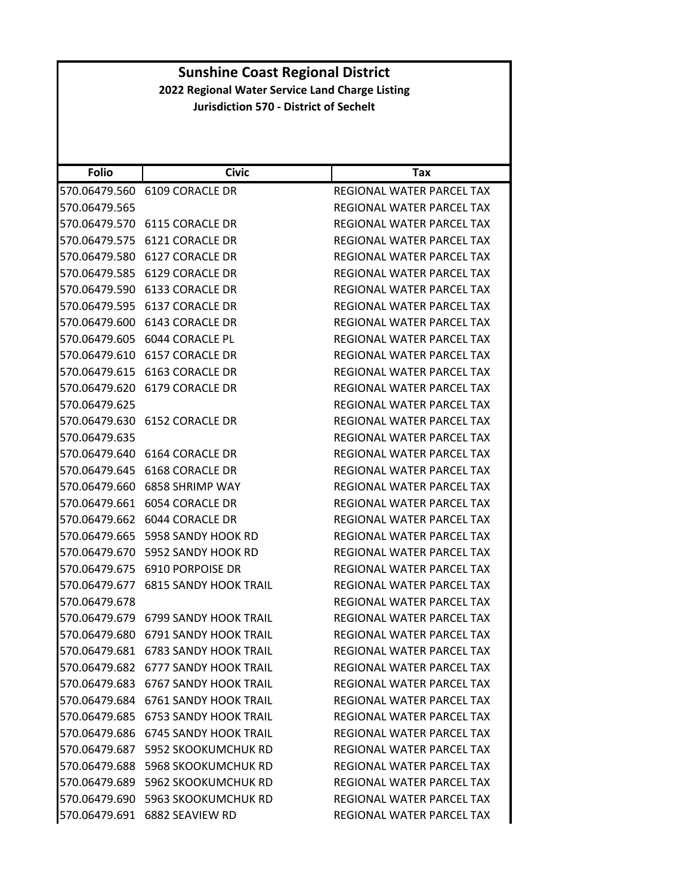# Sunshine Coast Regional District

## 2022 Regional Water Service Land Charge Listing

### Jurisdiction 570 - District of Sechelt

| Folio | Civic | Tax |
|---|---|---|
| 570.06479.560 | 6109 CORACLE DR | REGIONAL WATER PARCEL TAX |
| 570.06479.565 | | REGIONAL WATER PARCEL TAX |
| 570.06479.570 | 6115 CORACLE DR | REGIONAL WATER PARCEL TAX |
| 570.06479.575 | 6121 CORACLE DR | REGIONAL WATER PARCEL TAX |
| 570.06479.580 | 6127 CORACLE DR | REGIONAL WATER PARCEL TAX |
| 570.06479.585 | 6129 CORACLE DR | REGIONAL WATER PARCEL TAX |
| 570.06479.590 | 6133 CORACLE DR | REGIONAL WATER PARCEL TAX |
| 570.06479.595 | 6137 CORACLE DR | REGIONAL WATER PARCEL TAX |
| 570.06479.600 | 6143 CORACLE DR | REGIONAL WATER PARCEL TAX |
| 570.06479.605 | 6044 CORACLE PL | REGIONAL WATER PARCEL TAX |
| 570.06479.610 | 6157 CORACLE DR | REGIONAL WATER PARCEL TAX |
| 570.06479.615 | 6163 CORACLE DR | REGIONAL WATER PARCEL TAX |
| 570.06479.620 | 6179 CORACLE DR | REGIONAL WATER PARCEL TAX |
| 570.06479.625 | | REGIONAL WATER PARCEL TAX |
| 570.06479.630 | 6152 CORACLE DR | REGIONAL WATER PARCEL TAX |
| 570.06479.635 | | REGIONAL WATER PARCEL TAX |
| 570.06479.640 | 6164 CORACLE DR | REGIONAL WATER PARCEL TAX |
| 570.06479.645 | 6168 CORACLE DR | REGIONAL WATER PARCEL TAX |
| 570.06479.660 | 6858 SHRIMP WAY | REGIONAL WATER PARCEL TAX |
| 570.06479.661 | 6054 CORACLE DR | REGIONAL WATER PARCEL TAX |
| 570.06479.662 | 6044 CORACLE DR | REGIONAL WATER PARCEL TAX |
| 570.06479.665 | 5958 SANDY HOOK RD | REGIONAL WATER PARCEL TAX |
| 570.06479.670 | 5952 SANDY HOOK RD | REGIONAL WATER PARCEL TAX |
| 570.06479.675 | 6910 PORPOISE DR | REGIONAL WATER PARCEL TAX |
| 570.06479.677 | 6815 SANDY HOOK TRAIL | REGIONAL WATER PARCEL TAX |
| 570.06479.678 | | REGIONAL WATER PARCEL TAX |
| 570.06479.679 | 6799 SANDY HOOK TRAIL | REGIONAL WATER PARCEL TAX |
| 570.06479.680 | 6791 SANDY HOOK TRAIL | REGIONAL WATER PARCEL TAX |
| 570.06479.681 | 6783 SANDY HOOK TRAIL | REGIONAL WATER PARCEL TAX |
| 570.06479.682 | 6777 SANDY HOOK TRAIL | REGIONAL WATER PARCEL TAX |
| 570.06479.683 | 6767 SANDY HOOK TRAIL | REGIONAL WATER PARCEL TAX |
| 570.06479.684 | 6761 SANDY HOOK TRAIL | REGIONAL WATER PARCEL TAX |
| 570.06479.685 | 6753 SANDY HOOK TRAIL | REGIONAL WATER PARCEL TAX |
| 570.06479.686 | 6745 SANDY HOOK TRAIL | REGIONAL WATER PARCEL TAX |
| 570.06479.687 | 5952 SKOOKUMCHUK RD | REGIONAL WATER PARCEL TAX |
| 570.06479.688 | 5968 SKOOKUMCHUK RD | REGIONAL WATER PARCEL TAX |
| 570.06479.689 | 5962 SKOOKUMCHUK RD | REGIONAL WATER PARCEL TAX |
| 570.06479.690 | 5963 SKOOKUMCHUK RD | REGIONAL WATER PARCEL TAX |
| 570.06479.691 | 6882 SEAVIEW RD | REGIONAL WATER PARCEL TAX |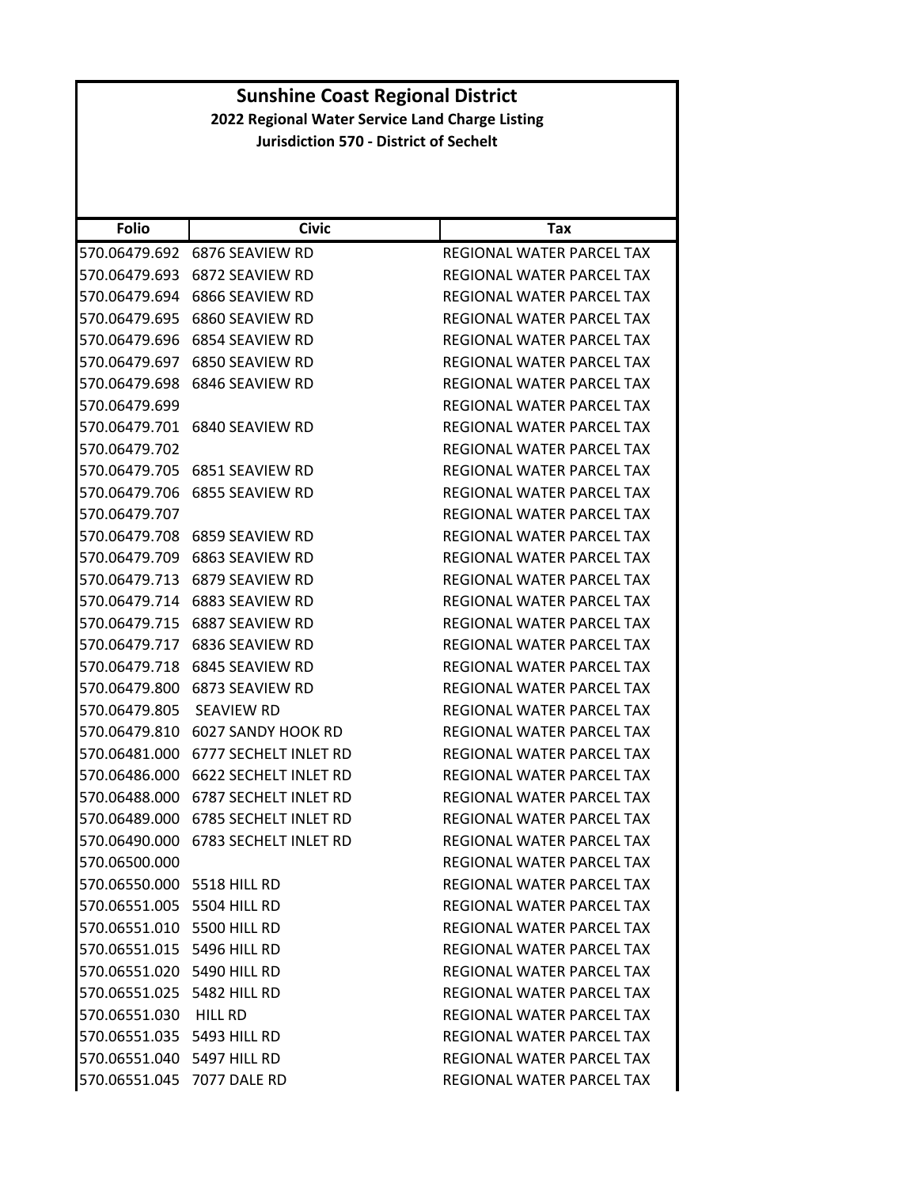# Sunshine Coast Regional District

**2022 Regional Water Service Land Charge Listing**

**Jurisdiction 570 - District of Sechelt**

| Folio | Civic | Tax |
|---|---|---|
| 570.06479.692 | 6876 SEAVIEW RD | REGIONAL WATER PARCEL TAX |
| 570.06479.693 | 6872 SEAVIEW RD | REGIONAL WATER PARCEL TAX |
| 570.06479.694 | 6866 SEAVIEW RD | REGIONAL WATER PARCEL TAX |
| 570.06479.695 | 6860 SEAVIEW RD | REGIONAL WATER PARCEL TAX |
| 570.06479.696 | 6854 SEAVIEW RD | REGIONAL WATER PARCEL TAX |
| 570.06479.697 | 6850 SEAVIEW RD | REGIONAL WATER PARCEL TAX |
| 570.06479.698 | 6846 SEAVIEW RD | REGIONAL WATER PARCEL TAX |
| 570.06479.699 | | REGIONAL WATER PARCEL TAX |
| 570.06479.701 | 6840 SEAVIEW RD | REGIONAL WATER PARCEL TAX |
| 570.06479.702 | | REGIONAL WATER PARCEL TAX |
| 570.06479.705 | 6851 SEAVIEW RD | REGIONAL WATER PARCEL TAX |
| 570.06479.706 | 6855 SEAVIEW RD | REGIONAL WATER PARCEL TAX |
| 570.06479.707 | | REGIONAL WATER PARCEL TAX |
| 570.06479.708 | 6859 SEAVIEW RD | REGIONAL WATER PARCEL TAX |
| 570.06479.709 | 6863 SEAVIEW RD | REGIONAL WATER PARCEL TAX |
| 570.06479.713 | 6879 SEAVIEW RD | REGIONAL WATER PARCEL TAX |
| 570.06479.714 | 6883 SEAVIEW RD | REGIONAL WATER PARCEL TAX |
| 570.06479.715 | 6887 SEAVIEW RD | REGIONAL WATER PARCEL TAX |
| 570.06479.717 | 6836 SEAVIEW RD | REGIONAL WATER PARCEL TAX |
| 570.06479.718 | 6845 SEAVIEW RD | REGIONAL WATER PARCEL TAX |
| 570.06479.800 | 6873 SEAVIEW RD | REGIONAL WATER PARCEL TAX |
| 570.06479.805 | SEAVIEW RD | REGIONAL WATER PARCEL TAX |
| 570.06479.810 | 6027 SANDY HOOK RD | REGIONAL WATER PARCEL TAX |
| 570.06481.000 | 6777 SECHELT INLET RD | REGIONAL WATER PARCEL TAX |
| 570.06486.000 | 6622 SECHELT INLET RD | REGIONAL WATER PARCEL TAX |
| 570.06488.000 | 6787 SECHELT INLET RD | REGIONAL WATER PARCEL TAX |
| 570.06489.000 | 6785 SECHELT INLET RD | REGIONAL WATER PARCEL TAX |
| 570.06490.000 | 6783 SECHELT INLET RD | REGIONAL WATER PARCEL TAX |
| 570.06500.000 | | REGIONAL WATER PARCEL TAX |
| 570.06550.000 | 5518 HILL RD | REGIONAL WATER PARCEL TAX |
| 570.06551.005 | 5504 HILL RD | REGIONAL WATER PARCEL TAX |
| 570.06551.010 | 5500 HILL RD | REGIONAL WATER PARCEL TAX |
| 570.06551.015 | 5496 HILL RD | REGIONAL WATER PARCEL TAX |
| 570.06551.020 | 5490 HILL RD | REGIONAL WATER PARCEL TAX |
| 570.06551.025 | 5482 HILL RD | REGIONAL WATER PARCEL TAX |
| 570.06551.030 | HILL RD | REGIONAL WATER PARCEL TAX |
| 570.06551.035 | 5493 HILL RD | REGIONAL WATER PARCEL TAX |
| 570.06551.040 | 5497 HILL RD | REGIONAL WATER PARCEL TAX |
| 570.06551.045 | 7077 DALE RD | REGIONAL WATER PARCEL TAX |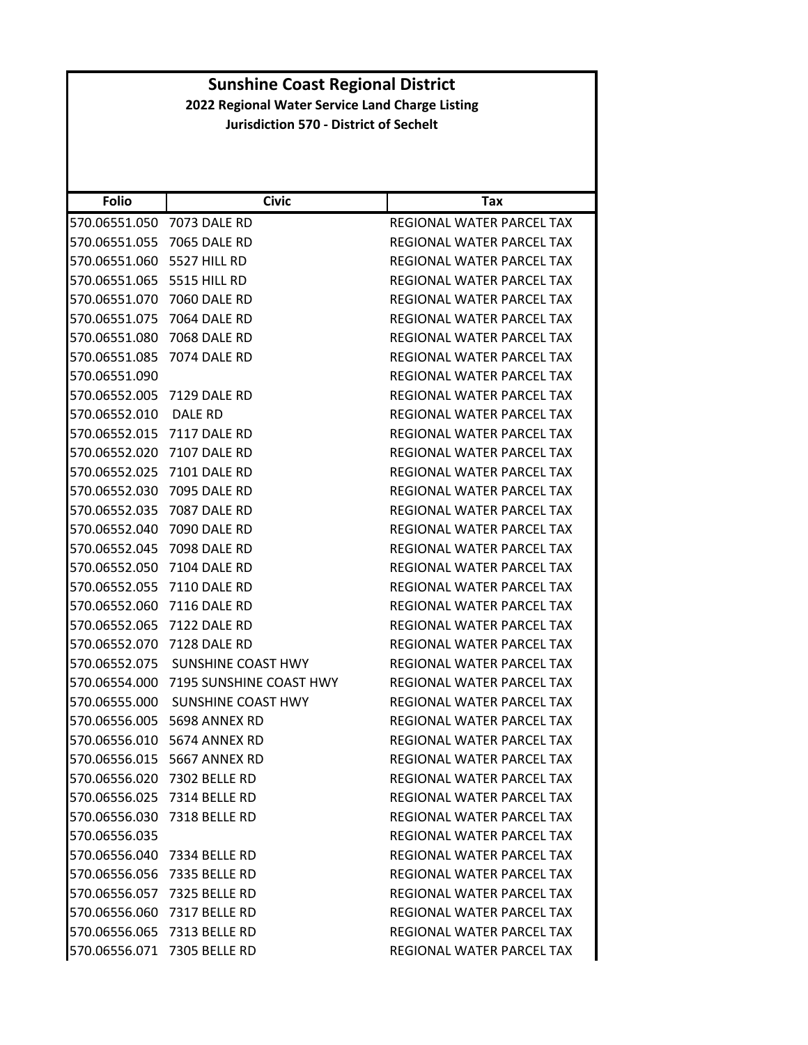# Sunshine Coast Regional District

## 2022 Regional Water Service Land Charge Listing

### Jurisdiction 570 - District of Sechelt

| Folio | Civic | Tax |
|---|---|---|
| 570.06551.050 | 7073 DALE RD | REGIONAL WATER PARCEL TAX |
| 570.06551.055 | 7065 DALE RD | REGIONAL WATER PARCEL TAX |
| 570.06551.060 | 5527 HILL RD | REGIONAL WATER PARCEL TAX |
| 570.06551.065 | 5515 HILL RD | REGIONAL WATER PARCEL TAX |
| 570.06551.070 | 7060 DALE RD | REGIONAL WATER PARCEL TAX |
| 570.06551.075 | 7064 DALE RD | REGIONAL WATER PARCEL TAX |
| 570.06551.080 | 7068 DALE RD | REGIONAL WATER PARCEL TAX |
| 570.06551.085 | 7074 DALE RD | REGIONAL WATER PARCEL TAX |
| 570.06551.090 | | REGIONAL WATER PARCEL TAX |
| 570.06552.005 | 7129 DALE RD | REGIONAL WATER PARCEL TAX |
| 570.06552.010 | DALE RD | REGIONAL WATER PARCEL TAX |
| 570.06552.015 | 7117 DALE RD | REGIONAL WATER PARCEL TAX |
| 570.06552.020 | 7107 DALE RD | REGIONAL WATER PARCEL TAX |
| 570.06552.025 | 7101 DALE RD | REGIONAL WATER PARCEL TAX |
| 570.06552.030 | 7095 DALE RD | REGIONAL WATER PARCEL TAX |
| 570.06552.035 | 7087 DALE RD | REGIONAL WATER PARCEL TAX |
| 570.06552.040 | 7090 DALE RD | REGIONAL WATER PARCEL TAX |
| 570.06552.045 | 7098 DALE RD | REGIONAL WATER PARCEL TAX |
| 570.06552.050 | 7104 DALE RD | REGIONAL WATER PARCEL TAX |
| 570.06552.055 | 7110 DALE RD | REGIONAL WATER PARCEL TAX |
| 570.06552.060 | 7116 DALE RD | REGIONAL WATER PARCEL TAX |
| 570.06552.065 | 7122 DALE RD | REGIONAL WATER PARCEL TAX |
| 570.06552.070 | 7128 DALE RD | REGIONAL WATER PARCEL TAX |
| 570.06552.075 | SUNSHINE COAST HWY | REGIONAL WATER PARCEL TAX |
| 570.06554.000 | 7195 SUNSHINE COAST HWY | REGIONAL WATER PARCEL TAX |
| 570.06555.000 | SUNSHINE COAST HWY | REGIONAL WATER PARCEL TAX |
| 570.06556.005 | 5698 ANNEX RD | REGIONAL WATER PARCEL TAX |
| 570.06556.010 | 5674 ANNEX RD | REGIONAL WATER PARCEL TAX |
| 570.06556.015 | 5667 ANNEX RD | REGIONAL WATER PARCEL TAX |
| 570.06556.020 | 7302 BELLE RD | REGIONAL WATER PARCEL TAX |
| 570.06556.025 | 7314 BELLE RD | REGIONAL WATER PARCEL TAX |
| 570.06556.030 | 7318 BELLE RD | REGIONAL WATER PARCEL TAX |
| 570.06556.035 | | REGIONAL WATER PARCEL TAX |
| 570.06556.040 | 7334 BELLE RD | REGIONAL WATER PARCEL TAX |
| 570.06556.056 | 7335 BELLE RD | REGIONAL WATER PARCEL TAX |
| 570.06556.057 | 7325 BELLE RD | REGIONAL WATER PARCEL TAX |
| 570.06556.060 | 7317 BELLE RD | REGIONAL WATER PARCEL TAX |
| 570.06556.065 | 7313 BELLE RD | REGIONAL WATER PARCEL TAX |
| 570.06556.071 | 7305 BELLE RD | REGIONAL WATER PARCEL TAX |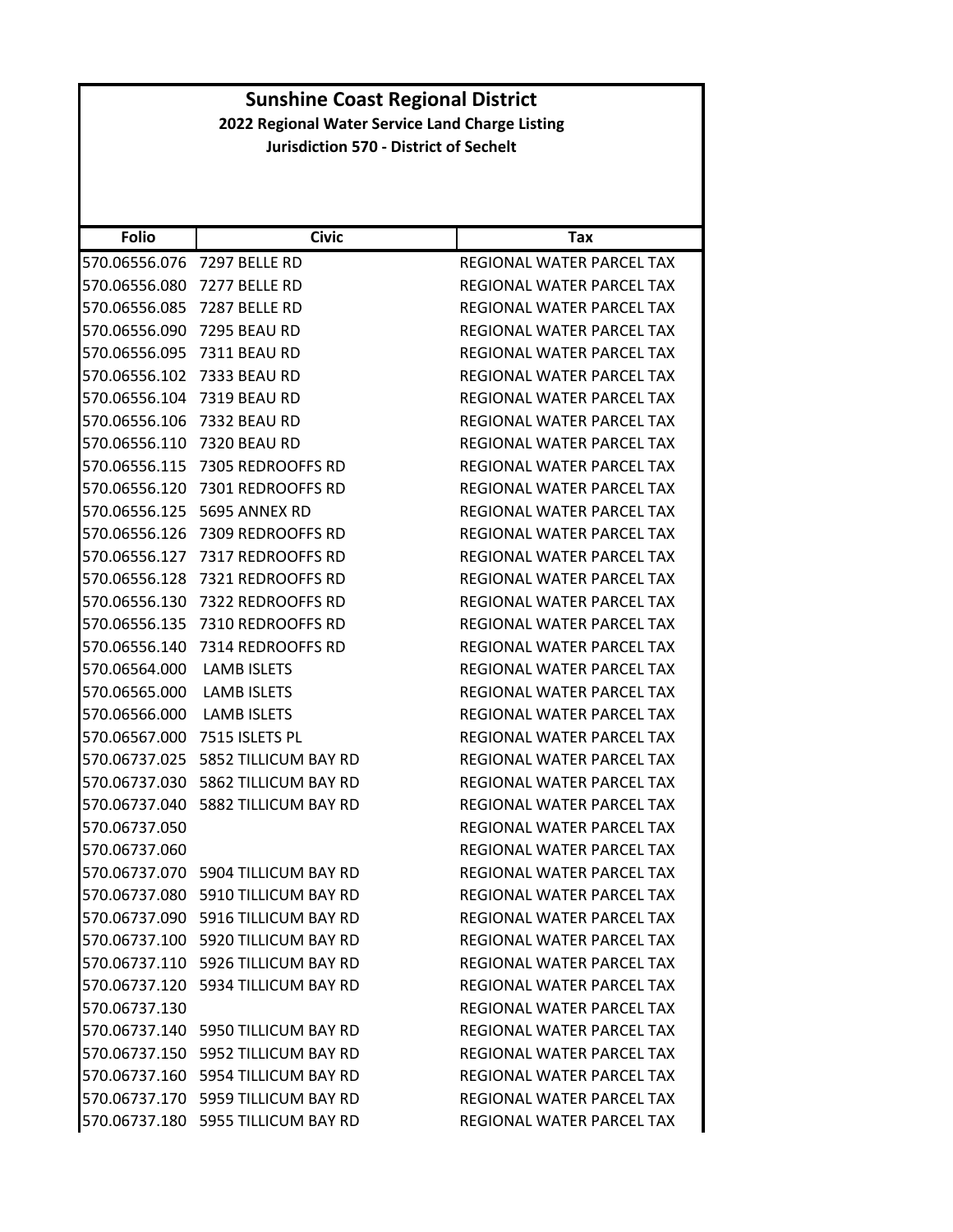# Sunshine Coast Regional District

## 2022 Regional Water Service Land Charge Listing

### Jurisdiction 570 - District of Sechelt

| Folio | Civic | Tax |
|---|---|---|
| 570.06556.076 | 7297 BELLE RD | REGIONAL WATER PARCEL TAX |
| 570.06556.080 | 7277 BELLE RD | REGIONAL WATER PARCEL TAX |
| 570.06556.085 | 7287 BELLE RD | REGIONAL WATER PARCEL TAX |
| 570.06556.090 | 7295 BEAU RD | REGIONAL WATER PARCEL TAX |
| 570.06556.095 | 7311 BEAU RD | REGIONAL WATER PARCEL TAX |
| 570.06556.102 | 7333 BEAU RD | REGIONAL WATER PARCEL TAX |
| 570.06556.104 | 7319 BEAU RD | REGIONAL WATER PARCEL TAX |
| 570.06556.106 | 7332 BEAU RD | REGIONAL WATER PARCEL TAX |
| 570.06556.110 | 7320 BEAU RD | REGIONAL WATER PARCEL TAX |
| 570.06556.115 | 7305 REDROOFFS RD | REGIONAL WATER PARCEL TAX |
| 570.06556.120 | 7301 REDROOFFS RD | REGIONAL WATER PARCEL TAX |
| 570.06556.125 | 5695 ANNEX RD | REGIONAL WATER PARCEL TAX |
| 570.06556.126 | 7309 REDROOFFS RD | REGIONAL WATER PARCEL TAX |
| 570.06556.127 | 7317 REDROOFFS RD | REGIONAL WATER PARCEL TAX |
| 570.06556.128 | 7321 REDROOFFS RD | REGIONAL WATER PARCEL TAX |
| 570.06556.130 | 7322 REDROOFFS RD | REGIONAL WATER PARCEL TAX |
| 570.06556.135 | 7310 REDROOFFS RD | REGIONAL WATER PARCEL TAX |
| 570.06556.140 | 7314 REDROOFFS RD | REGIONAL WATER PARCEL TAX |
| 570.06564.000 | LAMB ISLETS | REGIONAL WATER PARCEL TAX |
| 570.06565.000 | LAMB ISLETS | REGIONAL WATER PARCEL TAX |
| 570.06566.000 | LAMB ISLETS | REGIONAL WATER PARCEL TAX |
| 570.06567.000 | 7515 ISLETS PL | REGIONAL WATER PARCEL TAX |
| 570.06737.025 | 5852 TILLICUM BAY RD | REGIONAL WATER PARCEL TAX |
| 570.06737.030 | 5862 TILLICUM BAY RD | REGIONAL WATER PARCEL TAX |
| 570.06737.040 | 5882 TILLICUM BAY RD | REGIONAL WATER PARCEL TAX |
| 570.06737.050 | | REGIONAL WATER PARCEL TAX |
| 570.06737.060 | | REGIONAL WATER PARCEL TAX |
| 570.06737.070 | 5904 TILLICUM BAY RD | REGIONAL WATER PARCEL TAX |
| 570.06737.080 | 5910 TILLICUM BAY RD | REGIONAL WATER PARCEL TAX |
| 570.06737.090 | 5916 TILLICUM BAY RD | REGIONAL WATER PARCEL TAX |
| 570.06737.100 | 5920 TILLICUM BAY RD | REGIONAL WATER PARCEL TAX |
| 570.06737.110 | 5926 TILLICUM BAY RD | REGIONAL WATER PARCEL TAX |
| 570.06737.120 | 5934 TILLICUM BAY RD | REGIONAL WATER PARCEL TAX |
| 570.06737.130 | | REGIONAL WATER PARCEL TAX |
| 570.06737.140 | 5950 TILLICUM BAY RD | REGIONAL WATER PARCEL TAX |
| 570.06737.150 | 5952 TILLICUM BAY RD | REGIONAL WATER PARCEL TAX |
| 570.06737.160 | 5954 TILLICUM BAY RD | REGIONAL WATER PARCEL TAX |
| 570.06737.170 | 5959 TILLICUM BAY RD | REGIONAL WATER PARCEL TAX |
| 570.06737.180 | 5955 TILLICUM BAY RD | REGIONAL WATER PARCEL TAX |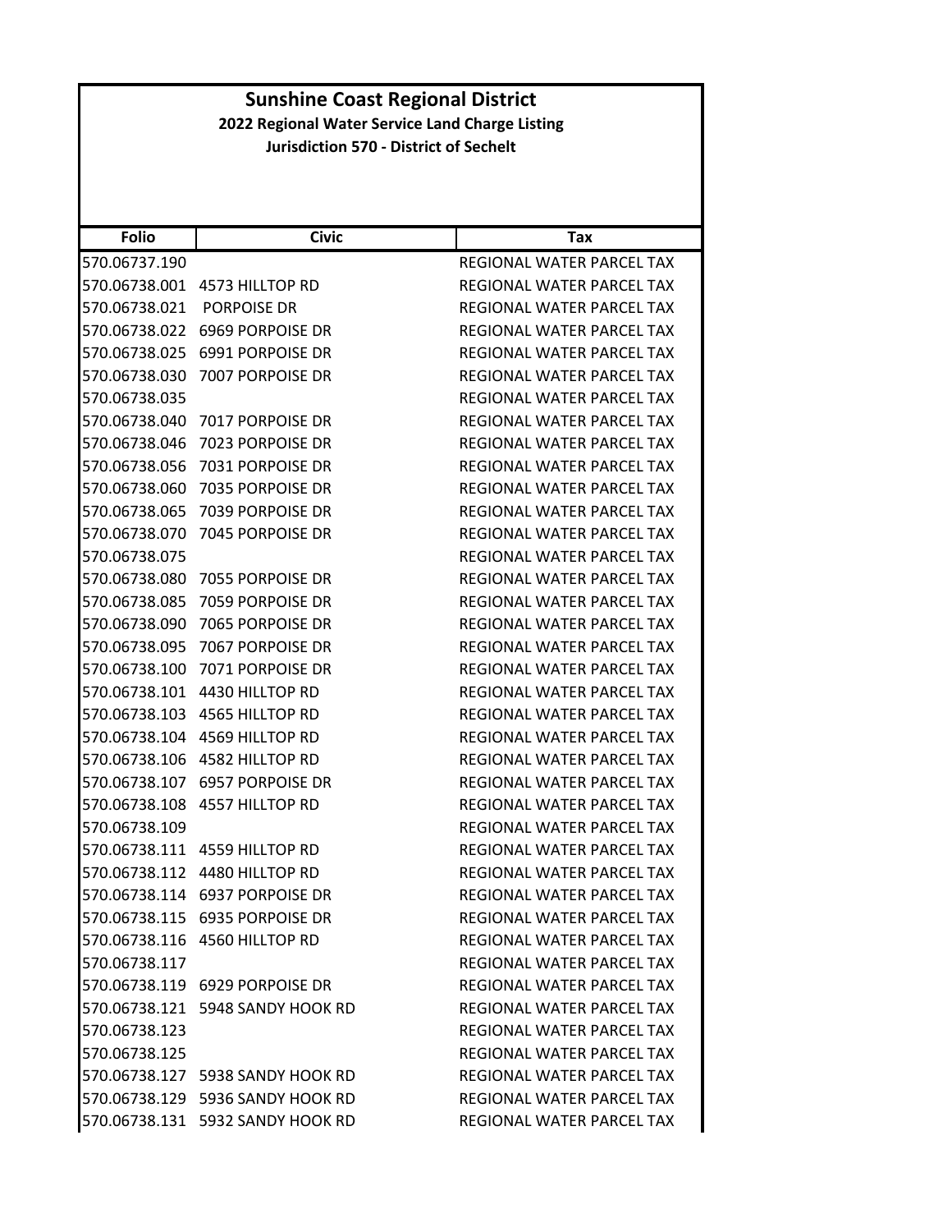# Sunshine Coast Regional District

**2022 Regional Water Service Land Charge Listing**

**Jurisdiction 570 - District of Sechelt**

| Folio | Civic | Tax |
|---|---|---|
| 570.06737.190 | | REGIONAL WATER PARCEL TAX |
| 570.06738.001 | 4573 HILLTOP RD | REGIONAL WATER PARCEL TAX |
| 570.06738.021 | PORPOISE DR | REGIONAL WATER PARCEL TAX |
| 570.06738.022 | 6969 PORPOISE DR | REGIONAL WATER PARCEL TAX |
| 570.06738.025 | 6991 PORPOISE DR | REGIONAL WATER PARCEL TAX |
| 570.06738.030 | 7007 PORPOISE DR | REGIONAL WATER PARCEL TAX |
| 570.06738.035 | | REGIONAL WATER PARCEL TAX |
| 570.06738.040 | 7017 PORPOISE DR | REGIONAL WATER PARCEL TAX |
| 570.06738.046 | 7023 PORPOISE DR | REGIONAL WATER PARCEL TAX |
| 570.06738.056 | 7031 PORPOISE DR | REGIONAL WATER PARCEL TAX |
| 570.06738.060 | 7035 PORPOISE DR | REGIONAL WATER PARCEL TAX |
| 570.06738.065 | 7039 PORPOISE DR | REGIONAL WATER PARCEL TAX |
| 570.06738.070 | 7045 PORPOISE DR | REGIONAL WATER PARCEL TAX |
| 570.06738.075 | | REGIONAL WATER PARCEL TAX |
| 570.06738.080 | 7055 PORPOISE DR | REGIONAL WATER PARCEL TAX |
| 570.06738.085 | 7059 PORPOISE DR | REGIONAL WATER PARCEL TAX |
| 570.06738.090 | 7065 PORPOISE DR | REGIONAL WATER PARCEL TAX |
| 570.06738.095 | 7067 PORPOISE DR | REGIONAL WATER PARCEL TAX |
| 570.06738.100 | 7071 PORPOISE DR | REGIONAL WATER PARCEL TAX |
| 570.06738.101 | 4430 HILLTOP RD | REGIONAL WATER PARCEL TAX |
| 570.06738.103 | 4565 HILLTOP RD | REGIONAL WATER PARCEL TAX |
| 570.06738.104 | 4569 HILLTOP RD | REGIONAL WATER PARCEL TAX |
| 570.06738.106 | 4582 HILLTOP RD | REGIONAL WATER PARCEL TAX |
| 570.06738.107 | 6957 PORPOISE DR | REGIONAL WATER PARCEL TAX |
| 570.06738.108 | 4557 HILLTOP RD | REGIONAL WATER PARCEL TAX |
| 570.06738.109 | | REGIONAL WATER PARCEL TAX |
| 570.06738.111 | 4559 HILLTOP RD | REGIONAL WATER PARCEL TAX |
| 570.06738.112 | 4480 HILLTOP RD | REGIONAL WATER PARCEL TAX |
| 570.06738.114 | 6937 PORPOISE DR | REGIONAL WATER PARCEL TAX |
| 570.06738.115 | 6935 PORPOISE DR | REGIONAL WATER PARCEL TAX |
| 570.06738.116 | 4560 HILLTOP RD | REGIONAL WATER PARCEL TAX |
| 570.06738.117 | | REGIONAL WATER PARCEL TAX |
| 570.06738.119 | 6929 PORPOISE DR | REGIONAL WATER PARCEL TAX |
| 570.06738.121 | 5948 SANDY HOOK RD | REGIONAL WATER PARCEL TAX |
| 570.06738.123 | | REGIONAL WATER PARCEL TAX |
| 570.06738.125 | | REGIONAL WATER PARCEL TAX |
| 570.06738.127 | 5938 SANDY HOOK RD | REGIONAL WATER PARCEL TAX |
| 570.06738.129 | 5936 SANDY HOOK RD | REGIONAL WATER PARCEL TAX |
| 570.06738.131 | 5932 SANDY HOOK RD | REGIONAL WATER PARCEL TAX |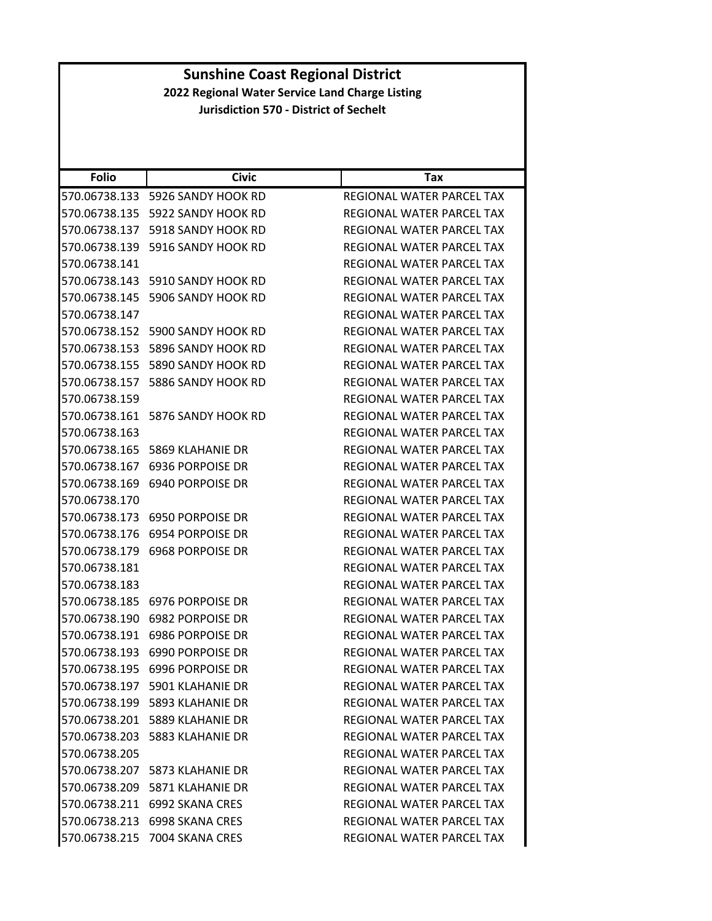# Sunshine Coast Regional District

**2022 Regional Water Service Land Charge Listing**

**Jurisdiction 570 - District of Sechelt**

| Folio | Civic | Tax |
|---|---|---|
| 570.06738.133 | 5926 SANDY HOOK RD | REGIONAL WATER PARCEL TAX |
| 570.06738.135 | 5922 SANDY HOOK RD | REGIONAL WATER PARCEL TAX |
| 570.06738.137 | 5918 SANDY HOOK RD | REGIONAL WATER PARCEL TAX |
| 570.06738.139 | 5916 SANDY HOOK RD | REGIONAL WATER PARCEL TAX |
| 570.06738.141 | | REGIONAL WATER PARCEL TAX |
| 570.06738.143 | 5910 SANDY HOOK RD | REGIONAL WATER PARCEL TAX |
| 570.06738.145 | 5906 SANDY HOOK RD | REGIONAL WATER PARCEL TAX |
| 570.06738.147 | | REGIONAL WATER PARCEL TAX |
| 570.06738.152 | 5900 SANDY HOOK RD | REGIONAL WATER PARCEL TAX |
| 570.06738.153 | 5896 SANDY HOOK RD | REGIONAL WATER PARCEL TAX |
| 570.06738.155 | 5890 SANDY HOOK RD | REGIONAL WATER PARCEL TAX |
| 570.06738.157 | 5886 SANDY HOOK RD | REGIONAL WATER PARCEL TAX |
| 570.06738.159 | | REGIONAL WATER PARCEL TAX |
| 570.06738.161 | 5876 SANDY HOOK RD | REGIONAL WATER PARCEL TAX |
| 570.06738.163 | | REGIONAL WATER PARCEL TAX |
| 570.06738.165 | 5869 KLAHANIE DR | REGIONAL WATER PARCEL TAX |
| 570.06738.167 | 6936 PORPOISE DR | REGIONAL WATER PARCEL TAX |
| 570.06738.169 | 6940 PORPOISE DR | REGIONAL WATER PARCEL TAX |
| 570.06738.170 | | REGIONAL WATER PARCEL TAX |
| 570.06738.173 | 6950 PORPOISE DR | REGIONAL WATER PARCEL TAX |
| 570.06738.176 | 6954 PORPOISE DR | REGIONAL WATER PARCEL TAX |
| 570.06738.179 | 6968 PORPOISE DR | REGIONAL WATER PARCEL TAX |
| 570.06738.181 | | REGIONAL WATER PARCEL TAX |
| 570.06738.183 | | REGIONAL WATER PARCEL TAX |
| 570.06738.185 | 6976 PORPOISE DR | REGIONAL WATER PARCEL TAX |
| 570.06738.190 | 6982 PORPOISE DR | REGIONAL WATER PARCEL TAX |
| 570.06738.191 | 6986 PORPOISE DR | REGIONAL WATER PARCEL TAX |
| 570.06738.193 | 6990 PORPOISE DR | REGIONAL WATER PARCEL TAX |
| 570.06738.195 | 6996 PORPOISE DR | REGIONAL WATER PARCEL TAX |
| 570.06738.197 | 5901 KLAHANIE DR | REGIONAL WATER PARCEL TAX |
| 570.06738.199 | 5893 KLAHANIE DR | REGIONAL WATER PARCEL TAX |
| 570.06738.201 | 5889 KLAHANIE DR | REGIONAL WATER PARCEL TAX |
| 570.06738.203 | 5883 KLAHANIE DR | REGIONAL WATER PARCEL TAX |
| 570.06738.205 | | REGIONAL WATER PARCEL TAX |
| 570.06738.207 | 5873 KLAHANIE DR | REGIONAL WATER PARCEL TAX |
| 570.06738.209 | 5871 KLAHANIE DR | REGIONAL WATER PARCEL TAX |
| 570.06738.211 | 6992 SKANA CRES | REGIONAL WATER PARCEL TAX |
| 570.06738.213 | 6998 SKANA CRES | REGIONAL WATER PARCEL TAX |
| 570.06738.215 | 7004 SKANA CRES | REGIONAL WATER PARCEL TAX |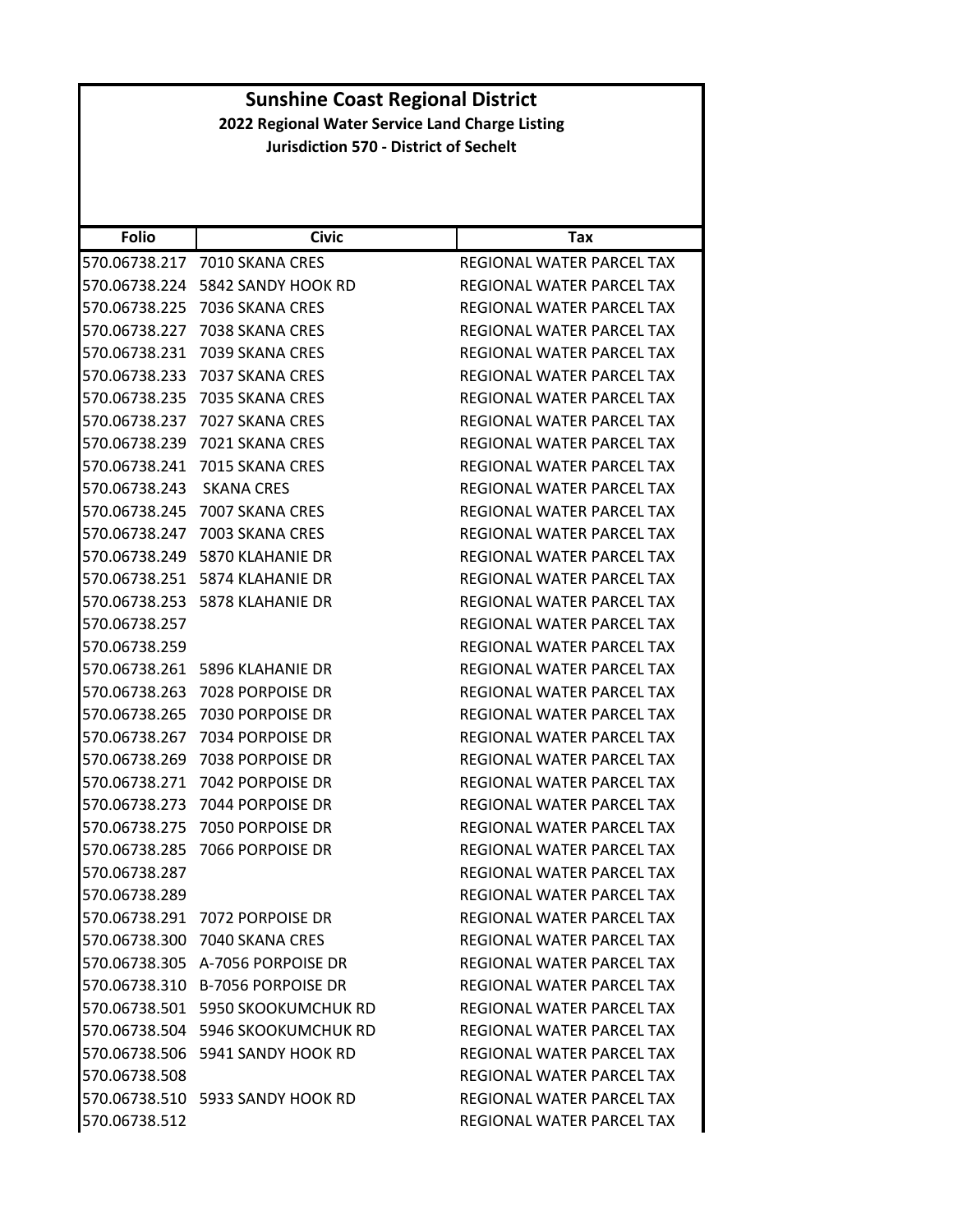# Sunshine Coast Regional District

**2022 Regional Water Service Land Charge Listing**

**Jurisdiction 570 - District of Sechelt**

| Folio | Civic | Tax |
|---|---|---|
| 570.06738.217 | 7010 SKANA CRES | REGIONAL WATER PARCEL TAX |
| 570.06738.224 | 5842 SANDY HOOK RD | REGIONAL WATER PARCEL TAX |
| 570.06738.225 | 7036 SKANA CRES | REGIONAL WATER PARCEL TAX |
| 570.06738.227 | 7038 SKANA CRES | REGIONAL WATER PARCEL TAX |
| 570.06738.231 | 7039 SKANA CRES | REGIONAL WATER PARCEL TAX |
| 570.06738.233 | 7037 SKANA CRES | REGIONAL WATER PARCEL TAX |
| 570.06738.235 | 7035 SKANA CRES | REGIONAL WATER PARCEL TAX |
| 570.06738.237 | 7027 SKANA CRES | REGIONAL WATER PARCEL TAX |
| 570.06738.239 | 7021 SKANA CRES | REGIONAL WATER PARCEL TAX |
| 570.06738.241 | 7015 SKANA CRES | REGIONAL WATER PARCEL TAX |
| 570.06738.243 | SKANA CRES | REGIONAL WATER PARCEL TAX |
| 570.06738.245 | 7007 SKANA CRES | REGIONAL WATER PARCEL TAX |
| 570.06738.247 | 7003 SKANA CRES | REGIONAL WATER PARCEL TAX |
| 570.06738.249 | 5870 KLAHANIE DR | REGIONAL WATER PARCEL TAX |
| 570.06738.251 | 5874 KLAHANIE DR | REGIONAL WATER PARCEL TAX |
| 570.06738.253 | 5878 KLAHANIE DR | REGIONAL WATER PARCEL TAX |
| 570.06738.257 | | REGIONAL WATER PARCEL TAX |
| 570.06738.259 | | REGIONAL WATER PARCEL TAX |
| 570.06738.261 | 5896 KLAHANIE DR | REGIONAL WATER PARCEL TAX |
| 570.06738.263 | 7028 PORPOISE DR | REGIONAL WATER PARCEL TAX |
| 570.06738.265 | 7030 PORPOISE DR | REGIONAL WATER PARCEL TAX |
| 570.06738.267 | 7034 PORPOISE DR | REGIONAL WATER PARCEL TAX |
| 570.06738.269 | 7038 PORPOISE DR | REGIONAL WATER PARCEL TAX |
| 570.06738.271 | 7042 PORPOISE DR | REGIONAL WATER PARCEL TAX |
| 570.06738.273 | 7044 PORPOISE DR | REGIONAL WATER PARCEL TAX |
| 570.06738.275 | 7050 PORPOISE DR | REGIONAL WATER PARCEL TAX |
| 570.06738.285 | 7066 PORPOISE DR | REGIONAL WATER PARCEL TAX |
| 570.06738.287 | | REGIONAL WATER PARCEL TAX |
| 570.06738.289 | | REGIONAL WATER PARCEL TAX |
| 570.06738.291 | 7072 PORPOISE DR | REGIONAL WATER PARCEL TAX |
| 570.06738.300 | 7040 SKANA CRES | REGIONAL WATER PARCEL TAX |
| 570.06738.305 | A-7056 PORPOISE DR | REGIONAL WATER PARCEL TAX |
| 570.06738.310 | B-7056 PORPOISE DR | REGIONAL WATER PARCEL TAX |
| 570.06738.501 | 5950 SKOOKUMCHUK RD | REGIONAL WATER PARCEL TAX |
| 570.06738.504 | 5946 SKOOKUMCHUK RD | REGIONAL WATER PARCEL TAX |
| 570.06738.506 | 5941 SANDY HOOK RD | REGIONAL WATER PARCEL TAX |
| 570.06738.508 | | REGIONAL WATER PARCEL TAX |
| 570.06738.510 | 5933 SANDY HOOK RD | REGIONAL WATER PARCEL TAX |
| 570.06738.512 | | REGIONAL WATER PARCEL TAX |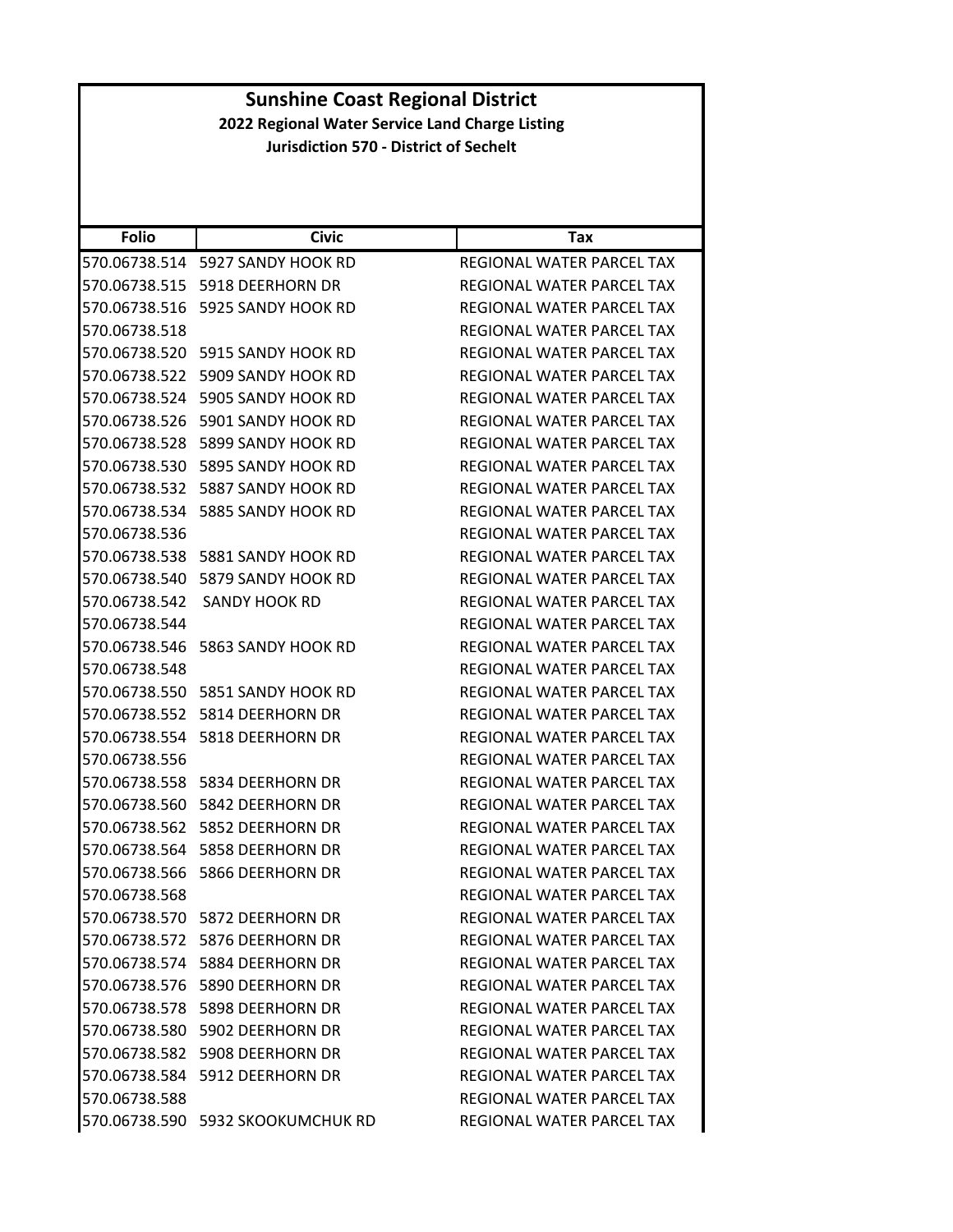# Sunshine Coast Regional District

**2022 Regional Water Service Land Charge Listing**

**Jurisdiction 570 - District of Sechelt**

| Folio | Civic | Tax |
|---|---|---|
| 570.06738.514 | 5927 SANDY HOOK RD | REGIONAL WATER PARCEL TAX |
| 570.06738.515 | 5918 DEERHORN DR | REGIONAL WATER PARCEL TAX |
| 570.06738.516 | 5925 SANDY HOOK RD | REGIONAL WATER PARCEL TAX |
| 570.06738.518 | | REGIONAL WATER PARCEL TAX |
| 570.06738.520 | 5915 SANDY HOOK RD | REGIONAL WATER PARCEL TAX |
| 570.06738.522 | 5909 SANDY HOOK RD | REGIONAL WATER PARCEL TAX |
| 570.06738.524 | 5905 SANDY HOOK RD | REGIONAL WATER PARCEL TAX |
| 570.06738.526 | 5901 SANDY HOOK RD | REGIONAL WATER PARCEL TAX |
| 570.06738.528 | 5899 SANDY HOOK RD | REGIONAL WATER PARCEL TAX |
| 570.06738.530 | 5895 SANDY HOOK RD | REGIONAL WATER PARCEL TAX |
| 570.06738.532 | 5887 SANDY HOOK RD | REGIONAL WATER PARCEL TAX |
| 570.06738.534 | 5885 SANDY HOOK RD | REGIONAL WATER PARCEL TAX |
| 570.06738.536 | | REGIONAL WATER PARCEL TAX |
| 570.06738.538 | 5881 SANDY HOOK RD | REGIONAL WATER PARCEL TAX |
| 570.06738.540 | 5879 SANDY HOOK RD | REGIONAL WATER PARCEL TAX |
| 570.06738.542 | SANDY HOOK RD | REGIONAL WATER PARCEL TAX |
| 570.06738.544 | | REGIONAL WATER PARCEL TAX |
| 570.06738.546 | 5863 SANDY HOOK RD | REGIONAL WATER PARCEL TAX |
| 570.06738.548 | | REGIONAL WATER PARCEL TAX |
| 570.06738.550 | 5851 SANDY HOOK RD | REGIONAL WATER PARCEL TAX |
| 570.06738.552 | 5814 DEERHORN DR | REGIONAL WATER PARCEL TAX |
| 570.06738.554 | 5818 DEERHORN DR | REGIONAL WATER PARCEL TAX |
| 570.06738.556 | | REGIONAL WATER PARCEL TAX |
| 570.06738.558 | 5834 DEERHORN DR | REGIONAL WATER PARCEL TAX |
| 570.06738.560 | 5842 DEERHORN DR | REGIONAL WATER PARCEL TAX |
| 570.06738.562 | 5852 DEERHORN DR | REGIONAL WATER PARCEL TAX |
| 570.06738.564 | 5858 DEERHORN DR | REGIONAL WATER PARCEL TAX |
| 570.06738.566 | 5866 DEERHORN DR | REGIONAL WATER PARCEL TAX |
| 570.06738.568 | | REGIONAL WATER PARCEL TAX |
| 570.06738.570 | 5872 DEERHORN DR | REGIONAL WATER PARCEL TAX |
| 570.06738.572 | 5876 DEERHORN DR | REGIONAL WATER PARCEL TAX |
| 570.06738.574 | 5884 DEERHORN DR | REGIONAL WATER PARCEL TAX |
| 570.06738.576 | 5890 DEERHORN DR | REGIONAL WATER PARCEL TAX |
| 570.06738.578 | 5898 DEERHORN DR | REGIONAL WATER PARCEL TAX |
| 570.06738.580 | 5902 DEERHORN DR | REGIONAL WATER PARCEL TAX |
| 570.06738.582 | 5908 DEERHORN DR | REGIONAL WATER PARCEL TAX |
| 570.06738.584 | 5912 DEERHORN DR | REGIONAL WATER PARCEL TAX |
| 570.06738.588 | | REGIONAL WATER PARCEL TAX |
| 570.06738.590 | 5932 SKOOKUMCHUK RD | REGIONAL WATER PARCEL TAX |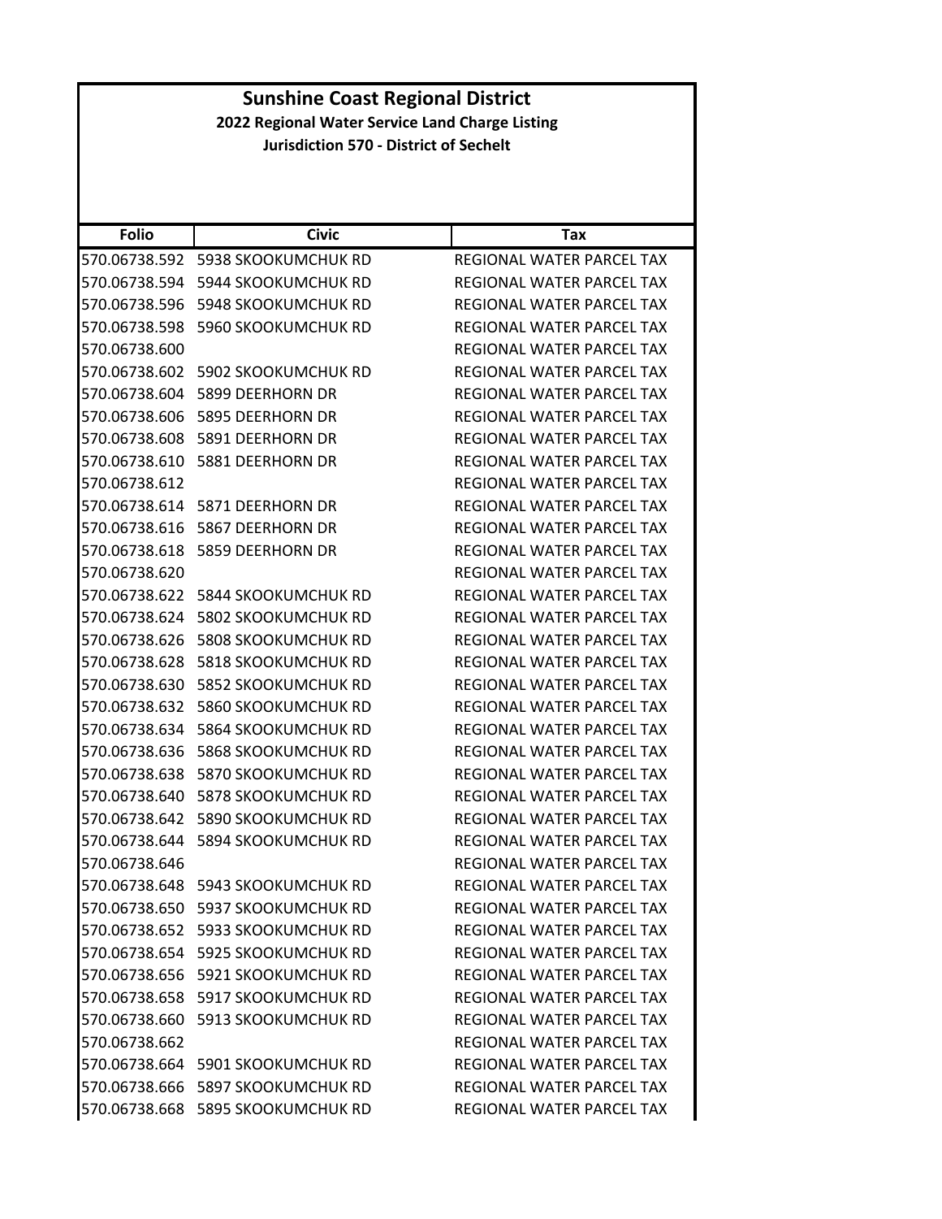# Sunshine Coast Regional District

## 2022 Regional Water Service Land Charge Listing

### Jurisdiction 570 - District of Sechelt

| Folio | Civic | Tax |
|---|---|---|
| 570.06738.592 | 5938 SKOOKUMCHUK RD | REGIONAL WATER PARCEL TAX |
| 570.06738.594 | 5944 SKOOKUMCHUK RD | REGIONAL WATER PARCEL TAX |
| 570.06738.596 | 5948 SKOOKUMCHUK RD | REGIONAL WATER PARCEL TAX |
| 570.06738.598 | 5960 SKOOKUMCHUK RD | REGIONAL WATER PARCEL TAX |
| 570.06738.600 | | REGIONAL WATER PARCEL TAX |
| 570.06738.602 | 5902 SKOOKUMCHUK RD | REGIONAL WATER PARCEL TAX |
| 570.06738.604 | 5899 DEERHORN DR | REGIONAL WATER PARCEL TAX |
| 570.06738.606 | 5895 DEERHORN DR | REGIONAL WATER PARCEL TAX |
| 570.06738.608 | 5891 DEERHORN DR | REGIONAL WATER PARCEL TAX |
| 570.06738.610 | 5881 DEERHORN DR | REGIONAL WATER PARCEL TAX |
| 570.06738.612 | | REGIONAL WATER PARCEL TAX |
| 570.06738.614 | 5871 DEERHORN DR | REGIONAL WATER PARCEL TAX |
| 570.06738.616 | 5867 DEERHORN DR | REGIONAL WATER PARCEL TAX |
| 570.06738.618 | 5859 DEERHORN DR | REGIONAL WATER PARCEL TAX |
| 570.06738.620 | | REGIONAL WATER PARCEL TAX |
| 570.06738.622 | 5844 SKOOKUMCHUK RD | REGIONAL WATER PARCEL TAX |
| 570.06738.624 | 5802 SKOOKUMCHUK RD | REGIONAL WATER PARCEL TAX |
| 570.06738.626 | 5808 SKOOKUMCHUK RD | REGIONAL WATER PARCEL TAX |
| 570.06738.628 | 5818 SKOOKUMCHUK RD | REGIONAL WATER PARCEL TAX |
| 570.06738.630 | 5852 SKOOKUMCHUK RD | REGIONAL WATER PARCEL TAX |
| 570.06738.632 | 5860 SKOOKUMCHUK RD | REGIONAL WATER PARCEL TAX |
| 570.06738.634 | 5864 SKOOKUMCHUK RD | REGIONAL WATER PARCEL TAX |
| 570.06738.636 | 5868 SKOOKUMCHUK RD | REGIONAL WATER PARCEL TAX |
| 570.06738.638 | 5870 SKOOKUMCHUK RD | REGIONAL WATER PARCEL TAX |
| 570.06738.640 | 5878 SKOOKUMCHUK RD | REGIONAL WATER PARCEL TAX |
| 570.06738.642 | 5890 SKOOKUMCHUK RD | REGIONAL WATER PARCEL TAX |
| 570.06738.644 | 5894 SKOOKUMCHUK RD | REGIONAL WATER PARCEL TAX |
| 570.06738.646 | | REGIONAL WATER PARCEL TAX |
| 570.06738.648 | 5943 SKOOKUMCHUK RD | REGIONAL WATER PARCEL TAX |
| 570.06738.650 | 5937 SKOOKUMCHUK RD | REGIONAL WATER PARCEL TAX |
| 570.06738.652 | 5933 SKOOKUMCHUK RD | REGIONAL WATER PARCEL TAX |
| 570.06738.654 | 5925 SKOOKUMCHUK RD | REGIONAL WATER PARCEL TAX |
| 570.06738.656 | 5921 SKOOKUMCHUK RD | REGIONAL WATER PARCEL TAX |
| 570.06738.658 | 5917 SKOOKUMCHUK RD | REGIONAL WATER PARCEL TAX |
| 570.06738.660 | 5913 SKOOKUMCHUK RD | REGIONAL WATER PARCEL TAX |
| 570.06738.662 | | REGIONAL WATER PARCEL TAX |
| 570.06738.664 | 5901 SKOOKUMCHUK RD | REGIONAL WATER PARCEL TAX |
| 570.06738.666 | 5897 SKOOKUMCHUK RD | REGIONAL WATER PARCEL TAX |
| 570.06738.668 | 5895 SKOOKUMCHUK RD | REGIONAL WATER PARCEL TAX |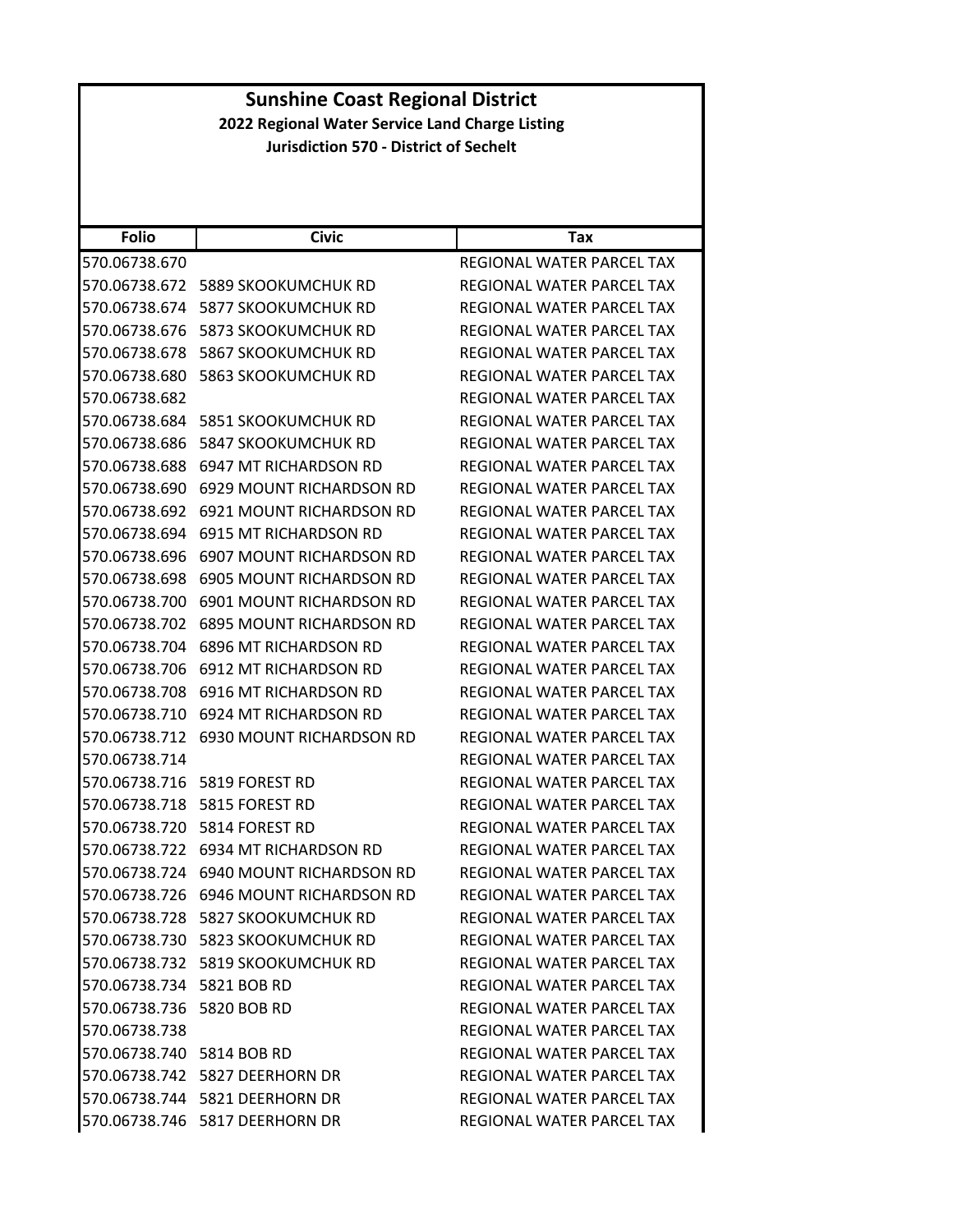# Sunshine Coast Regional District

## 2022 Regional Water Service Land Charge Listing

### Jurisdiction 570 - District of Sechelt

| Folio | Civic | Tax |
|---|---|---|
| 570.06738.670 | | REGIONAL WATER PARCEL TAX |
| 570.06738.672 | 5889 SKOOKUMCHUK RD | REGIONAL WATER PARCEL TAX |
| 570.06738.674 | 5877 SKOOKUMCHUK RD | REGIONAL WATER PARCEL TAX |
| 570.06738.676 | 5873 SKOOKUMCHUK RD | REGIONAL WATER PARCEL TAX |
| 570.06738.678 | 5867 SKOOKUMCHUK RD | REGIONAL WATER PARCEL TAX |
| 570.06738.680 | 5863 SKOOKUMCHUK RD | REGIONAL WATER PARCEL TAX |
| 570.06738.682 | | REGIONAL WATER PARCEL TAX |
| 570.06738.684 | 5851 SKOOKUMCHUK RD | REGIONAL WATER PARCEL TAX |
| 570.06738.686 | 5847 SKOOKUMCHUK RD | REGIONAL WATER PARCEL TAX |
| 570.06738.688 | 6947 MT RICHARDSON RD | REGIONAL WATER PARCEL TAX |
| 570.06738.690 | 6929 MOUNT RICHARDSON RD | REGIONAL WATER PARCEL TAX |
| 570.06738.692 | 6921 MOUNT RICHARDSON RD | REGIONAL WATER PARCEL TAX |
| 570.06738.694 | 6915 MT RICHARDSON RD | REGIONAL WATER PARCEL TAX |
| 570.06738.696 | 6907 MOUNT RICHARDSON RD | REGIONAL WATER PARCEL TAX |
| 570.06738.698 | 6905 MOUNT RICHARDSON RD | REGIONAL WATER PARCEL TAX |
| 570.06738.700 | 6901 MOUNT RICHARDSON RD | REGIONAL WATER PARCEL TAX |
| 570.06738.702 | 6895 MOUNT RICHARDSON RD | REGIONAL WATER PARCEL TAX |
| 570.06738.704 | 6896 MT RICHARDSON RD | REGIONAL WATER PARCEL TAX |
| 570.06738.706 | 6912 MT RICHARDSON RD | REGIONAL WATER PARCEL TAX |
| 570.06738.708 | 6916 MT RICHARDSON RD | REGIONAL WATER PARCEL TAX |
| 570.06738.710 | 6924 MT RICHARDSON RD | REGIONAL WATER PARCEL TAX |
| 570.06738.712 | 6930 MOUNT RICHARDSON RD | REGIONAL WATER PARCEL TAX |
| 570.06738.714 | | REGIONAL WATER PARCEL TAX |
| 570.06738.716 | 5819 FOREST RD | REGIONAL WATER PARCEL TAX |
| 570.06738.718 | 5815 FOREST RD | REGIONAL WATER PARCEL TAX |
| 570.06738.720 | 5814 FOREST RD | REGIONAL WATER PARCEL TAX |
| 570.06738.722 | 6934 MT RICHARDSON RD | REGIONAL WATER PARCEL TAX |
| 570.06738.724 | 6940 MOUNT RICHARDSON RD | REGIONAL WATER PARCEL TAX |
| 570.06738.726 | 6946 MOUNT RICHARDSON RD | REGIONAL WATER PARCEL TAX |
| 570.06738.728 | 5827 SKOOKUMCHUK RD | REGIONAL WATER PARCEL TAX |
| 570.06738.730 | 5823 SKOOKUMCHUK RD | REGIONAL WATER PARCEL TAX |
| 570.06738.732 | 5819 SKOOKUMCHUK RD | REGIONAL WATER PARCEL TAX |
| 570.06738.734 | 5821 BOB RD | REGIONAL WATER PARCEL TAX |
| 570.06738.736 | 5820 BOB RD | REGIONAL WATER PARCEL TAX |
| 570.06738.738 | | REGIONAL WATER PARCEL TAX |
| 570.06738.740 | 5814 BOB RD | REGIONAL WATER PARCEL TAX |
| 570.06738.742 | 5827 DEERHORN DR | REGIONAL WATER PARCEL TAX |
| 570.06738.744 | 5821 DEERHORN DR | REGIONAL WATER PARCEL TAX |
| 570.06738.746 | 5817 DEERHORN DR | REGIONAL WATER PARCEL TAX |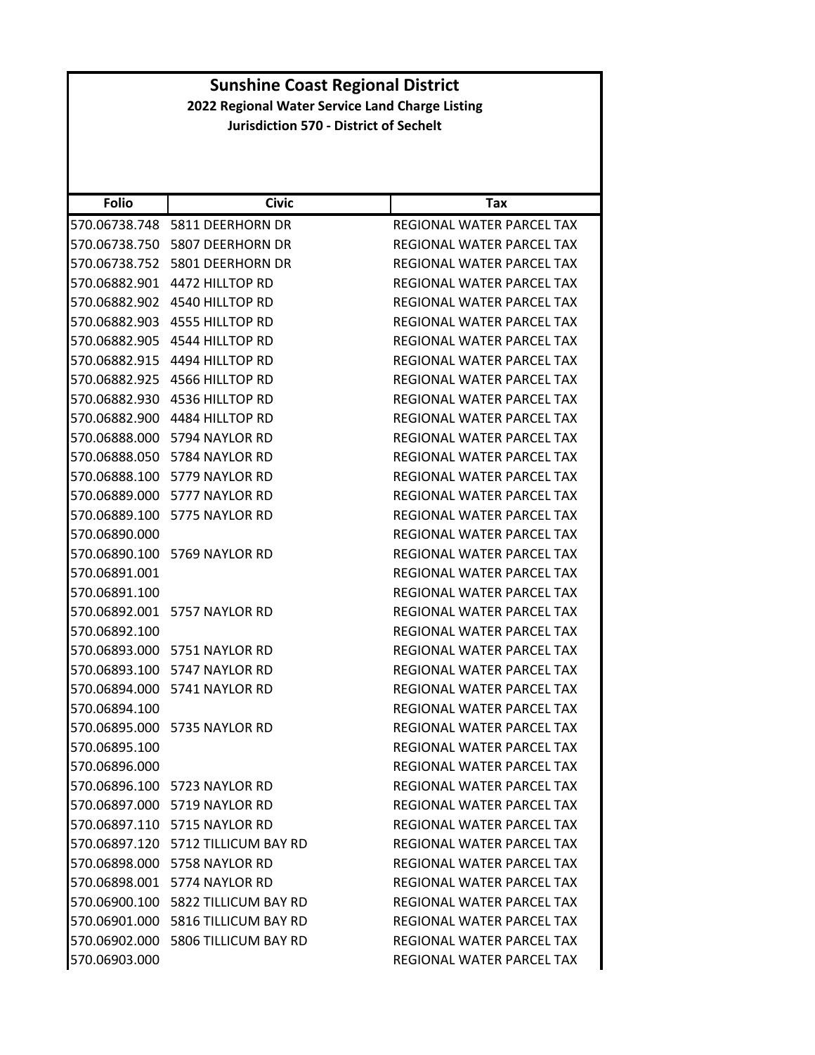# Sunshine Coast Regional District

**2022 Regional Water Service Land Charge Listing**

**Jurisdiction 570 - District of Sechelt**

| Folio | Civic | Tax |
|---|---|---|
| 570.06738.748 | 5811 DEERHORN DR | REGIONAL WATER PARCEL TAX |
| 570.06738.750 | 5807 DEERHORN DR | REGIONAL WATER PARCEL TAX |
| 570.06738.752 | 5801 DEERHORN DR | REGIONAL WATER PARCEL TAX |
| 570.06882.901 | 4472 HILLTOP RD | REGIONAL WATER PARCEL TAX |
| 570.06882.902 | 4540 HILLTOP RD | REGIONAL WATER PARCEL TAX |
| 570.06882.903 | 4555 HILLTOP RD | REGIONAL WATER PARCEL TAX |
| 570.06882.905 | 4544 HILLTOP RD | REGIONAL WATER PARCEL TAX |
| 570.06882.915 | 4494 HILLTOP RD | REGIONAL WATER PARCEL TAX |
| 570.06882.925 | 4566 HILLTOP RD | REGIONAL WATER PARCEL TAX |
| 570.06882.930 | 4536 HILLTOP RD | REGIONAL WATER PARCEL TAX |
| 570.06882.900 | 4484 HILLTOP RD | REGIONAL WATER PARCEL TAX |
| 570.06888.000 | 5794 NAYLOR RD | REGIONAL WATER PARCEL TAX |
| 570.06888.050 | 5784 NAYLOR RD | REGIONAL WATER PARCEL TAX |
| 570.06888.100 | 5779 NAYLOR RD | REGIONAL WATER PARCEL TAX |
| 570.06889.000 | 5777 NAYLOR RD | REGIONAL WATER PARCEL TAX |
| 570.06889.100 | 5775 NAYLOR RD | REGIONAL WATER PARCEL TAX |
| 570.06890.000 | | REGIONAL WATER PARCEL TAX |
| 570.06890.100 | 5769 NAYLOR RD | REGIONAL WATER PARCEL TAX |
| 570.06891.001 | | REGIONAL WATER PARCEL TAX |
| 570.06891.100 | | REGIONAL WATER PARCEL TAX |
| 570.06892.001 | 5757 NAYLOR RD | REGIONAL WATER PARCEL TAX |
| 570.06892.100 | | REGIONAL WATER PARCEL TAX |
| 570.06893.000 | 5751 NAYLOR RD | REGIONAL WATER PARCEL TAX |
| 570.06893.100 | 5747 NAYLOR RD | REGIONAL WATER PARCEL TAX |
| 570.06894.000 | 5741 NAYLOR RD | REGIONAL WATER PARCEL TAX |
| 570.06894.100 | | REGIONAL WATER PARCEL TAX |
| 570.06895.000 | 5735 NAYLOR RD | REGIONAL WATER PARCEL TAX |
| 570.06895.100 | | REGIONAL WATER PARCEL TAX |
| 570.06896.000 | | REGIONAL WATER PARCEL TAX |
| 570.06896.100 | 5723 NAYLOR RD | REGIONAL WATER PARCEL TAX |
| 570.06897.000 | 5719 NAYLOR RD | REGIONAL WATER PARCEL TAX |
| 570.06897.110 | 5715 NAYLOR RD | REGIONAL WATER PARCEL TAX |
| 570.06897.120 | 5712 TILLICUM BAY RD | REGIONAL WATER PARCEL TAX |
| 570.06898.000 | 5758 NAYLOR RD | REGIONAL WATER PARCEL TAX |
| 570.06898.001 | 5774 NAYLOR RD | REGIONAL WATER PARCEL TAX |
| 570.06900.100 | 5822 TILLICUM BAY RD | REGIONAL WATER PARCEL TAX |
| 570.06901.000 | 5816 TILLICUM BAY RD | REGIONAL WATER PARCEL TAX |
| 570.06902.000 | 5806 TILLICUM BAY RD | REGIONAL WATER PARCEL TAX |
| 570.06903.000 | | REGIONAL WATER PARCEL TAX |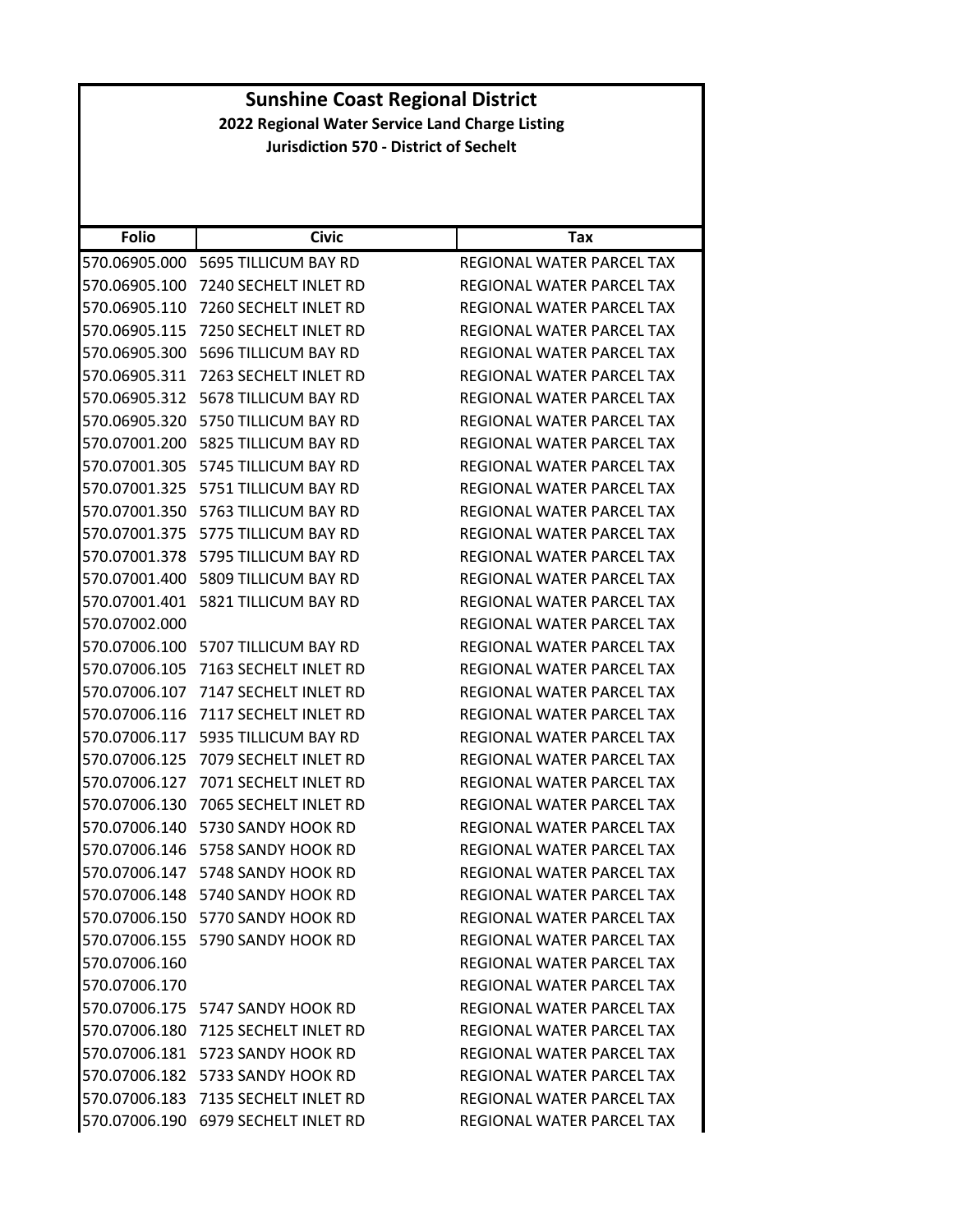# Sunshine Coast Regional District

**2022 Regional Water Service Land Charge Listing**

**Jurisdiction 570 - District of Sechelt**

| Folio | Civic | Tax |
|---|---|---|
| 570.06905.000 | 5695 TILLICUM BAY RD | REGIONAL WATER PARCEL TAX |
| 570.06905.100 | 7240 SECHELT INLET RD | REGIONAL WATER PARCEL TAX |
| 570.06905.110 | 7260 SECHELT INLET RD | REGIONAL WATER PARCEL TAX |
| 570.06905.115 | 7250 SECHELT INLET RD | REGIONAL WATER PARCEL TAX |
| 570.06905.300 | 5696 TILLICUM BAY RD | REGIONAL WATER PARCEL TAX |
| 570.06905.311 | 7263 SECHELT INLET RD | REGIONAL WATER PARCEL TAX |
| 570.06905.312 | 5678 TILLICUM BAY RD | REGIONAL WATER PARCEL TAX |
| 570.06905.320 | 5750 TILLICUM BAY RD | REGIONAL WATER PARCEL TAX |
| 570.07001.200 | 5825 TILLICUM BAY RD | REGIONAL WATER PARCEL TAX |
| 570.07001.305 | 5745 TILLICUM BAY RD | REGIONAL WATER PARCEL TAX |
| 570.07001.325 | 5751 TILLICUM BAY RD | REGIONAL WATER PARCEL TAX |
| 570.07001.350 | 5763 TILLICUM BAY RD | REGIONAL WATER PARCEL TAX |
| 570.07001.375 | 5775 TILLICUM BAY RD | REGIONAL WATER PARCEL TAX |
| 570.07001.378 | 5795 TILLICUM BAY RD | REGIONAL WATER PARCEL TAX |
| 570.07001.400 | 5809 TILLICUM BAY RD | REGIONAL WATER PARCEL TAX |
| 570.07001.401 | 5821 TILLICUM BAY RD | REGIONAL WATER PARCEL TAX |
| 570.07002.000 | | REGIONAL WATER PARCEL TAX |
| 570.07006.100 | 5707 TILLICUM BAY RD | REGIONAL WATER PARCEL TAX |
| 570.07006.105 | 7163 SECHELT INLET RD | REGIONAL WATER PARCEL TAX |
| 570.07006.107 | 7147 SECHELT INLET RD | REGIONAL WATER PARCEL TAX |
| 570.07006.116 | 7117 SECHELT INLET RD | REGIONAL WATER PARCEL TAX |
| 570.07006.117 | 5935 TILLICUM BAY RD | REGIONAL WATER PARCEL TAX |
| 570.07006.125 | 7079 SECHELT INLET RD | REGIONAL WATER PARCEL TAX |
| 570.07006.127 | 7071 SECHELT INLET RD | REGIONAL WATER PARCEL TAX |
| 570.07006.130 | 7065 SECHELT INLET RD | REGIONAL WATER PARCEL TAX |
| 570.07006.140 | 5730 SANDY HOOK RD | REGIONAL WATER PARCEL TAX |
| 570.07006.146 | 5758 SANDY HOOK RD | REGIONAL WATER PARCEL TAX |
| 570.07006.147 | 5748 SANDY HOOK RD | REGIONAL WATER PARCEL TAX |
| 570.07006.148 | 5740 SANDY HOOK RD | REGIONAL WATER PARCEL TAX |
| 570.07006.150 | 5770 SANDY HOOK RD | REGIONAL WATER PARCEL TAX |
| 570.07006.155 | 5790 SANDY HOOK RD | REGIONAL WATER PARCEL TAX |
| 570.07006.160 | | REGIONAL WATER PARCEL TAX |
| 570.07006.170 | | REGIONAL WATER PARCEL TAX |
| 570.07006.175 | 5747 SANDY HOOK RD | REGIONAL WATER PARCEL TAX |
| 570.07006.180 | 7125 SECHELT INLET RD | REGIONAL WATER PARCEL TAX |
| 570.07006.181 | 5723 SANDY HOOK RD | REGIONAL WATER PARCEL TAX |
| 570.07006.182 | 5733 SANDY HOOK RD | REGIONAL WATER PARCEL TAX |
| 570.07006.183 | 7135 SECHELT INLET RD | REGIONAL WATER PARCEL TAX |
| 570.07006.190 | 6979 SECHELT INLET RD | REGIONAL WATER PARCEL TAX |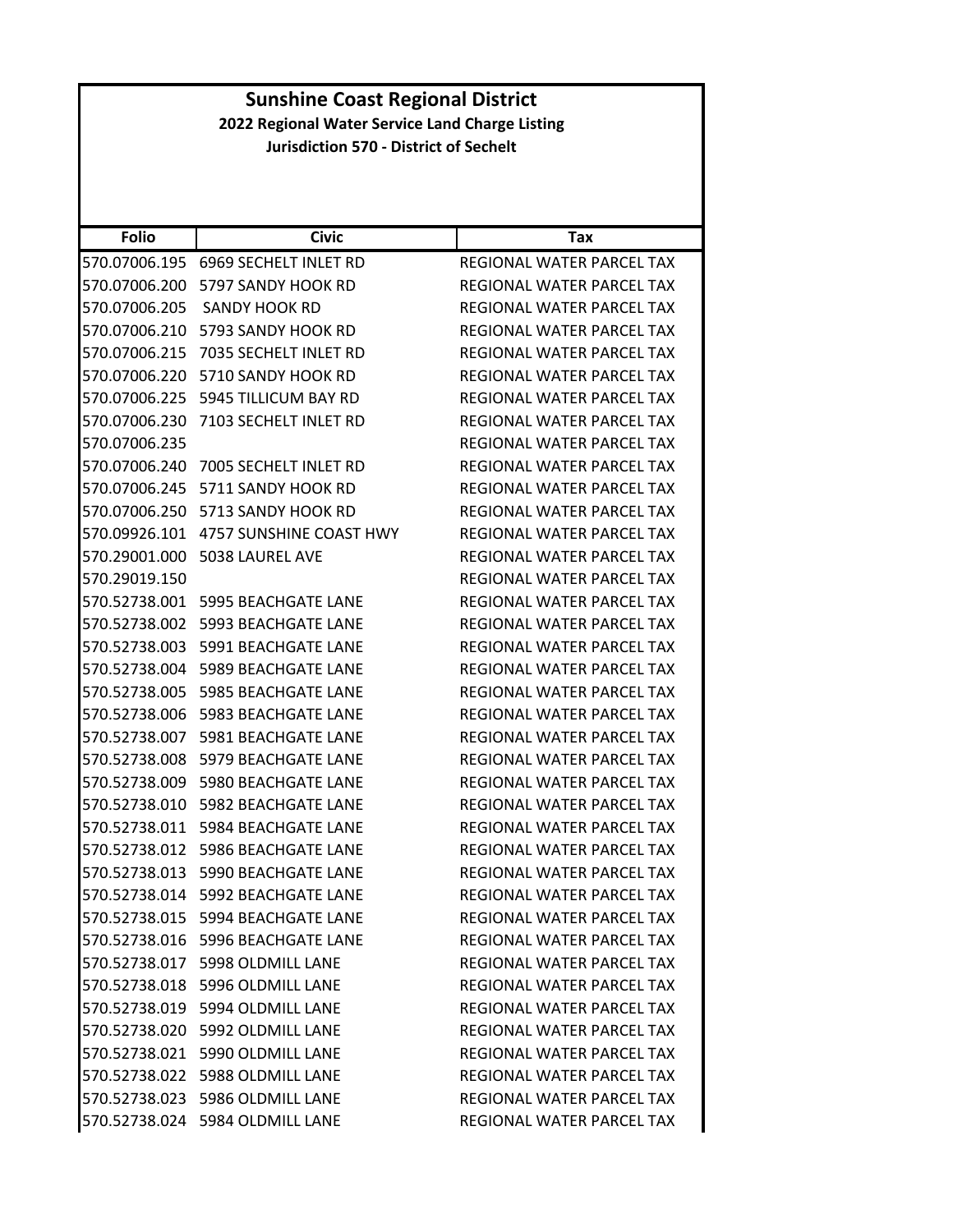# Sunshine Coast Regional District

## 2022 Regional Water Service Land Charge Listing

### Jurisdiction 570 - District of Sechelt

| Folio | Civic | Tax |
|---|---|---|
| 570.07006.195 | 6969 SECHELT INLET RD | REGIONAL WATER PARCEL TAX |
| 570.07006.200 | 5797 SANDY HOOK RD | REGIONAL WATER PARCEL TAX |
| 570.07006.205 | SANDY HOOK RD | REGIONAL WATER PARCEL TAX |
| 570.07006.210 | 5793 SANDY HOOK RD | REGIONAL WATER PARCEL TAX |
| 570.07006.215 | 7035 SECHELT INLET RD | REGIONAL WATER PARCEL TAX |
| 570.07006.220 | 5710 SANDY HOOK RD | REGIONAL WATER PARCEL TAX |
| 570.07006.225 | 5945 TILLICUM BAY RD | REGIONAL WATER PARCEL TAX |
| 570.07006.230 | 7103 SECHELT INLET RD | REGIONAL WATER PARCEL TAX |
| 570.07006.235 | | REGIONAL WATER PARCEL TAX |
| 570.07006.240 | 7005 SECHELT INLET RD | REGIONAL WATER PARCEL TAX |
| 570.07006.245 | 5711 SANDY HOOK RD | REGIONAL WATER PARCEL TAX |
| 570.07006.250 | 5713 SANDY HOOK RD | REGIONAL WATER PARCEL TAX |
| 570.09926.101 | 4757 SUNSHINE COAST HWY | REGIONAL WATER PARCEL TAX |
| 570.29001.000 | 5038 LAUREL AVE | REGIONAL WATER PARCEL TAX |
| 570.29019.150 | | REGIONAL WATER PARCEL TAX |
| 570.52738.001 | 5995 BEACHGATE LANE | REGIONAL WATER PARCEL TAX |
| 570.52738.002 | 5993 BEACHGATE LANE | REGIONAL WATER PARCEL TAX |
| 570.52738.003 | 5991 BEACHGATE LANE | REGIONAL WATER PARCEL TAX |
| 570.52738.004 | 5989 BEACHGATE LANE | REGIONAL WATER PARCEL TAX |
| 570.52738.005 | 5985 BEACHGATE LANE | REGIONAL WATER PARCEL TAX |
| 570.52738.006 | 5983 BEACHGATE LANE | REGIONAL WATER PARCEL TAX |
| 570.52738.007 | 5981 BEACHGATE LANE | REGIONAL WATER PARCEL TAX |
| 570.52738.008 | 5979 BEACHGATE LANE | REGIONAL WATER PARCEL TAX |
| 570.52738.009 | 5980 BEACHGATE LANE | REGIONAL WATER PARCEL TAX |
| 570.52738.010 | 5982 BEACHGATE LANE | REGIONAL WATER PARCEL TAX |
| 570.52738.011 | 5984 BEACHGATE LANE | REGIONAL WATER PARCEL TAX |
| 570.52738.012 | 5986 BEACHGATE LANE | REGIONAL WATER PARCEL TAX |
| 570.52738.013 | 5990 BEACHGATE LANE | REGIONAL WATER PARCEL TAX |
| 570.52738.014 | 5992 BEACHGATE LANE | REGIONAL WATER PARCEL TAX |
| 570.52738.015 | 5994 BEACHGATE LANE | REGIONAL WATER PARCEL TAX |
| 570.52738.016 | 5996 BEACHGATE LANE | REGIONAL WATER PARCEL TAX |
| 570.52738.017 | 5998 OLDMILL LANE | REGIONAL WATER PARCEL TAX |
| 570.52738.018 | 5996 OLDMILL LANE | REGIONAL WATER PARCEL TAX |
| 570.52738.019 | 5994 OLDMILL LANE | REGIONAL WATER PARCEL TAX |
| 570.52738.020 | 5992 OLDMILL LANE | REGIONAL WATER PARCEL TAX |
| 570.52738.021 | 5990 OLDMILL LANE | REGIONAL WATER PARCEL TAX |
| 570.52738.022 | 5988 OLDMILL LANE | REGIONAL WATER PARCEL TAX |
| 570.52738.023 | 5986 OLDMILL LANE | REGIONAL WATER PARCEL TAX |
| 570.52738.024 | 5984 OLDMILL LANE | REGIONAL WATER PARCEL TAX |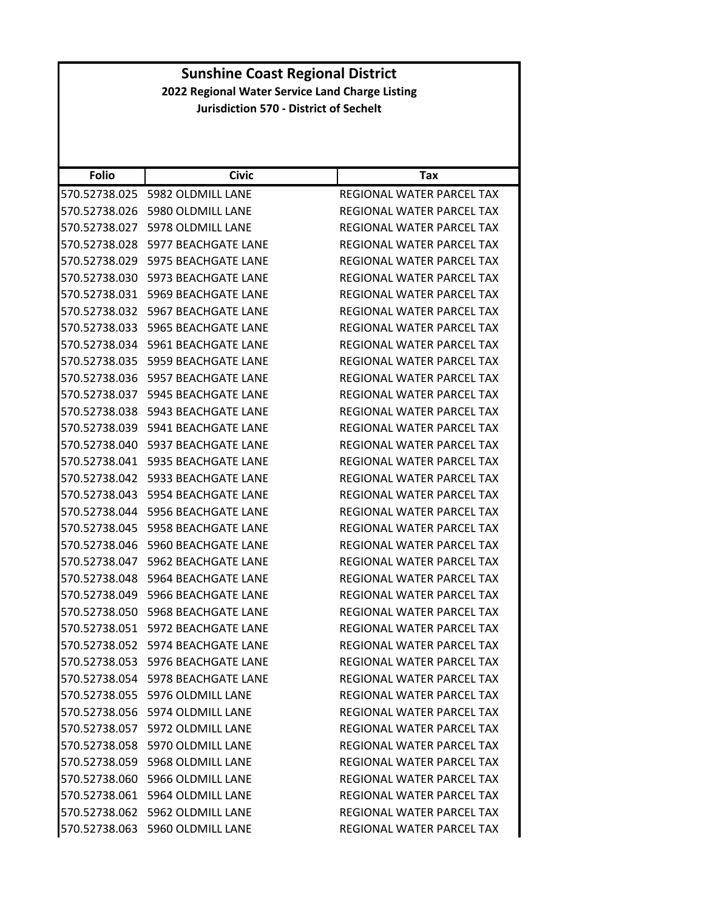# Sunshine Coast Regional District

## 2022 Regional Water Service Land Charge Listing

### Jurisdiction 570 - District of Sechelt

| Folio | Civic | Tax |
|---|---|---|
| 570.52738.025 | 5982 OLDMILL LANE | REGIONAL WATER PARCEL TAX |
| 570.52738.026 | 5980 OLDMILL LANE | REGIONAL WATER PARCEL TAX |
| 570.52738.027 | 5978 OLDMILL LANE | REGIONAL WATER PARCEL TAX |
| 570.52738.028 | 5977 BEACHGATE LANE | REGIONAL WATER PARCEL TAX |
| 570.52738.029 | 5975 BEACHGATE LANE | REGIONAL WATER PARCEL TAX |
| 570.52738.030 | 5973 BEACHGATE LANE | REGIONAL WATER PARCEL TAX |
| 570.52738.031 | 5969 BEACHGATE LANE | REGIONAL WATER PARCEL TAX |
| 570.52738.032 | 5967 BEACHGATE LANE | REGIONAL WATER PARCEL TAX |
| 570.52738.033 | 5965 BEACHGATE LANE | REGIONAL WATER PARCEL TAX |
| 570.52738.034 | 5961 BEACHGATE LANE | REGIONAL WATER PARCEL TAX |
| 570.52738.035 | 5959 BEACHGATE LANE | REGIONAL WATER PARCEL TAX |
| 570.52738.036 | 5957 BEACHGATE LANE | REGIONAL WATER PARCEL TAX |
| 570.52738.037 | 5945 BEACHGATE LANE | REGIONAL WATER PARCEL TAX |
| 570.52738.038 | 5943 BEACHGATE LANE | REGIONAL WATER PARCEL TAX |
| 570.52738.039 | 5941 BEACHGATE LANE | REGIONAL WATER PARCEL TAX |
| 570.52738.040 | 5937 BEACHGATE LANE | REGIONAL WATER PARCEL TAX |
| 570.52738.041 | 5935 BEACHGATE LANE | REGIONAL WATER PARCEL TAX |
| 570.52738.042 | 5933 BEACHGATE LANE | REGIONAL WATER PARCEL TAX |
| 570.52738.043 | 5954 BEACHGATE LANE | REGIONAL WATER PARCEL TAX |
| 570.52738.044 | 5956 BEACHGATE LANE | REGIONAL WATER PARCEL TAX |
| 570.52738.045 | 5958 BEACHGATE LANE | REGIONAL WATER PARCEL TAX |
| 570.52738.046 | 5960 BEACHGATE LANE | REGIONAL WATER PARCEL TAX |
| 570.52738.047 | 5962 BEACHGATE LANE | REGIONAL WATER PARCEL TAX |
| 570.52738.048 | 5964 BEACHGATE LANE | REGIONAL WATER PARCEL TAX |
| 570.52738.049 | 5966 BEACHGATE LANE | REGIONAL WATER PARCEL TAX |
| 570.52738.050 | 5968 BEACHGATE LANE | REGIONAL WATER PARCEL TAX |
| 570.52738.051 | 5972 BEACHGATE LANE | REGIONAL WATER PARCEL TAX |
| 570.52738.052 | 5974 BEACHGATE LANE | REGIONAL WATER PARCEL TAX |
| 570.52738.053 | 5976 BEACHGATE LANE | REGIONAL WATER PARCEL TAX |
| 570.52738.054 | 5978 BEACHGATE LANE | REGIONAL WATER PARCEL TAX |
| 570.52738.055 | 5976 OLDMILL LANE | REGIONAL WATER PARCEL TAX |
| 570.52738.056 | 5974 OLDMILL LANE | REGIONAL WATER PARCEL TAX |
| 570.52738.057 | 5972 OLDMILL LANE | REGIONAL WATER PARCEL TAX |
| 570.52738.058 | 5970 OLDMILL LANE | REGIONAL WATER PARCEL TAX |
| 570.52738.059 | 5968 OLDMILL LANE | REGIONAL WATER PARCEL TAX |
| 570.52738.060 | 5966 OLDMILL LANE | REGIONAL WATER PARCEL TAX |
| 570.52738.061 | 5964 OLDMILL LANE | REGIONAL WATER PARCEL TAX |
| 570.52738.062 | 5962 OLDMILL LANE | REGIONAL WATER PARCEL TAX |
| 570.52738.063 | 5960 OLDMILL LANE | REGIONAL WATER PARCEL TAX |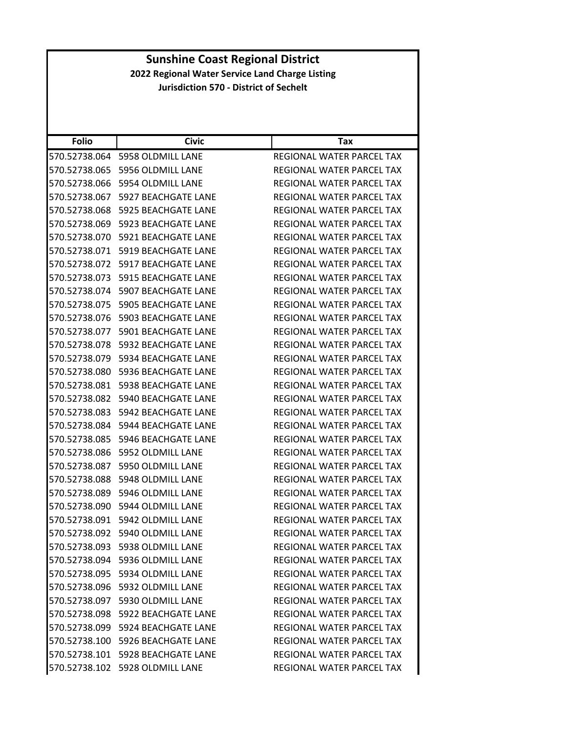# Sunshine Coast Regional District

## 2022 Regional Water Service Land Charge Listing

### Jurisdiction 570 - District of Sechelt

| Folio | Civic | Tax |
|---|---|---|
| 570.52738.064 | 5958 OLDMILL LANE | REGIONAL WATER PARCEL TAX |
| 570.52738.065 | 5956 OLDMILL LANE | REGIONAL WATER PARCEL TAX |
| 570.52738.066 | 5954 OLDMILL LANE | REGIONAL WATER PARCEL TAX |
| 570.52738.067 | 5927 BEACHGATE LANE | REGIONAL WATER PARCEL TAX |
| 570.52738.068 | 5925 BEACHGATE LANE | REGIONAL WATER PARCEL TAX |
| 570.52738.069 | 5923 BEACHGATE LANE | REGIONAL WATER PARCEL TAX |
| 570.52738.070 | 5921 BEACHGATE LANE | REGIONAL WATER PARCEL TAX |
| 570.52738.071 | 5919 BEACHGATE LANE | REGIONAL WATER PARCEL TAX |
| 570.52738.072 | 5917 BEACHGATE LANE | REGIONAL WATER PARCEL TAX |
| 570.52738.073 | 5915 BEACHGATE LANE | REGIONAL WATER PARCEL TAX |
| 570.52738.074 | 5907 BEACHGATE LANE | REGIONAL WATER PARCEL TAX |
| 570.52738.075 | 5905 BEACHGATE LANE | REGIONAL WATER PARCEL TAX |
| 570.52738.076 | 5903 BEACHGATE LANE | REGIONAL WATER PARCEL TAX |
| 570.52738.077 | 5901 BEACHGATE LANE | REGIONAL WATER PARCEL TAX |
| 570.52738.078 | 5932 BEACHGATE LANE | REGIONAL WATER PARCEL TAX |
| 570.52738.079 | 5934 BEACHGATE LANE | REGIONAL WATER PARCEL TAX |
| 570.52738.080 | 5936 BEACHGATE LANE | REGIONAL WATER PARCEL TAX |
| 570.52738.081 | 5938 BEACHGATE LANE | REGIONAL WATER PARCEL TAX |
| 570.52738.082 | 5940 BEACHGATE LANE | REGIONAL WATER PARCEL TAX |
| 570.52738.083 | 5942 BEACHGATE LANE | REGIONAL WATER PARCEL TAX |
| 570.52738.084 | 5944 BEACHGATE LANE | REGIONAL WATER PARCEL TAX |
| 570.52738.085 | 5946 BEACHGATE LANE | REGIONAL WATER PARCEL TAX |
| 570.52738.086 | 5952 OLDMILL LANE | REGIONAL WATER PARCEL TAX |
| 570.52738.087 | 5950 OLDMILL LANE | REGIONAL WATER PARCEL TAX |
| 570.52738.088 | 5948 OLDMILL LANE | REGIONAL WATER PARCEL TAX |
| 570.52738.089 | 5946 OLDMILL LANE | REGIONAL WATER PARCEL TAX |
| 570.52738.090 | 5944 OLDMILL LANE | REGIONAL WATER PARCEL TAX |
| 570.52738.091 | 5942 OLDMILL LANE | REGIONAL WATER PARCEL TAX |
| 570.52738.092 | 5940 OLDMILL LANE | REGIONAL WATER PARCEL TAX |
| 570.52738.093 | 5938 OLDMILL LANE | REGIONAL WATER PARCEL TAX |
| 570.52738.094 | 5936 OLDMILL LANE | REGIONAL WATER PARCEL TAX |
| 570.52738.095 | 5934 OLDMILL LANE | REGIONAL WATER PARCEL TAX |
| 570.52738.096 | 5932 OLDMILL LANE | REGIONAL WATER PARCEL TAX |
| 570.52738.097 | 5930 OLDMILL LANE | REGIONAL WATER PARCEL TAX |
| 570.52738.098 | 5922 BEACHGATE LANE | REGIONAL WATER PARCEL TAX |
| 570.52738.099 | 5924 BEACHGATE LANE | REGIONAL WATER PARCEL TAX |
| 570.52738.100 | 5926 BEACHGATE LANE | REGIONAL WATER PARCEL TAX |
| 570.52738.101 | 5928 BEACHGATE LANE | REGIONAL WATER PARCEL TAX |
| 570.52738.102 | 5928 OLDMILL LANE | REGIONAL WATER PARCEL TAX |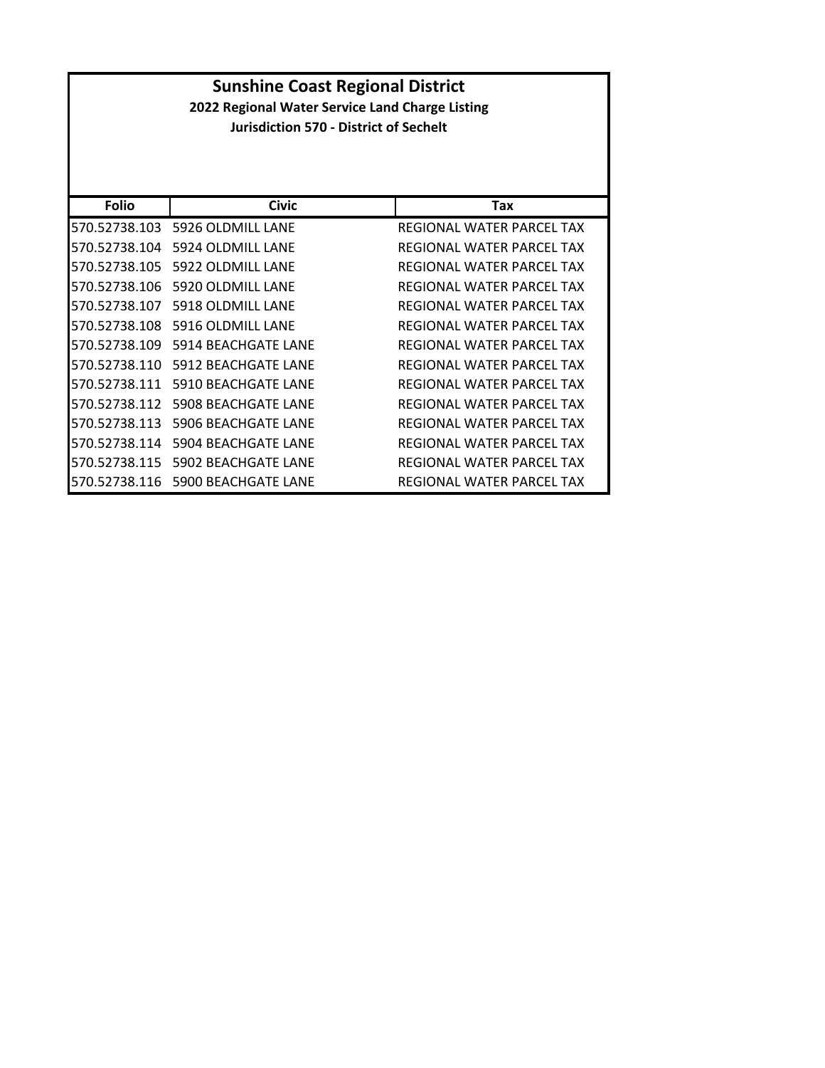# Sunshine Coast Regional District

## 2022 Regional Water Service Land Charge Listing

### Jurisdiction 570 - District of Sechelt

| Folio | Civic | Tax |
|---|---|---|
| 570.52738.103 | 5926 OLDMILL LANE | REGIONAL WATER PARCEL TAX |
| 570.52738.104 | 5924 OLDMILL LANE | REGIONAL WATER PARCEL TAX |
| 570.52738.105 | 5922 OLDMILL LANE | REGIONAL WATER PARCEL TAX |
| 570.52738.106 | 5920 OLDMILL LANE | REGIONAL WATER PARCEL TAX |
| 570.52738.107 | 5918 OLDMILL LANE | REGIONAL WATER PARCEL TAX |
| 570.52738.108 | 5916 OLDMILL LANE | REGIONAL WATER PARCEL TAX |
| 570.52738.109 | 5914 BEACHGATE LANE | REGIONAL WATER PARCEL TAX |
| 570.52738.110 | 5912 BEACHGATE LANE | REGIONAL WATER PARCEL TAX |
| 570.52738.111 | 5910 BEACHGATE LANE | REGIONAL WATER PARCEL TAX |
| 570.52738.112 | 5908 BEACHGATE LANE | REGIONAL WATER PARCEL TAX |
| 570.52738.113 | 5906 BEACHGATE LANE | REGIONAL WATER PARCEL TAX |
| 570.52738.114 | 5904 BEACHGATE LANE | REGIONAL WATER PARCEL TAX |
| 570.52738.115 | 5902 BEACHGATE LANE | REGIONAL WATER PARCEL TAX |
| 570.52738.116 | 5900 BEACHGATE LANE | REGIONAL WATER PARCEL TAX |